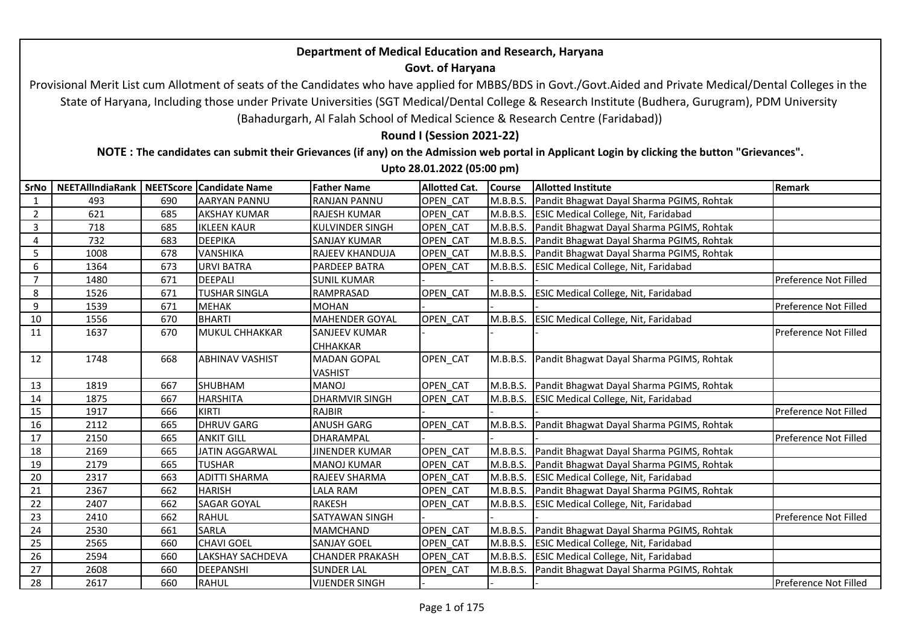# Department of Medical Education and Research, Haryana

## Govt. of Haryana

Provisional Merit List cum Allotment of seats of the Candidates who have applied for MBBS/BDS in Govt./Govt.Aided and Private Medical/Dental Colleges in the State of Haryana, Including those under Private Universities (SGT Medical/Dental College & Research Institute (Budhera, Gurugram), PDM University (Bahadurgarh, Al Falah School of Medical Science & Research Centre (Faridabad))

**Round I (Session 2021-22)**

**NOTE : The candidates can submit their Grievances (if any) on the Admission web portal in Applicant Login by clicking the button "Grievances".**

**Upto 28.01.2022 (05:00 pm)**

| SrNo | NEETAllIndiaRank | NEETScore | Candidate Name | Father Name | Allotted Cat. | Course | Allotted Institute | Remark |
|---|---|---|---|---|---|---|---|---|
| 1 | 493 | 690 | AARYAN PANNU | RANJAN PANNU | OPEN_CAT | M.B.B.S. | Pandit Bhagwat Dayal Sharma PGIMS, Rohtak | |
| 2 | 621 | 685 | AKSHAY KUMAR | RAJESH KUMAR | OPEN_CAT | M.B.B.S. | ESIC Medical College, Nit, Faridabad | |
| 3 | 718 | 685 | IKLEEN KAUR | KULVINDER SINGH | OPEN_CAT | M.B.B.S. | Pandit Bhagwat Dayal Sharma PGIMS, Rohtak | |
| 4 | 732 | 683 | DEEPIKA | SANJAY KUMAR | OPEN_CAT | M.B.B.S. | Pandit Bhagwat Dayal Sharma PGIMS, Rohtak | |
| 5 | 1008 | 678 | VANSHIKA | RAJEEV KHANDUJA | OPEN_CAT | M.B.B.S. | Pandit Bhagwat Dayal Sharma PGIMS, Rohtak | |
| 6 | 1364 | 673 | URVI BATRA | PARDEEP BATRA | OPEN_CAT | M.B.B.S. | ESIC Medical College, Nit, Faridabad | |
| 7 | 1480 | 671 | DEEPALI | SUNIL KUMAR | - | - | - | Preference Not Filled |
| 8 | 1526 | 671 | TUSHAR SINGLA | RAMPRASAD | OPEN_CAT | M.B.B.S. | ESIC Medical College, Nit, Faridabad | |
| 9 | 1539 | 671 | MEHAK | MOHAN | - | - | - | Preference Not Filled |
| 10 | 1556 | 670 | BHARTI | MAHENDER GOYAL | OPEN_CAT | M.B.B.S. | ESIC Medical College, Nit, Faridabad | |
| 11 | 1637 | 670 | MUKUL CHHAKKAR | SANJEEV KUMAR CHHAKKAR | - | - | - | Preference Not Filled |
| 12 | 1748 | 668 | ABHINAV VASHIST | MADAN GOPAL VASHIST | OPEN_CAT | M.B.B.S. | Pandit Bhagwat Dayal Sharma PGIMS, Rohtak | |
| 13 | 1819 | 667 | SHUBHAM | MANOJ | OPEN_CAT | M.B.B.S. | Pandit Bhagwat Dayal Sharma PGIMS, Rohtak | |
| 14 | 1875 | 667 | HARSHITA | DHARMVIR SINGH | OPEN_CAT | M.B.B.S. | ESIC Medical College, Nit, Faridabad | |
| 15 | 1917 | 666 | KIRTI | RAJBIR | - | - | - | Preference Not Filled |
| 16 | 2112 | 665 | DHRUV GARG | ANUSH GARG | OPEN_CAT | M.B.B.S. | Pandit Bhagwat Dayal Sharma PGIMS, Rohtak | |
| 17 | 2150 | 665 | ANKIT GILL | DHARAMPAL | - | - | - | Preference Not Filled |
| 18 | 2169 | 665 | JATIN AGGARWAL | JINENDER KUMAR | OPEN_CAT | M.B.B.S. | Pandit Bhagwat Dayal Sharma PGIMS, Rohtak | |
| 19 | 2179 | 665 | TUSHAR | MANOJ KUMAR | OPEN_CAT | M.B.B.S. | Pandit Bhagwat Dayal Sharma PGIMS, Rohtak | |
| 20 | 2317 | 663 | ADITTI SHARMA | RAJEEV SHARMA | OPEN_CAT | M.B.B.S. | ESIC Medical College, Nit, Faridabad | |
| 21 | 2367 | 662 | HARISH | LALA RAM | OPEN_CAT | M.B.B.S. | Pandit Bhagwat Dayal Sharma PGIMS, Rohtak | |
| 22 | 2407 | 662 | SAGAR GOYAL | RAKESH | OPEN_CAT | M.B.B.S. | ESIC Medical College, Nit, Faridabad | |
| 23 | 2410 | 662 | RAHUL | SATYAWAN SINGH | - | - | - | Preference Not Filled |
| 24 | 2530 | 661 | SARLA | MAMCHAND | OPEN_CAT | M.B.B.S. | Pandit Bhagwat Dayal Sharma PGIMS, Rohtak | |
| 25 | 2565 | 660 | CHAVI GOEL | SANJAY GOEL | OPEN_CAT | M.B.B.S. | ESIC Medical College, Nit, Faridabad | |
| 26 | 2594 | 660 | LAKSHAY SACHDEVA | CHANDER PRAKASH | OPEN_CAT | M.B.B.S. | ESIC Medical College, Nit, Faridabad | |
| 27 | 2608 | 660 | DEEPANSHI | SUNDER LAL | OPEN_CAT | M.B.B.S. | Pandit Bhagwat Dayal Sharma PGIMS, Rohtak | |
| 28 | 2617 | 660 | RAHUL | VIJENDER SINGH | - | - | - | Preference Not Filled |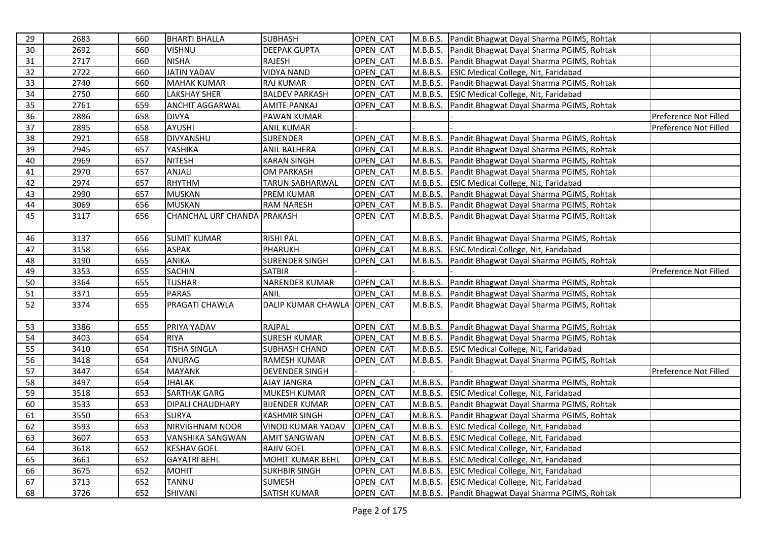| | | | | | | | | |
|---|---|---|---|---|---|---|---|---|
| 29 | 2683 | 660 | BHARTI BHALLA | SUBHASH | OPEN_CAT | M.B.B.S. | Pandit Bhagwat Dayal Sharma PGIMS, Rohtak | |
| 30 | 2692 | 660 | VISHNU | DEEPAK GUPTA | OPEN_CAT | M.B.B.S. | Pandit Bhagwat Dayal Sharma PGIMS, Rohtak | |
| 31 | 2717 | 660 | NISHA | RAJESH | OPEN_CAT | M.B.B.S. | Pandit Bhagwat Dayal Sharma PGIMS, Rohtak | |
| 32 | 2722 | 660 | JATIN YADAV | VIDYA NAND | OPEN_CAT | M.B.B.S. | ESIC Medical College, Nit, Faridabad | |
| 33 | 2740 | 660 | MAHAK KUMAR | RAJ KUMAR | OPEN_CAT | M.B.B.S. | Pandit Bhagwat Dayal Sharma PGIMS, Rohtak | |
| 34 | 2750 | 660 | LAKSHAY SHER | BALDEV PARKASH | OPEN_CAT | M.B.B.S. | ESIC Medical College, Nit, Faridabad | |
| 35 | 2761 | 659 | ANCHIT AGGARWAL | AMITE PANKAJ | OPEN_CAT | M.B.B.S. | Pandit Bhagwat Dayal Sharma PGIMS, Rohtak | |
| 36 | 2886 | 658 | DIVYA | PAWAN KUMAR | - | - | - | Preference Not Filled |
| 37 | 2895 | 658 | AYUSHI | ANIL KUMAR | - | - | - | Preference Not Filled |
| 38 | 2921 | 658 | DIVYANSHU | SURENDER | OPEN_CAT | M.B.B.S. | Pandit Bhagwat Dayal Sharma PGIMS, Rohtak | |
| 39 | 2945 | 657 | YASHIKA | ANIL BALHERA | OPEN_CAT | M.B.B.S. | Pandit Bhagwat Dayal Sharma PGIMS, Rohtak | |
| 40 | 2969 | 657 | NITESH | KARAN SINGH | OPEN_CAT | M.B.B.S. | Pandit Bhagwat Dayal Sharma PGIMS, Rohtak | |
| 41 | 2970 | 657 | ANJALI | OM PARKASH | OPEN_CAT | M.B.B.S. | Pandit Bhagwat Dayal Sharma PGIMS, Rohtak | |
| 42 | 2974 | 657 | RHYTHM | TARUN SABHARWAL | OPEN_CAT | M.B.B.S. | ESIC Medical College, Nit, Faridabad | |
| 43 | 2990 | 657 | MUSKAN | PREM KUMAR | OPEN_CAT | M.B.B.S. | Pandit Bhagwat Dayal Sharma PGIMS, Rohtak | |
| 44 | 3069 | 656 | MUSKAN | RAM NARESH | OPEN_CAT | M.B.B.S. | Pandit Bhagwat Dayal Sharma PGIMS, Rohtak | |
| 45 | 3117 | 656 | CHANCHAL URF CHANDA | PRAKASH | OPEN_CAT | M.B.B.S. | Pandit Bhagwat Dayal Sharma PGIMS, Rohtak | |
| 46 | 3137 | 656 | SUMIT KUMAR | RISHI PAL | OPEN_CAT | M.B.B.S. | Pandit Bhagwat Dayal Sharma PGIMS, Rohtak | |
| 47 | 3158 | 656 | ASPAK | PHARUKH | OPEN_CAT | M.B.B.S. | ESIC Medical College, Nit, Faridabad | |
| 48 | 3190 | 655 | ANIKA | SURENDER SINGH | OPEN_CAT | M.B.B.S. | Pandit Bhagwat Dayal Sharma PGIMS, Rohtak | |
| 49 | 3353 | 655 | SACHIN | SATBIR | - | - | - | Preference Not Filled |
| 50 | 3364 | 655 | TUSHAR | NARENDER KUMAR | OPEN_CAT | M.B.B.S. | Pandit Bhagwat Dayal Sharma PGIMS, Rohtak | |
| 51 | 3371 | 655 | PARAS | ANIL | OPEN_CAT | M.B.B.S. | Pandit Bhagwat Dayal Sharma PGIMS, Rohtak | |
| 52 | 3374 | 655 | PRAGATI CHAWLA | DALIP KUMAR CHAWLA | OPEN_CAT | M.B.B.S. | Pandit Bhagwat Dayal Sharma PGIMS, Rohtak | |
| 53 | 3386 | 655 | PRIYA YADAV | RAJPAL | OPEN_CAT | M.B.B.S. | Pandit Bhagwat Dayal Sharma PGIMS, Rohtak | |
| 54 | 3403 | 654 | RIYA | SURESH KUMAR | OPEN_CAT | M.B.B.S. | Pandit Bhagwat Dayal Sharma PGIMS, Rohtak | |
| 55 | 3410 | 654 | TISHA SINGLA | SUBHASH CHAND | OPEN_CAT | M.B.B.S. | ESIC Medical College, Nit, Faridabad | |
| 56 | 3418 | 654 | ANURAG | RAMESH KUMAR | OPEN_CAT | M.B.B.S. | Pandit Bhagwat Dayal Sharma PGIMS, Rohtak | |
| 57 | 3447 | 654 | MAYANK | DEVENDER SINGH | - | - | - | Preference Not Filled |
| 58 | 3497 | 654 | JHALAK | AJAY JANGRA | OPEN_CAT | M.B.B.S. | Pandit Bhagwat Dayal Sharma PGIMS, Rohtak | |
| 59 | 3518 | 653 | SARTHAK GARG | MUKESH KUMAR | OPEN_CAT | M.B.B.S. | ESIC Medical College, Nit, Faridabad | |
| 60 | 3533 | 653 | DIPALI CHAUDHARY | BIJENDER KUMAR | OPEN_CAT | M.B.B.S. | Pandit Bhagwat Dayal Sharma PGIMS, Rohtak | |
| 61 | 3550 | 653 | SURYA | KASHMIR SINGH | OPEN_CAT | M.B.B.S. | Pandit Bhagwat Dayal Sharma PGIMS, Rohtak | |
| 62 | 3593 | 653 | NIRVIGHNAM NOOR | VINOD KUMAR YADAV | OPEN_CAT | M.B.B.S. | ESIC Medical College, Nit, Faridabad | |
| 63 | 3607 | 653 | VANSHIKA SANGWAN | AMIT SANGWAN | OPEN_CAT | M.B.B.S. | ESIC Medical College, Nit, Faridabad | |
| 64 | 3618 | 652 | KESHAV GOEL | RAJIV GOEL | OPEN_CAT | M.B.B.S. | ESIC Medical College, Nit, Faridabad | |
| 65 | 3661 | 652 | GAYATRI BEHL | MOHIT KUMAR BEHL | OPEN_CAT | M.B.B.S. | ESIC Medical College, Nit, Faridabad | |
| 66 | 3675 | 652 | MOHIT | SUKHBIR SINGH | OPEN_CAT | M.B.B.S. | ESIC Medical College, Nit, Faridabad | |
| 67 | 3713 | 652 | TANNU | SUMESH | OPEN_CAT | M.B.B.S. | ESIC Medical College, Nit, Faridabad | |
| 68 | 3726 | 652 | SHIVANI | SATISH KUMAR | OPEN_CAT | M.B.B.S. | Pandit Bhagwat Dayal Sharma PGIMS, Rohtak | |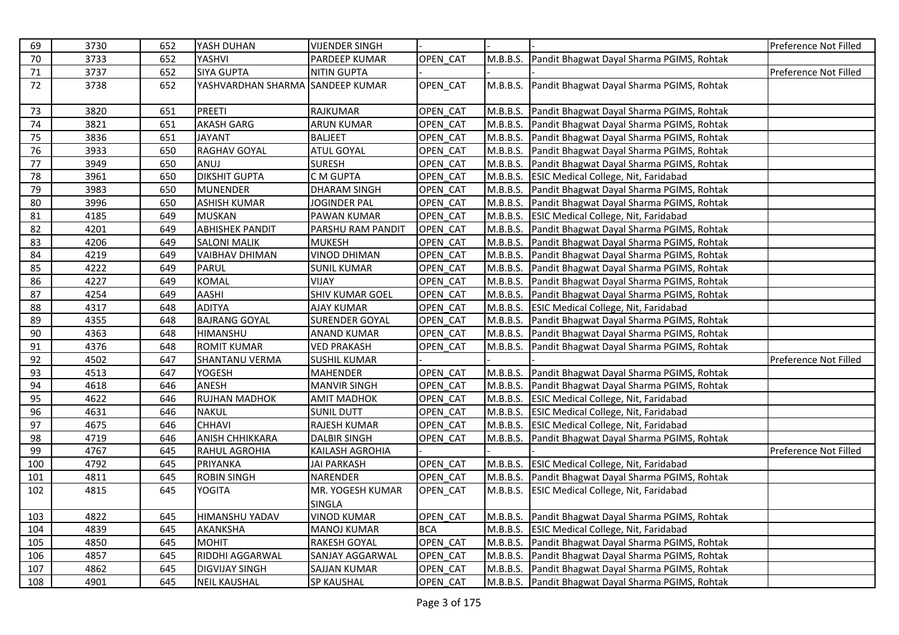| | | | | | | | | |
|---|---|---|---|---|---|---|---|---|
| 69 | 3730 | 652 | YASH DUHAN | VIJENDER SINGH | - | - | - | Preference Not Filled |
| 70 | 3733 | 652 | YASHVI | PARDEEP KUMAR | OPEN_CAT | M.B.B.S. | Pandit Bhagwat Dayal Sharma PGIMS, Rohtak | |
| 71 | 3737 | 652 | SIYA GUPTA | NITIN GUPTA | - | - | - | Preference Not Filled |
| 72 | 3738 | 652 | YASHVARDHAN SHARMA | SANDEEP KUMAR | OPEN_CAT | M.B.B.S. | Pandit Bhagwat Dayal Sharma PGIMS, Rohtak | |
| 73 | 3820 | 651 | PREETI | RAJKUMAR | OPEN_CAT | M.B.B.S. | Pandit Bhagwat Dayal Sharma PGIMS, Rohtak | |
| 74 | 3821 | 651 | AKASH GARG | ARUN KUMAR | OPEN_CAT | M.B.B.S. | Pandit Bhagwat Dayal Sharma PGIMS, Rohtak | |
| 75 | 3836 | 651 | JAYANT | BALJEET | OPEN_CAT | M.B.B.S. | Pandit Bhagwat Dayal Sharma PGIMS, Rohtak | |
| 76 | 3933 | 650 | RAGHAV GOYAL | ATUL GOYAL | OPEN_CAT | M.B.B.S. | Pandit Bhagwat Dayal Sharma PGIMS, Rohtak | |
| 77 | 3949 | 650 | ANUJ | SURESH | OPEN_CAT | M.B.B.S. | Pandit Bhagwat Dayal Sharma PGIMS, Rohtak | |
| 78 | 3961 | 650 | DIKSHIT GUPTA | C M GUPTA | OPEN_CAT | M.B.B.S. | ESIC Medical College, Nit, Faridabad | |
| 79 | 3983 | 650 | MUNENDER | DHARAM SINGH | OPEN_CAT | M.B.B.S. | Pandit Bhagwat Dayal Sharma PGIMS, Rohtak | |
| 80 | 3996 | 650 | ASHISH KUMAR | JOGINDER PAL | OPEN_CAT | M.B.B.S. | Pandit Bhagwat Dayal Sharma PGIMS, Rohtak | |
| 81 | 4185 | 649 | MUSKAN | PAWAN KUMAR | OPEN_CAT | M.B.B.S. | ESIC Medical College, Nit, Faridabad | |
| 82 | 4201 | 649 | ABHISHEK PANDIT | PARSHU RAM PANDIT | OPEN_CAT | M.B.B.S. | Pandit Bhagwat Dayal Sharma PGIMS, Rohtak | |
| 83 | 4206 | 649 | SALONI MALIK | MUKESH | OPEN_CAT | M.B.B.S. | Pandit Bhagwat Dayal Sharma PGIMS, Rohtak | |
| 84 | 4219 | 649 | VAIBHAV DHIMAN | VINOD DHIMAN | OPEN_CAT | M.B.B.S. | Pandit Bhagwat Dayal Sharma PGIMS, Rohtak | |
| 85 | 4222 | 649 | PARUL | SUNIL KUMAR | OPEN_CAT | M.B.B.S. | Pandit Bhagwat Dayal Sharma PGIMS, Rohtak | |
| 86 | 4227 | 649 | KOMAL | VIJAY | OPEN_CAT | M.B.B.S. | Pandit Bhagwat Dayal Sharma PGIMS, Rohtak | |
| 87 | 4254 | 649 | AASHI | SHIV KUMAR GOEL | OPEN_CAT | M.B.B.S. | Pandit Bhagwat Dayal Sharma PGIMS, Rohtak | |
| 88 | 4317 | 648 | ADITYA | AJAY KUMAR | OPEN_CAT | M.B.B.S. | ESIC Medical College, Nit, Faridabad | |
| 89 | 4355 | 648 | BAJRANG GOYAL | SURENDER GOYAL | OPEN_CAT | M.B.B.S. | Pandit Bhagwat Dayal Sharma PGIMS, Rohtak | |
| 90 | 4363 | 648 | HIMANSHU | ANAND KUMAR | OPEN_CAT | M.B.B.S. | Pandit Bhagwat Dayal Sharma PGIMS, Rohtak | |
| 91 | 4376 | 648 | ROMIT KUMAR | VED PRAKASH | OPEN_CAT | M.B.B.S. | Pandit Bhagwat Dayal Sharma PGIMS, Rohtak | |
| 92 | 4502 | 647 | SHANTANU VERMA | SUSHIL KUMAR | - | - | - | Preference Not Filled |
| 93 | 4513 | 647 | YOGESH | MAHENDER | OPEN_CAT | M.B.B.S. | Pandit Bhagwat Dayal Sharma PGIMS, Rohtak | |
| 94 | 4618 | 646 | ANESH | MANVIR SINGH | OPEN_CAT | M.B.B.S. | Pandit Bhagwat Dayal Sharma PGIMS, Rohtak | |
| 95 | 4622 | 646 | RUJHAN MADHOK | AMIT MADHOK | OPEN_CAT | M.B.B.S. | ESIC Medical College, Nit, Faridabad | |
| 96 | 4631 | 646 | NAKUL | SUNIL DUTT | OPEN_CAT | M.B.B.S. | ESIC Medical College, Nit, Faridabad | |
| 97 | 4675 | 646 | CHHAVI | RAJESH KUMAR | OPEN_CAT | M.B.B.S. | ESIC Medical College, Nit, Faridabad | |
| 98 | 4719 | 646 | ANISH CHHIKKARA | DALBIR SINGH | OPEN_CAT | M.B.B.S. | Pandit Bhagwat Dayal Sharma PGIMS, Rohtak | |
| 99 | 4767 | 645 | RAHUL AGROHIA | KAILASH AGROHIA | - | - | - | Preference Not Filled |
| 100 | 4792 | 645 | PRIYANKA | JAI PARKASH | OPEN_CAT | M.B.B.S. | ESIC Medical College, Nit, Faridabad | |
| 101 | 4811 | 645 | ROBIN SINGH | NARENDER | OPEN_CAT | M.B.B.S. | Pandit Bhagwat Dayal Sharma PGIMS, Rohtak | |
| 102 | 4815 | 645 | YOGITA | MR. YOGESH KUMAR SINGLA | OPEN_CAT | M.B.B.S. | ESIC Medical College, Nit, Faridabad | |
| 103 | 4822 | 645 | HIMANSHU YADAV | VINOD KUMAR | OPEN_CAT | M.B.B.S. | Pandit Bhagwat Dayal Sharma PGIMS, Rohtak | |
| 104 | 4839 | 645 | AKANKSHA | MANOJ KUMAR | BCA | M.B.B.S. | ESIC Medical College, Nit, Faridabad | |
| 105 | 4850 | 645 | MOHIT | RAKESH GOYAL | OPEN_CAT | M.B.B.S. | Pandit Bhagwat Dayal Sharma PGIMS, Rohtak | |
| 106 | 4857 | 645 | RIDDHI AGGARWAL | SANJAY AGGARWAL | OPEN_CAT | M.B.B.S. | Pandit Bhagwat Dayal Sharma PGIMS, Rohtak | |
| 107 | 4862 | 645 | DIGVIJAY SINGH | SAJJAN KUMAR | OPEN_CAT | M.B.B.S. | Pandit Bhagwat Dayal Sharma PGIMS, Rohtak | |
| 108 | 4901 | 645 | NEIL KAUSHAL | SP KAUSHAL | OPEN_CAT | M.B.B.S. | Pandit Bhagwat Dayal Sharma PGIMS, Rohtak | |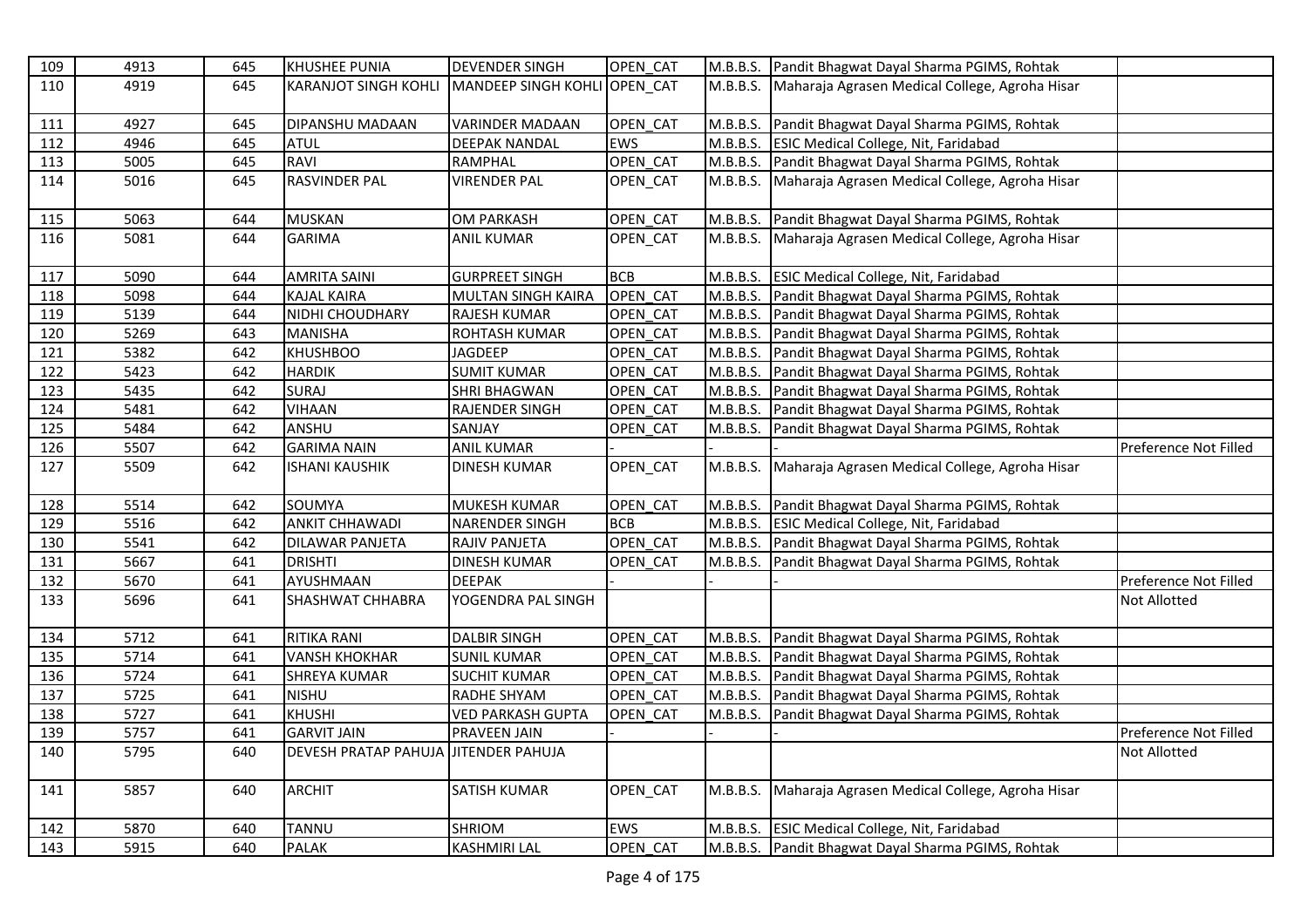| 109 | 4913 | 645 | KHUSHEE PUNIA | DEVENDER SINGH | OPEN_CAT | M.B.B.S. | Pandit Bhagwat Dayal Sharma PGIMS, Rohtak | |
|---|---|---|---|---|---|---|---|---|
| 110 | 4919 | 645 | KARANJOT SINGH KOHLI | MANDEEP SINGH KOHLI | OPEN_CAT | M.B.B.S. | Maharaja Agrasen Medical College, Agroha Hisar | |
| 111 | 4927 | 645 | DIPANSHU MADAAN | VARINDER MADAAN | OPEN_CAT | M.B.B.S. | Pandit Bhagwat Dayal Sharma PGIMS, Rohtak | |
| 112 | 4946 | 645 | ATUL | DEEPAK NANDAL | EWS | M.B.B.S. | ESIC Medical College, Nit, Faridabad | |
| 113 | 5005 | 645 | RAVI | RAMPHAL | OPEN_CAT | M.B.B.S. | Pandit Bhagwat Dayal Sharma PGIMS, Rohtak | |
| 114 | 5016 | 645 | RASVINDER PAL | VIRENDER PAL | OPEN_CAT | M.B.B.S. | Maharaja Agrasen Medical College, Agroha Hisar | |
| 115 | 5063 | 644 | MUSKAN | OM PARKASH | OPEN_CAT | M.B.B.S. | Pandit Bhagwat Dayal Sharma PGIMS, Rohtak | |
| 116 | 5081 | 644 | GARIMA | ANIL KUMAR | OPEN_CAT | M.B.B.S. | Maharaja Agrasen Medical College, Agroha Hisar | |
| 117 | 5090 | 644 | AMRITA SAINI | GURPREET SINGH | BCB | M.B.B.S. | ESIC Medical College, Nit, Faridabad | |
| 118 | 5098 | 644 | KAJAL KAIRA | MULTAN SINGH KAIRA | OPEN_CAT | M.B.B.S. | Pandit Bhagwat Dayal Sharma PGIMS, Rohtak | |
| 119 | 5139 | 644 | NIDHI CHOUDHARY | RAJESH KUMAR | OPEN_CAT | M.B.B.S. | Pandit Bhagwat Dayal Sharma PGIMS, Rohtak | |
| 120 | 5269 | 643 | MANISHA | ROHTASH KUMAR | OPEN_CAT | M.B.B.S. | Pandit Bhagwat Dayal Sharma PGIMS, Rohtak | |
| 121 | 5382 | 642 | KHUSHBOO | JAGDEEP | OPEN_CAT | M.B.B.S. | Pandit Bhagwat Dayal Sharma PGIMS, Rohtak | |
| 122 | 5423 | 642 | HARDIK | SUMIT KUMAR | OPEN_CAT | M.B.B.S. | Pandit Bhagwat Dayal Sharma PGIMS, Rohtak | |
| 123 | 5435 | 642 | SURAJ | SHRI BHAGWAN | OPEN_CAT | M.B.B.S. | Pandit Bhagwat Dayal Sharma PGIMS, Rohtak | |
| 124 | 5481 | 642 | VIHAAN | RAJENDER SINGH | OPEN_CAT | M.B.B.S. | Pandit Bhagwat Dayal Sharma PGIMS, Rohtak | |
| 125 | 5484 | 642 | ANSHU | SANJAY | OPEN_CAT | M.B.B.S. | Pandit Bhagwat Dayal Sharma PGIMS, Rohtak | |
| 126 | 5507 | 642 | GARIMA NAIN | ANIL KUMAR | - | - | - | Preference Not Filled |
| 127 | 5509 | 642 | ISHANI KAUSHIK | DINESH KUMAR | OPEN_CAT | M.B.B.S. | Maharaja Agrasen Medical College, Agroha Hisar | |
| 128 | 5514 | 642 | SOUMYA | MUKESH KUMAR | OPEN_CAT | M.B.B.S. | Pandit Bhagwat Dayal Sharma PGIMS, Rohtak | |
| 129 | 5516 | 642 | ANKIT CHHAWADI | NARENDER SINGH | BCB | M.B.B.S. | ESIC Medical College, Nit, Faridabad | |
| 130 | 5541 | 642 | DILAWAR PANJETA | RAJIV PANJETA | OPEN_CAT | M.B.B.S. | Pandit Bhagwat Dayal Sharma PGIMS, Rohtak | |
| 131 | 5667 | 641 | DRISHTI | DINESH KUMAR | OPEN_CAT | M.B.B.S. | Pandit Bhagwat Dayal Sharma PGIMS, Rohtak | |
| 132 | 5670 | 641 | AYUSHMAAN | DEEPAK | - | - | - | Preference Not Filled |
| 133 | 5696 | 641 | SHASHWAT CHHABRA | YOGENDRA PAL SINGH | | | | Not Allotted |
| 134 | 5712 | 641 | RITIKA RANI | DALBIR SINGH | OPEN_CAT | M.B.B.S. | Pandit Bhagwat Dayal Sharma PGIMS, Rohtak | |
| 135 | 5714 | 641 | VANSH KHOKHAR | SUNIL KUMAR | OPEN_CAT | M.B.B.S. | Pandit Bhagwat Dayal Sharma PGIMS, Rohtak | |
| 136 | 5724 | 641 | SHREYA KUMAR | SUCHIT KUMAR | OPEN_CAT | M.B.B.S. | Pandit Bhagwat Dayal Sharma PGIMS, Rohtak | |
| 137 | 5725 | 641 | NISHU | RADHE SHYAM | OPEN_CAT | M.B.B.S. | Pandit Bhagwat Dayal Sharma PGIMS, Rohtak | |
| 138 | 5727 | 641 | KHUSHI | VED PARKASH GUPTA | OPEN_CAT | M.B.B.S. | Pandit Bhagwat Dayal Sharma PGIMS, Rohtak | |
| 139 | 5757 | 641 | GARVIT JAIN | PRAVEEN JAIN | - | - | - | Preference Not Filled |
| 140 | 5795 | 640 | DEVESH PRATAP PAHUJA | JITENDER PAHUJA | | | | Not Allotted |
| 141 | 5857 | 640 | ARCHIT | SATISH KUMAR | OPEN_CAT | M.B.B.S. | Maharaja Agrasen Medical College, Agroha Hisar | |
| 142 | 5870 | 640 | TANNU | SHRIOM | EWS | M.B.B.S. | ESIC Medical College, Nit, Faridabad | |
| 143 | 5915 | 640 | PALAK | KASHMIRI LAL | OPEN_CAT | M.B.B.S. | Pandit Bhagwat Dayal Sharma PGIMS, Rohtak | |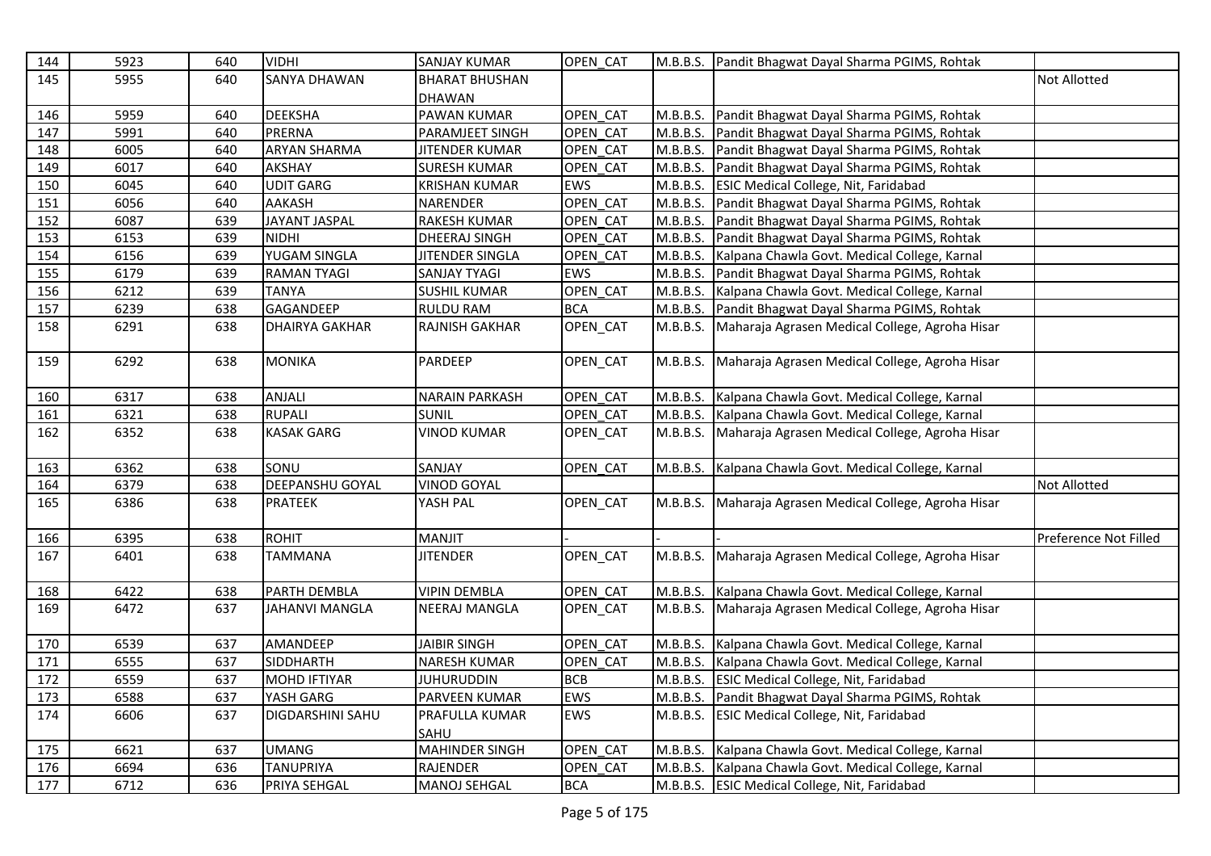| 144 | 5923 | 640 | VIDHI | SANJAY KUMAR | OPEN_CAT | M.B.B.S. | Pandit Bhagwat Dayal Sharma PGIMS, Rohtak | |
|---|---|---|---|---|---|---|---|---|
| 145 | 5955 | 640 | SANYA DHAWAN | BHARAT BHUSHAN DHAWAN | | | | Not Allotted |
| 146 | 5959 | 640 | DEEKSHA | PAWAN KUMAR | OPEN_CAT | M.B.B.S. | Pandit Bhagwat Dayal Sharma PGIMS, Rohtak | |
| 147 | 5991 | 640 | PRERNA | PARAMJEET SINGH | OPEN_CAT | M.B.B.S. | Pandit Bhagwat Dayal Sharma PGIMS, Rohtak | |
| 148 | 6005 | 640 | ARYAN SHARMA | JITENDER KUMAR | OPEN_CAT | M.B.B.S. | Pandit Bhagwat Dayal Sharma PGIMS, Rohtak | |
| 149 | 6017 | 640 | AKSHAY | SURESH KUMAR | OPEN_CAT | M.B.B.S. | Pandit Bhagwat Dayal Sharma PGIMS, Rohtak | |
| 150 | 6045 | 640 | UDIT GARG | KRISHAN KUMAR | EWS | M.B.B.S. | ESIC Medical College, Nit, Faridabad | |
| 151 | 6056 | 640 | AAKASH | NARENDER | OPEN_CAT | M.B.B.S. | Pandit Bhagwat Dayal Sharma PGIMS, Rohtak | |
| 152 | 6087 | 639 | JAYANT JASPAL | RAKESH KUMAR | OPEN_CAT | M.B.B.S. | Pandit Bhagwat Dayal Sharma PGIMS, Rohtak | |
| 153 | 6153 | 639 | NIDHI | DHEERAJ SINGH | OPEN_CAT | M.B.B.S. | Pandit Bhagwat Dayal Sharma PGIMS, Rohtak | |
| 154 | 6156 | 639 | YUGAM SINGLA | JITENDER SINGLA | OPEN_CAT | M.B.B.S. | Kalpana Chawla Govt. Medical College, Karnal | |
| 155 | 6179 | 639 | RAMAN TYAGI | SANJAY TYAGI | EWS | M.B.B.S. | Pandit Bhagwat Dayal Sharma PGIMS, Rohtak | |
| 156 | 6212 | 639 | TANYA | SUSHIL KUMAR | OPEN_CAT | M.B.B.S. | Kalpana Chawla Govt. Medical College, Karnal | |
| 157 | 6239 | 638 | GAGANDEEP | RULDU RAM | BCA | M.B.B.S. | Pandit Bhagwat Dayal Sharma PGIMS, Rohtak | |
| 158 | 6291 | 638 | DHAIRYA GAKHAR | RAJNISH GAKHAR | OPEN_CAT | M.B.B.S. | Maharaja Agrasen Medical College, Agroha Hisar | |
| 159 | 6292 | 638 | MONIKA | PARDEEP | OPEN_CAT | M.B.B.S. | Maharaja Agrasen Medical College, Agroha Hisar | |
| 160 | 6317 | 638 | ANJALI | NARAIN PARKASH | OPEN_CAT | M.B.B.S. | Kalpana Chawla Govt. Medical College, Karnal | |
| 161 | 6321 | 638 | RUPALI | SUNIL | OPEN_CAT | M.B.B.S. | Kalpana Chawla Govt. Medical College, Karnal | |
| 162 | 6352 | 638 | KASAK GARG | VINOD KUMAR | OPEN_CAT | M.B.B.S. | Maharaja Agrasen Medical College, Agroha Hisar | |
| 163 | 6362 | 638 | SONU | SANJAY | OPEN_CAT | M.B.B.S. | Kalpana Chawla Govt. Medical College, Karnal | |
| 164 | 6379 | 638 | DEEPANSHU GOYAL | VINOD GOYAL | | | | Not Allotted |
| 165 | 6386 | 638 | PRATEEK | YASH PAL | OPEN_CAT | M.B.B.S. | Maharaja Agrasen Medical College, Agroha Hisar | |
| 166 | 6395 | 638 | ROHIT | MANJIT | - | - | - | Preference Not Filled |
| 167 | 6401 | 638 | TAMMANA | JITENDER | OPEN_CAT | M.B.B.S. | Maharaja Agrasen Medical College, Agroha Hisar | |
| 168 | 6422 | 638 | PARTH DEMBLA | VIPIN DEMBLA | OPEN_CAT | M.B.B.S. | Kalpana Chawla Govt. Medical College, Karnal | |
| 169 | 6472 | 637 | JAHANVI MANGLA | NEERAJ MANGLA | OPEN_CAT | M.B.B.S. | Maharaja Agrasen Medical College, Agroha Hisar | |
| 170 | 6539 | 637 | AMANDEEP | JAIBIR SINGH | OPEN_CAT | M.B.B.S. | Kalpana Chawla Govt. Medical College, Karnal | |
| 171 | 6555 | 637 | SIDDHARTH | NARESH KUMAR | OPEN_CAT | M.B.B.S. | Kalpana Chawla Govt. Medical College, Karnal | |
| 172 | 6559 | 637 | MOHD IFTIYAR | JUHURUDDIN | BCB | M.B.B.S. | ESIC Medical College, Nit, Faridabad | |
| 173 | 6588 | 637 | YASH GARG | PARVEEN KUMAR | EWS | M.B.B.S. | Pandit Bhagwat Dayal Sharma PGIMS, Rohtak | |
| 174 | 6606 | 637 | DIGDARSHINI SAHU | PRAFULLA KUMAR SAHU | EWS | M.B.B.S. | ESIC Medical College, Nit, Faridabad | |
| 175 | 6621 | 637 | UMANG | MAHINDER SINGH | OPEN_CAT | M.B.B.S. | Kalpana Chawla Govt. Medical College, Karnal | |
| 176 | 6694 | 636 | TANUPRIYA | RAJENDER | OPEN_CAT | M.B.B.S. | Kalpana Chawla Govt. Medical College, Karnal | |
| 177 | 6712 | 636 | PRIYA SEHGAL | MANOJ SEHGAL | BCA | M.B.B.S. | ESIC Medical College, Nit, Faridabad | |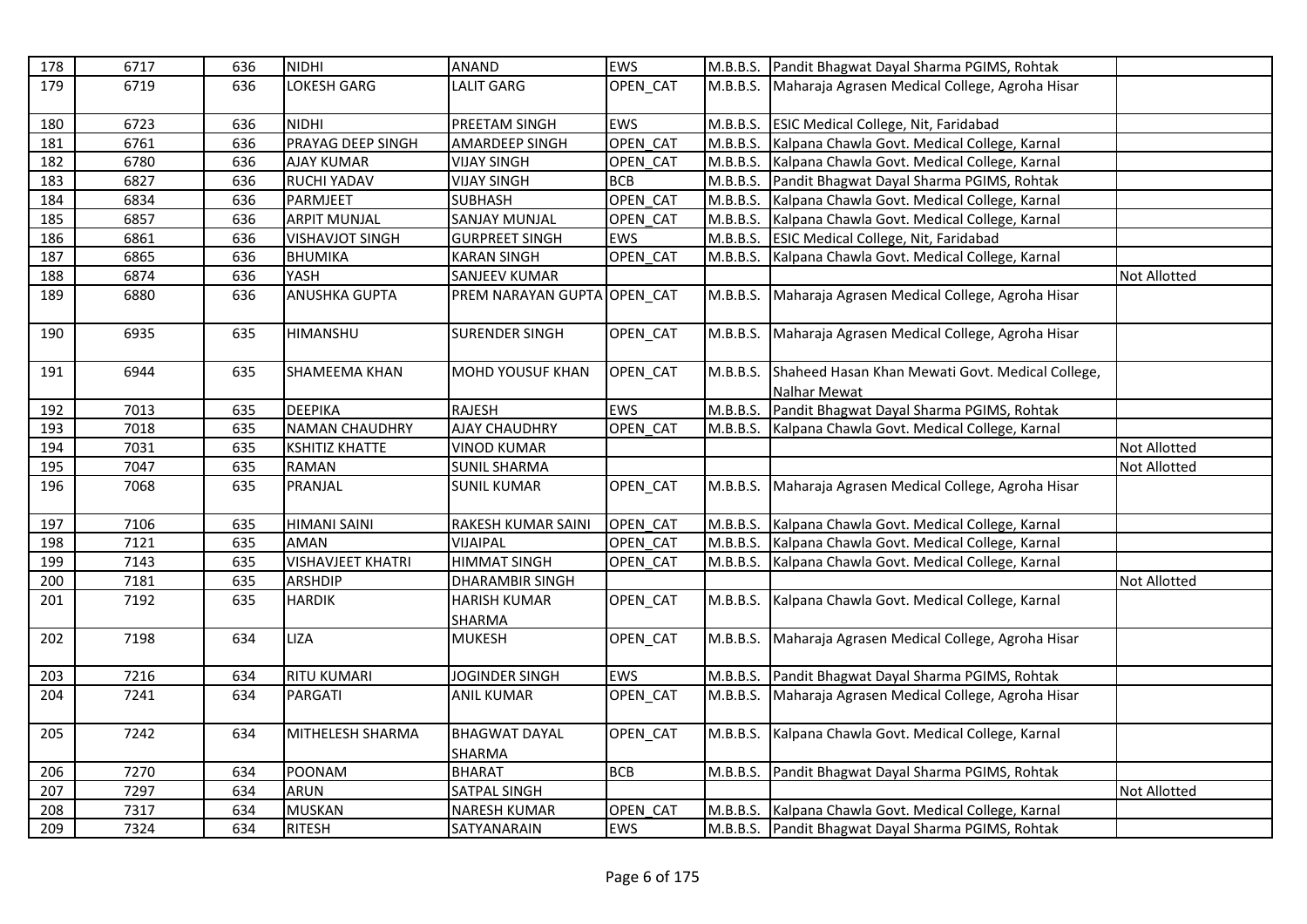| 178 | 6717 | 636 | NIDHI | ANAND | EWS | M.B.B.S. | Pandit Bhagwat Dayal Sharma PGIMS, Rohtak | |
|---|---|---|---|---|---|---|---|---|
| 179 | 6719 | 636 | LOKESH GARG | LALIT GARG | OPEN_CAT | M.B.B.S. | Maharaja Agrasen Medical College, Agroha Hisar | |
| 180 | 6723 | 636 | NIDHI | PREETAM SINGH | EWS | M.B.B.S. | ESIC Medical College, Nit, Faridabad | |
| 181 | 6761 | 636 | PRAYAG DEEP SINGH | AMARDEEP SINGH | OPEN_CAT | M.B.B.S. | Kalpana Chawla Govt. Medical College, Karnal | |
| 182 | 6780 | 636 | AJAY KUMAR | VIJAY SINGH | OPEN_CAT | M.B.B.S. | Kalpana Chawla Govt. Medical College, Karnal | |
| 183 | 6827 | 636 | RUCHI YADAV | VIJAY SINGH | BCB | M.B.B.S. | Pandit Bhagwat Dayal Sharma PGIMS, Rohtak | |
| 184 | 6834 | 636 | PARMJEET | SUBHASH | OPEN_CAT | M.B.B.S. | Kalpana Chawla Govt. Medical College, Karnal | |
| 185 | 6857 | 636 | ARPIT MUNJAL | SANJAY MUNJAL | OPEN_CAT | M.B.B.S. | Kalpana Chawla Govt. Medical College, Karnal | |
| 186 | 6861 | 636 | VISHAVJOT SINGH | GURPREET SINGH | EWS | M.B.B.S. | ESIC Medical College, Nit, Faridabad | |
| 187 | 6865 | 636 | BHUMIKA | KARAN SINGH | OPEN_CAT | M.B.B.S. | Kalpana Chawla Govt. Medical College, Karnal | |
| 188 | 6874 | 636 | YASH | SANJEEV KUMAR | | | | Not Allotted |
| 189 | 6880 | 636 | ANUSHKA GUPTA | PREM NARAYAN GUPTA | OPEN_CAT | M.B.B.S. | Maharaja Agrasen Medical College, Agroha Hisar | |
| 190 | 6935 | 635 | HIMANSHU | SURENDER SINGH | OPEN_CAT | M.B.B.S. | Maharaja Agrasen Medical College, Agroha Hisar | |
| 191 | 6944 | 635 | SHAMEEMA KHAN | MOHD YOUSUF KHAN | OPEN_CAT | M.B.B.S. | Shaheed Hasan Khan Mewati Govt. Medical College, Nalhar Mewat | |
| 192 | 7013 | 635 | DEEPIKA | RAJESH | EWS | M.B.B.S. | Pandit Bhagwat Dayal Sharma PGIMS, Rohtak | |
| 193 | 7018 | 635 | NAMAN CHAUDHRY | AJAY CHAUDHRY | OPEN_CAT | M.B.B.S. | Kalpana Chawla Govt. Medical College, Karnal | |
| 194 | 7031 | 635 | KSHITIZ KHATTE | VINOD KUMAR | | | | Not Allotted |
| 195 | 7047 | 635 | RAMAN | SUNIL SHARMA | | | | Not Allotted |
| 196 | 7068 | 635 | PRANJAL | SUNIL KUMAR | OPEN_CAT | M.B.B.S. | Maharaja Agrasen Medical College, Agroha Hisar | |
| 197 | 7106 | 635 | HIMANI SAINI | RAKESH KUMAR SAINI | OPEN_CAT | M.B.B.S. | Kalpana Chawla Govt. Medical College, Karnal | |
| 198 | 7121 | 635 | AMAN | VIJAIPAL | OPEN_CAT | M.B.B.S. | Kalpana Chawla Govt. Medical College, Karnal | |
| 199 | 7143 | 635 | VISHAVJEET KHATRI | HIMMAT SINGH | OPEN_CAT | M.B.B.S. | Kalpana Chawla Govt. Medical College, Karnal | |
| 200 | 7181 | 635 | ARSHDIP | DHARAMBIR SINGH | | | | Not Allotted |
| 201 | 7192 | 635 | HARDIK | HARISH KUMAR SHARMA | OPEN_CAT | M.B.B.S. | Kalpana Chawla Govt. Medical College, Karnal | |
| 202 | 7198 | 634 | LIZA | MUKESH | OPEN_CAT | M.B.B.S. | Maharaja Agrasen Medical College, Agroha Hisar | |
| 203 | 7216 | 634 | RITU KUMARI | JOGINDER SINGH | EWS | M.B.B.S. | Pandit Bhagwat Dayal Sharma PGIMS, Rohtak | |
| 204 | 7241 | 634 | PARGATI | ANIL KUMAR | OPEN_CAT | M.B.B.S. | Maharaja Agrasen Medical College, Agroha Hisar | |
| 205 | 7242 | 634 | MITHELESH SHARMA | BHAGWAT DAYAL SHARMA | OPEN_CAT | M.B.B.S. | Kalpana Chawla Govt. Medical College, Karnal | |
| 206 | 7270 | 634 | POONAM | BHARAT | BCB | M.B.B.S. | Pandit Bhagwat Dayal Sharma PGIMS, Rohtak | |
| 207 | 7297 | 634 | ARUN | SATPAL SINGH | | | | Not Allotted |
| 208 | 7317 | 634 | MUSKAN | NARESH KUMAR | OPEN_CAT | M.B.B.S. | Kalpana Chawla Govt. Medical College, Karnal | |
| 209 | 7324 | 634 | RITESH | SATYANARAIN | EWS | M.B.B.S. | Pandit Bhagwat Dayal Sharma PGIMS, Rohtak | |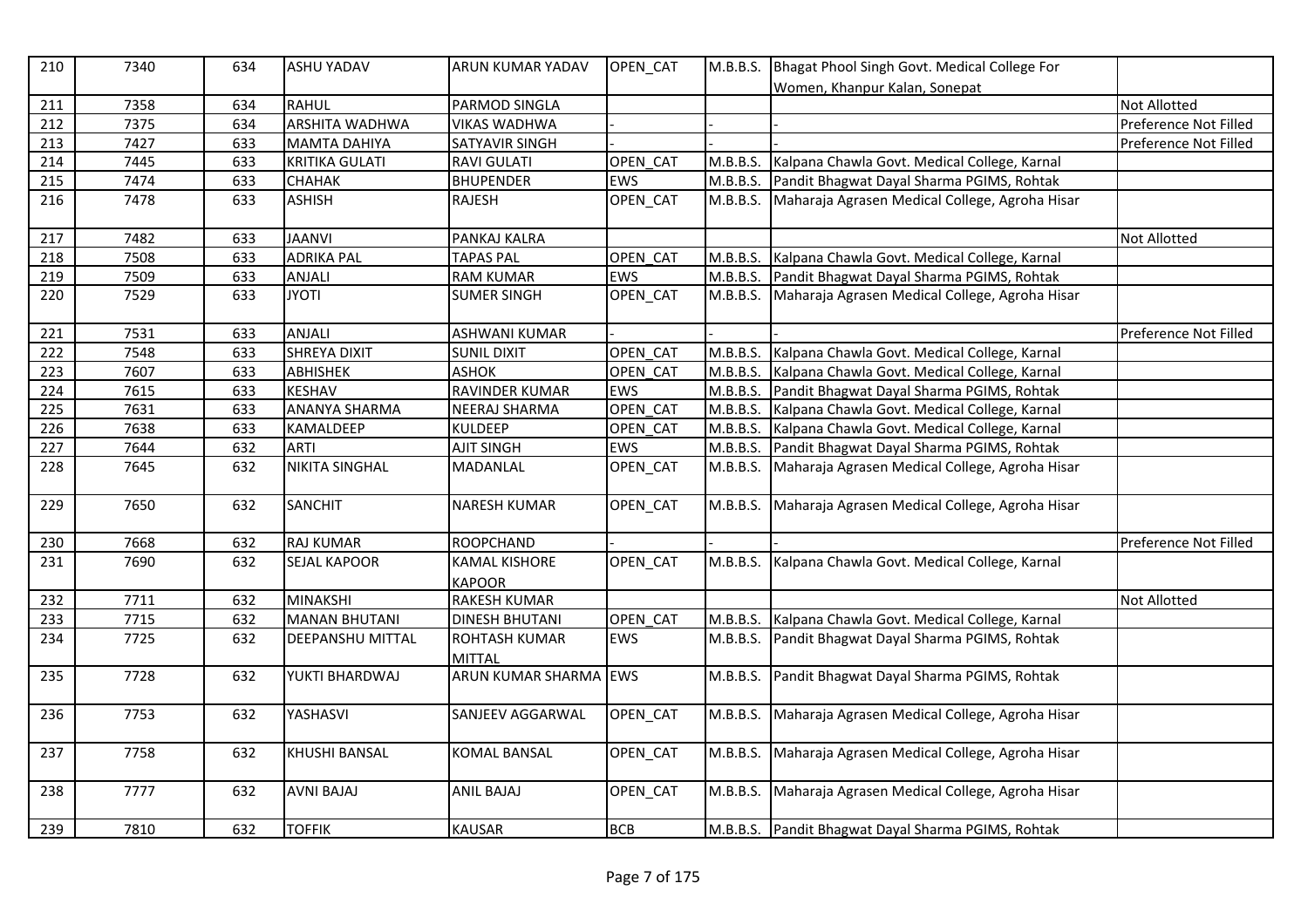| 210 | 7340 | 634 | ASHU YADAV | ARUN KUMAR YADAV | OPEN_CAT | M.B.B.S. | Bhagat Phool Singh Govt. Medical College For Women, Khanpur Kalan, Sonepat | |
|---|---|---|---|---|---|---|---|---|
| 211 | 7358 | 634 | RAHUL | PARMOD SINGLA | | | | Not Allotted |
| 212 | 7375 | 634 | ARSHITA WADHWA | VIKAS WADHWA | - | - | - | Preference Not Filled |
| 213 | 7427 | 633 | MAMTA DAHIYA | SATYAVIR SINGH | - | - | - | Preference Not Filled |
| 214 | 7445 | 633 | KRITIKA GULATI | RAVI GULATI | OPEN_CAT | M.B.B.S. | Kalpana Chawla Govt. Medical College, Karnal | |
| 215 | 7474 | 633 | CHAHAK | BHUPENDER | EWS | M.B.B.S. | Pandit Bhagwat Dayal Sharma PGIMS, Rohtak | |
| 216 | 7478 | 633 | ASHISH | RAJESH | OPEN_CAT | M.B.B.S. | Maharaja Agrasen Medical College, Agroha Hisar | |
| 217 | 7482 | 633 | JAANVI | PANKAJ KALRA | | | | Not Allotted |
| 218 | 7508 | 633 | ADRIKA PAL | TAPAS PAL | OPEN_CAT | M.B.B.S. | Kalpana Chawla Govt. Medical College, Karnal | |
| 219 | 7509 | 633 | ANJALI | RAM KUMAR | EWS | M.B.B.S. | Pandit Bhagwat Dayal Sharma PGIMS, Rohtak | |
| 220 | 7529 | 633 | JYOTI | SUMER SINGH | OPEN_CAT | M.B.B.S. | Maharaja Agrasen Medical College, Agroha Hisar | |
| 221 | 7531 | 633 | ANJALI | ASHWANI KUMAR | - | - | - | Preference Not Filled |
| 222 | 7548 | 633 | SHREYA DIXIT | SUNIL DIXIT | OPEN_CAT | M.B.B.S. | Kalpana Chawla Govt. Medical College, Karnal | |
| 223 | 7607 | 633 | ABHISHEK | ASHOK | OPEN_CAT | M.B.B.S. | Kalpana Chawla Govt. Medical College, Karnal | |
| 224 | 7615 | 633 | KESHAV | RAVINDER KUMAR | EWS | M.B.B.S. | Pandit Bhagwat Dayal Sharma PGIMS, Rohtak | |
| 225 | 7631 | 633 | ANANYA SHARMA | NEERAJ SHARMA | OPEN_CAT | M.B.B.S. | Kalpana Chawla Govt. Medical College, Karnal | |
| 226 | 7638 | 633 | KAMALDEEP | KULDEEP | OPEN_CAT | M.B.B.S. | Kalpana Chawla Govt. Medical College, Karnal | |
| 227 | 7644 | 632 | ARTI | AJIT SINGH | EWS | M.B.B.S. | Pandit Bhagwat Dayal Sharma PGIMS, Rohtak | |
| 228 | 7645 | 632 | NIKITA SINGHAL | MADANLAL | OPEN_CAT | M.B.B.S. | Maharaja Agrasen Medical College, Agroha Hisar | |
| 229 | 7650 | 632 | SANCHIT | NARESH KUMAR | OPEN_CAT | M.B.B.S. | Maharaja Agrasen Medical College, Agroha Hisar | |
| 230 | 7668 | 632 | RAJ KUMAR | ROOPCHAND | - | - | - | Preference Not Filled |
| 231 | 7690 | 632 | SEJAL KAPOOR | KAMAL KISHORE KAPOOR | OPEN_CAT | M.B.B.S. | Kalpana Chawla Govt. Medical College, Karnal | |
| 232 | 7711 | 632 | MINAKSHI | RAKESH KUMAR | | | | Not Allotted |
| 233 | 7715 | 632 | MANAN BHUTANI | DINESH BHUTANI | OPEN_CAT | M.B.B.S. | Kalpana Chawla Govt. Medical College, Karnal | |
| 234 | 7725 | 632 | DEEPANSHU MITTAL | ROHTASH KUMAR MITTAL | EWS | M.B.B.S. | Pandit Bhagwat Dayal Sharma PGIMS, Rohtak | |
| 235 | 7728 | 632 | YUKTI BHARDWAJ | ARUN KUMAR SHARMA | EWS | M.B.B.S. | Pandit Bhagwat Dayal Sharma PGIMS, Rohtak | |
| 236 | 7753 | 632 | YASHASVI | SANJEEV AGGARWAL | OPEN_CAT | M.B.B.S. | Maharaja Agrasen Medical College, Agroha Hisar | |
| 237 | 7758 | 632 | KHUSHI BANSAL | KOMAL BANSAL | OPEN_CAT | M.B.B.S. | Maharaja Agrasen Medical College, Agroha Hisar | |
| 238 | 7777 | 632 | AVNI BAJAJ | ANIL BAJAJ | OPEN_CAT | M.B.B.S. | Maharaja Agrasen Medical College, Agroha Hisar | |
| 239 | 7810 | 632 | TOFFIK | KAUSAR | BCB | M.B.B.S. | Pandit Bhagwat Dayal Sharma PGIMS, Rohtak | |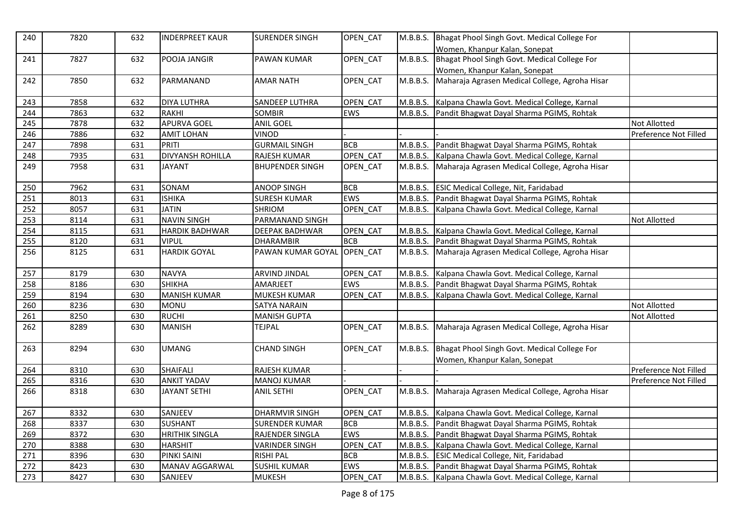| 240 | 7820 | 632 | INDERPREET KAUR | SURENDER SINGH | OPEN_CAT | M.B.B.S. | Bhagat Phool Singh Govt. Medical College For Women, Khanpur Kalan, Sonepat | |
|---|---|---|---|---|---|---|---|---|
| 241 | 7827 | 632 | POOJA JANGIR | PAWAN KUMAR | OPEN_CAT | M.B.B.S. | Bhagat Phool Singh Govt. Medical College For Women, Khanpur Kalan, Sonepat | |
| 242 | 7850 | 632 | PARMANAND | AMAR NATH | OPEN_CAT | M.B.B.S. | Maharaja Agrasen Medical College, Agroha Hisar | |
| 243 | 7858 | 632 | DIYA LUTHRA | SANDEEP LUTHRA | OPEN_CAT | M.B.B.S. | Kalpana Chawla Govt. Medical College, Karnal | |
| 244 | 7863 | 632 | RAKHI | SOMBIR | EWS | M.B.B.S. | Pandit Bhagwat Dayal Sharma PGIMS, Rohtak | |
| 245 | 7878 | 632 | APURVA GOEL | ANIL GOEL | | | | Not Allotted |
| 246 | 7886 | 632 | AMIT LOHAN | VINOD | - | - | - | Preference Not Filled |
| 247 | 7898 | 631 | PRITI | GURMAIL SINGH | BCB | M.B.B.S. | Pandit Bhagwat Dayal Sharma PGIMS, Rohtak | |
| 248 | 7935 | 631 | DIVYANSH ROHILLA | RAJESH KUMAR | OPEN_CAT | M.B.B.S. | Kalpana Chawla Govt. Medical College, Karnal | |
| 249 | 7958 | 631 | JAYANT | BHUPENDER SINGH | OPEN_CAT | M.B.B.S. | Maharaja Agrasen Medical College, Agroha Hisar | |
| 250 | 7962 | 631 | SONAM | ANOOP SINGH | BCB | M.B.B.S. | ESIC Medical College, Nit, Faridabad | |
| 251 | 8013 | 631 | ISHIKA | SURESH KUMAR | EWS | M.B.B.S. | Pandit Bhagwat Dayal Sharma PGIMS, Rohtak | |
| 252 | 8057 | 631 | JATIN | SHRIOM | OPEN_CAT | M.B.B.S. | Kalpana Chawla Govt. Medical College, Karnal | |
| 253 | 8114 | 631 | NAVIN SINGH | PARMANAND SINGH | | | | Not Allotted |
| 254 | 8115 | 631 | HARDIK BADHWAR | DEEPAK BADHWAR | OPEN_CAT | M.B.B.S. | Kalpana Chawla Govt. Medical College, Karnal | |
| 255 | 8120 | 631 | VIPUL | DHARAMBIR | BCB | M.B.B.S. | Pandit Bhagwat Dayal Sharma PGIMS, Rohtak | |
| 256 | 8125 | 631 | HARDIK GOYAL | PAWAN KUMAR GOYAL | OPEN_CAT | M.B.B.S. | Maharaja Agrasen Medical College, Agroha Hisar | |
| 257 | 8179 | 630 | NAVYA | ARVIND JINDAL | OPEN_CAT | M.B.B.S. | Kalpana Chawla Govt. Medical College, Karnal | |
| 258 | 8186 | 630 | SHIKHA | AMARJEET | EWS | M.B.B.S. | Pandit Bhagwat Dayal Sharma PGIMS, Rohtak | |
| 259 | 8194 | 630 | MANISH KUMAR | MUKESH KUMAR | OPEN_CAT | M.B.B.S. | Kalpana Chawla Govt. Medical College, Karnal | |
| 260 | 8236 | 630 | MONU | SATYA NARAIN | | | | Not Allotted |
| 261 | 8250 | 630 | RUCHI | MANISH GUPTA | | | | Not Allotted |
| 262 | 8289 | 630 | MANISH | TEJPAL | OPEN_CAT | M.B.B.S. | Maharaja Agrasen Medical College, Agroha Hisar | |
| 263 | 8294 | 630 | UMANG | CHAND SINGH | OPEN_CAT | M.B.B.S. | Bhagat Phool Singh Govt. Medical College For Women, Khanpur Kalan, Sonepat | |
| 264 | 8310 | 630 | SHAIFALI | RAJESH KUMAR | - | - | - | Preference Not Filled |
| 265 | 8316 | 630 | ANKIT YADAV | MANOJ KUMAR | - | - | - | Preference Not Filled |
| 266 | 8318 | 630 | JAYANT SETHI | ANIL SETHI | OPEN_CAT | M.B.B.S. | Maharaja Agrasen Medical College, Agroha Hisar | |
| 267 | 8332 | 630 | SANJEEV | DHARMVIR SINGH | OPEN_CAT | M.B.B.S. | Kalpana Chawla Govt. Medical College, Karnal | |
| 268 | 8337 | 630 | SUSHANT | SURENDER KUMAR | BCB | M.B.B.S. | Pandit Bhagwat Dayal Sharma PGIMS, Rohtak | |
| 269 | 8372 | 630 | HRITHIK SINGLA | RAJENDER SINGLA | EWS | M.B.B.S. | Pandit Bhagwat Dayal Sharma PGIMS, Rohtak | |
| 270 | 8388 | 630 | HARSHIT | VARINDER SINGH | OPEN_CAT | M.B.B.S. | Kalpana Chawla Govt. Medical College, Karnal | |
| 271 | 8396 | 630 | PINKI SAINI | RISHI PAL | BCB | M.B.B.S. | ESIC Medical College, Nit, Faridabad | |
| 272 | 8423 | 630 | MANAV AGGARWAL | SUSHIL KUMAR | EWS | M.B.B.S. | Pandit Bhagwat Dayal Sharma PGIMS, Rohtak | |
| 273 | 8427 | 630 | SANJEEV | MUKESH | OPEN_CAT | M.B.B.S. | Kalpana Chawla Govt. Medical College, Karnal | |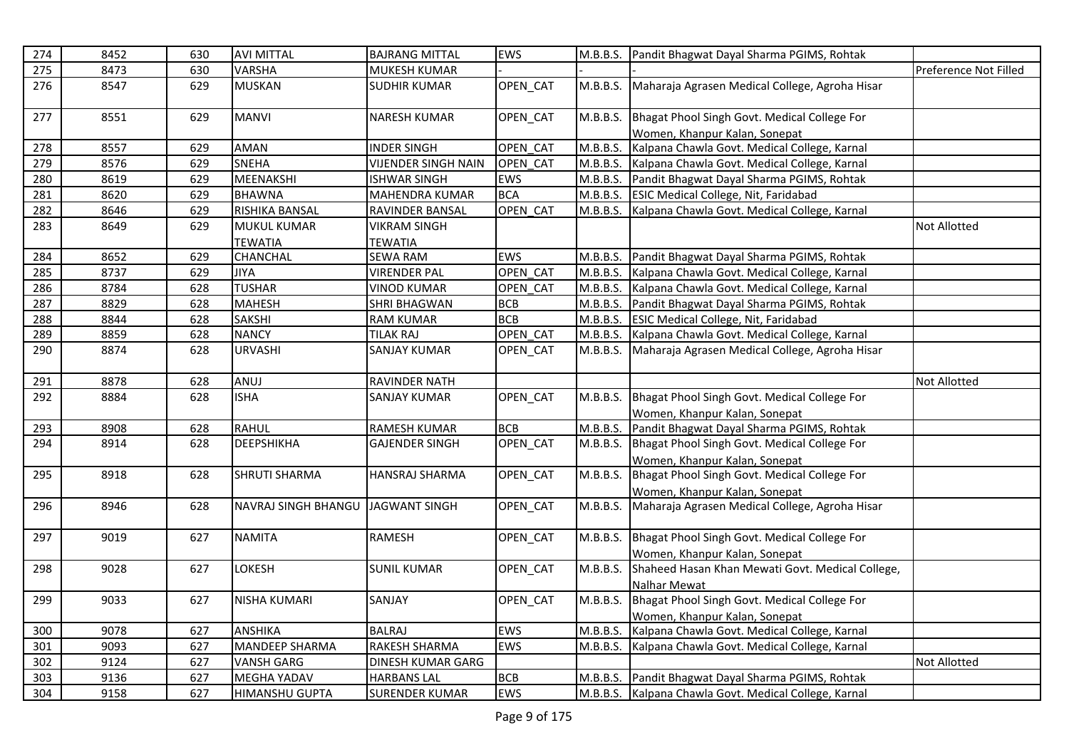| 274 | 8452 | 630 | AVI MITTAL | BAJRANG MITTAL | EWS | M.B.B.S. | Pandit Bhagwat Dayal Sharma PGIMS, Rohtak | |
|---|---|---|---|---|---|---|---|---|
| 275 | 8473 | 630 | VARSHA | MUKESH KUMAR | - | - | - | Preference Not Filled |
| 276 | 8547 | 629 | MUSKAN | SUDHIR KUMAR | OPEN_CAT | M.B.B.S. | Maharaja Agrasen Medical College, Agroha Hisar | |
| 277 | 8551 | 629 | MANVI | NARESH KUMAR | OPEN_CAT | M.B.B.S. | Bhagat Phool Singh Govt. Medical College For Women, Khanpur Kalan, Sonepat | |
| 278 | 8557 | 629 | AMAN | INDER SINGH | OPEN_CAT | M.B.B.S. | Kalpana Chawla Govt. Medical College, Karnal | |
| 279 | 8576 | 629 | SNEHA | VIJENDER SINGH NAIN | OPEN_CAT | M.B.B.S. | Kalpana Chawla Govt. Medical College, Karnal | |
| 280 | 8619 | 629 | MEENAKSHI | ISHWAR SINGH | EWS | M.B.B.S. | Pandit Bhagwat Dayal Sharma PGIMS, Rohtak | |
| 281 | 8620 | 629 | BHAWNA | MAHENDRA KUMAR | BCA | M.B.B.S. | ESIC Medical College, Nit, Faridabad | |
| 282 | 8646 | 629 | RISHIKA BANSAL | RAVINDER BANSAL | OPEN_CAT | M.B.B.S. | Kalpana Chawla Govt. Medical College, Karnal | |
| 283 | 8649 | 629 | MUKUL KUMAR TEWATIA | VIKRAM SINGH TEWATIA | | | | Not Allotted |
| 284 | 8652 | 629 | CHANCHAL | SEWA RAM | EWS | M.B.B.S. | Pandit Bhagwat Dayal Sharma PGIMS, Rohtak | |
| 285 | 8737 | 629 | JIYA | VIRENDER PAL | OPEN_CAT | M.B.B.S. | Kalpana Chawla Govt. Medical College, Karnal | |
| 286 | 8784 | 628 | TUSHAR | VINOD KUMAR | OPEN_CAT | M.B.B.S. | Kalpana Chawla Govt. Medical College, Karnal | |
| 287 | 8829 | 628 | MAHESH | SHRI BHAGWAN | BCB | M.B.B.S. | Pandit Bhagwat Dayal Sharma PGIMS, Rohtak | |
| 288 | 8844 | 628 | SAKSHI | RAM KUMAR | BCB | M.B.B.S. | ESIC Medical College, Nit, Faridabad | |
| 289 | 8859 | 628 | NANCY | TILAK RAJ | OPEN_CAT | M.B.B.S. | Kalpana Chawla Govt. Medical College, Karnal | |
| 290 | 8874 | 628 | URVASHI | SANJAY KUMAR | OPEN_CAT | M.B.B.S. | Maharaja Agrasen Medical College, Agroha Hisar | |
| 291 | 8878 | 628 | ANUJ | RAVINDER NATH | | | | Not Allotted |
| 292 | 8884 | 628 | ISHA | SANJAY KUMAR | OPEN_CAT | M.B.B.S. | Bhagat Phool Singh Govt. Medical College For Women, Khanpur Kalan, Sonepat | |
| 293 | 8908 | 628 | RAHUL | RAMESH KUMAR | BCB | M.B.B.S. | Pandit Bhagwat Dayal Sharma PGIMS, Rohtak | |
| 294 | 8914 | 628 | DEEPSHIKHA | GAJENDER SINGH | OPEN_CAT | M.B.B.S. | Bhagat Phool Singh Govt. Medical College For Women, Khanpur Kalan, Sonepat | |
| 295 | 8918 | 628 | SHRUTI SHARMA | HANSRAJ SHARMA | OPEN_CAT | M.B.B.S. | Bhagat Phool Singh Govt. Medical College For Women, Khanpur Kalan, Sonepat | |
| 296 | 8946 | 628 | NAVRAJ SINGH BHANGU | JAGWANT SINGH | OPEN_CAT | M.B.B.S. | Maharaja Agrasen Medical College, Agroha Hisar | |
| 297 | 9019 | 627 | NAMITA | RAMESH | OPEN_CAT | M.B.B.S. | Bhagat Phool Singh Govt. Medical College For Women, Khanpur Kalan, Sonepat | |
| 298 | 9028 | 627 | LOKESH | SUNIL KUMAR | OPEN_CAT | M.B.B.S. | Shaheed Hasan Khan Mewati Govt. Medical College, Nalhar Mewat | |
| 299 | 9033 | 627 | NISHA KUMARI | SANJAY | OPEN_CAT | M.B.B.S. | Bhagat Phool Singh Govt. Medical College For Women, Khanpur Kalan, Sonepat | |
| 300 | 9078 | 627 | ANSHIKA | BALRAJ | EWS | M.B.B.S. | Kalpana Chawla Govt. Medical College, Karnal | |
| 301 | 9093 | 627 | MANDEEP SHARMA | RAKESH SHARMA | EWS | M.B.B.S. | Kalpana Chawla Govt. Medical College, Karnal | |
| 302 | 9124 | 627 | VANSH GARG | DINESH KUMAR GARG | | | | Not Allotted |
| 303 | 9136 | 627 | MEGHA YADAV | HARBANS LAL | BCB | M.B.B.S. | Pandit Bhagwat Dayal Sharma PGIMS, Rohtak | |
| 304 | 9158 | 627 | HIMANSHU GUPTA | SURENDER KUMAR | EWS | M.B.B.S. | Kalpana Chawla Govt. Medical College, Karnal | |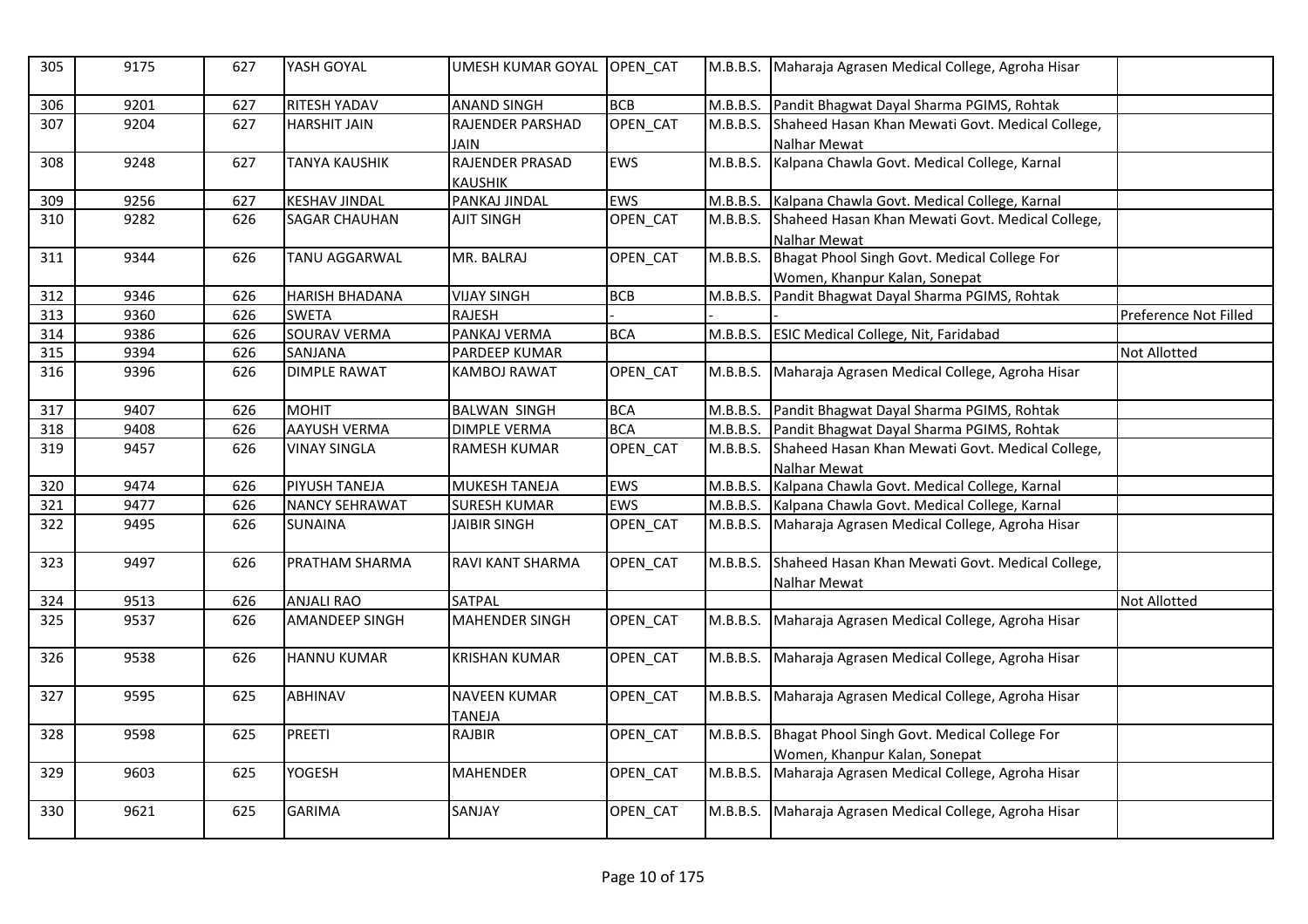| 305 | 9175 | 627 | YASH GOYAL | UMESH KUMAR GOYAL | OPEN_CAT | M.B.B.S. | Maharaja Agrasen Medical College, Agroha Hisar | |
|---|---|---|---|---|---|---|---|---|
| 306 | 9201 | 627 | RITESH YADAV | ANAND SINGH | BCB | M.B.B.S. | Pandit Bhagwat Dayal Sharma PGIMS, Rohtak | |
| 307 | 9204 | 627 | HARSHIT JAIN | RAJENDER PARSHAD JAIN | OPEN_CAT | M.B.B.S. | Shaheed Hasan Khan Mewati Govt. Medical College, Nalhar Mewat | |
| 308 | 9248 | 627 | TANYA KAUSHIK | RAJENDER PRASAD KAUSHIK | EWS | M.B.B.S. | Kalpana Chawla Govt. Medical College, Karnal | |
| 309 | 9256 | 627 | KESHAV JINDAL | PANKAJ JINDAL | EWS | M.B.B.S. | Kalpana Chawla Govt. Medical College, Karnal | |
| 310 | 9282 | 626 | SAGAR CHAUHAN | AJIT SINGH | OPEN_CAT | M.B.B.S. | Shaheed Hasan Khan Mewati Govt. Medical College, Nalhar Mewat | |
| 311 | 9344 | 626 | TANU AGGARWAL | MR. BALRAJ | OPEN_CAT | M.B.B.S. | Bhagat Phool Singh Govt. Medical College For Women, Khanpur Kalan, Sonepat | |
| 312 | 9346 | 626 | HARISH BHADANA | VIJAY SINGH | BCB | M.B.B.S. | Pandit Bhagwat Dayal Sharma PGIMS, Rohtak | |
| 313 | 9360 | 626 | SWETA | RAJESH | - | - | - | Preference Not Filled |
| 314 | 9386 | 626 | SOURAV VERMA | PANKAJ VERMA | BCA | M.B.B.S. | ESIC Medical College, Nit, Faridabad | |
| 315 | 9394 | 626 | SANJANA | PARDEEP KUMAR | | | | Not Allotted |
| 316 | 9396 | 626 | DIMPLE RAWAT | KAMBOJ RAWAT | OPEN_CAT | M.B.B.S. | Maharaja Agrasen Medical College, Agroha Hisar | |
| 317 | 9407 | 626 | MOHIT | BALWAN SINGH | BCA | M.B.B.S. | Pandit Bhagwat Dayal Sharma PGIMS, Rohtak | |
| 318 | 9408 | 626 | AAYUSH VERMA | DIMPLE VERMA | BCA | M.B.B.S. | Pandit Bhagwat Dayal Sharma PGIMS, Rohtak | |
| 319 | 9457 | 626 | VINAY SINGLA | RAMESH KUMAR | OPEN_CAT | M.B.B.S. | Shaheed Hasan Khan Mewati Govt. Medical College, Nalhar Mewat | |
| 320 | 9474 | 626 | PIYUSH TANEJA | MUKESH TANEJA | EWS | M.B.B.S. | Kalpana Chawla Govt. Medical College, Karnal | |
| 321 | 9477 | 626 | NANCY SEHRAWAT | SURESH KUMAR | EWS | M.B.B.S. | Kalpana Chawla Govt. Medical College, Karnal | |
| 322 | 9495 | 626 | SUNAINA | JAIBIR SINGH | OPEN_CAT | M.B.B.S. | Maharaja Agrasen Medical College, Agroha Hisar | |
| 323 | 9497 | 626 | PRATHAM SHARMA | RAVI KANT SHARMA | OPEN_CAT | M.B.B.S. | Shaheed Hasan Khan Mewati Govt. Medical College, Nalhar Mewat | |
| 324 | 9513 | 626 | ANJALI RAO | SATPAL | | | | Not Allotted |
| 325 | 9537 | 626 | AMANDEEP SINGH | MAHENDER SINGH | OPEN_CAT | M.B.B.S. | Maharaja Agrasen Medical College, Agroha Hisar | |
| 326 | 9538 | 626 | HANNU KUMAR | KRISHAN KUMAR | OPEN_CAT | M.B.B.S. | Maharaja Agrasen Medical College, Agroha Hisar | |
| 327 | 9595 | 625 | ABHINAV | NAVEEN KUMAR TANEJA | OPEN_CAT | M.B.B.S. | Maharaja Agrasen Medical College, Agroha Hisar | |
| 328 | 9598 | 625 | PREETI | RAJBIR | OPEN_CAT | M.B.B.S. | Bhagat Phool Singh Govt. Medical College For Women, Khanpur Kalan, Sonepat | |
| 329 | 9603 | 625 | YOGESH | MAHENDER | OPEN_CAT | M.B.B.S. | Maharaja Agrasen Medical College, Agroha Hisar | |
| 330 | 9621 | 625 | GARIMA | SANJAY | OPEN_CAT | M.B.B.S. | Maharaja Agrasen Medical College, Agroha Hisar | |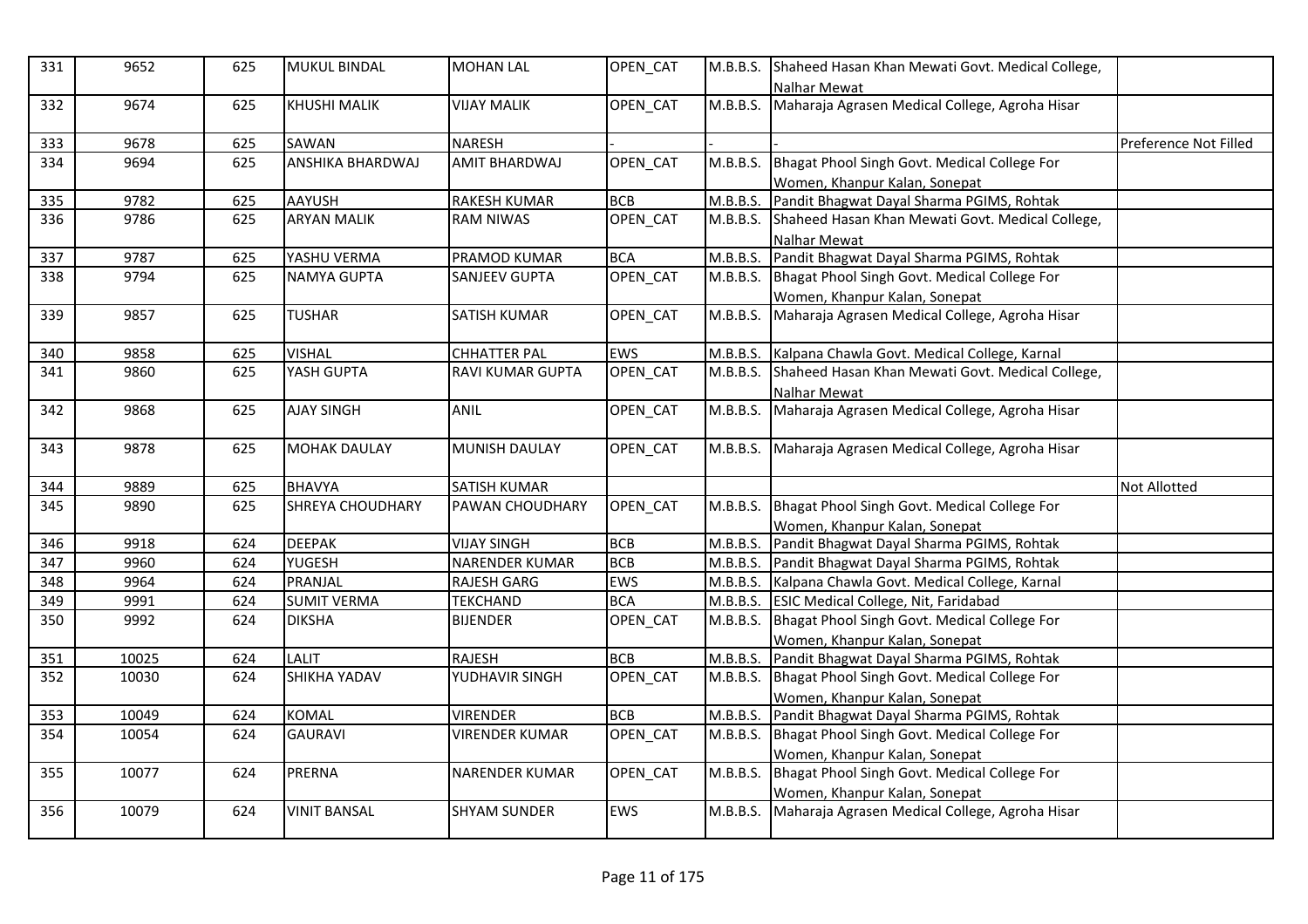| 331 | 9652 | 625 | MUKUL BINDAL | MOHAN LAL | OPEN_CAT | M.B.B.S. | Shaheed Hasan Khan Mewati Govt. Medical College, Nalhar Mewat | |
|---|---|---|---|---|---|---|---|---|
| 332 | 9674 | 625 | KHUSHI MALIK | VIJAY MALIK | OPEN_CAT | M.B.B.S. | Maharaja Agrasen Medical College, Agroha Hisar | |
| 333 | 9678 | 625 | SAWAN | NARESH | - | - | - | Preference Not Filled |
| 334 | 9694 | 625 | ANSHIKA BHARDWAJ | AMIT BHARDWAJ | OPEN_CAT | M.B.B.S. | Bhagat Phool Singh Govt. Medical College For Women, Khanpur Kalan, Sonepat | |
| 335 | 9782 | 625 | AAYUSH | RAKESH KUMAR | BCB | M.B.B.S. | Pandit Bhagwat Dayal Sharma PGIMS, Rohtak | |
| 336 | 9786 | 625 | ARYAN MALIK | RAM NIWAS | OPEN_CAT | M.B.B.S. | Shaheed Hasan Khan Mewati Govt. Medical College, Nalhar Mewat | |
| 337 | 9787 | 625 | YASHU VERMA | PRAMOD KUMAR | BCA | M.B.B.S. | Pandit Bhagwat Dayal Sharma PGIMS, Rohtak | |
| 338 | 9794 | 625 | NAMYA GUPTA | SANJEEV GUPTA | OPEN_CAT | M.B.B.S. | Bhagat Phool Singh Govt. Medical College For Women, Khanpur Kalan, Sonepat | |
| 339 | 9857 | 625 | TUSHAR | SATISH KUMAR | OPEN_CAT | M.B.B.S. | Maharaja Agrasen Medical College, Agroha Hisar | |
| 340 | 9858 | 625 | VISHAL | CHHATTER PAL | EWS | M.B.B.S. | Kalpana Chawla Govt. Medical College, Karnal | |
| 341 | 9860 | 625 | YASH GUPTA | RAVI KUMAR GUPTA | OPEN_CAT | M.B.B.S. | Shaheed Hasan Khan Mewati Govt. Medical College, Nalhar Mewat | |
| 342 | 9868 | 625 | AJAY SINGH | ANIL | OPEN_CAT | M.B.B.S. | Maharaja Agrasen Medical College, Agroha Hisar | |
| 343 | 9878 | 625 | MOHAK DAULAY | MUNISH DAULAY | OPEN_CAT | M.B.B.S. | Maharaja Agrasen Medical College, Agroha Hisar | |
| 344 | 9889 | 625 | BHAVYA | SATISH KUMAR | | | | Not Allotted |
| 345 | 9890 | 625 | SHREYA CHOUDHARY | PAWAN CHOUDHARY | OPEN_CAT | M.B.B.S. | Bhagat Phool Singh Govt. Medical College For Women, Khanpur Kalan, Sonepat | |
| 346 | 9918 | 624 | DEEPAK | VIJAY SINGH | BCB | M.B.B.S. | Pandit Bhagwat Dayal Sharma PGIMS, Rohtak | |
| 347 | 9960 | 624 | YUGESH | NARENDER KUMAR | BCB | M.B.B.S. | Pandit Bhagwat Dayal Sharma PGIMS, Rohtak | |
| 348 | 9964 | 624 | PRANJAL | RAJESH GARG | EWS | M.B.B.S. | Kalpana Chawla Govt. Medical College, Karnal | |
| 349 | 9991 | 624 | SUMIT VERMA | TEKCHAND | BCA | M.B.B.S. | ESIC Medical College, Nit, Faridabad | |
| 350 | 9992 | 624 | DIKSHA | BIJENDER | OPEN_CAT | M.B.B.S. | Bhagat Phool Singh Govt. Medical College For Women, Khanpur Kalan, Sonepat | |
| 351 | 10025 | 624 | LALIT | RAJESH | BCB | M.B.B.S. | Pandit Bhagwat Dayal Sharma PGIMS, Rohtak | |
| 352 | 10030 | 624 | SHIKHA YADAV | YUDHAVIR SINGH | OPEN_CAT | M.B.B.S. | Bhagat Phool Singh Govt. Medical College For Women, Khanpur Kalan, Sonepat | |
| 353 | 10049 | 624 | KOMAL | VIRENDER | BCB | M.B.B.S. | Pandit Bhagwat Dayal Sharma PGIMS, Rohtak | |
| 354 | 10054 | 624 | GAURAVI | VIRENDER KUMAR | OPEN_CAT | M.B.B.S. | Bhagat Phool Singh Govt. Medical College For Women, Khanpur Kalan, Sonepat | |
| 355 | 10077 | 624 | PRERNA | NARENDER KUMAR | OPEN_CAT | M.B.B.S. | Bhagat Phool Singh Govt. Medical College For Women, Khanpur Kalan, Sonepat | |
| 356 | 10079 | 624 | VINIT BANSAL | SHYAM SUNDER | EWS | M.B.B.S. | Maharaja Agrasen Medical College, Agroha Hisar | |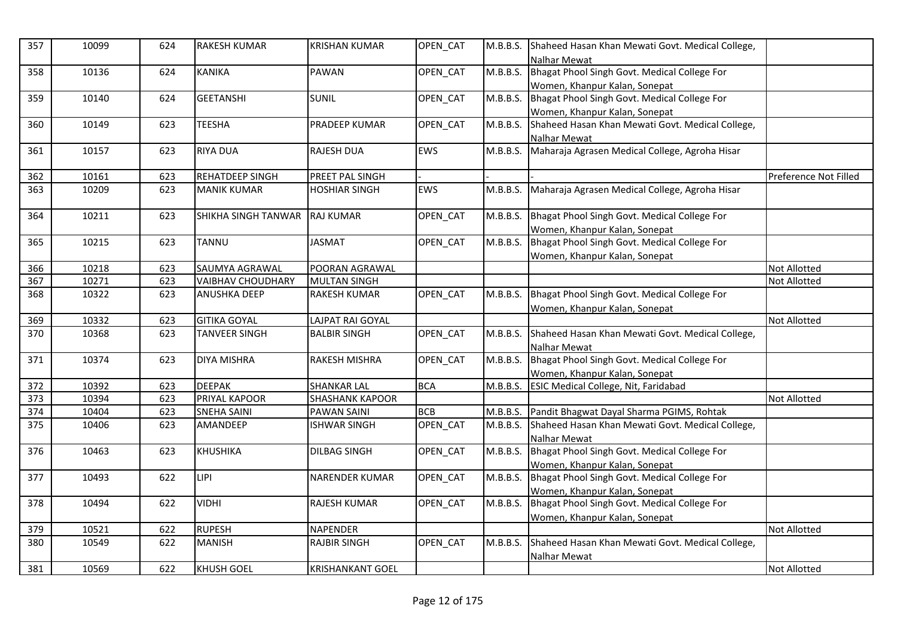| 357 | 10099 | 624 | RAKESH KUMAR | KRISHAN KUMAR | OPEN_CAT | M.B.B.S. | Shaheed Hasan Khan Mewati Govt. Medical College, Nalhar Mewat | |
|---|---|---|---|---|---|---|---|---|
| 358 | 10136 | 624 | KANIKA | PAWAN | OPEN_CAT | M.B.B.S. | Bhagat Phool Singh Govt. Medical College For Women, Khanpur Kalan, Sonepat | |
| 359 | 10140 | 624 | GEETANSHI | SUNIL | OPEN_CAT | M.B.B.S. | Bhagat Phool Singh Govt. Medical College For Women, Khanpur Kalan, Sonepat | |
| 360 | 10149 | 623 | TEESHA | PRADEEP KUMAR | OPEN_CAT | M.B.B.S. | Shaheed Hasan Khan Mewati Govt. Medical College, Nalhar Mewat | |
| 361 | 10157 | 623 | RIYA DUA | RAJESH DUA | EWS | M.B.B.S. | Maharaja Agrasen Medical College, Agroha Hisar | |
| 362 | 10161 | 623 | REHATDEEP SINGH | PREET PAL SINGH | - | - | - | Preference Not Filled |
| 363 | 10209 | 623 | MANIK KUMAR | HOSHIAR SINGH | EWS | M.B.B.S. | Maharaja Agrasen Medical College, Agroha Hisar | |
| 364 | 10211 | 623 | SHIKHA SINGH TANWAR | RAJ KUMAR | OPEN_CAT | M.B.B.S. | Bhagat Phool Singh Govt. Medical College For Women, Khanpur Kalan, Sonepat | |
| 365 | 10215 | 623 | TANNU | JASMAT | OPEN_CAT | M.B.B.S. | Bhagat Phool Singh Govt. Medical College For Women, Khanpur Kalan, Sonepat | |
| 366 | 10218 | 623 | SAUMYA AGRAWAL | POORAN AGRAWAL | | | | Not Allotted |
| 367 | 10271 | 623 | VAIBHAV CHOUDHARY | MULTAN SINGH | | | | Not Allotted |
| 368 | 10322 | 623 | ANUSHKA DEEP | RAKESH KUMAR | OPEN_CAT | M.B.B.S. | Bhagat Phool Singh Govt. Medical College For Women, Khanpur Kalan, Sonepat | |
| 369 | 10332 | 623 | GITIKA GOYAL | LAJPAT RAI GOYAL | | | | Not Allotted |
| 370 | 10368 | 623 | TANVEER SINGH | BALBIR SINGH | OPEN_CAT | M.B.B.S. | Shaheed Hasan Khan Mewati Govt. Medical College, Nalhar Mewat | |
| 371 | 10374 | 623 | DIYA MISHRA | RAKESH MISHRA | OPEN_CAT | M.B.B.S. | Bhagat Phool Singh Govt. Medical College For Women, Khanpur Kalan, Sonepat | |
| 372 | 10392 | 623 | DEEPAK | SHANKAR LAL | BCA | M.B.B.S. | ESIC Medical College, Nit, Faridabad | |
| 373 | 10394 | 623 | PRIYAL KAPOOR | SHASHANK KAPOOR | | | | Not Allotted |
| 374 | 10404 | 623 | SNEHA SAINI | PAWAN SAINI | BCB | M.B.B.S. | Pandit Bhagwat Dayal Sharma PGIMS, Rohtak | |
| 375 | 10406 | 623 | AMANDEEP | ISHWAR SINGH | OPEN_CAT | M.B.B.S. | Shaheed Hasan Khan Mewati Govt. Medical College, Nalhar Mewat | |
| 376 | 10463 | 623 | KHUSHIKA | DILBAG SINGH | OPEN_CAT | M.B.B.S. | Bhagat Phool Singh Govt. Medical College For Women, Khanpur Kalan, Sonepat | |
| 377 | 10493 | 622 | LIPI | NARENDER KUMAR | OPEN_CAT | M.B.B.S. | Bhagat Phool Singh Govt. Medical College For Women, Khanpur Kalan, Sonepat | |
| 378 | 10494 | 622 | VIDHI | RAJESH KUMAR | OPEN_CAT | M.B.B.S. | Bhagat Phool Singh Govt. Medical College For Women, Khanpur Kalan, Sonepat | |
| 379 | 10521 | 622 | RUPESH | NAPENDER | | | | Not Allotted |
| 380 | 10549 | 622 | MANISH | RAJBIR SINGH | OPEN_CAT | M.B.B.S. | Shaheed Hasan Khan Mewati Govt. Medical College, Nalhar Mewat | |
| 381 | 10569 | 622 | KHUSH GOEL | KRISHANKANT GOEL | | | | Not Allotted |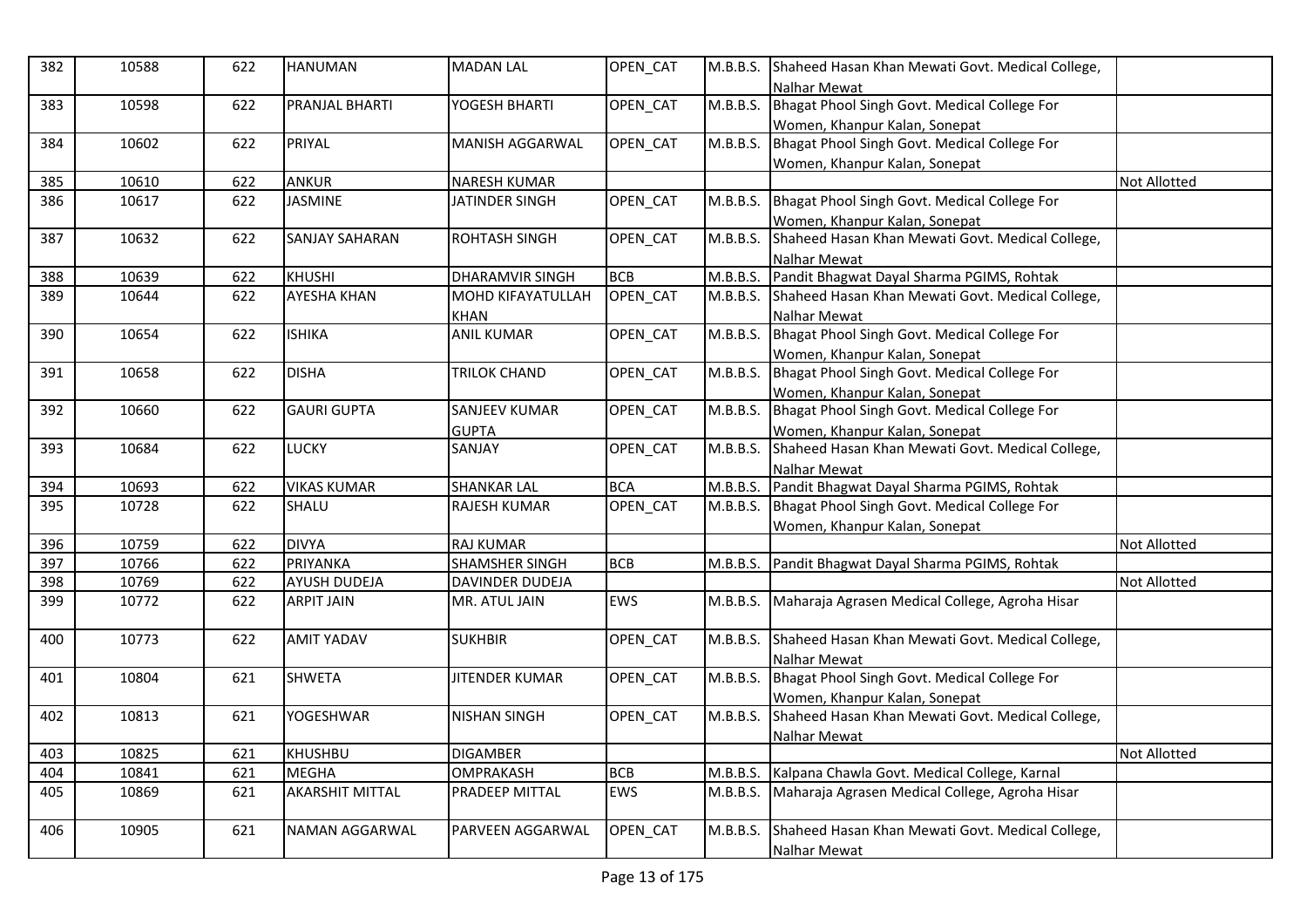| 382 | 10588 | 622 | HANUMAN | MADAN LAL | OPEN_CAT | M.B.B.S. | Shaheed Hasan Khan Mewati Govt. Medical College, Nalhar Mewat | |
|---|---|---|---|---|---|---|---|---|
| 383 | 10598 | 622 | PRANJAL BHARTI | YOGESH BHARTI | OPEN_CAT | M.B.B.S. | Bhagat Phool Singh Govt. Medical College For Women, Khanpur Kalan, Sonepat | |
| 384 | 10602 | 622 | PRIYAL | MANISH AGGARWAL | OPEN_CAT | M.B.B.S. | Bhagat Phool Singh Govt. Medical College For Women, Khanpur Kalan, Sonepat | |
| 385 | 10610 | 622 | ANKUR | NARESH KUMAR | | | | Not Allotted |
| 386 | 10617 | 622 | JASMINE | JATINDER SINGH | OPEN_CAT | M.B.B.S. | Bhagat Phool Singh Govt. Medical College For Women, Khanpur Kalan, Sonepat | |
| 387 | 10632 | 622 | SANJAY SAHARAN | ROHTASH SINGH | OPEN_CAT | M.B.B.S. | Shaheed Hasan Khan Mewati Govt. Medical College, Nalhar Mewat | |
| 388 | 10639 | 622 | KHUSHI | DHARAMVIR SINGH | BCB | M.B.B.S. | Pandit Bhagwat Dayal Sharma PGIMS, Rohtak | |
| 389 | 10644 | 622 | AYESHA KHAN | MOHD KIFAYATULLAH KHAN | OPEN_CAT | M.B.B.S. | Shaheed Hasan Khan Mewati Govt. Medical College, Nalhar Mewat | |
| 390 | 10654 | 622 | ISHIKA | ANIL KUMAR | OPEN_CAT | M.B.B.S. | Bhagat Phool Singh Govt. Medical College For Women, Khanpur Kalan, Sonepat | |
| 391 | 10658 | 622 | DISHA | TRILOK CHAND | OPEN_CAT | M.B.B.S. | Bhagat Phool Singh Govt. Medical College For Women, Khanpur Kalan, Sonepat | |
| 392 | 10660 | 622 | GAURI GUPTA | SANJEEV KUMAR GUPTA | OPEN_CAT | M.B.B.S. | Bhagat Phool Singh Govt. Medical College For Women, Khanpur Kalan, Sonepat | |
| 393 | 10684 | 622 | LUCKY | SANJAY | OPEN_CAT | M.B.B.S. | Shaheed Hasan Khan Mewati Govt. Medical College, Nalhar Mewat | |
| 394 | 10693 | 622 | VIKAS KUMAR | SHANKAR LAL | BCA | M.B.B.S. | Pandit Bhagwat Dayal Sharma PGIMS, Rohtak | |
| 395 | 10728 | 622 | SHALU | RAJESH KUMAR | OPEN_CAT | M.B.B.S. | Bhagat Phool Singh Govt. Medical College For Women, Khanpur Kalan, Sonepat | |
| 396 | 10759 | 622 | DIVYA | RAJ KUMAR | | | | Not Allotted |
| 397 | 10766 | 622 | PRIYANKA | SHAMSHER SINGH | BCB | M.B.B.S. | Pandit Bhagwat Dayal Sharma PGIMS, Rohtak | |
| 398 | 10769 | 622 | AYUSH DUDEJA | DAVINDER DUDEJA | | | | Not Allotted |
| 399 | 10772 | 622 | ARPIT JAIN | MR. ATUL JAIN | EWS | M.B.B.S. | Maharaja Agrasen Medical College, Agroha Hisar | |
| 400 | 10773 | 622 | AMIT YADAV | SUKHBIR | OPEN_CAT | M.B.B.S. | Shaheed Hasan Khan Mewati Govt. Medical College, Nalhar Mewat | |
| 401 | 10804 | 621 | SHWETA | JITENDER KUMAR | OPEN_CAT | M.B.B.S. | Bhagat Phool Singh Govt. Medical College For Women, Khanpur Kalan, Sonepat | |
| 402 | 10813 | 621 | YOGESHWAR | NISHAN SINGH | OPEN_CAT | M.B.B.S. | Shaheed Hasan Khan Mewati Govt. Medical College, Nalhar Mewat | |
| 403 | 10825 | 621 | KHUSHBU | DIGAMBER | | | | Not Allotted |
| 404 | 10841 | 621 | MEGHA | OMPRAKASH | BCB | M.B.B.S. | Kalpana Chawla Govt. Medical College, Karnal | |
| 405 | 10869 | 621 | AKARSHIT MITTAL | PRADEEP MITTAL | EWS | M.B.B.S. | Maharaja Agrasen Medical College, Agroha Hisar | |
| 406 | 10905 | 621 | NAMAN AGGARWAL | PARVEEN AGGARWAL | OPEN_CAT | M.B.B.S. | Shaheed Hasan Khan Mewati Govt. Medical College, Nalhar Mewat | |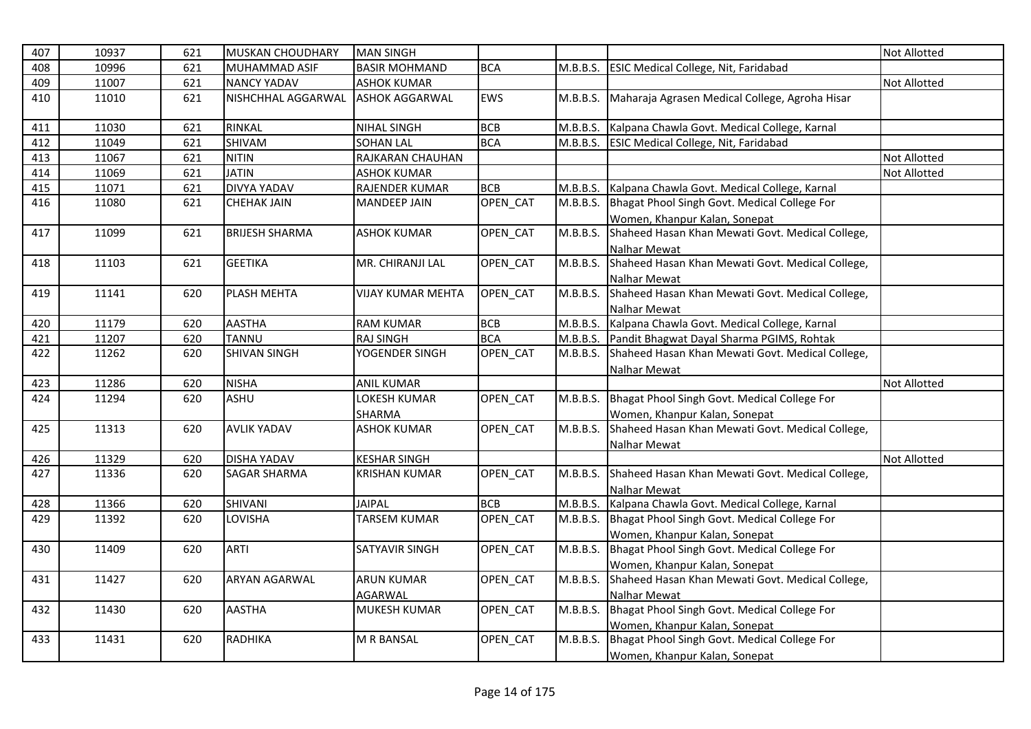| 407 | 10937 | 621 | MUSKAN CHOUDHARY | MAN SINGH | | | | Not Allotted |
|---|---|---|---|---|---|---|---|---|
| 408 | 10996 | 621 | MUHAMMAD ASIF | BASIR MOHMAND | BCA | M.B.B.S. | ESIC Medical College, Nit, Faridabad | |
| 409 | 11007 | 621 | NANCY YADAV | ASHOK KUMAR | | | | Not Allotted |
| 410 | 11010 | 621 | NISHCHHAL AGGARWAL | ASHOK AGGARWAL | EWS | M.B.B.S. | Maharaja Agrasen Medical College, Agroha Hisar | |
| 411 | 11030 | 621 | RINKAL | NIHAL SINGH | BCB | M.B.B.S. | Kalpana Chawla Govt. Medical College, Karnal | |
| 412 | 11049 | 621 | SHIVAM | SOHAN LAL | BCA | M.B.B.S. | ESIC Medical College, Nit, Faridabad | |
| 413 | 11067 | 621 | NITIN | RAJKARAN CHAUHAN | | | | Not Allotted |
| 414 | 11069 | 621 | JATIN | ASHOK KUMAR | | | | Not Allotted |
| 415 | 11071 | 621 | DIVYA YADAV | RAJENDER KUMAR | BCB | M.B.B.S. | Kalpana Chawla Govt. Medical College, Karnal | |
| 416 | 11080 | 621 | CHEHAK JAIN | MANDEEP JAIN | OPEN_CAT | M.B.B.S. | Bhagat Phool Singh Govt. Medical College For Women, Khanpur Kalan, Sonepat | |
| 417 | 11099 | 621 | BRIJESH SHARMA | ASHOK KUMAR | OPEN_CAT | M.B.B.S. | Shaheed Hasan Khan Mewati Govt. Medical College, Nalhar Mewat | |
| 418 | 11103 | 621 | GEETIKA | MR. CHIRANJI LAL | OPEN_CAT | M.B.B.S. | Shaheed Hasan Khan Mewati Govt. Medical College, Nalhar Mewat | |
| 419 | 11141 | 620 | PLASH MEHTA | VIJAY KUMAR MEHTA | OPEN_CAT | M.B.B.S. | Shaheed Hasan Khan Mewati Govt. Medical College, Nalhar Mewat | |
| 420 | 11179 | 620 | AASTHA | RAM KUMAR | BCB | M.B.B.S. | Kalpana Chawla Govt. Medical College, Karnal | |
| 421 | 11207 | 620 | TANNU | RAJ SINGH | BCA | M.B.B.S. | Pandit Bhagwat Dayal Sharma PGIMS, Rohtak | |
| 422 | 11262 | 620 | SHIVAN SINGH | YOGENDER SINGH | OPEN_CAT | M.B.B.S. | Shaheed Hasan Khan Mewati Govt. Medical College, Nalhar Mewat | |
| 423 | 11286 | 620 | NISHA | ANIL KUMAR | | | | Not Allotted |
| 424 | 11294 | 620 | ASHU | LOKESH KUMAR SHARMA | OPEN_CAT | M.B.B.S. | Bhagat Phool Singh Govt. Medical College For Women, Khanpur Kalan, Sonepat | |
| 425 | 11313 | 620 | AVLIK YADAV | ASHOK KUMAR | OPEN_CAT | M.B.B.S. | Shaheed Hasan Khan Mewati Govt. Medical College, Nalhar Mewat | |
| 426 | 11329 | 620 | DISHA YADAV | KESHAR SINGH | | | | Not Allotted |
| 427 | 11336 | 620 | SAGAR SHARMA | KRISHAN KUMAR | OPEN_CAT | M.B.B.S. | Shaheed Hasan Khan Mewati Govt. Medical College, Nalhar Mewat | |
| 428 | 11366 | 620 | SHIVANI | JAIPAL | BCB | M.B.B.S. | Kalpana Chawla Govt. Medical College, Karnal | |
| 429 | 11392 | 620 | LOVISHA | TARSEM KUMAR | OPEN_CAT | M.B.B.S. | Bhagat Phool Singh Govt. Medical College For Women, Khanpur Kalan, Sonepat | |
| 430 | 11409 | 620 | ARTI | SATYAVIR SINGH | OPEN_CAT | M.B.B.S. | Bhagat Phool Singh Govt. Medical College For Women, Khanpur Kalan, Sonepat | |
| 431 | 11427 | 620 | ARYAN AGARWAL | ARUN KUMAR AGARWAL | OPEN_CAT | M.B.B.S. | Shaheed Hasan Khan Mewati Govt. Medical College, Nalhar Mewat | |
| 432 | 11430 | 620 | AASTHA | MUKESH KUMAR | OPEN_CAT | M.B.B.S. | Bhagat Phool Singh Govt. Medical College For Women, Khanpur Kalan, Sonepat | |
| 433 | 11431 | 620 | RADHIKA | M R BANSAL | OPEN_CAT | M.B.B.S. | Bhagat Phool Singh Govt. Medical College For Women, Khanpur Kalan, Sonepat | |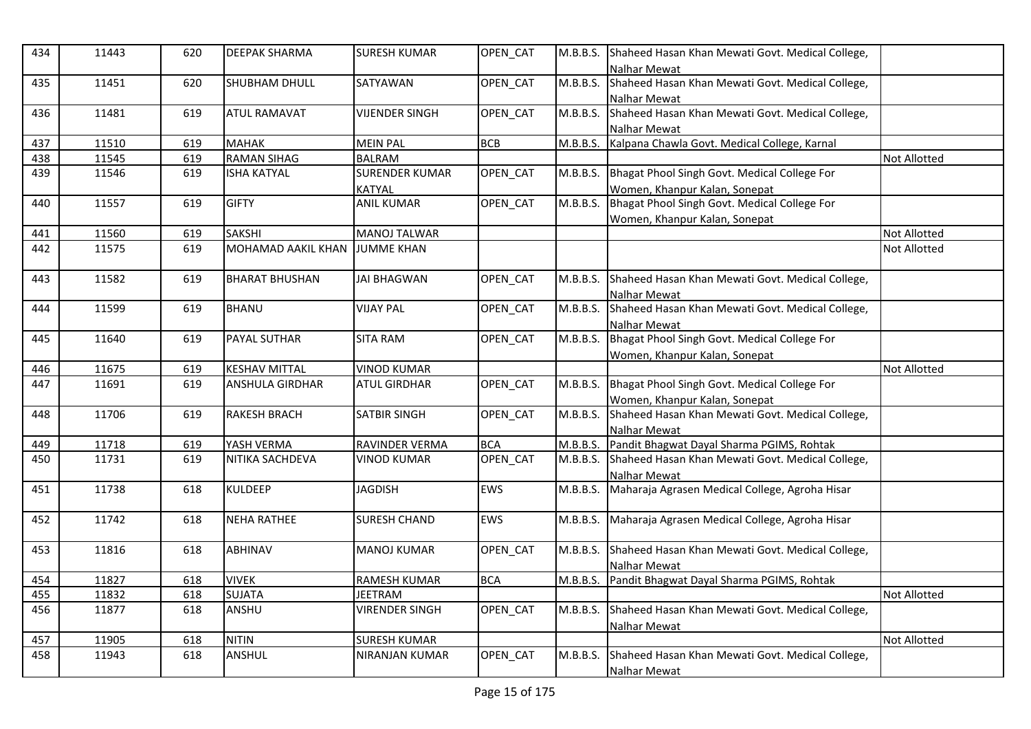| 434 | 11443 | 620 | DEEPAK SHARMA | SURESH KUMAR | OPEN_CAT | M.B.B.S. | Shaheed Hasan Khan Mewati Govt. Medical College, Nalhar Mewat | |
|---|---|---|---|---|---|---|---|---|
| 435 | 11451 | 620 | SHUBHAM DHULL | SATYAWAN | OPEN_CAT | M.B.B.S. | Shaheed Hasan Khan Mewati Govt. Medical College, Nalhar Mewat | |
| 436 | 11481 | 619 | ATUL RAMAVAT | VIJENDER SINGH | OPEN_CAT | M.B.B.S. | Shaheed Hasan Khan Mewati Govt. Medical College, Nalhar Mewat | |
| 437 | 11510 | 619 | MAHAK | MEIN PAL | BCB | M.B.B.S. | Kalpana Chawla Govt. Medical College, Karnal | |
| 438 | 11545 | 619 | RAMAN SIHAG | BALRAM | | | | Not Allotted |
| 439 | 11546 | 619 | ISHA KATYAL | SURENDER KUMAR KATYAL | OPEN_CAT | M.B.B.S. | Bhagat Phool Singh Govt. Medical College For Women, Khanpur Kalan, Sonepat | |
| 440 | 11557 | 619 | GIFTY | ANIL KUMAR | OPEN_CAT | M.B.B.S. | Bhagat Phool Singh Govt. Medical College For Women, Khanpur Kalan, Sonepat | |
| 441 | 11560 | 619 | SAKSHI | MANOJ TALWAR | | | | Not Allotted |
| 442 | 11575 | 619 | MOHAMAD AAKIL KHAN | JUMME KHAN | | | | Not Allotted |
| 443 | 11582 | 619 | BHARAT BHUSHAN | JAI BHAGWAN | OPEN_CAT | M.B.B.S. | Shaheed Hasan Khan Mewati Govt. Medical College, Nalhar Mewat | |
| 444 | 11599 | 619 | BHANU | VIJAY PAL | OPEN_CAT | M.B.B.S. | Shaheed Hasan Khan Mewati Govt. Medical College, Nalhar Mewat | |
| 445 | 11640 | 619 | PAYAL SUTHAR | SITA RAM | OPEN_CAT | M.B.B.S. | Bhagat Phool Singh Govt. Medical College For Women, Khanpur Kalan, Sonepat | |
| 446 | 11675 | 619 | KESHAV MITTAL | VINOD KUMAR | | | | Not Allotted |
| 447 | 11691 | 619 | ANSHULA GIRDHAR | ATUL GIRDHAR | OPEN_CAT | M.B.B.S. | Bhagat Phool Singh Govt. Medical College For Women, Khanpur Kalan, Sonepat | |
| 448 | 11706 | 619 | RAKESH BRACH | SATBIR SINGH | OPEN_CAT | M.B.B.S. | Shaheed Hasan Khan Mewati Govt. Medical College, Nalhar Mewat | |
| 449 | 11718 | 619 | YASH VERMA | RAVINDER VERMA | BCA | M.B.B.S. | Pandit Bhagwat Dayal Sharma PGIMS, Rohtak | |
| 450 | 11731 | 619 | NITIKA SACHDEVA | VINOD KUMAR | OPEN_CAT | M.B.B.S. | Shaheed Hasan Khan Mewati Govt. Medical College, Nalhar Mewat | |
| 451 | 11738 | 618 | KULDEEP | JAGDISH | EWS | M.B.B.S. | Maharaja Agrasen Medical College, Agroha Hisar | |
| 452 | 11742 | 618 | NEHA RATHEE | SURESH CHAND | EWS | M.B.B.S. | Maharaja Agrasen Medical College, Agroha Hisar | |
| 453 | 11816 | 618 | ABHINAV | MANOJ KUMAR | OPEN_CAT | M.B.B.S. | Shaheed Hasan Khan Mewati Govt. Medical College, Nalhar Mewat | |
| 454 | 11827 | 618 | VIVEK | RAMESH KUMAR | BCA | M.B.B.S. | Pandit Bhagwat Dayal Sharma PGIMS, Rohtak | |
| 455 | 11832 | 618 | SUJATA | JEETRAM | | | | Not Allotted |
| 456 | 11877 | 618 | ANSHU | VIRENDER SINGH | OPEN_CAT | M.B.B.S. | Shaheed Hasan Khan Mewati Govt. Medical College, Nalhar Mewat | |
| 457 | 11905 | 618 | NITIN | SURESH KUMAR | | | | Not Allotted |
| 458 | 11943 | 618 | ANSHUL | NIRANJAN KUMAR | OPEN_CAT | M.B.B.S. | Shaheed Hasan Khan Mewati Govt. Medical College, Nalhar Mewat | |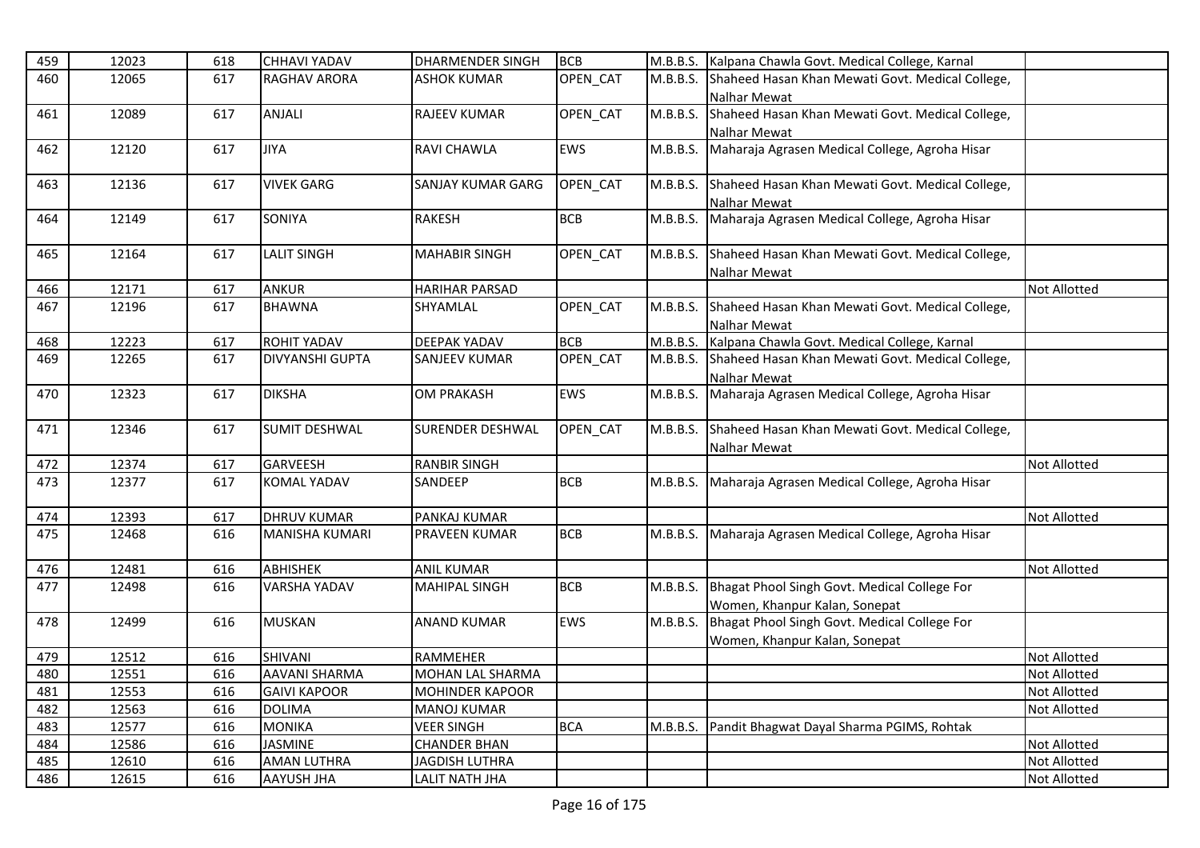| 459 | 12023 | 618 | CHHAVI YADAV | DHARMENDER SINGH | BCB | M.B.B.S. | Kalpana Chawla Govt. Medical College, Karnal | |
|---|---|---|---|---|---|---|---|---|
| 460 | 12065 | 617 | RAGHAV ARORA | ASHOK KUMAR | OPEN_CAT | M.B.B.S. | Shaheed Hasan Khan Mewati Govt. Medical College, Nalhar Mewat | |
| 461 | 12089 | 617 | ANJALI | RAJEEV KUMAR | OPEN_CAT | M.B.B.S. | Shaheed Hasan Khan Mewati Govt. Medical College, Nalhar Mewat | |
| 462 | 12120 | 617 | JIYA | RAVI CHAWLA | EWS | M.B.B.S. | Maharaja Agrasen Medical College, Agroha Hisar | |
| 463 | 12136 | 617 | VIVEK GARG | SANJAY KUMAR GARG | OPEN_CAT | M.B.B.S. | Shaheed Hasan Khan Mewati Govt. Medical College, Nalhar Mewat | |
| 464 | 12149 | 617 | SONIYA | RAKESH | BCB | M.B.B.S. | Maharaja Agrasen Medical College, Agroha Hisar | |
| 465 | 12164 | 617 | LALIT SINGH | MAHABIR SINGH | OPEN_CAT | M.B.B.S. | Shaheed Hasan Khan Mewati Govt. Medical College, Nalhar Mewat | |
| 466 | 12171 | 617 | ANKUR | HARIHAR PARSAD | | | | Not Allotted |
| 467 | 12196 | 617 | BHAWNA | SHYAMLAL | OPEN_CAT | M.B.B.S. | Shaheed Hasan Khan Mewati Govt. Medical College, Nalhar Mewat | |
| 468 | 12223 | 617 | ROHIT YADAV | DEEPAK YADAV | BCB | M.B.B.S. | Kalpana Chawla Govt. Medical College, Karnal | |
| 469 | 12265 | 617 | DIVYANSHI GUPTA | SANJEEV KUMAR | OPEN_CAT | M.B.B.S. | Shaheed Hasan Khan Mewati Govt. Medical College, Nalhar Mewat | |
| 470 | 12323 | 617 | DIKSHA | OM PRAKASH | EWS | M.B.B.S. | Maharaja Agrasen Medical College, Agroha Hisar | |
| 471 | 12346 | 617 | SUMIT DESHWAL | SURENDER DESHWAL | OPEN_CAT | M.B.B.S. | Shaheed Hasan Khan Mewati Govt. Medical College, Nalhar Mewat | |
| 472 | 12374 | 617 | GARVEESH | RANBIR SINGH | | | | Not Allotted |
| 473 | 12377 | 617 | KOMAL YADAV | SANDEEP | BCB | M.B.B.S. | Maharaja Agrasen Medical College, Agroha Hisar | |
| 474 | 12393 | 617 | DHRUV KUMAR | PANKAJ KUMAR | | | | Not Allotted |
| 475 | 12468 | 616 | MANISHA KUMARI | PRAVEEN KUMAR | BCB | M.B.B.S. | Maharaja Agrasen Medical College, Agroha Hisar | |
| 476 | 12481 | 616 | ABHISHEK | ANIL KUMAR | | | | Not Allotted |
| 477 | 12498 | 616 | VARSHA YADAV | MAHIPAL SINGH | BCB | M.B.B.S. | Bhagat Phool Singh Govt. Medical College For Women, Khanpur Kalan, Sonepat | |
| 478 | 12499 | 616 | MUSKAN | ANAND KUMAR | EWS | M.B.B.S. | Bhagat Phool Singh Govt. Medical College For Women, Khanpur Kalan, Sonepat | |
| 479 | 12512 | 616 | SHIVANI | RAMMEHER | | | | Not Allotted |
| 480 | 12551 | 616 | AAVANI SHARMA | MOHAN LAL SHARMA | | | | Not Allotted |
| 481 | 12553 | 616 | GAIVI KAPOOR | MOHINDER KAPOOR | | | | Not Allotted |
| 482 | 12563 | 616 | DOLIMA | MANOJ KUMAR | | | | Not Allotted |
| 483 | 12577 | 616 | MONIKA | VEER SINGH | BCA | M.B.B.S. | Pandit Bhagwat Dayal Sharma PGIMS, Rohtak | |
| 484 | 12586 | 616 | JASMINE | CHANDER BHAN | | | | Not Allotted |
| 485 | 12610 | 616 | AMAN LUTHRA | JAGDISH LUTHRA | | | | Not Allotted |
| 486 | 12615 | 616 | AAYUSH JHA | LALIT NATH JHA | | | | Not Allotted |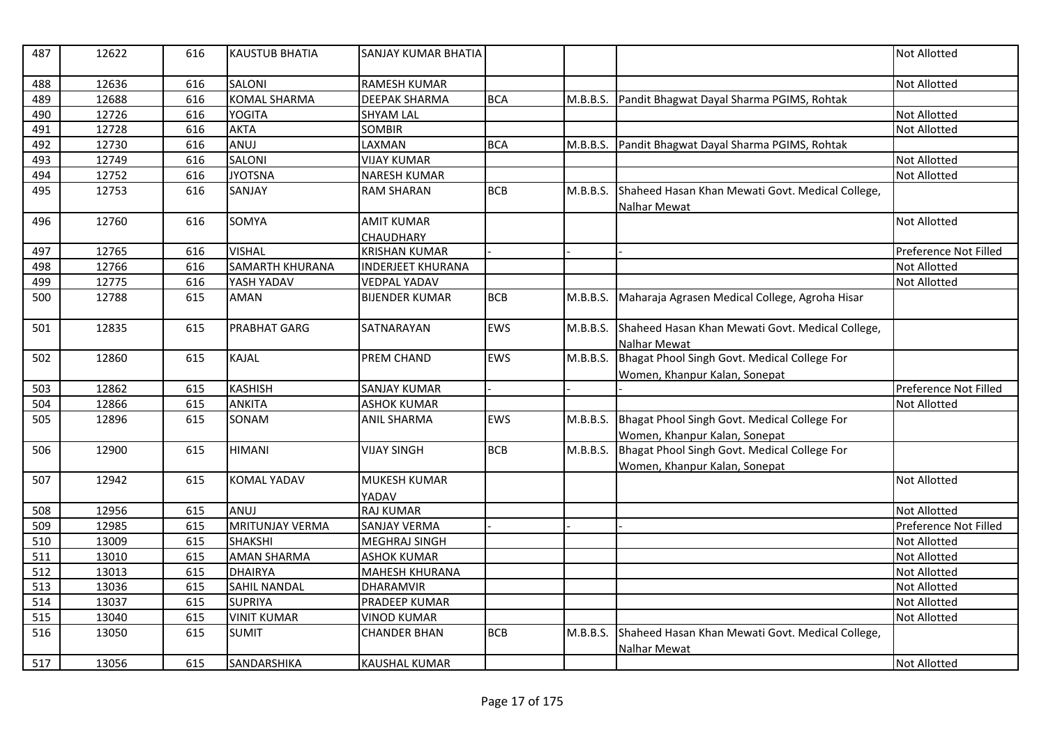| 487 | 12622 | 616 | KAUSTUB BHATIA | SANJAY KUMAR BHATIA | | | | Not Allotted |
|---|---|---|---|---|---|---|---|---|
| 488 | 12636 | 616 | SALONI | RAMESH KUMAR | | | | Not Allotted |
| 489 | 12688 | 616 | KOMAL SHARMA | DEEPAK SHARMA | BCA | M.B.B.S. | Pandit Bhagwat Dayal Sharma PGIMS, Rohtak | |
| 490 | 12726 | 616 | YOGITA | SHYAM LAL | | | | Not Allotted |
| 491 | 12728 | 616 | AKTA | SOMBIR | | | | Not Allotted |
| 492 | 12730 | 616 | ANUJ | LAXMAN | BCA | M.B.B.S. | Pandit Bhagwat Dayal Sharma PGIMS, Rohtak | |
| 493 | 12749 | 616 | SALONI | VIJAY KUMAR | | | | Not Allotted |
| 494 | 12752 | 616 | JYOTSNA | NARESH KUMAR | | | | Not Allotted |
| 495 | 12753 | 616 | SANJAY | RAM SHARAN | BCB | M.B.B.S. | Shaheed Hasan Khan Mewati Govt. Medical College, Nalhar Mewat | |
| 496 | 12760 | 616 | SOMYA | AMIT KUMAR CHAUDHARY | | | | Not Allotted |
| 497 | 12765 | 616 | VISHAL | KRISHAN KUMAR | - | - | - | Preference Not Filled |
| 498 | 12766 | 616 | SAMARTH KHURANA | INDERJEET KHURANA | | | | Not Allotted |
| 499 | 12775 | 616 | YASH YADAV | VEDPAL YADAV | | | | Not Allotted |
| 500 | 12788 | 615 | AMAN | BIJENDER KUMAR | BCB | M.B.B.S. | Maharaja Agrasen Medical College, Agroha Hisar | |
| 501 | 12835 | 615 | PRABHAT GARG | SATNARAYAN | EWS | M.B.B.S. | Shaheed Hasan Khan Mewati Govt. Medical College, Nalhar Mewat | |
| 502 | 12860 | 615 | KAJAL | PREM CHAND | EWS | M.B.B.S. | Bhagat Phool Singh Govt. Medical College For Women, Khanpur Kalan, Sonepat | |
| 503 | 12862 | 615 | KASHISH | SANJAY KUMAR | - | - | - | Preference Not Filled |
| 504 | 12866 | 615 | ANKITA | ASHOK KUMAR | | | | Not Allotted |
| 505 | 12896 | 615 | SONAM | ANIL SHARMA | EWS | M.B.B.S. | Bhagat Phool Singh Govt. Medical College For Women, Khanpur Kalan, Sonepat | |
| 506 | 12900 | 615 | HIMANI | VIJAY SINGH | BCB | M.B.B.S. | Bhagat Phool Singh Govt. Medical College For Women, Khanpur Kalan, Sonepat | |
| 507 | 12942 | 615 | KOMAL YADAV | MUKESH KUMAR YADAV | | | | Not Allotted |
| 508 | 12956 | 615 | ANUJ | RAJ KUMAR | | | | Not Allotted |
| 509 | 12985 | 615 | MRITUNJAY VERMA | SANJAY VERMA | - | - | - | Preference Not Filled |
| 510 | 13009 | 615 | SHAKSHI | MEGHRAJ SINGH | | | | Not Allotted |
| 511 | 13010 | 615 | AMAN SHARMA | ASHOK KUMAR | | | | Not Allotted |
| 512 | 13013 | 615 | DHAIRYA | MAHESH KHURANA | | | | Not Allotted |
| 513 | 13036 | 615 | SAHIL NANDAL | DHARAMVIR | | | | Not Allotted |
| 514 | 13037 | 615 | SUPRIYA | PRADEEP KUMAR | | | | Not Allotted |
| 515 | 13040 | 615 | VINIT KUMAR | VINOD KUMAR | | | | Not Allotted |
| 516 | 13050 | 615 | SUMIT | CHANDER BHAN | BCB | M.B.B.S. | Shaheed Hasan Khan Mewati Govt. Medical College, Nalhar Mewat | |
| 517 | 13056 | 615 | SANDARSHIKA | KAUSHAL KUMAR | | | | Not Allotted |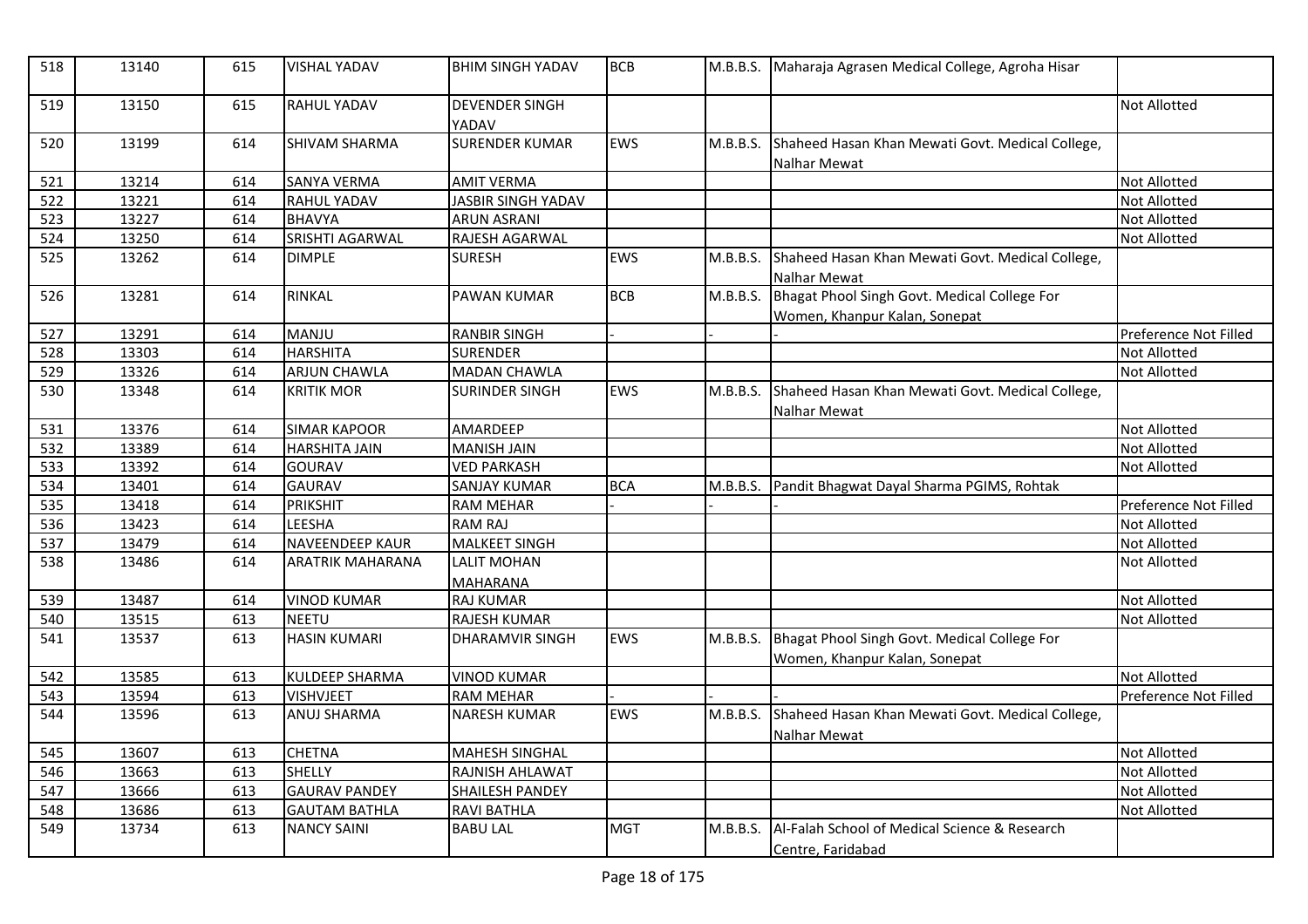| 518 | 13140 | 615 | VISHAL YADAV | BHIM SINGH YADAV | BCB | M.B.B.S. | Maharaja Agrasen Medical College, Agroha Hisar | |
|---|---|---|---|---|---|---|---|---|
| 519 | 13150 | 615 | RAHUL YADAV | DEVENDER SINGH YADAV | | | | Not Allotted |
| 520 | 13199 | 614 | SHIVAM SHARMA | SURENDER KUMAR | EWS | M.B.B.S. | Shaheed Hasan Khan Mewati Govt. Medical College, Nalhar Mewat | |
| 521 | 13214 | 614 | SANYA VERMA | AMIT VERMA | | | | Not Allotted |
| 522 | 13221 | 614 | RAHUL YADAV | JASBIR SINGH YADAV | | | | Not Allotted |
| 523 | 13227 | 614 | BHAVYA | ARUN ASRANI | | | | Not Allotted |
| 524 | 13250 | 614 | SRISHTI AGARWAL | RAJESH AGARWAL | | | | Not Allotted |
| 525 | 13262 | 614 | DIMPLE | SURESH | EWS | M.B.B.S. | Shaheed Hasan Khan Mewati Govt. Medical College, Nalhar Mewat | |
| 526 | 13281 | 614 | RINKAL | PAWAN KUMAR | BCB | M.B.B.S. | Bhagat Phool Singh Govt. Medical College For Women, Khanpur Kalan, Sonepat | |
| 527 | 13291 | 614 | MANJU | RANBIR SINGH | - | - | - | Preference Not Filled |
| 528 | 13303 | 614 | HARSHITA | SURENDER | | | | Not Allotted |
| 529 | 13326 | 614 | ARJUN CHAWLA | MADAN CHAWLA | | | | Not Allotted |
| 530 | 13348 | 614 | KRITIK MOR | SURINDER SINGH | EWS | M.B.B.S. | Shaheed Hasan Khan Mewati Govt. Medical College, Nalhar Mewat | |
| 531 | 13376 | 614 | SIMAR KAPOOR | AMARDEEP | | | | Not Allotted |
| 532 | 13389 | 614 | HARSHITA JAIN | MANISH JAIN | | | | Not Allotted |
| 533 | 13392 | 614 | GOURAV | VED PARKASH | | | | Not Allotted |
| 534 | 13401 | 614 | GAURAV | SANJAY KUMAR | BCA | M.B.B.S. | Pandit Bhagwat Dayal Sharma PGIMS, Rohtak | |
| 535 | 13418 | 614 | PRIKSHIT | RAM MEHAR | - | - | - | Preference Not Filled |
| 536 | 13423 | 614 | LEESHA | RAM RAJ | | | | Not Allotted |
| 537 | 13479 | 614 | NAVEENDEEP KAUR | MALKEET SINGH | | | | Not Allotted |
| 538 | 13486 | 614 | ARATRIK MAHARANA | LALIT MOHAN MAHARANA | | | | Not Allotted |
| 539 | 13487 | 614 | VINOD KUMAR | RAJ KUMAR | | | | Not Allotted |
| 540 | 13515 | 613 | NEETU | RAJESH KUMAR | | | | Not Allotted |
| 541 | 13537 | 613 | HASIN KUMARI | DHARAMVIR SINGH | EWS | M.B.B.S. | Bhagat Phool Singh Govt. Medical College For Women, Khanpur Kalan, Sonepat | |
| 542 | 13585 | 613 | KULDEEP SHARMA | VINOD KUMAR | | | | Not Allotted |
| 543 | 13594 | 613 | VISHVJEET | RAM MEHAR | - | - | - | Preference Not Filled |
| 544 | 13596 | 613 | ANUJ SHARMA | NARESH KUMAR | EWS | M.B.B.S. | Shaheed Hasan Khan Mewati Govt. Medical College, Nalhar Mewat | |
| 545 | 13607 | 613 | CHETNA | MAHESH SINGHAL | | | | Not Allotted |
| 546 | 13663 | 613 | SHELLY | RAJNISH AHLAWAT | | | | Not Allotted |
| 547 | 13666 | 613 | GAURAV PANDEY | SHAILESH PANDEY | | | | Not Allotted |
| 548 | 13686 | 613 | GAUTAM BATHLA | RAVI BATHLA | | | | Not Allotted |
| 549 | 13734 | 613 | NANCY SAINI | BABU LAL | MGT | M.B.B.S. | Al-Falah School of Medical Science & Research Centre, Faridabad | |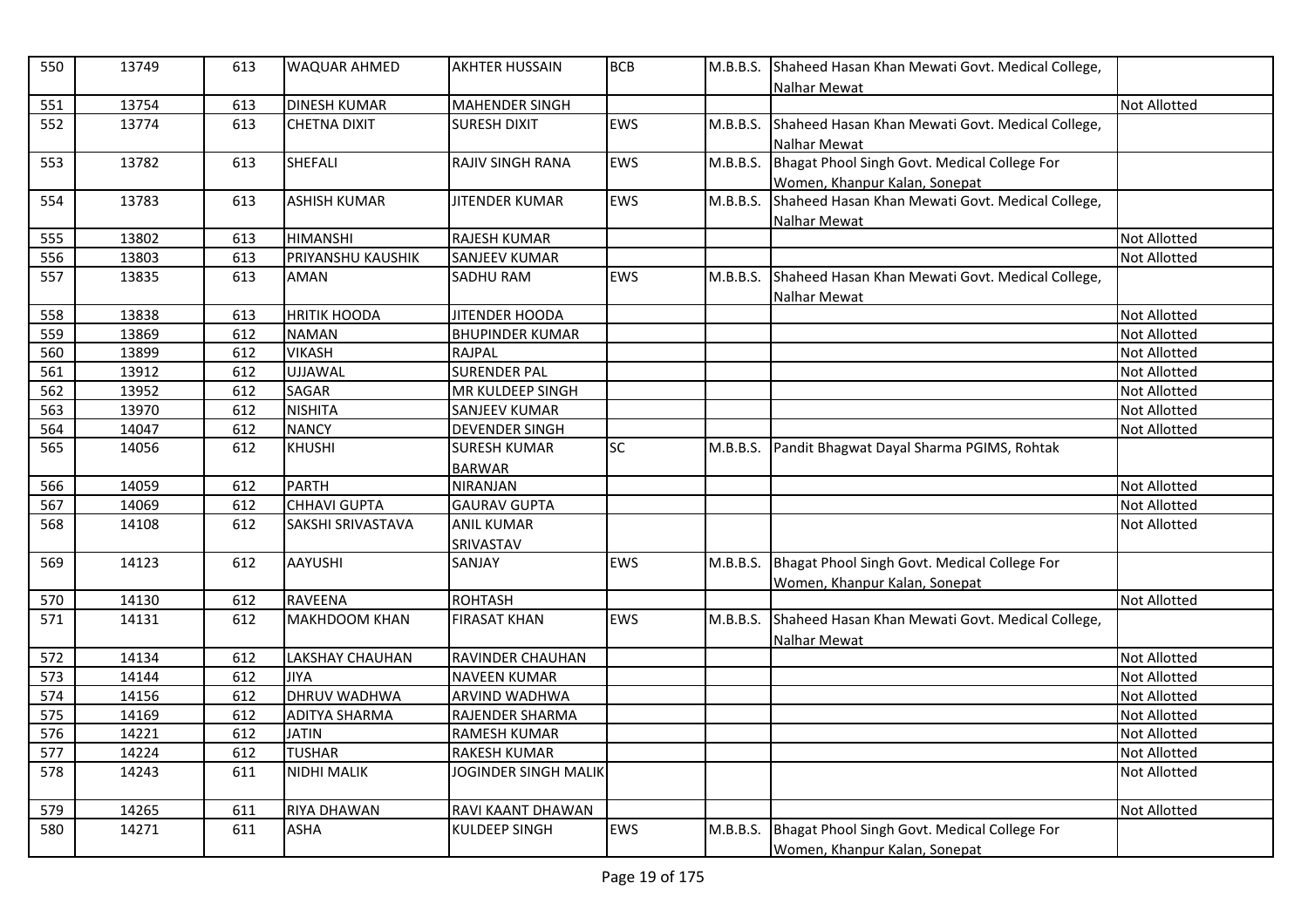| 550 | 13749 | 613 | WAQUAR AHMED | AKHTER HUSSAIN | BCB | M.B.B.S. | Shaheed Hasan Khan Mewati Govt. Medical College, Nalhar Mewat | |
|---|---|---|---|---|---|---|---|---|
| 551 | 13754 | 613 | DINESH KUMAR | MAHENDER SINGH | | | | Not Allotted |
| 552 | 13774 | 613 | CHETNA DIXIT | SURESH DIXIT | EWS | M.B.B.S. | Shaheed Hasan Khan Mewati Govt. Medical College, Nalhar Mewat | |
| 553 | 13782 | 613 | SHEFALI | RAJIV SINGH RANA | EWS | M.B.B.S. | Bhagat Phool Singh Govt. Medical College For Women, Khanpur Kalan, Sonepat | |
| 554 | 13783 | 613 | ASHISH KUMAR | JITENDER KUMAR | EWS | M.B.B.S. | Shaheed Hasan Khan Mewati Govt. Medical College, Nalhar Mewat | |
| 555 | 13802 | 613 | HIMANSHI | RAJESH KUMAR | | | | Not Allotted |
| 556 | 13803 | 613 | PRIYANSHU KAUSHIK | SANJEEV KUMAR | | | | Not Allotted |
| 557 | 13835 | 613 | AMAN | SADHU RAM | EWS | M.B.B.S. | Shaheed Hasan Khan Mewati Govt. Medical College, Nalhar Mewat | |
| 558 | 13838 | 613 | HRITIK HOODA | JITENDER HOODA | | | | Not Allotted |
| 559 | 13869 | 612 | NAMAN | BHUPINDER KUMAR | | | | Not Allotted |
| 560 | 13899 | 612 | VIKASH | RAJPAL | | | | Not Allotted |
| 561 | 13912 | 612 | UJJAWAL | SURENDER PAL | | | | Not Allotted |
| 562 | 13952 | 612 | SAGAR | MR KULDEEP SINGH | | | | Not Allotted |
| 563 | 13970 | 612 | NISHITA | SANJEEV KUMAR | | | | Not Allotted |
| 564 | 14047 | 612 | NANCY | DEVENDER SINGH | | | | Not Allotted |
| 565 | 14056 | 612 | KHUSHI | SURESH KUMAR BARWAR | SC | M.B.B.S. | Pandit Bhagwat Dayal Sharma PGIMS, Rohtak | |
| 566 | 14059 | 612 | PARTH | NIRANJAN | | | | Not Allotted |
| 567 | 14069 | 612 | CHHAVI GUPTA | GAURAV GUPTA | | | | Not Allotted |
| 568 | 14108 | 612 | SAKSHI SRIVASTAVA | ANIL KUMAR SRIVASTAV | | | | Not Allotted |
| 569 | 14123 | 612 | AAYUSHI | SANJAY | EWS | M.B.B.S. | Bhagat Phool Singh Govt. Medical College For Women, Khanpur Kalan, Sonepat | |
| 570 | 14130 | 612 | RAVEENA | ROHTASH | | | | Not Allotted |
| 571 | 14131 | 612 | MAKHDOOM KHAN | FIRASAT KHAN | EWS | M.B.B.S. | Shaheed Hasan Khan Mewati Govt. Medical College, Nalhar Mewat | |
| 572 | 14134 | 612 | LAKSHAY CHAUHAN | RAVINDER CHAUHAN | | | | Not Allotted |
| 573 | 14144 | 612 | JIYA | NAVEEN KUMAR | | | | Not Allotted |
| 574 | 14156 | 612 | DHRUV WADHWA | ARVIND WADHWA | | | | Not Allotted |
| 575 | 14169 | 612 | ADITYA SHARMA | RAJENDER SHARMA | | | | Not Allotted |
| 576 | 14221 | 612 | JATIN | RAMESH KUMAR | | | | Not Allotted |
| 577 | 14224 | 612 | TUSHAR | RAKESH KUMAR | | | | Not Allotted |
| 578 | 14243 | 611 | NIDHI MALIK | JOGINDER SINGH MALIK | | | | Not Allotted |
| 579 | 14265 | 611 | RIYA DHAWAN | RAVI KAANT DHAWAN | | | | Not Allotted |
| 580 | 14271 | 611 | ASHA | KULDEEP SINGH | EWS | M.B.B.S. | Bhagat Phool Singh Govt. Medical College For Women, Khanpur Kalan, Sonepat | |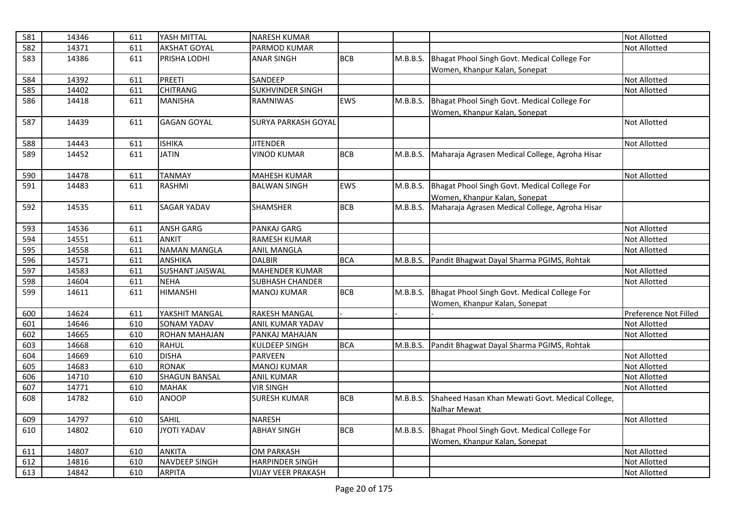| 581 | 14346 | 611 | YASH MITTAL | NARESH KUMAR | | | | Not Allotted |
|---|---|---|---|---|---|---|---|---|
| 582 | 14371 | 611 | AKSHAT GOYAL | PARMOD KUMAR | | | | Not Allotted |
| 583 | 14386 | 611 | PRISHA LODHI | ANAR SINGH | BCB | M.B.B.S. | Bhagat Phool Singh Govt. Medical College For Women, Khanpur Kalan, Sonepat | |
| 584 | 14392 | 611 | PREETI | SANDEEP | | | | Not Allotted |
| 585 | 14402 | 611 | CHITRANG | SUKHVINDER SINGH | | | | Not Allotted |
| 586 | 14418 | 611 | MANISHA | RAMNIWAS | EWS | M.B.B.S. | Bhagat Phool Singh Govt. Medical College For Women, Khanpur Kalan, Sonepat | |
| 587 | 14439 | 611 | GAGAN GOYAL | SURYA PARKASH GOYAL | | | | Not Allotted |
| 588 | 14443 | 611 | ISHIKA | JITENDER | | | | Not Allotted |
| 589 | 14452 | 611 | JATIN | VINOD KUMAR | BCB | M.B.B.S. | Maharaja Agrasen Medical College, Agroha Hisar | |
| 590 | 14478 | 611 | TANMAY | MAHESH KUMAR | | | | Not Allotted |
| 591 | 14483 | 611 | RASHMI | BALWAN SINGH | EWS | M.B.B.S. | Bhagat Phool Singh Govt. Medical College For Women, Khanpur Kalan, Sonepat | |
| 592 | 14535 | 611 | SAGAR YADAV | SHAMSHER | BCB | M.B.B.S. | Maharaja Agrasen Medical College, Agroha Hisar | |
| 593 | 14536 | 611 | ANSH GARG | PANKAJ GARG | | | | Not Allotted |
| 594 | 14551 | 611 | ANKIT | RAMESH KUMAR | | | | Not Allotted |
| 595 | 14558 | 611 | NAMAN MANGLA | ANIL MANGLA | | | | Not Allotted |
| 596 | 14571 | 611 | ANSHIKA | DALBIR | BCA | M.B.B.S. | Pandit Bhagwat Dayal Sharma PGIMS, Rohtak | |
| 597 | 14583 | 611 | SUSHANT JAISWAL | MAHENDER KUMAR | | | | Not Allotted |
| 598 | 14604 | 611 | NEHA | SUBHASH CHANDER | | | | Not Allotted |
| 599 | 14611 | 611 | HIMANSHI | MANOJ KUMAR | BCB | M.B.B.S. | Bhagat Phool Singh Govt. Medical College For Women, Khanpur Kalan, Sonepat | |
| 600 | 14624 | 611 | YAKSHIT MANGAL | RAKESH MANGAL | - | - | - | Preference Not Filled |
| 601 | 14646 | 610 | SONAM YADAV | ANIL KUMAR YADAV | | | | Not Allotted |
| 602 | 14665 | 610 | ROHAN MAHAJAN | PANKAJ MAHAJAN | | | | Not Allotted |
| 603 | 14668 | 610 | RAHUL | KULDEEP SINGH | BCA | M.B.B.S. | Pandit Bhagwat Dayal Sharma PGIMS, Rohtak | |
| 604 | 14669 | 610 | DISHA | PARVEEN | | | | Not Allotted |
| 605 | 14683 | 610 | RONAK | MANOJ KUMAR | | | | Not Allotted |
| 606 | 14710 | 610 | SHAGUN BANSAL | ANIL KUMAR | | | | Not Allotted |
| 607 | 14771 | 610 | MAHAK | VIR SINGH | | | | Not Allotted |
| 608 | 14782 | 610 | ANOOP | SURESH KUMAR | BCB | M.B.B.S. | Shaheed Hasan Khan Mewati Govt. Medical College, Nalhar Mewat | |
| 609 | 14797 | 610 | SAHIL | NARESH | | | | Not Allotted |
| 610 | 14802 | 610 | JYOTI YADAV | ABHAY SINGH | BCB | M.B.B.S. | Bhagat Phool Singh Govt. Medical College For Women, Khanpur Kalan, Sonepat | |
| 611 | 14807 | 610 | ANKITA | OM PARKASH | | | | Not Allotted |
| 612 | 14816 | 610 | NAVDEEP SINGH | HARPINDER SINGH | | | | Not Allotted |
| 613 | 14842 | 610 | ARPITA | VIJAY VEER PRAKASH | | | | Not Allotted |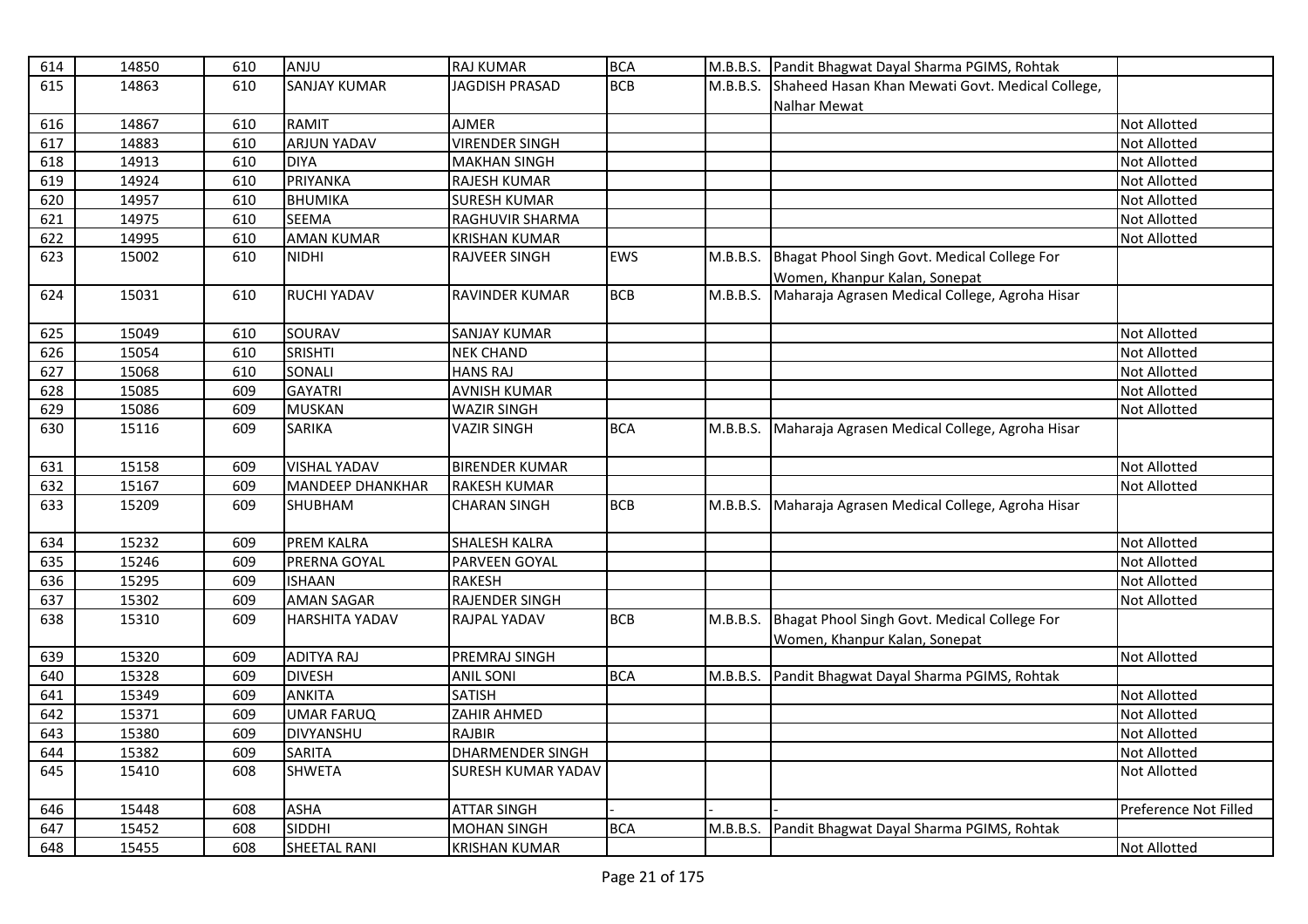| 614 | 14850 | 610 | ANJU | RAJ KUMAR | BCA | M.B.B.S. | Pandit Bhagwat Dayal Sharma PGIMS, Rohtak | |
|---|---|---|---|---|---|---|---|---|
| 615 | 14863 | 610 | SANJAY KUMAR | JAGDISH PRASAD | BCB | M.B.B.S. | Shaheed Hasan Khan Mewati Govt. Medical College, Nalhar Mewat | |
| 616 | 14867 | 610 | RAMIT | AJMER | | | | Not Allotted |
| 617 | 14883 | 610 | ARJUN YADAV | VIRENDER SINGH | | | | Not Allotted |
| 618 | 14913 | 610 | DIYA | MAKHAN SINGH | | | | Not Allotted |
| 619 | 14924 | 610 | PRIYANKA | RAJESH KUMAR | | | | Not Allotted |
| 620 | 14957 | 610 | BHUMIKA | SURESH KUMAR | | | | Not Allotted |
| 621 | 14975 | 610 | SEEMA | RAGHUVIR SHARMA | | | | Not Allotted |
| 622 | 14995 | 610 | AMAN KUMAR | KRISHAN KUMAR | | | | Not Allotted |
| 623 | 15002 | 610 | NIDHI | RAJVEER SINGH | EWS | M.B.B.S. | Bhagat Phool Singh Govt. Medical College For Women, Khanpur Kalan, Sonepat | |
| 624 | 15031 | 610 | RUCHI YADAV | RAVINDER KUMAR | BCB | M.B.B.S. | Maharaja Agrasen Medical College, Agroha Hisar | |
| 625 | 15049 | 610 | SOURAV | SANJAY KUMAR | | | | Not Allotted |
| 626 | 15054 | 610 | SRISHTI | NEK CHAND | | | | Not Allotted |
| 627 | 15068 | 610 | SONALI | HANS RAJ | | | | Not Allotted |
| 628 | 15085 | 609 | GAYATRI | AVNISH KUMAR | | | | Not Allotted |
| 629 | 15086 | 609 | MUSKAN | WAZIR SINGH | | | | Not Allotted |
| 630 | 15116 | 609 | SARIKA | VAZIR SINGH | BCA | M.B.B.S. | Maharaja Agrasen Medical College, Agroha Hisar | |
| 631 | 15158 | 609 | VISHAL YADAV | BIRENDER KUMAR | | | | Not Allotted |
| 632 | 15167 | 609 | MANDEEP DHANKHAR | RAKESH KUMAR | | | | Not Allotted |
| 633 | 15209 | 609 | SHUBHAM | CHARAN SINGH | BCB | M.B.B.S. | Maharaja Agrasen Medical College, Agroha Hisar | |
| 634 | 15232 | 609 | PREM KALRA | SHALESH KALRA | | | | Not Allotted |
| 635 | 15246 | 609 | PRERNA GOYAL | PARVEEN GOYAL | | | | Not Allotted |
| 636 | 15295 | 609 | ISHAAN | RAKESH | | | | Not Allotted |
| 637 | 15302 | 609 | AMAN SAGAR | RAJENDER SINGH | | | | Not Allotted |
| 638 | 15310 | 609 | HARSHITA YADAV | RAJPAL YADAV | BCB | M.B.B.S. | Bhagat Phool Singh Govt. Medical College For Women, Khanpur Kalan, Sonepat | |
| 639 | 15320 | 609 | ADITYA RAJ | PREMRAJ SINGH | | | | Not Allotted |
| 640 | 15328 | 609 | DIVESH | ANIL SONI | BCA | M.B.B.S. | Pandit Bhagwat Dayal Sharma PGIMS, Rohtak | |
| 641 | 15349 | 609 | ANKITA | SATISH | | | | Not Allotted |
| 642 | 15371 | 609 | UMAR FARUQ | ZAHIR AHMED | | | | Not Allotted |
| 643 | 15380 | 609 | DIVYANSHU | RAJBIR | | | | Not Allotted |
| 644 | 15382 | 609 | SARITA | DHARMENDER SINGH | | | | Not Allotted |
| 645 | 15410 | 608 | SHWETA | SURESH KUMAR YADAV | | | | Not Allotted |
| 646 | 15448 | 608 | ASHA | ATTAR SINGH | - | - | - | Preference Not Filled |
| 647 | 15452 | 608 | SIDDHI | MOHAN SINGH | BCA | M.B.B.S. | Pandit Bhagwat Dayal Sharma PGIMS, Rohtak | |
| 648 | 15455 | 608 | SHEETAL RANI | KRISHAN KUMAR | | | | Not Allotted |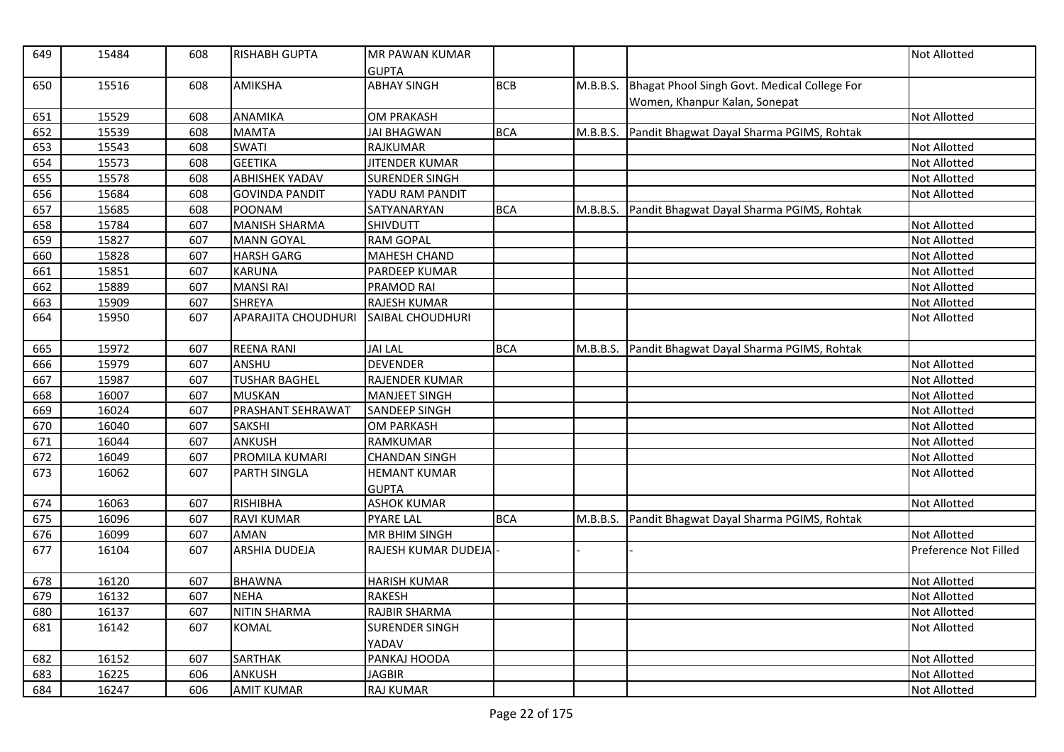| | | | | | | | | |
|---|---|---|---|---|---|---|---|---|
| 649 | 15484 | 608 | RISHABH GUPTA | MR PAWAN KUMAR GUPTA | | | | Not Allotted |
| 650 | 15516 | 608 | AMIKSHA | ABHAY SINGH | BCB | M.B.B.S. | Bhagat Phool Singh Govt. Medical College For Women, Khanpur Kalan, Sonepat | |
| 651 | 15529 | 608 | ANAMIKA | OM PRAKASH | | | | Not Allotted |
| 652 | 15539 | 608 | MAMTA | JAI BHAGWAN | BCA | M.B.B.S. | Pandit Bhagwat Dayal Sharma PGIMS, Rohtak | |
| 653 | 15543 | 608 | SWATI | RAJKUMAR | | | | Not Allotted |
| 654 | 15573 | 608 | GEETIKA | JITENDER KUMAR | | | | Not Allotted |
| 655 | 15578 | 608 | ABHISHEK YADAV | SURENDER SINGH | | | | Not Allotted |
| 656 | 15684 | 608 | GOVINDA PANDIT | YADU RAM PANDIT | | | | Not Allotted |
| 657 | 15685 | 608 | POONAM | SATYANARYAN | BCA | M.B.B.S. | Pandit Bhagwat Dayal Sharma PGIMS, Rohtak | |
| 658 | 15784 | 607 | MANISH SHARMA | SHIVDUTT | | | | Not Allotted |
| 659 | 15827 | 607 | MANN GOYAL | RAM GOPAL | | | | Not Allotted |
| 660 | 15828 | 607 | HARSH GARG | MAHESH CHAND | | | | Not Allotted |
| 661 | 15851 | 607 | KARUNA | PARDEEP KUMAR | | | | Not Allotted |
| 662 | 15889 | 607 | MANSI RAI | PRAMOD RAI | | | | Not Allotted |
| 663 | 15909 | 607 | SHREYA | RAJESH KUMAR | | | | Not Allotted |
| 664 | 15950 | 607 | APARAJITA CHOUDHURI | SAIBAL CHOUDHURI | | | | Not Allotted |
| 665 | 15972 | 607 | REENA RANI | JAI LAL | BCA | M.B.B.S. | Pandit Bhagwat Dayal Sharma PGIMS, Rohtak | |
| 666 | 15979 | 607 | ANSHU | DEVENDER | | | | Not Allotted |
| 667 | 15987 | 607 | TUSHAR BAGHEL | RAJENDER KUMAR | | | | Not Allotted |
| 668 | 16007 | 607 | MUSKAN | MANJEET SINGH | | | | Not Allotted |
| 669 | 16024 | 607 | PRASHANT SEHRAWAT | SANDEEP SINGH | | | | Not Allotted |
| 670 | 16040 | 607 | SAKSHI | OM PARKASH | | | | Not Allotted |
| 671 | 16044 | 607 | ANKUSH | RAMKUMAR | | | | Not Allotted |
| 672 | 16049 | 607 | PROMILA KUMARI | CHANDAN SINGH | | | | Not Allotted |
| 673 | 16062 | 607 | PARTH SINGLA | HEMANT KUMAR GUPTA | | | | Not Allotted |
| 674 | 16063 | 607 | RISHIBHA | ASHOK KUMAR | | | | Not Allotted |
| 675 | 16096 | 607 | RAVI KUMAR | PYARE LAL | BCA | M.B.B.S. | Pandit Bhagwat Dayal Sharma PGIMS, Rohtak | |
| 676 | 16099 | 607 | AMAN | MR BHIM SINGH | | | | Not Allotted |
| 677 | 16104 | 607 | ARSHIA DUDEJA | RAJESH KUMAR DUDEJA | - | - | - | Preference Not Filled |
| 678 | 16120 | 607 | BHAWNA | HARISH KUMAR | | | | Not Allotted |
| 679 | 16132 | 607 | NEHA | RAKESH | | | | Not Allotted |
| 680 | 16137 | 607 | NITIN SHARMA | RAJBIR SHARMA | | | | Not Allotted |
| 681 | 16142 | 607 | KOMAL | SURENDER SINGH YADAV | | | | Not Allotted |
| 682 | 16152 | 607 | SARTHAK | PANKAJ HOODA | | | | Not Allotted |
| 683 | 16225 | 606 | ANKUSH | JAGBIR | | | | Not Allotted |
| 684 | 16247 | 606 | AMIT KUMAR | RAJ KUMAR | | | | Not Allotted |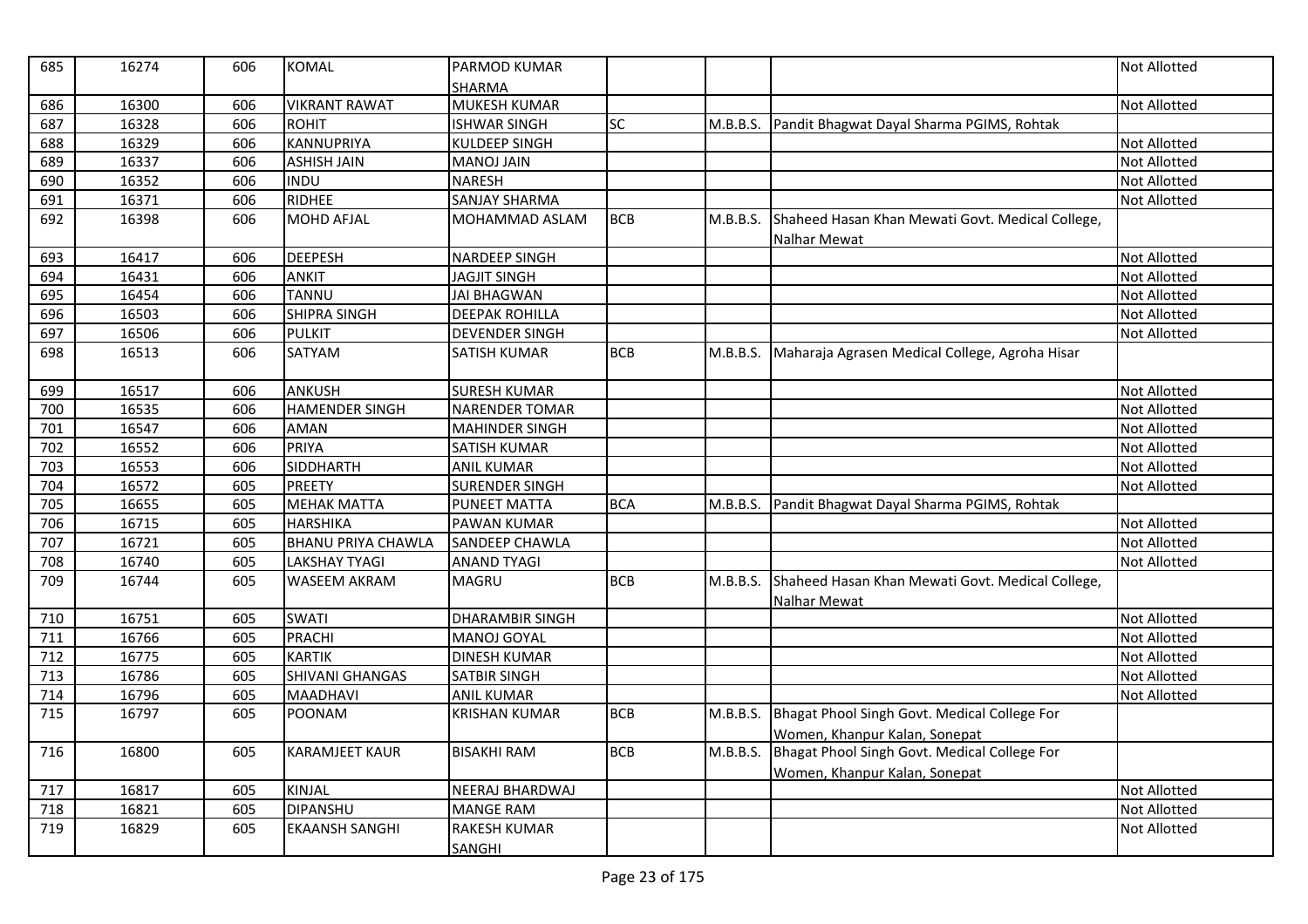| 685 | 16274 | 606 | KOMAL | PARMOD KUMAR SHARMA | | | | Not Allotted |
|---|---|---|---|---|---|---|---|---|
| 686 | 16300 | 606 | VIKRANT RAWAT | MUKESH KUMAR | | | | Not Allotted |
| 687 | 16328 | 606 | ROHIT | ISHWAR SINGH | SC | M.B.B.S. | Pandit Bhagwat Dayal Sharma PGIMS, Rohtak | |
| 688 | 16329 | 606 | KANNUPRIYA | KULDEEP SINGH | | | | Not Allotted |
| 689 | 16337 | 606 | ASHISH JAIN | MANOJ JAIN | | | | Not Allotted |
| 690 | 16352 | 606 | INDU | NARESH | | | | Not Allotted |
| 691 | 16371 | 606 | RIDHEE | SANJAY SHARMA | | | | Not Allotted |
| 692 | 16398 | 606 | MOHD AFJAL | MOHAMMAD ASLAM | BCB | M.B.B.S. | Shaheed Hasan Khan Mewati Govt. Medical College, Nalhar Mewat | |
| 693 | 16417 | 606 | DEEPESH | NARDEEP SINGH | | | | Not Allotted |
| 694 | 16431 | 606 | ANKIT | JAGJIT SINGH | | | | Not Allotted |
| 695 | 16454 | 606 | TANNU | JAI BHAGWAN | | | | Not Allotted |
| 696 | 16503 | 606 | SHIPRA SINGH | DEEPAK ROHILLA | | | | Not Allotted |
| 697 | 16506 | 606 | PULKIT | DEVENDER SINGH | | | | Not Allotted |
| 698 | 16513 | 606 | SATYAM | SATISH KUMAR | BCB | M.B.B.S. | Maharaja Agrasen Medical College, Agroha Hisar | |
| 699 | 16517 | 606 | ANKUSH | SURESH KUMAR | | | | Not Allotted |
| 700 | 16535 | 606 | HAMENDER SINGH | NARENDER TOMAR | | | | Not Allotted |
| 701 | 16547 | 606 | AMAN | MAHINDER SINGH | | | | Not Allotted |
| 702 | 16552 | 606 | PRIYA | SATISH KUMAR | | | | Not Allotted |
| 703 | 16553 | 606 | SIDDHARTH | ANIL KUMAR | | | | Not Allotted |
| 704 | 16572 | 605 | PREETY | SURENDER SINGH | | | | Not Allotted |
| 705 | 16655 | 605 | MEHAK MATTA | PUNEET MATTA | BCA | M.B.B.S. | Pandit Bhagwat Dayal Sharma PGIMS, Rohtak | |
| 706 | 16715 | 605 | HARSHIKA | PAWAN KUMAR | | | | Not Allotted |
| 707 | 16721 | 605 | BHANU PRIYA CHAWLA | SANDEEP CHAWLA | | | | Not Allotted |
| 708 | 16740 | 605 | LAKSHAY TYAGI | ANAND TYAGI | | | | Not Allotted |
| 709 | 16744 | 605 | WASEEM AKRAM | MAGRU | BCB | M.B.B.S. | Shaheed Hasan Khan Mewati Govt. Medical College, Nalhar Mewat | |
| 710 | 16751 | 605 | SWATI | DHARAMBIR SINGH | | | | Not Allotted |
| 711 | 16766 | 605 | PRACHI | MANOJ GOYAL | | | | Not Allotted |
| 712 | 16775 | 605 | KARTIK | DINESH KUMAR | | | | Not Allotted |
| 713 | 16786 | 605 | SHIVANI GHANGAS | SATBIR SINGH | | | | Not Allotted |
| 714 | 16796 | 605 | MAADHAVI | ANIL KUMAR | | | | Not Allotted |
| 715 | 16797 | 605 | POONAM | KRISHAN KUMAR | BCB | M.B.B.S. | Bhagat Phool Singh Govt. Medical College For Women, Khanpur Kalan, Sonepat | |
| 716 | 16800 | 605 | KARAMJEET KAUR | BISAKHI RAM | BCB | M.B.B.S. | Bhagat Phool Singh Govt. Medical College For Women, Khanpur Kalan, Sonepat | |
| 717 | 16817 | 605 | KINJAL | NEERAJ BHARDWAJ | | | | Not Allotted |
| 718 | 16821 | 605 | DIPANSHU | MANGE RAM | | | | Not Allotted |
| 719 | 16829 | 605 | EKAANSH SANGHI | RAKESH KUMAR SANGHI | | | | Not Allotted |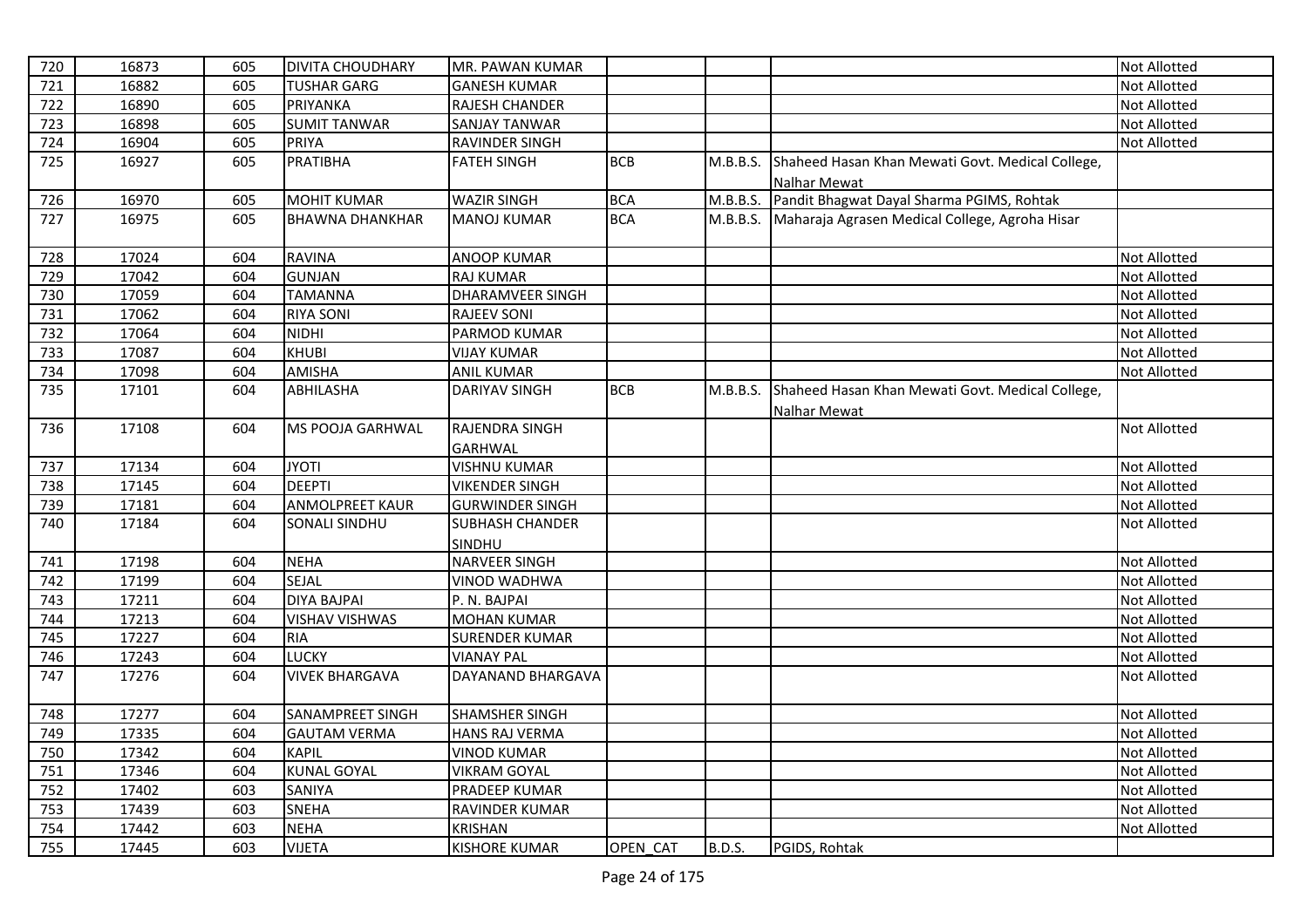| 720 | 16873 | 605 | DIVITA CHOUDHARY | MR. PAWAN KUMAR | | | | Not Allotted |
|---|---|---|---|---|---|---|---|---|
| 721 | 16882 | 605 | TUSHAR GARG | GANESH KUMAR | | | | Not Allotted |
| 722 | 16890 | 605 | PRIYANKA | RAJESH CHANDER | | | | Not Allotted |
| 723 | 16898 | 605 | SUMIT TANWAR | SANJAY TANWAR | | | | Not Allotted |
| 724 | 16904 | 605 | PRIYA | RAVINDER SINGH | | | | Not Allotted |
| 725 | 16927 | 605 | PRATIBHA | FATEH SINGH | BCB | M.B.B.S. | Shaheed Hasan Khan Mewati Govt. Medical College, Nalhar Mewat | |
| 726 | 16970 | 605 | MOHIT KUMAR | WAZIR SINGH | BCA | M.B.B.S. | Pandit Bhagwat Dayal Sharma PGIMS, Rohtak | |
| 727 | 16975 | 605 | BHAWNA DHANKHAR | MANOJ KUMAR | BCA | M.B.B.S. | Maharaja Agrasen Medical College, Agroha Hisar | |
| 728 | 17024 | 604 | RAVINA | ANOOP KUMAR | | | | Not Allotted |
| 729 | 17042 | 604 | GUNJAN | RAJ KUMAR | | | | Not Allotted |
| 730 | 17059 | 604 | TAMANNA | DHARAMVEER SINGH | | | | Not Allotted |
| 731 | 17062 | 604 | RIYA SONI | RAJEEV SONI | | | | Not Allotted |
| 732 | 17064 | 604 | NIDHI | PARMOD KUMAR | | | | Not Allotted |
| 733 | 17087 | 604 | KHUBI | VIJAY KUMAR | | | | Not Allotted |
| 734 | 17098 | 604 | AMISHA | ANIL KUMAR | | | | Not Allotted |
| 735 | 17101 | 604 | ABHILASHA | DARIYAV SINGH | BCB | M.B.B.S. | Shaheed Hasan Khan Mewati Govt. Medical College, Nalhar Mewat | |
| 736 | 17108 | 604 | MS POOJA GARHWAL | RAJENDRA SINGH GARHWAL | | | | Not Allotted |
| 737 | 17134 | 604 | JYOTI | VISHNU KUMAR | | | | Not Allotted |
| 738 | 17145 | 604 | DEEPTI | VIKENDER SINGH | | | | Not Allotted |
| 739 | 17181 | 604 | ANMOLPREET KAUR | GURWINDER SINGH | | | | Not Allotted |
| 740 | 17184 | 604 | SONALI SINDHU | SUBHASH CHANDER SINDHU | | | | Not Allotted |
| 741 | 17198 | 604 | NEHA | NARVEER SINGH | | | | Not Allotted |
| 742 | 17199 | 604 | SEJAL | VINOD WADHWA | | | | Not Allotted |
| 743 | 17211 | 604 | DIYA BAJPAI | P. N. BAJPAI | | | | Not Allotted |
| 744 | 17213 | 604 | VISHAV VISHWAS | MOHAN KUMAR | | | | Not Allotted |
| 745 | 17227 | 604 | RIA | SURENDER KUMAR | | | | Not Allotted |
| 746 | 17243 | 604 | LUCKY | VIANAY PAL | | | | Not Allotted |
| 747 | 17276 | 604 | VIVEK BHARGAVA | DAYANAND BHARGAVA | | | | Not Allotted |
| 748 | 17277 | 604 | SANAMPREET SINGH | SHAMSHER SINGH | | | | Not Allotted |
| 749 | 17335 | 604 | GAUTAM VERMA | HANS RAJ VERMA | | | | Not Allotted |
| 750 | 17342 | 604 | KAPIL | VINOD KUMAR | | | | Not Allotted |
| 751 | 17346 | 604 | KUNAL GOYAL | VIKRAM GOYAL | | | | Not Allotted |
| 752 | 17402 | 603 | SANIYA | PRADEEP KUMAR | | | | Not Allotted |
| 753 | 17439 | 603 | SNEHA | RAVINDER KUMAR | | | | Not Allotted |
| 754 | 17442 | 603 | NEHA | KRISHAN | | | | Not Allotted |
| 755 | 17445 | 603 | VIJETA | KISHORE KUMAR | OPEN_CAT | B.D.S. | PGIDS, Rohtak | |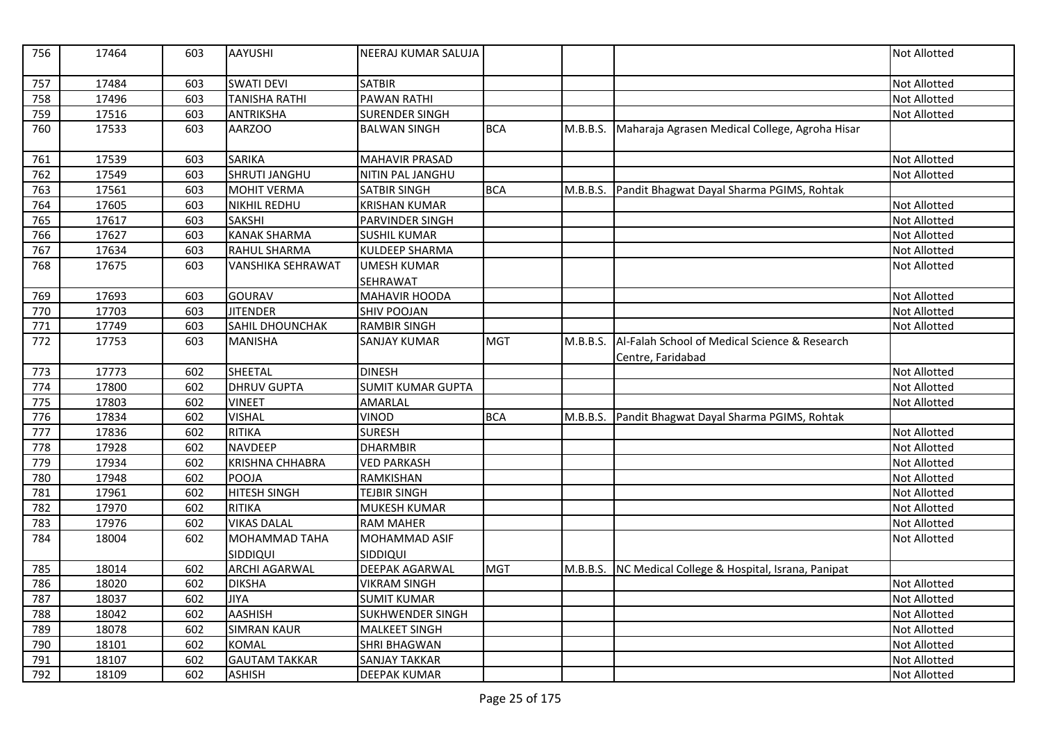| | | | | | | | | |
|---|---|---|---|---|---|---|---|---|
| 756 | 17464 | 603 | AAYUSHI | NEERAJ KUMAR SALUJA | | | | Not Allotted |
| 757 | 17484 | 603 | SWATI DEVI | SATBIR | | | | Not Allotted |
| 758 | 17496 | 603 | TANISHA RATHI | PAWAN RATHI | | | | Not Allotted |
| 759 | 17516 | 603 | ANTRIKSHA | SURENDER SINGH | | | | Not Allotted |
| 760 | 17533 | 603 | AARZOO | BALWAN SINGH | BCA | M.B.B.S. | Maharaja Agrasen Medical College, Agroha Hisar | |
| 761 | 17539 | 603 | SARIKA | MAHAVIR PRASAD | | | | Not Allotted |
| 762 | 17549 | 603 | SHRUTI JANGHU | NITIN PAL JANGHU | | | | Not Allotted |
| 763 | 17561 | 603 | MOHIT VERMA | SATBIR SINGH | BCA | M.B.B.S. | Pandit Bhagwat Dayal Sharma PGIMS, Rohtak | |
| 764 | 17605 | 603 | NIKHIL REDHU | KRISHAN KUMAR | | | | Not Allotted |
| 765 | 17617 | 603 | SAKSHI | PARVINDER SINGH | | | | Not Allotted |
| 766 | 17627 | 603 | KANAK SHARMA | SUSHIL KUMAR | | | | Not Allotted |
| 767 | 17634 | 603 | RAHUL SHARMA | KULDEEP SHARMA | | | | Not Allotted |
| 768 | 17675 | 603 | VANSHIKA SEHRAWAT | UMESH KUMAR SEHRAWAT | | | | Not Allotted |
| 769 | 17693 | 603 | GOURAV | MAHAVIR HOODA | | | | Not Allotted |
| 770 | 17703 | 603 | JITENDER | SHIV POOJAN | | | | Not Allotted |
| 771 | 17749 | 603 | SAHIL DHOUNCHAK | RAMBIR SINGH | | | | Not Allotted |
| 772 | 17753 | 603 | MANISHA | SANJAY KUMAR | MGT | M.B.B.S. | Al-Falah School of Medical Science & Research Centre, Faridabad | |
| 773 | 17773 | 602 | SHEETAL | DINESH | | | | Not Allotted |
| 774 | 17800 | 602 | DHRUV GUPTA | SUMIT KUMAR GUPTA | | | | Not Allotted |
| 775 | 17803 | 602 | VINEET | AMARLAL | | | | Not Allotted |
| 776 | 17834 | 602 | VISHAL | VINOD | BCA | M.B.B.S. | Pandit Bhagwat Dayal Sharma PGIMS, Rohtak | |
| 777 | 17836 | 602 | RITIKA | SURESH | | | | Not Allotted |
| 778 | 17928 | 602 | NAVDEEP | DHARMBIR | | | | Not Allotted |
| 779 | 17934 | 602 | KRISHNA CHHABRA | VED PARKASH | | | | Not Allotted |
| 780 | 17948 | 602 | POOJA | RAMKISHAN | | | | Not Allotted |
| 781 | 17961 | 602 | HITESH SINGH | TEJBIR SINGH | | | | Not Allotted |
| 782 | 17970 | 602 | RITIKA | MUKESH KUMAR | | | | Not Allotted |
| 783 | 17976 | 602 | VIKAS DALAL | RAM MAHER | | | | Not Allotted |
| 784 | 18004 | 602 | MOHAMMAD TAHA SIDDIQUI | MOHAMMAD ASIF SIDDIQUI | | | | Not Allotted |
| 785 | 18014 | 602 | ARCHI AGARWAL | DEEPAK AGARWAL | MGT | M.B.B.S. | NC Medical College & Hospital, Israna, Panipat | |
| 786 | 18020 | 602 | DIKSHA | VIKRAM SINGH | | | | Not Allotted |
| 787 | 18037 | 602 | JIYA | SUMIT KUMAR | | | | Not Allotted |
| 788 | 18042 | 602 | AASHISH | SUKHWENDER SINGH | | | | Not Allotted |
| 789 | 18078 | 602 | SIMRAN KAUR | MALKEET SINGH | | | | Not Allotted |
| 790 | 18101 | 602 | KOMAL | SHRI BHAGWAN | | | | Not Allotted |
| 791 | 18107 | 602 | GAUTAM TAKKAR | SANJAY TAKKAR | | | | Not Allotted |
| 792 | 18109 | 602 | ASHISH | DEEPAK KUMAR | | | | Not Allotted |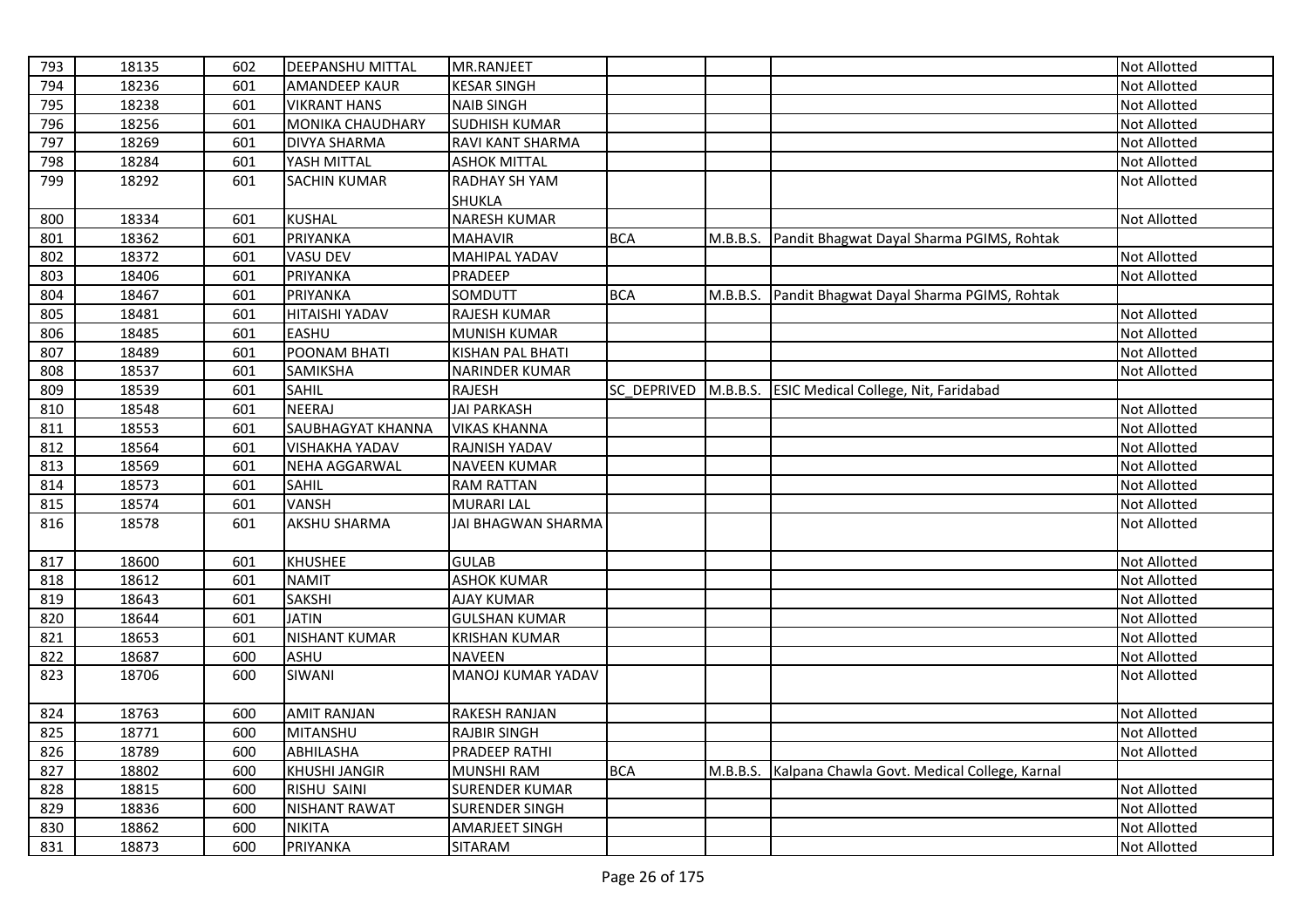| | | | | | | | | |
|---|---|---|---|---|---|---|---|---|
| 793 | 18135 | 602 | DEEPANSHU MITTAL | MR.RANJEET | | | | Not Allotted |
| 794 | 18236 | 601 | AMANDEEP KAUR | KESAR SINGH | | | | Not Allotted |
| 795 | 18238 | 601 | VIKRANT HANS | NAIB SINGH | | | | Not Allotted |
| 796 | 18256 | 601 | MONIKA CHAUDHARY | SUDHISH KUMAR | | | | Not Allotted |
| 797 | 18269 | 601 | DIVYA SHARMA | RAVI KANT SHARMA | | | | Not Allotted |
| 798 | 18284 | 601 | YASH MITTAL | ASHOK MITTAL | | | | Not Allotted |
| 799 | 18292 | 601 | SACHIN KUMAR | RADHAY SH YAM SHUKLA | | | | Not Allotted |
| 800 | 18334 | 601 | KUSHAL | NARESH KUMAR | | | | Not Allotted |
| 801 | 18362 | 601 | PRIYANKA | MAHAVIR | BCA | M.B.B.S. | Pandit Bhagwat Dayal Sharma PGIMS, Rohtak | |
| 802 | 18372 | 601 | VASU DEV | MAHIPAL YADAV | | | | Not Allotted |
| 803 | 18406 | 601 | PRIYANKA | PRADEEP | | | | Not Allotted |
| 804 | 18467 | 601 | PRIYANKA | SOMDUTT | BCA | M.B.B.S. | Pandit Bhagwat Dayal Sharma PGIMS, Rohtak | |
| 805 | 18481 | 601 | HITAISHI YADAV | RAJESH KUMAR | | | | Not Allotted |
| 806 | 18485 | 601 | EASHU | MUNISH KUMAR | | | | Not Allotted |
| 807 | 18489 | 601 | POONAM BHATI | KISHAN PAL BHATI | | | | Not Allotted |
| 808 | 18537 | 601 | SAMIKSHA | NARINDER KUMAR | | | | Not Allotted |
| 809 | 18539 | 601 | SAHIL | RAJESH | SC_DEPRIVED | M.B.B.S. | ESIC Medical College, Nit, Faridabad | |
| 810 | 18548 | 601 | NEERAJ | JAI PARKASH | | | | Not Allotted |
| 811 | 18553 | 601 | SAUBHAGYAT KHANNA | VIKAS KHANNA | | | | Not Allotted |
| 812 | 18564 | 601 | VISHAKHA YADAV | RAJNISH YADAV | | | | Not Allotted |
| 813 | 18569 | 601 | NEHA AGGARWAL | NAVEEN KUMAR | | | | Not Allotted |
| 814 | 18573 | 601 | SAHIL | RAM RATTAN | | | | Not Allotted |
| 815 | 18574 | 601 | VANSH | MURARI LAL | | | | Not Allotted |
| 816 | 18578 | 601 | AKSHU SHARMA | JAI BHAGWAN SHARMA | | | | Not Allotted |
| 817 | 18600 | 601 | KHUSHEE | GULAB | | | | Not Allotted |
| 818 | 18612 | 601 | NAMIT | ASHOK KUMAR | | | | Not Allotted |
| 819 | 18643 | 601 | SAKSHI | AJAY KUMAR | | | | Not Allotted |
| 820 | 18644 | 601 | JATIN | GULSHAN KUMAR | | | | Not Allotted |
| 821 | 18653 | 601 | NISHANT KUMAR | KRISHAN KUMAR | | | | Not Allotted |
| 822 | 18687 | 600 | ASHU | NAVEEN | | | | Not Allotted |
| 823 | 18706 | 600 | SIWANI | MANOJ KUMAR YADAV | | | | Not Allotted |
| 824 | 18763 | 600 | AMIT RANJAN | RAKESH RANJAN | | | | Not Allotted |
| 825 | 18771 | 600 | MITANSHU | RAJBIR SINGH | | | | Not Allotted |
| 826 | 18789 | 600 | ABHILASHA | PRADEEP RATHI | | | | Not Allotted |
| 827 | 18802 | 600 | KHUSHI JANGIR | MUNSHI RAM | BCA | M.B.B.S. | Kalpana Chawla Govt. Medical College, Karnal | |
| 828 | 18815 | 600 | RISHU SAINI | SURENDER KUMAR | | | | Not Allotted |
| 829 | 18836 | 600 | NISHANT RAWAT | SURENDER SINGH | | | | Not Allotted |
| 830 | 18862 | 600 | NIKITA | AMARJEET SINGH | | | | Not Allotted |
| 831 | 18873 | 600 | PRIYANKA | SITARAM | | | | Not Allotted |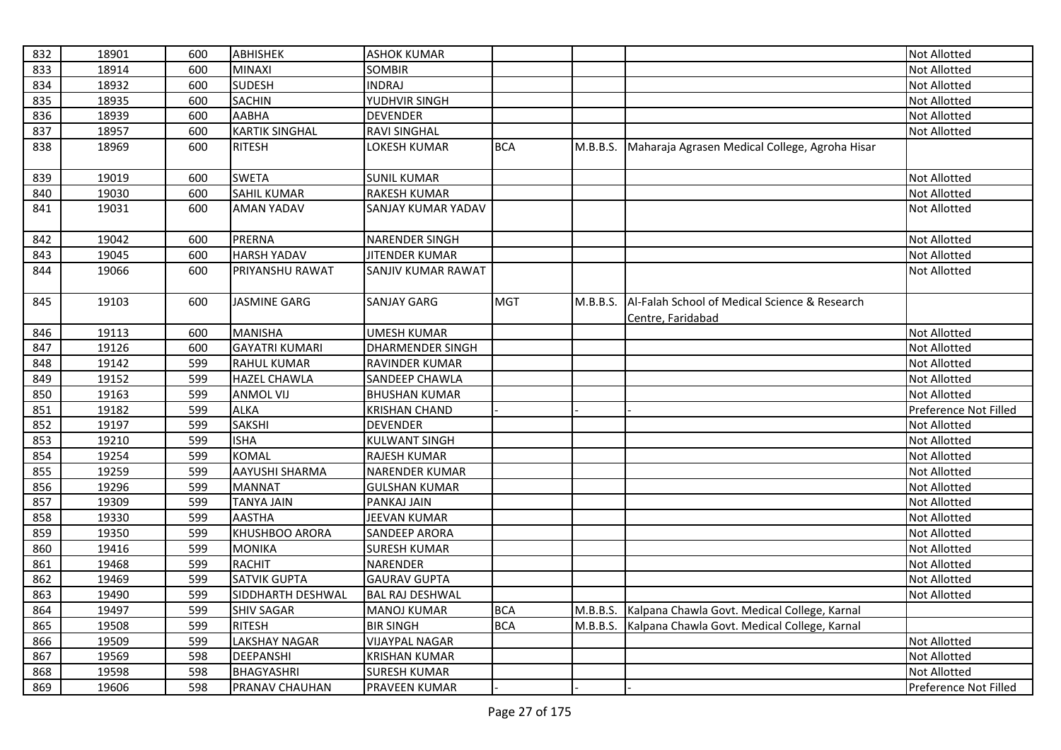| 832 | 18901 | 600 | ABHISHEK | ASHOK KUMAR | | | | Not Allotted |
|---|---|---|---|---|---|---|---|---|
| 833 | 18914 | 600 | MINAXI | SOMBIR | | | | Not Allotted |
| 834 | 18932 | 600 | SUDESH | INDRAJ | | | | Not Allotted |
| 835 | 18935 | 600 | SACHIN | YUDHVIR SINGH | | | | Not Allotted |
| 836 | 18939 | 600 | AABHA | DEVENDER | | | | Not Allotted |
| 837 | 18957 | 600 | KARTIK SINGHAL | RAVI SINGHAL | | | | Not Allotted |
| 838 | 18969 | 600 | RITESH | LOKESH KUMAR | BCA | M.B.B.S. | Maharaja Agrasen Medical College, Agroha Hisar | |
| 839 | 19019 | 600 | SWETA | SUNIL KUMAR | | | | Not Allotted |
| 840 | 19030 | 600 | SAHIL KUMAR | RAKESH KUMAR | | | | Not Allotted |
| 841 | 19031 | 600 | AMAN YADAV | SANJAY KUMAR YADAV | | | | Not Allotted |
| 842 | 19042 | 600 | PRERNA | NARENDER SINGH | | | | Not Allotted |
| 843 | 19045 | 600 | HARSH YADAV | JITENDER KUMAR | | | | Not Allotted |
| 844 | 19066 | 600 | PRIYANSHU RAWAT | SANJIV KUMAR RAWAT | | | | Not Allotted |
| 845 | 19103 | 600 | JASMINE GARG | SANJAY GARG | MGT | M.B.B.S. | Al-Falah School of Medical Science & Research Centre, Faridabad | |
| 846 | 19113 | 600 | MANISHA | UMESH KUMAR | | | | Not Allotted |
| 847 | 19126 | 600 | GAYATRI KUMARI | DHARMENDER SINGH | | | | Not Allotted |
| 848 | 19142 | 599 | RAHUL KUMAR | RAVINDER KUMAR | | | | Not Allotted |
| 849 | 19152 | 599 | HAZEL CHAWLA | SANDEEP CHAWLA | | | | Not Allotted |
| 850 | 19163 | 599 | ANMOL VIJ | BHUSHAN KUMAR | | | | Not Allotted |
| 851 | 19182 | 599 | ALKA | KRISHAN CHAND | - | - | - | Preference Not Filled |
| 852 | 19197 | 599 | SAKSHI | DEVENDER | | | | Not Allotted |
| 853 | 19210 | 599 | ISHA | KULWANT SINGH | | | | Not Allotted |
| 854 | 19254 | 599 | KOMAL | RAJESH KUMAR | | | | Not Allotted |
| 855 | 19259 | 599 | AAYUSHI SHARMA | NARENDER KUMAR | | | | Not Allotted |
| 856 | 19296 | 599 | MANNAT | GULSHAN KUMAR | | | | Not Allotted |
| 857 | 19309 | 599 | TANYA JAIN | PANKAJ JAIN | | | | Not Allotted |
| 858 | 19330 | 599 | AASTHA | JEEVAN KUMAR | | | | Not Allotted |
| 859 | 19350 | 599 | KHUSHBOO ARORA | SANDEEP ARORA | | | | Not Allotted |
| 860 | 19416 | 599 | MONIKA | SURESH KUMAR | | | | Not Allotted |
| 861 | 19468 | 599 | RACHIT | NARENDER | | | | Not Allotted |
| 862 | 19469 | 599 | SATVIK GUPTA | GAURAV GUPTA | | | | Not Allotted |
| 863 | 19490 | 599 | SIDDHARTH DESHWAL | BAL RAJ DESHWAL | | | | Not Allotted |
| 864 | 19497 | 599 | SHIV SAGAR | MANOJ KUMAR | BCA | M.B.B.S. | Kalpana Chawla Govt. Medical College, Karnal | |
| 865 | 19508 | 599 | RITESH | BIR SINGH | BCA | M.B.B.S. | Kalpana Chawla Govt. Medical College, Karnal | |
| 866 | 19509 | 599 | LAKSHAY NAGAR | VIJAYPAL NAGAR | | | | Not Allotted |
| 867 | 19569 | 598 | DEEPANSHI | KRISHAN KUMAR | | | | Not Allotted |
| 868 | 19598 | 598 | BHAGYASHRI | SURESH KUMAR | | | | Not Allotted |
| 869 | 19606 | 598 | PRANAV CHAUHAN | PRAVEEN KUMAR | - | - | - | Preference Not Filled |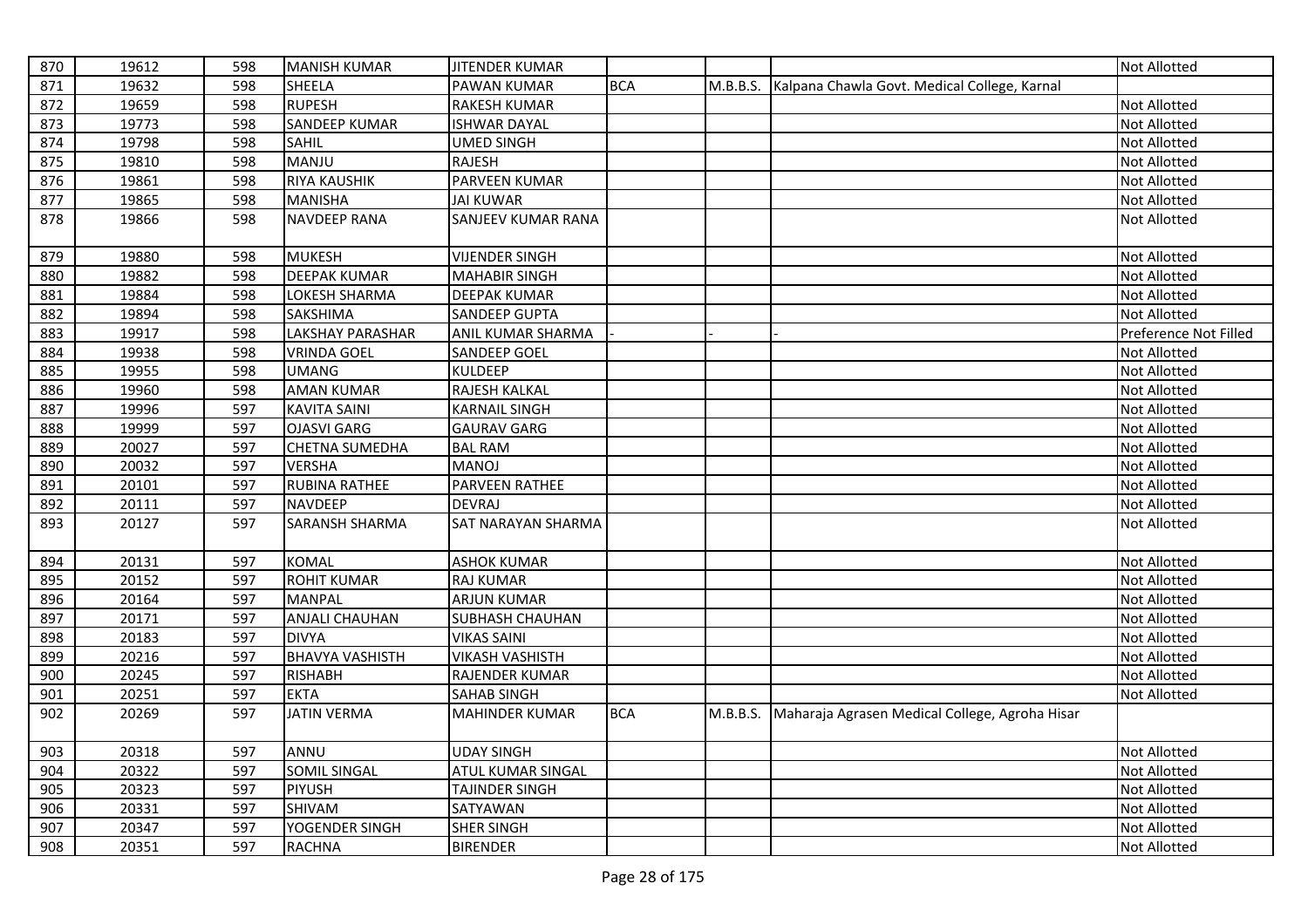| 870 | 19612 | 598 | MANISH KUMAR | JITENDER KUMAR | | | | Not Allotted |
|---|---|---|---|---|---|---|---|---|
| 871 | 19632 | 598 | SHEELA | PAWAN KUMAR | BCA | M.B.B.S. | Kalpana Chawla Govt. Medical College, Karnal | |
| 872 | 19659 | 598 | RUPESH | RAKESH KUMAR | | | | Not Allotted |
| 873 | 19773 | 598 | SANDEEP KUMAR | ISHWAR DAYAL | | | | Not Allotted |
| 874 | 19798 | 598 | SAHIL | UMED SINGH | | | | Not Allotted |
| 875 | 19810 | 598 | MANJU | RAJESH | | | | Not Allotted |
| 876 | 19861 | 598 | RIYA KAUSHIK | PARVEEN KUMAR | | | | Not Allotted |
| 877 | 19865 | 598 | MANISHA | JAI KUWAR | | | | Not Allotted |
| 878 | 19866 | 598 | NAVDEEP RANA | SANJEEV KUMAR RANA | | | | Not Allotted |
| 879 | 19880 | 598 | MUKESH | VIJENDER SINGH | | | | Not Allotted |
| 880 | 19882 | 598 | DEEPAK KUMAR | MAHABIR SINGH | | | | Not Allotted |
| 881 | 19884 | 598 | LOKESH SHARMA | DEEPAK KUMAR | | | | Not Allotted |
| 882 | 19894 | 598 | SAKSHIMA | SANDEEP GUPTA | | | | Not Allotted |
| 883 | 19917 | 598 | LAKSHAY PARASHAR | ANIL KUMAR SHARMA | - | - | - | Preference Not Filled |
| 884 | 19938 | 598 | VRINDA GOEL | SANDEEP GOEL | | | | Not Allotted |
| 885 | 19955 | 598 | UMANG | KULDEEP | | | | Not Allotted |
| 886 | 19960 | 598 | AMAN KUMAR | RAJESH KALKAL | | | | Not Allotted |
| 887 | 19996 | 597 | KAVITA SAINI | KARNAIL SINGH | | | | Not Allotted |
| 888 | 19999 | 597 | OJASVI GARG | GAURAV GARG | | | | Not Allotted |
| 889 | 20027 | 597 | CHETNA SUMEDHA | BAL RAM | | | | Not Allotted |
| 890 | 20032 | 597 | VERSHA | MANOJ | | | | Not Allotted |
| 891 | 20101 | 597 | RUBINA RATHEE | PARVEEN RATHEE | | | | Not Allotted |
| 892 | 20111 | 597 | NAVDEEP | DEVRAJ | | | | Not Allotted |
| 893 | 20127 | 597 | SARANSH SHARMA | SAT NARAYAN SHARMA | | | | Not Allotted |
| 894 | 20131 | 597 | KOMAL | ASHOK KUMAR | | | | Not Allotted |
| 895 | 20152 | 597 | ROHIT KUMAR | RAJ KUMAR | | | | Not Allotted |
| 896 | 20164 | 597 | MANPAL | ARJUN KUMAR | | | | Not Allotted |
| 897 | 20171 | 597 | ANJALI CHAUHAN | SUBHASH CHAUHAN | | | | Not Allotted |
| 898 | 20183 | 597 | DIVYA | VIKAS SAINI | | | | Not Allotted |
| 899 | 20216 | 597 | BHAVYA VASHISTH | VIKASH VASHISTH | | | | Not Allotted |
| 900 | 20245 | 597 | RISHABH | RAJENDER KUMAR | | | | Not Allotted |
| 901 | 20251 | 597 | EKTA | SAHAB SINGH | | | | Not Allotted |
| 902 | 20269 | 597 | JATIN VERMA | MAHINDER KUMAR | BCA | M.B.B.S. | Maharaja Agrasen Medical College, Agroha Hisar | |
| 903 | 20318 | 597 | ANNU | UDAY SINGH | | | | Not Allotted |
| 904 | 20322 | 597 | SOMIL SINGAL | ATUL KUMAR SINGAL | | | | Not Allotted |
| 905 | 20323 | 597 | PIYUSH | TAJINDER SINGH | | | | Not Allotted |
| 906 | 20331 | 597 | SHIVAM | SATYAWAN | | | | Not Allotted |
| 907 | 20347 | 597 | YOGENDER SINGH | SHER SINGH | | | | Not Allotted |
| 908 | 20351 | 597 | RACHNA | BIRENDER | | | | Not Allotted |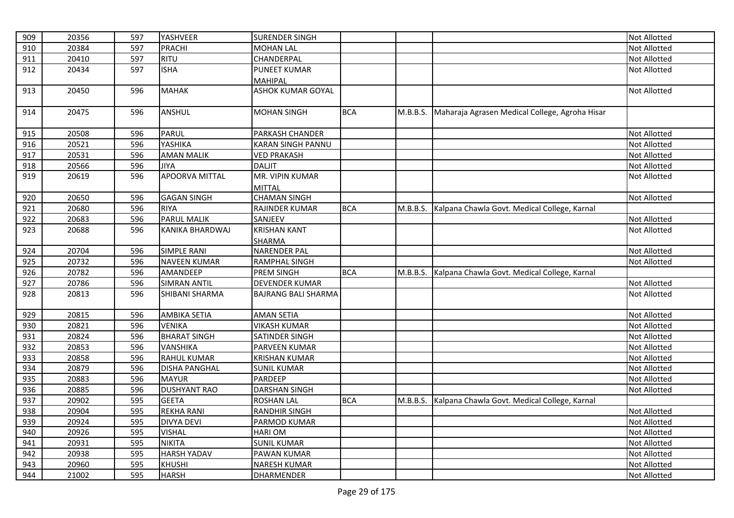| 909 | 20356 | 597 | YASHVEER | SURENDER SINGH | | | | Not Allotted |
|---|---|---|---|---|---|---|---|---|
| 910 | 20384 | 597 | PRACHI | MOHAN LAL | | | | Not Allotted |
| 911 | 20410 | 597 | RITU | CHANDERPAL | | | | Not Allotted |
| 912 | 20434 | 597 | ISHA | PUNEET KUMAR MAHIPAL | | | | Not Allotted |
| 913 | 20450 | 596 | MAHAK | ASHOK KUMAR GOYAL | | | | Not Allotted |
| 914 | 20475 | 596 | ANSHUL | MOHAN SINGH | BCA | M.B.B.S. | Maharaja Agrasen Medical College, Agroha Hisar | |
| 915 | 20508 | 596 | PARUL | PARKASH CHANDER | | | | Not Allotted |
| 916 | 20521 | 596 | YASHIKA | KARAN SINGH PANNU | | | | Not Allotted |
| 917 | 20531 | 596 | AMAN MALIK | VED PRAKASH | | | | Not Allotted |
| 918 | 20566 | 596 | JIYA | DALJIT | | | | Not Allotted |
| 919 | 20619 | 596 | APOORVA MITTAL | MR. VIPIN KUMAR MITTAL | | | | Not Allotted |
| 920 | 20650 | 596 | GAGAN SINGH | CHAMAN SINGH | | | | Not Allotted |
| 921 | 20680 | 596 | RIYA | RAJINDER KUMAR | BCA | M.B.B.S. | Kalpana Chawla Govt. Medical College, Karnal | |
| 922 | 20683 | 596 | PARUL MALIK | SANJEEV | | | | Not Allotted |
| 923 | 20688 | 596 | KANIKA BHARDWAJ | KRISHAN KANT SHARMA | | | | Not Allotted |
| 924 | 20704 | 596 | SIMPLE RANI | NARENDER PAL | | | | Not Allotted |
| 925 | 20732 | 596 | NAVEEN KUMAR | RAMPHAL SINGH | | | | Not Allotted |
| 926 | 20782 | 596 | AMANDEEP | PREM SINGH | BCA | M.B.B.S. | Kalpana Chawla Govt. Medical College, Karnal | |
| 927 | 20786 | 596 | SIMRAN ANTIL | DEVENDER KUMAR | | | | Not Allotted |
| 928 | 20813 | 596 | SHIBANI SHARMA | BAJRANG BALI SHARMA | | | | Not Allotted |
| 929 | 20815 | 596 | AMBIKA SETIA | AMAN SETIA | | | | Not Allotted |
| 930 | 20821 | 596 | VENIKA | VIKASH KUMAR | | | | Not Allotted |
| 931 | 20824 | 596 | BHARAT SINGH | SATINDER SINGH | | | | Not Allotted |
| 932 | 20853 | 596 | VANSHIKA | PARVEEN KUMAR | | | | Not Allotted |
| 933 | 20858 | 596 | RAHUL KUMAR | KRISHAN KUMAR | | | | Not Allotted |
| 934 | 20879 | 596 | DISHA PANGHAL | SUNIL KUMAR | | | | Not Allotted |
| 935 | 20883 | 596 | MAYUR | PARDEEP | | | | Not Allotted |
| 936 | 20885 | 596 | DUSHYANT RAO | DARSHAN SINGH | | | | Not Allotted |
| 937 | 20902 | 595 | GEETA | ROSHAN LAL | BCA | M.B.B.S. | Kalpana Chawla Govt. Medical College, Karnal | |
| 938 | 20904 | 595 | REKHA RANI | RANDHIR SINGH | | | | Not Allotted |
| 939 | 20924 | 595 | DIVYA DEVI | PARMOD KUMAR | | | | Not Allotted |
| 940 | 20926 | 595 | VISHAL | HARI OM | | | | Not Allotted |
| 941 | 20931 | 595 | NIKITA | SUNIL KUMAR | | | | Not Allotted |
| 942 | 20938 | 595 | HARSH YADAV | PAWAN KUMAR | | | | Not Allotted |
| 943 | 20960 | 595 | KHUSHI | NARESH KUMAR | | | | Not Allotted |
| 944 | 21002 | 595 | HARSH | DHARMENDER | | | | Not Allotted |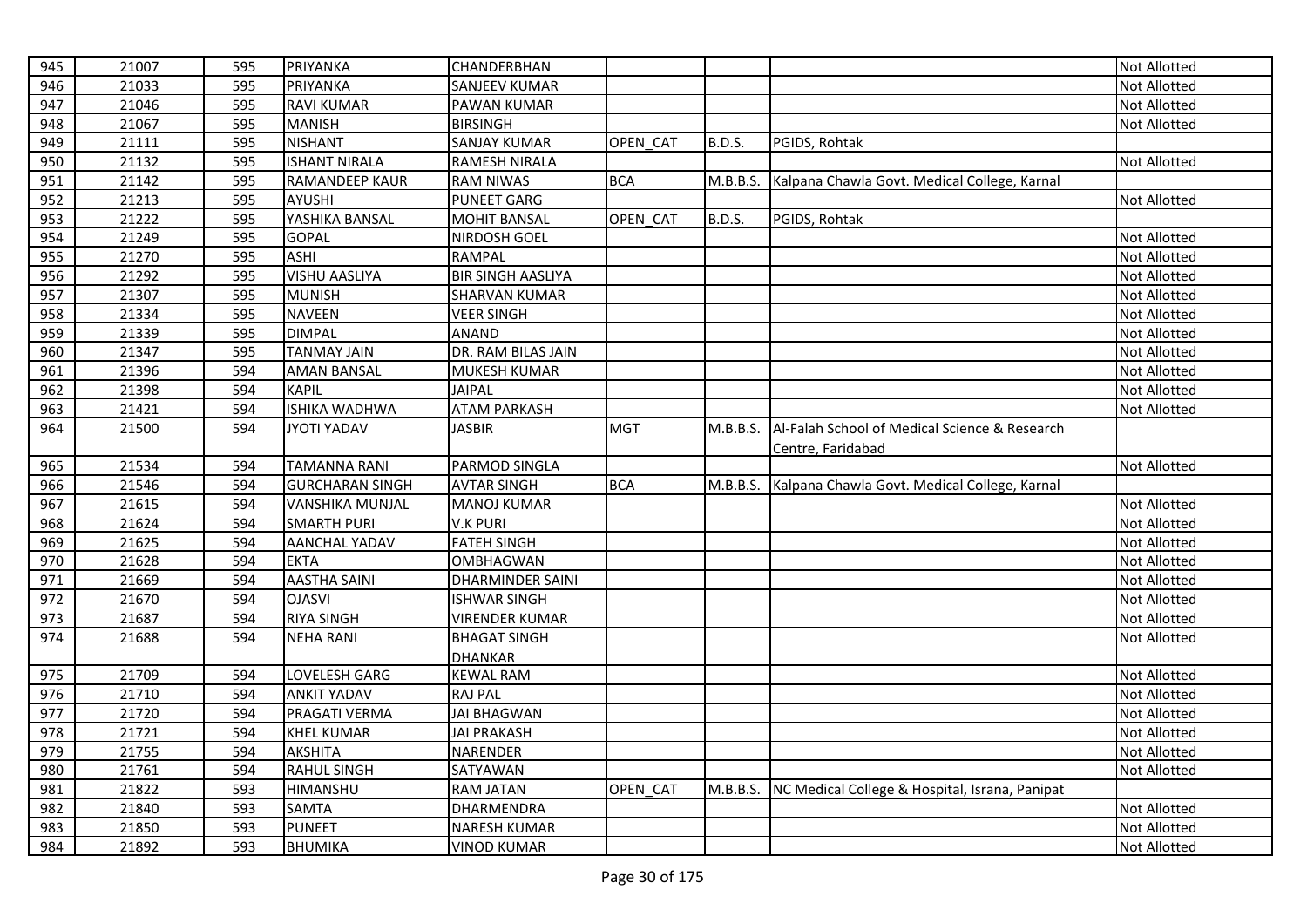| 945 | 21007 | 595 | PRIYANKA | CHANDERBHAN | | | | Not Allotted |
|---|---|---|---|---|---|---|---|---|
| 946 | 21033 | 595 | PRIYANKA | SANJEEV KUMAR | | | | Not Allotted |
| 947 | 21046 | 595 | RAVI KUMAR | PAWAN KUMAR | | | | Not Allotted |
| 948 | 21067 | 595 | MANISH | BIRSINGH | | | | Not Allotted |
| 949 | 21111 | 595 | NISHANT | SANJAY KUMAR | OPEN_CAT | B.D.S. | PGIDS, Rohtak | |
| 950 | 21132 | 595 | ISHANT NIRALA | RAMESH NIRALA | | | | Not Allotted |
| 951 | 21142 | 595 | RAMANDEEP KAUR | RAM NIWAS | BCA | M.B.B.S. | Kalpana Chawla Govt. Medical College, Karnal | |
| 952 | 21213 | 595 | AYUSHI | PUNEET GARG | | | | Not Allotted |
| 953 | 21222 | 595 | YASHIKA BANSAL | MOHIT BANSAL | OPEN_CAT | B.D.S. | PGIDS, Rohtak | |
| 954 | 21249 | 595 | GOPAL | NIRDOSH GOEL | | | | Not Allotted |
| 955 | 21270 | 595 | ASHI | RAMPAL | | | | Not Allotted |
| 956 | 21292 | 595 | VISHU AASLIYA | BIR SINGH AASLIYA | | | | Not Allotted |
| 957 | 21307 | 595 | MUNISH | SHARVAN KUMAR | | | | Not Allotted |
| 958 | 21334 | 595 | NAVEEN | VEER SINGH | | | | Not Allotted |
| 959 | 21339 | 595 | DIMPAL | ANAND | | | | Not Allotted |
| 960 | 21347 | 595 | TANMAY JAIN | DR. RAM BILAS JAIN | | | | Not Allotted |
| 961 | 21396 | 594 | AMAN BANSAL | MUKESH KUMAR | | | | Not Allotted |
| 962 | 21398 | 594 | KAPIL | JAIPAL | | | | Not Allotted |
| 963 | 21421 | 594 | ISHIKA WADHWA | ATAM PARKASH | | | | Not Allotted |
| 964 | 21500 | 594 | JYOTI YADAV | JASBIR | MGT | M.B.B.S. | Al-Falah School of Medical Science & Research Centre, Faridabad | |
| 965 | 21534 | 594 | TAMANNA RANI | PARMOD SINGLA | | | | Not Allotted |
| 966 | 21546 | 594 | GURCHARAN SINGH | AVTAR SINGH | BCA | M.B.B.S. | Kalpana Chawla Govt. Medical College, Karnal | |
| 967 | 21615 | 594 | VANSHIKA MUNJAL | MANOJ KUMAR | | | | Not Allotted |
| 968 | 21624 | 594 | SMARTH PURI | V.K PURI | | | | Not Allotted |
| 969 | 21625 | 594 | AANCHAL YADAV | FATEH SINGH | | | | Not Allotted |
| 970 | 21628 | 594 | EKTA | OMBHAGWAN | | | | Not Allotted |
| 971 | 21669 | 594 | AASTHA SAINI | DHARMINDER SAINI | | | | Not Allotted |
| 972 | 21670 | 594 | OJASVI | ISHWAR SINGH | | | | Not Allotted |
| 973 | 21687 | 594 | RIYA SINGH | VIRENDER KUMAR | | | | Not Allotted |
| 974 | 21688 | 594 | NEHA RANI | BHAGAT SINGH DHANKAR | | | | Not Allotted |
| 975 | 21709 | 594 | LOVELESH GARG | KEWAL RAM | | | | Not Allotted |
| 976 | 21710 | 594 | ANKIT YADAV | RAJ PAL | | | | Not Allotted |
| 977 | 21720 | 594 | PRAGATI VERMA | JAI BHAGWAN | | | | Not Allotted |
| 978 | 21721 | 594 | KHEL KUMAR | JAI PRAKASH | | | | Not Allotted |
| 979 | 21755 | 594 | AKSHITA | NARENDER | | | | Not Allotted |
| 980 | 21761 | 594 | RAHUL SINGH | SATYAWAN | | | | Not Allotted |
| 981 | 21822 | 593 | HIMANSHU | RAM JATAN | OPEN_CAT | M.B.B.S. | NC Medical College & Hospital, Israna, Panipat | |
| 982 | 21840 | 593 | SAMTA | DHARMENDRA | | | | Not Allotted |
| 983 | 21850 | 593 | PUNEET | NARESH KUMAR | | | | Not Allotted |
| 984 | 21892 | 593 | BHUMIKA | VINOD KUMAR | | | | Not Allotted |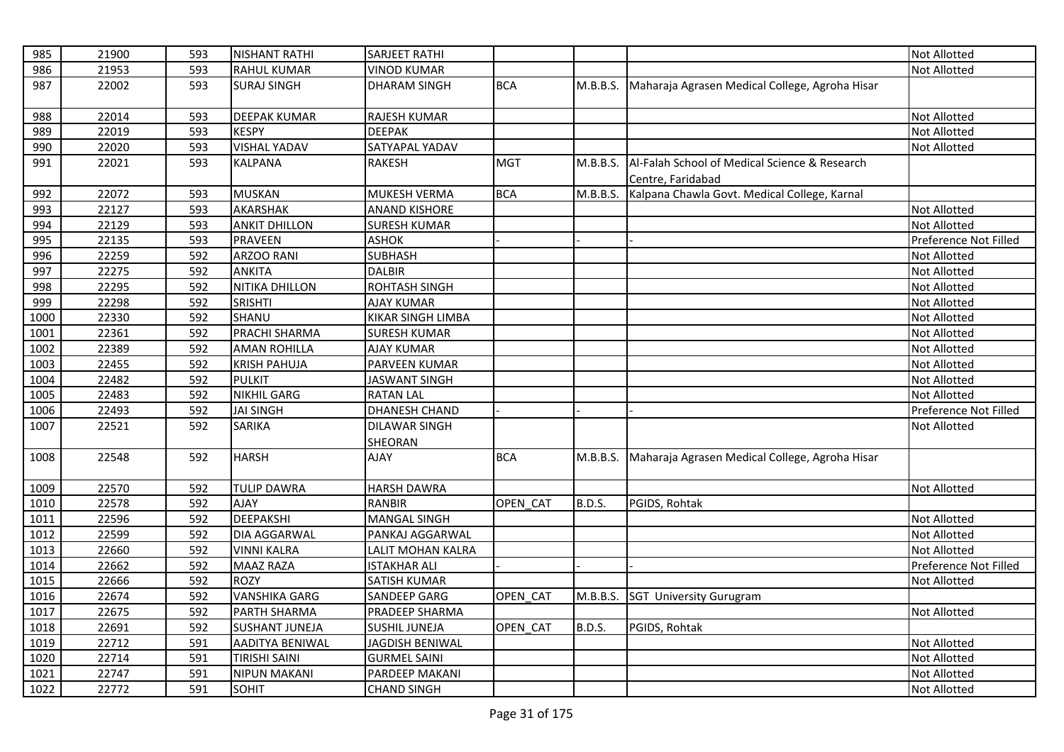| 985 | 21900 | 593 | NISHANT RATHI | SARJEET RATHI | | | | Not Allotted |
|---|---|---|---|---|---|---|---|---|
| 986 | 21953 | 593 | RAHUL KUMAR | VINOD KUMAR | | | | Not Allotted |
| 987 | 22002 | 593 | SURAJ SINGH | DHARAM SINGH | BCA | M.B.B.S. | Maharaja Agrasen Medical College, Agroha Hisar | |
| 988 | 22014 | 593 | DEEPAK KUMAR | RAJESH KUMAR | | | | Not Allotted |
| 989 | 22019 | 593 | KESPY | DEEPAK | | | | Not Allotted |
| 990 | 22020 | 593 | VISHAL YADAV | SATYAPAL YADAV | | | | Not Allotted |
| 991 | 22021 | 593 | KALPANA | RAKESH | MGT | M.B.B.S. | Al-Falah School of Medical Science & Research Centre, Faridabad | |
| 992 | 22072 | 593 | MUSKAN | MUKESH VERMA | BCA | M.B.B.S. | Kalpana Chawla Govt. Medical College, Karnal | |
| 993 | 22127 | 593 | AKARSHAK | ANAND KISHORE | | | | Not Allotted |
| 994 | 22129 | 593 | ANKIT DHILLON | SURESH KUMAR | | | | Not Allotted |
| 995 | 22135 | 593 | PRAVEEN | ASHOK | - | - | - | Preference Not Filled |
| 996 | 22259 | 592 | ARZOO RANI | SUBHASH | | | | Not Allotted |
| 997 | 22275 | 592 | ANKITA | DALBIR | | | | Not Allotted |
| 998 | 22295 | 592 | NITIKA DHILLON | ROHTASH SINGH | | | | Not Allotted |
| 999 | 22298 | 592 | SRISHTI | AJAY KUMAR | | | | Not Allotted |
| 1000 | 22330 | 592 | SHANU | KIKAR SINGH LIMBA | | | | Not Allotted |
| 1001 | 22361 | 592 | PRACHI SHARMA | SURESH KUMAR | | | | Not Allotted |
| 1002 | 22389 | 592 | AMAN ROHILLA | AJAY KUMAR | | | | Not Allotted |
| 1003 | 22455 | 592 | KRISH PAHUJA | PARVEEN KUMAR | | | | Not Allotted |
| 1004 | 22482 | 592 | PULKIT | JASWANT SINGH | | | | Not Allotted |
| 1005 | 22483 | 592 | NIKHIL GARG | RATAN LAL | | | | Not Allotted |
| 1006 | 22493 | 592 | JAI SINGH | DHANESH CHAND | - | - | - | Preference Not Filled |
| 1007 | 22521 | 592 | SARIKA | DILAWAR SINGH SHEORAN | | | | Not Allotted |
| 1008 | 22548 | 592 | HARSH | AJAY | BCA | M.B.B.S. | Maharaja Agrasen Medical College, Agroha Hisar | |
| 1009 | 22570 | 592 | TULIP DAWRA | HARSH DAWRA | | | | Not Allotted |
| 1010 | 22578 | 592 | AJAY | RANBIR | OPEN_CAT | B.D.S. | PGIDS, Rohtak | |
| 1011 | 22596 | 592 | DEEPAKSHI | MANGAL SINGH | | | | Not Allotted |
| 1012 | 22599 | 592 | DIA AGGARWAL | PANKAJ AGGARWAL | | | | Not Allotted |
| 1013 | 22660 | 592 | VINNI KALRA | LALIT MOHAN KALRA | | | | Not Allotted |
| 1014 | 22662 | 592 | MAAZ RAZA | ISTAKHAR ALI | - | - | - | Preference Not Filled |
| 1015 | 22666 | 592 | ROZY | SATISH KUMAR | | | | Not Allotted |
| 1016 | 22674 | 592 | VANSHIKA GARG | SANDEEP GARG | OPEN_CAT | M.B.B.S. | SGT University Gurugram | |
| 1017 | 22675 | 592 | PARTH SHARMA | PRADEEP SHARMA | | | | Not Allotted |
| 1018 | 22691 | 592 | SUSHANT JUNEJA | SUSHIL JUNEJA | OPEN_CAT | B.D.S. | PGIDS, Rohtak | |
| 1019 | 22712 | 591 | AADITYA BENIWAL | JAGDISH BENIWAL | | | | Not Allotted |
| 1020 | 22714 | 591 | TIRISHI SAINI | GURMEL SAINI | | | | Not Allotted |
| 1021 | 22747 | 591 | NIPUN MAKANI | PARDEEP MAKANI | | | | Not Allotted |
| 1022 | 22772 | 591 | SOHIT | CHAND SINGH | | | | Not Allotted |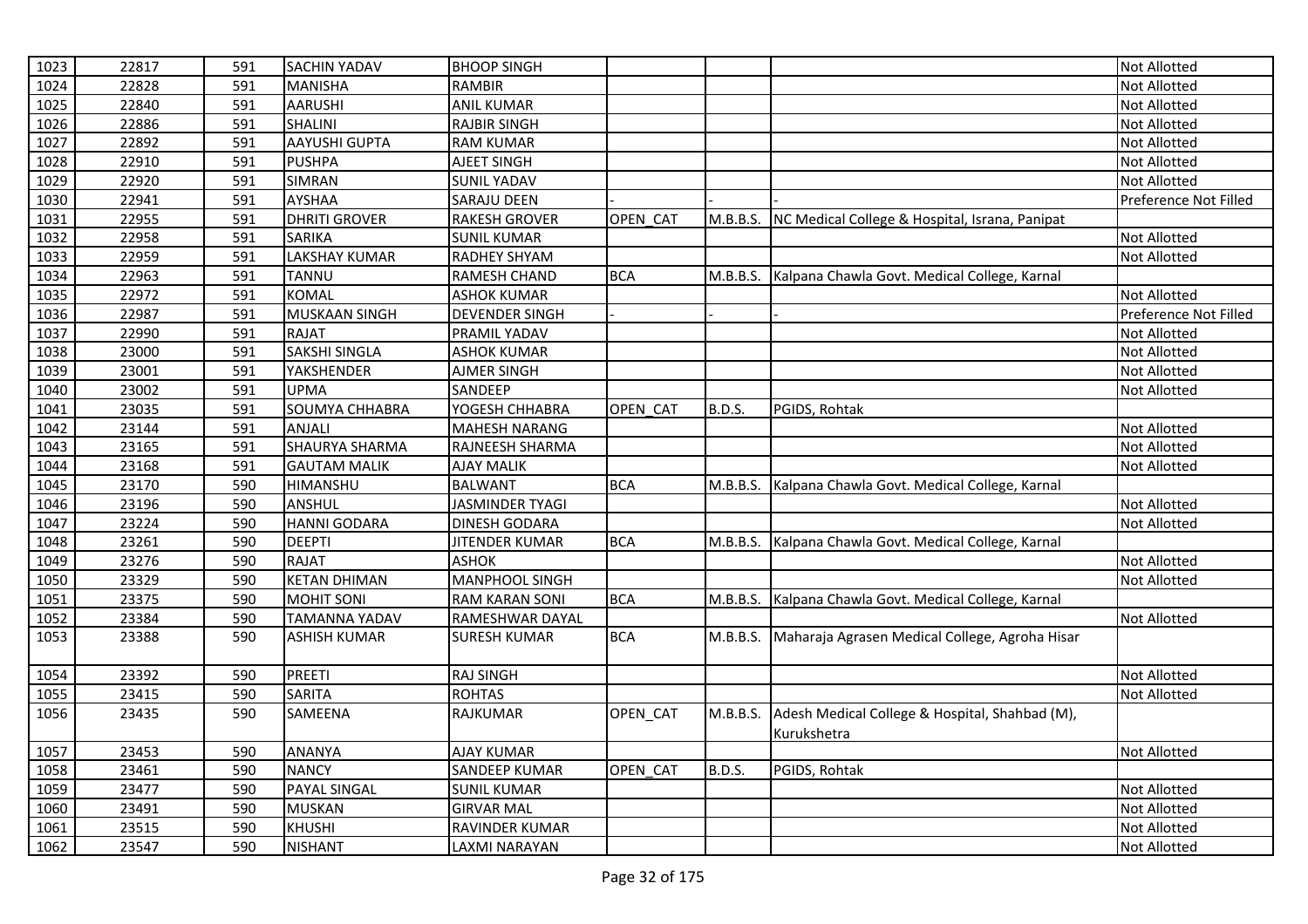| 1023 | 22817 | 591 | SACHIN YADAV | BHOOP SINGH | | | | Not Allotted |
|---|---|---|---|---|---|---|---|---|
| 1024 | 22828 | 591 | MANISHA | RAMBIR | | | | Not Allotted |
| 1025 | 22840 | 591 | AARUSHI | ANIL KUMAR | | | | Not Allotted |
| 1026 | 22886 | 591 | SHALINI | RAJBIR SINGH | | | | Not Allotted |
| 1027 | 22892 | 591 | AAYUSHI GUPTA | RAM KUMAR | | | | Not Allotted |
| 1028 | 22910 | 591 | PUSHPA | AJEET SINGH | | | | Not Allotted |
| 1029 | 22920 | 591 | SIMRAN | SUNIL YADAV | | | | Not Allotted |
| 1030 | 22941 | 591 | AYSHAA | SARAJU DEEN | - | - | - | Preference Not Filled |
| 1031 | 22955 | 591 | DHRITI GROVER | RAKESH GROVER | OPEN_CAT | M.B.B.S. | NC Medical College & Hospital, Israna, Panipat | |
| 1032 | 22958 | 591 | SARIKA | SUNIL KUMAR | | | | Not Allotted |
| 1033 | 22959 | 591 | LAKSHAY KUMAR | RADHEY SHYAM | | | | Not Allotted |
| 1034 | 22963 | 591 | TANNU | RAMESH CHAND | BCA | M.B.B.S. | Kalpana Chawla Govt. Medical College, Karnal | |
| 1035 | 22972 | 591 | KOMAL | ASHOK KUMAR | | | | Not Allotted |
| 1036 | 22987 | 591 | MUSKAAN SINGH | DEVENDER SINGH | - | - | - | Preference Not Filled |
| 1037 | 22990 | 591 | RAJAT | PRAMIL YADAV | | | | Not Allotted |
| 1038 | 23000 | 591 | SAKSHI SINGLA | ASHOK KUMAR | | | | Not Allotted |
| 1039 | 23001 | 591 | YAKSHENDER | AJMER SINGH | | | | Not Allotted |
| 1040 | 23002 | 591 | UPMA | SANDEEP | | | | Not Allotted |
| 1041 | 23035 | 591 | SOUMYA CHHABRA | YOGESH CHHABRA | OPEN_CAT | B.D.S. | PGIDS, Rohtak | |
| 1042 | 23144 | 591 | ANJALI | MAHESH NARANG | | | | Not Allotted |
| 1043 | 23165 | 591 | SHAURYA SHARMA | RAJNEESH SHARMA | | | | Not Allotted |
| 1044 | 23168 | 591 | GAUTAM MALIK | AJAY MALIK | | | | Not Allotted |
| 1045 | 23170 | 590 | HIMANSHU | BALWANT | BCA | M.B.B.S. | Kalpana Chawla Govt. Medical College, Karnal | |
| 1046 | 23196 | 590 | ANSHUL | JASMINDER TYAGI | | | | Not Allotted |
| 1047 | 23224 | 590 | HANNI GODARA | DINESH GODARA | | | | Not Allotted |
| 1048 | 23261 | 590 | DEEPTI | JITENDER KUMAR | BCA | M.B.B.S. | Kalpana Chawla Govt. Medical College, Karnal | |
| 1049 | 23276 | 590 | RAJAT | ASHOK | | | | Not Allotted |
| 1050 | 23329 | 590 | KETAN DHIMAN | MANPHOOL SINGH | | | | Not Allotted |
| 1051 | 23375 | 590 | MOHIT SONI | RAM KARAN SONI | BCA | M.B.B.S. | Kalpana Chawla Govt. Medical College, Karnal | |
| 1052 | 23384 | 590 | TAMANNA YADAV | RAMESHWAR DAYAL | | | | Not Allotted |
| 1053 | 23388 | 590 | ASHISH KUMAR | SURESH KUMAR | BCA | M.B.B.S. | Maharaja Agrasen Medical College, Agroha Hisar | |
| 1054 | 23392 | 590 | PREETI | RAJ SINGH | | | | Not Allotted |
| 1055 | 23415 | 590 | SARITA | ROHTAS | | | | Not Allotted |
| 1056 | 23435 | 590 | SAMEENA | RAJKUMAR | OPEN_CAT | M.B.B.S. | Adesh Medical College & Hospital, Shahbad (M), Kurukshetra | |
| 1057 | 23453 | 590 | ANANYA | AJAY KUMAR | | | | Not Allotted |
| 1058 | 23461 | 590 | NANCY | SANDEEP KUMAR | OPEN_CAT | B.D.S. | PGIDS, Rohtak | |
| 1059 | 23477 | 590 | PAYAL SINGAL | SUNIL KUMAR | | | | Not Allotted |
| 1060 | 23491 | 590 | MUSKAN | GIRVAR MAL | | | | Not Allotted |
| 1061 | 23515 | 590 | KHUSHI | RAVINDER KUMAR | | | | Not Allotted |
| 1062 | 23547 | 590 | NISHANT | LAXMI NARAYAN | | | | Not Allotted |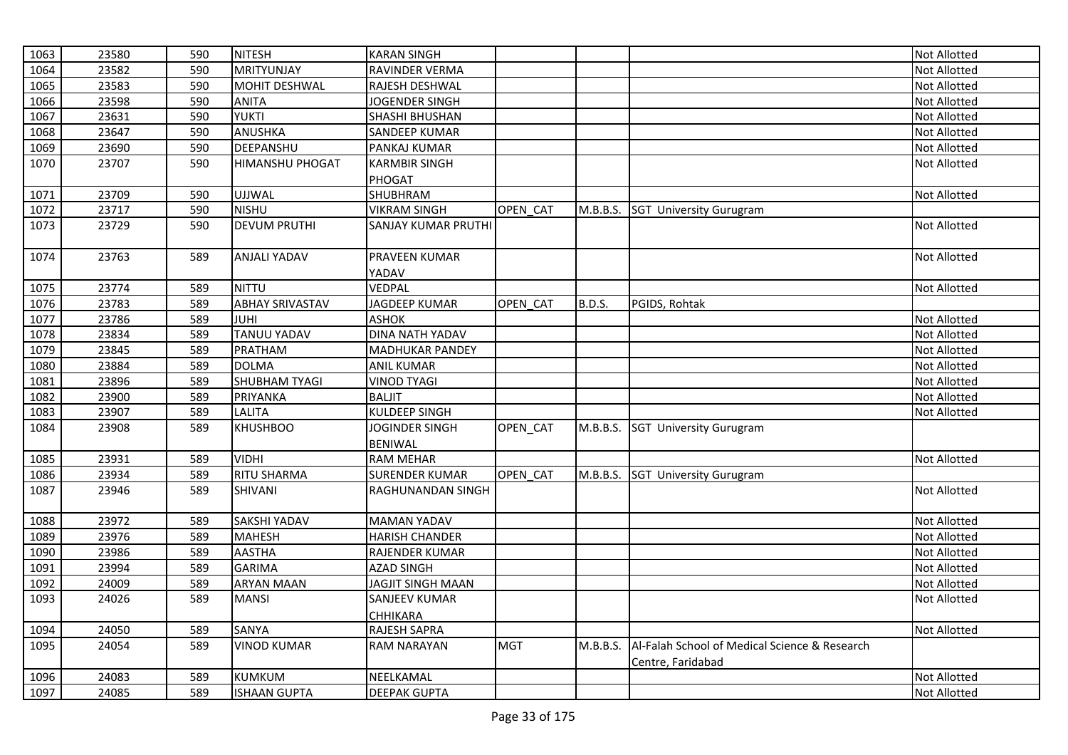| 1063 | 23580 | 590 | NITESH | KARAN SINGH | | | | Not Allotted |
|---|---|---|---|---|---|---|---|---|
| 1064 | 23582 | 590 | MRITYUNJAY | RAVINDER VERMA | | | | Not Allotted |
| 1065 | 23583 | 590 | MOHIT DESHWAL | RAJESH DESHWAL | | | | Not Allotted |
| 1066 | 23598 | 590 | ANITA | JOGENDER SINGH | | | | Not Allotted |
| 1067 | 23631 | 590 | YUKTI | SHASHI BHUSHAN | | | | Not Allotted |
| 1068 | 23647 | 590 | ANUSHKA | SANDEEP KUMAR | | | | Not Allotted |
| 1069 | 23690 | 590 | DEEPANSHU | PANKAJ KUMAR | | | | Not Allotted |
| 1070 | 23707 | 590 | HIMANSHU PHOGAT | KARMBIR SINGH PHOGAT | | | | Not Allotted |
| 1071 | 23709 | 590 | UJJWAL | SHUBHRAM | | | | Not Allotted |
| 1072 | 23717 | 590 | NISHU | VIKRAM SINGH | OPEN_CAT | M.B.B.S. | SGT University Gurugram | |
| 1073 | 23729 | 590 | DEVUM PRUTHI | SANJAY KUMAR PRUTHI | | | | Not Allotted |
| 1074 | 23763 | 589 | ANJALI YADAV | PRAVEEN KUMAR YADAV | | | | Not Allotted |
| 1075 | 23774 | 589 | NITTU | VEDPAL | | | | Not Allotted |
| 1076 | 23783 | 589 | ABHAY SRIVASTAV | JAGDEEP KUMAR | OPEN_CAT | B.D.S. | PGIDS, Rohtak | |
| 1077 | 23786 | 589 | JUHI | ASHOK | | | | Not Allotted |
| 1078 | 23834 | 589 | TANUU YADAV | DINA NATH YADAV | | | | Not Allotted |
| 1079 | 23845 | 589 | PRATHAM | MADHUKAR PANDEY | | | | Not Allotted |
| 1080 | 23884 | 589 | DOLMA | ANIL KUMAR | | | | Not Allotted |
| 1081 | 23896 | 589 | SHUBHAM TYAGI | VINOD TYAGI | | | | Not Allotted |
| 1082 | 23900 | 589 | PRIYANKA | BALJIT | | | | Not Allotted |
| 1083 | 23907 | 589 | LALITA | KULDEEP SINGH | | | | Not Allotted |
| 1084 | 23908 | 589 | KHUSHBOO | JOGINDER SINGH BENIWAL | OPEN_CAT | M.B.B.S. | SGT University Gurugram | |
| 1085 | 23931 | 589 | VIDHI | RAM MEHAR | | | | Not Allotted |
| 1086 | 23934 | 589 | RITU SHARMA | SURENDER KUMAR | OPEN_CAT | M.B.B.S. | SGT University Gurugram | |
| 1087 | 23946 | 589 | SHIVANI | RAGHUNANDAN SINGH | | | | Not Allotted |
| 1088 | 23972 | 589 | SAKSHI YADAV | MAMAN YADAV | | | | Not Allotted |
| 1089 | 23976 | 589 | MAHESH | HARISH CHANDER | | | | Not Allotted |
| 1090 | 23986 | 589 | AASTHA | RAJENDER KUMAR | | | | Not Allotted |
| 1091 | 23994 | 589 | GARIMA | AZAD SINGH | | | | Not Allotted |
| 1092 | 24009 | 589 | ARYAN MAAN | JAGJIT SINGH MAAN | | | | Not Allotted |
| 1093 | 24026 | 589 | MANSI | SANJEEV KUMAR CHHIKARA | | | | Not Allotted |
| 1094 | 24050 | 589 | SANYA | RAJESH SAPRA | | | | Not Allotted |
| 1095 | 24054 | 589 | VINOD KUMAR | RAM NARAYAN | MGT | M.B.B.S. | Al-Falah School of Medical Science & Research Centre, Faridabad | |
| 1096 | 24083 | 589 | KUMKUM | NEELKAMAL | | | | Not Allotted |
| 1097 | 24085 | 589 | ISHAAN GUPTA | DEEPAK GUPTA | | | | Not Allotted |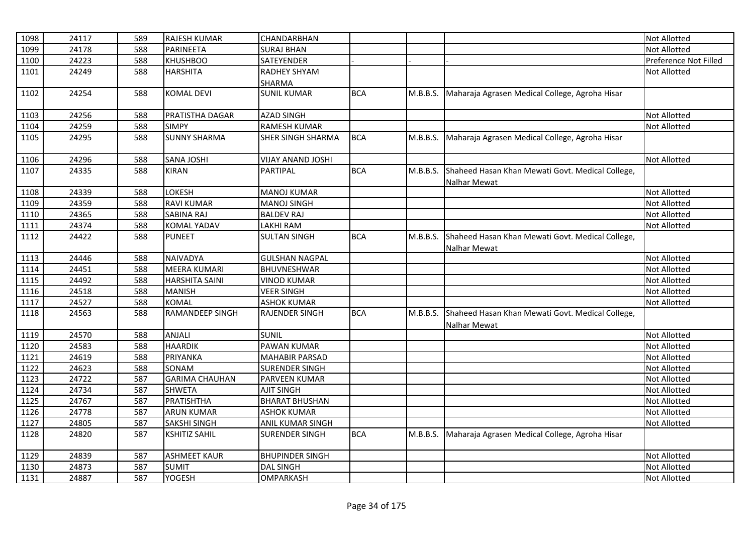| | | | | | | | | |
|---|---|---|---|---|---|---|---|---|
| 1098 | 24117 | 589 | RAJESH KUMAR | CHANDARBHAN | | | | Not Allotted |
| 1099 | 24178 | 588 | PARINEETA | SURAJ BHAN | | | | Not Allotted |
| 1100 | 24223 | 588 | KHUSHBOO | SATEYENDER | - | - | - | Preference Not Filled |
| 1101 | 24249 | 588 | HARSHITA | RADHEY SHYAM SHARMA | | | | Not Allotted |
| 1102 | 24254 | 588 | KOMAL DEVI | SUNIL KUMAR | BCA | M.B.B.S. | Maharaja Agrasen Medical College, Agroha Hisar | |
| 1103 | 24256 | 588 | PRATISTHA DAGAR | AZAD SINGH | | | | Not Allotted |
| 1104 | 24259 | 588 | SIMPY | RAMESH KUMAR | | | | Not Allotted |
| 1105 | 24295 | 588 | SUNNY SHARMA | SHER SINGH SHARMA | BCA | M.B.B.S. | Maharaja Agrasen Medical College, Agroha Hisar | |
| 1106 | 24296 | 588 | SANA JOSHI | VIJAY ANAND JOSHI | | | | Not Allotted |
| 1107 | 24335 | 588 | KIRAN | PARTIPAL | BCA | M.B.B.S. | Shaheed Hasan Khan Mewati Govt. Medical College, Nalhar Mewat | |
| 1108 | 24339 | 588 | LOKESH | MANOJ KUMAR | | | | Not Allotted |
| 1109 | 24359 | 588 | RAVI KUMAR | MANOJ SINGH | | | | Not Allotted |
| 1110 | 24365 | 588 | SABINA RAJ | BALDEV RAJ | | | | Not Allotted |
| 1111 | 24374 | 588 | KOMAL YADAV | LAKHI RAM | | | | Not Allotted |
| 1112 | 24422 | 588 | PUNEET | SULTAN SINGH | BCA | M.B.B.S. | Shaheed Hasan Khan Mewati Govt. Medical College, Nalhar Mewat | |
| 1113 | 24446 | 588 | NAIVADYA | GULSHAN NAGPAL | | | | Not Allotted |
| 1114 | 24451 | 588 | MEERA KUMARI | BHUVNESHWAR | | | | Not Allotted |
| 1115 | 24492 | 588 | HARSHITA SAINI | VINOD KUMAR | | | | Not Allotted |
| 1116 | 24518 | 588 | MANISH | VEER SINGH | | | | Not Allotted |
| 1117 | 24527 | 588 | KOMAL | ASHOK KUMAR | | | | Not Allotted |
| 1118 | 24563 | 588 | RAMANDEEP SINGH | RAJENDER SINGH | BCA | M.B.B.S. | Shaheed Hasan Khan Mewati Govt. Medical College, Nalhar Mewat | |
| 1119 | 24570 | 588 | ANJALI | SUNIL | | | | Not Allotted |
| 1120 | 24583 | 588 | HAARDIK | PAWAN KUMAR | | | | Not Allotted |
| 1121 | 24619 | 588 | PRIYANKA | MAHABIR PARSAD | | | | Not Allotted |
| 1122 | 24623 | 588 | SONAM | SURENDER SINGH | | | | Not Allotted |
| 1123 | 24722 | 587 | GARIMA CHAUHAN | PARVEEN KUMAR | | | | Not Allotted |
| 1124 | 24734 | 587 | SHWETA | AJIT SINGH | | | | Not Allotted |
| 1125 | 24767 | 587 | PRATISHTHA | BHARAT BHUSHAN | | | | Not Allotted |
| 1126 | 24778 | 587 | ARUN KUMAR | ASHOK KUMAR | | | | Not Allotted |
| 1127 | 24805 | 587 | SAKSHI SINGH | ANIL KUMAR SINGH | | | | Not Allotted |
| 1128 | 24820 | 587 | KSHITIZ SAHIL | SURENDER SINGH | BCA | M.B.B.S. | Maharaja Agrasen Medical College, Agroha Hisar | |
| 1129 | 24839 | 587 | ASHMEET KAUR | BHUPINDER SINGH | | | | Not Allotted |
| 1130 | 24873 | 587 | SUMIT | DAL SINGH | | | | Not Allotted |
| 1131 | 24887 | 587 | YOGESH | OMPARKASH | | | | Not Allotted |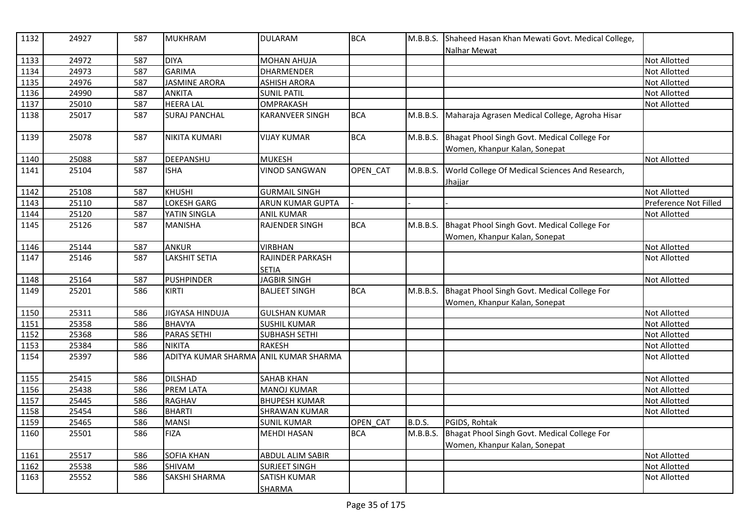| 1132 | 24927 | 587 | MUKHRAM | DULARAM | BCA | M.B.B.S. | Shaheed Hasan Khan Mewati Govt. Medical College, Nalhar Mewat | |
|---|---|---|---|---|---|---|---|---|
| 1133 | 24972 | 587 | DIYA | MOHAN AHUJA | | | | Not Allotted |
| 1134 | 24973 | 587 | GARIMA | DHARMENDER | | | | Not Allotted |
| 1135 | 24976 | 587 | JASMINE ARORA | ASHISH ARORA | | | | Not Allotted |
| 1136 | 24990 | 587 | ANKITA | SUNIL PATIL | | | | Not Allotted |
| 1137 | 25010 | 587 | HEERA LAL | OMPRAKASH | | | | Not Allotted |
| 1138 | 25017 | 587 | SURAJ PANCHAL | KARANVEER SINGH | BCA | M.B.B.S. | Maharaja Agrasen Medical College, Agroha Hisar | |
| 1139 | 25078 | 587 | NIKITA KUMARI | VIJAY KUMAR | BCA | M.B.B.S. | Bhagat Phool Singh Govt. Medical College For Women, Khanpur Kalan, Sonepat | |
| 1140 | 25088 | 587 | DEEPANSHU | MUKESH | | | | Not Allotted |
| 1141 | 25104 | 587 | ISHA | VINOD SANGWAN | OPEN_CAT | M.B.B.S. | World College Of Medical Sciences And Research, Jhajjar | |
| 1142 | 25108 | 587 | KHUSHI | GURMAIL SINGH | | | | Not Allotted |
| 1143 | 25110 | 587 | LOKESH GARG | ARUN KUMAR GUPTA | - | - | - | Preference Not Filled |
| 1144 | 25120 | 587 | YATIN SINGLA | ANIL KUMAR | | | | Not Allotted |
| 1145 | 25126 | 587 | MANISHA | RAJENDER SINGH | BCA | M.B.B.S. | Bhagat Phool Singh Govt. Medical College For Women, Khanpur Kalan, Sonepat | |
| 1146 | 25144 | 587 | ANKUR | VIRBHAN | | | | Not Allotted |
| 1147 | 25146 | 587 | LAKSHIT SETIA | RAJINDER PARKASH SETIA | | | | Not Allotted |
| 1148 | 25164 | 587 | PUSHPINDER | JAGBIR SINGH | | | | Not Allotted |
| 1149 | 25201 | 586 | KIRTI | BALJEET SINGH | BCA | M.B.B.S. | Bhagat Phool Singh Govt. Medical College For Women, Khanpur Kalan, Sonepat | |
| 1150 | 25311 | 586 | JIGYASA HINDUJA | GULSHAN KUMAR | | | | Not Allotted |
| 1151 | 25358 | 586 | BHAVYA | SUSHIL KUMAR | | | | Not Allotted |
| 1152 | 25368 | 586 | PARAS SETHI | SUBHASH SETHI | | | | Not Allotted |
| 1153 | 25384 | 586 | NIKITA | RAKESH | | | | Not Allotted |
| 1154 | 25397 | 586 | ADITYA KUMAR SHARMA | ANIL KUMAR SHARMA | | | | Not Allotted |
| 1155 | 25415 | 586 | DILSHAD | SAHAB KHAN | | | | Not Allotted |
| 1156 | 25438 | 586 | PREM LATA | MANOJ KUMAR | | | | Not Allotted |
| 1157 | 25445 | 586 | RAGHAV | BHUPESH KUMAR | | | | Not Allotted |
| 1158 | 25454 | 586 | BHARTI | SHRAWAN KUMAR | | | | Not Allotted |
| 1159 | 25465 | 586 | MANSI | SUNIL KUMAR | OPEN_CAT | B.D.S. | PGIDS, Rohtak | |
| 1160 | 25501 | 586 | FIZA | MEHDI HASAN | BCA | M.B.B.S. | Bhagat Phool Singh Govt. Medical College For Women, Khanpur Kalan, Sonepat | |
| 1161 | 25517 | 586 | SOFIA KHAN | ABDUL ALIM SABIR | | | | Not Allotted |
| 1162 | 25538 | 586 | SHIVAM | SURJEET SINGH | | | | Not Allotted |
| 1163 | 25552 | 586 | SAKSHI SHARMA | SATISH KUMAR SHARMA | | | | Not Allotted |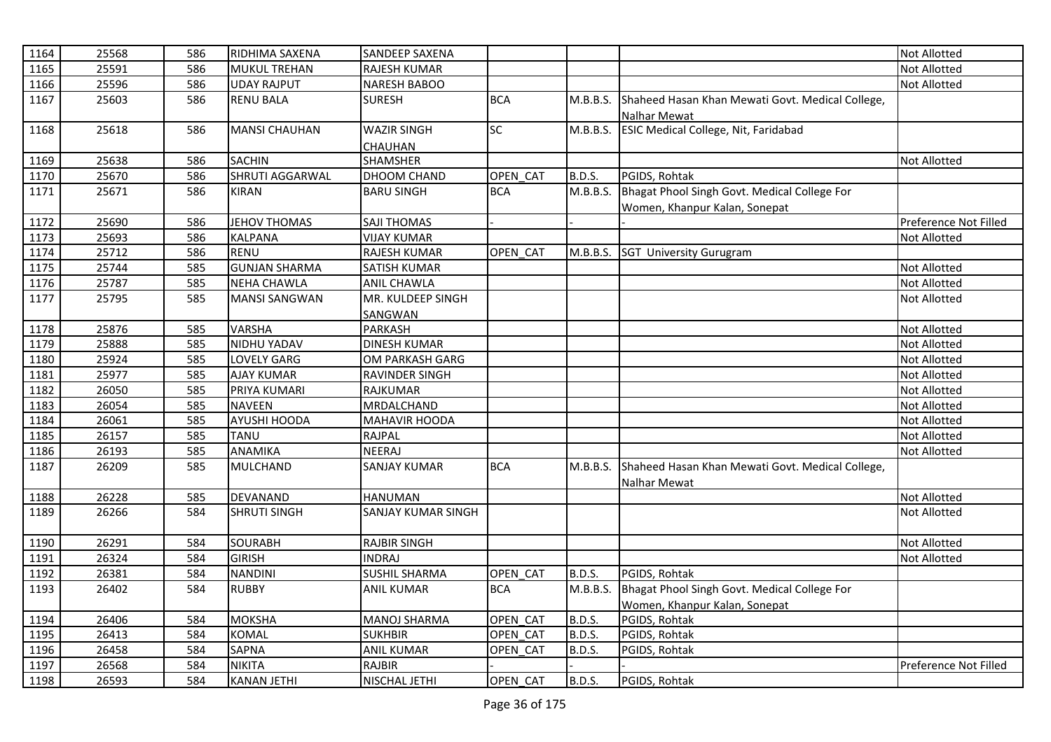| 1164 | 25568 | 586 | RIDHIMA SAXENA | SANDEEP SAXENA | | | | Not Allotted |
|---|---|---|---|---|---|---|---|---|
| 1165 | 25591 | 586 | MUKUL TREHAN | RAJESH KUMAR | | | | Not Allotted |
| 1166 | 25596 | 586 | UDAY RAJPUT | NARESH BABOO | | | | Not Allotted |
| 1167 | 25603 | 586 | RENU BALA | SURESH | BCA | M.B.B.S. | Shaheed Hasan Khan Mewati Govt. Medical College, Nalhar Mewat | |
| 1168 | 25618 | 586 | MANSI CHAUHAN | WAZIR SINGH CHAUHAN | SC | M.B.B.S. | ESIC Medical College, Nit, Faridabad | |
| 1169 | 25638 | 586 | SACHIN | SHAMSHER | | | | Not Allotted |
| 1170 | 25670 | 586 | SHRUTI AGGARWAL | DHOOM CHAND | OPEN_CAT | B.D.S. | PGIDS, Rohtak | |
| 1171 | 25671 | 586 | KIRAN | BARU SINGH | BCA | M.B.B.S. | Bhagat Phool Singh Govt. Medical College For Women, Khanpur Kalan, Sonepat | |
| 1172 | 25690 | 586 | JEHOV THOMAS | SAJI THOMAS | - | - | - | Preference Not Filled |
| 1173 | 25693 | 586 | KALPANA | VIJAY KUMAR | | | | Not Allotted |
| 1174 | 25712 | 586 | RENU | RAJESH KUMAR | OPEN_CAT | M.B.B.S. | SGT University Gurugram | |
| 1175 | 25744 | 585 | GUNJAN SHARMA | SATISH KUMAR | | | | Not Allotted |
| 1176 | 25787 | 585 | NEHA CHAWLA | ANIL CHAWLA | | | | Not Allotted |
| 1177 | 25795 | 585 | MANSI SANGWAN | MR. KULDEEP SINGH SANGWAN | | | | Not Allotted |
| 1178 | 25876 | 585 | VARSHA | PARKASH | | | | Not Allotted |
| 1179 | 25888 | 585 | NIDHU YADAV | DINESH KUMAR | | | | Not Allotted |
| 1180 | 25924 | 585 | LOVELY GARG | OM PARKASH GARG | | | | Not Allotted |
| 1181 | 25977 | 585 | AJAY KUMAR | RAVINDER SINGH | | | | Not Allotted |
| 1182 | 26050 | 585 | PRIYA KUMARI | RAJKUMAR | | | | Not Allotted |
| 1183 | 26054 | 585 | NAVEEN | MRDALCHAND | | | | Not Allotted |
| 1184 | 26061 | 585 | AYUSHI HOODA | MAHAVIR HOODA | | | | Not Allotted |
| 1185 | 26157 | 585 | TANU | RAJPAL | | | | Not Allotted |
| 1186 | 26193 | 585 | ANAMIKA | NEERAJ | | | | Not Allotted |
| 1187 | 26209 | 585 | MULCHAND | SANJAY KUMAR | BCA | M.B.B.S. | Shaheed Hasan Khan Mewati Govt. Medical College, Nalhar Mewat | |
| 1188 | 26228 | 585 | DEVANAND | HANUMAN | | | | Not Allotted |
| 1189 | 26266 | 584 | SHRUTI SINGH | SANJAY KUMAR SINGH | | | | Not Allotted |
| 1190 | 26291 | 584 | SOURABH | RAJBIR SINGH | | | | Not Allotted |
| 1191 | 26324 | 584 | GIRISH | INDRAJ | | | | Not Allotted |
| 1192 | 26381 | 584 | NANDINI | SUSHIL SHARMA | OPEN_CAT | B.D.S. | PGIDS, Rohtak | |
| 1193 | 26402 | 584 | RUBBY | ANIL KUMAR | BCA | M.B.B.S. | Bhagat Phool Singh Govt. Medical College For Women, Khanpur Kalan, Sonepat | |
| 1194 | 26406 | 584 | MOKSHA | MANOJ SHARMA | OPEN_CAT | B.D.S. | PGIDS, Rohtak | |
| 1195 | 26413 | 584 | KOMAL | SUKHBIR | OPEN_CAT | B.D.S. | PGIDS, Rohtak | |
| 1196 | 26458 | 584 | SAPNA | ANIL KUMAR | OPEN_CAT | B.D.S. | PGIDS, Rohtak | |
| 1197 | 26568 | 584 | NIKITA | RAJBIR | - | - | - | Preference Not Filled |
| 1198 | 26593 | 584 | KANAN JETHI | NISCHAL JETHI | OPEN_CAT | B.D.S. | PGIDS, Rohtak | |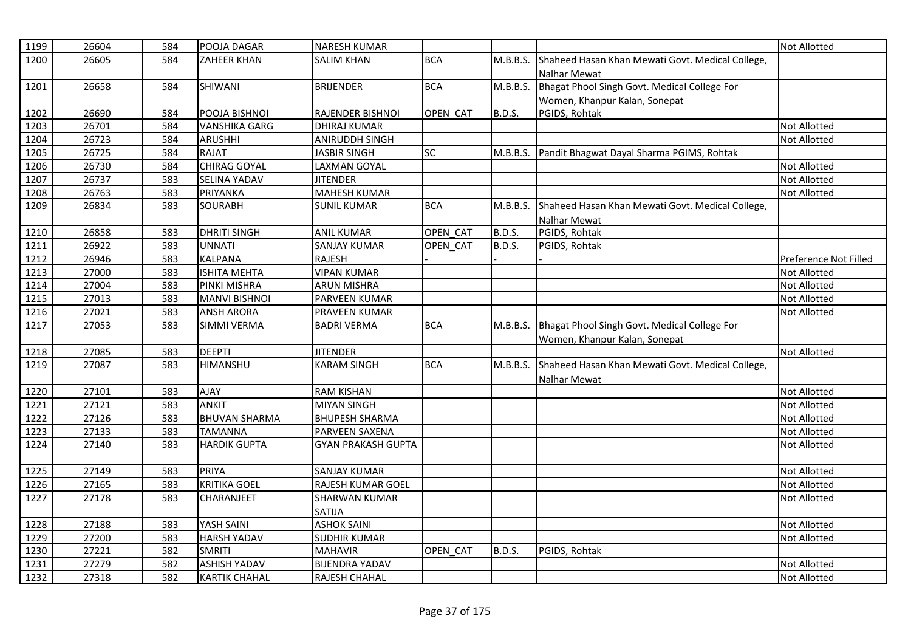| | | | | | | | | |
|---|---|---|---|---|---|---|---|---|
| 1199 | 26604 | 584 | POOJA DAGAR | NARESH KUMAR | | | | Not Allotted |
| 1200 | 26605 | 584 | ZAHEER KHAN | SALIM KHAN | BCA | M.B.B.S. | Shaheed Hasan Khan Mewati Govt. Medical College, Nalhar Mewat | |
| 1201 | 26658 | 584 | SHIWANI | BRIJENDER | BCA | M.B.B.S. | Bhagat Phool Singh Govt. Medical College For Women, Khanpur Kalan, Sonepat | |
| 1202 | 26690 | 584 | POOJA BISHNOI | RAJENDER BISHNOI | OPEN_CAT | B.D.S. | PGIDS, Rohtak | |
| 1203 | 26701 | 584 | VANSHIKA GARG | DHIRAJ KUMAR | | | | Not Allotted |
| 1204 | 26723 | 584 | ARUSHHI | ANIRUDDH SINGH | | | | Not Allotted |
| 1205 | 26725 | 584 | RAJAT | JASBIR SINGH | SC | M.B.B.S. | Pandit Bhagwat Dayal Sharma PGIMS, Rohtak | |
| 1206 | 26730 | 584 | CHIRAG GOYAL | LAXMAN GOYAL | | | | Not Allotted |
| 1207 | 26737 | 583 | SELINA YADAV | JITENDER | | | | Not Allotted |
| 1208 | 26763 | 583 | PRIYANKA | MAHESH KUMAR | | | | Not Allotted |
| 1209 | 26834 | 583 | SOURABH | SUNIL KUMAR | BCA | M.B.B.S. | Shaheed Hasan Khan Mewati Govt. Medical College, Nalhar Mewat | |
| 1210 | 26858 | 583 | DHRITI SINGH | ANIL KUMAR | OPEN_CAT | B.D.S. | PGIDS, Rohtak | |
| 1211 | 26922 | 583 | UNNATI | SANJAY KUMAR | OPEN_CAT | B.D.S. | PGIDS, Rohtak | |
| 1212 | 26946 | 583 | KALPANA | RAJESH | - | - | - | Preference Not Filled |
| 1213 | 27000 | 583 | ISHITA MEHTA | VIPAN KUMAR | | | | Not Allotted |
| 1214 | 27004 | 583 | PINKI MISHRA | ARUN MISHRA | | | | Not Allotted |
| 1215 | 27013 | 583 | MANVI BISHNOI | PARVEEN KUMAR | | | | Not Allotted |
| 1216 | 27021 | 583 | ANSH ARORA | PRAVEEN KUMAR | | | | Not Allotted |
| 1217 | 27053 | 583 | SIMMI VERMA | BADRI VERMA | BCA | M.B.B.S. | Bhagat Phool Singh Govt. Medical College For Women, Khanpur Kalan, Sonepat | |
| 1218 | 27085 | 583 | DEEPTI | JITENDER | | | | Not Allotted |
| 1219 | 27087 | 583 | HIMANSHU | KARAM SINGH | BCA | M.B.B.S. | Shaheed Hasan Khan Mewati Govt. Medical College, Nalhar Mewat | |
| 1220 | 27101 | 583 | AJAY | RAM KISHAN | | | | Not Allotted |
| 1221 | 27121 | 583 | ANKIT | MIYAN SINGH | | | | Not Allotted |
| 1222 | 27126 | 583 | BHUVAN SHARMA | BHUPESH SHARMA | | | | Not Allotted |
| 1223 | 27133 | 583 | TAMANNA | PARVEEN SAXENA | | | | Not Allotted |
| 1224 | 27140 | 583 | HARDIK GUPTA | GYAN PRAKASH GUPTA | | | | Not Allotted |
| 1225 | 27149 | 583 | PRIYA | SANJAY KUMAR | | | | Not Allotted |
| 1226 | 27165 | 583 | KRITIKA GOEL | RAJESH KUMAR GOEL | | | | Not Allotted |
| 1227 | 27178 | 583 | CHARANJEET | SHARWAN KUMAR SATIJA | | | | Not Allotted |
| 1228 | 27188 | 583 | YASH SAINI | ASHOK SAINI | | | | Not Allotted |
| 1229 | 27200 | 583 | HARSH YADAV | SUDHIR KUMAR | | | | Not Allotted |
| 1230 | 27221 | 582 | SMRITI | MAHAVIR | OPEN_CAT | B.D.S. | PGIDS, Rohtak | |
| 1231 | 27279 | 582 | ASHISH YADAV | BIJENDRA YADAV | | | | Not Allotted |
| 1232 | 27318 | 582 | KARTIK CHAHAL | RAJESH CHAHAL | | | | Not Allotted |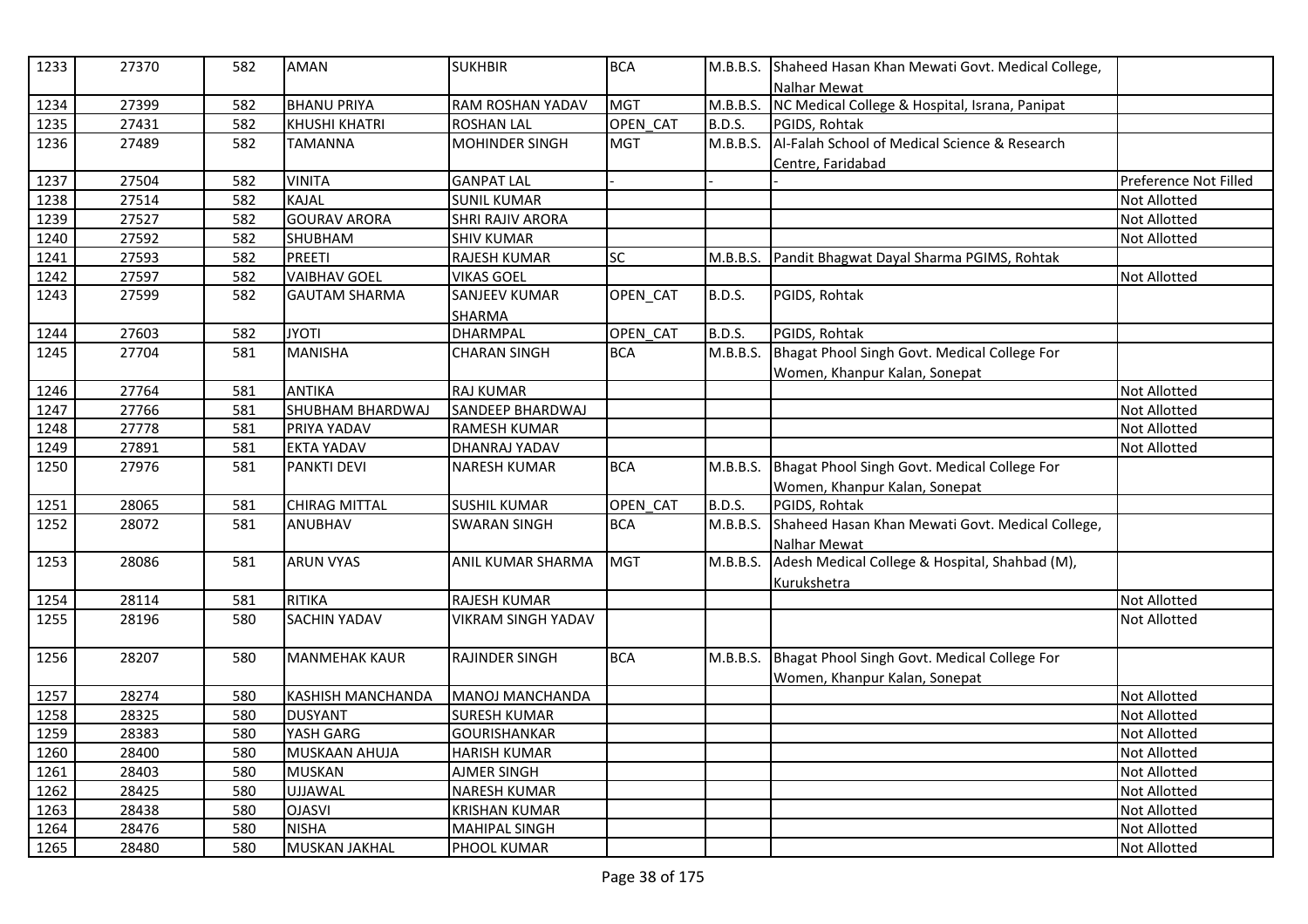| 1233 | 27370 | 582 | AMAN | SUKHBIR | BCA | M.B.B.S. | Shaheed Hasan Khan Mewati Govt. Medical College, Nalhar Mewat | |
|---|---|---|---|---|---|---|---|---|
| 1234 | 27399 | 582 | BHANU PRIYA | RAM ROSHAN YADAV | MGT | M.B.B.S. | NC Medical College & Hospital, Israna, Panipat | |
| 1235 | 27431 | 582 | KHUSHI KHATRI | ROSHAN LAL | OPEN_CAT | B.D.S. | PGIDS, Rohtak | |
| 1236 | 27489 | 582 | TAMANNA | MOHINDER SINGH | MGT | M.B.B.S. | Al-Falah School of Medical Science & Research Centre, Faridabad | |
| 1237 | 27504 | 582 | VINITA | GANPAT LAL | - | - | - | Preference Not Filled |
| 1238 | 27514 | 582 | KAJAL | SUNIL KUMAR | | | | Not Allotted |
| 1239 | 27527 | 582 | GOURAV ARORA | SHRI RAJIV ARORA | | | | Not Allotted |
| 1240 | 27592 | 582 | SHUBHAM | SHIV KUMAR | | | | Not Allotted |
| 1241 | 27593 | 582 | PREETI | RAJESH KUMAR | SC | M.B.B.S. | Pandit Bhagwat Dayal Sharma PGIMS, Rohtak | |
| 1242 | 27597 | 582 | VAIBHAV GOEL | VIKAS GOEL | | | | Not Allotted |
| 1243 | 27599 | 582 | GAUTAM SHARMA | SANJEEV KUMAR SHARMA | OPEN_CAT | B.D.S. | PGIDS, Rohtak | |
| 1244 | 27603 | 582 | JYOTI | DHARMPAL | OPEN_CAT | B.D.S. | PGIDS, Rohtak | |
| 1245 | 27704 | 581 | MANISHA | CHARAN SINGH | BCA | M.B.B.S. | Bhagat Phool Singh Govt. Medical College For Women, Khanpur Kalan, Sonepat | |
| 1246 | 27764 | 581 | ANTIKA | RAJ KUMAR | | | | Not Allotted |
| 1247 | 27766 | 581 | SHUBHAM BHARDWAJ | SANDEEP BHARDWAJ | | | | Not Allotted |
| 1248 | 27778 | 581 | PRIYA YADAV | RAMESH KUMAR | | | | Not Allotted |
| 1249 | 27891 | 581 | EKTA YADAV | DHANRAJ YADAV | | | | Not Allotted |
| 1250 | 27976 | 581 | PANKTI DEVI | NARESH KUMAR | BCA | M.B.B.S. | Bhagat Phool Singh Govt. Medical College For Women, Khanpur Kalan, Sonepat | |
| 1251 | 28065 | 581 | CHIRAG MITTAL | SUSHIL KUMAR | OPEN_CAT | B.D.S. | PGIDS, Rohtak | |
| 1252 | 28072 | 581 | ANUBHAV | SWARAN SINGH | BCA | M.B.B.S. | Shaheed Hasan Khan Mewati Govt. Medical College, Nalhar Mewat | |
| 1253 | 28086 | 581 | ARUN VYAS | ANIL KUMAR SHARMA | MGT | M.B.B.S. | Adesh Medical College & Hospital, Shahbad (M), Kurukshetra | |
| 1254 | 28114 | 581 | RITIKA | RAJESH KUMAR | | | | Not Allotted |
| 1255 | 28196 | 580 | SACHIN YADAV | VIKRAM SINGH YADAV | | | | Not Allotted |
| 1256 | 28207 | 580 | MANMEHAK KAUR | RAJINDER SINGH | BCA | M.B.B.S. | Bhagat Phool Singh Govt. Medical College For Women, Khanpur Kalan, Sonepat | |
| 1257 | 28274 | 580 | KASHISH MANCHANDA | MANOJ MANCHANDA | | | | Not Allotted |
| 1258 | 28325 | 580 | DUSYANT | SURESH KUMAR | | | | Not Allotted |
| 1259 | 28383 | 580 | YASH GARG | GOURISHANKAR | | | | Not Allotted |
| 1260 | 28400 | 580 | MUSKAAN AHUJA | HARISH KUMAR | | | | Not Allotted |
| 1261 | 28403 | 580 | MUSKAN | AJMER SINGH | | | | Not Allotted |
| 1262 | 28425 | 580 | UJJAWAL | NARESH KUMAR | | | | Not Allotted |
| 1263 | 28438 | 580 | OJASVI | KRISHAN KUMAR | | | | Not Allotted |
| 1264 | 28476 | 580 | NISHA | MAHIPAL SINGH | | | | Not Allotted |
| 1265 | 28480 | 580 | MUSKAN JAKHAL | PHOOL KUMAR | | | | Not Allotted |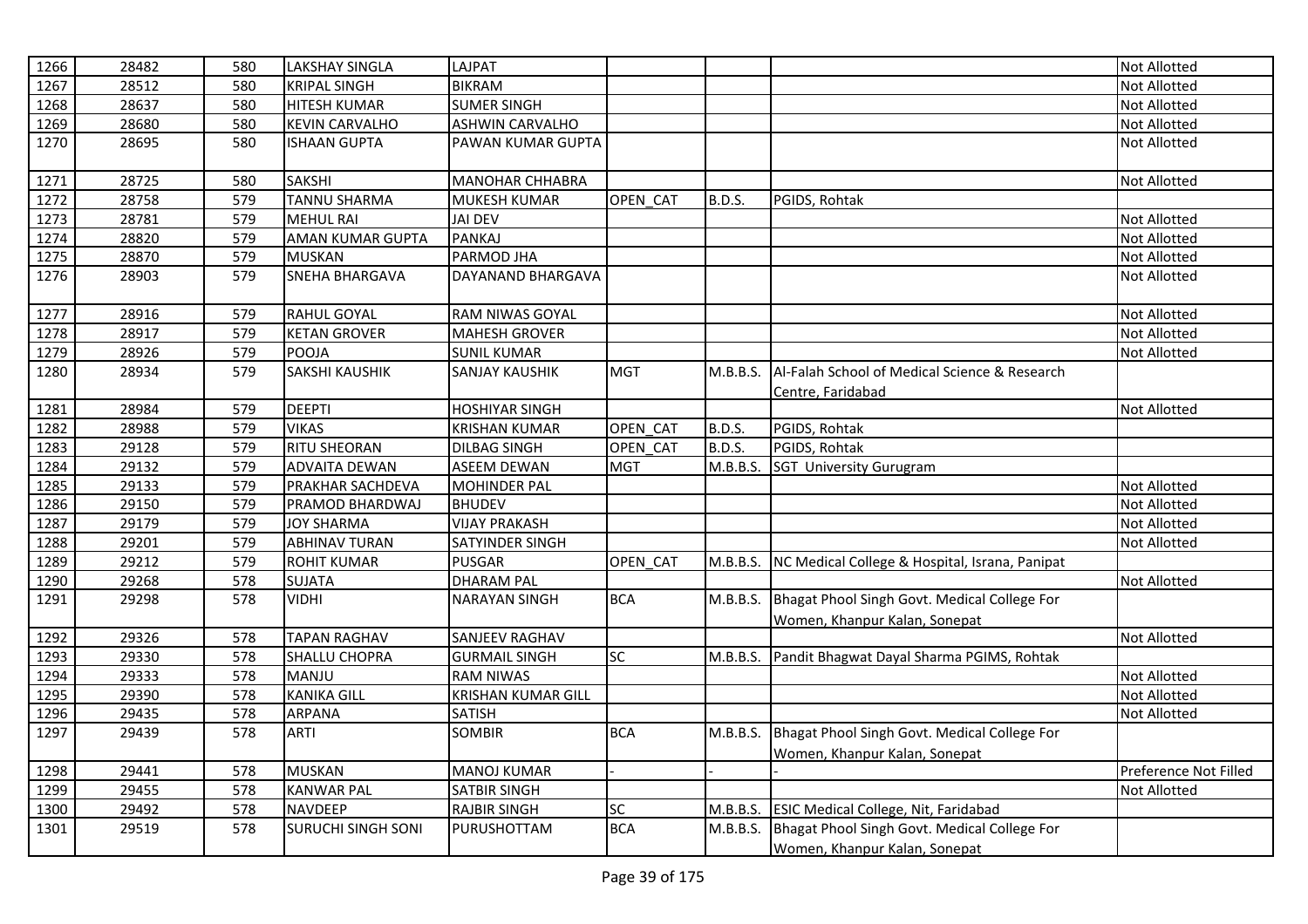| | | | | | | | | |
|---|---|---|---|---|---|---|---|---|
| 1266 | 28482 | 580 | LAKSHAY SINGLA | LAJPAT | | | | Not Allotted |
| 1267 | 28512 | 580 | KRIPAL SINGH | BIKRAM | | | | Not Allotted |
| 1268 | 28637 | 580 | HITESH KUMAR | SUMER SINGH | | | | Not Allotted |
| 1269 | 28680 | 580 | KEVIN CARVALHO | ASHWIN CARVALHO | | | | Not Allotted |
| 1270 | 28695 | 580 | ISHAAN GUPTA | PAWAN KUMAR GUPTA | | | | Not Allotted |
| 1271 | 28725 | 580 | SAKSHI | MANOHAR CHHABRA | | | | Not Allotted |
| 1272 | 28758 | 579 | TANNU SHARMA | MUKESH KUMAR | OPEN_CAT | B.D.S. | PGIDS, Rohtak | |
| 1273 | 28781 | 579 | MEHUL RAI | JAI DEV | | | | Not Allotted |
| 1274 | 28820 | 579 | AMAN KUMAR GUPTA | PANKAJ | | | | Not Allotted |
| 1275 | 28870 | 579 | MUSKAN | PARMOD JHA | | | | Not Allotted |
| 1276 | 28903 | 579 | SNEHA BHARGAVA | DAYANAND BHARGAVA | | | | Not Allotted |
| 1277 | 28916 | 579 | RAHUL GOYAL | RAM NIWAS GOYAL | | | | Not Allotted |
| 1278 | 28917 | 579 | KETAN GROVER | MAHESH GROVER | | | | Not Allotted |
| 1279 | 28926 | 579 | POOJA | SUNIL KUMAR | | | | Not Allotted |
| 1280 | 28934 | 579 | SAKSHI KAUSHIK | SANJAY KAUSHIK | MGT | M.B.B.S. | Al-Falah School of Medical Science & Research Centre, Faridabad | |
| 1281 | 28984 | 579 | DEEPTI | HOSHIYAR SINGH | | | | Not Allotted |
| 1282 | 28988 | 579 | VIKAS | KRISHAN KUMAR | OPEN_CAT | B.D.S. | PGIDS, Rohtak | |
| 1283 | 29128 | 579 | RITU SHEORAN | DILBAG SINGH | OPEN_CAT | B.D.S. | PGIDS, Rohtak | |
| 1284 | 29132 | 579 | ADVAITA DEWAN | ASEEM DEWAN | MGT | M.B.B.S. | SGT University Gurugram | |
| 1285 | 29133 | 579 | PRAKHAR SACHDEVA | MOHINDER PAL | | | | Not Allotted |
| 1286 | 29150 | 579 | PRAMOD BHARDWAJ | BHUDEV | | | | Not Allotted |
| 1287 | 29179 | 579 | JOY SHARMA | VIJAY PRAKASH | | | | Not Allotted |
| 1288 | 29201 | 579 | ABHINAV TURAN | SATYINDER SINGH | | | | Not Allotted |
| 1289 | 29212 | 579 | ROHIT KUMAR | PUSGAR | OPEN_CAT | M.B.B.S. | NC Medical College & Hospital, Israna, Panipat | |
| 1290 | 29268 | 578 | SUJATA | DHARAM PAL | | | | Not Allotted |
| 1291 | 29298 | 578 | VIDHI | NARAYAN SINGH | BCA | M.B.B.S. | Bhagat Phool Singh Govt. Medical College For Women, Khanpur Kalan, Sonepat | |
| 1292 | 29326 | 578 | TAPAN RAGHAV | SANJEEV RAGHAV | | | | Not Allotted |
| 1293 | 29330 | 578 | SHALLU CHOPRA | GURMAIL SINGH | SC | M.B.B.S. | Pandit Bhagwat Dayal Sharma PGIMS, Rohtak | |
| 1294 | 29333 | 578 | MANJU | RAM NIWAS | | | | Not Allotted |
| 1295 | 29390 | 578 | KANIKA GILL | KRISHAN KUMAR GILL | | | | Not Allotted |
| 1296 | 29435 | 578 | ARPANA | SATISH | | | | Not Allotted |
| 1297 | 29439 | 578 | ARTI | SOMBIR | BCA | M.B.B.S. | Bhagat Phool Singh Govt. Medical College For Women, Khanpur Kalan, Sonepat | |
| 1298 | 29441 | 578 | MUSKAN | MANOJ KUMAR | - | - | - | Preference Not Filled |
| 1299 | 29455 | 578 | KANWAR PAL | SATBIR SINGH | | | | Not Allotted |
| 1300 | 29492 | 578 | NAVDEEP | RAJBIR SINGH | SC | M.B.B.S. | ESIC Medical College, Nit, Faridabad | |
| 1301 | 29519 | 578 | SURUCHI SINGH SONI | PURUSHOTTAM | BCA | M.B.B.S. | Bhagat Phool Singh Govt. Medical College For Women, Khanpur Kalan, Sonepat | |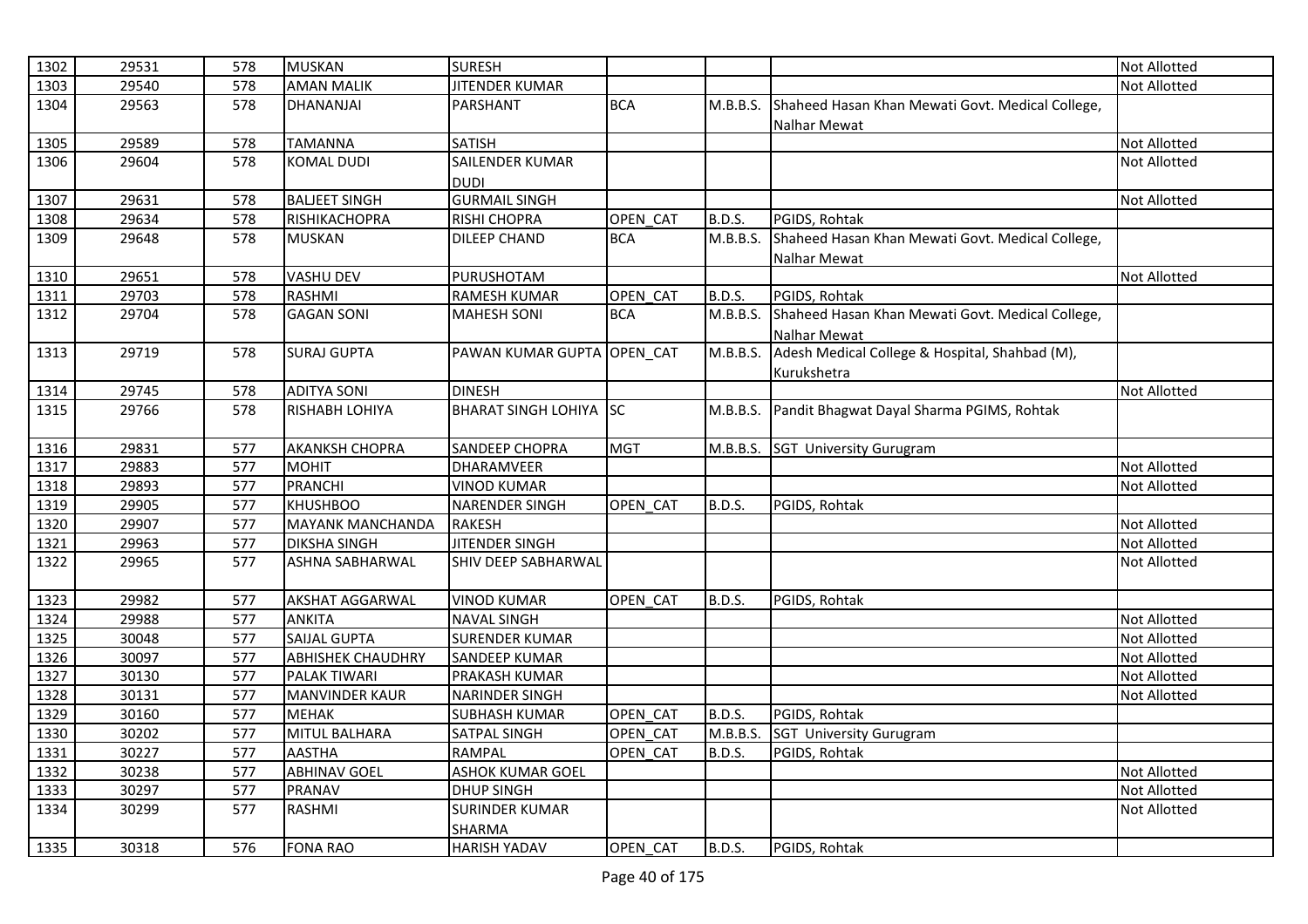| 1302 | 29531 | 578 | MUSKAN | SURESH | | | | Not Allotted |
|---|---|---|---|---|---|---|---|---|
| 1303 | 29540 | 578 | AMAN MALIK | JITENDER KUMAR | | | | Not Allotted |
| 1304 | 29563 | 578 | DHANANJAI | PARSHANT | BCA | M.B.B.S. | Shaheed Hasan Khan Mewati Govt. Medical College, Nalhar Mewat | |
| 1305 | 29589 | 578 | TAMANNA | SATISH | | | | Not Allotted |
| 1306 | 29604 | 578 | KOMAL DUDI | SAILENDER KUMAR DUDI | | | | Not Allotted |
| 1307 | 29631 | 578 | BALJEET SINGH | GURMAIL SINGH | | | | Not Allotted |
| 1308 | 29634 | 578 | RISHIKACHOPRA | RISHI CHOPRA | OPEN_CAT | B.D.S. | PGIDS, Rohtak | |
| 1309 | 29648 | 578 | MUSKAN | DILEEP CHAND | BCA | M.B.B.S. | Shaheed Hasan Khan Mewati Govt. Medical College, Nalhar Mewat | |
| 1310 | 29651 | 578 | VASHU DEV | PURUSHOTAM | | | | Not Allotted |
| 1311 | 29703 | 578 | RASHMI | RAMESH KUMAR | OPEN_CAT | B.D.S. | PGIDS, Rohtak | |
| 1312 | 29704 | 578 | GAGAN SONI | MAHESH SONI | BCA | M.B.B.S. | Shaheed Hasan Khan Mewati Govt. Medical College, Nalhar Mewat | |
| 1313 | 29719 | 578 | SURAJ GUPTA | PAWAN KUMAR GUPTA | OPEN_CAT | M.B.B.S. | Adesh Medical College & Hospital, Shahbad (M), Kurukshetra | |
| 1314 | 29745 | 578 | ADITYA SONI | DINESH | | | | Not Allotted |
| 1315 | 29766 | 578 | RISHABH LOHIYA | BHARAT SINGH LOHIYA | SC | M.B.B.S. | Pandit Bhagwat Dayal Sharma PGIMS, Rohtak | |
| 1316 | 29831 | 577 | AKANKSH CHOPRA | SANDEEP CHOPRA | MGT | M.B.B.S. | SGT University Gurugram | |
| 1317 | 29883 | 577 | MOHIT | DHARAMVEER | | | | Not Allotted |
| 1318 | 29893 | 577 | PRANCHI | VINOD KUMAR | | | | Not Allotted |
| 1319 | 29905 | 577 | KHUSHBOO | NARENDER SINGH | OPEN_CAT | B.D.S. | PGIDS, Rohtak | |
| 1320 | 29907 | 577 | MAYANK MANCHANDA | RAKESH | | | | Not Allotted |
| 1321 | 29963 | 577 | DIKSHA SINGH | JITENDER SINGH | | | | Not Allotted |
| 1322 | 29965 | 577 | ASHNA SABHARWAL | SHIV DEEP SABHARWAL | | | | Not Allotted |
| 1323 | 29982 | 577 | AKSHAT AGGARWAL | VINOD KUMAR | OPEN_CAT | B.D.S. | PGIDS, Rohtak | |
| 1324 | 29988 | 577 | ANKITA | NAVAL SINGH | | | | Not Allotted |
| 1325 | 30048 | 577 | SAIJAL GUPTA | SURENDER KUMAR | | | | Not Allotted |
| 1326 | 30097 | 577 | ABHISHEK CHAUDHRY | SANDEEP KUMAR | | | | Not Allotted |
| 1327 | 30130 | 577 | PALAK TIWARI | PRAKASH KUMAR | | | | Not Allotted |
| 1328 | 30131 | 577 | MANVINDER KAUR | NARINDER SINGH | | | | Not Allotted |
| 1329 | 30160 | 577 | MEHAK | SUBHASH KUMAR | OPEN_CAT | B.D.S. | PGIDS, Rohtak | |
| 1330 | 30202 | 577 | MITUL BALHARA | SATPAL SINGH | OPEN_CAT | M.B.B.S. | SGT University Gurugram | |
| 1331 | 30227 | 577 | AASTHA | RAMPAL | OPEN_CAT | B.D.S. | PGIDS, Rohtak | |
| 1332 | 30238 | 577 | ABHINAV GOEL | ASHOK KUMAR GOEL | | | | Not Allotted |
| 1333 | 30297 | 577 | PRANAV | DHUP SINGH | | | | Not Allotted |
| 1334 | 30299 | 577 | RASHMI | SURINDER KUMAR SHARMA | | | | Not Allotted |
| 1335 | 30318 | 576 | FONA RAO | HARISH YADAV | OPEN_CAT | B.D.S. | PGIDS, Rohtak | |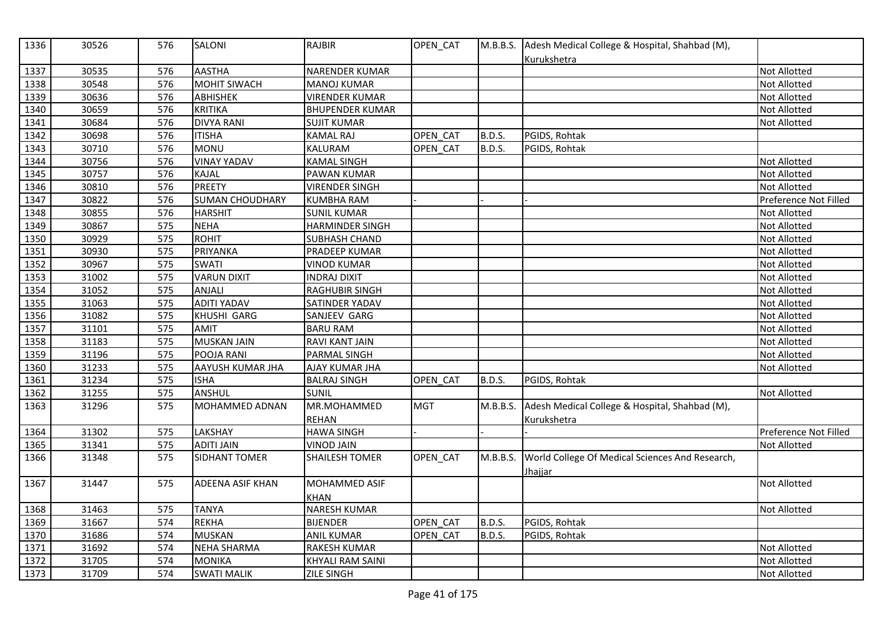| 1336 | 30526 | 576 | SALONI | RAJBIR | OPEN_CAT | M.B.B.S. | Adesh Medical College & Hospital, Shahbad (M), Kurukshetra | |
|---|---|---|---|---|---|---|---|---|
| 1337 | 30535 | 576 | AASTHA | NARENDER KUMAR | | | | Not Allotted |
| 1338 | 30548 | 576 | MOHIT SIWACH | MANOJ KUMAR | | | | Not Allotted |
| 1339 | 30636 | 576 | ABHISHEK | VIRENDER KUMAR | | | | Not Allotted |
| 1340 | 30659 | 576 | KRITIKA | BHUPENDER KUMAR | | | | Not Allotted |
| 1341 | 30684 | 576 | DIVYA RANI | SUJIT KUMAR | | | | Not Allotted |
| 1342 | 30698 | 576 | ITISHA | KAMAL RAJ | OPEN_CAT | B.D.S. | PGIDS, Rohtak | |
| 1343 | 30710 | 576 | MONU | KALURAM | OPEN_CAT | B.D.S. | PGIDS, Rohtak | |
| 1344 | 30756 | 576 | VINAY YADAV | KAMAL SINGH | | | | Not Allotted |
| 1345 | 30757 | 576 | KAJAL | PAWAN KUMAR | | | | Not Allotted |
| 1346 | 30810 | 576 | PREETY | VIRENDER SINGH | | | | Not Allotted |
| 1347 | 30822 | 576 | SUMAN CHOUDHARY | KUMBHA RAM | - | - | - | Preference Not Filled |
| 1348 | 30855 | 576 | HARSHIT | SUNIL KUMAR | | | | Not Allotted |
| 1349 | 30867 | 575 | NEHA | HARMINDER SINGH | | | | Not Allotted |
| 1350 | 30929 | 575 | ROHIT | SUBHASH CHAND | | | | Not Allotted |
| 1351 | 30930 | 575 | PRIYANKA | PRADEEP KUMAR | | | | Not Allotted |
| 1352 | 30967 | 575 | SWATI | VINOD KUMAR | | | | Not Allotted |
| 1353 | 31002 | 575 | VARUN DIXIT | INDRAJ DIXIT | | | | Not Allotted |
| 1354 | 31052 | 575 | ANJALI | RAGHUBIR SINGH | | | | Not Allotted |
| 1355 | 31063 | 575 | ADITI YADAV | SATINDER YADAV | | | | Not Allotted |
| 1356 | 31082 | 575 | KHUSHI GARG | SANJEEV GARG | | | | Not Allotted |
| 1357 | 31101 | 575 | AMIT | BARU RAM | | | | Not Allotted |
| 1358 | 31183 | 575 | MUSKAN JAIN | RAVI KANT JAIN | | | | Not Allotted |
| 1359 | 31196 | 575 | POOJA RANI | PARMAL SINGH | | | | Not Allotted |
| 1360 | 31233 | 575 | AAYUSH KUMAR JHA | AJAY KUMAR JHA | | | | Not Allotted |
| 1361 | 31234 | 575 | ISHA | BALRAJ SINGH | OPEN_CAT | B.D.S. | PGIDS, Rohtak | |
| 1362 | 31255 | 575 | ANSHUL | SUNIL | | | | Not Allotted |
| 1363 | 31296 | 575 | MOHAMMED ADNAN | MR.MOHAMMED REHAN | MGT | M.B.B.S. | Adesh Medical College & Hospital, Shahbad (M), Kurukshetra | |
| 1364 | 31302 | 575 | LAKSHAY | HAWA SINGH | - | - | - | Preference Not Filled |
| 1365 | 31341 | 575 | ADITI JAIN | VINOD JAIN | | | | Not Allotted |
| 1366 | 31348 | 575 | SIDHANT TOMER | SHAILESH TOMER | OPEN_CAT | M.B.B.S. | World College Of Medical Sciences And Research, Jhajjar | |
| 1367 | 31447 | 575 | ADEENA ASIF KHAN | MOHAMMED ASIF KHAN | | | | Not Allotted |
| 1368 | 31463 | 575 | TANYA | NARESH KUMAR | | | | Not Allotted |
| 1369 | 31667 | 574 | REKHA | BIJENDER | OPEN_CAT | B.D.S. | PGIDS, Rohtak | |
| 1370 | 31686 | 574 | MUSKAN | ANIL KUMAR | OPEN_CAT | B.D.S. | PGIDS, Rohtak | |
| 1371 | 31692 | 574 | NEHA SHARMA | RAKESH KUMAR | | | | Not Allotted |
| 1372 | 31705 | 574 | MONIKA | KHYALI RAM SAINI | | | | Not Allotted |
| 1373 | 31709 | 574 | SWATI MALIK | ZILE SINGH | | | | Not Allotted |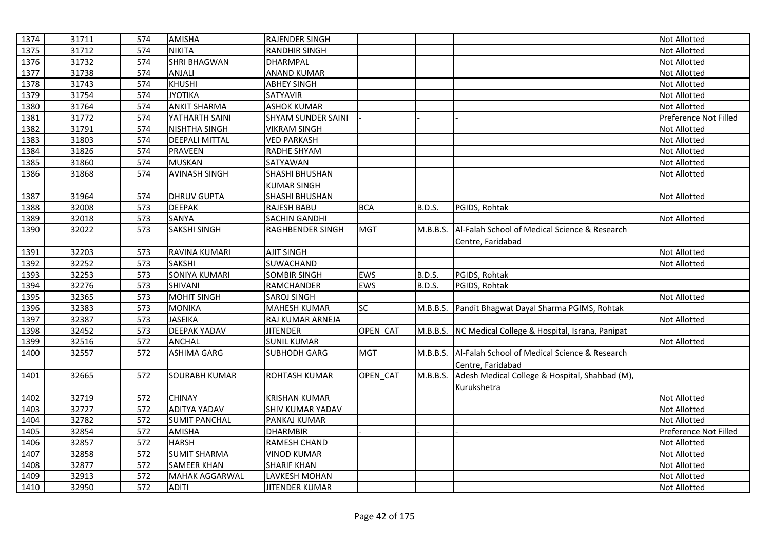| 1374 | 31711 | 574 | AMISHA | RAJENDER SINGH | | | | Not Allotted |
|---|---|---|---|---|---|---|---|---|
| 1375 | 31712 | 574 | NIKITA | RANDHIR SINGH | | | | Not Allotted |
| 1376 | 31732 | 574 | SHRI BHAGWAN | DHARMPAL | | | | Not Allotted |
| 1377 | 31738 | 574 | ANJALI | ANAND KUMAR | | | | Not Allotted |
| 1378 | 31743 | 574 | KHUSHI | ABHEY SINGH | | | | Not Allotted |
| 1379 | 31754 | 574 | JYOTIKA | SATYAVIR | | | | Not Allotted |
| 1380 | 31764 | 574 | ANKIT SHARMA | ASHOK KUMAR | | | | Not Allotted |
| 1381 | 31772 | 574 | YATHARTH SAINI | SHYAM SUNDER SAINI | - | - | - | Preference Not Filled |
| 1382 | 31791 | 574 | NISHTHA SINGH | VIKRAM SINGH | | | | Not Allotted |
| 1383 | 31803 | 574 | DEEPALI MITTAL | VED PARKASH | | | | Not Allotted |
| 1384 | 31826 | 574 | PRAVEEN | RADHE SHYAM | | | | Not Allotted |
| 1385 | 31860 | 574 | MUSKAN | SATYAWAN | | | | Not Allotted |
| 1386 | 31868 | 574 | AVINASH SINGH | SHASHI BHUSHAN KUMAR SINGH | | | | Not Allotted |
| 1387 | 31964 | 574 | DHRUV GUPTA | SHASHI BHUSHAN | | | | Not Allotted |
| 1388 | 32008 | 573 | DEEPAK | RAJESH BABU | BCA | B.D.S. | PGIDS, Rohtak | |
| 1389 | 32018 | 573 | SANYA | SACHIN GANDHI | | | | Not Allotted |
| 1390 | 32022 | 573 | SAKSHI SINGH | RAGHBENDER SINGH | MGT | M.B.B.S. | Al-Falah School of Medical Science & Research Centre, Faridabad | |
| 1391 | 32203 | 573 | RAVINA KUMARI | AJIT SINGH | | | | Not Allotted |
| 1392 | 32252 | 573 | SAKSHI | SUWACHAND | | | | Not Allotted |
| 1393 | 32253 | 573 | SONIYA KUMARI | SOMBIR SINGH | EWS | B.D.S. | PGIDS, Rohtak | |
| 1394 | 32276 | 573 | SHIVANI | RAMCHANDER | EWS | B.D.S. | PGIDS, Rohtak | |
| 1395 | 32365 | 573 | MOHIT SINGH | SAROJ SINGH | | | | Not Allotted |
| 1396 | 32383 | 573 | MONIKA | MAHESH KUMAR | SC | M.B.B.S. | Pandit Bhagwat Dayal Sharma PGIMS, Rohtak | |
| 1397 | 32387 | 573 | JASEIKA | RAJ KUMAR ARNEJA | | | | Not Allotted |
| 1398 | 32452 | 573 | DEEPAK YADAV | JITENDER | OPEN_CAT | M.B.B.S. | NC Medical College & Hospital, Israna, Panipat | |
| 1399 | 32516 | 572 | ANCHAL | SUNIL KUMAR | | | | Not Allotted |
| 1400 | 32557 | 572 | ASHIMA GARG | SUBHODH GARG | MGT | M.B.B.S. | Al-Falah School of Medical Science & Research Centre, Faridabad | |
| 1401 | 32665 | 572 | SOURABH KUMAR | ROHTASH KUMAR | OPEN_CAT | M.B.B.S. | Adesh Medical College & Hospital, Shahbad (M), Kurukshetra | |
| 1402 | 32719 | 572 | CHINAY | KRISHAN KUMAR | | | | Not Allotted |
| 1403 | 32727 | 572 | ADITYA YADAV | SHIV KUMAR YADAV | | | | Not Allotted |
| 1404 | 32782 | 572 | SUMIT PANCHAL | PANKAJ KUMAR | | | | Not Allotted |
| 1405 | 32854 | 572 | AMISHA | DHARMBIR | - | - | - | Preference Not Filled |
| 1406 | 32857 | 572 | HARSH | RAMESH CHAND | | | | Not Allotted |
| 1407 | 32858 | 572 | SUMIT SHARMA | VINOD KUMAR | | | | Not Allotted |
| 1408 | 32877 | 572 | SAMEER KHAN | SHARIF KHAN | | | | Not Allotted |
| 1409 | 32913 | 572 | MAHAK AGGARWAL | LAVKESH MOHAN | | | | Not Allotted |
| 1410 | 32950 | 572 | ADITI | JITENDER KUMAR | | | | Not Allotted |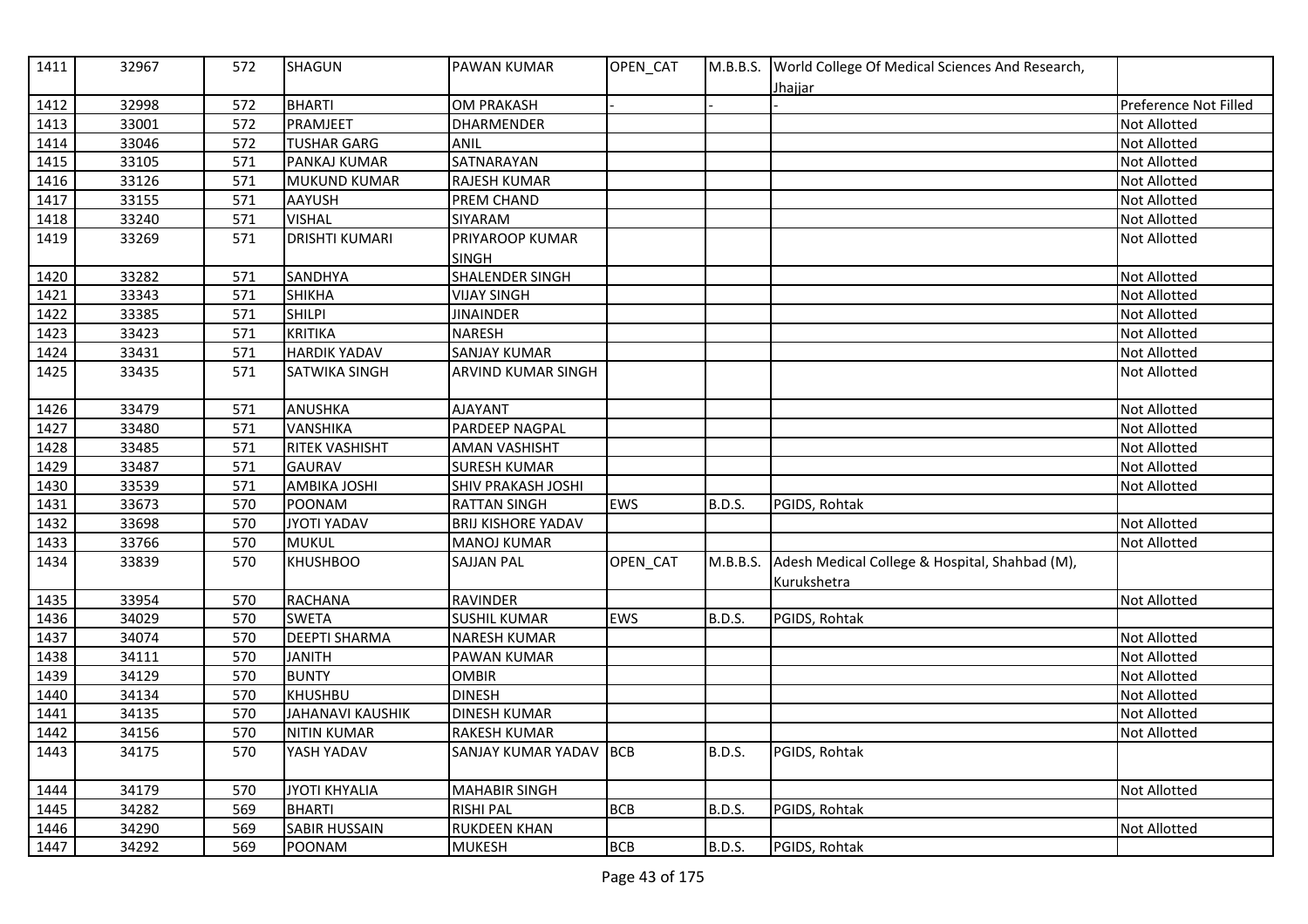| 1411 | 32967 | 572 | SHAGUN | PAWAN KUMAR | OPEN_CAT | M.B.B.S. | World College Of Medical Sciences And Research, Jhajjar | |
|---|---|---|---|---|---|---|---|---|
| 1412 | 32998 | 572 | BHARTI | OM PRAKASH | - | - | - | Preference Not Filled |
| 1413 | 33001 | 572 | PRAMJEET | DHARMENDER | | | | Not Allotted |
| 1414 | 33046 | 572 | TUSHAR GARG | ANIL | | | | Not Allotted |
| 1415 | 33105 | 571 | PANKAJ KUMAR | SATNARAYAN | | | | Not Allotted |
| 1416 | 33126 | 571 | MUKUND KUMAR | RAJESH KUMAR | | | | Not Allotted |
| 1417 | 33155 | 571 | AAYUSH | PREM CHAND | | | | Not Allotted |
| 1418 | 33240 | 571 | VISHAL | SIYARAM | | | | Not Allotted |
| 1419 | 33269 | 571 | DRISHTI KUMARI | PRIYAROOP KUMAR SINGH | | | | Not Allotted |
| 1420 | 33282 | 571 | SANDHYA | SHALENDER SINGH | | | | Not Allotted |
| 1421 | 33343 | 571 | SHIKHA | VIJAY SINGH | | | | Not Allotted |
| 1422 | 33385 | 571 | SHILPI | JINAINDER | | | | Not Allotted |
| 1423 | 33423 | 571 | KRITIKA | NARESH | | | | Not Allotted |
| 1424 | 33431 | 571 | HARDIK YADAV | SANJAY KUMAR | | | | Not Allotted |
| 1425 | 33435 | 571 | SATWIKA SINGH | ARVIND KUMAR SINGH | | | | Not Allotted |
| 1426 | 33479 | 571 | ANUSHKA | AJAYANT | | | | Not Allotted |
| 1427 | 33480 | 571 | VANSHIKA | PARDEEP NAGPAL | | | | Not Allotted |
| 1428 | 33485 | 571 | RITEK VASHISHT | AMAN VASHISHT | | | | Not Allotted |
| 1429 | 33487 | 571 | GAURAV | SURESH KUMAR | | | | Not Allotted |
| 1430 | 33539 | 571 | AMBIKA JOSHI | SHIV PRAKASH JOSHI | | | | Not Allotted |
| 1431 | 33673 | 570 | POONAM | RATTAN SINGH | EWS | B.D.S. | PGIDS, Rohtak | |
| 1432 | 33698 | 570 | JYOTI YADAV | BRIJ KISHORE YADAV | | | | Not Allotted |
| 1433 | 33766 | 570 | MUKUL | MANOJ KUMAR | | | | Not Allotted |
| 1434 | 33839 | 570 | KHUSHBOO | SAJJAN PAL | OPEN_CAT | M.B.B.S. | Adesh Medical College & Hospital, Shahbad (M), Kurukshetra | |
| 1435 | 33954 | 570 | RACHANA | RAVINDER | | | | Not Allotted |
| 1436 | 34029 | 570 | SWETA | SUSHIL KUMAR | EWS | B.D.S. | PGIDS, Rohtak | |
| 1437 | 34074 | 570 | DEEPTI SHARMA | NARESH KUMAR | | | | Not Allotted |
| 1438 | 34111 | 570 | JANITH | PAWAN KUMAR | | | | Not Allotted |
| 1439 | 34129 | 570 | BUNTY | OMBIR | | | | Not Allotted |
| 1440 | 34134 | 570 | KHUSHBU | DINESH | | | | Not Allotted |
| 1441 | 34135 | 570 | JAHANAVI KAUSHIK | DINESH KUMAR | | | | Not Allotted |
| 1442 | 34156 | 570 | NITIN KUMAR | RAKESH KUMAR | | | | Not Allotted |
| 1443 | 34175 | 570 | YASH YADAV | SANJAY KUMAR YADAV | BCB | B.D.S. | PGIDS, Rohtak | |
| 1444 | 34179 | 570 | JYOTI KHYALIA | MAHABIR SINGH | | | | Not Allotted |
| 1445 | 34282 | 569 | BHARTI | RISHI PAL | BCB | B.D.S. | PGIDS, Rohtak | |
| 1446 | 34290 | 569 | SABIR HUSSAIN | RUKDEEN KHAN | | | | Not Allotted |
| 1447 | 34292 | 569 | POONAM | MUKESH | BCB | B.D.S. | PGIDS, Rohtak | |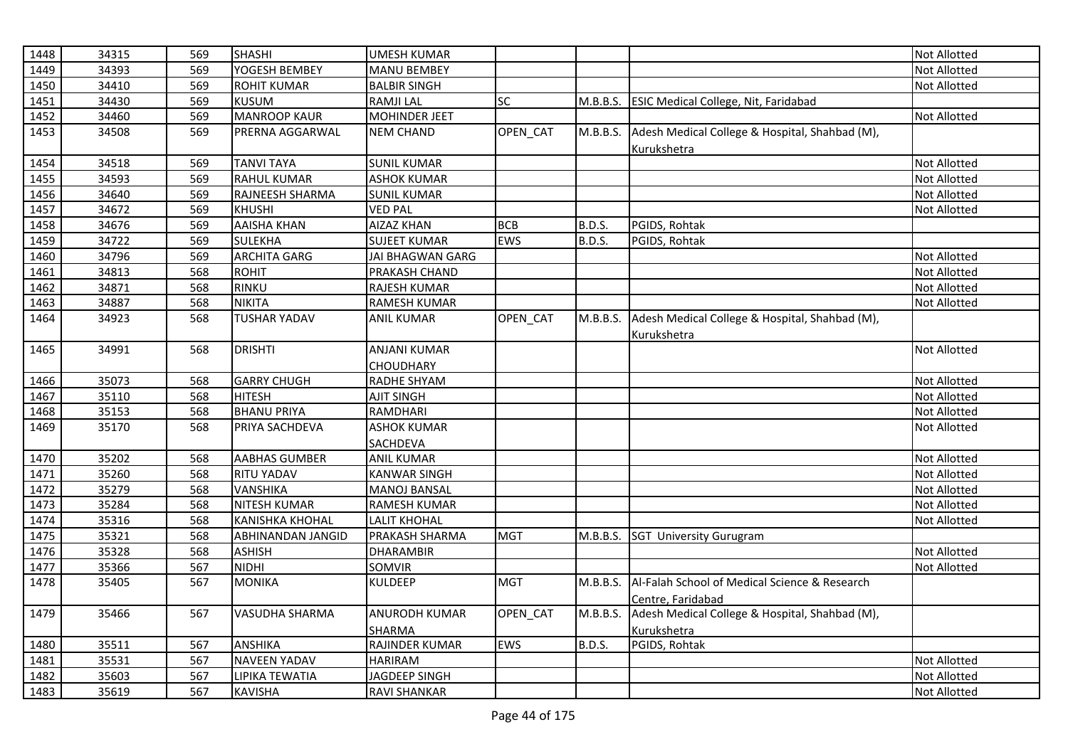| 1448 | 34315 | 569 | SHASHI | UMESH KUMAR | | | | Not Allotted |
|---|---|---|---|---|---|---|---|---|
| 1449 | 34393 | 569 | YOGESH BEMBEY | MANU BEMBEY | | | | Not Allotted |
| 1450 | 34410 | 569 | ROHIT KUMAR | BALBIR SINGH | | | | Not Allotted |
| 1451 | 34430 | 569 | KUSUM | RAMJI LAL | SC | M.B.B.S. | ESIC Medical College, Nit, Faridabad | |
| 1452 | 34460 | 569 | MANROOP KAUR | MOHINDER JEET | | | | Not Allotted |
| 1453 | 34508 | 569 | PRERNA AGGARWAL | NEM CHAND | OPEN_CAT | M.B.B.S. | Adesh Medical College & Hospital, Shahbad (M), Kurukshetra | |
| 1454 | 34518 | 569 | TANVI TAYA | SUNIL KUMAR | | | | Not Allotted |
| 1455 | 34593 | 569 | RAHUL KUMAR | ASHOK KUMAR | | | | Not Allotted |
| 1456 | 34640 | 569 | RAJNEESH SHARMA | SUNIL KUMAR | | | | Not Allotted |
| 1457 | 34672 | 569 | KHUSHI | VED PAL | | | | Not Allotted |
| 1458 | 34676 | 569 | AAISHA KHAN | AIZAZ KHAN | BCB | B.D.S. | PGIDS, Rohtak | |
| 1459 | 34722 | 569 | SULEKHA | SUJEET KUMAR | EWS | B.D.S. | PGIDS, Rohtak | |
| 1460 | 34796 | 569 | ARCHITA GARG | JAI BHAGWAN GARG | | | | Not Allotted |
| 1461 | 34813 | 568 | ROHIT | PRAKASH CHAND | | | | Not Allotted |
| 1462 | 34871 | 568 | RINKU | RAJESH KUMAR | | | | Not Allotted |
| 1463 | 34887 | 568 | NIKITA | RAMESH KUMAR | | | | Not Allotted |
| 1464 | 34923 | 568 | TUSHAR YADAV | ANIL KUMAR | OPEN_CAT | M.B.B.S. | Adesh Medical College & Hospital, Shahbad (M), Kurukshetra | |
| 1465 | 34991 | 568 | DRISHTI | ANJANI KUMAR CHOUDHARY | | | | Not Allotted |
| 1466 | 35073 | 568 | GARRY CHUGH | RADHE SHYAM | | | | Not Allotted |
| 1467 | 35110 | 568 | HITESH | AJIT SINGH | | | | Not Allotted |
| 1468 | 35153 | 568 | BHANU PRIYA | RAMDHARI | | | | Not Allotted |
| 1469 | 35170 | 568 | PRIYA SACHDEVA | ASHOK KUMAR SACHDEVA | | | | Not Allotted |
| 1470 | 35202 | 568 | AABHAS GUMBER | ANIL KUMAR | | | | Not Allotted |
| 1471 | 35260 | 568 | RITU YADAV | KANWAR SINGH | | | | Not Allotted |
| 1472 | 35279 | 568 | VANSHIKA | MANOJ BANSAL | | | | Not Allotted |
| 1473 | 35284 | 568 | NITESH KUMAR | RAMESH KUMAR | | | | Not Allotted |
| 1474 | 35316 | 568 | KANISHKA KHOHAL | LALIT KHOHAL | | | | Not Allotted |
| 1475 | 35321 | 568 | ABHINANDAN JANGID | PRAKASH SHARMA | MGT | M.B.B.S. | SGT University Gurugram | |
| 1476 | 35328 | 568 | ASHISH | DHARAMBIR | | | | Not Allotted |
| 1477 | 35366 | 567 | NIDHI | SOMVIR | | | | Not Allotted |
| 1478 | 35405 | 567 | MONIKA | KULDEEP | MGT | M.B.B.S. | Al-Falah School of Medical Science & Research Centre, Faridabad | |
| 1479 | 35466 | 567 | VASUDHA SHARMA | ANURODH KUMAR SHARMA | OPEN_CAT | M.B.B.S. | Adesh Medical College & Hospital, Shahbad (M), Kurukshetra | |
| 1480 | 35511 | 567 | ANSHIKA | RAJINDER KUMAR | EWS | B.D.S. | PGIDS, Rohtak | |
| 1481 | 35531 | 567 | NAVEEN YADAV | HARIRAM | | | | Not Allotted |
| 1482 | 35603 | 567 | LIPIKA TEWATIA | JAGDEEP SINGH | | | | Not Allotted |
| 1483 | 35619 | 567 | KAVISHA | RAVI SHANKAR | | | | Not Allotted |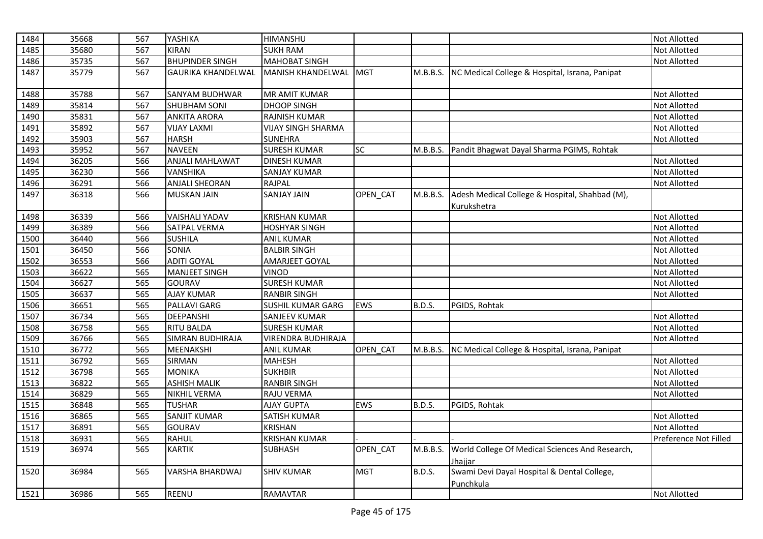| | | | | | | | | |
|---|---|---|---|---|---|---|---|---|
| 1484 | 35668 | 567 | YASHIKA | HIMANSHU | | | | Not Allotted |
| 1485 | 35680 | 567 | KIRAN | SUKH RAM | | | | Not Allotted |
| 1486 | 35735 | 567 | BHUPINDER SINGH | MAHOBAT SINGH | | | | Not Allotted |
| 1487 | 35779 | 567 | GAURIKA KHANDELWAL | MANISH KHANDELWAL | MGT | M.B.B.S. | NC Medical College & Hospital, Israna, Panipat | |
| 1488 | 35788 | 567 | SANYAM BUDHWAR | MR AMIT KUMAR | | | | Not Allotted |
| 1489 | 35814 | 567 | SHUBHAM SONI | DHOOP SINGH | | | | Not Allotted |
| 1490 | 35831 | 567 | ANKITA ARORA | RAJNISH KUMAR | | | | Not Allotted |
| 1491 | 35892 | 567 | VIJAY LAXMI | VIJAY SINGH SHARMA | | | | Not Allotted |
| 1492 | 35903 | 567 | HARSH | SUNEHRA | | | | Not Allotted |
| 1493 | 35952 | 567 | NAVEEN | SURESH KUMAR | SC | M.B.B.S. | Pandit Bhagwat Dayal Sharma PGIMS, Rohtak | |
| 1494 | 36205 | 566 | ANJALI MAHLAWAT | DINESH KUMAR | | | | Not Allotted |
| 1495 | 36230 | 566 | VANSHIKA | SANJAY KUMAR | | | | Not Allotted |
| 1496 | 36291 | 566 | ANJALI SHEORAN | RAJPAL | | | | Not Allotted |
| 1497 | 36318 | 566 | MUSKAN JAIN | SANJAY JAIN | OPEN_CAT | M.B.B.S. | Adesh Medical College & Hospital, Shahbad (M), Kurukshetra | |
| 1498 | 36339 | 566 | VAISHALI YADAV | KRISHAN KUMAR | | | | Not Allotted |
| 1499 | 36389 | 566 | SATPAL VERMA | HOSHYAR SINGH | | | | Not Allotted |
| 1500 | 36440 | 566 | SUSHILA | ANIL KUMAR | | | | Not Allotted |
| 1501 | 36450 | 566 | SONIA | BALBIR SINGH | | | | Not Allotted |
| 1502 | 36553 | 566 | ADITI GOYAL | AMARJEET GOYAL | | | | Not Allotted |
| 1503 | 36622 | 565 | MANJEET SINGH | VINOD | | | | Not Allotted |
| 1504 | 36627 | 565 | GOURAV | SURESH KUMAR | | | | Not Allotted |
| 1505 | 36637 | 565 | AJAY KUMAR | RANBIR SINGH | | | | Not Allotted |
| 1506 | 36651 | 565 | PALLAVI GARG | SUSHIL KUMAR GARG | EWS | B.D.S. | PGIDS, Rohtak | |
| 1507 | 36734 | 565 | DEEPANSHI | SANJEEV KUMAR | | | | Not Allotted |
| 1508 | 36758 | 565 | RITU BALDA | SURESH KUMAR | | | | Not Allotted |
| 1509 | 36766 | 565 | SIMRAN BUDHIRAJA | VIRENDRA BUDHIRAJA | | | | Not Allotted |
| 1510 | 36772 | 565 | MEENAKSHI | ANIL KUMAR | OPEN_CAT | M.B.B.S. | NC Medical College & Hospital, Israna, Panipat | |
| 1511 | 36792 | 565 | SIRMAN | MAHESH | | | | Not Allotted |
| 1512 | 36798 | 565 | MONIKA | SUKHBIR | | | | Not Allotted |
| 1513 | 36822 | 565 | ASHISH MALIK | RANBIR SINGH | | | | Not Allotted |
| 1514 | 36829 | 565 | NIKHIL VERMA | RAJU VERMA | | | | Not Allotted |
| 1515 | 36848 | 565 | TUSHAR | AJAY GUPTA | EWS | B.D.S. | PGIDS, Rohtak | |
| 1516 | 36865 | 565 | SANJIT KUMAR | SATISH KUMAR | | | | Not Allotted |
| 1517 | 36891 | 565 | GOURAV | KRISHAN | | | | Not Allotted |
| 1518 | 36931 | 565 | RAHUL | KRISHAN KUMAR | - | - | - | Preference Not Filled |
| 1519 | 36974 | 565 | KARTIK | SUBHASH | OPEN_CAT | M.B.B.S. | World College Of Medical Sciences And Research, Jhajjar | |
| 1520 | 36984 | 565 | VARSHA BHARDWAJ | SHIV KUMAR | MGT | B.D.S. | Swami Devi Dayal Hospital & Dental College, Punchkula | |
| 1521 | 36986 | 565 | REENU | RAMAVTAR | | | | Not Allotted |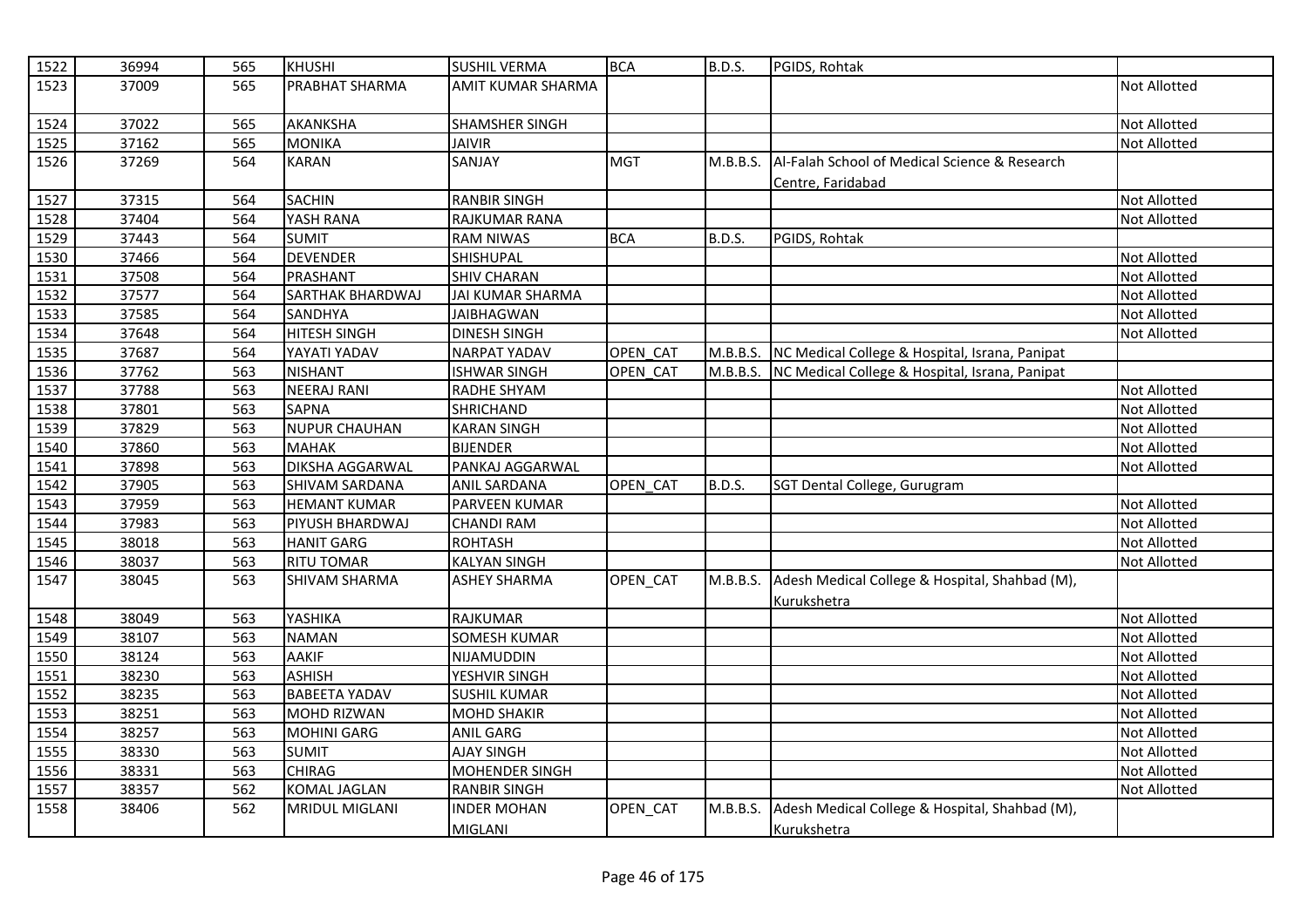| | | | | | | | | |
|---|---|---|---|---|---|---|---|---|
| 1522 | 36994 | 565 | KHUSHI | SUSHIL VERMA | BCA | B.D.S. | PGIDS, Rohtak | |
| 1523 | 37009 | 565 | PRABHAT SHARMA | AMIT KUMAR SHARMA | | | | Not Allotted |
| 1524 | 37022 | 565 | AKANKSHA | SHAMSHER SINGH | | | | Not Allotted |
| 1525 | 37162 | 565 | MONIKA | JAIVIR | | | | Not Allotted |
| 1526 | 37269 | 564 | KARAN | SANJAY | MGT | M.B.B.S. | Al-Falah School of Medical Science & Research Centre, Faridabad | |
| 1527 | 37315 | 564 | SACHIN | RANBIR SINGH | | | | Not Allotted |
| 1528 | 37404 | 564 | YASH RANA | RAJKUMAR RANA | | | | Not Allotted |
| 1529 | 37443 | 564 | SUMIT | RAM NIWAS | BCA | B.D.S. | PGIDS, Rohtak | |
| 1530 | 37466 | 564 | DEVENDER | SHISHUPAL | | | | Not Allotted |
| 1531 | 37508 | 564 | PRASHANT | SHIV CHARAN | | | | Not Allotted |
| 1532 | 37577 | 564 | SARTHAK BHARDWAJ | JAI KUMAR SHARMA | | | | Not Allotted |
| 1533 | 37585 | 564 | SANDHYA | JAIBHAGWAN | | | | Not Allotted |
| 1534 | 37648 | 564 | HITESH SINGH | DINESH SINGH | | | | Not Allotted |
| 1535 | 37687 | 564 | YAYATI YADAV | NARPAT YADAV | OPEN_CAT | M.B.B.S. | NC Medical College & Hospital, Israna, Panipat | |
| 1536 | 37762 | 563 | NISHANT | ISHWAR SINGH | OPEN_CAT | M.B.B.S. | NC Medical College & Hospital, Israna, Panipat | |
| 1537 | 37788 | 563 | NEERAJ RANI | RADHE SHYAM | | | | Not Allotted |
| 1538 | 37801 | 563 | SAPNA | SHRICHAND | | | | Not Allotted |
| 1539 | 37829 | 563 | NUPUR CHAUHAN | KARAN SINGH | | | | Not Allotted |
| 1540 | 37860 | 563 | MAHAK | BIJENDER | | | | Not Allotted |
| 1541 | 37898 | 563 | DIKSHA AGGARWAL | PANKAJ AGGARWAL | | | | Not Allotted |
| 1542 | 37905 | 563 | SHIVAM SARDANA | ANIL SARDANA | OPEN_CAT | B.D.S. | SGT Dental College, Gurugram | |
| 1543 | 37959 | 563 | HEMANT KUMAR | PARVEEN KUMAR | | | | Not Allotted |
| 1544 | 37983 | 563 | PIYUSH BHARDWAJ | CHANDI RAM | | | | Not Allotted |
| 1545 | 38018 | 563 | HANIT GARG | ROHTASH | | | | Not Allotted |
| 1546 | 38037 | 563 | RITU TOMAR | KALYAN SINGH | | | | Not Allotted |
| 1547 | 38045 | 563 | SHIVAM SHARMA | ASHEY SHARMA | OPEN_CAT | M.B.B.S. | Adesh Medical College & Hospital, Shahbad (M), Kurukshetra | |
| 1548 | 38049 | 563 | YASHIKA | RAJKUMAR | | | | Not Allotted |
| 1549 | 38107 | 563 | NAMAN | SOMESH KUMAR | | | | Not Allotted |
| 1550 | 38124 | 563 | AAKIF | NIJAMUDDIN | | | | Not Allotted |
| 1551 | 38230 | 563 | ASHISH | YESHVIR SINGH | | | | Not Allotted |
| 1552 | 38235 | 563 | BABEETA YADAV | SUSHIL KUMAR | | | | Not Allotted |
| 1553 | 38251 | 563 | MOHD RIZWAN | MOHD SHAKIR | | | | Not Allotted |
| 1554 | 38257 | 563 | MOHINI GARG | ANIL GARG | | | | Not Allotted |
| 1555 | 38330 | 563 | SUMIT | AJAY SINGH | | | | Not Allotted |
| 1556 | 38331 | 563 | CHIRAG | MOHENDER SINGH | | | | Not Allotted |
| 1557 | 38357 | 562 | KOMAL JAGLAN | RANBIR SINGH | | | | Not Allotted |
| 1558 | 38406 | 562 | MRIDUL MIGLANI | INDER MOHAN MIGLANI | OPEN_CAT | M.B.B.S. | Adesh Medical College & Hospital, Shahbad (M), Kurukshetra | |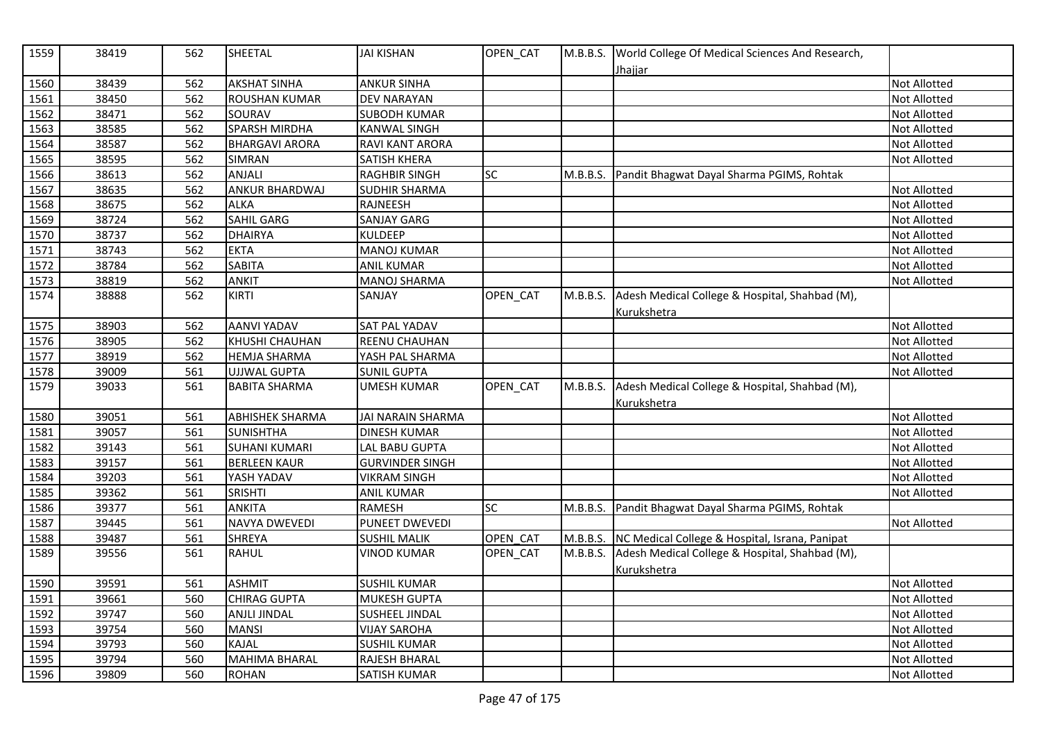| 1559 | 38419 | 562 | SHEETAL | JAI KISHAN | OPEN_CAT | M.B.B.S. | World College Of Medical Sciences And Research, Jhajjar | |
|---|---|---|---|---|---|---|---|---|
| 1560 | 38439 | 562 | AKSHAT SINHA | ANKUR SINHA | | | | Not Allotted |
| 1561 | 38450 | 562 | ROUSHAN KUMAR | DEV NARAYAN | | | | Not Allotted |
| 1562 | 38471 | 562 | SOURAV | SUBODH KUMAR | | | | Not Allotted |
| 1563 | 38585 | 562 | SPARSH MIRDHA | KANWAL SINGH | | | | Not Allotted |
| 1564 | 38587 | 562 | BHARGAVI ARORA | RAVI KANT ARORA | | | | Not Allotted |
| 1565 | 38595 | 562 | SIMRAN | SATISH KHERA | | | | Not Allotted |
| 1566 | 38613 | 562 | ANJALI | RAGHBIR SINGH | SC | M.B.B.S. | Pandit Bhagwat Dayal Sharma PGIMS, Rohtak | |
| 1567 | 38635 | 562 | ANKUR BHARDWAJ | SUDHIR SHARMA | | | | Not Allotted |
| 1568 | 38675 | 562 | ALKA | RAJNEESH | | | | Not Allotted |
| 1569 | 38724 | 562 | SAHIL GARG | SANJAY GARG | | | | Not Allotted |
| 1570 | 38737 | 562 | DHAIRYA | KULDEEP | | | | Not Allotted |
| 1571 | 38743 | 562 | EKTA | MANOJ KUMAR | | | | Not Allotted |
| 1572 | 38784 | 562 | SABITA | ANIL KUMAR | | | | Not Allotted |
| 1573 | 38819 | 562 | ANKIT | MANOJ SHARMA | | | | Not Allotted |
| 1574 | 38888 | 562 | KIRTI | SANJAY | OPEN_CAT | M.B.B.S. | Adesh Medical College & Hospital, Shahbad (M), Kurukshetra | |
| 1575 | 38903 | 562 | AANVI YADAV | SAT PAL YADAV | | | | Not Allotted |
| 1576 | 38905 | 562 | KHUSHI CHAUHAN | REENU CHAUHAN | | | | Not Allotted |
| 1577 | 38919 | 562 | HEMJA SHARMA | YASH PAL SHARMA | | | | Not Allotted |
| 1578 | 39009 | 561 | UJJWAL GUPTA | SUNIL GUPTA | | | | Not Allotted |
| 1579 | 39033 | 561 | BABITA SHARMA | UMESH KUMAR | OPEN_CAT | M.B.B.S. | Adesh Medical College & Hospital, Shahbad (M), Kurukshetra | |
| 1580 | 39051 | 561 | ABHISHEK SHARMA | JAI NARAIN SHARMA | | | | Not Allotted |
| 1581 | 39057 | 561 | SUNISHTHA | DINESH KUMAR | | | | Not Allotted |
| 1582 | 39143 | 561 | SUHANI KUMARI | LAL BABU GUPTA | | | | Not Allotted |
| 1583 | 39157 | 561 | BERLEEN KAUR | GURVINDER SINGH | | | | Not Allotted |
| 1584 | 39203 | 561 | YASH YADAV | VIKRAM SINGH | | | | Not Allotted |
| 1585 | 39362 | 561 | SRISHTI | ANIL KUMAR | | | | Not Allotted |
| 1586 | 39377 | 561 | ANKITA | RAMESH | SC | M.B.B.S. | Pandit Bhagwat Dayal Sharma PGIMS, Rohtak | |
| 1587 | 39445 | 561 | NAVYA DWEVEDI | PUNEET DWEVEDI | | | | Not Allotted |
| 1588 | 39487 | 561 | SHREYA | SUSHIL MALIK | OPEN_CAT | M.B.B.S. | NC Medical College & Hospital, Israna, Panipat | |
| 1589 | 39556 | 561 | RAHUL | VINOD KUMAR | OPEN_CAT | M.B.B.S. | Adesh Medical College & Hospital, Shahbad (M), Kurukshetra | |
| 1590 | 39591 | 561 | ASHMIT | SUSHIL KUMAR | | | | Not Allotted |
| 1591 | 39661 | 560 | CHIRAG GUPTA | MUKESH GUPTA | | | | Not Allotted |
| 1592 | 39747 | 560 | ANJLI JINDAL | SUSHEEL JINDAL | | | | Not Allotted |
| 1593 | 39754 | 560 | MANSI | VIJAY SAROHA | | | | Not Allotted |
| 1594 | 39793 | 560 | KAJAL | SUSHIL KUMAR | | | | Not Allotted |
| 1595 | 39794 | 560 | MAHIMA BHARAL | RAJESH BHARAL | | | | Not Allotted |
| 1596 | 39809 | 560 | ROHAN | SATISH KUMAR | | | | Not Allotted |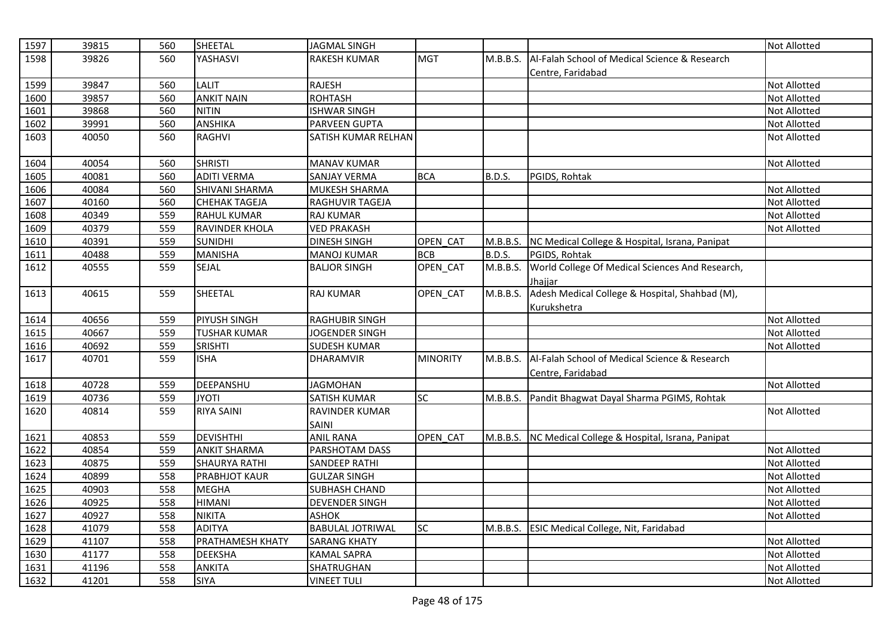| | | | | | | | | |
|---|---|---|---|---|---|---|---|---|
| 1597 | 39815 | 560 | SHEETAL | JAGMAL SINGH | | | | Not Allotted |
| 1598 | 39826 | 560 | YASHASVI | RAKESH KUMAR | MGT | M.B.B.S. | Al-Falah School of Medical Science & Research Centre, Faridabad | |
| 1599 | 39847 | 560 | LALIT | RAJESH | | | | Not Allotted |
| 1600 | 39857 | 560 | ANKIT NAIN | ROHTASH | | | | Not Allotted |
| 1601 | 39868 | 560 | NITIN | ISHWAR SINGH | | | | Not Allotted |
| 1602 | 39991 | 560 | ANSHIKA | PARVEEN GUPTA | | | | Not Allotted |
| 1603 | 40050 | 560 | RAGHVI | SATISH KUMAR RELHAN | | | | Not Allotted |
| 1604 | 40054 | 560 | SHRISTI | MANAV KUMAR | | | | Not Allotted |
| 1605 | 40081 | 560 | ADITI VERMA | SANJAY VERMA | BCA | B.D.S. | PGIDS, Rohtak | |
| 1606 | 40084 | 560 | SHIVANI SHARMA | MUKESH SHARMA | | | | Not Allotted |
| 1607 | 40160 | 560 | CHEHAK TAGEJA | RAGHUVIR TAGEJA | | | | Not Allotted |
| 1608 | 40349 | 559 | RAHUL KUMAR | RAJ KUMAR | | | | Not Allotted |
| 1609 | 40379 | 559 | RAVINDER KHOLA | VED PRAKASH | | | | Not Allotted |
| 1610 | 40391 | 559 | SUNIDHI | DINESH SINGH | OPEN_CAT | M.B.B.S. | NC Medical College & Hospital, Israna, Panipat | |
| 1611 | 40488 | 559 | MANISHA | MANOJ KUMAR | BCB | B.D.S. | PGIDS, Rohtak | |
| 1612 | 40555 | 559 | SEJAL | BALJOR SINGH | OPEN_CAT | M.B.B.S. | World College Of Medical Sciences And Research, Jhajjar | |
| 1613 | 40615 | 559 | SHEETAL | RAJ KUMAR | OPEN_CAT | M.B.B.S. | Adesh Medical College & Hospital, Shahbad (M), Kurukshetra | |
| 1614 | 40656 | 559 | PIYUSH SINGH | RAGHUBIR SINGH | | | | Not Allotted |
| 1615 | 40667 | 559 | TUSHAR KUMAR | JOGENDER SINGH | | | | Not Allotted |
| 1616 | 40692 | 559 | SRISHTI | SUDESH KUMAR | | | | Not Allotted |
| 1617 | 40701 | 559 | ISHA | DHARAMVIR | MINORITY | M.B.B.S. | Al-Falah School of Medical Science & Research Centre, Faridabad | |
| 1618 | 40728 | 559 | DEEPANSHU | JAGMOHAN | | | | Not Allotted |
| 1619 | 40736 | 559 | JYOTI | SATISH KUMAR | SC | M.B.B.S. | Pandit Bhagwat Dayal Sharma PGIMS, Rohtak | |
| 1620 | 40814 | 559 | RIYA SAINI | RAVINDER KUMAR SAINI | | | | Not Allotted |
| 1621 | 40853 | 559 | DEVISHTHI | ANIL RANA | OPEN_CAT | M.B.B.S. | NC Medical College & Hospital, Israna, Panipat | |
| 1622 | 40854 | 559 | ANKIT SHARMA | PARSHOTAM DASS | | | | Not Allotted |
| 1623 | 40875 | 559 | SHAURYA RATHI | SANDEEP RATHI | | | | Not Allotted |
| 1624 | 40899 | 558 | PRABHJOT KAUR | GULZAR SINGH | | | | Not Allotted |
| 1625 | 40903 | 558 | MEGHA | SUBHASH CHAND | | | | Not Allotted |
| 1626 | 40925 | 558 | HIMANI | DEVENDER SINGH | | | | Not Allotted |
| 1627 | 40927 | 558 | NIKITA | ASHOK | | | | Not Allotted |
| 1628 | 41079 | 558 | ADITYA | BABULAL JOTRIWAL | SC | M.B.B.S. | ESIC Medical College, Nit, Faridabad | |
| 1629 | 41107 | 558 | PRATHAMESH KHATY | SARANG KHATY | | | | Not Allotted |
| 1630 | 41177 | 558 | DEEKSHA | KAMAL SAPRA | | | | Not Allotted |
| 1631 | 41196 | 558 | ANKITA | SHATRUGHAN | | | | Not Allotted |
| 1632 | 41201 | 558 | SIYA | VINEET TULI | | | | Not Allotted |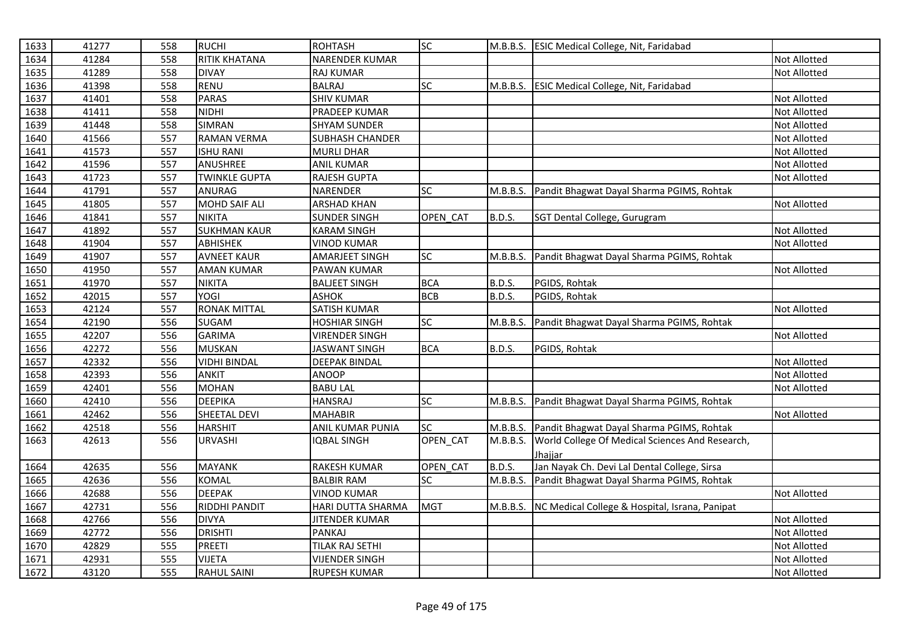| | | | | | | | | |
|---|---|---|---|---|---|---|---|---|
| 1633 | 41277 | 558 | RUCHI | ROHTASH | SC | M.B.B.S. | ESIC Medical College, Nit, Faridabad | |
| 1634 | 41284 | 558 | RITIK KHATANA | NARENDER KUMAR | | | | Not Allotted |
| 1635 | 41289 | 558 | DIVAY | RAJ KUMAR | | | | Not Allotted |
| 1636 | 41398 | 558 | RENU | BALRAJ | SC | M.B.B.S. | ESIC Medical College, Nit, Faridabad | |
| 1637 | 41401 | 558 | PARAS | SHIV KUMAR | | | | Not Allotted |
| 1638 | 41411 | 558 | NIDHI | PRADEEP KUMAR | | | | Not Allotted |
| 1639 | 41448 | 558 | SIMRAN | SHYAM SUNDER | | | | Not Allotted |
| 1640 | 41566 | 557 | RAMAN VERMA | SUBHASH CHANDER | | | | Not Allotted |
| 1641 | 41573 | 557 | ISHU RANI | MURLI DHAR | | | | Not Allotted |
| 1642 | 41596 | 557 | ANUSHREE | ANIL KUMAR | | | | Not Allotted |
| 1643 | 41723 | 557 | TWINKLE GUPTA | RAJESH GUPTA | | | | Not Allotted |
| 1644 | 41791 | 557 | ANURAG | NARENDER | SC | M.B.B.S. | Pandit Bhagwat Dayal Sharma PGIMS, Rohtak | |
| 1645 | 41805 | 557 | MOHD SAIF ALI | ARSHAD KHAN | | | | Not Allotted |
| 1646 | 41841 | 557 | NIKITA | SUNDER SINGH | OPEN_CAT | B.D.S. | SGT Dental College, Gurugram | |
| 1647 | 41892 | 557 | SUKHMAN KAUR | KARAM SINGH | | | | Not Allotted |
| 1648 | 41904 | 557 | ABHISHEK | VINOD KUMAR | | | | Not Allotted |
| 1649 | 41907 | 557 | AVNEET KAUR | AMARJEET SINGH | SC | M.B.B.S. | Pandit Bhagwat Dayal Sharma PGIMS, Rohtak | |
| 1650 | 41950 | 557 | AMAN KUMAR | PAWAN KUMAR | | | | Not Allotted |
| 1651 | 41970 | 557 | NIKITA | BALJEET SINGH | BCA | B.D.S. | PGIDS, Rohtak | |
| 1652 | 42015 | 557 | YOGI | ASHOK | BCB | B.D.S. | PGIDS, Rohtak | |
| 1653 | 42124 | 557 | RONAK MITTAL | SATISH KUMAR | | | | Not Allotted |
| 1654 | 42190 | 556 | SUGAM | HOSHIAR SINGH | SC | M.B.B.S. | Pandit Bhagwat Dayal Sharma PGIMS, Rohtak | |
| 1655 | 42207 | 556 | GARIMA | VIRENDER SINGH | | | | Not Allotted |
| 1656 | 42272 | 556 | MUSKAN | JASWANT SINGH | BCA | B.D.S. | PGIDS, Rohtak | |
| 1657 | 42332 | 556 | VIDHI BINDAL | DEEPAK BINDAL | | | | Not Allotted |
| 1658 | 42393 | 556 | ANKIT | ANOOP | | | | Not Allotted |
| 1659 | 42401 | 556 | MOHAN | BABU LAL | | | | Not Allotted |
| 1660 | 42410 | 556 | DEEPIKA | HANSRAJ | SC | M.B.B.S. | Pandit Bhagwat Dayal Sharma PGIMS, Rohtak | |
| 1661 | 42462 | 556 | SHEETAL DEVI | MAHABIR | | | | Not Allotted |
| 1662 | 42518 | 556 | HARSHIT | ANIL KUMAR PUNIA | SC | M.B.B.S. | Pandit Bhagwat Dayal Sharma PGIMS, Rohtak | |
| 1663 | 42613 | 556 | URVASHI | IQBAL SINGH | OPEN_CAT | M.B.B.S. | World College Of Medical Sciences And Research, Jhajjar | |
| 1664 | 42635 | 556 | MAYANK | RAKESH KUMAR | OPEN_CAT | B.D.S. | Jan Nayak Ch. Devi Lal Dental College, Sirsa | |
| 1665 | 42636 | 556 | KOMAL | BALBIR RAM | SC | M.B.B.S. | Pandit Bhagwat Dayal Sharma PGIMS, Rohtak | |
| 1666 | 42688 | 556 | DEEPAK | VINOD KUMAR | | | | Not Allotted |
| 1667 | 42731 | 556 | RIDDHI PANDIT | HARI DUTTA SHARMA | MGT | M.B.B.S. | NC Medical College & Hospital, Israna, Panipat | |
| 1668 | 42766 | 556 | DIVYA | JITENDER KUMAR | | | | Not Allotted |
| 1669 | 42772 | 556 | DRISHTI | PANKAJ | | | | Not Allotted |
| 1670 | 42829 | 555 | PREETI | TILAK RAJ SETHI | | | | Not Allotted |
| 1671 | 42931 | 555 | VIJETA | VIJENDER SINGH | | | | Not Allotted |
| 1672 | 43120 | 555 | RAHUL SAINI | RUPESH KUMAR | | | | Not Allotted |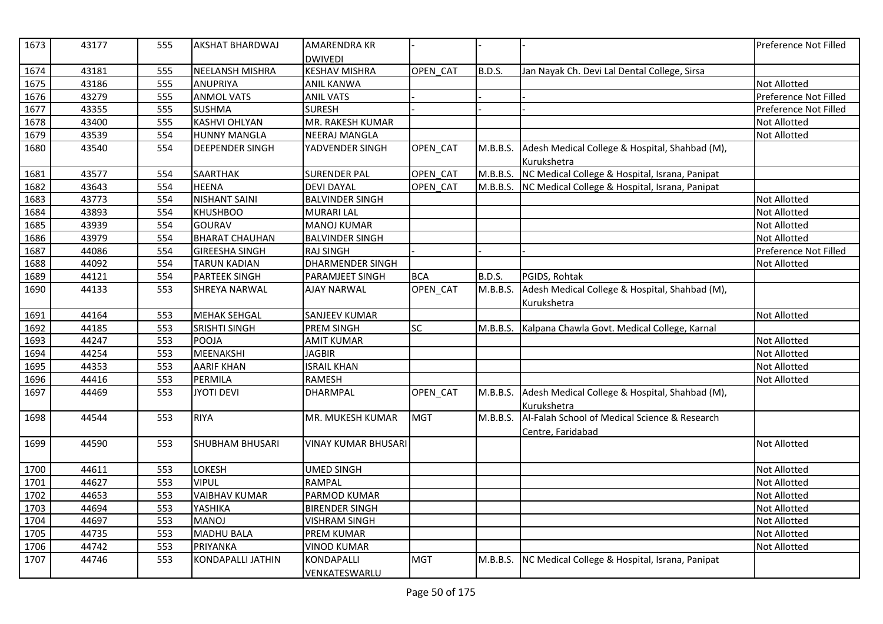| 1673 | 43177 | 555 | AKSHAT BHARDWAJ | AMARENDRA KR DWIVEDI | - | - | - | Preference Not Filled |
|---|---|---|---|---|---|---|---|---|
| 1674 | 43181 | 555 | NEELANSH MISHRA | KESHAV MISHRA | OPEN_CAT | B.D.S. | Jan Nayak Ch. Devi Lal Dental College, Sirsa | |
| 1675 | 43186 | 555 | ANUPRIYA | ANIL KANWA | | | | Not Allotted |
| 1676 | 43279 | 555 | ANMOL VATS | ANIL VATS | - | - | - | Preference Not Filled |
| 1677 | 43355 | 555 | SUSHMA | SURESH | - | - | - | Preference Not Filled |
| 1678 | 43400 | 555 | KASHVI OHLYAN | MR. RAKESH KUMAR | | | | Not Allotted |
| 1679 | 43539 | 554 | HUNNY MANGLA | NEERAJ MANGLA | | | | Not Allotted |
| 1680 | 43540 | 554 | DEEPENDER SINGH | YADVENDER SINGH | OPEN_CAT | M.B.B.S. | Adesh Medical College & Hospital, Shahbad (M), Kurukshetra | |
| 1681 | 43577 | 554 | SAARTHAK | SURENDER PAL | OPEN_CAT | M.B.B.S. | NC Medical College & Hospital, Israna, Panipat | |
| 1682 | 43643 | 554 | HEENA | DEVI DAYAL | OPEN_CAT | M.B.B.S. | NC Medical College & Hospital, Israna, Panipat | |
| 1683 | 43773 | 554 | NISHANT SAINI | BALVINDER SINGH | | | | Not Allotted |
| 1684 | 43893 | 554 | KHUSHBOO | MURARI LAL | | | | Not Allotted |
| 1685 | 43939 | 554 | GOURAV | MANOJ KUMAR | | | | Not Allotted |
| 1686 | 43979 | 554 | BHARAT CHAUHAN | BALVINDER SINGH | | | | Not Allotted |
| 1687 | 44086 | 554 | GIREESHA SINGH | RAJ SINGH | - | - | - | Preference Not Filled |
| 1688 | 44092 | 554 | TARUN KADIAN | DHARMENDER SINGH | | | | Not Allotted |
| 1689 | 44121 | 554 | PARTEEK SINGH | PARAMJEET SINGH | BCA | B.D.S. | PGIDS, Rohtak | |
| 1690 | 44133 | 553 | SHREYA NARWAL | AJAY NARWAL | OPEN_CAT | M.B.B.S. | Adesh Medical College & Hospital, Shahbad (M), Kurukshetra | |
| 1691 | 44164 | 553 | MEHAK SEHGAL | SANJEEV KUMAR | | | | Not Allotted |
| 1692 | 44185 | 553 | SRISHTI SINGH | PREM SINGH | SC | M.B.B.S. | Kalpana Chawla Govt. Medical College, Karnal | |
| 1693 | 44247 | 553 | POOJA | AMIT KUMAR | | | | Not Allotted |
| 1694 | 44254 | 553 | MEENAKSHI | JAGBIR | | | | Not Allotted |
| 1695 | 44353 | 553 | AARIF KHAN | ISRAIL KHAN | | | | Not Allotted |
| 1696 | 44416 | 553 | PERMILA | RAMESH | | | | Not Allotted |
| 1697 | 44469 | 553 | JYOTI DEVI | DHARMPAL | OPEN_CAT | M.B.B.S. | Adesh Medical College & Hospital, Shahbad (M), Kurukshetra | |
| 1698 | 44544 | 553 | RIYA | MR. MUKESH KUMAR | MGT | M.B.B.S. | Al-Falah School of Medical Science & Research Centre, Faridabad | |
| 1699 | 44590 | 553 | SHUBHAM BHUSARI | VINAY KUMAR BHUSARI | | | | Not Allotted |
| 1700 | 44611 | 553 | LOKESH | UMED SINGH | | | | Not Allotted |
| 1701 | 44627 | 553 | VIPUL | RAMPAL | | | | Not Allotted |
| 1702 | 44653 | 553 | VAIBHAV KUMAR | PARMOD KUMAR | | | | Not Allotted |
| 1703 | 44694 | 553 | YASHIKA | BIRENDER SINGH | | | | Not Allotted |
| 1704 | 44697 | 553 | MANOJ | VISHRAM SINGH | | | | Not Allotted |
| 1705 | 44735 | 553 | MADHU BALA | PREM KUMAR | | | | Not Allotted |
| 1706 | 44742 | 553 | PRIYANKA | VINOD KUMAR | | | | Not Allotted |
| 1707 | 44746 | 553 | KONDAPALLI JATHIN | KONDAPALLI VENKATESWARLU | MGT | M.B.B.S. | NC Medical College & Hospital, Israna, Panipat | |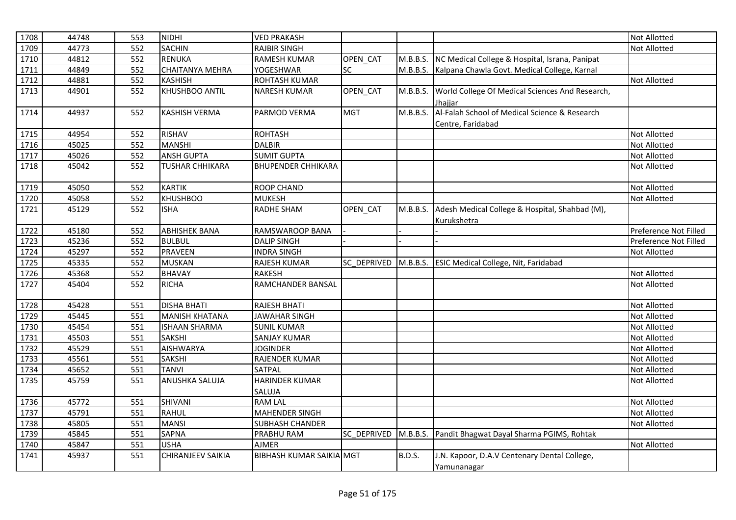| | | | | | | | | |
|---|---|---|---|---|---|---|---|---|
| 1708 | 44748 | 553 | NIDHI | VED PRAKASH | | | | Not Allotted |
| 1709 | 44773 | 552 | SACHIN | RAJBIR SINGH | | | | Not Allotted |
| 1710 | 44812 | 552 | RENUKA | RAMESH KUMAR | OPEN_CAT | M.B.B.S. | NC Medical College & Hospital, Israna, Panipat | |
| 1711 | 44849 | 552 | CHAITANYA MEHRA | YOGESHWAR | SC | M.B.B.S. | Kalpana Chawla Govt. Medical College, Karnal | |
| 1712 | 44881 | 552 | KASHISH | ROHTASH KUMAR | | | | Not Allotted |
| 1713 | 44901 | 552 | KHUSHBOO ANTIL | NARESH KUMAR | OPEN_CAT | M.B.B.S. | World College Of Medical Sciences And Research, Jhajjar | |
| 1714 | 44937 | 552 | KASHISH VERMA | PARMOD VERMA | MGT | M.B.B.S. | Al-Falah School of Medical Science & Research Centre, Faridabad | |
| 1715 | 44954 | 552 | RISHAV | ROHTASH | | | | Not Allotted |
| 1716 | 45025 | 552 | MANSHI | DALBIR | | | | Not Allotted |
| 1717 | 45026 | 552 | ANSH GUPTA | SUMIT GUPTA | | | | Not Allotted |
| 1718 | 45042 | 552 | TUSHAR CHHIKARA | BHUPENDER CHHIKARA | | | | Not Allotted |
| 1719 | 45050 | 552 | KARTIK | ROOP CHAND | | | | Not Allotted |
| 1720 | 45058 | 552 | KHUSHBOO | MUKESH | | | | Not Allotted |
| 1721 | 45129 | 552 | ISHA | RADHE SHAM | OPEN_CAT | M.B.B.S. | Adesh Medical College & Hospital, Shahbad (M), Kurukshetra | |
| 1722 | 45180 | 552 | ABHISHEK BANA | RAMSWAROOP BANA | - | - | - | Preference Not Filled |
| 1723 | 45236 | 552 | BULBUL | DALIP SINGH | - | - | - | Preference Not Filled |
| 1724 | 45297 | 552 | PRAVEEN | INDRA SINGH | | | | Not Allotted |
| 1725 | 45335 | 552 | MUSKAN | RAJESH KUMAR | SC_DEPRIVED | M.B.B.S. | ESIC Medical College, Nit, Faridabad | |
| 1726 | 45368 | 552 | BHAVAY | RAKESH | | | | Not Allotted |
| 1727 | 45404 | 552 | RICHA | RAMCHANDER BANSAL | | | | Not Allotted |
| 1728 | 45428 | 551 | DISHA BHATI | RAJESH BHATI | | | | Not Allotted |
| 1729 | 45445 | 551 | MANISH KHATANA | JAWAHAR SINGH | | | | Not Allotted |
| 1730 | 45454 | 551 | ISHAAN SHARMA | SUNIL KUMAR | | | | Not Allotted |
| 1731 | 45503 | 551 | SAKSHI | SANJAY KUMAR | | | | Not Allotted |
| 1732 | 45529 | 551 | AISHWARYA | JOGINDER | | | | Not Allotted |
| 1733 | 45561 | 551 | SAKSHI | RAJENDER KUMAR | | | | Not Allotted |
| 1734 | 45652 | 551 | TANVI | SATPAL | | | | Not Allotted |
| 1735 | 45759 | 551 | ANUSHKA SALUJA | HARINDER KUMAR SALUJA | | | | Not Allotted |
| 1736 | 45772 | 551 | SHIVANI | RAM LAL | | | | Not Allotted |
| 1737 | 45791 | 551 | RAHUL | MAHENDER SINGH | | | | Not Allotted |
| 1738 | 45805 | 551 | MANSI | SUBHASH CHANDER | | | | Not Allotted |
| 1739 | 45845 | 551 | SAPNA | PRABHU RAM | SC_DEPRIVED | M.B.B.S. | Pandit Bhagwat Dayal Sharma PGIMS, Rohtak | |
| 1740 | 45847 | 551 | USHA | AJMER | | | | Not Allotted |
| 1741 | 45937 | 551 | CHIRANJEEV SAIKIA | BIBHASH KUMAR SAIKIA | MGT | B.D.S. | J.N. Kapoor, D.A.V Centenary Dental College, Yamunanagar | |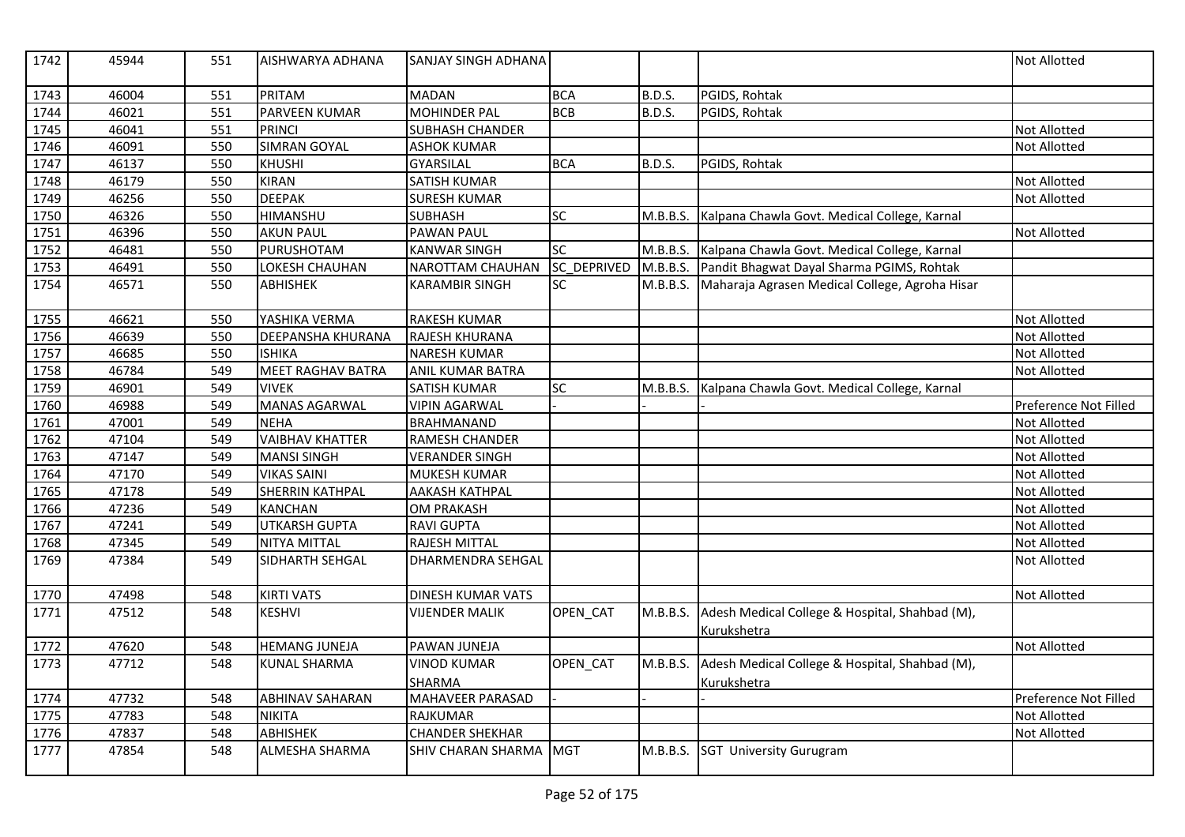| 1742 | 45944 | 551 | AISHWARYA ADHANA | SANJAY SINGH ADHANA | | | | Not Allotted |
|---|---|---|---|---|---|---|---|---|
| 1743 | 46004 | 551 | PRITAM | MADAN | BCA | B.D.S. | PGIDS, Rohtak | |
| 1744 | 46021 | 551 | PARVEEN KUMAR | MOHINDER PAL | BCB | B.D.S. | PGIDS, Rohtak | |
| 1745 | 46041 | 551 | PRINCI | SUBHASH CHANDER | | | | Not Allotted |
| 1746 | 46091 | 550 | SIMRAN GOYAL | ASHOK KUMAR | | | | Not Allotted |
| 1747 | 46137 | 550 | KHUSHI | GYARSILAL | BCA | B.D.S. | PGIDS, Rohtak | |
| 1748 | 46179 | 550 | KIRAN | SATISH KUMAR | | | | Not Allotted |
| 1749 | 46256 | 550 | DEEPAK | SURESH KUMAR | | | | Not Allotted |
| 1750 | 46326 | 550 | HIMANSHU | SUBHASH | SC | M.B.B.S. | Kalpana Chawla Govt. Medical College, Karnal | |
| 1751 | 46396 | 550 | AKUN PAUL | PAWAN PAUL | | | | Not Allotted |
| 1752 | 46481 | 550 | PURUSHOTAM | KANWAR SINGH | SC | M.B.B.S. | Kalpana Chawla Govt. Medical College, Karnal | |
| 1753 | 46491 | 550 | LOKESH CHAUHAN | NAROTTAM CHAUHAN | SC_DEPRIVED | M.B.B.S. | Pandit Bhagwat Dayal Sharma PGIMS, Rohtak | |
| 1754 | 46571 | 550 | ABHISHEK | KARAMBIR SINGH | SC | M.B.B.S. | Maharaja Agrasen Medical College, Agroha Hisar | |
| 1755 | 46621 | 550 | YASHIKA VERMA | RAKESH KUMAR | | | | Not Allotted |
| 1756 | 46639 | 550 | DEEPANSHA KHURANA | RAJESH KHURANA | | | | Not Allotted |
| 1757 | 46685 | 550 | ISHIKA | NARESH KUMAR | | | | Not Allotted |
| 1758 | 46784 | 549 | MEET RAGHAV BATRA | ANIL KUMAR BATRA | | | | Not Allotted |
| 1759 | 46901 | 549 | VIVEK | SATISH KUMAR | SC | M.B.B.S. | Kalpana Chawla Govt. Medical College, Karnal | |
| 1760 | 46988 | 549 | MANAS AGARWAL | VIPIN AGARWAL | - | - | - | Preference Not Filled |
| 1761 | 47001 | 549 | NEHA | BRAHMANAND | | | | Not Allotted |
| 1762 | 47104 | 549 | VAIBHAV KHATTER | RAMESH CHANDER | | | | Not Allotted |
| 1763 | 47147 | 549 | MANSI SINGH | VERANDER SINGH | | | | Not Allotted |
| 1764 | 47170 | 549 | VIKAS SAINI | MUKESH KUMAR | | | | Not Allotted |
| 1765 | 47178 | 549 | SHERRIN KATHPAL | AAKASH KATHPAL | | | | Not Allotted |
| 1766 | 47236 | 549 | KANCHAN | OM PRAKASH | | | | Not Allotted |
| 1767 | 47241 | 549 | UTKARSH GUPTA | RAVI GUPTA | | | | Not Allotted |
| 1768 | 47345 | 549 | NITYA MITTAL | RAJESH MITTAL | | | | Not Allotted |
| 1769 | 47384 | 549 | SIDHARTH SEHGAL | DHARMENDRA SEHGAL | | | | Not Allotted |
| 1770 | 47498 | 548 | KIRTI VATS | DINESH KUMAR VATS | | | | Not Allotted |
| 1771 | 47512 | 548 | KESHVI | VIJENDER MALIK | OPEN_CAT | M.B.B.S. | Adesh Medical College & Hospital, Shahbad (M), Kurukshetra | |
| 1772 | 47620 | 548 | HEMANG JUNEJA | PAWAN JUNEJA | | | | Not Allotted |
| 1773 | 47712 | 548 | KUNAL SHARMA | VINOD KUMAR SHARMA | OPEN_CAT | M.B.B.S. | Adesh Medical College & Hospital, Shahbad (M), Kurukshetra | |
| 1774 | 47732 | 548 | ABHINAV SAHARAN | MAHAVEER PARASAD | - | - | - | Preference Not Filled |
| 1775 | 47783 | 548 | NIKITA | RAJKUMAR | | | | Not Allotted |
| 1776 | 47837 | 548 | ABHISHEK | CHANDER SHEKHAR | | | | Not Allotted |
| 1777 | 47854 | 548 | ALMESHA SHARMA | SHIV CHARAN SHARMA | MGT | M.B.B.S. | SGT University Gurugram | |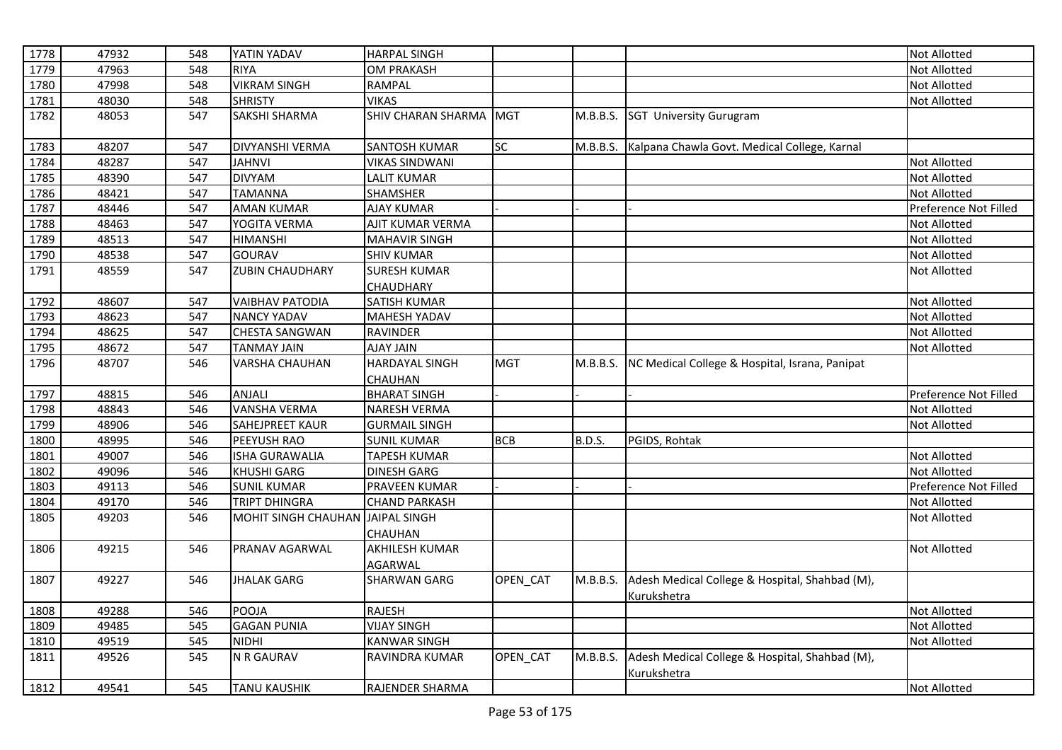| | | | | | | | | |
|---|---|---|---|---|---|---|---|---|
| 1778 | 47932 | 548 | YATIN YADAV | HARPAL SINGH | | | | Not Allotted |
| 1779 | 47963 | 548 | RIYA | OM PRAKASH | | | | Not Allotted |
| 1780 | 47998 | 548 | VIKRAM SINGH | RAMPAL | | | | Not Allotted |
| 1781 | 48030 | 548 | SHRISTY | VIKAS | | | | Not Allotted |
| 1782 | 48053 | 547 | SAKSHI SHARMA | SHIV CHARAN SHARMA | MGT | M.B.B.S. | SGT University Gurugram | |
| 1783 | 48207 | 547 | DIVYANSHI VERMA | SANTOSH KUMAR | SC | M.B.B.S. | Kalpana Chawla Govt. Medical College, Karnal | |
| 1784 | 48287 | 547 | JAHNVI | VIKAS SINDWANI | | | | Not Allotted |
| 1785 | 48390 | 547 | DIVYAM | LALIT KUMAR | | | | Not Allotted |
| 1786 | 48421 | 547 | TAMANNA | SHAMSHER | | | | Not Allotted |
| 1787 | 48446 | 547 | AMAN KUMAR | AJAY KUMAR | - | - | - | Preference Not Filled |
| 1788 | 48463 | 547 | YOGITA VERMA | AJIT KUMAR VERMA | | | | Not Allotted |
| 1789 | 48513 | 547 | HIMANSHI | MAHAVIR SINGH | | | | Not Allotted |
| 1790 | 48538 | 547 | GOURAV | SHIV KUMAR | | | | Not Allotted |
| 1791 | 48559 | 547 | ZUBIN CHAUDHARY | SURESH KUMAR CHAUDHARY | | | | Not Allotted |
| 1792 | 48607 | 547 | VAIBHAV PATODIA | SATISH KUMAR | | | | Not Allotted |
| 1793 | 48623 | 547 | NANCY YADAV | MAHESH YADAV | | | | Not Allotted |
| 1794 | 48625 | 547 | CHESTA SANGWAN | RAVINDER | | | | Not Allotted |
| 1795 | 48672 | 547 | TANMAY JAIN | AJAY JAIN | | | | Not Allotted |
| 1796 | 48707 | 546 | VARSHA CHAUHAN | HARDAYAL SINGH CHAUHAN | MGT | M.B.B.S. | NC Medical College & Hospital, Israna, Panipat | |
| 1797 | 48815 | 546 | ANJALI | BHARAT SINGH | - | - | - | Preference Not Filled |
| 1798 | 48843 | 546 | VANSHA VERMA | NARESH VERMA | | | | Not Allotted |
| 1799 | 48906 | 546 | SAHEJPREET KAUR | GURMAIL SINGH | | | | Not Allotted |
| 1800 | 48995 | 546 | PEEYUSH RAO | SUNIL KUMAR | BCB | B.D.S. | PGIDS, Rohtak | |
| 1801 | 49007 | 546 | ISHA GURAWALIA | TAPESH KUMAR | | | | Not Allotted |
| 1802 | 49096 | 546 | KHUSHI GARG | DINESH GARG | | | | Not Allotted |
| 1803 | 49113 | 546 | SUNIL KUMAR | PRAVEEN KUMAR | - | - | - | Preference Not Filled |
| 1804 | 49170 | 546 | TRIPT DHINGRA | CHAND PARKASH | | | | Not Allotted |
| 1805 | 49203 | 546 | MOHIT SINGH CHAUHAN | JAIPAL SINGH CHAUHAN | | | | Not Allotted |
| 1806 | 49215 | 546 | PRANAV AGARWAL | AKHILESH KUMAR AGARWAL | | | | Not Allotted |
| 1807 | 49227 | 546 | JHALAK GARG | SHARWAN GARG | OPEN_CAT | M.B.B.S. | Adesh Medical College & Hospital, Shahbad (M), Kurukshetra | |
| 1808 | 49288 | 546 | POOJA | RAJESH | | | | Not Allotted |
| 1809 | 49485 | 545 | GAGAN PUNIA | VIJAY SINGH | | | | Not Allotted |
| 1810 | 49519 | 545 | NIDHI | KANWAR SINGH | | | | Not Allotted |
| 1811 | 49526 | 545 | N R GAURAV | RAVINDRA KUMAR | OPEN_CAT | M.B.B.S. | Adesh Medical College & Hospital, Shahbad (M), Kurukshetra | |
| 1812 | 49541 | 545 | TANU KAUSHIK | RAJENDER SHARMA | | | | Not Allotted |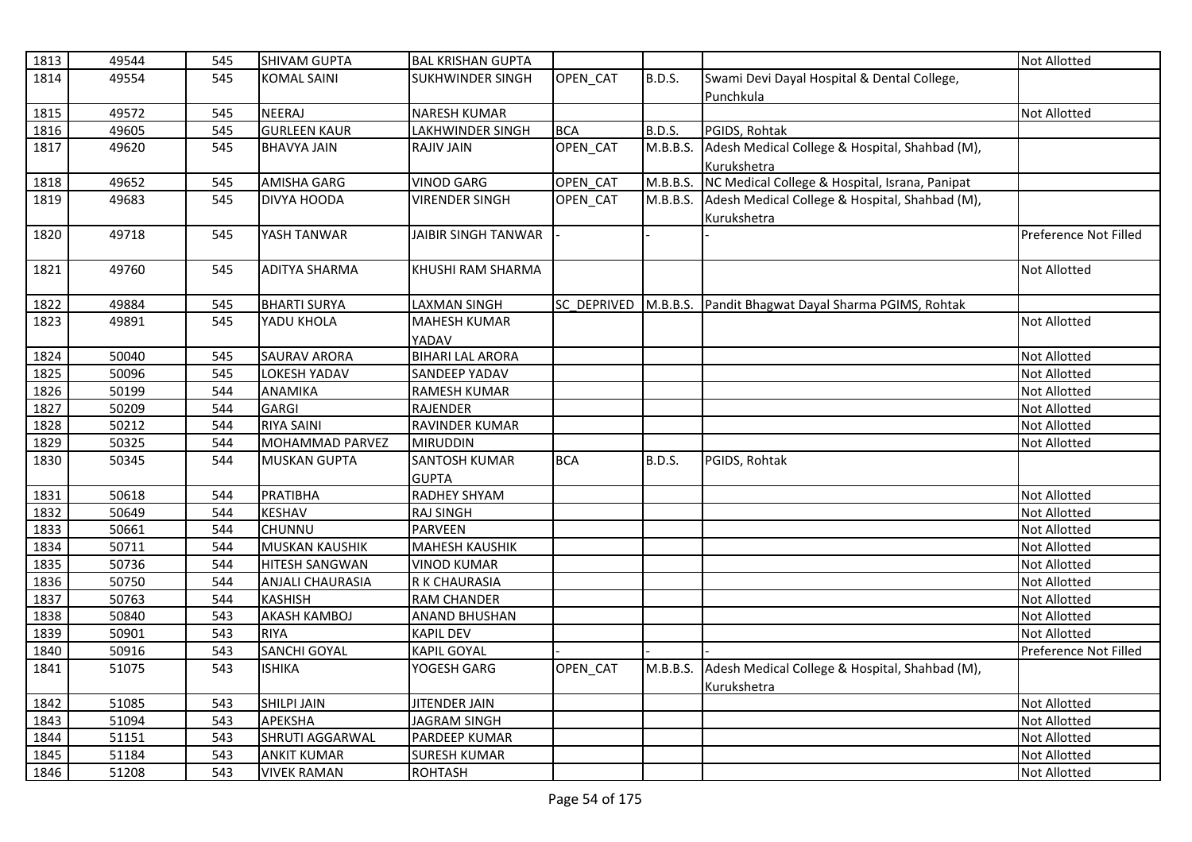| | | | | | | | | |
|---|---|---|---|---|---|---|---|---|
| 1813 | 49544 | 545 | SHIVAM GUPTA | BAL KRISHAN GUPTA | | | | Not Allotted |
| 1814 | 49554 | 545 | KOMAL SAINI | SUKHWINDER SINGH | OPEN_CAT | B.D.S. | Swami Devi Dayal Hospital & Dental College, Punchkula | |
| 1815 | 49572 | 545 | NEERAJ | NARESH KUMAR | | | | Not Allotted |
| 1816 | 49605 | 545 | GURLEEN KAUR | LAKHWINDER SINGH | BCA | B.D.S. | PGIDS, Rohtak | |
| 1817 | 49620 | 545 | BHAVYA JAIN | RAJIV JAIN | OPEN_CAT | M.B.B.S. | Adesh Medical College & Hospital, Shahbad (M), Kurukshetra | |
| 1818 | 49652 | 545 | AMISHA GARG | VINOD GARG | OPEN_CAT | M.B.B.S. | NC Medical College & Hospital, Israna, Panipat | |
| 1819 | 49683 | 545 | DIVYA HOODA | VIRENDER SINGH | OPEN_CAT | M.B.B.S. | Adesh Medical College & Hospital, Shahbad (M), Kurukshetra | |
| 1820 | 49718 | 545 | YASH TANWAR | JAIBIR SINGH TANWAR | - | - | - | Preference Not Filled |
| 1821 | 49760 | 545 | ADITYA SHARMA | KHUSHI RAM SHARMA | | | | Not Allotted |
| 1822 | 49884 | 545 | BHARTI SURYA | LAXMAN SINGH | SC_DEPRIVED | M.B.B.S. | Pandit Bhagwat Dayal Sharma PGIMS, Rohtak | |
| 1823 | 49891 | 545 | YADU KHOLA | MAHESH KUMAR YADAV | | | | Not Allotted |
| 1824 | 50040 | 545 | SAURAV ARORA | BIHARI LAL ARORA | | | | Not Allotted |
| 1825 | 50096 | 545 | LOKESH YADAV | SANDEEP YADAV | | | | Not Allotted |
| 1826 | 50199 | 544 | ANAMIKA | RAMESH KUMAR | | | | Not Allotted |
| 1827 | 50209 | 544 | GARGI | RAJENDER | | | | Not Allotted |
| 1828 | 50212 | 544 | RIYA SAINI | RAVINDER KUMAR | | | | Not Allotted |
| 1829 | 50325 | 544 | MOHAMMAD PARVEZ | MIRUDDIN | | | | Not Allotted |
| 1830 | 50345 | 544 | MUSKAN GUPTA | SANTOSH KUMAR GUPTA | BCA | B.D.S. | PGIDS, Rohtak | |
| 1831 | 50618 | 544 | PRATIBHA | RADHEY SHYAM | | | | Not Allotted |
| 1832 | 50649 | 544 | KESHAV | RAJ SINGH | | | | Not Allotted |
| 1833 | 50661 | 544 | CHUNNU | PARVEEN | | | | Not Allotted |
| 1834 | 50711 | 544 | MUSKAN KAUSHIK | MAHESH KAUSHIK | | | | Not Allotted |
| 1835 | 50736 | 544 | HITESH SANGWAN | VINOD KUMAR | | | | Not Allotted |
| 1836 | 50750 | 544 | ANJALI CHAURASIA | R K CHAURASIA | | | | Not Allotted |
| 1837 | 50763 | 544 | KASHISH | RAM CHANDER | | | | Not Allotted |
| 1838 | 50840 | 543 | AKASH KAMBOJ | ANAND BHUSHAN | | | | Not Allotted |
| 1839 | 50901 | 543 | RIYA | KAPIL DEV | | | | Not Allotted |
| 1840 | 50916 | 543 | SANCHI GOYAL | KAPIL GOYAL | - | - | - | Preference Not Filled |
| 1841 | 51075 | 543 | ISHIKA | YOGESH GARG | OPEN_CAT | M.B.B.S. | Adesh Medical College & Hospital, Shahbad (M), Kurukshetra | |
| 1842 | 51085 | 543 | SHILPI JAIN | JITENDER JAIN | | | | Not Allotted |
| 1843 | 51094 | 543 | APEKSHA | JAGRAM SINGH | | | | Not Allotted |
| 1844 | 51151 | 543 | SHRUTI AGGARWAL | PARDEEP KUMAR | | | | Not Allotted |
| 1845 | 51184 | 543 | ANKIT KUMAR | SURESH KUMAR | | | | Not Allotted |
| 1846 | 51208 | 543 | VIVEK RAMAN | ROHTASH | | | | Not Allotted |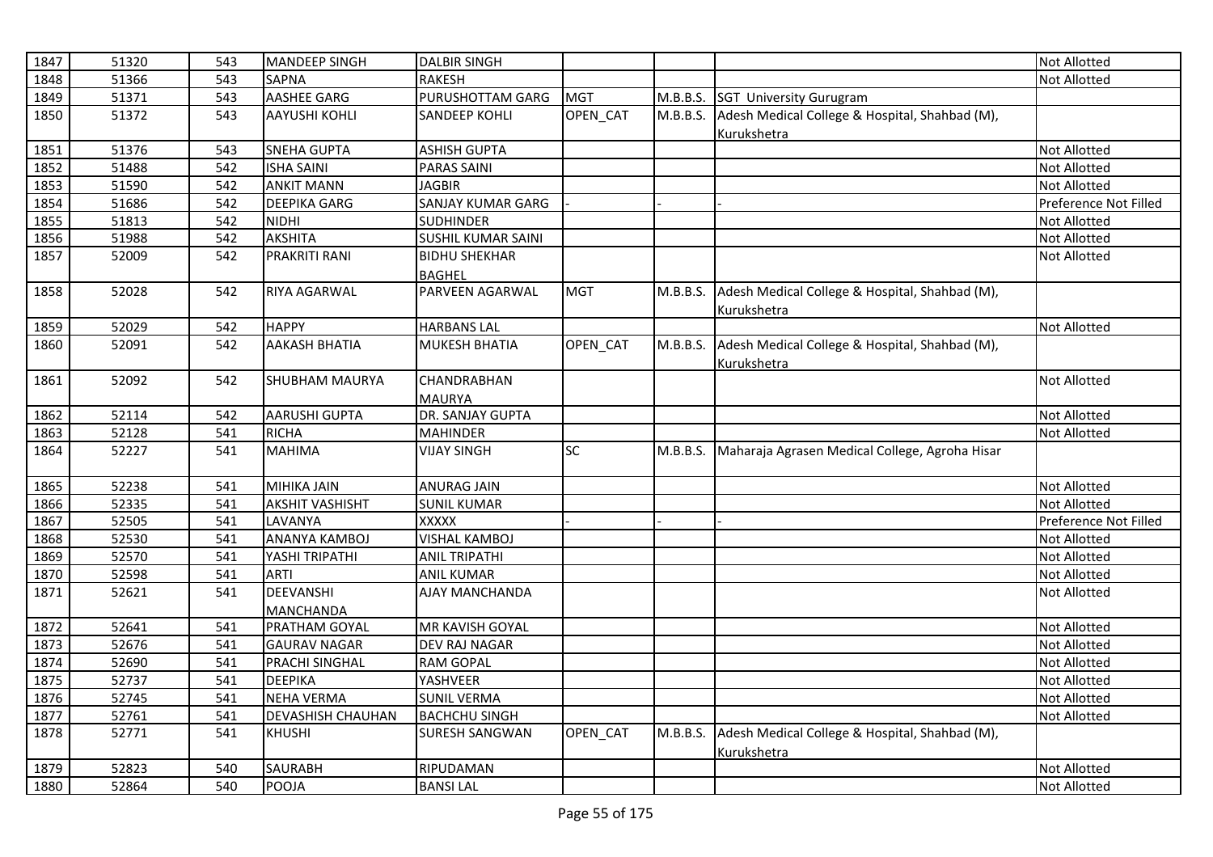| 1847 | 51320 | 543 | MANDEEP SINGH | DALBIR SINGH | | | | Not Allotted |
|---|---|---|---|---|---|---|---|---|
| 1848 | 51366 | 543 | SAPNA | RAKESH | | | | Not Allotted |
| 1849 | 51371 | 543 | AASHEE GARG | PURUSHOTTAM GARG | MGT | M.B.B.S. | SGT University Gurugram | |
| 1850 | 51372 | 543 | AAYUSHI KOHLI | SANDEEP KOHLI | OPEN_CAT | M.B.B.S. | Adesh Medical College & Hospital, Shahbad (M), Kurukshetra | |
| 1851 | 51376 | 543 | SNEHA GUPTA | ASHISH GUPTA | | | | Not Allotted |
| 1852 | 51488 | 542 | ISHA SAINI | PARAS SAINI | | | | Not Allotted |
| 1853 | 51590 | 542 | ANKIT MANN | JAGBIR | | | | Not Allotted |
| 1854 | 51686 | 542 | DEEPIKA GARG | SANJAY KUMAR GARG | - | - | - | Preference Not Filled |
| 1855 | 51813 | 542 | NIDHI | SUDHINDER | | | | Not Allotted |
| 1856 | 51988 | 542 | AKSHITA | SUSHIL KUMAR SAINI | | | | Not Allotted |
| 1857 | 52009 | 542 | PRAKRITI RANI | BIDHU SHEKHAR BAGHEL | | | | Not Allotted |
| 1858 | 52028 | 542 | RIYA AGARWAL | PARVEEN AGARWAL | MGT | M.B.B.S. | Adesh Medical College & Hospital, Shahbad (M), Kurukshetra | |
| 1859 | 52029 | 542 | HAPPY | HARBANS LAL | | | | Not Allotted |
| 1860 | 52091 | 542 | AAKASH BHATIA | MUKESH BHATIA | OPEN_CAT | M.B.B.S. | Adesh Medical College & Hospital, Shahbad (M), Kurukshetra | |
| 1861 | 52092 | 542 | SHUBHAM MAURYA | CHANDRABHAN MAURYA | | | | Not Allotted |
| 1862 | 52114 | 542 | AARUSHI GUPTA | DR. SANJAY GUPTA | | | | Not Allotted |
| 1863 | 52128 | 541 | RICHA | MAHINDER | | | | Not Allotted |
| 1864 | 52227 | 541 | MAHIMA | VIJAY SINGH | SC | M.B.B.S. | Maharaja Agrasen Medical College, Agroha Hisar | |
| 1865 | 52238 | 541 | MIHIKA JAIN | ANURAG JAIN | | | | Not Allotted |
| 1866 | 52335 | 541 | AKSHIT VASHISHT | SUNIL KUMAR | | | | Not Allotted |
| 1867 | 52505 | 541 | LAVANYA | XXXXX | - | - | - | Preference Not Filled |
| 1868 | 52530 | 541 | ANANYA KAMBOJ | VISHAL KAMBOJ | | | | Not Allotted |
| 1869 | 52570 | 541 | YASHI TRIPATHI | ANIL TRIPATHI | | | | Not Allotted |
| 1870 | 52598 | 541 | ARTI | ANIL KUMAR | | | | Not Allotted |
| 1871 | 52621 | 541 | DEEVANSHI MANCHANDA | AJAY MANCHANDA | | | | Not Allotted |
| 1872 | 52641 | 541 | PRATHAM GOYAL | MR KAVISH GOYAL | | | | Not Allotted |
| 1873 | 52676 | 541 | GAURAV NAGAR | DEV RAJ NAGAR | | | | Not Allotted |
| 1874 | 52690 | 541 | PRACHI SINGHAL | RAM GOPAL | | | | Not Allotted |
| 1875 | 52737 | 541 | DEEPIKA | YASHVEER | | | | Not Allotted |
| 1876 | 52745 | 541 | NEHA VERMA | SUNIL VERMA | | | | Not Allotted |
| 1877 | 52761 | 541 | DEVASHISH CHAUHAN | BACHCHU SINGH | | | | Not Allotted |
| 1878 | 52771 | 541 | KHUSHI | SURESH SANGWAN | OPEN_CAT | M.B.B.S. | Adesh Medical College & Hospital, Shahbad (M), Kurukshetra | |
| 1879 | 52823 | 540 | SAURABH | RIPUDAMAN | | | | Not Allotted |
| 1880 | 52864 | 540 | POOJA | BANSI LAL | | | | Not Allotted |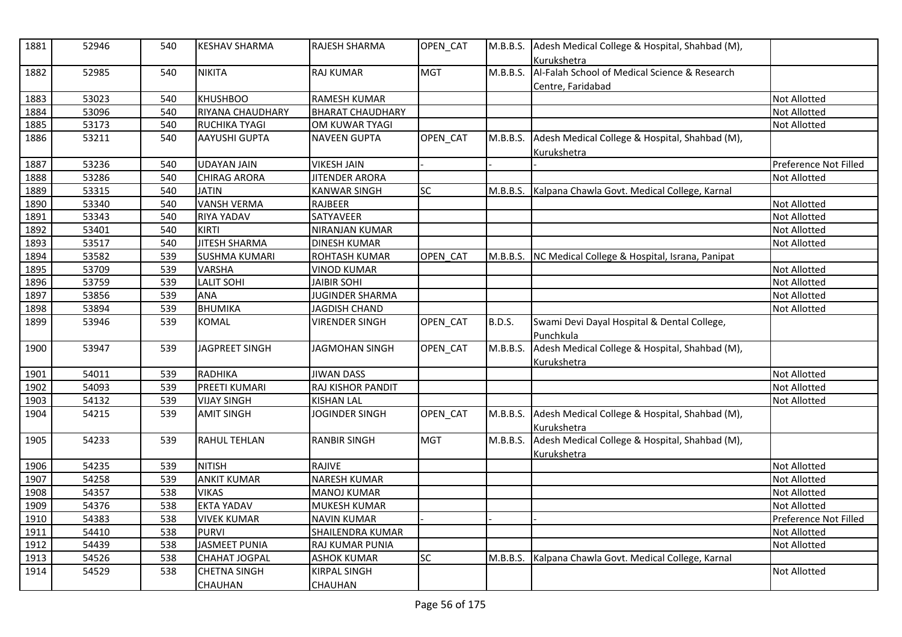| 1881 | 52946 | 540 | KESHAV SHARMA | RAJESH SHARMA | OPEN_CAT | M.B.B.S. | Adesh Medical College & Hospital, Shahbad (M), Kurukshetra | |
|---|---|---|---|---|---|---|---|---|
| 1882 | 52985 | 540 | NIKITA | RAJ KUMAR | MGT | M.B.B.S. | Al-Falah School of Medical Science & Research Centre, Faridabad | |
| 1883 | 53023 | 540 | KHUSHBOO | RAMESH KUMAR | | | | Not Allotted |
| 1884 | 53096 | 540 | RIYANA CHAUDHARY | BHARAT CHAUDHARY | | | | Not Allotted |
| 1885 | 53173 | 540 | RUCHIKA TYAGI | OM KUWAR TYAGI | | | | Not Allotted |
| 1886 | 53211 | 540 | AAYUSHI GUPTA | NAVEEN GUPTA | OPEN_CAT | M.B.B.S. | Adesh Medical College & Hospital, Shahbad (M), Kurukshetra | |
| 1887 | 53236 | 540 | UDAYAN JAIN | VIKESH JAIN | - | - | - | Preference Not Filled |
| 1888 | 53286 | 540 | CHIRAG ARORA | JITENDER ARORA | | | | Not Allotted |
| 1889 | 53315 | 540 | JATIN | KANWAR SINGH | SC | M.B.B.S. | Kalpana Chawla Govt. Medical College, Karnal | |
| 1890 | 53340 | 540 | VANSH VERMA | RAJBEER | | | | Not Allotted |
| 1891 | 53343 | 540 | RIYA YADAV | SATYAVEER | | | | Not Allotted |
| 1892 | 53401 | 540 | KIRTI | NIRANJAN KUMAR | | | | Not Allotted |
| 1893 | 53517 | 540 | JITESH SHARMA | DINESH KUMAR | | | | Not Allotted |
| 1894 | 53582 | 539 | SUSHMA KUMARI | ROHTASH KUMAR | OPEN_CAT | M.B.B.S. | NC Medical College & Hospital, Israna, Panipat | |
| 1895 | 53709 | 539 | VARSHA | VINOD KUMAR | | | | Not Allotted |
| 1896 | 53759 | 539 | LALIT SOHI | JAIBIR SOHI | | | | Not Allotted |
| 1897 | 53856 | 539 | ANA | JUGINDER SHARMA | | | | Not Allotted |
| 1898 | 53894 | 539 | BHUMIKA | JAGDISH CHAND | | | | Not Allotted |
| 1899 | 53946 | 539 | KOMAL | VIRENDER SINGH | OPEN_CAT | B.D.S. | Swami Devi Dayal Hospital & Dental College, Punchkula | |
| 1900 | 53947 | 539 | JAGPREET SINGH | JAGMOHAN SINGH | OPEN_CAT | M.B.B.S. | Adesh Medical College & Hospital, Shahbad (M), Kurukshetra | |
| 1901 | 54011 | 539 | RADHIKA | JIWAN DASS | | | | Not Allotted |
| 1902 | 54093 | 539 | PREETI KUMARI | RAJ KISHOR PANDIT | | | | Not Allotted |
| 1903 | 54132 | 539 | VIJAY SINGH | KISHAN LAL | | | | Not Allotted |
| 1904 | 54215 | 539 | AMIT SINGH | JOGINDER SINGH | OPEN_CAT | M.B.B.S. | Adesh Medical College & Hospital, Shahbad (M), Kurukshetra | |
| 1905 | 54233 | 539 | RAHUL TEHLAN | RANBIR SINGH | MGT | M.B.B.S. | Adesh Medical College & Hospital, Shahbad (M), Kurukshetra | |
| 1906 | 54235 | 539 | NITISH | RAJIVE | | | | Not Allotted |
| 1907 | 54258 | 539 | ANKIT KUMAR | NARESH KUMAR | | | | Not Allotted |
| 1908 | 54357 | 538 | VIKAS | MANOJ KUMAR | | | | Not Allotted |
| 1909 | 54376 | 538 | EKTA YADAV | MUKESH KUMAR | | | | Not Allotted |
| 1910 | 54383 | 538 | VIVEK KUMAR | NAVIN KUMAR | - | - | - | Preference Not Filled |
| 1911 | 54410 | 538 | PURVI | SHAILENDRA KUMAR | | | | Not Allotted |
| 1912 | 54439 | 538 | JASMEET PUNIA | RAJ KUMAR PUNIA | | | | Not Allotted |
| 1913 | 54526 | 538 | CHAHAT JOGPAL | ASHOK KUMAR | SC | M.B.B.S. | Kalpana Chawla Govt. Medical College, Karnal | |
| 1914 | 54529 | 538 | CHETNA SINGH CHAUHAN | KIRPAL SINGH CHAUHAN | | | | Not Allotted |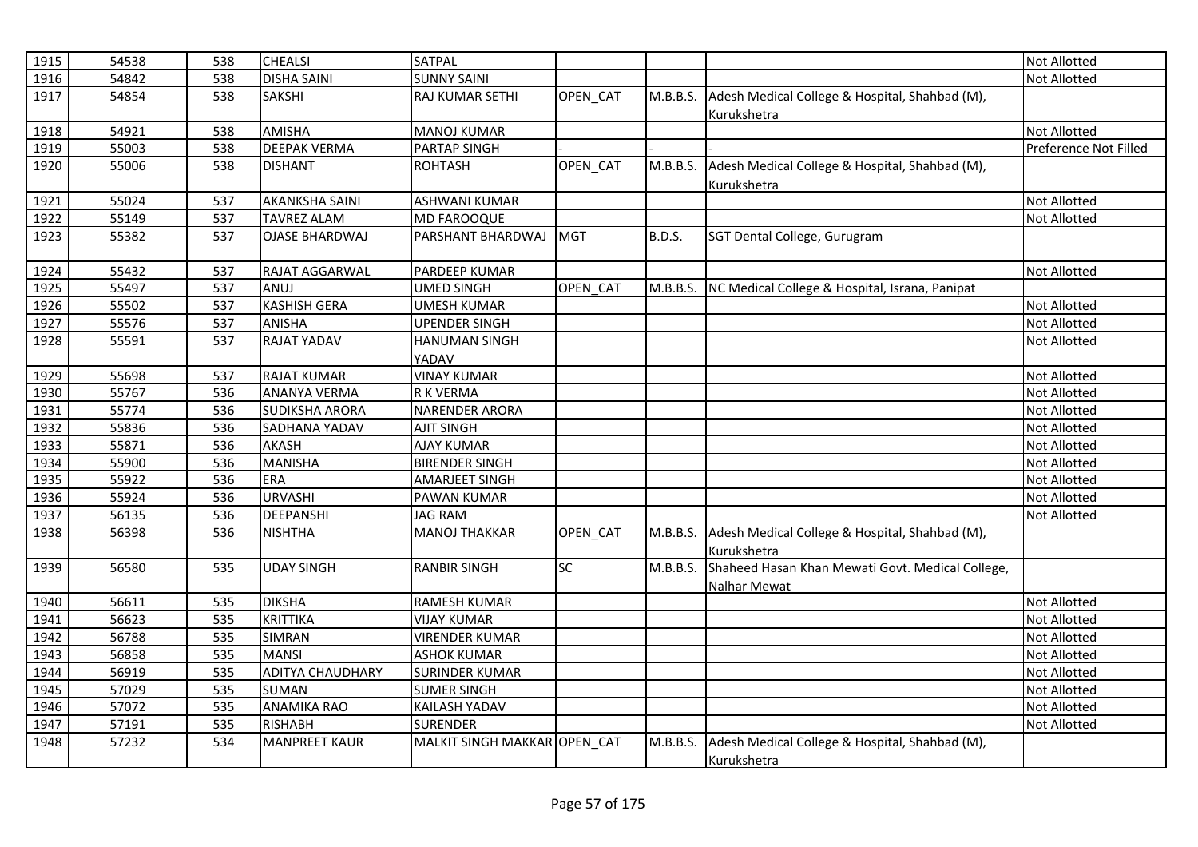| | | | | | | | | |
|---|---|---|---|---|---|---|---|---|
| 1915 | 54538 | 538 | CHEALSI | SATPAL | | | | Not Allotted |
| 1916 | 54842 | 538 | DISHA SAINI | SUNNY SAINI | | | | Not Allotted |
| 1917 | 54854 | 538 | SAKSHI | RAJ KUMAR SETHI | OPEN_CAT | M.B.B.S. | Adesh Medical College & Hospital, Shahbad (M), Kurukshetra | |
| 1918 | 54921 | 538 | AMISHA | MANOJ KUMAR | | | | Not Allotted |
| 1919 | 55003 | 538 | DEEPAK VERMA | PARTAP SINGH | - | - | - | Preference Not Filled |
| 1920 | 55006 | 538 | DISHANT | ROHTASH | OPEN_CAT | M.B.B.S. | Adesh Medical College & Hospital, Shahbad (M), Kurukshetra | |
| 1921 | 55024 | 537 | AKANKSHA SAINI | ASHWANI KUMAR | | | | Not Allotted |
| 1922 | 55149 | 537 | TAVREZ ALAM | MD FAROOQUE | | | | Not Allotted |
| 1923 | 55382 | 537 | OJASE BHARDWAJ | PARSHANT BHARDWAJ | MGT | B.D.S. | SGT Dental College, Gurugram | |
| 1924 | 55432 | 537 | RAJAT AGGARWAL | PARDEEP KUMAR | | | | Not Allotted |
| 1925 | 55497 | 537 | ANUJ | UMED SINGH | OPEN_CAT | M.B.B.S. | NC Medical College & Hospital, Israna, Panipat | |
| 1926 | 55502 | 537 | KASHISH GERA | UMESH KUMAR | | | | Not Allotted |
| 1927 | 55576 | 537 | ANISHA | UPENDER SINGH | | | | Not Allotted |
| 1928 | 55591 | 537 | RAJAT YADAV | HANUMAN SINGH YADAV | | | | Not Allotted |
| 1929 | 55698 | 537 | RAJAT KUMAR | VINAY KUMAR | | | | Not Allotted |
| 1930 | 55767 | 536 | ANANYA VERMA | R K VERMA | | | | Not Allotted |
| 1931 | 55774 | 536 | SUDIKSHA ARORA | NARENDER ARORA | | | | Not Allotted |
| 1932 | 55836 | 536 | SADHANA YADAV | AJIT SINGH | | | | Not Allotted |
| 1933 | 55871 | 536 | AKASH | AJAY KUMAR | | | | Not Allotted |
| 1934 | 55900 | 536 | MANISHA | BIRENDER SINGH | | | | Not Allotted |
| 1935 | 55922 | 536 | ERA | AMARJEET SINGH | | | | Not Allotted |
| 1936 | 55924 | 536 | URVASHI | PAWAN KUMAR | | | | Not Allotted |
| 1937 | 56135 | 536 | DEEPANSHI | JAG RAM | | | | Not Allotted |
| 1938 | 56398 | 536 | NISHTHA | MANOJ THAKKAR | OPEN_CAT | M.B.B.S. | Adesh Medical College & Hospital, Shahbad (M), Kurukshetra | |
| 1939 | 56580 | 535 | UDAY SINGH | RANBIR SINGH | SC | M.B.B.S. | Shaheed Hasan Khan Mewati Govt. Medical College, Nalhar Mewat | |
| 1940 | 56611 | 535 | DIKSHA | RAMESH KUMAR | | | | Not Allotted |
| 1941 | 56623 | 535 | KRITTIKA | VIJAY KUMAR | | | | Not Allotted |
| 1942 | 56788 | 535 | SIMRAN | VIRENDER KUMAR | | | | Not Allotted |
| 1943 | 56858 | 535 | MANSI | ASHOK KUMAR | | | | Not Allotted |
| 1944 | 56919 | 535 | ADITYA CHAUDHARY | SURINDER KUMAR | | | | Not Allotted |
| 1945 | 57029 | 535 | SUMAN | SUMER SINGH | | | | Not Allotted |
| 1946 | 57072 | 535 | ANAMIKA RAO | KAILASH YADAV | | | | Not Allotted |
| 1947 | 57191 | 535 | RISHABH | SURENDER | | | | Not Allotted |
| 1948 | 57232 | 534 | MANPREET KAUR | MALKIT SINGH MAKKAR | OPEN_CAT | M.B.B.S. | Adesh Medical College & Hospital, Shahbad (M), Kurukshetra | |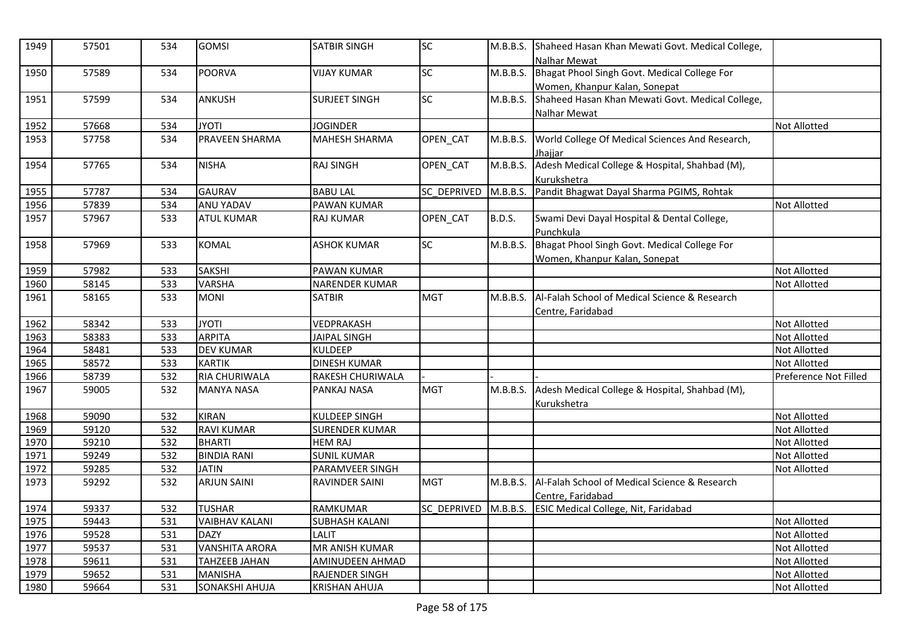| 1949 | 57501 | 534 | GOMSI | SATBIR SINGH | SC | M.B.B.S. | Shaheed Hasan Khan Mewati Govt. Medical College, Nalhar Mewat | |
|---|---|---|---|---|---|---|---|---|
| 1950 | 57589 | 534 | POORVA | VIJAY KUMAR | SC | M.B.B.S. | Bhagat Phool Singh Govt. Medical College For Women, Khanpur Kalan, Sonepat | |
| 1951 | 57599 | 534 | ANKUSH | SURJEET SINGH | SC | M.B.B.S. | Shaheed Hasan Khan Mewati Govt. Medical College, Nalhar Mewat | |
| 1952 | 57668 | 534 | JYOTI | JOGINDER | | | | Not Allotted |
| 1953 | 57758 | 534 | PRAVEEN SHARMA | MAHESH SHARMA | OPEN_CAT | M.B.B.S. | World College Of Medical Sciences And Research, Jhajjar | |
| 1954 | 57765 | 534 | NISHA | RAJ SINGH | OPEN_CAT | M.B.B.S. | Adesh Medical College & Hospital, Shahbad (M), Kurukshetra | |
| 1955 | 57787 | 534 | GAURAV | BABU LAL | SC_DEPRIVED | M.B.B.S. | Pandit Bhagwat Dayal Sharma PGIMS, Rohtak | |
| 1956 | 57839 | 534 | ANU YADAV | PAWAN KUMAR | | | | Not Allotted |
| 1957 | 57967 | 533 | ATUL KUMAR | RAJ KUMAR | OPEN_CAT | B.D.S. | Swami Devi Dayal Hospital & Dental College, Punchkula | |
| 1958 | 57969 | 533 | KOMAL | ASHOK KUMAR | SC | M.B.B.S. | Bhagat Phool Singh Govt. Medical College For Women, Khanpur Kalan, Sonepat | |
| 1959 | 57982 | 533 | SAKSHI | PAWAN KUMAR | | | | Not Allotted |
| 1960 | 58145 | 533 | VARSHA | NARENDER KUMAR | | | | Not Allotted |
| 1961 | 58165 | 533 | MONI | SATBIR | MGT | M.B.B.S. | Al-Falah School of Medical Science & Research Centre, Faridabad | |
| 1962 | 58342 | 533 | JYOTI | VEDPRAKASH | | | | Not Allotted |
| 1963 | 58383 | 533 | ARPITA | JAIPAL SINGH | | | | Not Allotted |
| 1964 | 58481 | 533 | DEV KUMAR | KULDEEP | | | | Not Allotted |
| 1965 | 58572 | 533 | KARTIK | DINESH KUMAR | | | | Not Allotted |
| 1966 | 58739 | 532 | RIA CHURIWALA | RAKESH CHURIWALA | - | - | - | Preference Not Filled |
| 1967 | 59005 | 532 | MANYA NASA | PANKAJ NASA | MGT | M.B.B.S. | Adesh Medical College & Hospital, Shahbad (M), Kurukshetra | |
| 1968 | 59090 | 532 | KIRAN | KULDEEP SINGH | | | | Not Allotted |
| 1969 | 59120 | 532 | RAVI KUMAR | SURENDER KUMAR | | | | Not Allotted |
| 1970 | 59210 | 532 | BHARTI | HEM RAJ | | | | Not Allotted |
| 1971 | 59249 | 532 | BINDIA RANI | SUNIL KUMAR | | | | Not Allotted |
| 1972 | 59285 | 532 | JATIN | PARAMVEER SINGH | | | | Not Allotted |
| 1973 | 59292 | 532 | ARJUN SAINI | RAVINDER SAINI | MGT | M.B.B.S. | Al-Falah School of Medical Science & Research Centre, Faridabad | |
| 1974 | 59337 | 532 | TUSHAR | RAMKUMAR | SC_DEPRIVED | M.B.B.S. | ESIC Medical College, Nit, Faridabad | |
| 1975 | 59443 | 531 | VAIBHAV KALANI | SUBHASH KALANI | | | | Not Allotted |
| 1976 | 59528 | 531 | DAZY | LALIT | | | | Not Allotted |
| 1977 | 59537 | 531 | VANSHITA ARORA | MR ANISH KUMAR | | | | Not Allotted |
| 1978 | 59611 | 531 | TAHZEEB JAHAN | AMINUDEEN AHMAD | | | | Not Allotted |
| 1979 | 59652 | 531 | MANISHA | RAJENDER SINGH | | | | Not Allotted |
| 1980 | 59664 | 531 | SONAKSHI AHUJA | KRISHAN AHUJA | | | | Not Allotted |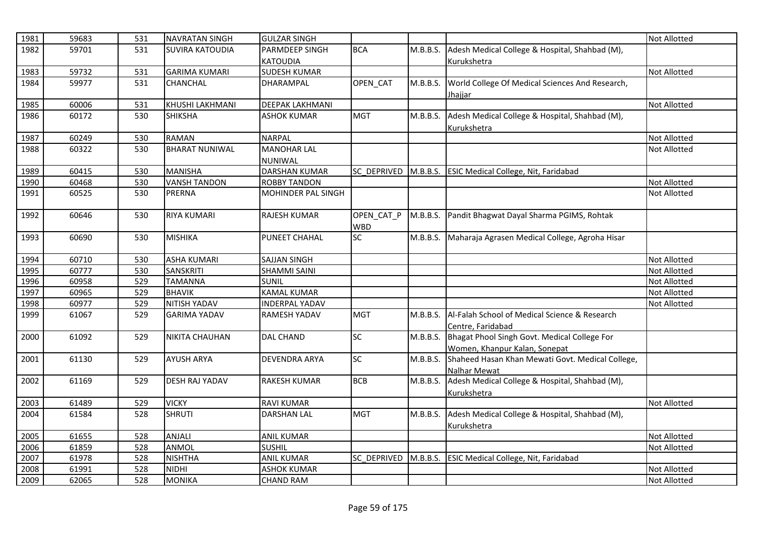| 1981 | 59683 | 531 | NAVRATAN SINGH | GULZAR SINGH | | | | Not Allotted |
|---|---|---|---|---|---|---|---|---|
| 1982 | 59701 | 531 | SUVIRA KATOUDIA | PARMDEEP SINGH KATOUDIA | BCA | M.B.B.S. | Adesh Medical College & Hospital, Shahbad (M), Kurukshetra | |
| 1983 | 59732 | 531 | GARIMA KUMARI | SUDESH KUMAR | | | | Not Allotted |
| 1984 | 59977 | 531 | CHANCHAL | DHARAMPAL | OPEN_CAT | M.B.B.S. | World College Of Medical Sciences And Research, Jhajjar | |
| 1985 | 60006 | 531 | KHUSHI LAKHMANI | DEEPAK LAKHMANI | | | | Not Allotted |
| 1986 | 60172 | 530 | SHIKSHA | ASHOK KUMAR | MGT | M.B.B.S. | Adesh Medical College & Hospital, Shahbad (M), Kurukshetra | |
| 1987 | 60249 | 530 | RAMAN | NARPAL | | | | Not Allotted |
| 1988 | 60322 | 530 | BHARAT NUNIWAL | MANOHAR LAL NUNIWAL | | | | Not Allotted |
| 1989 | 60415 | 530 | MANISHA | DARSHAN KUMAR | SC_DEPRIVED | M.B.B.S. | ESIC Medical College, Nit, Faridabad | |
| 1990 | 60468 | 530 | VANSH TANDON | ROBBY TANDON | | | | Not Allotted |
| 1991 | 60525 | 530 | PRERNA | MOHINDER PAL SINGH | | | | Not Allotted |
| 1992 | 60646 | 530 | RIYA KUMARI | RAJESH KUMAR | OPEN_CAT_PWBD | M.B.B.S. | Pandit Bhagwat Dayal Sharma PGIMS, Rohtak | |
| 1993 | 60690 | 530 | MISHIKA | PUNEET CHAHAL | SC | M.B.B.S. | Maharaja Agrasen Medical College, Agroha Hisar | |
| 1994 | 60710 | 530 | ASHA KUMARI | SAJJAN SINGH | | | | Not Allotted |
| 1995 | 60777 | 530 | SANSKRITI | SHAMMI SAINI | | | | Not Allotted |
| 1996 | 60958 | 529 | TAMANNA | SUNIL | | | | Not Allotted |
| 1997 | 60965 | 529 | BHAVIK | KAMAL KUMAR | | | | Not Allotted |
| 1998 | 60977 | 529 | NITISH YADAV | INDERPAL YADAV | | | | Not Allotted |
| 1999 | 61067 | 529 | GARIMA YADAV | RAMESH YADAV | MGT | M.B.B.S. | Al-Falah School of Medical Science & Research Centre, Faridabad | |
| 2000 | 61092 | 529 | NIKITA CHAUHAN | DAL CHAND | SC | M.B.B.S. | Bhagat Phool Singh Govt. Medical College For Women, Khanpur Kalan, Sonepat | |
| 2001 | 61130 | 529 | AYUSH ARYA | DEVENDRA ARYA | SC | M.B.B.S. | Shaheed Hasan Khan Mewati Govt. Medical College, Nalhar Mewat | |
| 2002 | 61169 | 529 | DESH RAJ YADAV | RAKESH KUMAR | BCB | M.B.B.S. | Adesh Medical College & Hospital, Shahbad (M), Kurukshetra | |
| 2003 | 61489 | 529 | VICKY | RAVI KUMAR | | | | Not Allotted |
| 2004 | 61584 | 528 | SHRUTI | DARSHAN LAL | MGT | M.B.B.S. | Adesh Medical College & Hospital, Shahbad (M), Kurukshetra | |
| 2005 | 61655 | 528 | ANJALI | ANIL KUMAR | | | | Not Allotted |
| 2006 | 61859 | 528 | ANMOL | SUSHIL | | | | Not Allotted |
| 2007 | 61978 | 528 | NISHTHA | ANIL KUMAR | SC_DEPRIVED | M.B.B.S. | ESIC Medical College, Nit, Faridabad | |
| 2008 | 61991 | 528 | NIDHI | ASHOK KUMAR | | | | Not Allotted |
| 2009 | 62065 | 528 | MONIKA | CHAND RAM | | | | Not Allotted |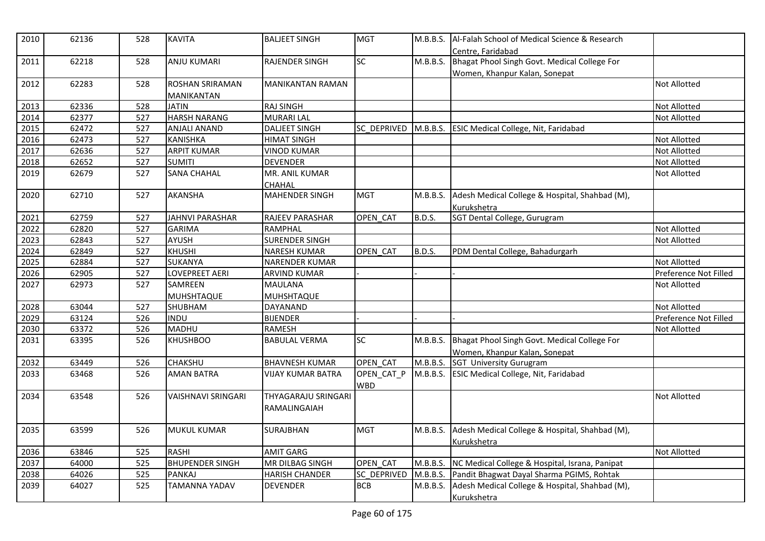| 2010 | 62136 | 528 | KAVITA | BALJEET SINGH | MGT | M.B.B.S. | Al-Falah School of Medical Science & Research Centre, Faridabad | |
|---|---|---|---|---|---|---|---|---|
| 2011 | 62218 | 528 | ANJU KUMARI | RAJENDER SINGH | SC | M.B.B.S. | Bhagat Phool Singh Govt. Medical College For Women, Khanpur Kalan, Sonepat | |
| 2012 | 62283 | 528 | ROSHAN SRIRAMAN MANIKANTAN | MANIKANTAN RAMAN | | | | Not Allotted |
| 2013 | 62336 | 528 | JATIN | RAJ SINGH | | | | Not Allotted |
| 2014 | 62377 | 527 | HARSH NARANG | MURARI LAL | | | | Not Allotted |
| 2015 | 62472 | 527 | ANJALI ANAND | DALJEET SINGH | SC_DEPRIVED | M.B.B.S. | ESIC Medical College, Nit, Faridabad | |
| 2016 | 62473 | 527 | KANISHKA | HIMAT SINGH | | | | Not Allotted |
| 2017 | 62636 | 527 | ARPIT KUMAR | VINOD KUMAR | | | | Not Allotted |
| 2018 | 62652 | 527 | SUMITI | DEVENDER | | | | Not Allotted |
| 2019 | 62679 | 527 | SANA CHAHAL | MR. ANIL KUMAR CHAHAL | | | | Not Allotted |
| 2020 | 62710 | 527 | AKANSHA | MAHENDER SINGH | MGT | M.B.B.S. | Adesh Medical College & Hospital, Shahbad (M), Kurukshetra | |
| 2021 | 62759 | 527 | JAHNVI PARASHAR | RAJEEV PARASHAR | OPEN_CAT | B.D.S. | SGT Dental College, Gurugram | |
| 2022 | 62820 | 527 | GARIMA | RAMPHAL | | | | Not Allotted |
| 2023 | 62843 | 527 | AYUSH | SURENDER SINGH | | | | Not Allotted |
| 2024 | 62849 | 527 | KHUSHI | NARESH KUMAR | OPEN_CAT | B.D.S. | PDM Dental College, Bahadurgarh | |
| 2025 | 62884 | 527 | SUKANYA | NARENDER KUMAR | | | | Not Allotted |
| 2026 | 62905 | 527 | LOVEPREET AERI | ARVIND KUMAR | - | - | - | Preference Not Filled |
| 2027 | 62973 | 527 | SAMREEN MUHSHTAQUE | MAULANA MUHSHTAQUE | | | | Not Allotted |
| 2028 | 63044 | 527 | SHUBHAM | DAYANAND | | | | Not Allotted |
| 2029 | 63124 | 526 | INDU | BIJENDER | - | - | - | Preference Not Filled |
| 2030 | 63372 | 526 | MADHU | RAMESH | | | | Not Allotted |
| 2031 | 63395 | 526 | KHUSHBOO | BABULAL VERMA | SC | M.B.B.S. | Bhagat Phool Singh Govt. Medical College For Women, Khanpur Kalan, Sonepat | |
| 2032 | 63449 | 526 | CHAKSHU | BHAVNESH KUMAR | OPEN_CAT | M.B.B.S. | SGT University Gurugram | |
| 2033 | 63468 | 526 | AMAN BATRA | VIJAY KUMAR BATRA | OPEN_CAT_PWBD | M.B.B.S. | ESIC Medical College, Nit, Faridabad | |
| 2034 | 63548 | 526 | VAISHNAVI SRINGARI | THYAGARAJU SRINGARI RAMALINGAIAH | | | | Not Allotted |
| 2035 | 63599 | 526 | MUKUL KUMAR | SURAJBHAN | MGT | M.B.B.S. | Adesh Medical College & Hospital, Shahbad (M), Kurukshetra | |
| 2036 | 63846 | 525 | RASHI | AMIT GARG | | | | Not Allotted |
| 2037 | 64000 | 525 | BHUPENDER SINGH | MR DILBAG SINGH | OPEN_CAT | M.B.B.S. | NC Medical College & Hospital, Israna, Panipat | |
| 2038 | 64026 | 525 | PANKAJ | HARISH CHANDER | SC_DEPRIVED | M.B.B.S. | Pandit Bhagwat Dayal Sharma PGIMS, Rohtak | |
| 2039 | 64027 | 525 | TAMANNA YADAV | DEVENDER | BCB | M.B.B.S. | Adesh Medical College & Hospital, Shahbad (M), Kurukshetra | |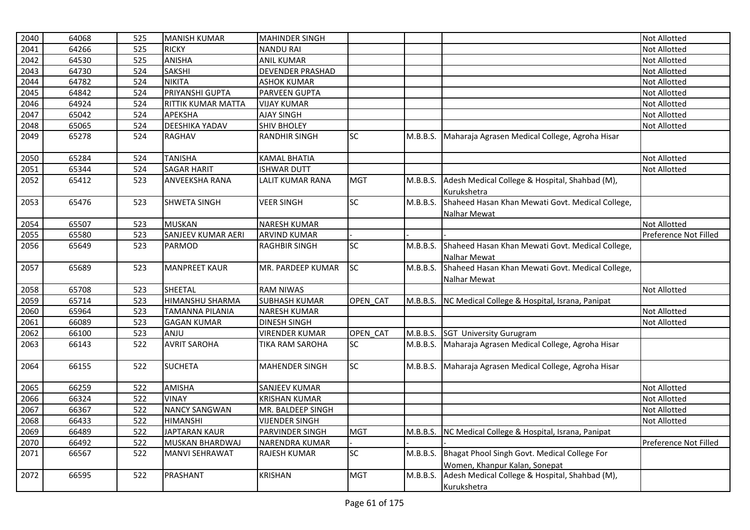| 2040 | 64068 | 525 | MANISH KUMAR | MAHINDER SINGH | | | | Not Allotted |
|---|---|---|---|---|---|---|---|---|
| 2041 | 64266 | 525 | RICKY | NANDU RAI | | | | Not Allotted |
| 2042 | 64530 | 525 | ANISHA | ANIL KUMAR | | | | Not Allotted |
| 2043 | 64730 | 524 | SAKSHI | DEVENDER PRASHAD | | | | Not Allotted |
| 2044 | 64782 | 524 | NIKITA | ASHOK KUMAR | | | | Not Allotted |
| 2045 | 64842 | 524 | PRIYANSHI GUPTA | PARVEEN GUPTA | | | | Not Allotted |
| 2046 | 64924 | 524 | RITTIK KUMAR MATTA | VIJAY KUMAR | | | | Not Allotted |
| 2047 | 65042 | 524 | APEKSHA | AJAY SINGH | | | | Not Allotted |
| 2048 | 65065 | 524 | DEESHIKA YADAV | SHIV BHOLEY | | | | Not Allotted |
| 2049 | 65278 | 524 | RAGHAV | RANDHIR SINGH | SC | M.B.B.S. | Maharaja Agrasen Medical College, Agroha Hisar | |
| 2050 | 65284 | 524 | TANISHA | KAMAL BHATIA | | | | Not Allotted |
| 2051 | 65344 | 524 | SAGAR HARIT | ISHWAR DUTT | | | | Not Allotted |
| 2052 | 65412 | 523 | ANVEEKSHA RANA | LALIT KUMAR RANA | MGT | M.B.B.S. | Adesh Medical College & Hospital, Shahbad (M), Kurukshetra | |
| 2053 | 65476 | 523 | SHWETA SINGH | VEER SINGH | SC | M.B.B.S. | Shaheed Hasan Khan Mewati Govt. Medical College, Nalhar Mewat | |
| 2054 | 65507 | 523 | MUSKAN | NARESH KUMAR | | | | Not Allotted |
| 2055 | 65580 | 523 | SANJEEV KUMAR AERI | ARVIND KUMAR | - | - | - | Preference Not Filled |
| 2056 | 65649 | 523 | PARMOD | RAGHBIR SINGH | SC | M.B.B.S. | Shaheed Hasan Khan Mewati Govt. Medical College, Nalhar Mewat | |
| 2057 | 65689 | 523 | MANPREET KAUR | MR. PARDEEP KUMAR | SC | M.B.B.S. | Shaheed Hasan Khan Mewati Govt. Medical College, Nalhar Mewat | |
| 2058 | 65708 | 523 | SHEETAL | RAM NIWAS | | | | Not Allotted |
| 2059 | 65714 | 523 | HIMANSHU SHARMA | SUBHASH KUMAR | OPEN_CAT | M.B.B.S. | NC Medical College & Hospital, Israna, Panipat | |
| 2060 | 65964 | 523 | TAMANNA PILANIA | NARESH KUMAR | | | | Not Allotted |
| 2061 | 66089 | 523 | GAGAN KUMAR | DINESH SINGH | | | | Not Allotted |
| 2062 | 66100 | 523 | ANJU | VIRENDER KUMAR | OPEN_CAT | M.B.B.S. | SGT University Gurugram | |
| 2063 | 66143 | 522 | AVRIT SAROHA | TIKA RAM SAROHA | SC | M.B.B.S. | Maharaja Agrasen Medical College, Agroha Hisar | |
| 2064 | 66155 | 522 | SUCHETA | MAHENDER SINGH | SC | M.B.B.S. | Maharaja Agrasen Medical College, Agroha Hisar | |
| 2065 | 66259 | 522 | AMISHA | SANJEEV KUMAR | | | | Not Allotted |
| 2066 | 66324 | 522 | VINAY | KRISHAN KUMAR | | | | Not Allotted |
| 2067 | 66367 | 522 | NANCY SANGWAN | MR. BALDEEP SINGH | | | | Not Allotted |
| 2068 | 66433 | 522 | HIMANSHI | VIJENDER SINGH | | | | Not Allotted |
| 2069 | 66489 | 522 | JAPTARAN KAUR | PARVINDER SINGH | MGT | M.B.B.S. | NC Medical College & Hospital, Israna, Panipat | |
| 2070 | 66492 | 522 | MUSKAN BHARDWAJ | NARENDRA KUMAR | - | - | - | Preference Not Filled |
| 2071 | 66567 | 522 | MANVI SEHRAWAT | RAJESH KUMAR | SC | M.B.B.S. | Bhagat Phool Singh Govt. Medical College For Women, Khanpur Kalan, Sonepat | |
| 2072 | 66595 | 522 | PRASHANT | KRISHAN | MGT | M.B.B.S. | Adesh Medical College & Hospital, Shahbad (M), Kurukshetra | |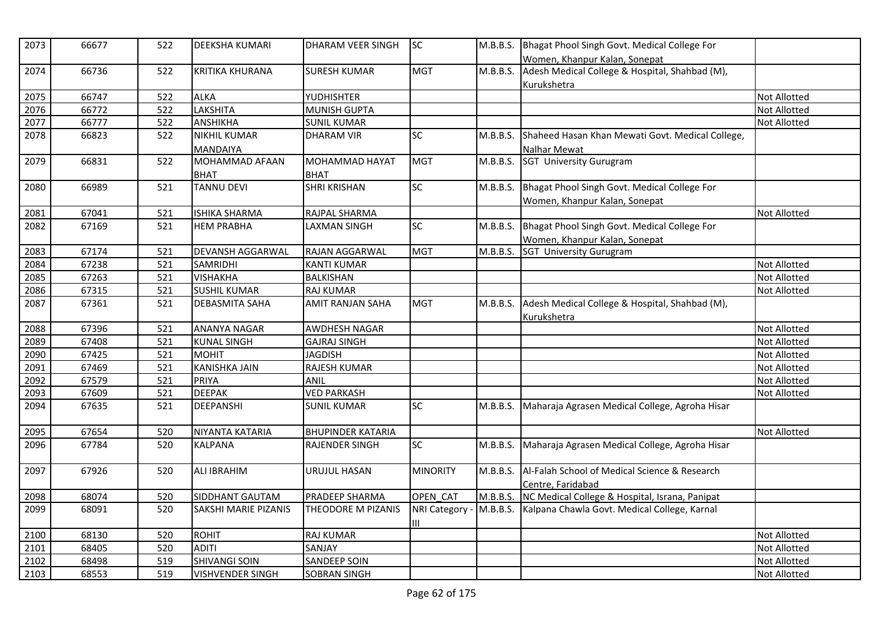| 2073 | 66677 | 522 | DEEKSHA KUMARI | DHARAM VEER SINGH | SC | M.B.B.S. | Bhagat Phool Singh Govt. Medical College For Women, Khanpur Kalan, Sonepat | |
|---|---|---|---|---|---|---|---|---|
| 2074 | 66736 | 522 | KRITIKA KHURANA | SURESH KUMAR | MGT | M.B.B.S. | Adesh Medical College & Hospital, Shahbad (M), Kurukshetra | |
| 2075 | 66747 | 522 | ALKA | YUDHISHTER | | | | Not Allotted |
| 2076 | 66772 | 522 | LAKSHITA | MUNISH GUPTA | | | | Not Allotted |
| 2077 | 66777 | 522 | ANSHIKHA | SUNIL KUMAR | | | | Not Allotted |
| 2078 | 66823 | 522 | NIKHIL KUMAR MANDAIYA | DHARAM VIR | SC | M.B.B.S. | Shaheed Hasan Khan Mewati Govt. Medical College, Nalhar Mewat | |
| 2079 | 66831 | 522 | MOHAMMAD AFAAN BHAT | MOHAMMAD HAYAT BHAT | MGT | M.B.B.S. | SGT University Gurugram | |
| 2080 | 66989 | 521 | TANNU DEVI | SHRI KRISHAN | SC | M.B.B.S. | Bhagat Phool Singh Govt. Medical College For Women, Khanpur Kalan, Sonepat | |
| 2081 | 67041 | 521 | ISHIKA SHARMA | RAJPAL SHARMA | | | | Not Allotted |
| 2082 | 67169 | 521 | HEM PRABHA | LAXMAN SINGH | SC | M.B.B.S. | Bhagat Phool Singh Govt. Medical College For Women, Khanpur Kalan, Sonepat | |
| 2083 | 67174 | 521 | DEVANSH AGGARWAL | RAJAN AGGARWAL | MGT | M.B.B.S. | SGT University Gurugram | |
| 2084 | 67238 | 521 | SAMRIDHI | KANTI KUMAR | | | | Not Allotted |
| 2085 | 67263 | 521 | VISHAKHA | BALKISHAN | | | | Not Allotted |
| 2086 | 67315 | 521 | SUSHIL KUMAR | RAJ KUMAR | | | | Not Allotted |
| 2087 | 67361 | 521 | DEBASMITA SAHA | AMIT RANJAN SAHA | MGT | M.B.B.S. | Adesh Medical College & Hospital, Shahbad (M), Kurukshetra | |
| 2088 | 67396 | 521 | ANANYA NAGAR | AWDHESH NAGAR | | | | Not Allotted |
| 2089 | 67408 | 521 | KUNAL SINGH | GAJRAJ SINGH | | | | Not Allotted |
| 2090 | 67425 | 521 | MOHIT | JAGDISH | | | | Not Allotted |
| 2091 | 67469 | 521 | KANISHKA JAIN | RAJESH KUMAR | | | | Not Allotted |
| 2092 | 67579 | 521 | PRIYA | ANIL | | | | Not Allotted |
| 2093 | 67609 | 521 | DEEPAK | VED PARKASH | | | | Not Allotted |
| 2094 | 67635 | 521 | DEEPANSHI | SUNIL KUMAR | SC | M.B.B.S. | Maharaja Agrasen Medical College, Agroha Hisar | |
| 2095 | 67654 | 520 | NIYANTA KATARIA | BHUPINDER KATARIA | | | | Not Allotted |
| 2096 | 67784 | 520 | KALPANA | RAJENDER SINGH | SC | M.B.B.S. | Maharaja Agrasen Medical College, Agroha Hisar | |
| 2097 | 67926 | 520 | ALI IBRAHIM | URUJUL HASAN | MINORITY | M.B.B.S. | Al-Falah School of Medical Science & Research Centre, Faridabad | |
| 2098 | 68074 | 520 | SIDDHANT GAUTAM | PRADEEP SHARMA | OPEN_CAT | M.B.B.S. | NC Medical College & Hospital, Israna, Panipat | |
| 2099 | 68091 | 520 | SAKSHI MARIE PIZANIS | THEODORE M PIZANIS | NRI Category - III | M.B.B.S. | Kalpana Chawla Govt. Medical College, Karnal | |
| 2100 | 68130 | 520 | ROHIT | RAJ KUMAR | | | | Not Allotted |
| 2101 | 68405 | 520 | ADITI | SANJAY | | | | Not Allotted |
| 2102 | 68498 | 519 | SHIVANGI SOIN | SANDEEP SOIN | | | | Not Allotted |
| 2103 | 68553 | 519 | VISHVENDER SINGH | SOBRAN SINGH | | | | Not Allotted |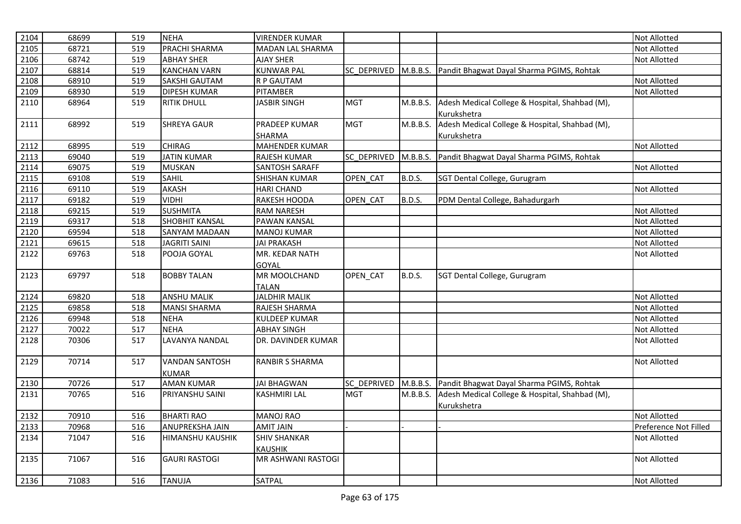| 2104 | 68699 | 519 | NEHA | VIRENDER KUMAR | | | | Not Allotted |
|---|---|---|---|---|---|---|---|---|
| 2105 | 68721 | 519 | PRACHI SHARMA | MADAN LAL SHARMA | | | | Not Allotted |
| 2106 | 68742 | 519 | ABHAY SHER | AJAY SHER | | | | Not Allotted |
| 2107 | 68814 | 519 | KANCHAN VARN | KUNWAR PAL | SC_DEPRIVED | M.B.B.S. | Pandit Bhagwat Dayal Sharma PGIMS, Rohtak | |
| 2108 | 68910 | 519 | SAKSHI GAUTAM | R P GAUTAM | | | | Not Allotted |
| 2109 | 68930 | 519 | DIPESH KUMAR | PITAMBER | | | | Not Allotted |
| 2110 | 68964 | 519 | RITIK DHULL | JASBIR SINGH | MGT | M.B.B.S. | Adesh Medical College & Hospital, Shahbad (M), Kurukshetra | |
| 2111 | 68992 | 519 | SHREYA GAUR | PRADEEP KUMAR SHARMA | MGT | M.B.B.S. | Adesh Medical College & Hospital, Shahbad (M), Kurukshetra | |
| 2112 | 68995 | 519 | CHIRAG | MAHENDER KUMAR | | | | Not Allotted |
| 2113 | 69040 | 519 | JATIN KUMAR | RAJESH KUMAR | SC_DEPRIVED | M.B.B.S. | Pandit Bhagwat Dayal Sharma PGIMS, Rohtak | |
| 2114 | 69075 | 519 | MUSKAN | SANTOSH SARAFF | | | | Not Allotted |
| 2115 | 69108 | 519 | SAHIL | SHISHAN KUMAR | OPEN_CAT | B.D.S. | SGT Dental College, Gurugram | |
| 2116 | 69110 | 519 | AKASH | HARI CHAND | | | | Not Allotted |
| 2117 | 69182 | 519 | VIDHI | RAKESH HOODA | OPEN_CAT | B.D.S. | PDM Dental College, Bahadurgarh | |
| 2118 | 69215 | 519 | SUSHMITA | RAM NARESH | | | | Not Allotted |
| 2119 | 69317 | 518 | SHOBHIT KANSAL | PAWAN KANSAL | | | | Not Allotted |
| 2120 | 69594 | 518 | SANYAM MADAAN | MANOJ KUMAR | | | | Not Allotted |
| 2121 | 69615 | 518 | JAGRITI SAINI | JAI PRAKASH | | | | Not Allotted |
| 2122 | 69763 | 518 | POOJA GOYAL | MR. KEDAR NATH GOYAL | | | | Not Allotted |
| 2123 | 69797 | 518 | BOBBY TALAN | MR MOOLCHAND TALAN | OPEN_CAT | B.D.S. | SGT Dental College, Gurugram | |
| 2124 | 69820 | 518 | ANSHU MALIK | JALDHIR MALIK | | | | Not Allotted |
| 2125 | 69858 | 518 | MANSI SHARMA | RAJESH SHARMA | | | | Not Allotted |
| 2126 | 69948 | 518 | NEHA | KULDEEP KUMAR | | | | Not Allotted |
| 2127 | 70022 | 517 | NEHA | ABHAY SINGH | | | | Not Allotted |
| 2128 | 70306 | 517 | LAVANYA NANDAL | DR. DAVINDER KUMAR | | | | Not Allotted |
| 2129 | 70714 | 517 | VANDAN SANTOSH KUMAR | RANBIR S SHARMA | | | | Not Allotted |
| 2130 | 70726 | 517 | AMAN KUMAR | JAI BHAGWAN | SC_DEPRIVED | M.B.B.S. | Pandit Bhagwat Dayal Sharma PGIMS, Rohtak | |
| 2131 | 70765 | 516 | PRIYANSHU SAINI | KASHMIRI LAL | MGT | M.B.B.S. | Adesh Medical College & Hospital, Shahbad (M), Kurukshetra | |
| 2132 | 70910 | 516 | BHARTI RAO | MANOJ RAO | | | | Not Allotted |
| 2133 | 70968 | 516 | ANUPREKSHA JAIN | AMIT JAIN | - | - | - | Preference Not Filled |
| 2134 | 71047 | 516 | HIMANSHU KAUSHIK | SHIV SHANKAR KAUSHIK | | | | Not Allotted |
| 2135 | 71067 | 516 | GAURI RASTOGI | MR ASHWANI RASTOGI | | | | Not Allotted |
| 2136 | 71083 | 516 | TANUJA | SATPAL | | | | Not Allotted |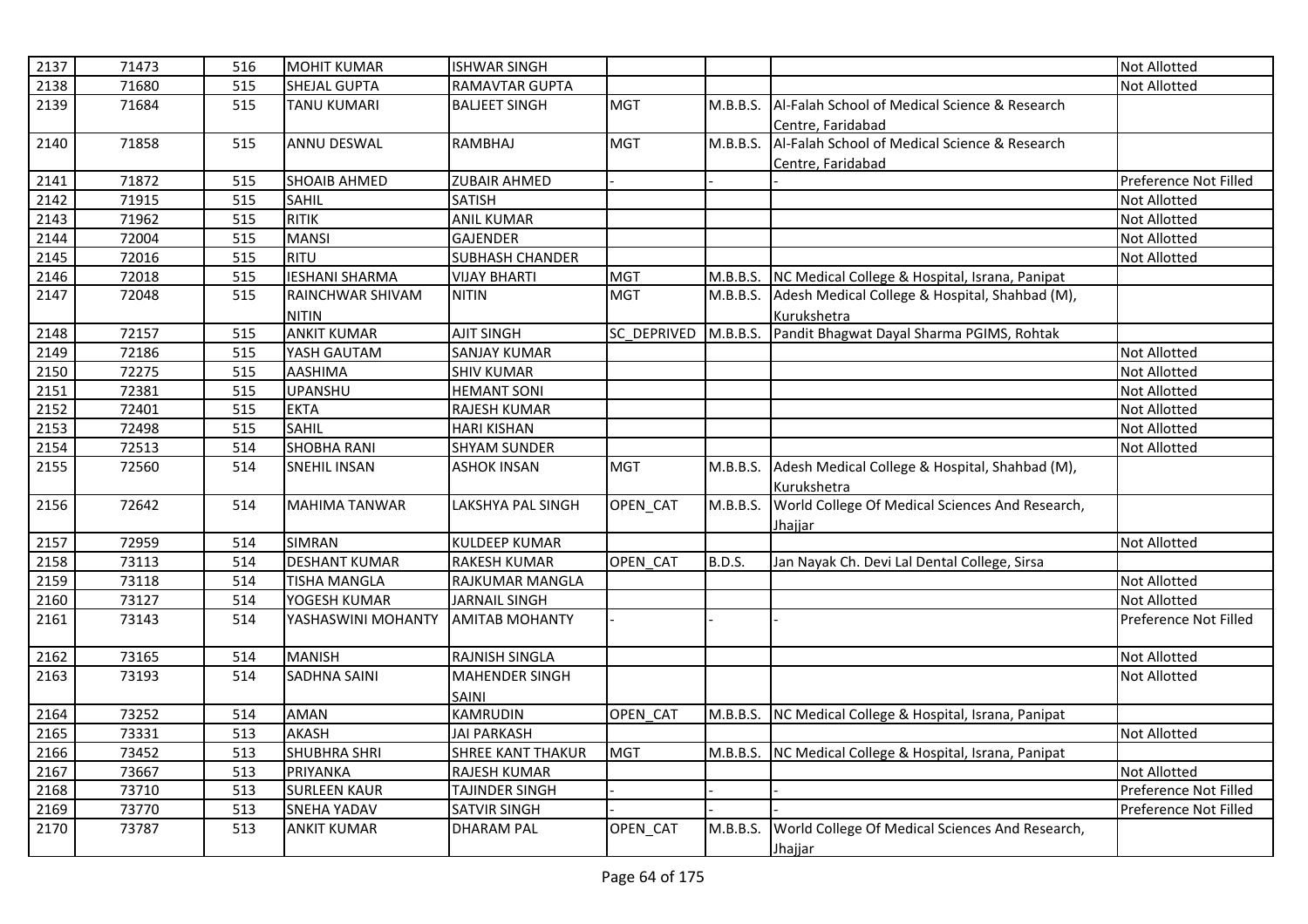| 2137 | 71473 | 516 | MOHIT KUMAR | ISHWAR SINGH | | | | Not Allotted |
|---|---|---|---|---|---|---|---|---|
| 2138 | 71680 | 515 | SHEJAL GUPTA | RAMAVTAR GUPTA | | | | Not Allotted |
| 2139 | 71684 | 515 | TANU KUMARI | BALJEET SINGH | MGT | M.B.B.S. | Al-Falah School of Medical Science & Research Centre, Faridabad | |
| 2140 | 71858 | 515 | ANNU DESWAL | RAMBHAJ | MGT | M.B.B.S. | Al-Falah School of Medical Science & Research Centre, Faridabad | |
| 2141 | 71872 | 515 | SHOAIB AHMED | ZUBAIR AHMED | - | - | - | Preference Not Filled |
| 2142 | 71915 | 515 | SAHIL | SATISH | | | | Not Allotted |
| 2143 | 71962 | 515 | RITIK | ANIL KUMAR | | | | Not Allotted |
| 2144 | 72004 | 515 | MANSI | GAJENDER | | | | Not Allotted |
| 2145 | 72016 | 515 | RITU | SUBHASH CHANDER | | | | Not Allotted |
| 2146 | 72018 | 515 | IESHANI SHARMA | VIJAY BHARTI | MGT | M.B.B.S. | NC Medical College & Hospital, Israna, Panipat | |
| 2147 | 72048 | 515 | RAINCHWAR SHIVAM NITIN | NITIN | MGT | M.B.B.S. | Adesh Medical College & Hospital, Shahbad (M), Kurukshetra | |
| 2148 | 72157 | 515 | ANKIT KUMAR | AJIT SINGH | SC_DEPRIVED | M.B.B.S. | Pandit Bhagwat Dayal Sharma PGIMS, Rohtak | |
| 2149 | 72186 | 515 | YASH GAUTAM | SANJAY KUMAR | | | | Not Allotted |
| 2150 | 72275 | 515 | AASHIMA | SHIV KUMAR | | | | Not Allotted |
| 2151 | 72381 | 515 | UPANSHU | HEMANT SONI | | | | Not Allotted |
| 2152 | 72401 | 515 | EKTA | RAJESH KUMAR | | | | Not Allotted |
| 2153 | 72498 | 515 | SAHIL | HARI KISHAN | | | | Not Allotted |
| 2154 | 72513 | 514 | SHOBHA RANI | SHYAM SUNDER | | | | Not Allotted |
| 2155 | 72560 | 514 | SNEHIL INSAN | ASHOK INSAN | MGT | M.B.B.S. | Adesh Medical College & Hospital, Shahbad (M), Kurukshetra | |
| 2156 | 72642 | 514 | MAHIMA TANWAR | LAKSHYA PAL SINGH | OPEN_CAT | M.B.B.S. | World College Of Medical Sciences And Research, Jhajjar | |
| 2157 | 72959 | 514 | SIMRAN | KULDEEP KUMAR | | | | Not Allotted |
| 2158 | 73113 | 514 | DESHANT KUMAR | RAKESH KUMAR | OPEN_CAT | B.D.S. | Jan Nayak Ch. Devi Lal Dental College, Sirsa | |
| 2159 | 73118 | 514 | TISHA MANGLA | RAJKUMAR MANGLA | | | | Not Allotted |
| 2160 | 73127 | 514 | YOGESH KUMAR | JARNAIL SINGH | | | | Not Allotted |
| 2161 | 73143 | 514 | YASHASWINI MOHANTY | AMITAB MOHANTY | - | - | - | Preference Not Filled |
| 2162 | 73165 | 514 | MANISH | RAJNISH SINGLA | | | | Not Allotted |
| 2163 | 73193 | 514 | SADHNA SAINI | MAHENDER SINGH SAINI | | | | Not Allotted |
| 2164 | 73252 | 514 | AMAN | KAMRUDIN | OPEN_CAT | M.B.B.S. | NC Medical College & Hospital, Israna, Panipat | |
| 2165 | 73331 | 513 | AKASH | JAI PARKASH | | | | Not Allotted |
| 2166 | 73452 | 513 | SHUBHRA SHRI | SHREE KANT THAKUR | MGT | M.B.B.S. | NC Medical College & Hospital, Israna, Panipat | |
| 2167 | 73667 | 513 | PRIYANKA | RAJESH KUMAR | | | | Not Allotted |
| 2168 | 73710 | 513 | SURLEEN KAUR | TAJINDER SINGH | - | - | - | Preference Not Filled |
| 2169 | 73770 | 513 | SNEHA YADAV | SATVIR SINGH | - | - | - | Preference Not Filled |
| 2170 | 73787 | 513 | ANKIT KUMAR | DHARAM PAL | OPEN_CAT | M.B.B.S. | World College Of Medical Sciences And Research, Jhajjar | |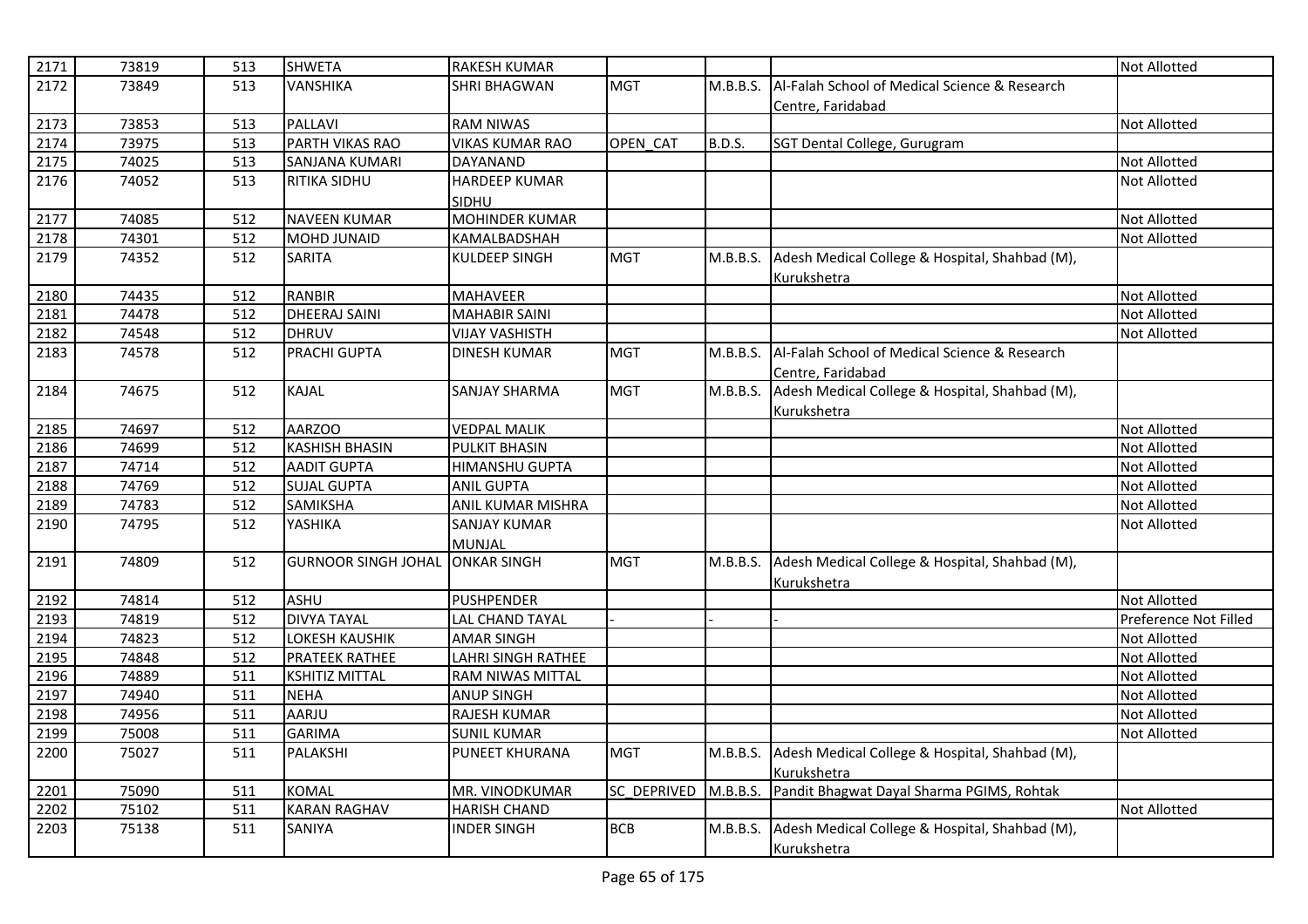| 2171 | 73819 | 513 | SHWETA | RAKESH KUMAR | | | | Not Allotted |
|---|---|---|---|---|---|---|---|---|
| 2172 | 73849 | 513 | VANSHIKA | SHRI BHAGWAN | MGT | M.B.B.S. | Al-Falah School of Medical Science & Research Centre, Faridabad | |
| 2173 | 73853 | 513 | PALLAVI | RAM NIWAS | | | | Not Allotted |
| 2174 | 73975 | 513 | PARTH VIKAS RAO | VIKAS KUMAR RAO | OPEN_CAT | B.D.S. | SGT Dental College, Gurugram | |
| 2175 | 74025 | 513 | SANJANA KUMARI | DAYANAND | | | | Not Allotted |
| 2176 | 74052 | 513 | RITIKA SIDHU | HARDEEP KUMAR SIDHU | | | | Not Allotted |
| 2177 | 74085 | 512 | NAVEEN KUMAR | MOHINDER KUMAR | | | | Not Allotted |
| 2178 | 74301 | 512 | MOHD JUNAID | KAMALBADSHAH | | | | Not Allotted |
| 2179 | 74352 | 512 | SARITA | KULDEEP SINGH | MGT | M.B.B.S. | Adesh Medical College & Hospital, Shahbad (M), Kurukshetra | |
| 2180 | 74435 | 512 | RANBIR | MAHAVEER | | | | Not Allotted |
| 2181 | 74478 | 512 | DHEERAJ SAINI | MAHABIR SAINI | | | | Not Allotted |
| 2182 | 74548 | 512 | DHRUV | VIJAY VASHISTH | | | | Not Allotted |
| 2183 | 74578 | 512 | PRACHI GUPTA | DINESH KUMAR | MGT | M.B.B.S. | Al-Falah School of Medical Science & Research Centre, Faridabad | |
| 2184 | 74675 | 512 | KAJAL | SANJAY SHARMA | MGT | M.B.B.S. | Adesh Medical College & Hospital, Shahbad (M), Kurukshetra | |
| 2185 | 74697 | 512 | AARZOO | VEDPAL MALIK | | | | Not Allotted |
| 2186 | 74699 | 512 | KASHISH BHASIN | PULKIT BHASIN | | | | Not Allotted |
| 2187 | 74714 | 512 | AADIT GUPTA | HIMANSHU GUPTA | | | | Not Allotted |
| 2188 | 74769 | 512 | SUJAL GUPTA | ANIL GUPTA | | | | Not Allotted |
| 2189 | 74783 | 512 | SAMIKSHA | ANIL KUMAR MISHRA | | | | Not Allotted |
| 2190 | 74795 | 512 | YASHIKA | SANJAY KUMAR MUNJAL | | | | Not Allotted |
| 2191 | 74809 | 512 | GURNOOR SINGH JOHAL | ONKAR SINGH | MGT | M.B.B.S. | Adesh Medical College & Hospital, Shahbad (M), Kurukshetra | |
| 2192 | 74814 | 512 | ASHU | PUSHPENDER | | | | Not Allotted |
| 2193 | 74819 | 512 | DIVYA TAYAL | LAL CHAND TAYAL | - | - | - | Preference Not Filled |
| 2194 | 74823 | 512 | LOKESH KAUSHIK | AMAR SINGH | | | | Not Allotted |
| 2195 | 74848 | 512 | PRATEEK RATHEE | LAHRI SINGH RATHEE | | | | Not Allotted |
| 2196 | 74889 | 511 | KSHITIZ MITTAL | RAM NIWAS MITTAL | | | | Not Allotted |
| 2197 | 74940 | 511 | NEHA | ANUP SINGH | | | | Not Allotted |
| 2198 | 74956 | 511 | AARJU | RAJESH KUMAR | | | | Not Allotted |
| 2199 | 75008 | 511 | GARIMA | SUNIL KUMAR | | | | Not Allotted |
| 2200 | 75027 | 511 | PALAKSHI | PUNEET KHURANA | MGT | M.B.B.S. | Adesh Medical College & Hospital, Shahbad (M), Kurukshetra | |
| 2201 | 75090 | 511 | KOMAL | MR. VINODKUMAR | SC_DEPRIVED | M.B.B.S. | Pandit Bhagwat Dayal Sharma PGIMS, Rohtak | |
| 2202 | 75102 | 511 | KARAN RAGHAV | HARISH CHAND | | | | Not Allotted |
| 2203 | 75138 | 511 | SANIYA | INDER SINGH | BCB | M.B.B.S. | Adesh Medical College & Hospital, Shahbad (M), Kurukshetra | |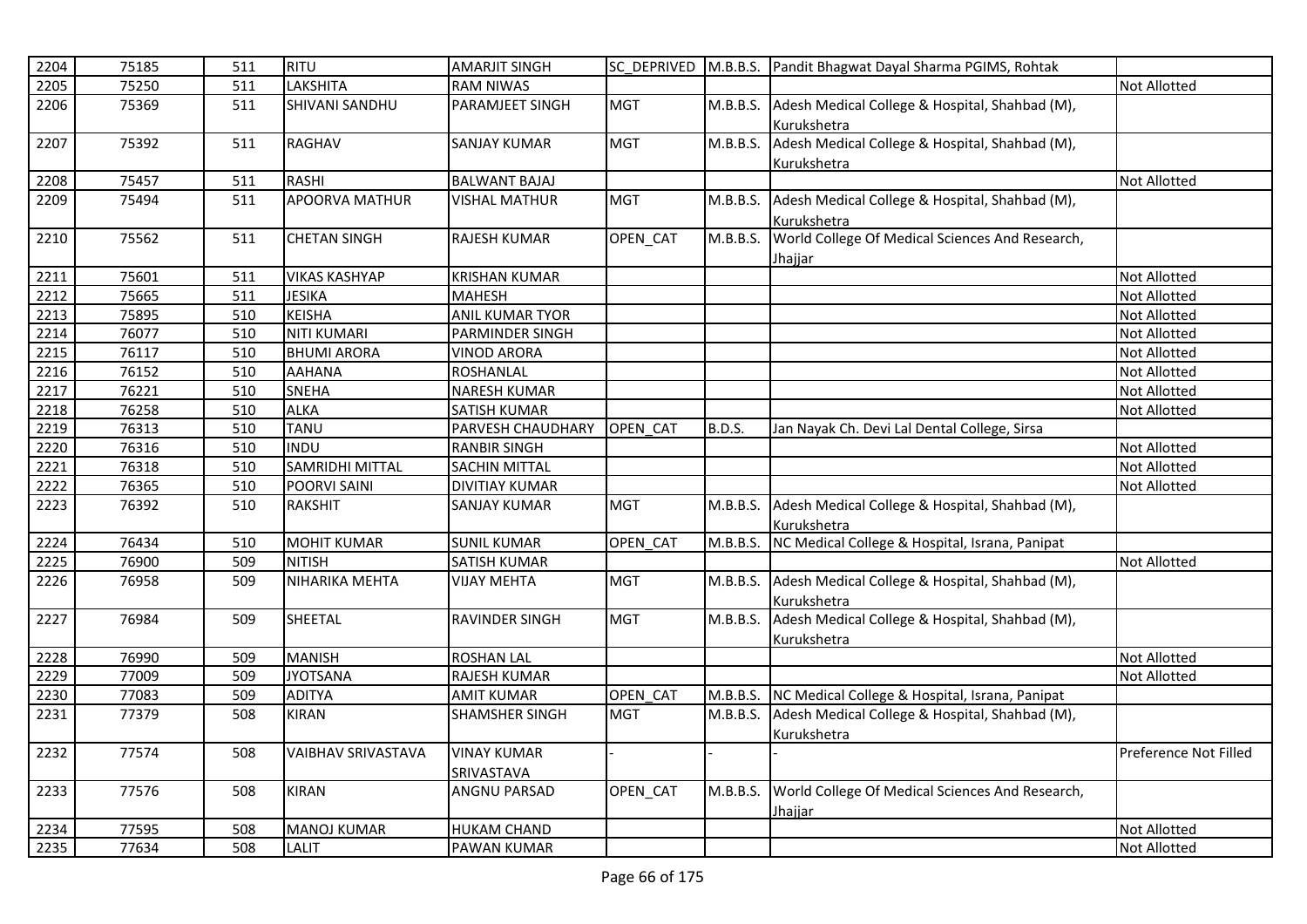| 2204 | 75185 | 511 | RITU | AMARJIT SINGH | SC_DEPRIVED | M.B.B.S. | Pandit Bhagwat Dayal Sharma PGIMS, Rohtak | |
|---|---|---|---|---|---|---|---|---|
| 2205 | 75250 | 511 | LAKSHITA | RAM NIWAS | | | | Not Allotted |
| 2206 | 75369 | 511 | SHIVANI SANDHU | PARAMJEET SINGH | MGT | M.B.B.S. | Adesh Medical College & Hospital, Shahbad (M), Kurukshetra | |
| 2207 | 75392 | 511 | RAGHAV | SANJAY KUMAR | MGT | M.B.B.S. | Adesh Medical College & Hospital, Shahbad (M), Kurukshetra | |
| 2208 | 75457 | 511 | RASHI | BALWANT BAJAJ | | | | Not Allotted |
| 2209 | 75494 | 511 | APOORVA MATHUR | VISHAL MATHUR | MGT | M.B.B.S. | Adesh Medical College & Hospital, Shahbad (M), Kurukshetra | |
| 2210 | 75562 | 511 | CHETAN SINGH | RAJESH KUMAR | OPEN_CAT | M.B.B.S. | World College Of Medical Sciences And Research, Jhajjar | |
| 2211 | 75601 | 511 | VIKAS KASHYAP | KRISHAN KUMAR | | | | Not Allotted |
| 2212 | 75665 | 511 | JESIKA | MAHESH | | | | Not Allotted |
| 2213 | 75895 | 510 | KEISHA | ANIL KUMAR TYOR | | | | Not Allotted |
| 2214 | 76077 | 510 | NITI KUMARI | PARMINDER SINGH | | | | Not Allotted |
| 2215 | 76117 | 510 | BHUMI ARORA | VINOD ARORA | | | | Not Allotted |
| 2216 | 76152 | 510 | AAHANA | ROSHANLAL | | | | Not Allotted |
| 2217 | 76221 | 510 | SNEHA | NARESH KUMAR | | | | Not Allotted |
| 2218 | 76258 | 510 | ALKA | SATISH KUMAR | | | | Not Allotted |
| 2219 | 76313 | 510 | TANU | PARVESH CHAUDHARY | OPEN_CAT | B.D.S. | Jan Nayak Ch. Devi Lal Dental College, Sirsa | |
| 2220 | 76316 | 510 | INDU | RANBIR SINGH | | | | Not Allotted |
| 2221 | 76318 | 510 | SAMRIDHI MITTAL | SACHIN MITTAL | | | | Not Allotted |
| 2222 | 76365 | 510 | POORVI SAINI | DIVITIAY KUMAR | | | | Not Allotted |
| 2223 | 76392 | 510 | RAKSHIT | SANJAY KUMAR | MGT | M.B.B.S. | Adesh Medical College & Hospital, Shahbad (M), Kurukshetra | |
| 2224 | 76434 | 510 | MOHIT KUMAR | SUNIL KUMAR | OPEN_CAT | M.B.B.S. | NC Medical College & Hospital, Israna, Panipat | |
| 2225 | 76900 | 509 | NITISH | SATISH KUMAR | | | | Not Allotted |
| 2226 | 76958 | 509 | NIHARIKA MEHTA | VIJAY MEHTA | MGT | M.B.B.S. | Adesh Medical College & Hospital, Shahbad (M), Kurukshetra | |
| 2227 | 76984 | 509 | SHEETAL | RAVINDER SINGH | MGT | M.B.B.S. | Adesh Medical College & Hospital, Shahbad (M), Kurukshetra | |
| 2228 | 76990 | 509 | MANISH | ROSHAN LAL | | | | Not Allotted |
| 2229 | 77009 | 509 | JYOTSANA | RAJESH KUMAR | | | | Not Allotted |
| 2230 | 77083 | 509 | ADITYA | AMIT KUMAR | OPEN_CAT | M.B.B.S. | NC Medical College & Hospital, Israna, Panipat | |
| 2231 | 77379 | 508 | KIRAN | SHAMSHER SINGH | MGT | M.B.B.S. | Adesh Medical College & Hospital, Shahbad (M), Kurukshetra | |
| 2232 | 77574 | 508 | VAIBHAV SRIVASTAVA | VINAY KUMAR SRIVASTAVA | - | - | - | Preference Not Filled |
| 2233 | 77576 | 508 | KIRAN | ANGNU PARSAD | OPEN_CAT | M.B.B.S. | World College Of Medical Sciences And Research, Jhajjar | |
| 2234 | 77595 | 508 | MANOJ KUMAR | HUKAM CHAND | | | | Not Allotted |
| 2235 | 77634 | 508 | LALIT | PAWAN KUMAR | | | | Not Allotted |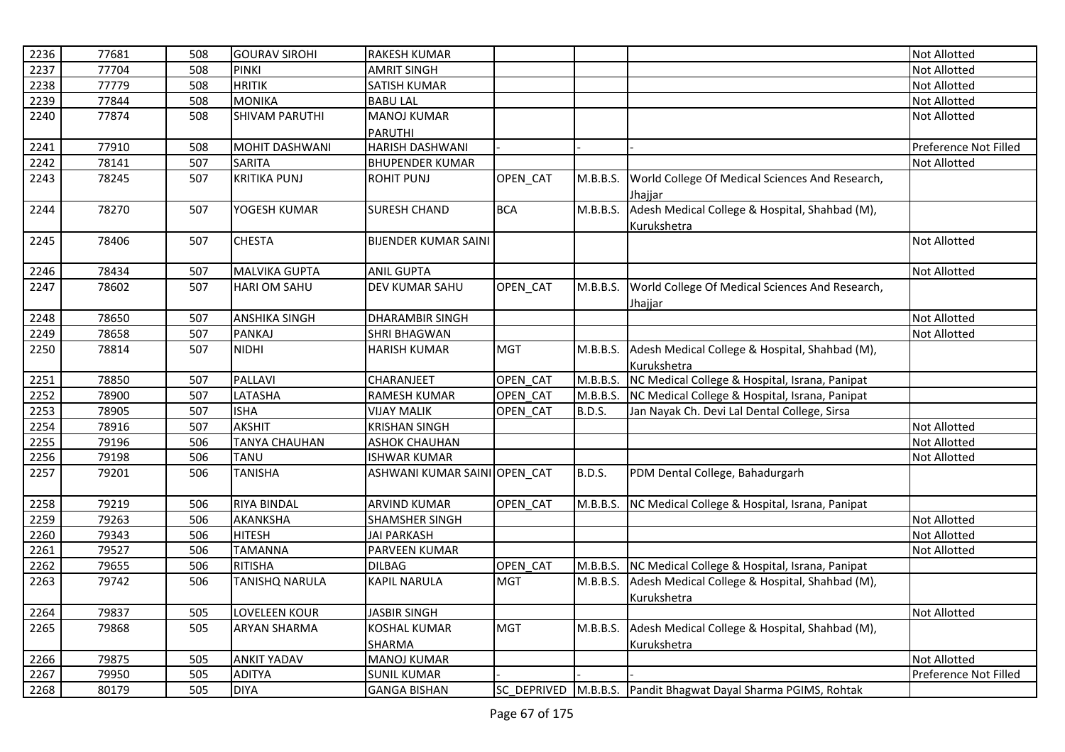| | | | | | | | | |
|---|---|---|---|---|---|---|---|---|
| 2236 | 77681 | 508 | GOURAV SIROHI | RAKESH KUMAR | | | | Not Allotted |
| 2237 | 77704 | 508 | PINKI | AMRIT SINGH | | | | Not Allotted |
| 2238 | 77779 | 508 | HRITIK | SATISH KUMAR | | | | Not Allotted |
| 2239 | 77844 | 508 | MONIKA | BABU LAL | | | | Not Allotted |
| 2240 | 77874 | 508 | SHIVAM PARUTHI | MANOJ KUMAR PARUTHI | | | | Not Allotted |
| 2241 | 77910 | 508 | MOHIT DASHWANI | HARISH DASHWANI | - | - | - | Preference Not Filled |
| 2242 | 78141 | 507 | SARITA | BHUPENDER KUMAR | | | | Not Allotted |
| 2243 | 78245 | 507 | KRITIKA PUNJ | ROHIT PUNJ | OPEN_CAT | M.B.B.S. | World College Of Medical Sciences And Research, Jhajjar | |
| 2244 | 78270 | 507 | YOGESH KUMAR | SURESH CHAND | BCA | M.B.B.S. | Adesh Medical College & Hospital, Shahbad (M), Kurukshetra | |
| 2245 | 78406 | 507 | CHESTA | BIJENDER KUMAR SAINI | | | | Not Allotted |
| 2246 | 78434 | 507 | MALVIKA GUPTA | ANIL GUPTA | | | | Not Allotted |
| 2247 | 78602 | 507 | HARI OM SAHU | DEV KUMAR SAHU | OPEN_CAT | M.B.B.S. | World College Of Medical Sciences And Research, Jhajjar | |
| 2248 | 78650 | 507 | ANSHIKA SINGH | DHARAMBIR SINGH | | | | Not Allotted |
| 2249 | 78658 | 507 | PANKAJ | SHRI BHAGWAN | | | | Not Allotted |
| 2250 | 78814 | 507 | NIDHI | HARISH KUMAR | MGT | M.B.B.S. | Adesh Medical College & Hospital, Shahbad (M), Kurukshetra | |
| 2251 | 78850 | 507 | PALLAVI | CHARANJEET | OPEN_CAT | M.B.B.S. | NC Medical College & Hospital, Israna, Panipat | |
| 2252 | 78900 | 507 | LATASHA | RAMESH KUMAR | OPEN_CAT | M.B.B.S. | NC Medical College & Hospital, Israna, Panipat | |
| 2253 | 78905 | 507 | ISHA | VIJAY MALIK | OPEN_CAT | B.D.S. | Jan Nayak Ch. Devi Lal Dental College, Sirsa | |
| 2254 | 78916 | 507 | AKSHIT | KRISHAN SINGH | | | | Not Allotted |
| 2255 | 79196 | 506 | TANYA CHAUHAN | ASHOK CHAUHAN | | | | Not Allotted |
| 2256 | 79198 | 506 | TANU | ISHWAR KUMAR | | | | Not Allotted |
| 2257 | 79201 | 506 | TANISHA | ASHWANI KUMAR SAINI | OPEN_CAT | B.D.S. | PDM Dental College, Bahadurgarh | |
| 2258 | 79219 | 506 | RIYA BINDAL | ARVIND KUMAR | OPEN_CAT | M.B.B.S. | NC Medical College & Hospital, Israna, Panipat | |
| 2259 | 79263 | 506 | AKANKSHA | SHAMSHER SINGH | | | | Not Allotted |
| 2260 | 79343 | 506 | HITESH | JAI PARKASH | | | | Not Allotted |
| 2261 | 79527 | 506 | TAMANNA | PARVEEN KUMAR | | | | Not Allotted |
| 2262 | 79655 | 506 | RITISHA | DILBAG | OPEN_CAT | M.B.B.S. | NC Medical College & Hospital, Israna, Panipat | |
| 2263 | 79742 | 506 | TANISHQ NARULA | KAPIL NARULA | MGT | M.B.B.S. | Adesh Medical College & Hospital, Shahbad (M), Kurukshetra | |
| 2264 | 79837 | 505 | LOVELEEN KOUR | JASBIR SINGH | | | | Not Allotted |
| 2265 | 79868 | 505 | ARYAN SHARMA | KOSHAL KUMAR SHARMA | MGT | M.B.B.S. | Adesh Medical College & Hospital, Shahbad (M), Kurukshetra | |
| 2266 | 79875 | 505 | ANKIT YADAV | MANOJ KUMAR | | | | Not Allotted |
| 2267 | 79950 | 505 | ADITYA | SUNIL KUMAR | - | - | - | Preference Not Filled |
| 2268 | 80179 | 505 | DIYA | GANGA BISHAN | SC_DEPRIVED | M.B.B.S. | Pandit Bhagwat Dayal Sharma PGIMS, Rohtak | |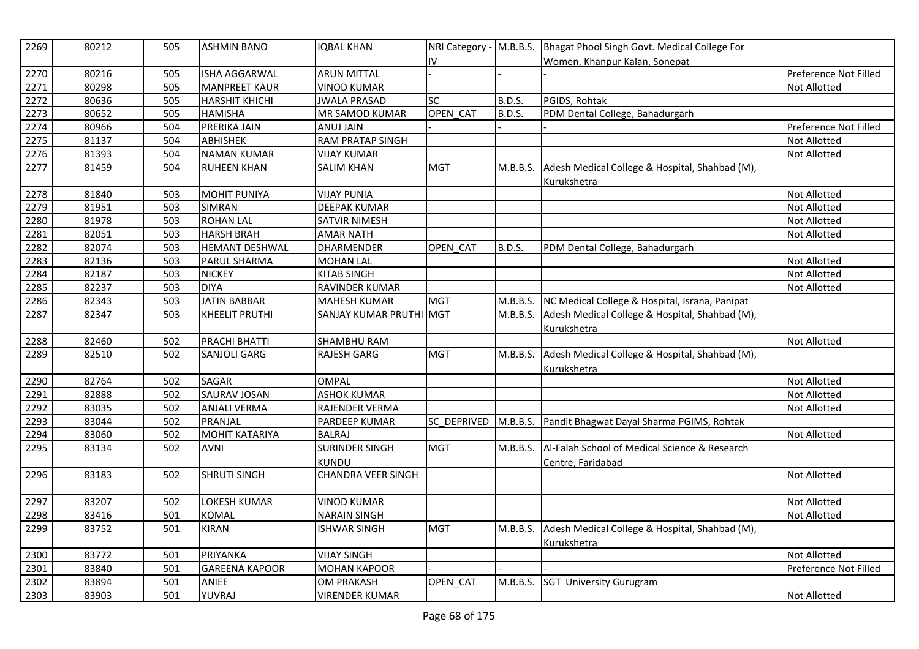| | | | | | | | | |
|---|---|---|---|---|---|---|---|---|
| 2269 | 80212 | 505 | ASHMIN BANO | IQBAL KHAN | NRI Category - IV | M.B.B.S. | Bhagat Phool Singh Govt. Medical College For Women, Khanpur Kalan, Sonepat | |
| 2270 | 80216 | 505 | ISHA AGGARWAL | ARUN MITTAL | - | - | - | Preference Not Filled |
| 2271 | 80298 | 505 | MANPREET KAUR | VINOD KUMAR | | | | Not Allotted |
| 2272 | 80636 | 505 | HARSHIT KHICHI | JWALA PRASAD | SC | B.D.S. | PGIDS, Rohtak | |
| 2273 | 80652 | 505 | HAMISHA | MR SAMOD KUMAR | OPEN_CAT | B.D.S. | PDM Dental College, Bahadurgarh | |
| 2274 | 80966 | 504 | PRERIKA JAIN | ANUJ JAIN | - | - | - | Preference Not Filled |
| 2275 | 81137 | 504 | ABHISHEK | RAM PRATAP SINGH | | | | Not Allotted |
| 2276 | 81393 | 504 | NAMAN KUMAR | VIJAY KUMAR | | | | Not Allotted |
| 2277 | 81459 | 504 | RUHEEN KHAN | SALIM KHAN | MGT | M.B.B.S. | Adesh Medical College & Hospital, Shahbad (M), Kurukshetra | |
| 2278 | 81840 | 503 | MOHIT PUNIYA | VIJAY PUNIA | | | | Not Allotted |
| 2279 | 81951 | 503 | SIMRAN | DEEPAK KUMAR | | | | Not Allotted |
| 2280 | 81978 | 503 | ROHAN LAL | SATVIR NIMESH | | | | Not Allotted |
| 2281 | 82051 | 503 | HARSH BRAH | AMAR NATH | | | | Not Allotted |
| 2282 | 82074 | 503 | HEMANT DESHWAL | DHARMENDER | OPEN_CAT | B.D.S. | PDM Dental College, Bahadurgarh | |
| 2283 | 82136 | 503 | PARUL SHARMA | MOHAN LAL | | | | Not Allotted |
| 2284 | 82187 | 503 | NICKEY | KITAB SINGH | | | | Not Allotted |
| 2285 | 82237 | 503 | DIYA | RAVINDER KUMAR | | | | Not Allotted |
| 2286 | 82343 | 503 | JATIN BABBAR | MAHESH KUMAR | MGT | M.B.B.S. | NC Medical College & Hospital, Israna, Panipat | |
| 2287 | 82347 | 503 | KHEELIT PRUTHI | SANJAY KUMAR PRUTHI | MGT | M.B.B.S. | Adesh Medical College & Hospital, Shahbad (M), Kurukshetra | |
| 2288 | 82460 | 502 | PRACHI BHATTI | SHAMBHU RAM | | | | Not Allotted |
| 2289 | 82510 | 502 | SANJOLI GARG | RAJESH GARG | MGT | M.B.B.S. | Adesh Medical College & Hospital, Shahbad (M), Kurukshetra | |
| 2290 | 82764 | 502 | SAGAR | OMPAL | | | | Not Allotted |
| 2291 | 82888 | 502 | SAURAV JOSAN | ASHOK KUMAR | | | | Not Allotted |
| 2292 | 83035 | 502 | ANJALI VERMA | RAJENDER VERMA | | | | Not Allotted |
| 2293 | 83044 | 502 | PRANJAL | PARDEEP KUMAR | SC_DEPRIVED | M.B.B.S. | Pandit Bhagwat Dayal Sharma PGIMS, Rohtak | |
| 2294 | 83060 | 502 | MOHIT KATARIYA | BALRAJ | | | | Not Allotted |
| 2295 | 83134 | 502 | AVNI | SURINDER SINGH KUNDU | MGT | M.B.B.S. | Al-Falah School of Medical Science & Research Centre, Faridabad | |
| 2296 | 83183 | 502 | SHRUTI SINGH | CHANDRA VEER SINGH | | | | Not Allotted |
| 2297 | 83207 | 502 | LOKESH KUMAR | VINOD KUMAR | | | | Not Allotted |
| 2298 | 83416 | 501 | KOMAL | NARAIN SINGH | | | | Not Allotted |
| 2299 | 83752 | 501 | KIRAN | ISHWAR SINGH | MGT | M.B.B.S. | Adesh Medical College & Hospital, Shahbad (M), Kurukshetra | |
| 2300 | 83772 | 501 | PRIYANKA | VIJAY SINGH | | | | Not Allotted |
| 2301 | 83840 | 501 | GAREENA KAPOOR | MOHAN KAPOOR | - | - | - | Preference Not Filled |
| 2302 | 83894 | 501 | ANIEE | OM PRAKASH | OPEN_CAT | M.B.B.S. | SGT University Gurugram | |
| 2303 | 83903 | 501 | YUVRAJ | VIRENDER KUMAR | | | | Not Allotted |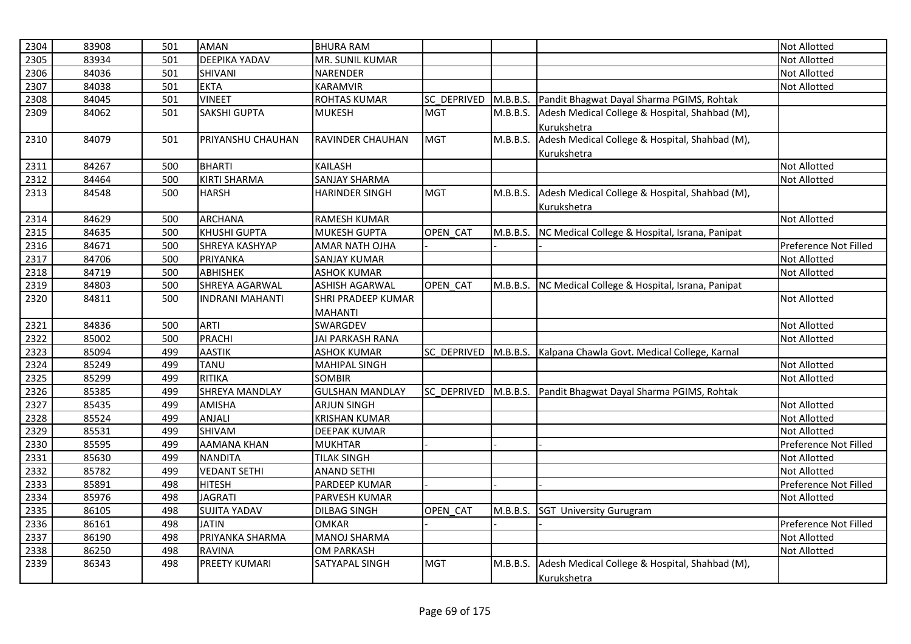| 2304 | 83908 | 501 | AMAN | BHURA RAM | | | | Not Allotted |
|---|---|---|---|---|---|---|---|---|
| 2305 | 83934 | 501 | DEEPIKA YADAV | MR. SUNIL KUMAR | | | | Not Allotted |
| 2306 | 84036 | 501 | SHIVANI | NARENDER | | | | Not Allotted |
| 2307 | 84038 | 501 | EKTA | KARAMVIR | | | | Not Allotted |
| 2308 | 84045 | 501 | VINEET | ROHTAS KUMAR | SC_DEPRIVED | M.B.B.S. | Pandit Bhagwat Dayal Sharma PGIMS, Rohtak | |
| 2309 | 84062 | 501 | SAKSHI GUPTA | MUKESH | MGT | M.B.B.S. | Adesh Medical College & Hospital, Shahbad (M), Kurukshetra | |
| 2310 | 84079 | 501 | PRIYANSHU CHAUHAN | RAVINDER CHAUHAN | MGT | M.B.B.S. | Adesh Medical College & Hospital, Shahbad (M), Kurukshetra | |
| 2311 | 84267 | 500 | BHARTI | KAILASH | | | | Not Allotted |
| 2312 | 84464 | 500 | KIRTI SHARMA | SANJAY SHARMA | | | | Not Allotted |
| 2313 | 84548 | 500 | HARSH | HARINDER SINGH | MGT | M.B.B.S. | Adesh Medical College & Hospital, Shahbad (M), Kurukshetra | |
| 2314 | 84629 | 500 | ARCHANA | RAMESH KUMAR | | | | Not Allotted |
| 2315 | 84635 | 500 | KHUSHI GUPTA | MUKESH GUPTA | OPEN_CAT | M.B.B.S. | NC Medical College & Hospital, Israna, Panipat | |
| 2316 | 84671 | 500 | SHREYA KASHYAP | AMAR NATH OJHA | - | - | - | Preference Not Filled |
| 2317 | 84706 | 500 | PRIYANKA | SANJAY KUMAR | | | | Not Allotted |
| 2318 | 84719 | 500 | ABHISHEK | ASHOK KUMAR | | | | Not Allotted |
| 2319 | 84803 | 500 | SHREYA AGARWAL | ASHISH AGARWAL | OPEN_CAT | M.B.B.S. | NC Medical College & Hospital, Israna, Panipat | |
| 2320 | 84811 | 500 | INDRANI MAHANTI | SHRI PRADEEP KUMAR MAHANTI | | | | Not Allotted |
| 2321 | 84836 | 500 | ARTI | SWARGDEV | | | | Not Allotted |
| 2322 | 85002 | 500 | PRACHI | JAI PARKASH RANA | | | | Not Allotted |
| 2323 | 85094 | 499 | AASTIK | ASHOK KUMAR | SC_DEPRIVED | M.B.B.S. | Kalpana Chawla Govt. Medical College, Karnal | |
| 2324 | 85249 | 499 | TANU | MAHIPAL SINGH | | | | Not Allotted |
| 2325 | 85299 | 499 | RITIKA | SOMBIR | | | | Not Allotted |
| 2326 | 85385 | 499 | SHREYA MANDLAY | GULSHAN MANDLAY | SC_DEPRIVED | M.B.B.S. | Pandit Bhagwat Dayal Sharma PGIMS, Rohtak | |
| 2327 | 85435 | 499 | AMISHA | ARJUN SINGH | | | | Not Allotted |
| 2328 | 85524 | 499 | ANJALI | KRISHAN KUMAR | | | | Not Allotted |
| 2329 | 85531 | 499 | SHIVAM | DEEPAK KUMAR | | | | Not Allotted |
| 2330 | 85595 | 499 | AAMANA KHAN | MUKHTAR | - | - | - | Preference Not Filled |
| 2331 | 85630 | 499 | NANDITA | TILAK SINGH | | | | Not Allotted |
| 2332 | 85782 | 499 | VEDANT SETHI | ANAND SETHI | | | | Not Allotted |
| 2333 | 85891 | 498 | HITESH | PARDEEP KUMAR | - | - | - | Preference Not Filled |
| 2334 | 85976 | 498 | JAGRATI | PARVESH KUMAR | | | | Not Allotted |
| 2335 | 86105 | 498 | SUJITA YADAV | DILBAG SINGH | OPEN_CAT | M.B.B.S. | SGT University Gurugram | |
| 2336 | 86161 | 498 | JATIN | OMKAR | - | - | - | Preference Not Filled |
| 2337 | 86190 | 498 | PRIYANKA SHARMA | MANOJ SHARMA | | | | Not Allotted |
| 2338 | 86250 | 498 | RAVINA | OM PARKASH | | | | Not Allotted |
| 2339 | 86343 | 498 | PREETY KUMARI | SATYAPAL SINGH | MGT | M.B.B.S. | Adesh Medical College & Hospital, Shahbad (M), Kurukshetra | |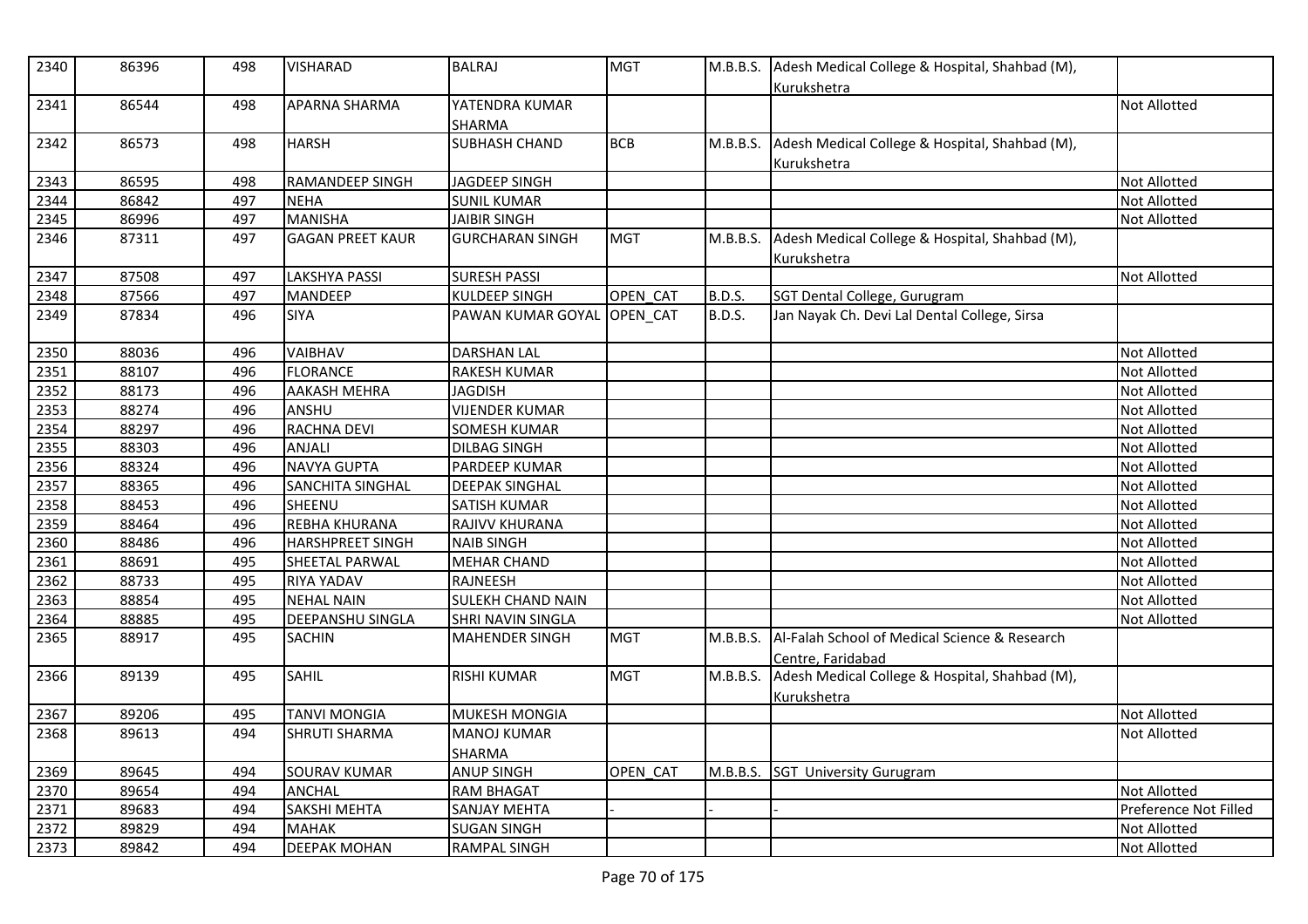| 2340 | 86396 | 498 | VISHARAD | BALRAJ | MGT | M.B.B.S. | Adesh Medical College & Hospital, Shahbad (M), Kurukshetra | |
|---|---|---|---|---|---|---|---|---|
| 2341 | 86544 | 498 | APARNA SHARMA | YATENDRA KUMAR SHARMA | | | | Not Allotted |
| 2342 | 86573 | 498 | HARSH | SUBHASH CHAND | BCB | M.B.B.S. | Adesh Medical College & Hospital, Shahbad (M), Kurukshetra | |
| 2343 | 86595 | 498 | RAMANDEEP SINGH | JAGDEEP SINGH | | | | Not Allotted |
| 2344 | 86842 | 497 | NEHA | SUNIL KUMAR | | | | Not Allotted |
| 2345 | 86996 | 497 | MANISHA | JAIBIR SINGH | | | | Not Allotted |
| 2346 | 87311 | 497 | GAGAN PREET KAUR | GURCHARAN SINGH | MGT | M.B.B.S. | Adesh Medical College & Hospital, Shahbad (M), Kurukshetra | |
| 2347 | 87508 | 497 | LAKSHYA PASSI | SURESH PASSI | | | | Not Allotted |
| 2348 | 87566 | 497 | MANDEEP | KULDEEP SINGH | OPEN_CAT | B.D.S. | SGT Dental College, Gurugram | |
| 2349 | 87834 | 496 | SIYA | PAWAN KUMAR GOYAL | OPEN_CAT | B.D.S. | Jan Nayak Ch. Devi Lal Dental College, Sirsa | |
| 2350 | 88036 | 496 | VAIBHAV | DARSHAN LAL | | | | Not Allotted |
| 2351 | 88107 | 496 | FLORANCE | RAKESH KUMAR | | | | Not Allotted |
| 2352 | 88173 | 496 | AAKASH MEHRA | JAGDISH | | | | Not Allotted |
| 2353 | 88274 | 496 | ANSHU | VIJENDER KUMAR | | | | Not Allotted |
| 2354 | 88297 | 496 | RACHNA DEVI | SOMESH KUMAR | | | | Not Allotted |
| 2355 | 88303 | 496 | ANJALI | DILBAG SINGH | | | | Not Allotted |
| 2356 | 88324 | 496 | NAVYA GUPTA | PARDEEP KUMAR | | | | Not Allotted |
| 2357 | 88365 | 496 | SANCHITA SINGHAL | DEEPAK SINGHAL | | | | Not Allotted |
| 2358 | 88453 | 496 | SHEENU | SATISH KUMAR | | | | Not Allotted |
| 2359 | 88464 | 496 | REBHA KHURANA | RAJIVV KHURANA | | | | Not Allotted |
| 2360 | 88486 | 496 | HARSHPREET SINGH | NAIB SINGH | | | | Not Allotted |
| 2361 | 88691 | 495 | SHEETAL PARWAL | MEHAR CHAND | | | | Not Allotted |
| 2362 | 88733 | 495 | RIYA YADAV | RAJNEESH | | | | Not Allotted |
| 2363 | 88854 | 495 | NEHAL NAIN | SULEKH CHAND NAIN | | | | Not Allotted |
| 2364 | 88885 | 495 | DEEPANSHU SINGLA | SHRI NAVIN SINGLA | | | | Not Allotted |
| 2365 | 88917 | 495 | SACHIN | MAHENDER SINGH | MGT | M.B.B.S. | Al-Falah School of Medical Science & Research Centre, Faridabad | |
| 2366 | 89139 | 495 | SAHIL | RISHI KUMAR | MGT | M.B.B.S. | Adesh Medical College & Hospital, Shahbad (M), Kurukshetra | |
| 2367 | 89206 | 495 | TANVI MONGIA | MUKESH MONGIA | | | | Not Allotted |
| 2368 | 89613 | 494 | SHRUTI SHARMA | MANOJ KUMAR SHARMA | | | | Not Allotted |
| 2369 | 89645 | 494 | SOURAV KUMAR | ANUP SINGH | OPEN_CAT | M.B.B.S. | SGT University Gurugram | |
| 2370 | 89654 | 494 | ANCHAL | RAM BHAGAT | | | | Not Allotted |
| 2371 | 89683 | 494 | SAKSHI MEHTA | SANJAY MEHTA | - | - | - | Preference Not Filled |
| 2372 | 89829 | 494 | MAHAK | SUGAN SINGH | | | | Not Allotted |
| 2373 | 89842 | 494 | DEEPAK MOHAN | RAMPAL SINGH | | | | Not Allotted |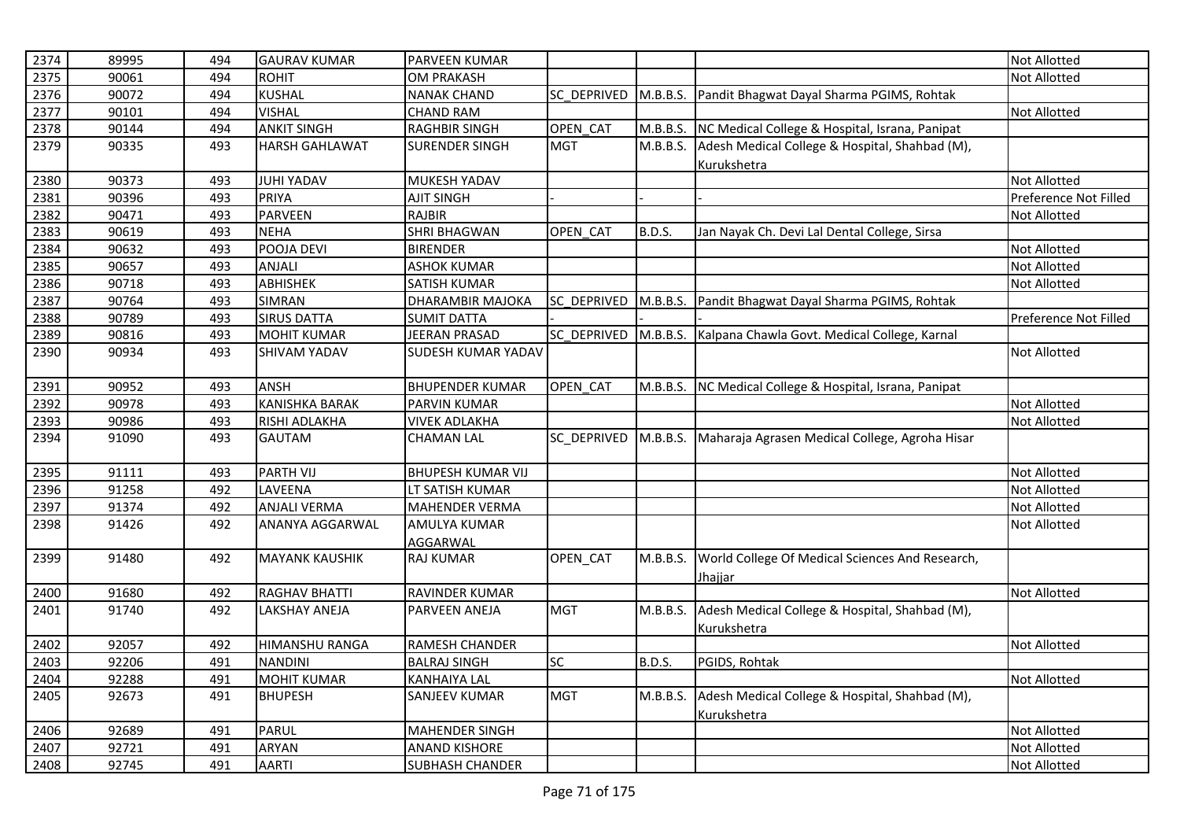| | | | | | | | | |
|---|---|---|---|---|---|---|---|---|
| 2374 | 89995 | 494 | GAURAV KUMAR | PARVEEN KUMAR | | | | Not Allotted |
| 2375 | 90061 | 494 | ROHIT | OM PRAKASH | | | | Not Allotted |
| 2376 | 90072 | 494 | KUSHAL | NANAK CHAND | SC_DEPRIVED | M.B.B.S. | Pandit Bhagwat Dayal Sharma PGIMS, Rohtak | |
| 2377 | 90101 | 494 | VISHAL | CHAND RAM | | | | Not Allotted |
| 2378 | 90144 | 494 | ANKIT SINGH | RAGHBIR SINGH | OPEN_CAT | M.B.B.S. | NC Medical College & Hospital, Israna, Panipat | |
| 2379 | 90335 | 493 | HARSH GAHLAWAT | SURENDER SINGH | MGT | M.B.B.S. | Adesh Medical College & Hospital, Shahbad (M), Kurukshetra | |
| 2380 | 90373 | 493 | JUHI YADAV | MUKESH YADAV | | | | Not Allotted |
| 2381 | 90396 | 493 | PRIYA | AJIT SINGH | - | - | - | Preference Not Filled |
| 2382 | 90471 | 493 | PARVEEN | RAJBIR | | | | Not Allotted |
| 2383 | 90619 | 493 | NEHA | SHRI BHAGWAN | OPEN_CAT | B.D.S. | Jan Nayak Ch. Devi Lal Dental College, Sirsa | |
| 2384 | 90632 | 493 | POOJA DEVI | BIRENDER | | | | Not Allotted |
| 2385 | 90657 | 493 | ANJALI | ASHOK KUMAR | | | | Not Allotted |
| 2386 | 90718 | 493 | ABHISHEK | SATISH KUMAR | | | | Not Allotted |
| 2387 | 90764 | 493 | SIMRAN | DHARAMBIR MAJOKA | SC_DEPRIVED | M.B.B.S. | Pandit Bhagwat Dayal Sharma PGIMS, Rohtak | |
| 2388 | 90789 | 493 | SIRUS DATTA | SUMIT DATTA | - | - | - | Preference Not Filled |
| 2389 | 90816 | 493 | MOHIT KUMAR | JEERAN PRASAD | SC_DEPRIVED | M.B.B.S. | Kalpana Chawla Govt. Medical College, Karnal | |
| 2390 | 90934 | 493 | SHIVAM YADAV | SUDESH KUMAR YADAV | | | | Not Allotted |
| 2391 | 90952 | 493 | ANSH | BHUPENDER KUMAR | OPEN_CAT | M.B.B.S. | NC Medical College & Hospital, Israna, Panipat | |
| 2392 | 90978 | 493 | KANISHKA BARAK | PARVIN KUMAR | | | | Not Allotted |
| 2393 | 90986 | 493 | RISHI ADLAKHA | VIVEK ADLAKHA | | | | Not Allotted |
| 2394 | 91090 | 493 | GAUTAM | CHAMAN LAL | SC_DEPRIVED | M.B.B.S. | Maharaja Agrasen Medical College, Agroha Hisar | |
| 2395 | 91111 | 493 | PARTH VIJ | BHUPESH KUMAR VIJ | | | | Not Allotted |
| 2396 | 91258 | 492 | LAVEENA | LT SATISH KUMAR | | | | Not Allotted |
| 2397 | 91374 | 492 | ANJALI VERMA | MAHENDER VERMA | | | | Not Allotted |
| 2398 | 91426 | 492 | ANANYA AGGARWAL | AMULYA KUMAR AGGARWAL | | | | Not Allotted |
| 2399 | 91480 | 492 | MAYANK KAUSHIK | RAJ KUMAR | OPEN_CAT | M.B.B.S. | World College Of Medical Sciences And Research, Jhajjar | |
| 2400 | 91680 | 492 | RAGHAV BHATTI | RAVINDER KUMAR | | | | Not Allotted |
| 2401 | 91740 | 492 | LAKSHAY ANEJA | PARVEEN ANEJA | MGT | M.B.B.S. | Adesh Medical College & Hospital, Shahbad (M), Kurukshetra | |
| 2402 | 92057 | 492 | HIMANSHU RANGA | RAMESH CHANDER | | | | Not Allotted |
| 2403 | 92206 | 491 | NANDINI | BALRAJ SINGH | SC | B.D.S. | PGIDS, Rohtak | |
| 2404 | 92288 | 491 | MOHIT KUMAR | KANHAIYA LAL | | | | Not Allotted |
| 2405 | 92673 | 491 | BHUPESH | SANJEEV KUMAR | MGT | M.B.B.S. | Adesh Medical College & Hospital, Shahbad (M), Kurukshetra | |
| 2406 | 92689 | 491 | PARUL | MAHENDER SINGH | | | | Not Allotted |
| 2407 | 92721 | 491 | ARYAN | ANAND KISHORE | | | | Not Allotted |
| 2408 | 92745 | 491 | AARTI | SUBHASH CHANDER | | | | Not Allotted |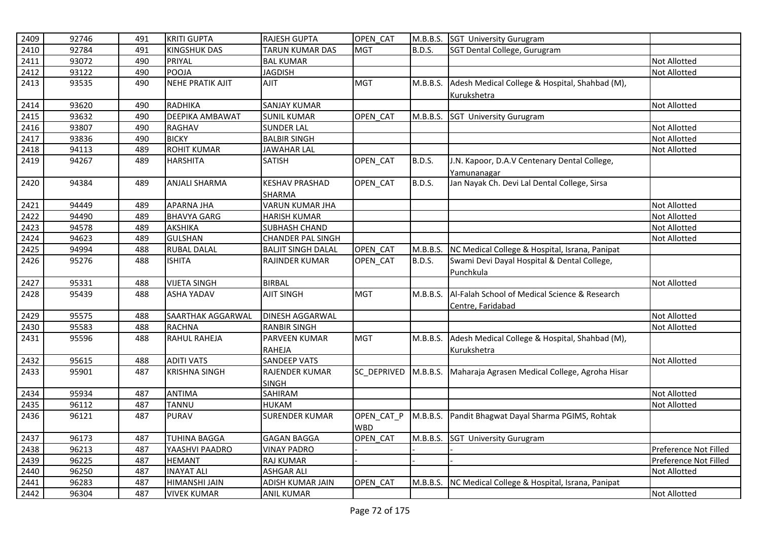| 2409 | 92746 | 491 | KRITI GUPTA | RAJESH GUPTA | OPEN_CAT | M.B.B.S. | SGT University Gurugram | |
|---|---|---|---|---|---|---|---|---|
| 2410 | 92784 | 491 | KINGSHUK DAS | TARUN KUMAR DAS | MGT | B.D.S. | SGT Dental College, Gurugram | |
| 2411 | 93072 | 490 | PRIYAL | BAL KUMAR | | | | Not Allotted |
| 2412 | 93122 | 490 | POOJA | JAGDISH | | | | Not Allotted |
| 2413 | 93535 | 490 | NEHE PRATIK AJIT | AJIT | MGT | M.B.B.S. | Adesh Medical College & Hospital, Shahbad (M), Kurukshetra | |
| 2414 | 93620 | 490 | RADHIKA | SANJAY KUMAR | | | | Not Allotted |
| 2415 | 93632 | 490 | DEEPIKA AMBAWAT | SUNIL KUMAR | OPEN_CAT | M.B.B.S. | SGT University Gurugram | |
| 2416 | 93807 | 490 | RAGHAV | SUNDER LAL | | | | Not Allotted |
| 2417 | 93836 | 490 | BICKY | BALBIR SINGH | | | | Not Allotted |
| 2418 | 94113 | 489 | ROHIT KUMAR | JAWAHAR LAL | | | | Not Allotted |
| 2419 | 94267 | 489 | HARSHITA | SATISH | OPEN_CAT | B.D.S. | J.N. Kapoor, D.A.V Centenary Dental College, Yamunanagar | |
| 2420 | 94384 | 489 | ANJALI SHARMA | KESHAV PRASHAD SHARMA | OPEN_CAT | B.D.S. | Jan Nayak Ch. Devi Lal Dental College, Sirsa | |
| 2421 | 94449 | 489 | APARNA JHA | VARUN KUMAR JHA | | | | Not Allotted |
| 2422 | 94490 | 489 | BHAVYA GARG | HARISH KUMAR | | | | Not Allotted |
| 2423 | 94578 | 489 | AKSHIKA | SUBHASH CHAND | | | | Not Allotted |
| 2424 | 94623 | 489 | GULSHAN | CHANDER PAL SINGH | | | | Not Allotted |
| 2425 | 94994 | 488 | RUBAL DALAL | BALJIT SINGH DALAL | OPEN_CAT | M.B.B.S. | NC Medical College & Hospital, Israna, Panipat | |
| 2426 | 95276 | 488 | ISHITA | RAJINDER KUMAR | OPEN_CAT | B.D.S. | Swami Devi Dayal Hospital & Dental College, Punchkula | |
| 2427 | 95331 | 488 | VIJETA SINGH | BIRBAL | | | | Not Allotted |
| 2428 | 95439 | 488 | ASHA YADAV | AJIT SINGH | MGT | M.B.B.S. | Al-Falah School of Medical Science & Research Centre, Faridabad | |
| 2429 | 95575 | 488 | SAARTHAK AGGARWAL | DINESH AGGARWAL | | | | Not Allotted |
| 2430 | 95583 | 488 | RACHNA | RANBIR SINGH | | | | Not Allotted |
| 2431 | 95596 | 488 | RAHUL RAHEJA | PARVEEN KUMAR RAHEJA | MGT | M.B.B.S. | Adesh Medical College & Hospital, Shahbad (M), Kurukshetra | |
| 2432 | 95615 | 488 | ADITI VATS | SANDEEP VATS | | | | Not Allotted |
| 2433 | 95901 | 487 | KRISHNA SINGH | RAJENDER KUMAR SINGH | SC_DEPRIVED | M.B.B.S. | Maharaja Agrasen Medical College, Agroha Hisar | |
| 2434 | 95934 | 487 | ANTIMA | SAHIRAM | | | | Not Allotted |
| 2435 | 96112 | 487 | TANNU | HUKAM | | | | Not Allotted |
| 2436 | 96121 | 487 | PURAV | SURENDER KUMAR | OPEN_CAT_PWBD | M.B.B.S. | Pandit Bhagwat Dayal Sharma PGIMS, Rohtak | |
| 2437 | 96173 | 487 | TUHINA BAGGA | GAGAN BAGGA | OPEN_CAT | M.B.B.S. | SGT University Gurugram | |
| 2438 | 96213 | 487 | YAASHVI PAADRO | VINAY PADRO | - | - | - | Preference Not Filled |
| 2439 | 96225 | 487 | HEMANT | RAJ KUMAR | - | - | - | Preference Not Filled |
| 2440 | 96250 | 487 | INAYAT ALI | ASHGAR ALI | | | | Not Allotted |
| 2441 | 96283 | 487 | HIMANSHI JAIN | ADISH KUMAR JAIN | OPEN_CAT | M.B.B.S. | NC Medical College & Hospital, Israna, Panipat | |
| 2442 | 96304 | 487 | VIVEK KUMAR | ANIL KUMAR | | | | Not Allotted |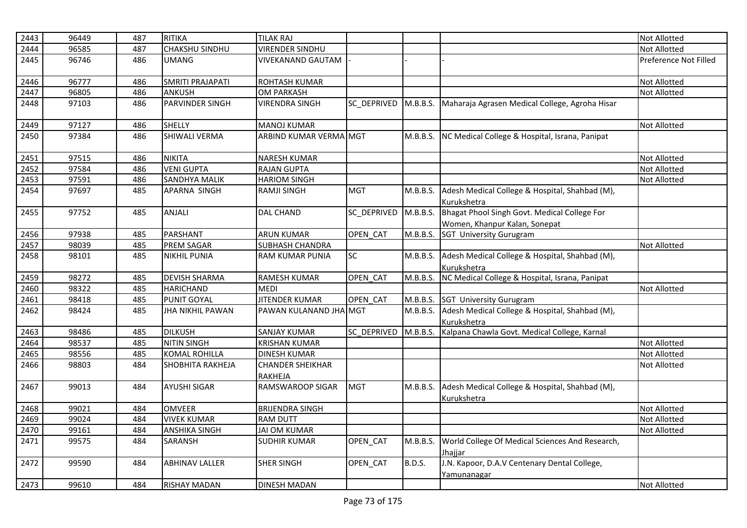| | | | | | | | | |
|---|---|---|---|---|---|---|---|---|
| 2443 | 96449 | 487 | RITIKA | TILAK RAJ | | | | Not Allotted |
| 2444 | 96585 | 487 | CHAKSHU SINDHU | VIRENDER SINDHU | | | | Not Allotted |
| 2445 | 96746 | 486 | UMANG | VIVEKANAND GAUTAM | - | - | - | Preference Not Filled |
| 2446 | 96777 | 486 | SMRITI PRAJAPATI | ROHTASH KUMAR | | | | Not Allotted |
| 2447 | 96805 | 486 | ANKUSH | OM PARKASH | | | | Not Allotted |
| 2448 | 97103 | 486 | PARVINDER SINGH | VIRENDRA SINGH | SC_DEPRIVED | M.B.B.S. | Maharaja Agrasen Medical College, Agroha Hisar | |
| 2449 | 97127 | 486 | SHELLY | MANOJ KUMAR | | | | Not Allotted |
| 2450 | 97384 | 486 | SHIWALI VERMA | ARBIND KUMAR VERMA | MGT | M.B.B.S. | NC Medical College & Hospital, Israna, Panipat | |
| 2451 | 97515 | 486 | NIKITA | NARESH KUMAR | | | | Not Allotted |
| 2452 | 97584 | 486 | VENI GUPTA | RAJAN GUPTA | | | | Not Allotted |
| 2453 | 97591 | 486 | SANDHYA MALIK | HARIOM SINGH | | | | Not Allotted |
| 2454 | 97697 | 485 | APARNA SINGH | RAMJI SINGH | MGT | M.B.B.S. | Adesh Medical College & Hospital, Shahbad (M), Kurukshetra | |
| 2455 | 97752 | 485 | ANJALI | DAL CHAND | SC_DEPRIVED | M.B.B.S. | Bhagat Phool Singh Govt. Medical College For Women, Khanpur Kalan, Sonepat | |
| 2456 | 97938 | 485 | PARSHANT | ARUN KUMAR | OPEN_CAT | M.B.B.S. | SGT University Gurugram | |
| 2457 | 98039 | 485 | PREM SAGAR | SUBHASH CHANDRA | | | | Not Allotted |
| 2458 | 98101 | 485 | NIKHIL PUNIA | RAM KUMAR PUNIA | SC | M.B.B.S. | Adesh Medical College & Hospital, Shahbad (M), Kurukshetra | |
| 2459 | 98272 | 485 | DEVISH SHARMA | RAMESH KUMAR | OPEN_CAT | M.B.B.S. | NC Medical College & Hospital, Israna, Panipat | |
| 2460 | 98322 | 485 | HARICHAND | MEDI | | | | Not Allotted |
| 2461 | 98418 | 485 | PUNIT GOYAL | JITENDER KUMAR | OPEN_CAT | M.B.B.S. | SGT University Gurugram | |
| 2462 | 98424 | 485 | JHA NIKHIL PAWAN | PAWAN KULANAND JHA | MGT | M.B.B.S. | Adesh Medical College & Hospital, Shahbad (M), Kurukshetra | |
| 2463 | 98486 | 485 | DILKUSH | SANJAY KUMAR | SC_DEPRIVED | M.B.B.S. | Kalpana Chawla Govt. Medical College, Karnal | |
| 2464 | 98537 | 485 | NITIN SINGH | KRISHAN KUMAR | | | | Not Allotted |
| 2465 | 98556 | 485 | KOMAL ROHILLA | DINESH KUMAR | | | | Not Allotted |
| 2466 | 98803 | 484 | SHOBHITA RAKHEJA | CHANDER SHEIKHAR RAKHEJA | | | | Not Allotted |
| 2467 | 99013 | 484 | AYUSHI SIGAR | RAMSWAROOP SIGAR | MGT | M.B.B.S. | Adesh Medical College & Hospital, Shahbad (M), Kurukshetra | |
| 2468 | 99021 | 484 | OMVEER | BRIJENDRA SINGH | | | | Not Allotted |
| 2469 | 99024 | 484 | VIVEK KUMAR | RAM DUTT | | | | Not Allotted |
| 2470 | 99161 | 484 | ANSHIKA SINGH | JAI OM KUMAR | | | | Not Allotted |
| 2471 | 99575 | 484 | SARANSH | SUDHIR KUMAR | OPEN_CAT | M.B.B.S. | World College Of Medical Sciences And Research, Jhajjar | |
| 2472 | 99590 | 484 | ABHINAV LALLER | SHER SINGH | OPEN_CAT | B.D.S. | J.N. Kapoor, D.A.V Centenary Dental College, Yamunanagar | |
| 2473 | 99610 | 484 | RISHAY MADAN | DINESH MADAN | | | | Not Allotted |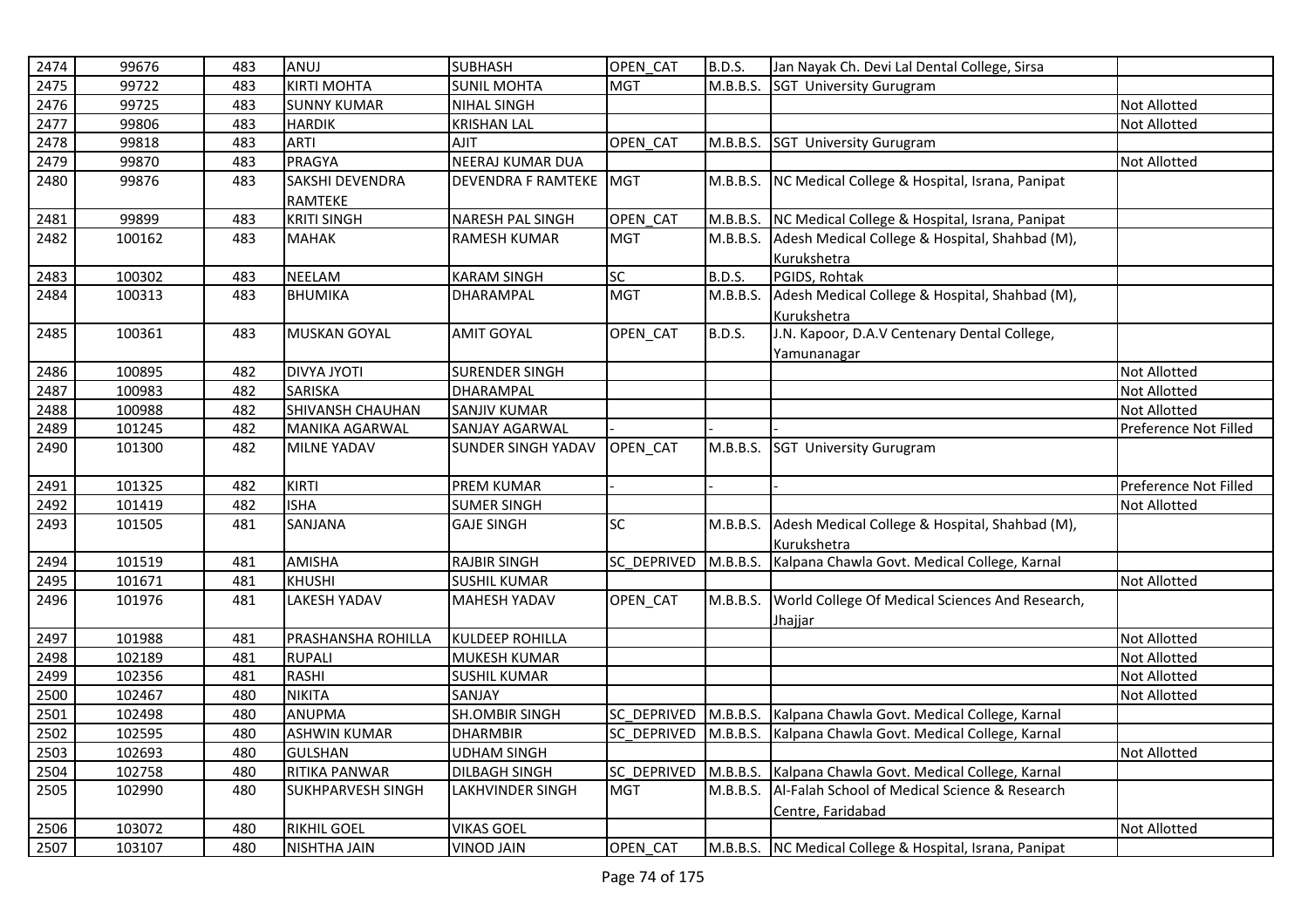| | | | | | | | | |
|---|---|---|---|---|---|---|---|---|
| 2474 | 99676 | 483 | ANUJ | SUBHASH | OPEN_CAT | B.D.S. | Jan Nayak Ch. Devi Lal Dental College, Sirsa | |
| 2475 | 99722 | 483 | KIRTI MOHTA | SUNIL MOHTA | MGT | M.B.B.S. | SGT University Gurugram | |
| 2476 | 99725 | 483 | SUNNY KUMAR | NIHAL SINGH | | | | Not Allotted |
| 2477 | 99806 | 483 | HARDIK | KRISHAN LAL | | | | Not Allotted |
| 2478 | 99818 | 483 | ARTI | AJIT | OPEN_CAT | M.B.B.S. | SGT University Gurugram | |
| 2479 | 99870 | 483 | PRAGYA | NEERAJ KUMAR DUA | | | | Not Allotted |
| 2480 | 99876 | 483 | SAKSHI DEVENDRA RAMTEKE | DEVENDRA F RAMTEKE | MGT | M.B.B.S. | NC Medical College & Hospital, Israna, Panipat | |
| 2481 | 99899 | 483 | KRITI SINGH | NARESH PAL SINGH | OPEN_CAT | M.B.B.S. | NC Medical College & Hospital, Israna, Panipat | |
| 2482 | 100162 | 483 | MAHAK | RAMESH KUMAR | MGT | M.B.B.S. | Adesh Medical College & Hospital, Shahbad (M), Kurukshetra | |
| 2483 | 100302 | 483 | NEELAM | KARAM SINGH | SC | B.D.S. | PGIDS, Rohtak | |
| 2484 | 100313 | 483 | BHUMIKA | DHARAMPAL | MGT | M.B.B.S. | Adesh Medical College & Hospital, Shahbad (M), Kurukshetra | |
| 2485 | 100361 | 483 | MUSKAN GOYAL | AMIT GOYAL | OPEN_CAT | B.D.S. | J.N. Kapoor, D.A.V Centenary Dental College, Yamunanagar | |
| 2486 | 100895 | 482 | DIVYA JYOTI | SURENDER SINGH | | | | Not Allotted |
| 2487 | 100983 | 482 | SARISKA | DHARAMPAL | | | | Not Allotted |
| 2488 | 100988 | 482 | SHIVANSH CHAUHAN | SANJIV KUMAR | | | | Not Allotted |
| 2489 | 101245 | 482 | MANIKA AGARWAL | SANJAY AGARWAL | - | - | - | Preference Not Filled |
| 2490 | 101300 | 482 | MILNE YADAV | SUNDER SINGH YADAV | OPEN_CAT | M.B.B.S. | SGT University Gurugram | |
| 2491 | 101325 | 482 | KIRTI | PREM KUMAR | - | - | - | Preference Not Filled |
| 2492 | 101419 | 482 | ISHA | SUMER SINGH | | | | Not Allotted |
| 2493 | 101505 | 481 | SANJANA | GAJE SINGH | SC | M.B.B.S. | Adesh Medical College & Hospital, Shahbad (M), Kurukshetra | |
| 2494 | 101519 | 481 | AMISHA | RAJBIR SINGH | SC_DEPRIVED | M.B.B.S. | Kalpana Chawla Govt. Medical College, Karnal | |
| 2495 | 101671 | 481 | KHUSHI | SUSHIL KUMAR | | | | Not Allotted |
| 2496 | 101976 | 481 | LAKESH YADAV | MAHESH YADAV | OPEN_CAT | M.B.B.S. | World College Of Medical Sciences And Research, Jhajjar | |
| 2497 | 101988 | 481 | PRASHANSHA ROHILLA | KULDEEP ROHILLA | | | | Not Allotted |
| 2498 | 102189 | 481 | RUPALI | MUKESH KUMAR | | | | Not Allotted |
| 2499 | 102356 | 481 | RASHI | SUSHIL KUMAR | | | | Not Allotted |
| 2500 | 102467 | 480 | NIKITA | SANJAY | | | | Not Allotted |
| 2501 | 102498 | 480 | ANUPMA | SH.OMBIR SINGH | SC_DEPRIVED | M.B.B.S. | Kalpana Chawla Govt. Medical College, Karnal | |
| 2502 | 102595 | 480 | ASHWIN KUMAR | DHARMBIR | SC_DEPRIVED | M.B.B.S. | Kalpana Chawla Govt. Medical College, Karnal | |
| 2503 | 102693 | 480 | GULSHAN | UDHAM SINGH | | | | Not Allotted |
| 2504 | 102758 | 480 | RITIKA PANWAR | DILBAGH SINGH | SC_DEPRIVED | M.B.B.S. | Kalpana Chawla Govt. Medical College, Karnal | |
| 2505 | 102990 | 480 | SUKHPARVESH SINGH | LAKHVINDER SINGH | MGT | M.B.B.S. | Al-Falah School of Medical Science & Research Centre, Faridabad | |
| 2506 | 103072 | 480 | RIKHIL GOEL | VIKAS GOEL | | | | Not Allotted |
| 2507 | 103107 | 480 | NISHTHA JAIN | VINOD JAIN | OPEN_CAT | M.B.B.S. | NC Medical College & Hospital, Israna, Panipat | |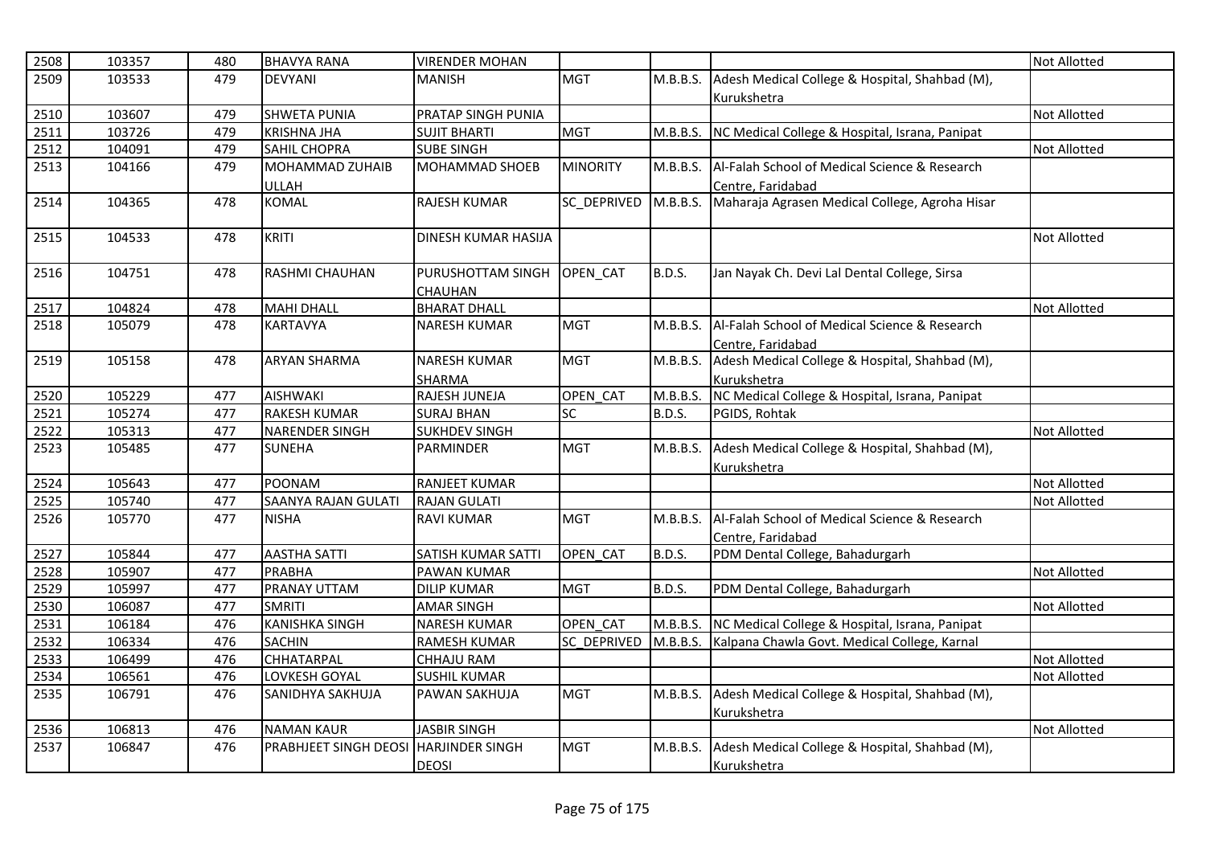| 2508 | 103357 | 480 | BHAVYA RANA | VIRENDER MOHAN | | | | Not Allotted |
|---|---|---|---|---|---|---|---|---|
| 2509 | 103533 | 479 | DEVYANI | MANISH | MGT | M.B.B.S. | Adesh Medical College & Hospital, Shahbad (M), Kurukshetra | |
| 2510 | 103607 | 479 | SHWETA PUNIA | PRATAP SINGH PUNIA | | | | Not Allotted |
| 2511 | 103726 | 479 | KRISHNA JHA | SUJIT BHARTI | MGT | M.B.B.S. | NC Medical College & Hospital, Israna, Panipat | |
| 2512 | 104091 | 479 | SAHIL CHOPRA | SUBE SINGH | | | | Not Allotted |
| 2513 | 104166 | 479 | MOHAMMAD ZUHAIB ULLAH | MOHAMMAD SHOEB | MINORITY | M.B.B.S. | Al-Falah School of Medical Science & Research Centre, Faridabad | |
| 2514 | 104365 | 478 | KOMAL | RAJESH KUMAR | SC_DEPRIVED | M.B.B.S. | Maharaja Agrasen Medical College, Agroha Hisar | |
| 2515 | 104533 | 478 | KRITI | DINESH KUMAR HASIJA | | | | Not Allotted |
| 2516 | 104751 | 478 | RASHMI CHAUHAN | PURUSHOTTAM SINGH CHAUHAN | OPEN_CAT | B.D.S. | Jan Nayak Ch. Devi Lal Dental College, Sirsa | |
| 2517 | 104824 | 478 | MAHI DHALL | BHARAT DHALL | | | | Not Allotted |
| 2518 | 105079 | 478 | KARTAVYA | NARESH KUMAR | MGT | M.B.B.S. | Al-Falah School of Medical Science & Research Centre, Faridabad | |
| 2519 | 105158 | 478 | ARYAN SHARMA | NARESH KUMAR SHARMA | MGT | M.B.B.S. | Adesh Medical College & Hospital, Shahbad (M), Kurukshetra | |
| 2520 | 105229 | 477 | AISHWAKI | RAJESH JUNEJA | OPEN_CAT | M.B.B.S. | NC Medical College & Hospital, Israna, Panipat | |
| 2521 | 105274 | 477 | RAKESH KUMAR | SURAJ BHAN | SC | B.D.S. | PGIDS, Rohtak | |
| 2522 | 105313 | 477 | NARENDER SINGH | SUKHDEV SINGH | | | | Not Allotted |
| 2523 | 105485 | 477 | SUNEHA | PARMINDER | MGT | M.B.B.S. | Adesh Medical College & Hospital, Shahbad (M), Kurukshetra | |
| 2524 | 105643 | 477 | POONAM | RANJEET KUMAR | | | | Not Allotted |
| 2525 | 105740 | 477 | SAANYA RAJAN GULATI | RAJAN GULATI | | | | Not Allotted |
| 2526 | 105770 | 477 | NISHA | RAVI KUMAR | MGT | M.B.B.S. | Al-Falah School of Medical Science & Research Centre, Faridabad | |
| 2527 | 105844 | 477 | AASTHA SATTI | SATISH KUMAR SATTI | OPEN_CAT | B.D.S. | PDM Dental College, Bahadurgarh | |
| 2528 | 105907 | 477 | PRABHA | PAWAN KUMAR | | | | Not Allotted |
| 2529 | 105997 | 477 | PRANAY UTTAM | DILIP KUMAR | MGT | B.D.S. | PDM Dental College, Bahadurgarh | |
| 2530 | 106087 | 477 | SMRITI | AMAR SINGH | | | | Not Allotted |
| 2531 | 106184 | 476 | KANISHKA SINGH | NARESH KUMAR | OPEN_CAT | M.B.B.S. | NC Medical College & Hospital, Israna, Panipat | |
| 2532 | 106334 | 476 | SACHIN | RAMESH KUMAR | SC_DEPRIVED | M.B.B.S. | Kalpana Chawla Govt. Medical College, Karnal | |
| 2533 | 106499 | 476 | CHHATARPAL | CHHAJU RAM | | | | Not Allotted |
| 2534 | 106561 | 476 | LOVKESH GOYAL | SUSHIL KUMAR | | | | Not Allotted |
| 2535 | 106791 | 476 | SANIDHYA SAKHUJA | PAWAN SAKHUJA | MGT | M.B.B.S. | Adesh Medical College & Hospital, Shahbad (M), Kurukshetra | |
| 2536 | 106813 | 476 | NAMAN KAUR | JASBIR SINGH | | | | Not Allotted |
| 2537 | 106847 | 476 | PRABHJEET SINGH DEOSI | HARJINDER SINGH DEOSI | MGT | M.B.B.S. | Adesh Medical College & Hospital, Shahbad (M), Kurukshetra | |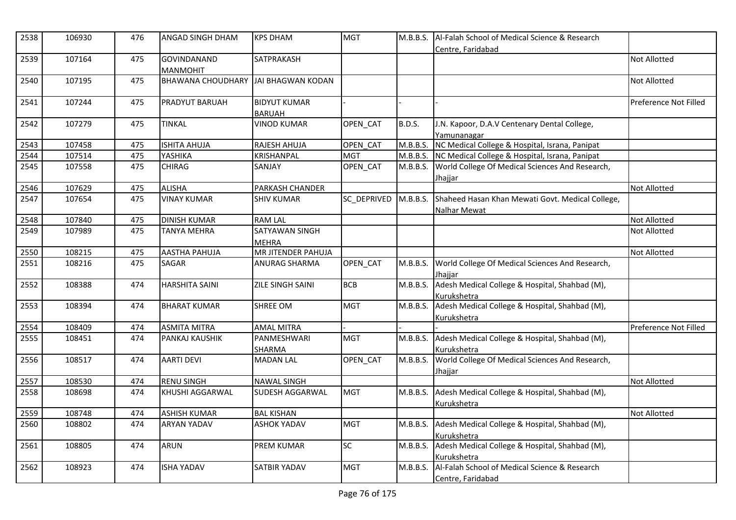| 2538 | 106930 | 476 | ANGAD SINGH DHAM | KPS DHAM | MGT | M.B.B.S. | Al-Falah School of Medical Science & Research Centre, Faridabad | |
|---|---|---|---|---|---|---|---|---|
| 2539 | 107164 | 475 | GOVINDANAND MANMOHIT | SATPRAKASH | | | | Not Allotted |
| 2540 | 107195 | 475 | BHAWANA CHOUDHARY | JAI BHAGWAN KODAN | | | | Not Allotted |
| 2541 | 107244 | 475 | PRADYUT BARUAH | BIDYUT KUMAR BARUAH | - | - | - | Preference Not Filled |
| 2542 | 107279 | 475 | TINKAL | VINOD KUMAR | OPEN_CAT | B.D.S. | J.N. Kapoor, D.A.V Centenary Dental College, Yamunanagar | |
| 2543 | 107458 | 475 | ISHITA AHUJA | RAJESH AHUJA | OPEN_CAT | M.B.B.S. | NC Medical College & Hospital, Israna, Panipat | |
| 2544 | 107514 | 475 | YASHIKA | KRISHANPAL | MGT | M.B.B.S. | NC Medical College & Hospital, Israna, Panipat | |
| 2545 | 107558 | 475 | CHIRAG | SANJAY | OPEN_CAT | M.B.B.S. | World College Of Medical Sciences And Research, Jhajjar | |
| 2546 | 107629 | 475 | ALISHA | PARKASH CHANDER | | | | Not Allotted |
| 2547 | 107654 | 475 | VINAY KUMAR | SHIV KUMAR | SC_DEPRIVED | M.B.B.S. | Shaheed Hasan Khan Mewati Govt. Medical College, Nalhar Mewat | |
| 2548 | 107840 | 475 | DINISH KUMAR | RAM LAL | | | | Not Allotted |
| 2549 | 107989 | 475 | TANYA MEHRA | SATYAWAN SINGH MEHRA | | | | Not Allotted |
| 2550 | 108215 | 475 | AASTHA PAHUJA | MR JITENDER PAHUJA | | | | Not Allotted |
| 2551 | 108216 | 475 | SAGAR | ANURAG SHARMA | OPEN_CAT | M.B.B.S. | World College Of Medical Sciences And Research, Jhajjar | |
| 2552 | 108388 | 474 | HARSHITA SAINI | ZILE SINGH SAINI | BCB | M.B.B.S. | Adesh Medical College & Hospital, Shahbad (M), Kurukshetra | |
| 2553 | 108394 | 474 | BHARAT KUMAR | SHREE OM | MGT | M.B.B.S. | Adesh Medical College & Hospital, Shahbad (M), Kurukshetra | |
| 2554 | 108409 | 474 | ASMITA MITRA | AMAL MITRA | - | - | - | Preference Not Filled |
| 2555 | 108451 | 474 | PANKAJ KAUSHIK | PANMESHWARI SHARMA | MGT | M.B.B.S. | Adesh Medical College & Hospital, Shahbad (M), Kurukshetra | |
| 2556 | 108517 | 474 | AARTI DEVI | MADAN LAL | OPEN_CAT | M.B.B.S. | World College Of Medical Sciences And Research, Jhajjar | |
| 2557 | 108530 | 474 | RENU SINGH | NAWAL SINGH | | | | Not Allotted |
| 2558 | 108698 | 474 | KHUSHI AGGARWAL | SUDESH AGGARWAL | MGT | M.B.B.S. | Adesh Medical College & Hospital, Shahbad (M), Kurukshetra | |
| 2559 | 108748 | 474 | ASHISH KUMAR | BAL KISHAN | | | | Not Allotted |
| 2560 | 108802 | 474 | ARYAN YADAV | ASHOK YADAV | MGT | M.B.B.S. | Adesh Medical College & Hospital, Shahbad (M), Kurukshetra | |
| 2561 | 108805 | 474 | ARUN | PREM KUMAR | SC | M.B.B.S. | Adesh Medical College & Hospital, Shahbad (M), Kurukshetra | |
| 2562 | 108923 | 474 | ISHA YADAV | SATBIR YADAV | MGT | M.B.B.S. | Al-Falah School of Medical Science & Research Centre, Faridabad | |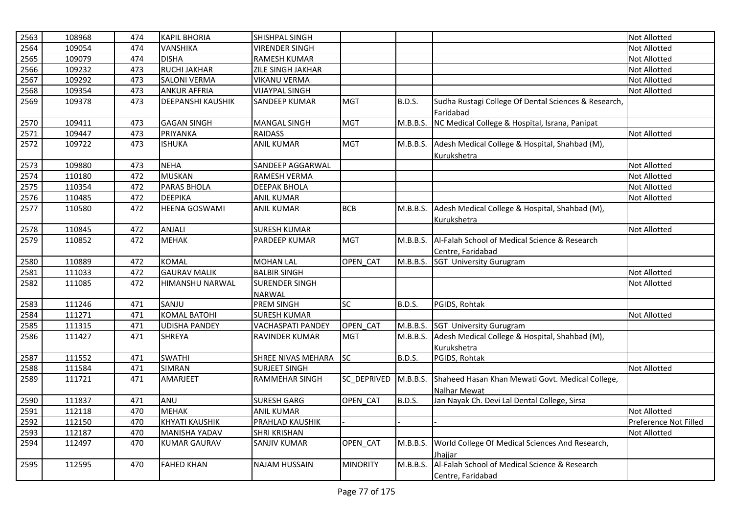| 2563 | 108968 | 474 | KAPIL BHORIA | SHISHPAL SINGH | | | | Not Allotted |
|---|---|---|---|---|---|---|---|---|
| 2564 | 109054 | 474 | VANSHIKA | VIRENDER SINGH | | | | Not Allotted |
| 2565 | 109079 | 474 | DISHA | RAMESH KUMAR | | | | Not Allotted |
| 2566 | 109232 | 473 | RUCHI JAKHAR | ZILE SINGH JAKHAR | | | | Not Allotted |
| 2567 | 109292 | 473 | SALONI VERMA | VIKANU VERMA | | | | Not Allotted |
| 2568 | 109354 | 473 | ANKUR AFFRIA | VIJAYPAL SINGH | | | | Not Allotted |
| 2569 | 109378 | 473 | DEEPANSHI KAUSHIK | SANDEEP KUMAR | MGT | B.D.S. | Sudha Rustagi College Of Dental Sciences & Research, Faridabad | |
| 2570 | 109411 | 473 | GAGAN SINGH | MANGAL SINGH | MGT | M.B.B.S. | NC Medical College & Hospital, Israna, Panipat | |
| 2571 | 109447 | 473 | PRIYANKA | RAIDASS | | | | Not Allotted |
| 2572 | 109722 | 473 | ISHUKA | ANIL KUMAR | MGT | M.B.B.S. | Adesh Medical College & Hospital, Shahbad (M), Kurukshetra | |
| 2573 | 109880 | 473 | NEHA | SANDEEP AGGARWAL | | | | Not Allotted |
| 2574 | 110180 | 472 | MUSKAN | RAMESH VERMA | | | | Not Allotted |
| 2575 | 110354 | 472 | PARAS BHOLA | DEEPAK BHOLA | | | | Not Allotted |
| 2576 | 110485 | 472 | DEEPIKA | ANIL KUMAR | | | | Not Allotted |
| 2577 | 110580 | 472 | HEENA GOSWAMI | ANIL KUMAR | BCB | M.B.B.S. | Adesh Medical College & Hospital, Shahbad (M), Kurukshetra | |
| 2578 | 110845 | 472 | ANJALI | SURESH KUMAR | | | | Not Allotted |
| 2579 | 110852 | 472 | MEHAK | PARDEEP KUMAR | MGT | M.B.B.S. | Al-Falah School of Medical Science & Research Centre, Faridabad | |
| 2580 | 110889 | 472 | KOMAL | MOHAN LAL | OPEN_CAT | M.B.B.S. | SGT University Gurugram | |
| 2581 | 111033 | 472 | GAURAV MALIK | BALBIR SINGH | | | | Not Allotted |
| 2582 | 111085 | 472 | HIMANSHU NARWAL | SURENDER SINGH NARWAL | | | | Not Allotted |
| 2583 | 111246 | 471 | SANJU | PREM SINGH | SC | B.D.S. | PGIDS, Rohtak | |
| 2584 | 111271 | 471 | KOMAL BATOHI | SURESH KUMAR | | | | Not Allotted |
| 2585 | 111315 | 471 | UDISHA PANDEY | VACHASPATI PANDEY | OPEN_CAT | M.B.B.S. | SGT University Gurugram | |
| 2586 | 111427 | 471 | SHREYA | RAVINDER KUMAR | MGT | M.B.B.S. | Adesh Medical College & Hospital, Shahbad (M), Kurukshetra | |
| 2587 | 111552 | 471 | SWATHI | SHREE NIVAS MEHARA | SC | B.D.S. | PGIDS, Rohtak | |
| 2588 | 111584 | 471 | SIMRAN | SURJEET SINGH | | | | Not Allotted |
| 2589 | 111721 | 471 | AMARJEET | RAMMEHAR SINGH | SC_DEPRIVED | M.B.B.S. | Shaheed Hasan Khan Mewati Govt. Medical College, Nalhar Mewat | |
| 2590 | 111837 | 471 | ANU | SURESH GARG | OPEN_CAT | B.D.S. | Jan Nayak Ch. Devi Lal Dental College, Sirsa | |
| 2591 | 112118 | 470 | MEHAK | ANIL KUMAR | | | | Not Allotted |
| 2592 | 112150 | 470 | KHYATI KAUSHIK | PRAHLAD KAUSHIK | - | - | - | Preference Not Filled |
| 2593 | 112187 | 470 | MANISHA YADAV | SHRI KRISHAN | | | | Not Allotted |
| 2594 | 112497 | 470 | KUMAR GAURAV | SANJIV KUMAR | OPEN_CAT | M.B.B.S. | World College Of Medical Sciences And Research, Jhajjar | |
| 2595 | 112595 | 470 | FAHED KHAN | NAJAM HUSSAIN | MINORITY | M.B.B.S. | Al-Falah School of Medical Science & Research Centre, Faridabad | |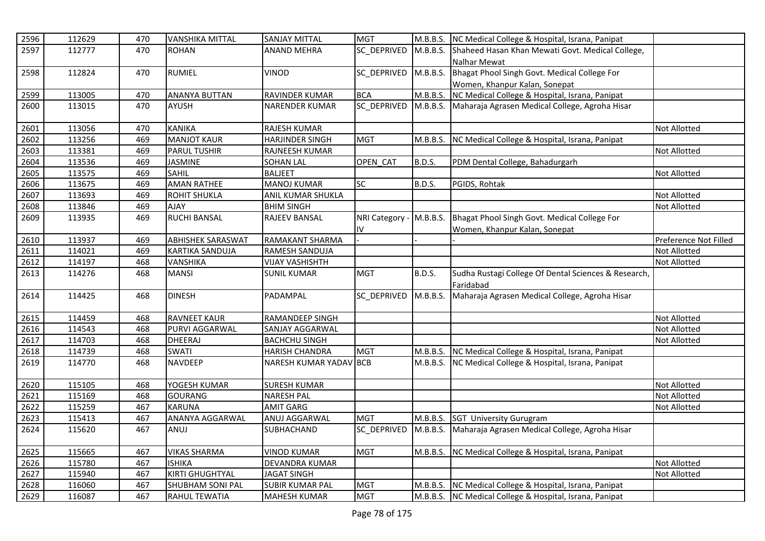| 2596 | 112629 | 470 | VANSHIKA MITTAL | SANJAY MITTAL | MGT | M.B.B.S. | NC Medical College & Hospital, Israna, Panipat | |
|---|---|---|---|---|---|---|---|---|
| 2597 | 112777 | 470 | ROHAN | ANAND MEHRA | SC_DEPRIVED | M.B.B.S. | Shaheed Hasan Khan Mewati Govt. Medical College, Nalhar Mewat | |
| 2598 | 112824 | 470 | RUMIEL | VINOD | SC_DEPRIVED | M.B.B.S. | Bhagat Phool Singh Govt. Medical College For Women, Khanpur Kalan, Sonepat | |
| 2599 | 113005 | 470 | ANANYA BUTTAN | RAVINDER KUMAR | BCA | M.B.B.S. | NC Medical College & Hospital, Israna, Panipat | |
| 2600 | 113015 | 470 | AYUSH | NARENDER KUMAR | SC_DEPRIVED | M.B.B.S. | Maharaja Agrasen Medical College, Agroha Hisar | |
| 2601 | 113056 | 470 | KANIKA | RAJESH KUMAR | | | | Not Allotted |
| 2602 | 113256 | 469 | MANJOT KAUR | HARJINDER SINGH | MGT | M.B.B.S. | NC Medical College & Hospital, Israna, Panipat | |
| 2603 | 113381 | 469 | PARUL TUSHIR | RAJNEESH KUMAR | | | | Not Allotted |
| 2604 | 113536 | 469 | JASMINE | SOHAN LAL | OPEN_CAT | B.D.S. | PDM Dental College, Bahadurgarh | |
| 2605 | 113575 | 469 | SAHIL | BALJEET | | | | Not Allotted |
| 2606 | 113675 | 469 | AMAN RATHEE | MANOJ KUMAR | SC | B.D.S. | PGIDS, Rohtak | |
| 2607 | 113693 | 469 | ROHIT SHUKLA | ANIL KUMAR SHUKLA | | | | Not Allotted |
| 2608 | 113846 | 469 | AJAY | BHIM SINGH | | | | Not Allotted |
| 2609 | 113935 | 469 | RUCHI BANSAL | RAJEEV BANSAL | NRI Category - IV | M.B.B.S. | Bhagat Phool Singh Govt. Medical College For Women, Khanpur Kalan, Sonepat | |
| 2610 | 113937 | 469 | ABHISHEK SARASWAT | RAMAKANT SHARMA | - | - | - | Preference Not Filled |
| 2611 | 114021 | 469 | KARTIKA SANDUJA | RAMESH SANDUJA | | | | Not Allotted |
| 2612 | 114197 | 468 | VANSHIKA | VIJAY VASHISHTH | | | | Not Allotted |
| 2613 | 114276 | 468 | MANSI | SUNIL KUMAR | MGT | B.D.S. | Sudha Rustagi College Of Dental Sciences & Research, Faridabad | |
| 2614 | 114425 | 468 | DINESH | PADAMPAL | SC_DEPRIVED | M.B.B.S. | Maharaja Agrasen Medical College, Agroha Hisar | |
| 2615 | 114459 | 468 | RAVNEET KAUR | RAMANDEEP SINGH | | | | Not Allotted |
| 2616 | 114543 | 468 | PURVI AGGARWAL | SANJAY AGGARWAL | | | | Not Allotted |
| 2617 | 114703 | 468 | DHEERAJ | BACHCHU SINGH | | | | Not Allotted |
| 2618 | 114739 | 468 | SWATI | HARISH CHANDRA | MGT | M.B.B.S. | NC Medical College & Hospital, Israna, Panipat | |
| 2619 | 114770 | 468 | NAVDEEP | NARESH KUMAR YADAV | BCB | M.B.B.S. | NC Medical College & Hospital, Israna, Panipat | |
| 2620 | 115105 | 468 | YOGESH KUMAR | SURESH KUMAR | | | | Not Allotted |
| 2621 | 115169 | 468 | GOURANG | NARESH PAL | | | | Not Allotted |
| 2622 | 115259 | 467 | KARUNA | AMIT GARG | | | | Not Allotted |
| 2623 | 115413 | 467 | ANANYA AGGARWAL | ANUJ AGGARWAL | MGT | M.B.B.S. | SGT University Gurugram | |
| 2624 | 115620 | 467 | ANUJ | SUBHACHAND | SC_DEPRIVED | M.B.B.S. | Maharaja Agrasen Medical College, Agroha Hisar | |
| 2625 | 115665 | 467 | VIKAS SHARMA | VINOD KUMAR | MGT | M.B.B.S. | NC Medical College & Hospital, Israna, Panipat | |
| 2626 | 115780 | 467 | ISHIKA | DEVANDRA KUMAR | | | | Not Allotted |
| 2627 | 115940 | 467 | KIRTI GHUGHTYAL | JAGAT SINGH | | | | Not Allotted |
| 2628 | 116060 | 467 | SHUBHAM SONI PAL | SUBIR KUMAR PAL | MGT | M.B.B.S. | NC Medical College & Hospital, Israna, Panipat | |
| 2629 | 116087 | 467 | RAHUL TEWATIA | MAHESH KUMAR | MGT | M.B.B.S. | NC Medical College & Hospital, Israna, Panipat | |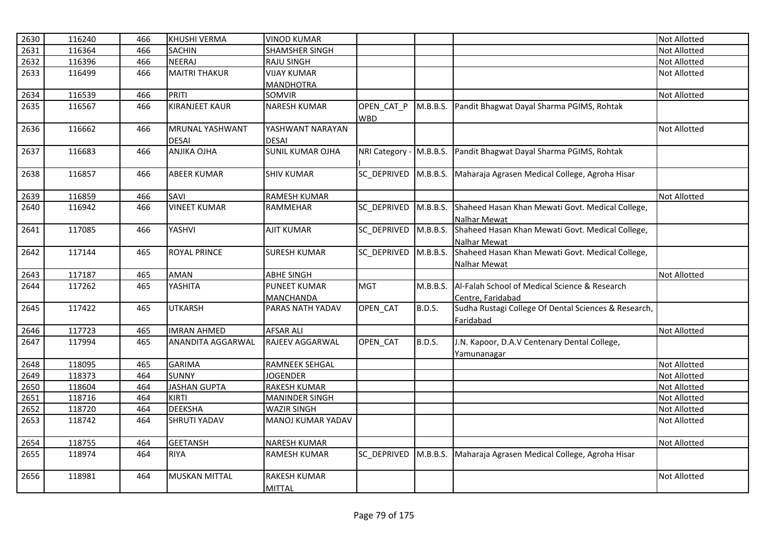| 2630 | 116240 | 466 | KHUSHI VERMA | VINOD KUMAR | | | | Not Allotted |
|---|---|---|---|---|---|---|---|---|
| 2631 | 116364 | 466 | SACHIN | SHAMSHER SINGH | | | | Not Allotted |
| 2632 | 116396 | 466 | NEERAJ | RAJU SINGH | | | | Not Allotted |
| 2633 | 116499 | 466 | MAITRI THAKUR | VIJAY KUMAR MANDHOTRA | | | | Not Allotted |
| 2634 | 116539 | 466 | PRITI | SOMVIR | | | | Not Allotted |
| 2635 | 116567 | 466 | KIRANJEET KAUR | NARESH KUMAR | OPEN_CAT_PWBD | M.B.B.S. | Pandit Bhagwat Dayal Sharma PGIMS, Rohtak | |
| 2636 | 116662 | 466 | MRUNAL YASHWANT DESAI | YASHWANT NARAYAN DESAI | | | | Not Allotted |
| 2637 | 116683 | 466 | ANJIKA OJHA | SUNIL KUMAR OJHA | NRI Category - I | M.B.B.S. | Pandit Bhagwat Dayal Sharma PGIMS, Rohtak | |
| 2638 | 116857 | 466 | ABEER KUMAR | SHIV KUMAR | SC_DEPRIVED | M.B.B.S. | Maharaja Agrasen Medical College, Agroha Hisar | |
| 2639 | 116859 | 466 | SAVI | RAMESH KUMAR | | | | Not Allotted |
| 2640 | 116942 | 466 | VINEET KUMAR | RAMMEHAR | SC_DEPRIVED | M.B.B.S. | Shaheed Hasan Khan Mewati Govt. Medical College, Nalhar Mewat | |
| 2641 | 117085 | 466 | YASHVI | AJIT KUMAR | SC_DEPRIVED | M.B.B.S. | Shaheed Hasan Khan Mewati Govt. Medical College, Nalhar Mewat | |
| 2642 | 117144 | 465 | ROYAL PRINCE | SURESH KUMAR | SC_DEPRIVED | M.B.B.S. | Shaheed Hasan Khan Mewati Govt. Medical College, Nalhar Mewat | |
| 2643 | 117187 | 465 | AMAN | ABHE SINGH | | | | Not Allotted |
| 2644 | 117262 | 465 | YASHITA | PUNEET KUMAR MANCHANDA | MGT | M.B.B.S. | Al-Falah School of Medical Science & Research Centre, Faridabad | |
| 2645 | 117422 | 465 | UTKARSH | PARAS NATH YADAV | OPEN_CAT | B.D.S. | Sudha Rustagi College Of Dental Sciences & Research, Faridabad | |
| 2646 | 117723 | 465 | IMRAN AHMED | AFSAR ALI | | | | Not Allotted |
| 2647 | 117994 | 465 | ANANDITA AGGARWAL | RAJEEV AGGARWAL | OPEN_CAT | B.D.S. | J.N. Kapoor, D.A.V Centenary Dental College, Yamunanagar | |
| 2648 | 118095 | 465 | GARIMA | RAMNEEK SEHGAL | | | | Not Allotted |
| 2649 | 118373 | 464 | SUNNY | JOGENDER | | | | Not Allotted |
| 2650 | 118604 | 464 | JASHAN GUPTA | RAKESH KUMAR | | | | Not Allotted |
| 2651 | 118716 | 464 | KIRTI | MANINDER SINGH | | | | Not Allotted |
| 2652 | 118720 | 464 | DEEKSHA | WAZIR SINGH | | | | Not Allotted |
| 2653 | 118742 | 464 | SHRUTI YADAV | MANOJ KUMAR YADAV | | | | Not Allotted |
| 2654 | 118755 | 464 | GEETANSH | NARESH KUMAR | | | | Not Allotted |
| 2655 | 118974 | 464 | RIYA | RAMESH KUMAR | SC_DEPRIVED | M.B.B.S. | Maharaja Agrasen Medical College, Agroha Hisar | |
| 2656 | 118981 | 464 | MUSKAN MITTAL | RAKESH KUMAR MITTAL | | | | Not Allotted |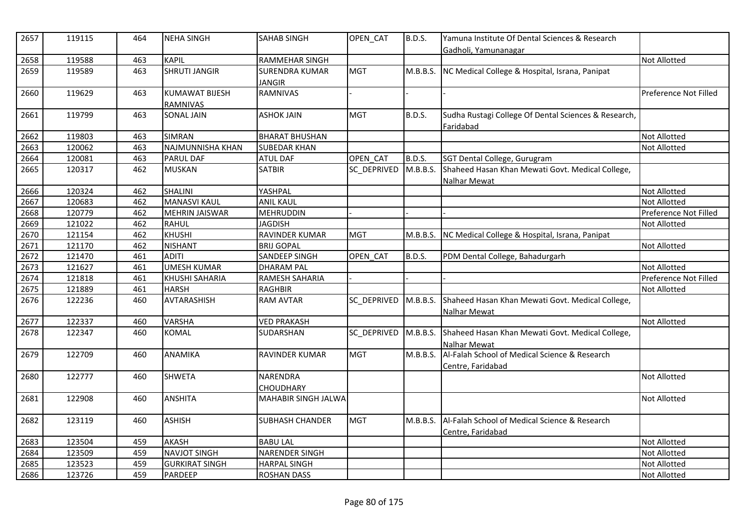| 2657 | 119115 | 464 | NEHA SINGH | SAHAB SINGH | OPEN_CAT | B.D.S. | Yamuna Institute Of Dental Sciences & Research Gadholi, Yamunanagar | |
|---|---|---|---|---|---|---|---|---|
| 2658 | 119588 | 463 | KAPIL | RAMMEHAR SINGH | | | | Not Allotted |
| 2659 | 119589 | 463 | SHRUTI JANGIR | SURENDRA KUMAR JANGIR | MGT | M.B.B.S. | NC Medical College & Hospital, Israna, Panipat | |
| 2660 | 119629 | 463 | KUMAWAT BIJESH RAMNIVAS | RAMNIVAS | - | - | - | Preference Not Filled |
| 2661 | 119799 | 463 | SONAL JAIN | ASHOK JAIN | MGT | B.D.S. | Sudha Rustagi College Of Dental Sciences & Research, Faridabad | |
| 2662 | 119803 | 463 | SIMRAN | BHARAT BHUSHAN | | | | Not Allotted |
| 2663 | 120062 | 463 | NAJMUNNISHA KHAN | SUBEDAR KHAN | | | | Not Allotted |
| 2664 | 120081 | 463 | PARUL DAF | ATUL DAF | OPEN_CAT | B.D.S. | SGT Dental College, Gurugram | |
| 2665 | 120317 | 462 | MUSKAN | SATBIR | SC_DEPRIVED | M.B.B.S. | Shaheed Hasan Khan Mewati Govt. Medical College, Nalhar Mewat | |
| 2666 | 120324 | 462 | SHALINI | YASHPAL | | | | Not Allotted |
| 2667 | 120683 | 462 | MANASVI KAUL | ANIL KAUL | | | | Not Allotted |
| 2668 | 120779 | 462 | MEHRIN JAISWAR | MEHRUDDIN | - | - | - | Preference Not Filled |
| 2669 | 121022 | 462 | RAHUL | JAGDISH | | | | Not Allotted |
| 2670 | 121154 | 462 | KHUSHI | RAVINDER KUMAR | MGT | M.B.B.S. | NC Medical College & Hospital, Israna, Panipat | |
| 2671 | 121170 | 462 | NISHANT | BRIJ GOPAL | | | | Not Allotted |
| 2672 | 121470 | 461 | ADITI | SANDEEP SINGH | OPEN_CAT | B.D.S. | PDM Dental College, Bahadurgarh | |
| 2673 | 121627 | 461 | UMESH KUMAR | DHARAM PAL | | | | Not Allotted |
| 2674 | 121818 | 461 | KHUSHI SAHARIA | RAMESH SAHARIA | - | - | - | Preference Not Filled |
| 2675 | 121889 | 461 | HARSH | RAGHBIR | | | | Not Allotted |
| 2676 | 122236 | 460 | AVTARASHISH | RAM AVTAR | SC_DEPRIVED | M.B.B.S. | Shaheed Hasan Khan Mewati Govt. Medical College, Nalhar Mewat | |
| 2677 | 122337 | 460 | VARSHA | VED PRAKASH | | | | Not Allotted |
| 2678 | 122347 | 460 | KOMAL | SUDARSHAN | SC_DEPRIVED | M.B.B.S. | Shaheed Hasan Khan Mewati Govt. Medical College, Nalhar Mewat | |
| 2679 | 122709 | 460 | ANAMIKA | RAVINDER KUMAR | MGT | M.B.B.S. | Al-Falah School of Medical Science & Research Centre, Faridabad | |
| 2680 | 122777 | 460 | SHWETA | NARENDRA CHOUDHARY | | | | Not Allotted |
| 2681 | 122908 | 460 | ANSHITA | MAHABIR SINGH JALWA | | | | Not Allotted |
| 2682 | 123119 | 460 | ASHISH | SUBHASH CHANDER | MGT | M.B.B.S. | Al-Falah School of Medical Science & Research Centre, Faridabad | |
| 2683 | 123504 | 459 | AKASH | BABU LAL | | | | Not Allotted |
| 2684 | 123509 | 459 | NAVJOT SINGH | NARENDER SINGH | | | | Not Allotted |
| 2685 | 123523 | 459 | GURKIRAT SINGH | HARPAL SINGH | | | | Not Allotted |
| 2686 | 123726 | 459 | PARDEEP | ROSHAN DASS | | | | Not Allotted |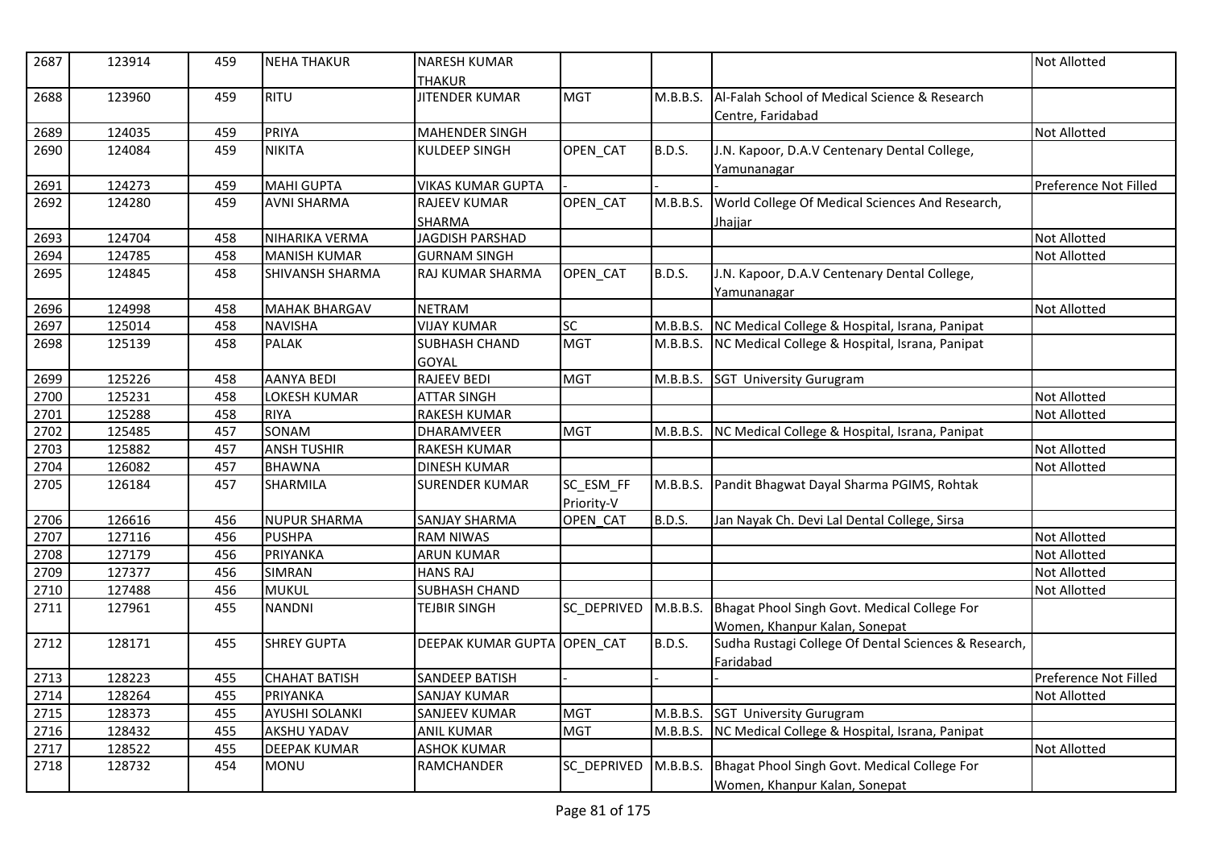| 2687 | 123914 | 459 | NEHA THAKUR | NARESH KUMAR THAKUR | | | | Not Allotted |
|---|---|---|---|---|---|---|---|---|
| 2688 | 123960 | 459 | RITU | JITENDER KUMAR | MGT | M.B.B.S. | Al-Falah School of Medical Science & Research Centre, Faridabad | |
| 2689 | 124035 | 459 | PRIYA | MAHENDER SINGH | | | | Not Allotted |
| 2690 | 124084 | 459 | NIKITA | KULDEEP SINGH | OPEN_CAT | B.D.S. | J.N. Kapoor, D.A.V Centenary Dental College, Yamunanagar | |
| 2691 | 124273 | 459 | MAHI GUPTA | VIKAS KUMAR GUPTA | - | - | - | Preference Not Filled |
| 2692 | 124280 | 459 | AVNI SHARMA | RAJEEV KUMAR SHARMA | OPEN_CAT | M.B.B.S. | World College Of Medical Sciences And Research, Jhajjar | |
| 2693 | 124704 | 458 | NIHARIKA VERMA | JAGDISH PARSHAD | | | | Not Allotted |
| 2694 | 124785 | 458 | MANISH KUMAR | GURNAM SINGH | | | | Not Allotted |
| 2695 | 124845 | 458 | SHIVANSH SHARMA | RAJ KUMAR SHARMA | OPEN_CAT | B.D.S. | J.N. Kapoor, D.A.V Centenary Dental College, Yamunanagar | |
| 2696 | 124998 | 458 | MAHAK BHARGAV | NETRAM | | | | Not Allotted |
| 2697 | 125014 | 458 | NAVISHA | VIJAY KUMAR | SC | M.B.B.S. | NC Medical College & Hospital, Israna, Panipat | |
| 2698 | 125139 | 458 | PALAK | SUBHASH CHAND GOYAL | MGT | M.B.B.S. | NC Medical College & Hospital, Israna, Panipat | |
| 2699 | 125226 | 458 | AANYA BEDI | RAJEEV BEDI | MGT | M.B.B.S. | SGT University Gurugram | |
| 2700 | 125231 | 458 | LOKESH KUMAR | ATTAR SINGH | | | | Not Allotted |
| 2701 | 125288 | 458 | RIYA | RAKESH KUMAR | | | | Not Allotted |
| 2702 | 125485 | 457 | SONAM | DHARAMVEER | MGT | M.B.B.S. | NC Medical College & Hospital, Israna, Panipat | |
| 2703 | 125882 | 457 | ANSH TUSHIR | RAKESH KUMAR | | | | Not Allotted |
| 2704 | 126082 | 457 | BHAWNA | DINESH KUMAR | | | | Not Allotted |
| 2705 | 126184 | 457 | SHARMILA | SURENDER KUMAR | SC_ESM_FF Priority-V | M.B.B.S. | Pandit Bhagwat Dayal Sharma PGIMS, Rohtak | |
| 2706 | 126616 | 456 | NUPUR SHARMA | SANJAY SHARMA | OPEN_CAT | B.D.S. | Jan Nayak Ch. Devi Lal Dental College, Sirsa | |
| 2707 | 127116 | 456 | PUSHPA | RAM NIWAS | | | | Not Allotted |
| 2708 | 127179 | 456 | PRIYANKA | ARUN KUMAR | | | | Not Allotted |
| 2709 | 127377 | 456 | SIMRAN | HANS RAJ | | | | Not Allotted |
| 2710 | 127488 | 456 | MUKUL | SUBHASH CHAND | | | | Not Allotted |
| 2711 | 127961 | 455 | NANDNI | TEJBIR SINGH | SC_DEPRIVED | M.B.B.S. | Bhagat Phool Singh Govt. Medical College For Women, Khanpur Kalan, Sonepat | |
| 2712 | 128171 | 455 | SHREY GUPTA | DEEPAK KUMAR GUPTA | OPEN_CAT | B.D.S. | Sudha Rustagi College Of Dental Sciences & Research, Faridabad | |
| 2713 | 128223 | 455 | CHAHAT BATISH | SANDEEP BATISH | - | - | - | Preference Not Filled |
| 2714 | 128264 | 455 | PRIYANKA | SANJAY KUMAR | | | | Not Allotted |
| 2715 | 128373 | 455 | AYUSHI SOLANKI | SANJEEV KUMAR | MGT | M.B.B.S. | SGT University Gurugram | |
| 2716 | 128432 | 455 | AKSHU YADAV | ANIL KUMAR | MGT | M.B.B.S. | NC Medical College & Hospital, Israna, Panipat | |
| 2717 | 128522 | 455 | DEEPAK KUMAR | ASHOK KUMAR | | | | Not Allotted |
| 2718 | 128732 | 454 | MONU | RAMCHANDER | SC_DEPRIVED | M.B.B.S. | Bhagat Phool Singh Govt. Medical College For Women, Khanpur Kalan, Sonepat | |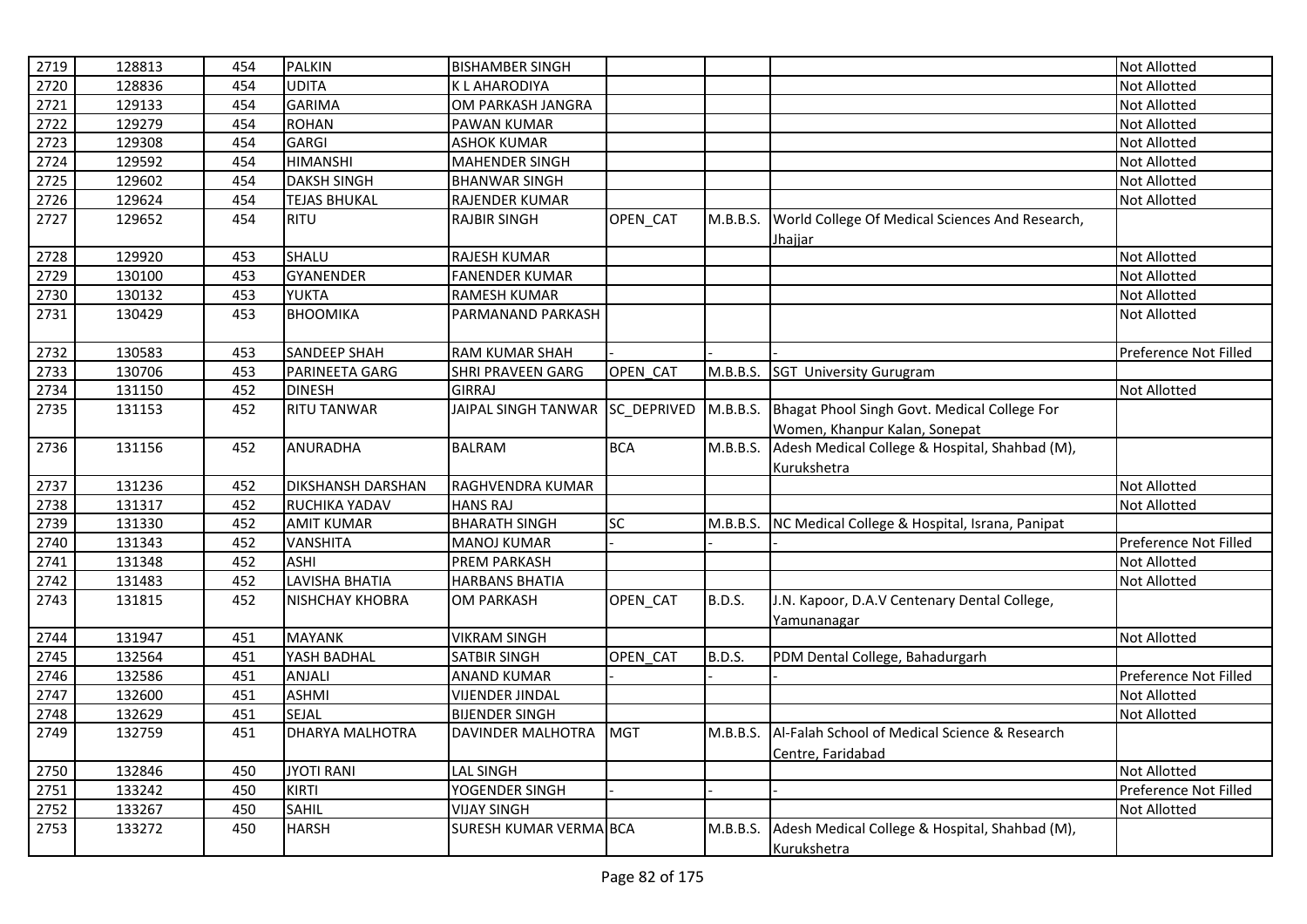| 2719 | 128813 | 454 | PALKIN | BISHAMBER SINGH | | | | Not Allotted |
|---|---|---|---|---|---|---|---|---|
| 2720 | 128836 | 454 | UDITA | K L AHARODIYA | | | | Not Allotted |
| 2721 | 129133 | 454 | GARIMA | OM PARKASH JANGRA | | | | Not Allotted |
| 2722 | 129279 | 454 | ROHAN | PAWAN KUMAR | | | | Not Allotted |
| 2723 | 129308 | 454 | GARGI | ASHOK KUMAR | | | | Not Allotted |
| 2724 | 129592 | 454 | HIMANSHI | MAHENDER SINGH | | | | Not Allotted |
| 2725 | 129602 | 454 | DAKSH SINGH | BHANWAR SINGH | | | | Not Allotted |
| 2726 | 129624 | 454 | TEJAS BHUKAL | RAJENDER KUMAR | | | | Not Allotted |
| 2727 | 129652 | 454 | RITU | RAJBIR SINGH | OPEN_CAT | M.B.B.S. | World College Of Medical Sciences And Research, Jhajjar | |
| 2728 | 129920 | 453 | SHALU | RAJESH KUMAR | | | | Not Allotted |
| 2729 | 130100 | 453 | GYANENDER | FANENDER KUMAR | | | | Not Allotted |
| 2730 | 130132 | 453 | YUKTA | RAMESH KUMAR | | | | Not Allotted |
| 2731 | 130429 | 453 | BHOOMIKA | PARMANAND PARKASH | | | | Not Allotted |
| 2732 | 130583 | 453 | SANDEEP SHAH | RAM KUMAR SHAH | - | - | - | Preference Not Filled |
| 2733 | 130706 | 453 | PARINEETA GARG | SHRI PRAVEEN GARG | OPEN_CAT | M.B.B.S. | SGT University Gurugram | |
| 2734 | 131150 | 452 | DINESH | GIRRAJ | | | | Not Allotted |
| 2735 | 131153 | 452 | RITU TANWAR | JAIPAL SINGH TANWAR | SC_DEPRIVED | M.B.B.S. | Bhagat Phool Singh Govt. Medical College For Women, Khanpur Kalan, Sonepat | |
| 2736 | 131156 | 452 | ANURADHA | BALRAM | BCA | M.B.B.S. | Adesh Medical College & Hospital, Shahbad (M), Kurukshetra | |
| 2737 | 131236 | 452 | DIKSHANSH DARSHAN | RAGHVENDRA KUMAR | | | | Not Allotted |
| 2738 | 131317 | 452 | RUCHIKA YADAV | HANS RAJ | | | | Not Allotted |
| 2739 | 131330 | 452 | AMIT KUMAR | BHARATH SINGH | SC | M.B.B.S. | NC Medical College & Hospital, Israna, Panipat | |
| 2740 | 131343 | 452 | VANSHITA | MANOJ KUMAR | - | - | - | Preference Not Filled |
| 2741 | 131348 | 452 | ASHI | PREM PARKASH | | | | Not Allotted |
| 2742 | 131483 | 452 | LAVISHA BHATIA | HARBANS BHATIA | | | | Not Allotted |
| 2743 | 131815 | 452 | NISHCHAY KHOBRA | OM PARKASH | OPEN_CAT | B.D.S. | J.N. Kapoor, D.A.V Centenary Dental College, Yamunanagar | |
| 2744 | 131947 | 451 | MAYANK | VIKRAM SINGH | | | | Not Allotted |
| 2745 | 132564 | 451 | YASH BADHAL | SATBIR SINGH | OPEN_CAT | B.D.S. | PDM Dental College, Bahadurgarh | |
| 2746 | 132586 | 451 | ANJALI | ANAND KUMAR | - | - | - | Preference Not Filled |
| 2747 | 132600 | 451 | ASHMI | VIJENDER JINDAL | | | | Not Allotted |
| 2748 | 132629 | 451 | SEJAL | BIJENDER SINGH | | | | Not Allotted |
| 2749 | 132759 | 451 | DHARYA MALHOTRA | DAVINDER MALHOTRA | MGT | M.B.B.S. | Al-Falah School of Medical Science & Research Centre, Faridabad | |
| 2750 | 132846 | 450 | JYOTI RANI | LAL SINGH | | | | Not Allotted |
| 2751 | 133242 | 450 | KIRTI | YOGENDER SINGH | - | - | - | Preference Not Filled |
| 2752 | 133267 | 450 | SAHIL | VIJAY SINGH | | | | Not Allotted |
| 2753 | 133272 | 450 | HARSH | SURESH KUMAR VERMA | BCA | M.B.B.S. | Adesh Medical College & Hospital, Shahbad (M), Kurukshetra | |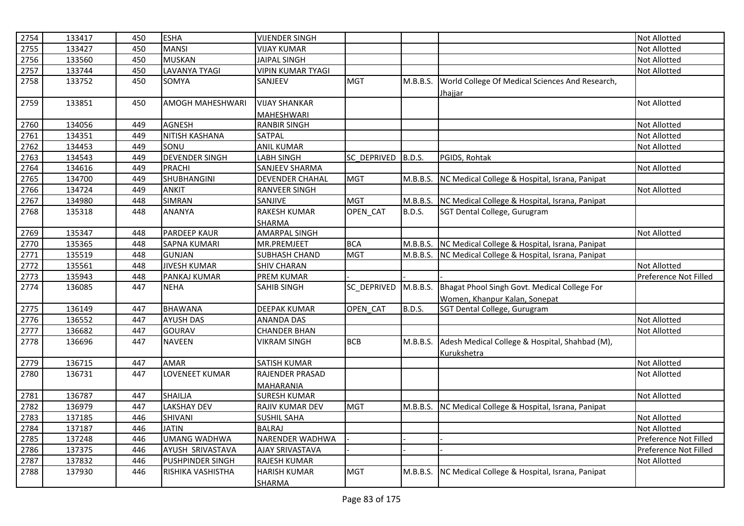| 2754 | 133417 | 450 | ESHA | VIJENDER SINGH | | | | Not Allotted |
|---|---|---|---|---|---|---|---|---|
| 2755 | 133427 | 450 | MANSI | VIJAY KUMAR | | | | Not Allotted |
| 2756 | 133560 | 450 | MUSKAN | JAIPAL SINGH | | | | Not Allotted |
| 2757 | 133744 | 450 | LAVANYA TYAGI | VIPIN KUMAR TYAGI | | | | Not Allotted |
| 2758 | 133752 | 450 | SOMYA | SANJEEV | MGT | M.B.B.S. | World College Of Medical Sciences And Research, Jhajjar | |
| 2759 | 133851 | 450 | AMOGH MAHESHWARI | VIJAY SHANKAR MAHESHWARI | | | | Not Allotted |
| 2760 | 134056 | 449 | AGNESH | RANBIR SINGH | | | | Not Allotted |
| 2761 | 134351 | 449 | NITISH KASHANA | SATPAL | | | | Not Allotted |
| 2762 | 134453 | 449 | SONU | ANIL KUMAR | | | | Not Allotted |
| 2763 | 134543 | 449 | DEVENDER SINGH | LABH SINGH | SC_DEPRIVED | B.D.S. | PGIDS, Rohtak | |
| 2764 | 134616 | 449 | PRACHI | SANJEEV SHARMA | | | | Not Allotted |
| 2765 | 134700 | 449 | SHUBHANGINI | DEVENDER CHAHAL | MGT | M.B.B.S. | NC Medical College & Hospital, Israna, Panipat | |
| 2766 | 134724 | 449 | ANKIT | RANVEER SINGH | | | | Not Allotted |
| 2767 | 134980 | 448 | SIMRAN | SANJIVE | MGT | M.B.B.S. | NC Medical College & Hospital, Israna, Panipat | |
| 2768 | 135318 | 448 | ANANYA | RAKESH KUMAR SHARMA | OPEN_CAT | B.D.S. | SGT Dental College, Gurugram | |
| 2769 | 135347 | 448 | PARDEEP KAUR | AMARPAL SINGH | | | | Not Allotted |
| 2770 | 135365 | 448 | SAPNA KUMARI | MR.PREMJEET | BCA | M.B.B.S. | NC Medical College & Hospital, Israna, Panipat | |
| 2771 | 135519 | 448 | GUNJAN | SUBHASH CHAND | MGT | M.B.B.S. | NC Medical College & Hospital, Israna, Panipat | |
| 2772 | 135561 | 448 | JIVESH KUMAR | SHIV CHARAN | | | | Not Allotted |
| 2773 | 135943 | 448 | PANKAJ KUMAR | PREM KUMAR | - | - | - | Preference Not Filled |
| 2774 | 136085 | 447 | NEHA | SAHIB SINGH | SC_DEPRIVED | M.B.B.S. | Bhagat Phool Singh Govt. Medical College For Women, Khanpur Kalan, Sonepat | |
| 2775 | 136149 | 447 | BHAWANA | DEEPAK KUMAR | OPEN_CAT | B.D.S. | SGT Dental College, Gurugram | |
| 2776 | 136552 | 447 | AYUSH DAS | ANANDA DAS | | | | Not Allotted |
| 2777 | 136682 | 447 | GOURAV | CHANDER BHAN | | | | Not Allotted |
| 2778 | 136696 | 447 | NAVEEN | VIKRAM SINGH | BCB | M.B.B.S. | Adesh Medical College & Hospital, Shahbad (M), Kurukshetra | |
| 2779 | 136715 | 447 | AMAR | SATISH KUMAR | | | | Not Allotted |
| 2780 | 136731 | 447 | LOVENEET KUMAR | RAJENDER PRASAD MAHARANIA | | | | Not Allotted |
| 2781 | 136787 | 447 | SHAILJA | SURESH KUMAR | | | | Not Allotted |
| 2782 | 136979 | 447 | LAKSHAY DEV | RAJIV KUMAR DEV | MGT | M.B.B.S. | NC Medical College & Hospital, Israna, Panipat | |
| 2783 | 137185 | 446 | SHIVANI | SUSHIL SAHA | | | | Not Allotted |
| 2784 | 137187 | 446 | JATIN | BALRAJ | | | | Not Allotted |
| 2785 | 137248 | 446 | UMANG WADHWA | NARENDER WADHWA | - | - | - | Preference Not Filled |
| 2786 | 137375 | 446 | AYUSH SRIVASTAVA | AJAY SRIVASTAVA | - | - | - | Preference Not Filled |
| 2787 | 137832 | 446 | PUSHPINDER SINGH | RAJESH KUMAR | | | | Not Allotted |
| 2788 | 137930 | 446 | RISHIKA VASHISTHA | HARISH KUMAR SHARMA | MGT | M.B.B.S. | NC Medical College & Hospital, Israna, Panipat | |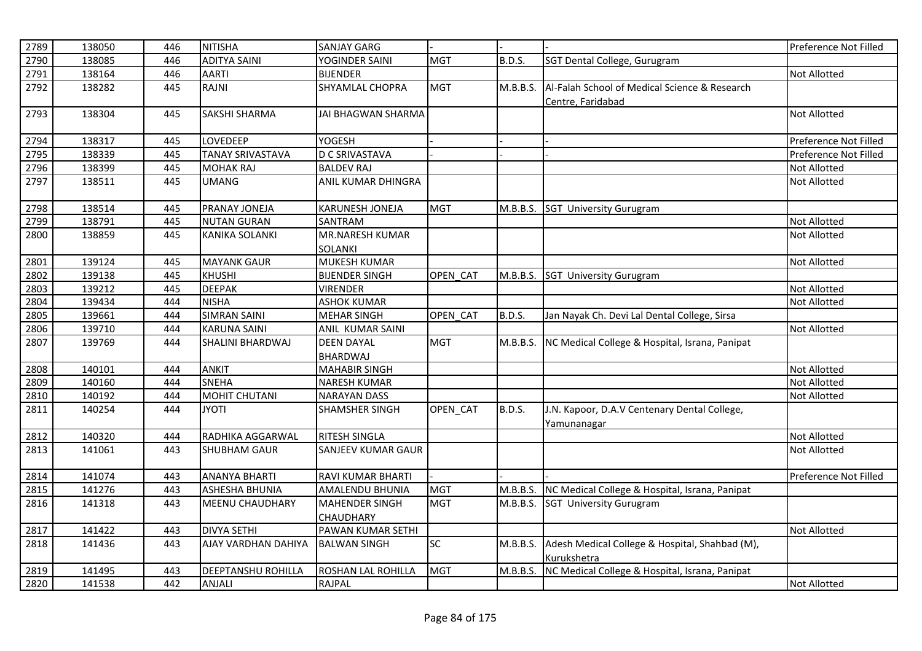| 2789 | 138050 | 446 | NITISHA | SANJAY GARG | - | - | - | Preference Not Filled |
|---|---|---|---|---|---|---|---|---|
| 2790 | 138085 | 446 | ADITYA SAINI | YOGINDER SAINI | MGT | B.D.S. | SGT Dental College, Gurugram | |
| 2791 | 138164 | 446 | AARTI | BIJENDER | | | | Not Allotted |
| 2792 | 138282 | 445 | RAJNI | SHYAMLAL CHOPRA | MGT | M.B.B.S. | Al-Falah School of Medical Science & Research Centre, Faridabad | |
| 2793 | 138304 | 445 | SAKSHI SHARMA | JAI BHAGWAN SHARMA | | | | Not Allotted |
| 2794 | 138317 | 445 | LOVEDEEP | YOGESH | - | - | - | Preference Not Filled |
| 2795 | 138339 | 445 | TANAY SRIVASTAVA | D C SRIVASTAVA | - | - | - | Preference Not Filled |
| 2796 | 138399 | 445 | MOHAK RAJ | BALDEV RAJ | | | | Not Allotted |
| 2797 | 138511 | 445 | UMANG | ANIL KUMAR DHINGRA | | | | Not Allotted |
| 2798 | 138514 | 445 | PRANAY JONEJA | KARUNESH JONEJA | MGT | M.B.B.S. | SGT University Gurugram | |
| 2799 | 138791 | 445 | NUTAN GURAN | SANTRAM | | | | Not Allotted |
| 2800 | 138859 | 445 | KANIKA SOLANKI | MR.NARESH KUMAR SOLANKI | | | | Not Allotted |
| 2801 | 139124 | 445 | MAYANK GAUR | MUKESH KUMAR | | | | Not Allotted |
| 2802 | 139138 | 445 | KHUSHI | BIJENDER SINGH | OPEN_CAT | M.B.B.S. | SGT University Gurugram | |
| 2803 | 139212 | 445 | DEEPAK | VIRENDER | | | | Not Allotted |
| 2804 | 139434 | 444 | NISHA | ASHOK KUMAR | | | | Not Allotted |
| 2805 | 139661 | 444 | SIMRAN SAINI | MEHAR SINGH | OPEN_CAT | B.D.S. | Jan Nayak Ch. Devi Lal Dental College, Sirsa | |
| 2806 | 139710 | 444 | KARUNA SAINI | ANIL KUMAR SAINI | | | | Not Allotted |
| 2807 | 139769 | 444 | SHALINI BHARDWAJ | DEEN DAYAL BHARDWAJ | MGT | M.B.B.S. | NC Medical College & Hospital, Israna, Panipat | |
| 2808 | 140101 | 444 | ANKIT | MAHABIR SINGH | | | | Not Allotted |
| 2809 | 140160 | 444 | SNEHA | NARESH KUMAR | | | | Not Allotted |
| 2810 | 140192 | 444 | MOHIT CHUTANI | NARAYAN DASS | | | | Not Allotted |
| 2811 | 140254 | 444 | JYOTI | SHAMSHER SINGH | OPEN_CAT | B.D.S. | J.N. Kapoor, D.A.V Centenary Dental College, Yamunanagar | |
| 2812 | 140320 | 444 | RADHIKA AGGARWAL | RITESH SINGLA | | | | Not Allotted |
| 2813 | 141061 | 443 | SHUBHAM GAUR | SANJEEV KUMAR GAUR | | | | Not Allotted |
| 2814 | 141074 | 443 | ANANYA BHARTI | RAVI KUMAR BHARTI | - | - | - | Preference Not Filled |
| 2815 | 141276 | 443 | ASHESHA BHUNIA | AMALENDU BHUNIA | MGT | M.B.B.S. | NC Medical College & Hospital, Israna, Panipat | |
| 2816 | 141318 | 443 | MEENU CHAUDHARY | MAHENDER SINGH CHAUDHARY | MGT | M.B.B.S. | SGT University Gurugram | |
| 2817 | 141422 | 443 | DIVYA SETHI | PAWAN KUMAR SETHI | | | | Not Allotted |
| 2818 | 141436 | 443 | AJAY VARDHAN DAHIYA | BALWAN SINGH | SC | M.B.B.S. | Adesh Medical College & Hospital, Shahbad (M), Kurukshetra | |
| 2819 | 141495 | 443 | DEEPTANSHU ROHILLA | ROSHAN LAL ROHILLA | MGT | M.B.B.S. | NC Medical College & Hospital, Israna, Panipat | |
| 2820 | 141538 | 442 | ANJALI | RAJPAL | | | | Not Allotted |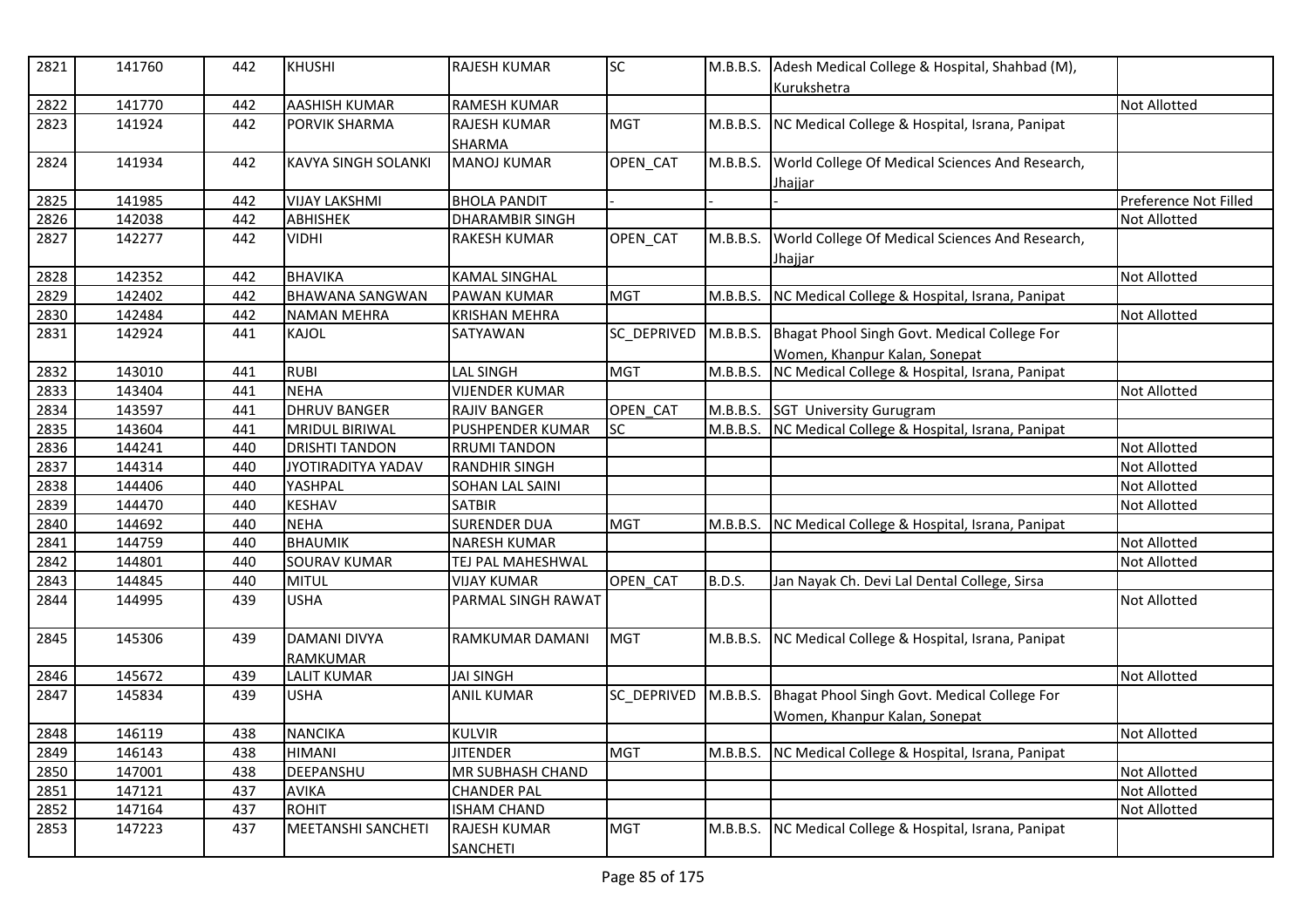| 2821 | 141760 | 442 | KHUSHI | RAJESH KUMAR | SC | M.B.B.S. | Adesh Medical College & Hospital, Shahbad (M), Kurukshetra | |
|---|---|---|---|---|---|---|---|---|
| 2822 | 141770 | 442 | AASHISH KUMAR | RAMESH KUMAR | | | | Not Allotted |
| 2823 | 141924 | 442 | PORVIK SHARMA | RAJESH KUMAR SHARMA | MGT | M.B.B.S. | NC Medical College & Hospital, Israna, Panipat | |
| 2824 | 141934 | 442 | KAVYA SINGH SOLANKI | MANOJ KUMAR | OPEN_CAT | M.B.B.S. | World College Of Medical Sciences And Research, Jhajjar | |
| 2825 | 141985 | 442 | VIJAY LAKSHMI | BHOLA PANDIT | - | - | - | Preference Not Filled |
| 2826 | 142038 | 442 | ABHISHEK | DHARAMBIR SINGH | | | | Not Allotted |
| 2827 | 142277 | 442 | VIDHI | RAKESH KUMAR | OPEN_CAT | M.B.B.S. | World College Of Medical Sciences And Research, Jhajjar | |
| 2828 | 142352 | 442 | BHAVIKA | KAMAL SINGHAL | | | | Not Allotted |
| 2829 | 142402 | 442 | BHAWANA SANGWAN | PAWAN KUMAR | MGT | M.B.B.S. | NC Medical College & Hospital, Israna, Panipat | |
| 2830 | 142484 | 442 | NAMAN MEHRA | KRISHAN MEHRA | | | | Not Allotted |
| 2831 | 142924 | 441 | KAJOL | SATYAWAN | SC_DEPRIVED | M.B.B.S. | Bhagat Phool Singh Govt. Medical College For Women, Khanpur Kalan, Sonepat | |
| 2832 | 143010 | 441 | RUBI | LAL SINGH | MGT | M.B.B.S. | NC Medical College & Hospital, Israna, Panipat | |
| 2833 | 143404 | 441 | NEHA | VIJENDER KUMAR | | | | Not Allotted |
| 2834 | 143597 | 441 | DHRUV BANGER | RAJIV BANGER | OPEN_CAT | M.B.B.S. | SGT University Gurugram | |
| 2835 | 143604 | 441 | MRIDUL BIRIWAL | PUSHPENDER KUMAR | SC | M.B.B.S. | NC Medical College & Hospital, Israna, Panipat | |
| 2836 | 144241 | 440 | DRISHTI TANDON | RRUMI TANDON | | | | Not Allotted |
| 2837 | 144314 | 440 | JYOTIRADITYA YADAV | RANDHIR SINGH | | | | Not Allotted |
| 2838 | 144406 | 440 | YASHPAL | SOHAN LAL SAINI | | | | Not Allotted |
| 2839 | 144470 | 440 | KESHAV | SATBIR | | | | Not Allotted |
| 2840 | 144692 | 440 | NEHA | SURENDER DUA | MGT | M.B.B.S. | NC Medical College & Hospital, Israna, Panipat | |
| 2841 | 144759 | 440 | BHAUMIK | NARESH KUMAR | | | | Not Allotted |
| 2842 | 144801 | 440 | SOURAV KUMAR | TEJ PAL MAHESHWAL | | | | Not Allotted |
| 2843 | 144845 | 440 | MITUL | VIJAY KUMAR | OPEN_CAT | B.D.S. | Jan Nayak Ch. Devi Lal Dental College, Sirsa | |
| 2844 | 144995 | 439 | USHA | PARMAL SINGH RAWAT | | | | Not Allotted |
| 2845 | 145306 | 439 | DAMANI DIVYA RAMKUMAR | RAMKUMAR DAMANI | MGT | M.B.B.S. | NC Medical College & Hospital, Israna, Panipat | |
| 2846 | 145672 | 439 | LALIT KUMAR | JAI SINGH | | | | Not Allotted |
| 2847 | 145834 | 439 | USHA | ANIL KUMAR | SC_DEPRIVED | M.B.B.S. | Bhagat Phool Singh Govt. Medical College For Women, Khanpur Kalan, Sonepat | |
| 2848 | 146119 | 438 | NANCIKA | KULVIR | | | | Not Allotted |
| 2849 | 146143 | 438 | HIMANI | JITENDER | MGT | M.B.B.S. | NC Medical College & Hospital, Israna, Panipat | |
| 2850 | 147001 | 438 | DEEPANSHU | MR SUBHASH CHAND | | | | Not Allotted |
| 2851 | 147121 | 437 | AVIKA | CHANDER PAL | | | | Not Allotted |
| 2852 | 147164 | 437 | ROHIT | ISHAM CHAND | | | | Not Allotted |
| 2853 | 147223 | 437 | MEETANSHI SANCHETI | RAJESH KUMAR SANCHETI | MGT | M.B.B.S. | NC Medical College & Hospital, Israna, Panipat | |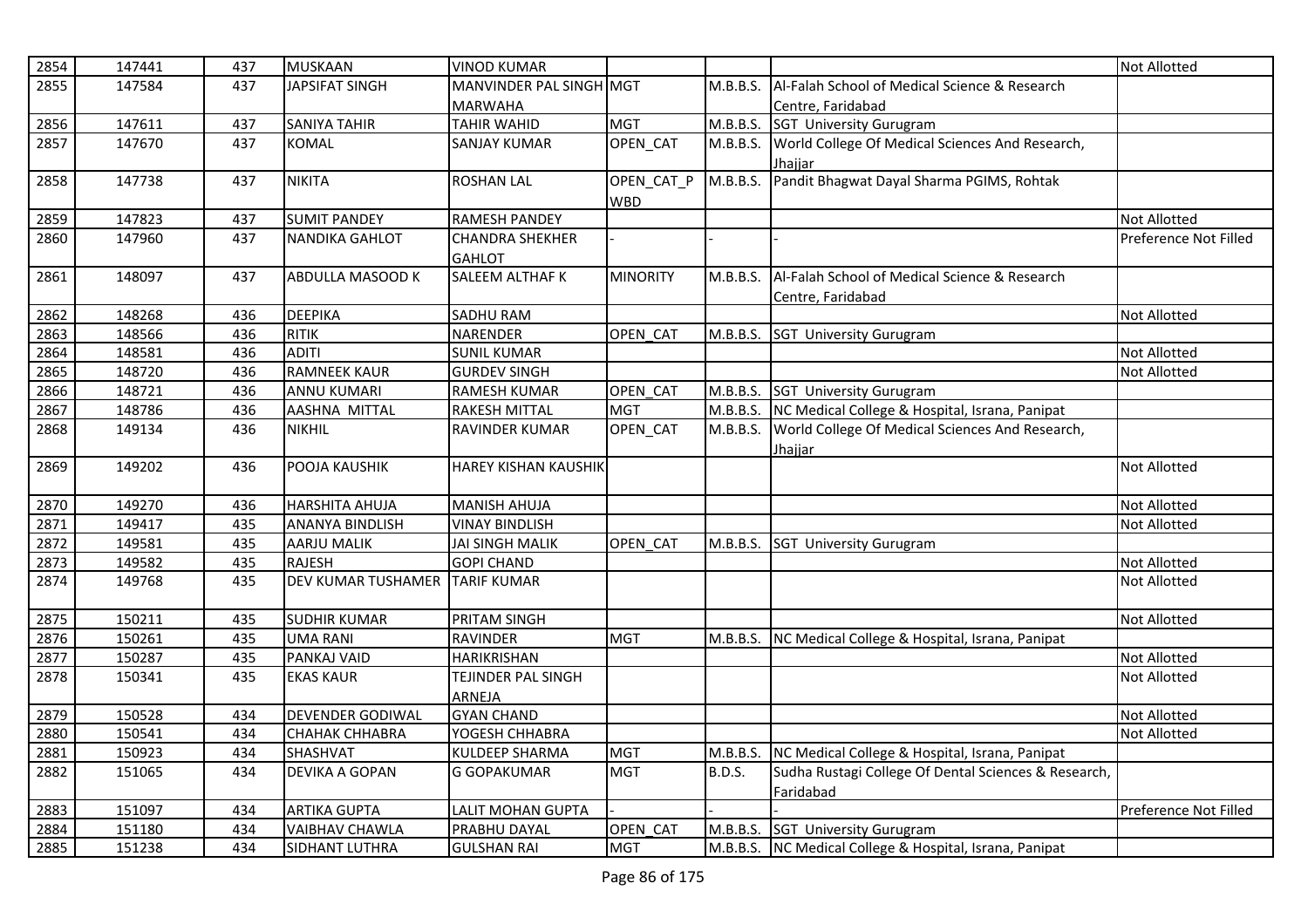| 2854 | 147441 | 437 | MUSKAAN | VINOD KUMAR | | | | Not Allotted |
|---|---|---|---|---|---|---|---|---|
| 2855 | 147584 | 437 | JAPSIFAT SINGH | MANVINDER PAL SINGH MARWAHA | MGT | M.B.B.S. | Al-Falah School of Medical Science & Research Centre, Faridabad | |
| 2856 | 147611 | 437 | SANIYA TAHIR | TAHIR WAHID | MGT | M.B.B.S. | SGT University Gurugram | |
| 2857 | 147670 | 437 | KOMAL | SANJAY KUMAR | OPEN_CAT | M.B.B.S. | World College Of Medical Sciences And Research, Jhajjar | |
| 2858 | 147738 | 437 | NIKITA | ROSHAN LAL | OPEN_CAT_PWBD | M.B.B.S. | Pandit Bhagwat Dayal Sharma PGIMS, Rohtak | |
| 2859 | 147823 | 437 | SUMIT PANDEY | RAMESH PANDEY | | | | Not Allotted |
| 2860 | 147960 | 437 | NANDIKA GAHLOT | CHANDRA SHEKHER GAHLOT | - | - | - | Preference Not Filled |
| 2861 | 148097 | 437 | ABDULLA MASOOD K | SALEEM ALTHAF K | MINORITY | M.B.B.S. | Al-Falah School of Medical Science & Research Centre, Faridabad | |
| 2862 | 148268 | 436 | DEEPIKA | SADHU RAM | | | | Not Allotted |
| 2863 | 148566 | 436 | RITIK | NARENDER | OPEN_CAT | M.B.B.S. | SGT University Gurugram | |
| 2864 | 148581 | 436 | ADITI | SUNIL KUMAR | | | | Not Allotted |
| 2865 | 148720 | 436 | RAMNEEK KAUR | GURDEV SINGH | | | | Not Allotted |
| 2866 | 148721 | 436 | ANNU KUMARI | RAMESH KUMAR | OPEN_CAT | M.B.B.S. | SGT University Gurugram | |
| 2867 | 148786 | 436 | AASHNA MITTAL | RAKESH MITTAL | MGT | M.B.B.S. | NC Medical College & Hospital, Israna, Panipat | |
| 2868 | 149134 | 436 | NIKHIL | RAVINDER KUMAR | OPEN_CAT | M.B.B.S. | World College Of Medical Sciences And Research, Jhajjar | |
| 2869 | 149202 | 436 | POOJA KAUSHIK | HAREY KISHAN KAUSHIK | | | | Not Allotted |
| 2870 | 149270 | 436 | HARSHITA AHUJA | MANISH AHUJA | | | | Not Allotted |
| 2871 | 149417 | 435 | ANANYA BINDLISH | VINAY BINDLISH | | | | Not Allotted |
| 2872 | 149581 | 435 | AARJU MALIK | JAI SINGH MALIK | OPEN_CAT | M.B.B.S. | SGT University Gurugram | |
| 2873 | 149582 | 435 | RAJESH | GOPI CHAND | | | | Not Allotted |
| 2874 | 149768 | 435 | DEV KUMAR TUSHAMER | TARIF KUMAR | | | | Not Allotted |
| 2875 | 150211 | 435 | SUDHIR KUMAR | PRITAM SINGH | | | | Not Allotted |
| 2876 | 150261 | 435 | UMA RANI | RAVINDER | MGT | M.B.B.S. | NC Medical College & Hospital, Israna, Panipat | |
| 2877 | 150287 | 435 | PANKAJ VAID | HARIKRISHAN | | | | Not Allotted |
| 2878 | 150341 | 435 | EKAS KAUR | TEJINDER PAL SINGH ARNEJA | | | | Not Allotted |
| 2879 | 150528 | 434 | DEVENDER GODIWAL | GYAN CHAND | | | | Not Allotted |
| 2880 | 150541 | 434 | CHAHAK CHHABRA | YOGESH CHHABRA | | | | Not Allotted |
| 2881 | 150923 | 434 | SHASHVAT | KULDEEP SHARMA | MGT | M.B.B.S. | NC Medical College & Hospital, Israna, Panipat | |
| 2882 | 151065 | 434 | DEVIKA A GOPAN | G GOPAKUMAR | MGT | B.D.S. | Sudha Rustagi College Of Dental Sciences & Research, Faridabad | |
| 2883 | 151097 | 434 | ARTIKA GUPTA | LALIT MOHAN GUPTA | - | - | - | Preference Not Filled |
| 2884 | 151180 | 434 | VAIBHAV CHAWLA | PRABHU DAYAL | OPEN_CAT | M.B.B.S. | SGT University Gurugram | |
| 2885 | 151238 | 434 | SIDHANT LUTHRA | GULSHAN RAI | MGT | M.B.B.S. | NC Medical College & Hospital, Israna, Panipat | |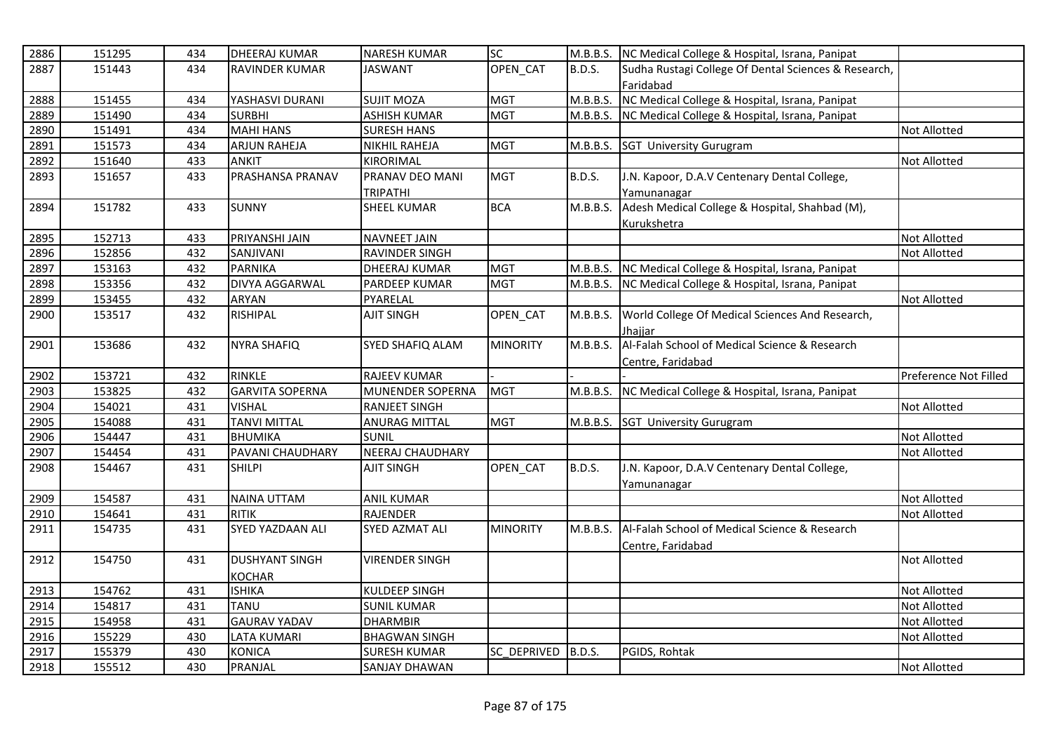| 2886 | 151295 | 434 | DHEERAJ KUMAR | NARESH KUMAR | SC | M.B.B.S. | NC Medical College & Hospital, Israna, Panipat | |
|---|---|---|---|---|---|---|---|---|
| 2887 | 151443 | 434 | RAVINDER KUMAR | JASWANT | OPEN_CAT | B.D.S. | Sudha Rustagi College Of Dental Sciences & Research, Faridabad | |
| 2888 | 151455 | 434 | YASHASVI DURANI | SUJIT MOZA | MGT | M.B.B.S. | NC Medical College & Hospital, Israna, Panipat | |
| 2889 | 151490 | 434 | SURBHI | ASHISH KUMAR | MGT | M.B.B.S. | NC Medical College & Hospital, Israna, Panipat | |
| 2890 | 151491 | 434 | MAHI HANS | SURESH HANS | | | | Not Allotted |
| 2891 | 151573 | 434 | ARJUN RAHEJA | NIKHIL RAHEJA | MGT | M.B.B.S. | SGT University Gurugram | |
| 2892 | 151640 | 433 | ANKIT | KIRORIMAL | | | | Not Allotted |
| 2893 | 151657 | 433 | PRASHANSA PRANAV | PRANAV DEO MANI TRIPATHI | MGT | B.D.S. | J.N. Kapoor, D.A.V Centenary Dental College, Yamunanagar | |
| 2894 | 151782 | 433 | SUNNY | SHEEL KUMAR | BCA | M.B.B.S. | Adesh Medical College & Hospital, Shahbad (M), Kurukshetra | |
| 2895 | 152713 | 433 | PRIYANSHI JAIN | NAVNEET JAIN | | | | Not Allotted |
| 2896 | 152856 | 432 | SANJIVANI | RAVINDER SINGH | | | | Not Allotted |
| 2897 | 153163 | 432 | PARNIKA | DHEERAJ KUMAR | MGT | M.B.B.S. | NC Medical College & Hospital, Israna, Panipat | |
| 2898 | 153356 | 432 | DIVYA AGGARWAL | PARDEEP KUMAR | MGT | M.B.B.S. | NC Medical College & Hospital, Israna, Panipat | |
| 2899 | 153455 | 432 | ARYAN | PYARELAL | | | | Not Allotted |
| 2900 | 153517 | 432 | RISHIPAL | AJIT SINGH | OPEN_CAT | M.B.B.S. | World College Of Medical Sciences And Research, Jhajjar | |
| 2901 | 153686 | 432 | NYRA SHAFIQ | SYED SHAFIQ ALAM | MINORITY | M.B.B.S. | Al-Falah School of Medical Science & Research Centre, Faridabad | |
| 2902 | 153721 | 432 | RINKLE | RAJEEV KUMAR | - | - | - | Preference Not Filled |
| 2903 | 153825 | 432 | GARVITA SOPERNA | MUNENDER SOPERNA | MGT | M.B.B.S. | NC Medical College & Hospital, Israna, Panipat | |
| 2904 | 154021 | 431 | VISHAL | RANJEET SINGH | | | | Not Allotted |
| 2905 | 154088 | 431 | TANVI MITTAL | ANURAG MITTAL | MGT | M.B.B.S. | SGT University Gurugram | |
| 2906 | 154447 | 431 | BHUMIKA | SUNIL | | | | Not Allotted |
| 2907 | 154454 | 431 | PAVANI CHAUDHARY | NEERAJ CHAUDHARY | | | | Not Allotted |
| 2908 | 154467 | 431 | SHILPI | AJIT SINGH | OPEN_CAT | B.D.S. | J.N. Kapoor, D.A.V Centenary Dental College, Yamunanagar | |
| 2909 | 154587 | 431 | NAINA UTTAM | ANIL KUMAR | | | | Not Allotted |
| 2910 | 154641 | 431 | RITIK | RAJENDER | | | | Not Allotted |
| 2911 | 154735 | 431 | SYED YAZDAAN ALI | SYED AZMAT ALI | MINORITY | M.B.B.S. | Al-Falah School of Medical Science & Research Centre, Faridabad | |
| 2912 | 154750 | 431 | DUSHYANT SINGH KOCHAR | VIRENDER SINGH | | | | Not Allotted |
| 2913 | 154762 | 431 | ISHIKA | KULDEEP SINGH | | | | Not Allotted |
| 2914 | 154817 | 431 | TANU | SUNIL KUMAR | | | | Not Allotted |
| 2915 | 154958 | 431 | GAURAV YADAV | DHARMBIR | | | | Not Allotted |
| 2916 | 155229 | 430 | LATA KUMARI | BHAGWAN SINGH | | | | Not Allotted |
| 2917 | 155379 | 430 | KONICA | SURESH KUMAR | SC_DEPRIVED | B.D.S. | PGIDS, Rohtak | |
| 2918 | 155512 | 430 | PRANJAL | SANJAY DHAWAN | | | | Not Allotted |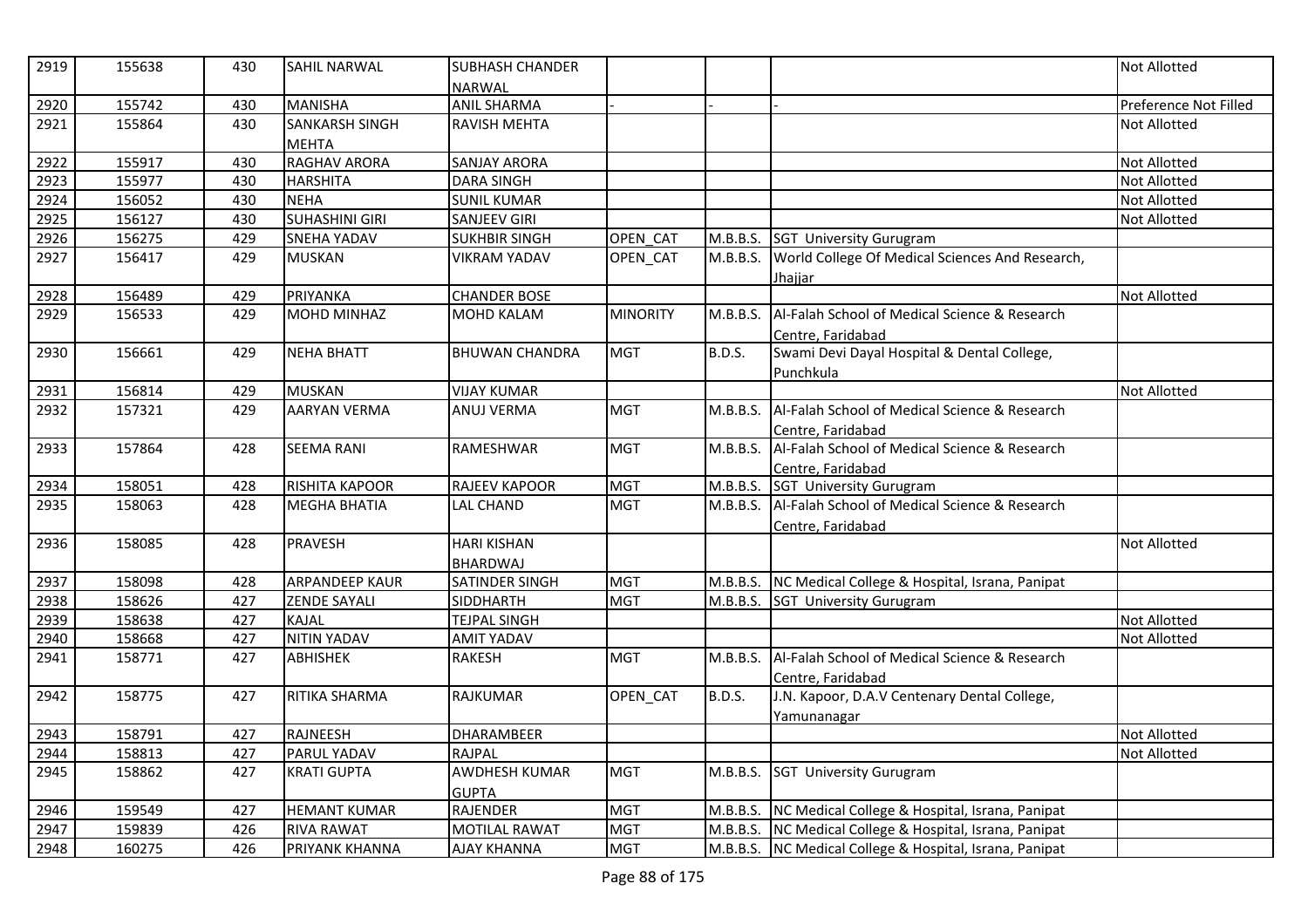| 2919 | 155638 | 430 | SAHIL NARWAL | SUBHASH CHANDER NARWAL | | | | Not Allotted |
|---|---|---|---|---|---|---|---|---|
| 2920 | 155742 | 430 | MANISHA | ANIL SHARMA | - | - | - | Preference Not Filled |
| 2921 | 155864 | 430 | SANKARSH SINGH MEHTA | RAVISH MEHTA | | | | Not Allotted |
| 2922 | 155917 | 430 | RAGHAV ARORA | SANJAY ARORA | | | | Not Allotted |
| 2923 | 155977 | 430 | HARSHITA | DARA SINGH | | | | Not Allotted |
| 2924 | 156052 | 430 | NEHA | SUNIL KUMAR | | | | Not Allotted |
| 2925 | 156127 | 430 | SUHASHINI GIRI | SANJEEV GIRI | | | | Not Allotted |
| 2926 | 156275 | 429 | SNEHA YADAV | SUKHBIR SINGH | OPEN_CAT | M.B.B.S. | SGT University Gurugram | |
| 2927 | 156417 | 429 | MUSKAN | VIKRAM YADAV | OPEN_CAT | M.B.B.S. | World College Of Medical Sciences And Research, Jhajjar | |
| 2928 | 156489 | 429 | PRIYANKA | CHANDER BOSE | | | | Not Allotted |
| 2929 | 156533 | 429 | MOHD MINHAZ | MOHD KALAM | MINORITY | M.B.B.S. | Al-Falah School of Medical Science & Research Centre, Faridabad | |
| 2930 | 156661 | 429 | NEHA BHATT | BHUWAN CHANDRA | MGT | B.D.S. | Swami Devi Dayal Hospital & Dental College, Punchkula | |
| 2931 | 156814 | 429 | MUSKAN | VIJAY KUMAR | | | | Not Allotted |
| 2932 | 157321 | 429 | AARYAN VERMA | ANUJ VERMA | MGT | M.B.B.S. | Al-Falah School of Medical Science & Research Centre, Faridabad | |
| 2933 | 157864 | 428 | SEEMA RANI | RAMESHWAR | MGT | M.B.B.S. | Al-Falah School of Medical Science & Research Centre, Faridabad | |
| 2934 | 158051 | 428 | RISHITA KAPOOR | RAJEEV KAPOOR | MGT | M.B.B.S. | SGT University Gurugram | |
| 2935 | 158063 | 428 | MEGHA BHATIA | LAL CHAND | MGT | M.B.B.S. | Al-Falah School of Medical Science & Research Centre, Faridabad | |
| 2936 | 158085 | 428 | PRAVESH | HARI KISHAN BHARDWAJ | | | | Not Allotted |
| 2937 | 158098 | 428 | ARPANDEEP KAUR | SATINDER SINGH | MGT | M.B.B.S. | NC Medical College & Hospital, Israna, Panipat | |
| 2938 | 158626 | 427 | ZENDE SAYALI | SIDDHARTH | MGT | M.B.B.S. | SGT University Gurugram | |
| 2939 | 158638 | 427 | KAJAL | TEJPAL SINGH | | | | Not Allotted |
| 2940 | 158668 | 427 | NITIN YADAV | AMIT YADAV | | | | Not Allotted |
| 2941 | 158771 | 427 | ABHISHEK | RAKESH | MGT | M.B.B.S. | Al-Falah School of Medical Science & Research Centre, Faridabad | |
| 2942 | 158775 | 427 | RITIKA SHARMA | RAJKUMAR | OPEN_CAT | B.D.S. | J.N. Kapoor, D.A.V Centenary Dental College, Yamunanagar | |
| 2943 | 158791 | 427 | RAJNEESH | DHARAMBEER | | | | Not Allotted |
| 2944 | 158813 | 427 | PARUL YADAV | RAJPAL | | | | Not Allotted |
| 2945 | 158862 | 427 | KRATI GUPTA | AWDHESH KUMAR GUPTA | MGT | M.B.B.S. | SGT University Gurugram | |
| 2946 | 159549 | 427 | HEMANT KUMAR | RAJENDER | MGT | M.B.B.S. | NC Medical College & Hospital, Israna, Panipat | |
| 2947 | 159839 | 426 | RIVA RAWAT | MOTILAL RAWAT | MGT | M.B.B.S. | NC Medical College & Hospital, Israna, Panipat | |
| 2948 | 160275 | 426 | PRIYANK KHANNA | AJAY KHANNA | MGT | M.B.B.S. | NC Medical College & Hospital, Israna, Panipat | |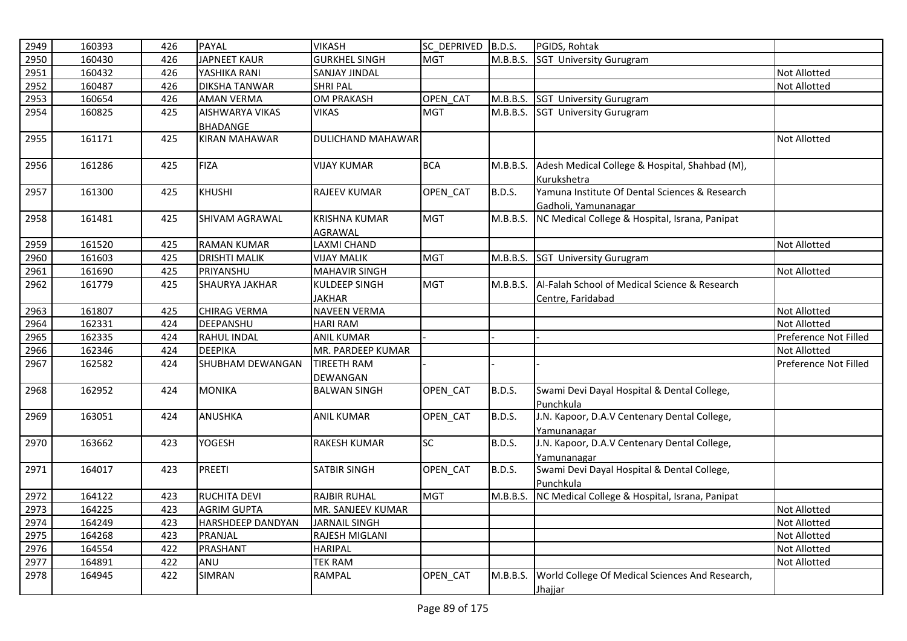| 2949 | 160393 | 426 | PAYAL | VIKASH | SC_DEPRIVED | B.D.S. | PGIDS, Rohtak | |
|---|---|---|---|---|---|---|---|---|
| 2950 | 160430 | 426 | JAPNEET KAUR | GURKHEL SINGH | MGT | M.B.B.S. | SGT University Gurugram | |
| 2951 | 160432 | 426 | YASHIKA RANI | SANJAY JINDAL | | | | Not Allotted |
| 2952 | 160487 | 426 | DIKSHA TANWAR | SHRI PAL | | | | Not Allotted |
| 2953 | 160654 | 426 | AMAN VERMA | OM PRAKASH | OPEN_CAT | M.B.B.S. | SGT University Gurugram | |
| 2954 | 160825 | 425 | AISHWARYA VIKAS BHADANGE | VIKAS | MGT | M.B.B.S. | SGT University Gurugram | |
| 2955 | 161171 | 425 | KIRAN MAHAWAR | DULICHAND MAHAWAR | | | | Not Allotted |
| 2956 | 161286 | 425 | FIZA | VIJAY KUMAR | BCA | M.B.B.S. | Adesh Medical College & Hospital, Shahbad (M), Kurukshetra | |
| 2957 | 161300 | 425 | KHUSHI | RAJEEV KUMAR | OPEN_CAT | B.D.S. | Yamuna Institute Of Dental Sciences & Research Gadholi, Yamunanagar | |
| 2958 | 161481 | 425 | SHIVAM AGRAWAL | KRISHNA KUMAR AGRAWAL | MGT | M.B.B.S. | NC Medical College & Hospital, Israna, Panipat | |
| 2959 | 161520 | 425 | RAMAN KUMAR | LAXMI CHAND | | | | Not Allotted |
| 2960 | 161603 | 425 | DRISHTI MALIK | VIJAY MALIK | MGT | M.B.B.S. | SGT University Gurugram | |
| 2961 | 161690 | 425 | PRIYANSHU | MAHAVIR SINGH | | | | Not Allotted |
| 2962 | 161779 | 425 | SHAURYA JAKHAR | KULDEEP SINGH JAKHAR | MGT | M.B.B.S. | Al-Falah School of Medical Science & Research Centre, Faridabad | |
| 2963 | 161807 | 425 | CHIRAG VERMA | NAVEEN VERMA | | | | Not Allotted |
| 2964 | 162331 | 424 | DEEPANSHU | HARI RAM | | | | Not Allotted |
| 2965 | 162335 | 424 | RAHUL INDAL | ANIL KUMAR | - | - | - | Preference Not Filled |
| 2966 | 162346 | 424 | DEEPIKA | MR. PARDEEP KUMAR | | | | Not Allotted |
| 2967 | 162582 | 424 | SHUBHAM DEWANGAN | TIREETH RAM DEWANGAN | - | - | - | Preference Not Filled |
| 2968 | 162952 | 424 | MONIKA | BALWAN SINGH | OPEN_CAT | B.D.S. | Swami Devi Dayal Hospital & Dental College, Punchkula | |
| 2969 | 163051 | 424 | ANUSHKA | ANIL KUMAR | OPEN_CAT | B.D.S. | J.N. Kapoor, D.A.V Centenary Dental College, Yamunanagar | |
| 2970 | 163662 | 423 | YOGESH | RAKESH KUMAR | SC | B.D.S. | J.N. Kapoor, D.A.V Centenary Dental College, Yamunanagar | |
| 2971 | 164017 | 423 | PREETI | SATBIR SINGH | OPEN_CAT | B.D.S. | Swami Devi Dayal Hospital & Dental College, Punchkula | |
| 2972 | 164122 | 423 | RUCHITA DEVI | RAJBIR RUHAL | MGT | M.B.B.S. | NC Medical College & Hospital, Israna, Panipat | |
| 2973 | 164225 | 423 | AGRIM GUPTA | MR. SANJEEV KUMAR | | | | Not Allotted |
| 2974 | 164249 | 423 | HARSHDEEP DANDYAN | JARNAIL SINGH | | | | Not Allotted |
| 2975 | 164268 | 423 | PRANJAL | RAJESH MIGLANI | | | | Not Allotted |
| 2976 | 164554 | 422 | PRASHANT | HARIPAL | | | | Not Allotted |
| 2977 | 164891 | 422 | ANU | TEK RAM | | | | Not Allotted |
| 2978 | 164945 | 422 | SIMRAN | RAMPAL | OPEN_CAT | M.B.B.S. | World College Of Medical Sciences And Research, Jhajjar | |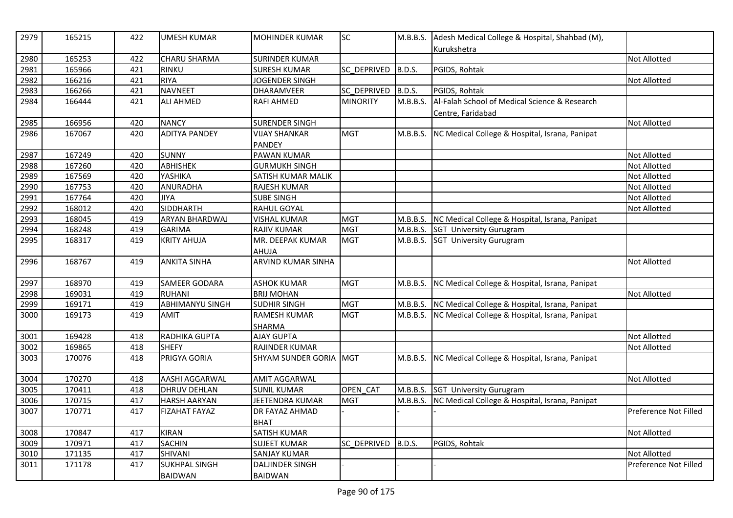| 2979 | 165215 | 422 | UMESH KUMAR | MOHINDER KUMAR | SC | M.B.B.S. | Adesh Medical College & Hospital, Shahbad (M), Kurukshetra | |
|---|---|---|---|---|---|---|---|---|
| 2980 | 165253 | 422 | CHARU SHARMA | SURINDER KUMAR | | | | Not Allotted |
| 2981 | 165966 | 421 | RINKU | SURESH KUMAR | SC_DEPRIVED | B.D.S. | PGIDS, Rohtak | |
| 2982 | 166216 | 421 | RIYA | JOGENDER SINGH | | | | Not Allotted |
| 2983 | 166266 | 421 | NAVNEET | DHARAMVEER | SC_DEPRIVED | B.D.S. | PGIDS, Rohtak | |
| 2984 | 166444 | 421 | ALI AHMED | RAFI AHMED | MINORITY | M.B.B.S. | Al-Falah School of Medical Science & Research Centre, Faridabad | |
| 2985 | 166956 | 420 | NANCY | SURENDER SINGH | | | | Not Allotted |
| 2986 | 167067 | 420 | ADITYA PANDEY | VIJAY SHANKAR PANDEY | MGT | M.B.B.S. | NC Medical College & Hospital, Israna, Panipat | |
| 2987 | 167249 | 420 | SUNNY | PAWAN KUMAR | | | | Not Allotted |
| 2988 | 167260 | 420 | ABHISHEK | GURMUKH SINGH | | | | Not Allotted |
| 2989 | 167569 | 420 | YASHIKA | SATISH KUMAR MALIK | | | | Not Allotted |
| 2990 | 167753 | 420 | ANURADHA | RAJESH KUMAR | | | | Not Allotted |
| 2991 | 167764 | 420 | JIYA | SUBE SINGH | | | | Not Allotted |
| 2992 | 168012 | 420 | SIDDHARTH | RAHUL GOYAL | | | | Not Allotted |
| 2993 | 168045 | 419 | ARYAN BHARDWAJ | VISHAL KUMAR | MGT | M.B.B.S. | NC Medical College & Hospital, Israna, Panipat | |
| 2994 | 168248 | 419 | GARIMA | RAJIV KUMAR | MGT | M.B.B.S. | SGT University Gurugram | |
| 2995 | 168317 | 419 | KRITY AHUJA | MR. DEEPAK KUMAR AHUJA | MGT | M.B.B.S. | SGT University Gurugram | |
| 2996 | 168767 | 419 | ANKITA SINHA | ARVIND KUMAR SINHA | | | | Not Allotted |
| 2997 | 168970 | 419 | SAMEER GODARA | ASHOK KUMAR | MGT | M.B.B.S. | NC Medical College & Hospital, Israna, Panipat | |
| 2998 | 169031 | 419 | RUHANI | BRIJ MOHAN | | | | Not Allotted |
| 2999 | 169171 | 419 | ABHIMANYU SINGH | SUDHIR SINGH | MGT | M.B.B.S. | NC Medical College & Hospital, Israna, Panipat | |
| 3000 | 169173 | 419 | AMIT | RAMESH KUMAR SHARMA | MGT | M.B.B.S. | NC Medical College & Hospital, Israna, Panipat | |
| 3001 | 169428 | 418 | RADHIKA GUPTA | AJAY GUPTA | | | | Not Allotted |
| 3002 | 169865 | 418 | SHEFY | RAJINDER KUMAR | | | | Not Allotted |
| 3003 | 170076 | 418 | PRIGYA GORIA | SHYAM SUNDER GORIA | MGT | M.B.B.S. | NC Medical College & Hospital, Israna, Panipat | |
| 3004 | 170270 | 418 | AASHI AGGARWAL | AMIT AGGARWAL | | | | Not Allotted |
| 3005 | 170411 | 418 | DHRUV DEHLAN | SUNIL KUMAR | OPEN_CAT | M.B.B.S. | SGT University Gurugram | |
| 3006 | 170715 | 417 | HARSH AARYAN | JEETENDRA KUMAR | MGT | M.B.B.S. | NC Medical College & Hospital, Israna, Panipat | |
| 3007 | 170771 | 417 | FIZAHAT FAYAZ | DR FAYAZ AHMAD BHAT | - | - | - | Preference Not Filled |
| 3008 | 170847 | 417 | KIRAN | SATISH KUMAR | | | | Not Allotted |
| 3009 | 170971 | 417 | SACHIN | SUJEET KUMAR | SC_DEPRIVED | B.D.S. | PGIDS, Rohtak | |
| 3010 | 171135 | 417 | SHIVANI | SANJAY KUMAR | | | | Not Allotted |
| 3011 | 171178 | 417 | SUKHPAL SINGH BAIDWAN | DALJINDER SINGH BAIDWAN | - | - | - | Preference Not Filled |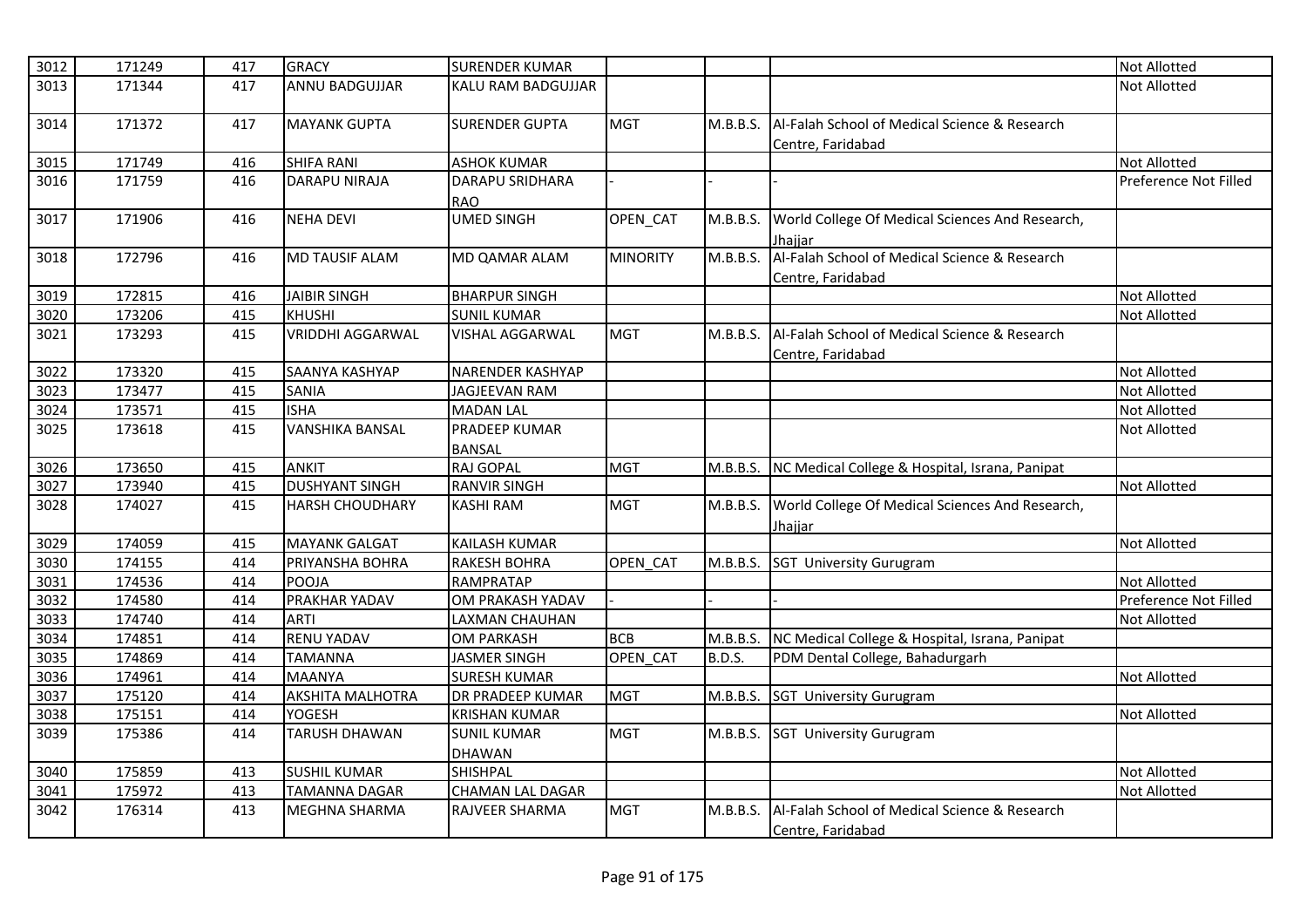| 3012 | 171249 | 417 | GRACY | SURENDER KUMAR | | | | Not Allotted |
|---|---|---|---|---|---|---|---|---|
| 3013 | 171344 | 417 | ANNU BADGUJJAR | KALU RAM BADGUJJAR | | | | Not Allotted |
| 3014 | 171372 | 417 | MAYANK GUPTA | SURENDER GUPTA | MGT | M.B.B.S. | Al-Falah School of Medical Science & Research Centre, Faridabad | |
| 3015 | 171749 | 416 | SHIFA RANI | ASHOK KUMAR | | | | Not Allotted |
| 3016 | 171759 | 416 | DARAPU NIRAJA | DARAPU SRIDHARA RAO | - | - | - | Preference Not Filled |
| 3017 | 171906 | 416 | NEHA DEVI | UMED SINGH | OPEN_CAT | M.B.B.S. | World College Of Medical Sciences And Research, Jhajjar | |
| 3018 | 172796 | 416 | MD TAUSIF ALAM | MD QAMAR ALAM | MINORITY | M.B.B.S. | Al-Falah School of Medical Science & Research Centre, Faridabad | |
| 3019 | 172815 | 416 | JAIBIR SINGH | BHARPUR SINGH | | | | Not Allotted |
| 3020 | 173206 | 415 | KHUSHI | SUNIL KUMAR | | | | Not Allotted |
| 3021 | 173293 | 415 | VRIDDHI AGGARWAL | VISHAL AGGARWAL | MGT | M.B.B.S. | Al-Falah School of Medical Science & Research Centre, Faridabad | |
| 3022 | 173320 | 415 | SAANYA KASHYAP | NARENDER KASHYAP | | | | Not Allotted |
| 3023 | 173477 | 415 | SANIA | JAGJEEVAN RAM | | | | Not Allotted |
| 3024 | 173571 | 415 | ISHA | MADAN LAL | | | | Not Allotted |
| 3025 | 173618 | 415 | VANSHIKA BANSAL | PRADEEP KUMAR BANSAL | | | | Not Allotted |
| 3026 | 173650 | 415 | ANKIT | RAJ GOPAL | MGT | M.B.B.S. | NC Medical College & Hospital, Israna, Panipat | |
| 3027 | 173940 | 415 | DUSHYANT SINGH | RANVIR SINGH | | | | Not Allotted |
| 3028 | 174027 | 415 | HARSH CHOUDHARY | KASHI RAM | MGT | M.B.B.S. | World College Of Medical Sciences And Research, Jhajjar | |
| 3029 | 174059 | 415 | MAYANK GALGAT | KAILASH KUMAR | | | | Not Allotted |
| 3030 | 174155 | 414 | PRIYANSHA BOHRA | RAKESH BOHRA | OPEN_CAT | M.B.B.S. | SGT University Gurugram | |
| 3031 | 174536 | 414 | POOJA | RAMPRATAP | | | | Not Allotted |
| 3032 | 174580 | 414 | PRAKHAR YADAV | OM PRAKASH YADAV | - | - | - | Preference Not Filled |
| 3033 | 174740 | 414 | ARTI | LAXMAN CHAUHAN | | | | Not Allotted |
| 3034 | 174851 | 414 | RENU YADAV | OM PARKASH | BCB | M.B.B.S. | NC Medical College & Hospital, Israna, Panipat | |
| 3035 | 174869 | 414 | TAMANNA | JASMER SINGH | OPEN_CAT | B.D.S. | PDM Dental College, Bahadurgarh | |
| 3036 | 174961 | 414 | MAANYA | SURESH KUMAR | | | | Not Allotted |
| 3037 | 175120 | 414 | AKSHITA MALHOTRA | DR PRADEEP KUMAR | MGT | M.B.B.S. | SGT University Gurugram | |
| 3038 | 175151 | 414 | YOGESH | KRISHAN KUMAR | | | | Not Allotted |
| 3039 | 175386 | 414 | TARUSH DHAWAN | SUNIL KUMAR DHAWAN | MGT | M.B.B.S. | SGT University Gurugram | |
| 3040 | 175859 | 413 | SUSHIL KUMAR | SHISHPAL | | | | Not Allotted |
| 3041 | 175972 | 413 | TAMANNA DAGAR | CHAMAN LAL DAGAR | | | | Not Allotted |
| 3042 | 176314 | 413 | MEGHNA SHARMA | RAJVEER SHARMA | MGT | M.B.B.S. | Al-Falah School of Medical Science & Research Centre, Faridabad | |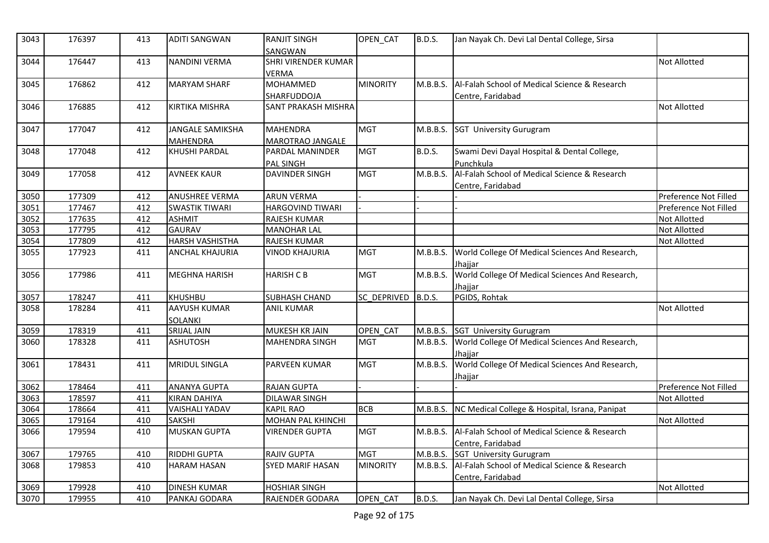| 3043 | 176397 | 413 | ADITI SANGWAN | RANJIT SINGH SANGWAN | OPEN_CAT | B.D.S. | Jan Nayak Ch. Devi Lal Dental College, Sirsa | |
|---|---|---|---|---|---|---|---|---|
| 3044 | 176447 | 413 | NANDINI VERMA | SHRI VIRENDER KUMAR VERMA | | | | Not Allotted |
| 3045 | 176862 | 412 | MARYAM SHARF | MOHAMMED SHARFUDDOJA | MINORITY | M.B.B.S. | Al-Falah School of Medical Science & Research Centre, Faridabad | |
| 3046 | 176885 | 412 | KIRTIKA MISHRA | SANT PRAKASH MISHRA | | | | Not Allotted |
| 3047 | 177047 | 412 | JANGALE SAMIKSHA MAHENDRA | MAHENDRA MAROTRAO JANGALE | MGT | M.B.B.S. | SGT University Gurugram | |
| 3048 | 177048 | 412 | KHUSHI PARDAL | PARDAL MANINDER PAL SINGH | MGT | B.D.S. | Swami Devi Dayal Hospital & Dental College, Punchkula | |
| 3049 | 177058 | 412 | AVNEEK KAUR | DAVINDER SINGH | MGT | M.B.B.S. | Al-Falah School of Medical Science & Research Centre, Faridabad | |
| 3050 | 177309 | 412 | ANUSHREE VERMA | ARUN VERMA | - | - | - | Preference Not Filled |
| 3051 | 177467 | 412 | SWASTIK TIWARI | HARGOVIND TIWARI | - | - | - | Preference Not Filled |
| 3052 | 177635 | 412 | ASHMIT | RAJESH KUMAR | | | | Not Allotted |
| 3053 | 177795 | 412 | GAURAV | MANOHAR LAL | | | | Not Allotted |
| 3054 | 177809 | 412 | HARSH VASHISTHA | RAJESH KUMAR | | | | Not Allotted |
| 3055 | 177923 | 411 | ANCHAL KHAJURIA | VINOD KHAJURIA | MGT | M.B.B.S. | World College Of Medical Sciences And Research, Jhajjar | |
| 3056 | 177986 | 411 | MEGHNA HARISH | HARISH C B | MGT | M.B.B.S. | World College Of Medical Sciences And Research, Jhajjar | |
| 3057 | 178247 | 411 | KHUSHBU | SUBHASH CHAND | SC_DEPRIVED | B.D.S. | PGIDS, Rohtak | |
| 3058 | 178284 | 411 | AAYUSH KUMAR SOLANKI | ANIL KUMAR | | | | Not Allotted |
| 3059 | 178319 | 411 | SRIJAL JAIN | MUKESH KR JAIN | OPEN_CAT | M.B.B.S. | SGT University Gurugram | |
| 3060 | 178328 | 411 | ASHUTOSH | MAHENDRA SINGH | MGT | M.B.B.S. | World College Of Medical Sciences And Research, Jhajjar | |
| 3061 | 178431 | 411 | MRIDUL SINGLA | PARVEEN KUMAR | MGT | M.B.B.S. | World College Of Medical Sciences And Research, Jhajjar | |
| 3062 | 178464 | 411 | ANANYA GUPTA | RAJAN GUPTA | - | - | - | Preference Not Filled |
| 3063 | 178597 | 411 | KIRAN DAHIYA | DILAWAR SINGH | | | | Not Allotted |
| 3064 | 178664 | 411 | VAISHALI YADAV | KAPIL RAO | BCB | M.B.B.S. | NC Medical College & Hospital, Israna, Panipat | |
| 3065 | 179164 | 410 | SAKSHI | MOHAN PAL KHINCHI | | | | Not Allotted |
| 3066 | 179594 | 410 | MUSKAN GUPTA | VIRENDER GUPTA | MGT | M.B.B.S. | Al-Falah School of Medical Science & Research Centre, Faridabad | |
| 3067 | 179765 | 410 | RIDDHI GUPTA | RAJIV GUPTA | MGT | M.B.B.S. | SGT University Gurugram | |
| 3068 | 179853 | 410 | HARAM HASAN | SYED MARIF HASAN | MINORITY | M.B.B.S. | Al-Falah School of Medical Science & Research Centre, Faridabad | |
| 3069 | 179928 | 410 | DINESH KUMAR | HOSHIAR SINGH | | | | Not Allotted |
| 3070 | 179955 | 410 | PANKAJ GODARA | RAJENDER GODARA | OPEN_CAT | B.D.S. | Jan Nayak Ch. Devi Lal Dental College, Sirsa | |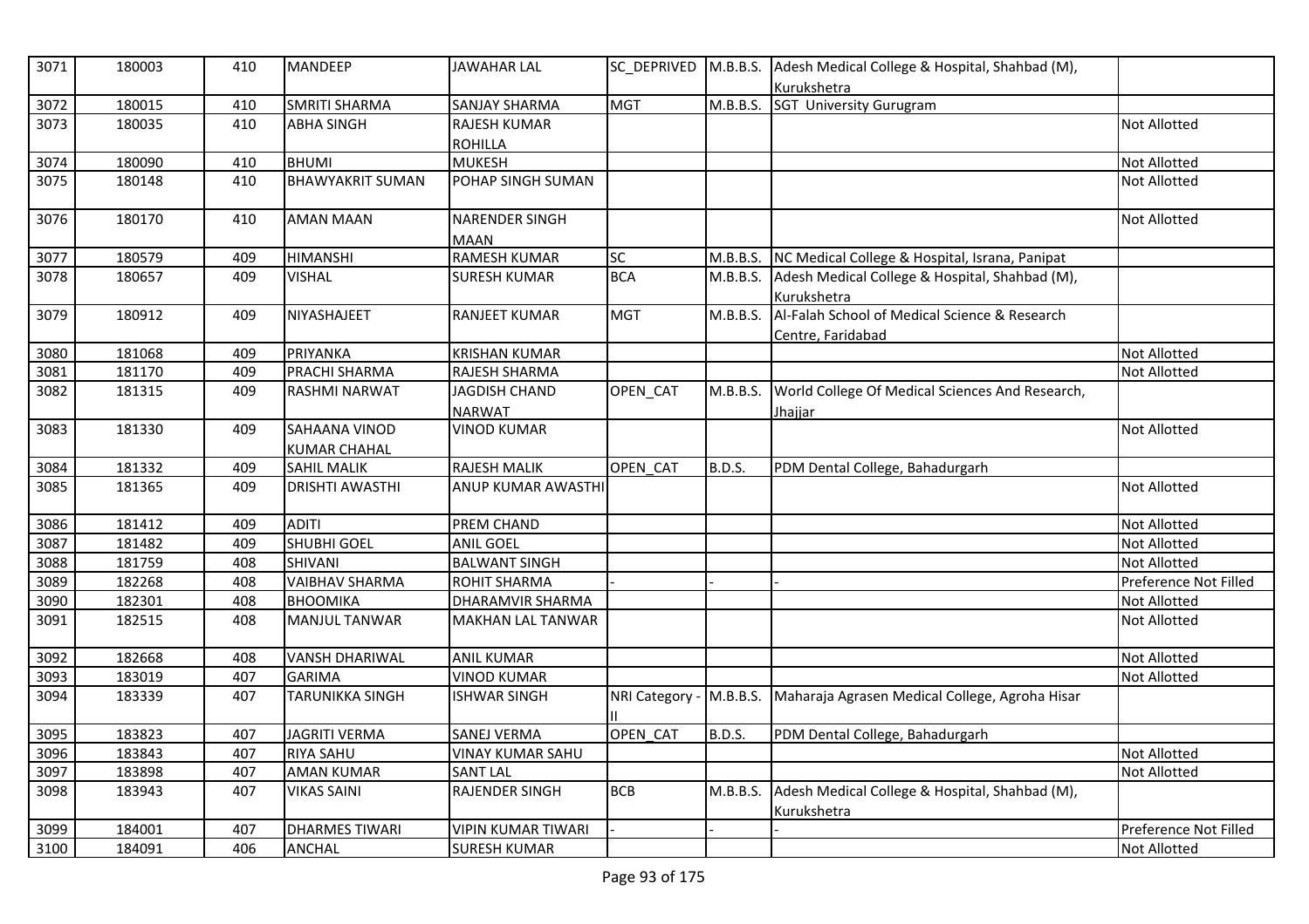| 3071 | 180003 | 410 | MANDEEP | JAWAHAR LAL | SC_DEPRIVED | M.B.B.S. | Adesh Medical College & Hospital, Shahbad (M), Kurukshetra | |
|---|---|---|---|---|---|---|---|---|
| 3072 | 180015 | 410 | SMRITI SHARMA | SANJAY SHARMA | MGT | M.B.B.S. | SGT University Gurugram | |
| 3073 | 180035 | 410 | ABHA SINGH | RAJESH KUMAR ROHILLA | | | | Not Allotted |
| 3074 | 180090 | 410 | BHUMI | MUKESH | | | | Not Allotted |
| 3075 | 180148 | 410 | BHAWYAKRIT SUMAN | POHAP SINGH SUMAN | | | | Not Allotted |
| 3076 | 180170 | 410 | AMAN MAAN | NARENDER SINGH MAAN | | | | Not Allotted |
| 3077 | 180579 | 409 | HIMANSHI | RAMESH KUMAR | SC | M.B.B.S. | NC Medical College & Hospital, Israna, Panipat | |
| 3078 | 180657 | 409 | VISHAL | SURESH KUMAR | BCA | M.B.B.S. | Adesh Medical College & Hospital, Shahbad (M), Kurukshetra | |
| 3079 | 180912 | 409 | NIYASHAJEET | RANJEET KUMAR | MGT | M.B.B.S. | Al-Falah School of Medical Science & Research Centre, Faridabad | |
| 3080 | 181068 | 409 | PRIYANKA | KRISHAN KUMAR | | | | Not Allotted |
| 3081 | 181170 | 409 | PRACHI SHARMA | RAJESH SHARMA | | | | Not Allotted |
| 3082 | 181315 | 409 | RASHMI NARWAT | JAGDISH CHAND NARWAT | OPEN_CAT | M.B.B.S. | World College Of Medical Sciences And Research, Jhajjar | |
| 3083 | 181330 | 409 | SAHAANA VINOD KUMAR CHAHAL | VINOD KUMAR | | | | Not Allotted |
| 3084 | 181332 | 409 | SAHIL MALIK | RAJESH MALIK | OPEN_CAT | B.D.S. | PDM Dental College, Bahadurgarh | |
| 3085 | 181365 | 409 | DRISHTI AWASTHI | ANUP KUMAR AWASTHI | | | | Not Allotted |
| 3086 | 181412 | 409 | ADITI | PREM CHAND | | | | Not Allotted |
| 3087 | 181482 | 409 | SHUBHI GOEL | ANIL GOEL | | | | Not Allotted |
| 3088 | 181759 | 408 | SHIVANI | BALWANT SINGH | | | | Not Allotted |
| 3089 | 182268 | 408 | VAIBHAV SHARMA | ROHIT SHARMA | - | - | - | Preference Not Filled |
| 3090 | 182301 | 408 | BHOOMIKA | DHARAMVIR SHARMA | | | | Not Allotted |
| 3091 | 182515 | 408 | MANJUL TANWAR | MAKHAN LAL TANWAR | | | | Not Allotted |
| 3092 | 182668 | 408 | VANSH DHARIWAL | ANIL KUMAR | | | | Not Allotted |
| 3093 | 183019 | 407 | GARIMA | VINOD KUMAR | | | | Not Allotted |
| 3094 | 183339 | 407 | TARUNIKKA SINGH | ISHWAR SINGH | NRI Category - II | M.B.B.S. | Maharaja Agrasen Medical College, Agroha Hisar | |
| 3095 | 183823 | 407 | JAGRITI VERMA | SANEJ VERMA | OPEN_CAT | B.D.S. | PDM Dental College, Bahadurgarh | |
| 3096 | 183843 | 407 | RIYA SAHU | VINAY KUMAR SAHU | | | | Not Allotted |
| 3097 | 183898 | 407 | AMAN KUMAR | SANT LAL | | | | Not Allotted |
| 3098 | 183943 | 407 | VIKAS SAINI | RAJENDER SINGH | BCB | M.B.B.S. | Adesh Medical College & Hospital, Shahbad (M), Kurukshetra | |
| 3099 | 184001 | 407 | DHARMES TIWARI | VIPIN KUMAR TIWARI | - | - | - | Preference Not Filled |
| 3100 | 184091 | 406 | ANCHAL | SURESH KUMAR | | | | Not Allotted |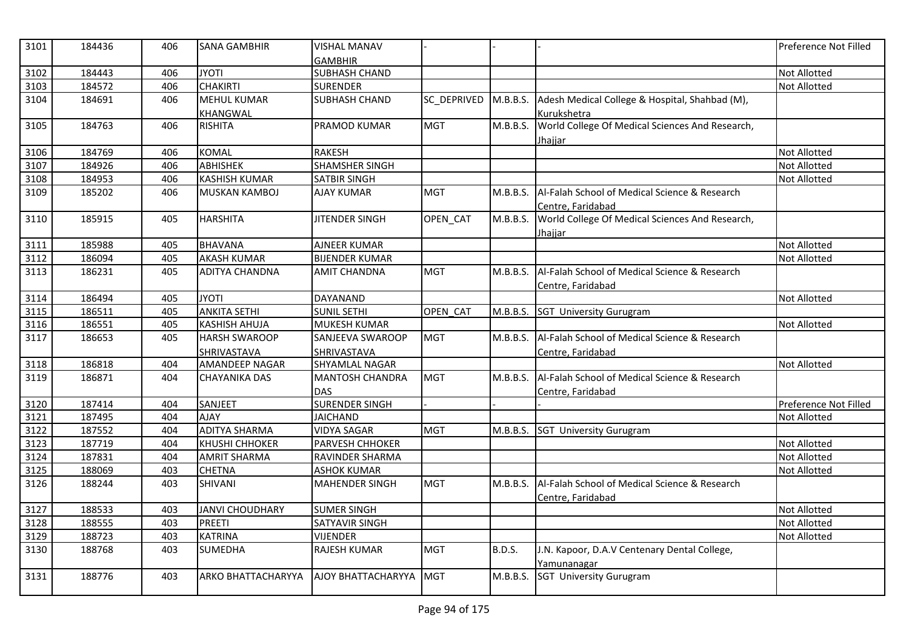| 3101 | 184436 | 406 | SANA GAMBHIR | VISHAL MANAV GAMBHIR | - | - | - | Preference Not Filled |
|---|---|---|---|---|---|---|---|---|
| 3102 | 184443 | 406 | JYOTI | SUBHASH CHAND | | | | Not Allotted |
| 3103 | 184572 | 406 | CHAKIRTI | SURENDER | | | | Not Allotted |
| 3104 | 184691 | 406 | MEHUL KUMAR KHANGWAL | SUBHASH CHAND | SC_DEPRIVED | M.B.B.S. | Adesh Medical College & Hospital, Shahbad (M), Kurukshetra | |
| 3105 | 184763 | 406 | RISHITA | PRAMOD KUMAR | MGT | M.B.B.S. | World College Of Medical Sciences And Research, Jhajjar | |
| 3106 | 184769 | 406 | KOMAL | RAKESH | | | | Not Allotted |
| 3107 | 184926 | 406 | ABHISHEK | SHAMSHER SINGH | | | | Not Allotted |
| 3108 | 184953 | 406 | KASHISH KUMAR | SATBIR SINGH | | | | Not Allotted |
| 3109 | 185202 | 406 | MUSKAN KAMBOJ | AJAY KUMAR | MGT | M.B.B.S. | Al-Falah School of Medical Science & Research Centre, Faridabad | |
| 3110 | 185915 | 405 | HARSHITA | JITENDER SINGH | OPEN_CAT | M.B.B.S. | World College Of Medical Sciences And Research, Jhajjar | |
| 3111 | 185988 | 405 | BHAVANA | AJNEER KUMAR | | | | Not Allotted |
| 3112 | 186094 | 405 | AKASH KUMAR | BIJENDER KUMAR | | | | Not Allotted |
| 3113 | 186231 | 405 | ADITYA CHANDNA | AMIT CHANDNA | MGT | M.B.B.S. | Al-Falah School of Medical Science & Research Centre, Faridabad | |
| 3114 | 186494 | 405 | JYOTI | DAYANAND | | | | Not Allotted |
| 3115 | 186511 | 405 | ANKITA SETHI | SUNIL SETHI | OPEN_CAT | M.B.B.S. | SGT University Gurugram | |
| 3116 | 186551 | 405 | KASHISH AHUJA | MUKESH KUMAR | | | | Not Allotted |
| 3117 | 186653 | 405 | HARSH SWAROOP SHRIVASTAVA | SANJEEVA SWAROOP SHRIVASTAVA | MGT | M.B.B.S. | Al-Falah School of Medical Science & Research Centre, Faridabad | |
| 3118 | 186818 | 404 | AMANDEEP NAGAR | SHYAMLAL NAGAR | | | | Not Allotted |
| 3119 | 186871 | 404 | CHAYANIKA DAS | MANTOSH CHANDRA DAS | MGT | M.B.B.S. | Al-Falah School of Medical Science & Research Centre, Faridabad | |
| 3120 | 187414 | 404 | SANJEET | SURENDER SINGH | - | - | - | Preference Not Filled |
| 3121 | 187495 | 404 | AJAY | JAICHAND | | | | Not Allotted |
| 3122 | 187552 | 404 | ADITYA SHARMA | VIDYA SAGAR | MGT | M.B.B.S. | SGT University Gurugram | |
| 3123 | 187719 | 404 | KHUSHI CHHOKER | PARVESH CHHOKER | | | | Not Allotted |
| 3124 | 187831 | 404 | AMRIT SHARMA | RAVINDER SHARMA | | | | Not Allotted |
| 3125 | 188069 | 403 | CHETNA | ASHOK KUMAR | | | | Not Allotted |
| 3126 | 188244 | 403 | SHIVANI | MAHENDER SINGH | MGT | M.B.B.S. | Al-Falah School of Medical Science & Research Centre, Faridabad | |
| 3127 | 188533 | 403 | JANVI CHOUDHARY | SUMER SINGH | | | | Not Allotted |
| 3128 | 188555 | 403 | PREETI | SATYAVIR SINGH | | | | Not Allotted |
| 3129 | 188723 | 403 | KATRINA | VIJENDER | | | | Not Allotted |
| 3130 | 188768 | 403 | SUMEDHA | RAJESH KUMAR | MGT | B.D.S. | J.N. Kapoor, D.A.V Centenary Dental College, Yamunanagar | |
| 3131 | 188776 | 403 | ARKO BHATTACHARYYA | AJOY BHATTACHARYYA | MGT | M.B.B.S. | SGT University Gurugram | |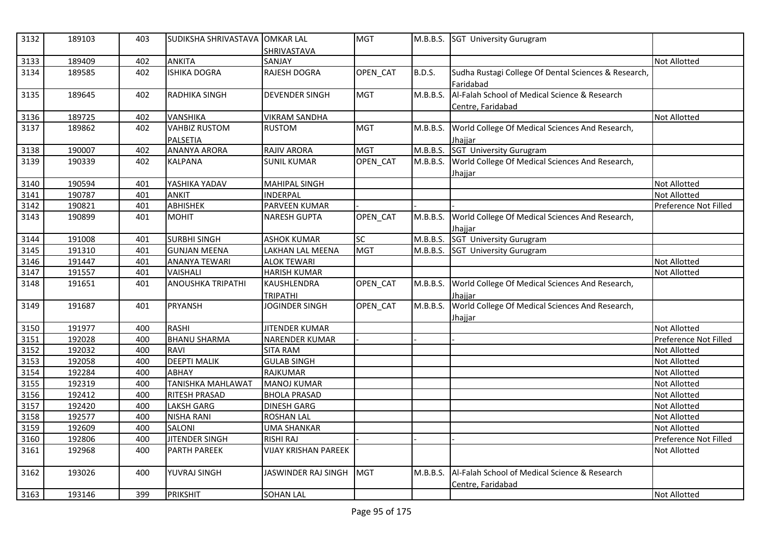| 3132 | 189103 | 403 | SUDIKSHA SHRIVASTAVA | OMKAR LAL SHRIVASTAVA | MGT | M.B.B.S. | SGT University Gurugram | |
|---|---|---|---|---|---|---|---|---|
| 3133 | 189409 | 402 | ANKITA | SANJAY | | | | Not Allotted |
| 3134 | 189585 | 402 | ISHIKA DOGRA | RAJESH DOGRA | OPEN_CAT | B.D.S. | Sudha Rustagi College Of Dental Sciences & Research, Faridabad | |
| 3135 | 189645 | 402 | RADHIKA SINGH | DEVENDER SINGH | MGT | M.B.B.S. | Al-Falah School of Medical Science & Research Centre, Faridabad | |
| 3136 | 189725 | 402 | VANSHIKA | VIKRAM SANDHA | | | | Not Allotted |
| 3137 | 189862 | 402 | VAHBIZ RUSTOM PALSETIA | RUSTOM | MGT | M.B.B.S. | World College Of Medical Sciences And Research, Jhajjar | |
| 3138 | 190007 | 402 | ANANYA ARORA | RAJIV ARORA | MGT | M.B.B.S. | SGT University Gurugram | |
| 3139 | 190339 | 402 | KALPANA | SUNIL KUMAR | OPEN_CAT | M.B.B.S. | World College Of Medical Sciences And Research, Jhajjar | |
| 3140 | 190594 | 401 | YASHIKA YADAV | MAHIPAL SINGH | | | | Not Allotted |
| 3141 | 190787 | 401 | ANKIT | INDERPAL | | | | Not Allotted |
| 3142 | 190821 | 401 | ABHISHEK | PARVEEN KUMAR | - | - | - | Preference Not Filled |
| 3143 | 190899 | 401 | MOHIT | NARESH GUPTA | OPEN_CAT | M.B.B.S. | World College Of Medical Sciences And Research, Jhajjar | |
| 3144 | 191008 | 401 | SURBHI SINGH | ASHOK KUMAR | SC | M.B.B.S. | SGT University Gurugram | |
| 3145 | 191310 | 401 | GUNJAN MEENA | LAKHAN LAL MEENA | MGT | M.B.B.S. | SGT University Gurugram | |
| 3146 | 191447 | 401 | ANANYA TEWARI | ALOK TEWARI | | | | Not Allotted |
| 3147 | 191557 | 401 | VAISHALI | HARISH KUMAR | | | | Not Allotted |
| 3148 | 191651 | 401 | ANOUSHKA TRIPATHI | KAUSHLENDRA TRIPATHI | OPEN_CAT | M.B.B.S. | World College Of Medical Sciences And Research, Jhajjar | |
| 3149 | 191687 | 401 | PRYANSH | JOGINDER SINGH | OPEN_CAT | M.B.B.S. | World College Of Medical Sciences And Research, Jhajjar | |
| 3150 | 191977 | 400 | RASHI | JITENDER KUMAR | | | | Not Allotted |
| 3151 | 192028 | 400 | BHANU SHARMA | NARENDER KUMAR | - | - | - | Preference Not Filled |
| 3152 | 192032 | 400 | RAVI | SITA RAM | | | | Not Allotted |
| 3153 | 192058 | 400 | DEEPTI MALIK | GULAB SINGH | | | | Not Allotted |
| 3154 | 192284 | 400 | ABHAY | RAJKUMAR | | | | Not Allotted |
| 3155 | 192319 | 400 | TANISHKA MAHLAWAT | MANOJ KUMAR | | | | Not Allotted |
| 3156 | 192412 | 400 | RITESH PRASAD | BHOLA PRASAD | | | | Not Allotted |
| 3157 | 192420 | 400 | LAKSH GARG | DINESH GARG | | | | Not Allotted |
| 3158 | 192577 | 400 | NISHA RANI | ROSHAN LAL | | | | Not Allotted |
| 3159 | 192609 | 400 | SALONI | UMA SHANKAR | | | | Not Allotted |
| 3160 | 192806 | 400 | JITENDER SINGH | RISHI RAJ | - | - | - | Preference Not Filled |
| 3161 | 192968 | 400 | PARTH PAREEK | VIJAY KRISHAN PAREEK | | | | Not Allotted |
| 3162 | 193026 | 400 | YUVRAJ SINGH | JASWINDER RAJ SINGH | MGT | M.B.B.S. | Al-Falah School of Medical Science & Research Centre, Faridabad | |
| 3163 | 193146 | 399 | PRIKSHIT | SOHAN LAL | | | | Not Allotted |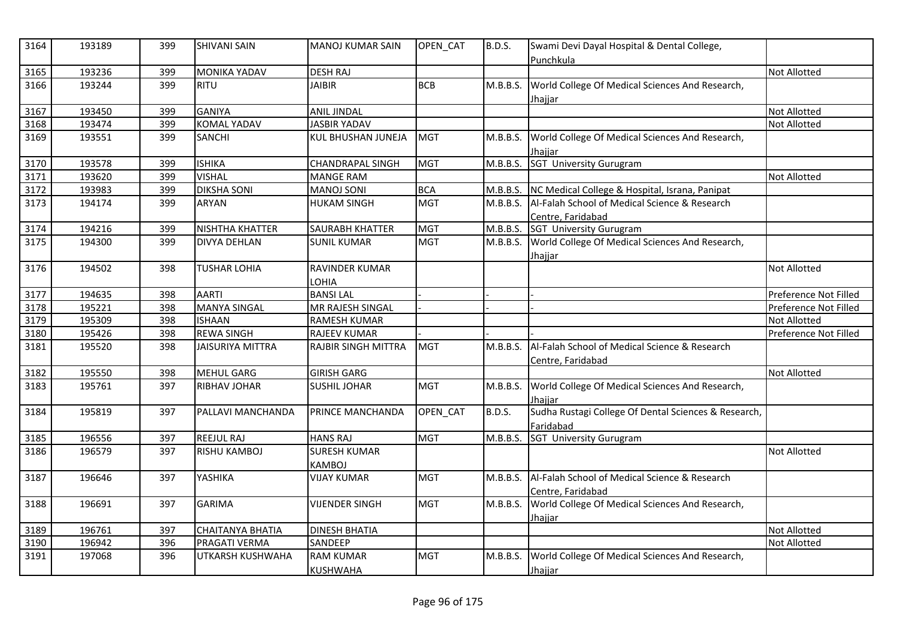| 3164 | 193189 | 399 | SHIVANI SAIN | MANOJ KUMAR SAIN | OPEN_CAT | B.D.S. | Swami Devi Dayal Hospital & Dental College, Punchkula | |
|---|---|---|---|---|---|---|---|---|
| 3165 | 193236 | 399 | MONIKA YADAV | DESH RAJ | | | | Not Allotted |
| 3166 | 193244 | 399 | RITU | JAIBIR | BCB | M.B.B.S. | World College Of Medical Sciences And Research, Jhajjar | |
| 3167 | 193450 | 399 | GANIYA | ANIL JINDAL | | | | Not Allotted |
| 3168 | 193474 | 399 | KOMAL YADAV | JASBIR YADAV | | | | Not Allotted |
| 3169 | 193551 | 399 | SANCHI | KUL BHUSHAN JUNEJA | MGT | M.B.B.S. | World College Of Medical Sciences And Research, Jhajjar | |
| 3170 | 193578 | 399 | ISHIKA | CHANDRAPAL SINGH | MGT | M.B.B.S. | SGT University Gurugram | |
| 3171 | 193620 | 399 | VISHAL | MANGE RAM | | | | Not Allotted |
| 3172 | 193983 | 399 | DIKSHA SONI | MANOJ SONI | BCA | M.B.B.S. | NC Medical College & Hospital, Israna, Panipat | |
| 3173 | 194174 | 399 | ARYAN | HUKAM SINGH | MGT | M.B.B.S. | Al-Falah School of Medical Science & Research Centre, Faridabad | |
| 3174 | 194216 | 399 | NISHTHA KHATTER | SAURABH KHATTER | MGT | M.B.B.S. | SGT University Gurugram | |
| 3175 | 194300 | 399 | DIVYA DEHLAN | SUNIL KUMAR | MGT | M.B.B.S. | World College Of Medical Sciences And Research, Jhajjar | |
| 3176 | 194502 | 398 | TUSHAR LOHIA | RAVINDER KUMAR LOHIA | | | | Not Allotted |
| 3177 | 194635 | 398 | AARTI | BANSI LAL | - | - | - | Preference Not Filled |
| 3178 | 195221 | 398 | MANYA SINGAL | MR RAJESH SINGAL | - | - | - | Preference Not Filled |
| 3179 | 195309 | 398 | ISHAAN | RAMESH KUMAR | | | | Not Allotted |
| 3180 | 195426 | 398 | REWA SINGH | RAJEEV KUMAR | - | - | - | Preference Not Filled |
| 3181 | 195520 | 398 | JAISURIYA MITTRA | RAJBIR SINGH MITTRA | MGT | M.B.B.S. | Al-Falah School of Medical Science & Research Centre, Faridabad | |
| 3182 | 195550 | 398 | MEHUL GARG | GIRISH GARG | | | | Not Allotted |
| 3183 | 195761 | 397 | RIBHAV JOHAR | SUSHIL JOHAR | MGT | M.B.B.S. | World College Of Medical Sciences And Research, Jhajjar | |
| 3184 | 195819 | 397 | PALLAVI MANCHANDA | PRINCE MANCHANDA | OPEN_CAT | B.D.S. | Sudha Rustagi College Of Dental Sciences & Research, Faridabad | |
| 3185 | 196556 | 397 | REEJUL RAJ | HANS RAJ | MGT | M.B.B.S. | SGT University Gurugram | |
| 3186 | 196579 | 397 | RISHU KAMBOJ | SURESH KUMAR KAMBOJ | | | | Not Allotted |
| 3187 | 196646 | 397 | YASHIKA | VIJAY KUMAR | MGT | M.B.B.S. | Al-Falah School of Medical Science & Research Centre, Faridabad | |
| 3188 | 196691 | 397 | GARIMA | VIJENDER SINGH | MGT | M.B.B.S. | World College Of Medical Sciences And Research, Jhajjar | |
| 3189 | 196761 | 397 | CHAITANYA BHATIA | DINESH BHATIA | | | | Not Allotted |
| 3190 | 196942 | 396 | PRAGATI VERMA | SANDEEP | | | | Not Allotted |
| 3191 | 197068 | 396 | UTKARSH KUSHWAHA | RAM KUMAR KUSHWAHA | MGT | M.B.B.S. | World College Of Medical Sciences And Research, Jhajjar | |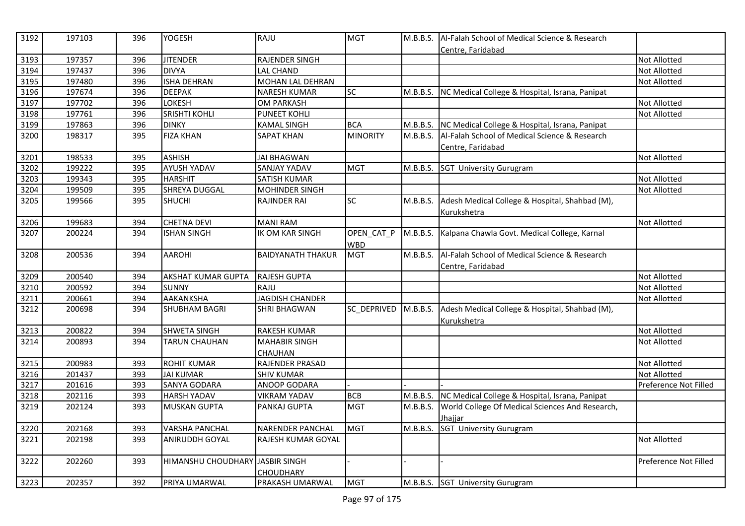| 3192 | 197103 | 396 | YOGESH | RAJU | MGT | M.B.B.S. | Al-Falah School of Medical Science & Research Centre, Faridabad | |
|---|---|---|---|---|---|---|---|---|
| 3193 | 197357 | 396 | JITENDER | RAJENDER SINGH | | | | Not Allotted |
| 3194 | 197437 | 396 | DIVYA | LAL CHAND | | | | Not Allotted |
| 3195 | 197480 | 396 | ISHA DEHRAN | MOHAN LAL DEHRAN | | | | Not Allotted |
| 3196 | 197674 | 396 | DEEPAK | NARESH KUMAR | SC | M.B.B.S. | NC Medical College & Hospital, Israna, Panipat | |
| 3197 | 197702 | 396 | LOKESH | OM PARKASH | | | | Not Allotted |
| 3198 | 197761 | 396 | SRISHTI KOHLI | PUNEET KOHLI | | | | Not Allotted |
| 3199 | 197863 | 396 | DINKY | KAMAL SINGH | BCA | M.B.B.S. | NC Medical College & Hospital, Israna, Panipat | |
| 3200 | 198317 | 395 | FIZA KHAN | SAPAT KHAN | MINORITY | M.B.B.S. | Al-Falah School of Medical Science & Research Centre, Faridabad | |
| 3201 | 198533 | 395 | ASHISH | JAI BHAGWAN | | | | Not Allotted |
| 3202 | 199222 | 395 | AYUSH YADAV | SANJAY YADAV | MGT | M.B.B.S. | SGT University Gurugram | |
| 3203 | 199343 | 395 | HARSHIT | SATISH KUMAR | | | | Not Allotted |
| 3204 | 199509 | 395 | SHREYA DUGGAL | MOHINDER SINGH | | | | Not Allotted |
| 3205 | 199566 | 395 | SHUCHI | RAJINDER RAI | SC | M.B.B.S. | Adesh Medical College & Hospital, Shahbad (M), Kurukshetra | |
| 3206 | 199683 | 394 | CHETNA DEVI | MANI RAM | | | | Not Allotted |
| 3207 | 200224 | 394 | ISHAN SINGH | IK OM KAR SINGH | OPEN_CAT_PWBD | M.B.B.S. | Kalpana Chawla Govt. Medical College, Karnal | |
| 3208 | 200536 | 394 | AAROHI | BAIDYANATH THAKUR | MGT | M.B.B.S. | Al-Falah School of Medical Science & Research Centre, Faridabad | |
| 3209 | 200540 | 394 | AKSHAT KUMAR GUPTA | RAJESH GUPTA | | | | Not Allotted |
| 3210 | 200592 | 394 | SUNNY | RAJU | | | | Not Allotted |
| 3211 | 200661 | 394 | AAKANKSHA | JAGDISH CHANDER | | | | Not Allotted |
| 3212 | 200698 | 394 | SHUBHAM BAGRI | SHRI BHAGWAN | SC_DEPRIVED | M.B.B.S. | Adesh Medical College & Hospital, Shahbad (M), Kurukshetra | |
| 3213 | 200822 | 394 | SHWETA SINGH | RAKESH KUMAR | | | | Not Allotted |
| 3214 | 200893 | 394 | TARUN CHAUHAN | MAHABIR SINGH CHAUHAN | | | | Not Allotted |
| 3215 | 200983 | 393 | ROHIT KUMAR | RAJENDER PRASAD | | | | Not Allotted |
| 3216 | 201437 | 393 | JAI KUMAR | SHIV KUMAR | | | | Not Allotted |
| 3217 | 201616 | 393 | SANYA GODARA | ANOOP GODARA | - | - | - | Preference Not Filled |
| 3218 | 202116 | 393 | HARSH YADAV | VIKRAM YADAV | BCB | M.B.B.S. | NC Medical College & Hospital, Israna, Panipat | |
| 3219 | 202124 | 393 | MUSKAN GUPTA | PANKAJ GUPTA | MGT | M.B.B.S. | World College Of Medical Sciences And Research, Jhajjar | |
| 3220 | 202168 | 393 | VARSHA PANCHAL | NARENDER PANCHAL | MGT | M.B.B.S. | SGT University Gurugram | |
| 3221 | 202198 | 393 | ANIRUDDH GOYAL | RAJESH KUMAR GOYAL | | | | Not Allotted |
| 3222 | 202260 | 393 | HIMANSHU CHOUDHARY | JASBIR SINGH CHOUDHARY | - | - | - | Preference Not Filled |
| 3223 | 202357 | 392 | PRIYA UMARWAL | PRAKASH UMARWAL | MGT | M.B.B.S. | SGT University Gurugram | |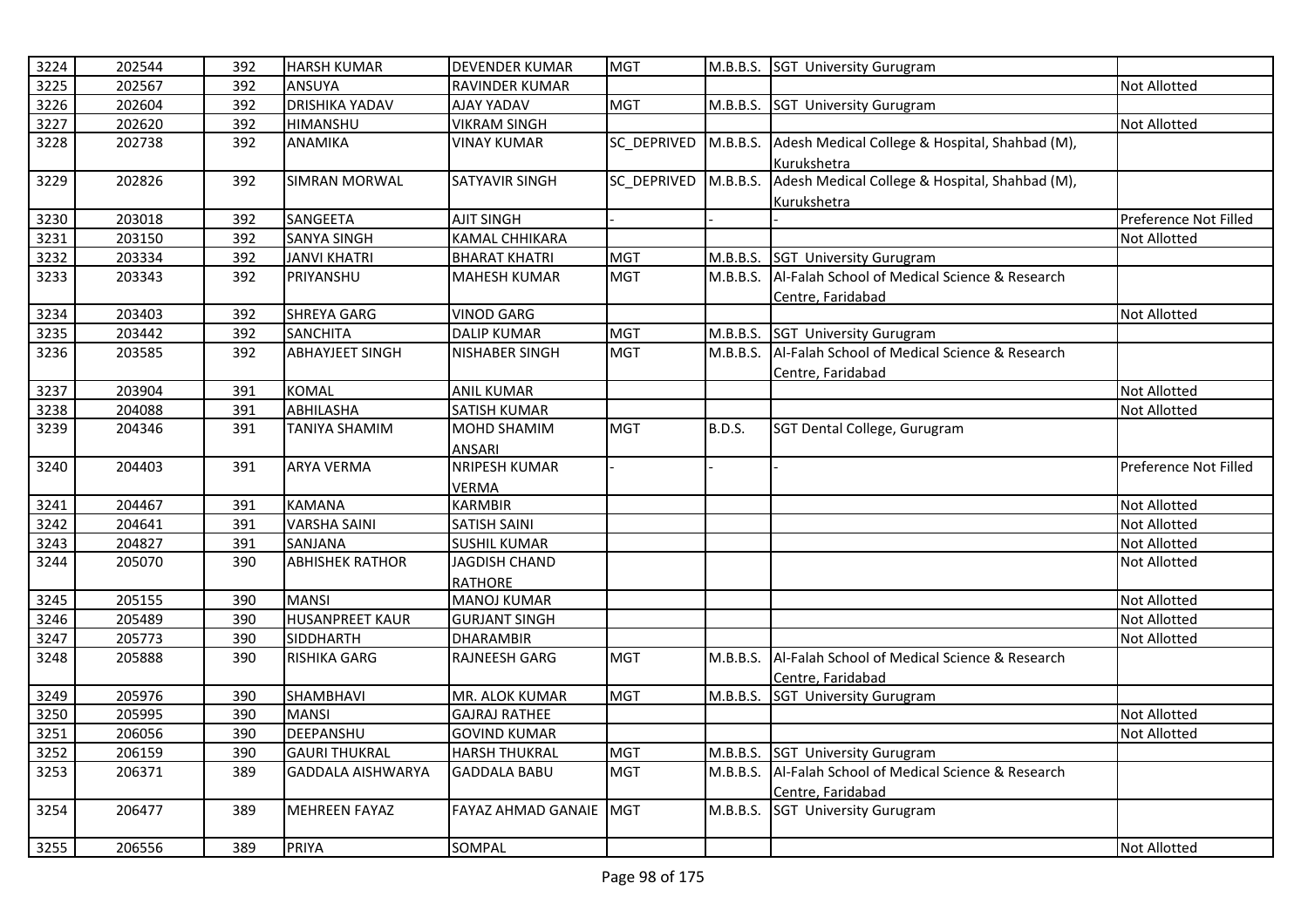| 3224 | 202544 | 392 | HARSH KUMAR | DEVENDER KUMAR | MGT | M.B.B.S. | SGT University Gurugram | |
|---|---|---|---|---|---|---|---|---|
| 3225 | 202567 | 392 | ANSUYA | RAVINDER KUMAR | | | | Not Allotted |
| 3226 | 202604 | 392 | DRISHIKA YADAV | AJAY YADAV | MGT | M.B.B.S. | SGT University Gurugram | |
| 3227 | 202620 | 392 | HIMANSHU | VIKRAM SINGH | | | | Not Allotted |
| 3228 | 202738 | 392 | ANAMIKA | VINAY KUMAR | SC_DEPRIVED | M.B.B.S. | Adesh Medical College & Hospital, Shahbad (M), Kurukshetra | |
| 3229 | 202826 | 392 | SIMRAN MORWAL | SATYAVIR SINGH | SC_DEPRIVED | M.B.B.S. | Adesh Medical College & Hospital, Shahbad (M), Kurukshetra | |
| 3230 | 203018 | 392 | SANGEETA | AJIT SINGH | - | - | - | Preference Not Filled |
| 3231 | 203150 | 392 | SANYA SINGH | KAMAL CHHIKARA | | | | Not Allotted |
| 3232 | 203334 | 392 | JANVI KHATRI | BHARAT KHATRI | MGT | M.B.B.S. | SGT University Gurugram | |
| 3233 | 203343 | 392 | PRIYANSHU | MAHESH KUMAR | MGT | M.B.B.S. | Al-Falah School of Medical Science & Research Centre, Faridabad | |
| 3234 | 203403 | 392 | SHREYA GARG | VINOD GARG | | | | Not Allotted |
| 3235 | 203442 | 392 | SANCHITA | DALIP KUMAR | MGT | M.B.B.S. | SGT University Gurugram | |
| 3236 | 203585 | 392 | ABHAYJEET SINGH | NISHABER SINGH | MGT | M.B.B.S. | Al-Falah School of Medical Science & Research Centre, Faridabad | |
| 3237 | 203904 | 391 | KOMAL | ANIL KUMAR | | | | Not Allotted |
| 3238 | 204088 | 391 | ABHILASHA | SATISH KUMAR | | | | Not Allotted |
| 3239 | 204346 | 391 | TANIYA SHAMIM | MOHD SHAMIM ANSARI | MGT | B.D.S. | SGT Dental College, Gurugram | |
| 3240 | 204403 | 391 | ARYA VERMA | NRIPESH KUMAR VERMA | - | - | - | Preference Not Filled |
| 3241 | 204467 | 391 | KAMANA | KARMBIR | | | | Not Allotted |
| 3242 | 204641 | 391 | VARSHA SAINI | SATISH SAINI | | | | Not Allotted |
| 3243 | 204827 | 391 | SANJANA | SUSHIL KUMAR | | | | Not Allotted |
| 3244 | 205070 | 390 | ABHISHEK RATHOR | JAGDISH CHAND RATHORE | | | | Not Allotted |
| 3245 | 205155 | 390 | MANSI | MANOJ KUMAR | | | | Not Allotted |
| 3246 | 205489 | 390 | HUSANPREET KAUR | GURJANT SINGH | | | | Not Allotted |
| 3247 | 205773 | 390 | SIDDHARTH | DHARAMBIR | | | | Not Allotted |
| 3248 | 205888 | 390 | RISHIKA GARG | RAJNEESH GARG | MGT | M.B.B.S. | Al-Falah School of Medical Science & Research Centre, Faridabad | |
| 3249 | 205976 | 390 | SHAMBHAVI | MR. ALOK KUMAR | MGT | M.B.B.S. | SGT University Gurugram | |
| 3250 | 205995 | 390 | MANSI | GAJRAJ RATHEE | | | | Not Allotted |
| 3251 | 206056 | 390 | DEEPANSHU | GOVIND KUMAR | | | | Not Allotted |
| 3252 | 206159 | 390 | GAURI THUKRAL | HARSH THUKRAL | MGT | M.B.B.S. | SGT University Gurugram | |
| 3253 | 206371 | 389 | GADDALA AISHWARYA | GADDALA BABU | MGT | M.B.B.S. | Al-Falah School of Medical Science & Research Centre, Faridabad | |
| 3254 | 206477 | 389 | MEHREEN FAYAZ | FAYAZ AHMAD GANAIE | MGT | M.B.B.S. | SGT University Gurugram | |
| 3255 | 206556 | 389 | PRIYA | SOMPAL | | | | Not Allotted |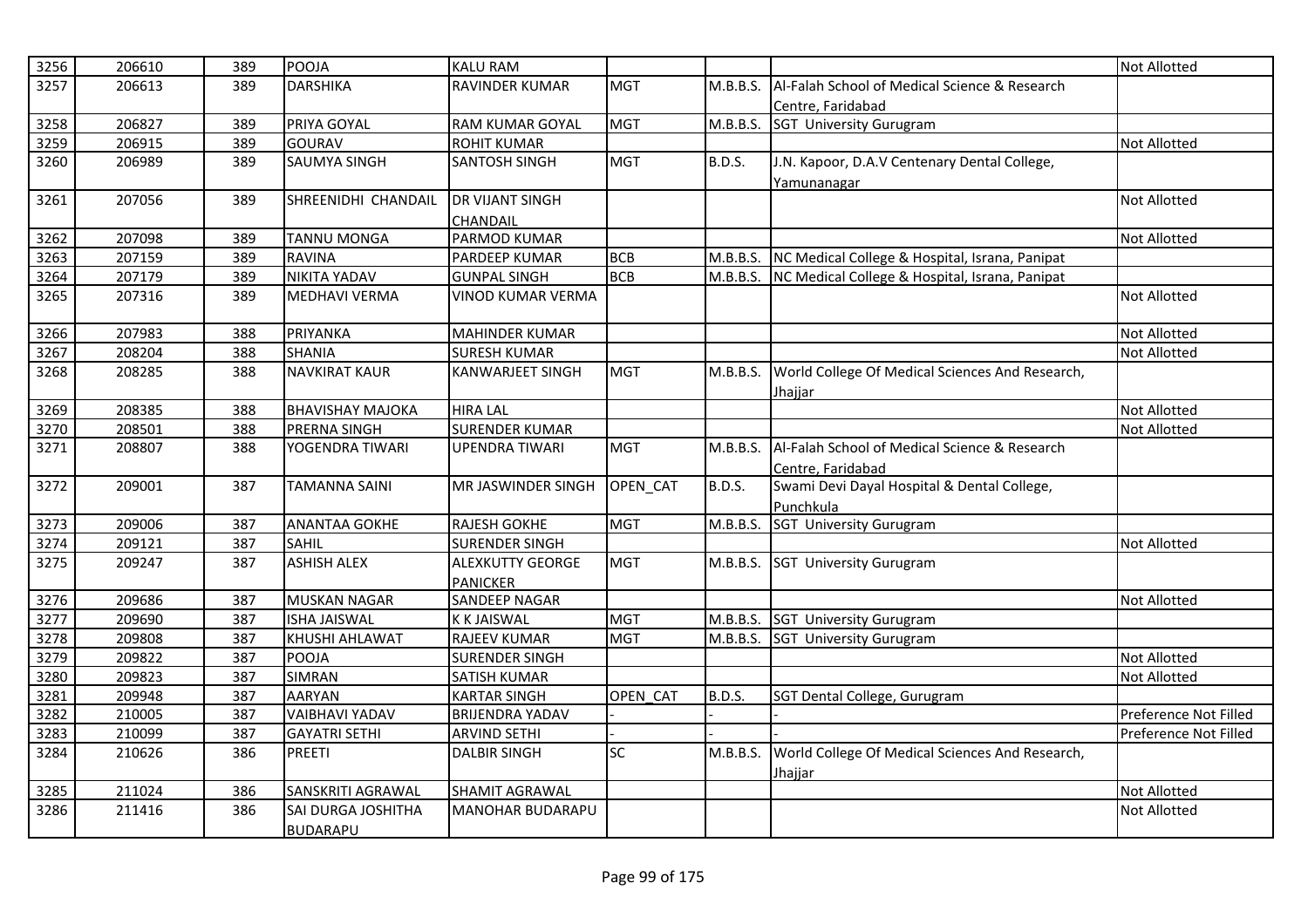| 3256 | 206610 | 389 | POOJA | KALU RAM | | | | Not Allotted |
|---|---|---|---|---|---|---|---|---|
| 3257 | 206613 | 389 | DARSHIKA | RAVINDER KUMAR | MGT | M.B.B.S. | Al-Falah School of Medical Science & Research Centre, Faridabad | |
| 3258 | 206827 | 389 | PRIYA GOYAL | RAM KUMAR GOYAL | MGT | M.B.B.S. | SGT University Gurugram | |
| 3259 | 206915 | 389 | GOURAV | ROHIT KUMAR | | | | Not Allotted |
| 3260 | 206989 | 389 | SAUMYA SINGH | SANTOSH SINGH | MGT | B.D.S. | J.N. Kapoor, D.A.V Centenary Dental College, Yamunanagar | |
| 3261 | 207056 | 389 | SHREENIDHI CHANDAIL | DR VIJANT SINGH CHANDAIL | | | | Not Allotted |
| 3262 | 207098 | 389 | TANNU MONGA | PARMOD KUMAR | | | | Not Allotted |
| 3263 | 207159 | 389 | RAVINA | PARDEEP KUMAR | BCB | M.B.B.S. | NC Medical College & Hospital, Israna, Panipat | |
| 3264 | 207179 | 389 | NIKITA YADAV | GUNPAL SINGH | BCB | M.B.B.S. | NC Medical College & Hospital, Israna, Panipat | |
| 3265 | 207316 | 389 | MEDHAVI VERMA | VINOD KUMAR VERMA | | | | Not Allotted |
| 3266 | 207983 | 388 | PRIYANKA | MAHINDER KUMAR | | | | Not Allotted |
| 3267 | 208204 | 388 | SHANIA | SURESH KUMAR | | | | Not Allotted |
| 3268 | 208285 | 388 | NAVKIRAT KAUR | KANWARJEET SINGH | MGT | M.B.B.S. | World College Of Medical Sciences And Research, Jhajjar | |
| 3269 | 208385 | 388 | BHAVISHAY MAJOKA | HIRA LAL | | | | Not Allotted |
| 3270 | 208501 | 388 | PRERNA SINGH | SURENDER KUMAR | | | | Not Allotted |
| 3271 | 208807 | 388 | YOGENDRA TIWARI | UPENDRA TIWARI | MGT | M.B.B.S. | Al-Falah School of Medical Science & Research Centre, Faridabad | |
| 3272 | 209001 | 387 | TAMANNA SAINI | MR JASWINDER SINGH | OPEN_CAT | B.D.S. | Swami Devi Dayal Hospital & Dental College, Punchkula | |
| 3273 | 209006 | 387 | ANANTAA GOKHE | RAJESH GOKHE | MGT | M.B.B.S. | SGT University Gurugram | |
| 3274 | 209121 | 387 | SAHIL | SURENDER SINGH | | | | Not Allotted |
| 3275 | 209247 | 387 | ASHISH ALEX | ALEXKUTTY GEORGE PANICKER | MGT | M.B.B.S. | SGT University Gurugram | |
| 3276 | 209686 | 387 | MUSKAN NAGAR | SANDEEP NAGAR | | | | Not Allotted |
| 3277 | 209690 | 387 | ISHA JAISWAL | K K JAISWAL | MGT | M.B.B.S. | SGT University Gurugram | |
| 3278 | 209808 | 387 | KHUSHI AHLAWAT | RAJEEV KUMAR | MGT | M.B.B.S. | SGT University Gurugram | |
| 3279 | 209822 | 387 | POOJA | SURENDER SINGH | | | | Not Allotted |
| 3280 | 209823 | 387 | SIMRAN | SATISH KUMAR | | | | Not Allotted |
| 3281 | 209948 | 387 | AARYAN | KARTAR SINGH | OPEN_CAT | B.D.S. | SGT Dental College, Gurugram | |
| 3282 | 210005 | 387 | VAIBHAVI YADAV | BRIJENDRA YADAV | - | - | - | Preference Not Filled |
| 3283 | 210099 | 387 | GAYATRI SETHI | ARVIND SETHI | - | - | - | Preference Not Filled |
| 3284 | 210626 | 386 | PREETI | DALBIR SINGH | SC | M.B.B.S. | World College Of Medical Sciences And Research, Jhajjar | |
| 3285 | 211024 | 386 | SANSKRITI AGRAWAL | SHAMIT AGRAWAL | | | | Not Allotted |
| 3286 | 211416 | 386 | SAI DURGA JOSHITHA BUDARAPU | MANOHAR BUDARAPU | | | | Not Allotted |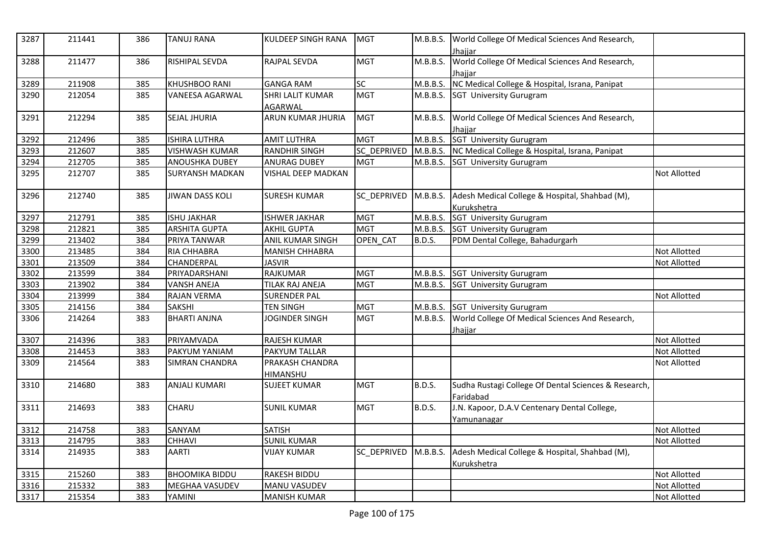| 3287 | 211441 | 386 | TANUJ RANA | KULDEEP SINGH RANA | MGT | M.B.B.S. | World College Of Medical Sciences And Research, Jhajjar | |
|---|---|---|---|---|---|---|---|---|
| 3288 | 211477 | 386 | RISHIPAL SEVDA | RAJPAL SEVDA | MGT | M.B.B.S. | World College Of Medical Sciences And Research, Jhajjar | |
| 3289 | 211908 | 385 | KHUSHBOO RANI | GANGA RAM | SC | M.B.B.S. | NC Medical College & Hospital, Israna, Panipat | |
| 3290 | 212054 | 385 | VANEESA AGARWAL | SHRI LALIT KUMAR AGARWAL | MGT | M.B.B.S. | SGT University Gurugram | |
| 3291 | 212294 | 385 | SEJAL JHURIA | ARUN KUMAR JHURIA | MGT | M.B.B.S. | World College Of Medical Sciences And Research, Jhajjar | |
| 3292 | 212496 | 385 | ISHIRA LUTHRA | AMIT LUTHRA | MGT | M.B.B.S. | SGT University Gurugram | |
| 3293 | 212607 | 385 | VISHWASH KUMAR | RANDHIR SINGH | SC_DEPRIVED | M.B.B.S. | NC Medical College & Hospital, Israna, Panipat | |
| 3294 | 212705 | 385 | ANOUSHKA DUBEY | ANURAG DUBEY | MGT | M.B.B.S. | SGT University Gurugram | |
| 3295 | 212707 | 385 | SURYANSH MADKAN | VISHAL DEEP MADKAN | | | | Not Allotted |
| 3296 | 212740 | 385 | JIWAN DASS KOLI | SURESH KUMAR | SC_DEPRIVED | M.B.B.S. | Adesh Medical College & Hospital, Shahbad (M), Kurukshetra | |
| 3297 | 212791 | 385 | ISHU JAKHAR | ISHWER JAKHAR | MGT | M.B.B.S. | SGT University Gurugram | |
| 3298 | 212821 | 385 | ARSHITA GUPTA | AKHIL GUPTA | MGT | M.B.B.S. | SGT University Gurugram | |
| 3299 | 213402 | 384 | PRIYA TANWAR | ANIL KUMAR SINGH | OPEN_CAT | B.D.S. | PDM Dental College, Bahadurgarh | |
| 3300 | 213485 | 384 | RIA CHHABRA | MANISH CHHABRA | | | | Not Allotted |
| 3301 | 213509 | 384 | CHANDERPAL | JASVIR | | | | Not Allotted |
| 3302 | 213599 | 384 | PRIYADARSHANI | RAJKUMAR | MGT | M.B.B.S. | SGT University Gurugram | |
| 3303 | 213902 | 384 | VANSH ANEJA | TILAK RAJ ANEJA | MGT | M.B.B.S. | SGT University Gurugram | |
| 3304 | 213999 | 384 | RAJAN VERMA | SURENDER PAL | | | | Not Allotted |
| 3305 | 214156 | 384 | SAKSHI | TEN SINGH | MGT | M.B.B.S. | SGT University Gurugram | |
| 3306 | 214264 | 383 | BHARTI ANJNA | JOGINDER SINGH | MGT | M.B.B.S. | World College Of Medical Sciences And Research, Jhajjar | |
| 3307 | 214396 | 383 | PRIYAMVADA | RAJESH KUMAR | | | | Not Allotted |
| 3308 | 214453 | 383 | PAKYUM YANIAM | PAKYUM TALLAR | | | | Not Allotted |
| 3309 | 214564 | 383 | SIMRAN CHANDRA | PRAKASH CHANDRA HIMANSHU | | | | Not Allotted |
| 3310 | 214680 | 383 | ANJALI KUMARI | SUJEET KUMAR | MGT | B.D.S. | Sudha Rustagi College Of Dental Sciences & Research, Faridabad | |
| 3311 | 214693 | 383 | CHARU | SUNIL KUMAR | MGT | B.D.S. | J.N. Kapoor, D.A.V Centenary Dental College, Yamunanagar | |
| 3312 | 214758 | 383 | SANYAM | SATISH | | | | Not Allotted |
| 3313 | 214795 | 383 | CHHAVI | SUNIL KUMAR | | | | Not Allotted |
| 3314 | 214935 | 383 | AARTI | VIJAY KUMAR | SC_DEPRIVED | M.B.B.S. | Adesh Medical College & Hospital, Shahbad (M), Kurukshetra | |
| 3315 | 215260 | 383 | BHOOMIKA BIDDU | RAKESH BIDDU | | | | Not Allotted |
| 3316 | 215332 | 383 | MEGHAA VASUDEV | MANU VASUDEV | | | | Not Allotted |
| 3317 | 215354 | 383 | YAMINI | MANISH KUMAR | | | | Not Allotted |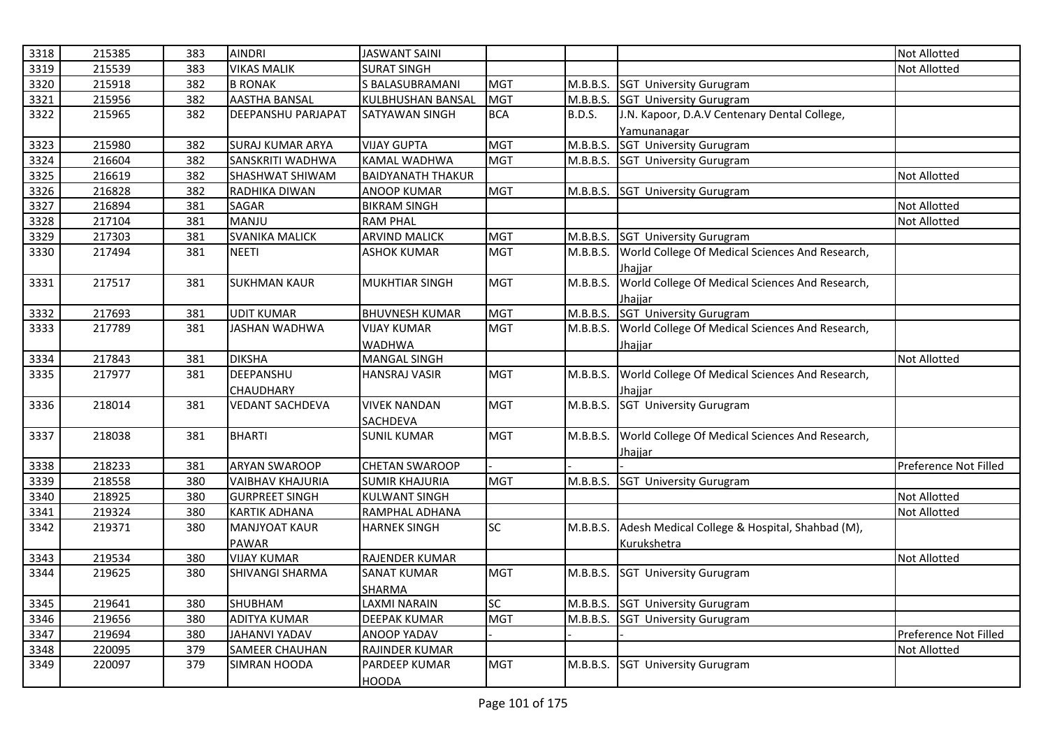| 3318 | 215385 | 383 | AINDRI | JASWANT SAINI | | | | Not Allotted |
|---|---|---|---|---|---|---|---|---|
| 3319 | 215539 | 383 | VIKAS MALIK | SURAT SINGH | | | | Not Allotted |
| 3320 | 215918 | 382 | B RONAK | S BALASUBRAMANI | MGT | M.B.B.S. | SGT University Gurugram | |
| 3321 | 215956 | 382 | AASTHA BANSAL | KULBHUSHAN BANSAL | MGT | M.B.B.S. | SGT University Gurugram | |
| 3322 | 215965 | 382 | DEEPANSHU PARJAPAT | SATYAWAN SINGH | BCA | B.D.S. | J.N. Kapoor, D.A.V Centenary Dental College, Yamunanagar | |
| 3323 | 215980 | 382 | SURAJ KUMAR ARYA | VIJAY GUPTA | MGT | M.B.B.S. | SGT University Gurugram | |
| 3324 | 216604 | 382 | SANSKRITI WADHWA | KAMAL WADHWA | MGT | M.B.B.S. | SGT University Gurugram | |
| 3325 | 216619 | 382 | SHASHWAT SHIWAM | BAIDYANATH THAKUR | | | | Not Allotted |
| 3326 | 216828 | 382 | RADHIKA DIWAN | ANOOP KUMAR | MGT | M.B.B.S. | SGT University Gurugram | |
| 3327 | 216894 | 381 | SAGAR | BIKRAM SINGH | | | | Not Allotted |
| 3328 | 217104 | 381 | MANJU | RAM PHAL | | | | Not Allotted |
| 3329 | 217303 | 381 | SVANIKA MALICK | ARVIND MALICK | MGT | M.B.B.S. | SGT University Gurugram | |
| 3330 | 217494 | 381 | NEETI | ASHOK KUMAR | MGT | M.B.B.S. | World College Of Medical Sciences And Research, Jhajjar | |
| 3331 | 217517 | 381 | SUKHMAN KAUR | MUKHTIAR SINGH | MGT | M.B.B.S. | World College Of Medical Sciences And Research, Jhajjar | |
| 3332 | 217693 | 381 | UDIT KUMAR | BHUVNESH KUMAR | MGT | M.B.B.S. | SGT University Gurugram | |
| 3333 | 217789 | 381 | JASHAN WADHWA | VIJAY KUMAR WADHWA | MGT | M.B.B.S. | World College Of Medical Sciences And Research, Jhajjar | |
| 3334 | 217843 | 381 | DIKSHA | MANGAL SINGH | | | | Not Allotted |
| 3335 | 217977 | 381 | DEEPANSHU CHAUDHARY | HANSRAJ VASIR | MGT | M.B.B.S. | World College Of Medical Sciences And Research, Jhajjar | |
| 3336 | 218014 | 381 | VEDANT SACHDEVA | VIVEK NANDAN SACHDEVA | MGT | M.B.B.S. | SGT University Gurugram | |
| 3337 | 218038 | 381 | BHARTI | SUNIL KUMAR | MGT | M.B.B.S. | World College Of Medical Sciences And Research, Jhajjar | |
| 3338 | 218233 | 381 | ARYAN SWAROOP | CHETAN SWAROOP | - | - | - | Preference Not Filled |
| 3339 | 218558 | 380 | VAIBHAV KHAJURIA | SUMIR KHAJURIA | MGT | M.B.B.S. | SGT University Gurugram | |
| 3340 | 218925 | 380 | GURPREET SINGH | KULWANT SINGH | | | | Not Allotted |
| 3341 | 219324 | 380 | KARTIK ADHANA | RAMPHAL ADHANA | | | | Not Allotted |
| 3342 | 219371 | 380 | MANJYOAT KAUR PAWAR | HARNEK SINGH | SC | M.B.B.S. | Adesh Medical College & Hospital, Shahbad (M), Kurukshetra | |
| 3343 | 219534 | 380 | VIJAY KUMAR | RAJENDER KUMAR | | | | Not Allotted |
| 3344 | 219625 | 380 | SHIVANGI SHARMA | SANAT KUMAR SHARMA | MGT | M.B.B.S. | SGT University Gurugram | |
| 3345 | 219641 | 380 | SHUBHAM | LAXMI NARAIN | SC | M.B.B.S. | SGT University Gurugram | |
| 3346 | 219656 | 380 | ADITYA KUMAR | DEEPAK KUMAR | MGT | M.B.B.S. | SGT University Gurugram | |
| 3347 | 219694 | 380 | JAHANVI YADAV | ANOOP YADAV | - | - | - | Preference Not Filled |
| 3348 | 220095 | 379 | SAMEER CHAUHAN | RAJINDER KUMAR | | | | Not Allotted |
| 3349 | 220097 | 379 | SIMRAN HOODA | PARDEEP KUMAR HOODA | MGT | M.B.B.S. | SGT University Gurugram | |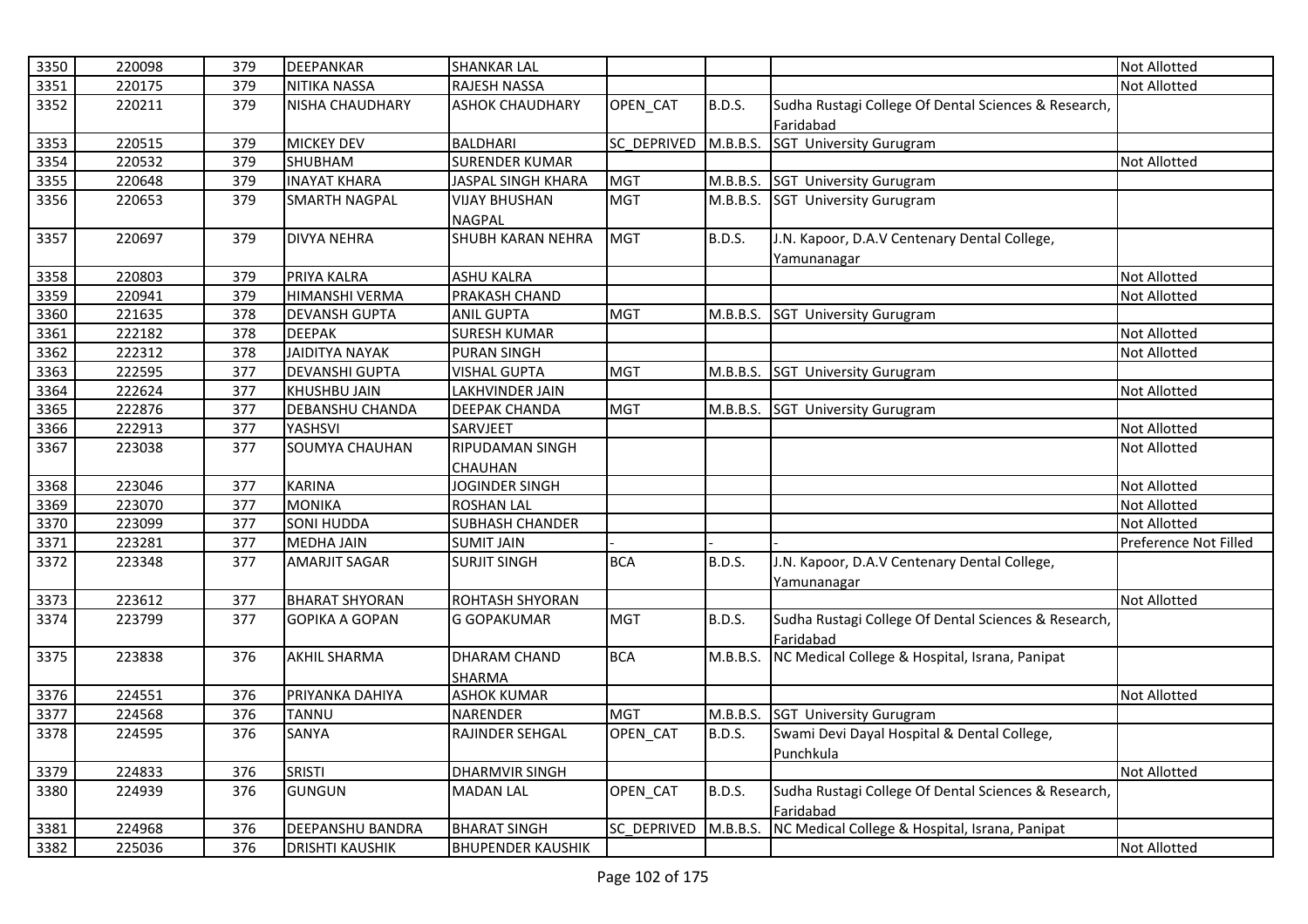| | | | | | | | | |
|---|---|---|---|---|---|---|---|---|
| 3350 | 220098 | 379 | DEEPANKAR | SHANKAR LAL | | | | Not Allotted |
| 3351 | 220175 | 379 | NITIKA NASSA | RAJESH NASSA | | | | Not Allotted |
| 3352 | 220211 | 379 | NISHA CHAUDHARY | ASHOK CHAUDHARY | OPEN_CAT | B.D.S. | Sudha Rustagi College Of Dental Sciences & Research, Faridabad | |
| 3353 | 220515 | 379 | MICKEY DEV | BALDHARI | SC_DEPRIVED | M.B.B.S. | SGT University Gurugram | |
| 3354 | 220532 | 379 | SHUBHAM | SURENDER KUMAR | | | | Not Allotted |
| 3355 | 220648 | 379 | INAYAT KHARA | JASPAL SINGH KHARA | MGT | M.B.B.S. | SGT University Gurugram | |
| 3356 | 220653 | 379 | SMARTH NAGPAL | VIJAY BHUSHAN NAGPAL | MGT | M.B.B.S. | SGT University Gurugram | |
| 3357 | 220697 | 379 | DIVYA NEHRA | SHUBH KARAN NEHRA | MGT | B.D.S. | J.N. Kapoor, D.A.V Centenary Dental College, Yamunanagar | |
| 3358 | 220803 | 379 | PRIYA KALRA | ASHU KALRA | | | | Not Allotted |
| 3359 | 220941 | 379 | HIMANSHI VERMA | PRAKASH CHAND | | | | Not Allotted |
| 3360 | 221635 | 378 | DEVANSH GUPTA | ANIL GUPTA | MGT | M.B.B.S. | SGT University Gurugram | |
| 3361 | 222182 | 378 | DEEPAK | SURESH KUMAR | | | | Not Allotted |
| 3362 | 222312 | 378 | JAIDITYA NAYAK | PURAN SINGH | | | | Not Allotted |
| 3363 | 222595 | 377 | DEVANSHI GUPTA | VISHAL GUPTA | MGT | M.B.B.S. | SGT University Gurugram | |
| 3364 | 222624 | 377 | KHUSHBU JAIN | LAKHVINDER JAIN | | | | Not Allotted |
| 3365 | 222876 | 377 | DEBANSHU CHANDA | DEEPAK CHANDA | MGT | M.B.B.S. | SGT University Gurugram | |
| 3366 | 222913 | 377 | YASHSVI | SARVJEET | | | | Not Allotted |
| 3367 | 223038 | 377 | SOUMYA CHAUHAN | RIPUDAMAN SINGH CHAUHAN | | | | Not Allotted |
| 3368 | 223046 | 377 | KARINA | JOGINDER SINGH | | | | Not Allotted |
| 3369 | 223070 | 377 | MONIKA | ROSHAN LAL | | | | Not Allotted |
| 3370 | 223099 | 377 | SONI HUDDA | SUBHASH CHANDER | | | | Not Allotted |
| 3371 | 223281 | 377 | MEDHA JAIN | SUMIT JAIN | - | - | - | Preference Not Filled |
| 3372 | 223348 | 377 | AMARJIT SAGAR | SURJIT SINGH | BCA | B.D.S. | J.N. Kapoor, D.A.V Centenary Dental College, Yamunanagar | |
| 3373 | 223612 | 377 | BHARAT SHYORAN | ROHTASH SHYORAN | | | | Not Allotted |
| 3374 | 223799 | 377 | GOPIKA A GOPAN | G GOPAKUMAR | MGT | B.D.S. | Sudha Rustagi College Of Dental Sciences & Research, Faridabad | |
| 3375 | 223838 | 376 | AKHIL SHARMA | DHARAM CHAND SHARMA | BCA | M.B.B.S. | NC Medical College & Hospital, Israna, Panipat | |
| 3376 | 224551 | 376 | PRIYANKA DAHIYA | ASHOK KUMAR | | | | Not Allotted |
| 3377 | 224568 | 376 | TANNU | NARENDER | MGT | M.B.B.S. | SGT University Gurugram | |
| 3378 | 224595 | 376 | SANYA | RAJINDER SEHGAL | OPEN_CAT | B.D.S. | Swami Devi Dayal Hospital & Dental College, Punchkula | |
| 3379 | 224833 | 376 | SRISTI | DHARMVIR SINGH | | | | Not Allotted |
| 3380 | 224939 | 376 | GUNGUN | MADAN LAL | OPEN_CAT | B.D.S. | Sudha Rustagi College Of Dental Sciences & Research, Faridabad | |
| 3381 | 224968 | 376 | DEEPANSHU BANDRA | BHARAT SINGH | SC_DEPRIVED | M.B.B.S. | NC Medical College & Hospital, Israna, Panipat | |
| 3382 | 225036 | 376 | DRISHTI KAUSHIK | BHUPENDER KAUSHIK | | | | Not Allotted |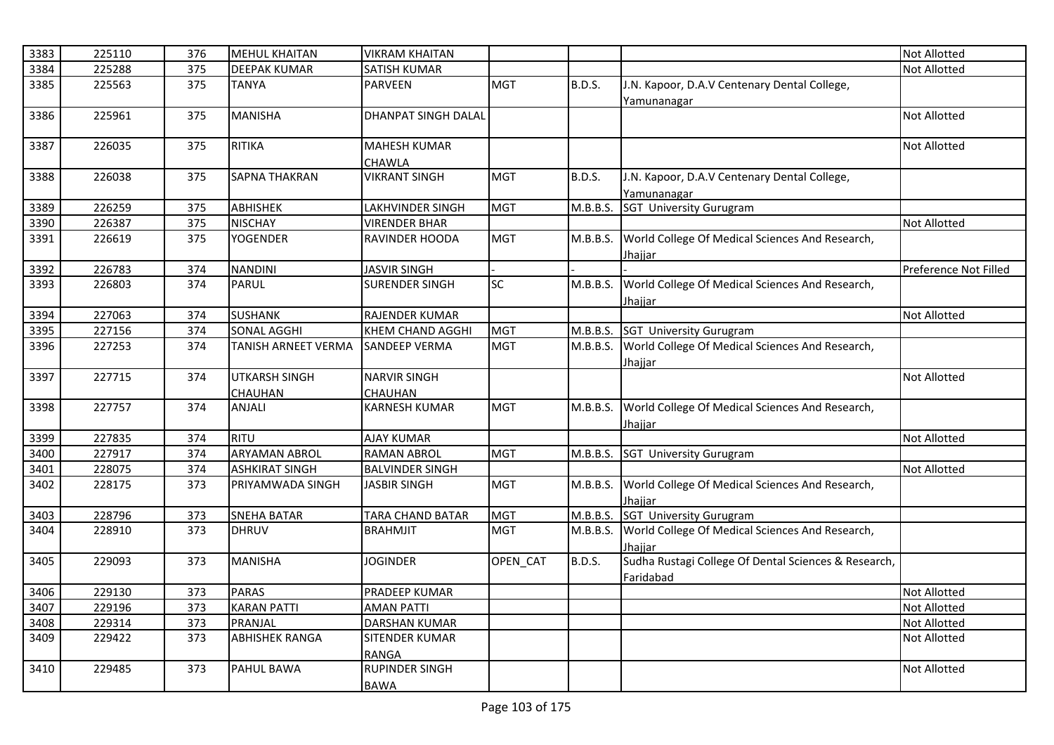| 3383 | 225110 | 376 | MEHUL KHAITAN | VIKRAM KHAITAN | | | | Not Allotted |
|---|---|---|---|---|---|---|---|---|
| 3384 | 225288 | 375 | DEEPAK KUMAR | SATISH KUMAR | | | | Not Allotted |
| 3385 | 225563 | 375 | TANYA | PARVEEN | MGT | B.D.S. | J.N. Kapoor, D.A.V Centenary Dental College, Yamunanagar | |
| 3386 | 225961 | 375 | MANISHA | DHANPAT SINGH DALAL | | | | Not Allotted |
| 3387 | 226035 | 375 | RITIKA | MAHESH KUMAR CHAWLA | | | | Not Allotted |
| 3388 | 226038 | 375 | SAPNA THAKRAN | VIKRANT SINGH | MGT | B.D.S. | J.N. Kapoor, D.A.V Centenary Dental College, Yamunanagar | |
| 3389 | 226259 | 375 | ABHISHEK | LAKHVINDER SINGH | MGT | M.B.B.S. | SGT University Gurugram | |
| 3390 | 226387 | 375 | NISCHAY | VIRENDER BHAR | | | | Not Allotted |
| 3391 | 226619 | 375 | YOGENDER | RAVINDER HOODA | MGT | M.B.B.S. | World College Of Medical Sciences And Research, Jhajjar | |
| 3392 | 226783 | 374 | NANDINI | JASVIR SINGH | - | - | - | Preference Not Filled |
| 3393 | 226803 | 374 | PARUL | SURENDER SINGH | SC | M.B.B.S. | World College Of Medical Sciences And Research, Jhajjar | |
| 3394 | 227063 | 374 | SUSHANK | RAJENDER KUMAR | | | | Not Allotted |
| 3395 | 227156 | 374 | SONAL AGGHI | KHEM CHAND AGGHI | MGT | M.B.B.S. | SGT University Gurugram | |
| 3396 | 227253 | 374 | TANISH ARNEET VERMA | SANDEEP VERMA | MGT | M.B.B.S. | World College Of Medical Sciences And Research, Jhajjar | |
| 3397 | 227715 | 374 | UTKARSH SINGH CHAUHAN | NARVIR SINGH CHAUHAN | | | | Not Allotted |
| 3398 | 227757 | 374 | ANJALI | KARNESH KUMAR | MGT | M.B.B.S. | World College Of Medical Sciences And Research, Jhajjar | |
| 3399 | 227835 | 374 | RITU | AJAY KUMAR | | | | Not Allotted |
| 3400 | 227917 | 374 | ARYAMAN ABROL | RAMAN ABROL | MGT | M.B.B.S. | SGT University Gurugram | |
| 3401 | 228075 | 374 | ASHKIRAT SINGH | BALVINDER SINGH | | | | Not Allotted |
| 3402 | 228175 | 373 | PRIYAMWADA SINGH | JASBIR SINGH | MGT | M.B.B.S. | World College Of Medical Sciences And Research, Jhajjar | |
| 3403 | 228796 | 373 | SNEHA BATAR | TARA CHAND BATAR | MGT | M.B.B.S. | SGT University Gurugram | |
| 3404 | 228910 | 373 | DHRUV | BRAHMJIT | MGT | M.B.B.S. | World College Of Medical Sciences And Research, Jhajjar | |
| 3405 | 229093 | 373 | MANISHA | JOGINDER | OPEN_CAT | B.D.S. | Sudha Rustagi College Of Dental Sciences & Research, Faridabad | |
| 3406 | 229130 | 373 | PARAS | PRADEEP KUMAR | | | | Not Allotted |
| 3407 | 229196 | 373 | KARAN PATTI | AMAN PATTI | | | | Not Allotted |
| 3408 | 229314 | 373 | PRANJAL | DARSHAN KUMAR | | | | Not Allotted |
| 3409 | 229422 | 373 | ABHISHEK RANGA | SITENDER KUMAR RANGA | | | | Not Allotted |
| 3410 | 229485 | 373 | PAHUL BAWA | RUPINDER SINGH BAWA | | | | Not Allotted |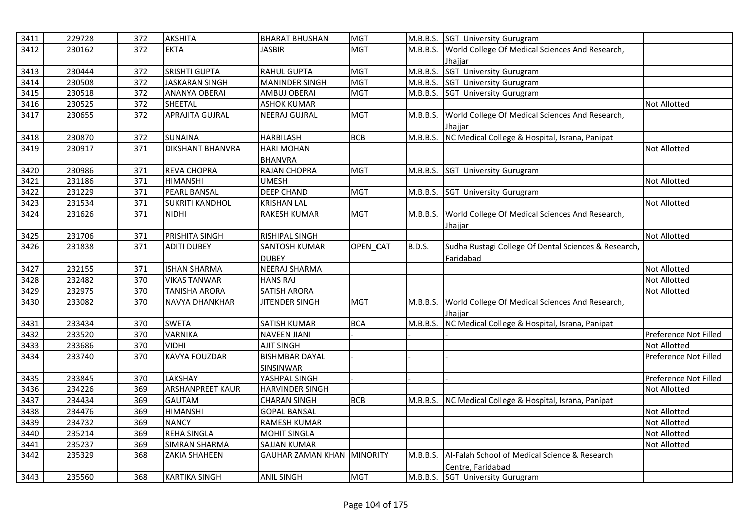| 3411 | 229728 | 372 | AKSHITA | BHARAT BHUSHAN | MGT | M.B.B.S. | SGT University Gurugram | |
|---|---|---|---|---|---|---|---|---|
| 3412 | 230162 | 372 | EKTA | JASBIR | MGT | M.B.B.S. | World College Of Medical Sciences And Research, Jhajjar | |
| 3413 | 230444 | 372 | SRISHTI GUPTA | RAHUL GUPTA | MGT | M.B.B.S. | SGT University Gurugram | |
| 3414 | 230508 | 372 | JASKARAN SINGH | MANINDER SINGH | MGT | M.B.B.S. | SGT University Gurugram | |
| 3415 | 230518 | 372 | ANANYA OBERAI | AMBUJ OBERAI | MGT | M.B.B.S. | SGT University Gurugram | |
| 3416 | 230525 | 372 | SHEETAL | ASHOK KUMAR | | | | Not Allotted |
| 3417 | 230655 | 372 | APRAJITA GUJRAL | NEERAJ GUJRAL | MGT | M.B.B.S. | World College Of Medical Sciences And Research, Jhajjar | |
| 3418 | 230870 | 372 | SUNAINA | HARBILASH | BCB | M.B.B.S. | NC Medical College & Hospital, Israna, Panipat | |
| 3419 | 230917 | 371 | DIKSHANT BHANVRA | HARI MOHAN BHANVRA | | | | Not Allotted |
| 3420 | 230986 | 371 | REVA CHOPRA | RAJAN CHOPRA | MGT | M.B.B.S. | SGT University Gurugram | |
| 3421 | 231186 | 371 | HIMANSHI | UMESH | | | | Not Allotted |
| 3422 | 231229 | 371 | PEARL BANSAL | DEEP CHAND | MGT | M.B.B.S. | SGT University Gurugram | |
| 3423 | 231534 | 371 | SUKRITI KANDHOL | KRISHAN LAL | | | | Not Allotted |
| 3424 | 231626 | 371 | NIDHI | RAKESH KUMAR | MGT | M.B.B.S. | World College Of Medical Sciences And Research, Jhajjar | |
| 3425 | 231706 | 371 | PRISHITA SINGH | RISHIPAL SINGH | | | | Not Allotted |
| 3426 | 231838 | 371 | ADITI DUBEY | SANTOSH KUMAR DUBEY | OPEN_CAT | B.D.S. | Sudha Rustagi College Of Dental Sciences & Research, Faridabad | |
| 3427 | 232155 | 371 | ISHAN SHARMA | NEERAJ SHARMA | | | | Not Allotted |
| 3428 | 232482 | 370 | VIKAS TANWAR | HANS RAJ | | | | Not Allotted |
| 3429 | 232975 | 370 | TANISHA ARORA | SATISH ARORA | | | | Not Allotted |
| 3430 | 233082 | 370 | NAVYA DHANKHAR | JITENDER SINGH | MGT | M.B.B.S. | World College Of Medical Sciences And Research, Jhajjar | |
| 3431 | 233434 | 370 | SWETA | SATISH KUMAR | BCA | M.B.B.S. | NC Medical College & Hospital, Israna, Panipat | |
| 3432 | 233520 | 370 | VARNIKA | NAVEEN JIANI | - | - | - | Preference Not Filled |
| 3433 | 233686 | 370 | VIDHI | AJIT SINGH | | | | Not Allotted |
| 3434 | 233740 | 370 | KAVYA FOUZDAR | BISHMBAR DAYAL SINSINWAR | - | - | - | Preference Not Filled |
| 3435 | 233845 | 370 | LAKSHAY | YASHPAL SINGH | - | - | - | Preference Not Filled |
| 3436 | 234226 | 369 | ARSHANPREET KAUR | HARVINDER SINGH | | | | Not Allotted |
| 3437 | 234434 | 369 | GAUTAM | CHARAN SINGH | BCB | M.B.B.S. | NC Medical College & Hospital, Israna, Panipat | |
| 3438 | 234476 | 369 | HIMANSHI | GOPAL BANSAL | | | | Not Allotted |
| 3439 | 234732 | 369 | NANCY | RAMESH KUMAR | | | | Not Allotted |
| 3440 | 235214 | 369 | REHA SINGLA | MOHIT SINGLA | | | | Not Allotted |
| 3441 | 235237 | 369 | SIMRAN SHARMA | SAJJAN KUMAR | | | | Not Allotted |
| 3442 | 235329 | 368 | ZAKIA SHAHEEN | GAUHAR ZAMAN KHAN | MINORITY | M.B.B.S. | Al-Falah School of Medical Science & Research Centre, Faridabad | |
| 3443 | 235560 | 368 | KARTIKA SINGH | ANIL SINGH | MGT | M.B.B.S. | SGT University Gurugram | |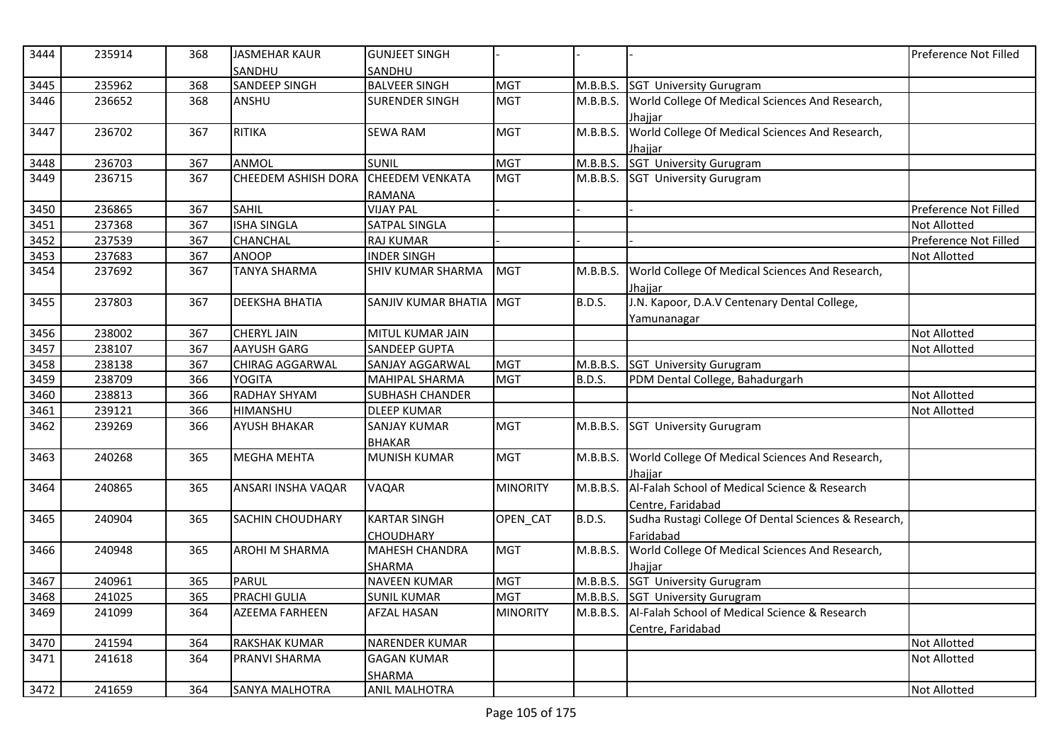| 3444 | 235914 | 368 | JASMEHAR KAUR SANDHU | GUNJEET SINGH SANDHU | - | - | - | Preference Not Filled |
|---|---|---|---|---|---|---|---|---|
| 3445 | 235962 | 368 | SANDEEP SINGH | BALVEER SINGH | MGT | M.B.B.S. | SGT University Gurugram | |
| 3446 | 236652 | 368 | ANSHU | SURENDER SINGH | MGT | M.B.B.S. | World College Of Medical Sciences And Research, Jhajjar | |
| 3447 | 236702 | 367 | RITIKA | SEWA RAM | MGT | M.B.B.S. | World College Of Medical Sciences And Research, Jhajjar | |
| 3448 | 236703 | 367 | ANMOL | SUNIL | MGT | M.B.B.S. | SGT University Gurugram | |
| 3449 | 236715 | 367 | CHEEDEM ASHISH DORA | CHEEDEM VENKATA RAMANA | MGT | M.B.B.S. | SGT University Gurugram | |
| 3450 | 236865 | 367 | SAHIL | VIJAY PAL | - | - | - | Preference Not Filled |
| 3451 | 237368 | 367 | ISHA SINGLA | SATPAL SINGLA | | | | Not Allotted |
| 3452 | 237539 | 367 | CHANCHAL | RAJ KUMAR | - | - | - | Preference Not Filled |
| 3453 | 237683 | 367 | ANOOP | INDER SINGH | | | | Not Allotted |
| 3454 | 237692 | 367 | TANYA SHARMA | SHIV KUMAR SHARMA | MGT | M.B.B.S. | World College Of Medical Sciences And Research, Jhajjar | |
| 3455 | 237803 | 367 | DEEKSHA BHATIA | SANJIV KUMAR BHATIA | MGT | B.D.S. | J.N. Kapoor, D.A.V Centenary Dental College, Yamunanagar | |
| 3456 | 238002 | 367 | CHERYL JAIN | MITUL KUMAR JAIN | | | | Not Allotted |
| 3457 | 238107 | 367 | AAYUSH GARG | SANDEEP GUPTA | | | | Not Allotted |
| 3458 | 238138 | 367 | CHIRAG AGGARWAL | SANJAY AGGARWAL | MGT | M.B.B.S. | SGT University Gurugram | |
| 3459 | 238709 | 366 | YOGITA | MAHIPAL SHARMA | MGT | B.D.S. | PDM Dental College, Bahadurgarh | |
| 3460 | 238813 | 366 | RADHAY SHYAM | SUBHASH CHANDER | | | | Not Allotted |
| 3461 | 239121 | 366 | HIMANSHU | DLEEP KUMAR | | | | Not Allotted |
| 3462 | 239269 | 366 | AYUSH BHAKAR | SANJAY KUMAR BHAKAR | MGT | M.B.B.S. | SGT University Gurugram | |
| 3463 | 240268 | 365 | MEGHA MEHTA | MUNISH KUMAR | MGT | M.B.B.S. | World College Of Medical Sciences And Research, Jhajjar | |
| 3464 | 240865 | 365 | ANSARI INSHA VAQAR | VAQAR | MINORITY | M.B.B.S. | Al-Falah School of Medical Science & Research Centre, Faridabad | |
| 3465 | 240904 | 365 | SACHIN CHOUDHARY | KARTAR SINGH CHOUDHARY | OPEN_CAT | B.D.S. | Sudha Rustagi College Of Dental Sciences & Research, Faridabad | |
| 3466 | 240948 | 365 | AROHI M SHARMA | MAHESH CHANDRA SHARMA | MGT | M.B.B.S. | World College Of Medical Sciences And Research, Jhajjar | |
| 3467 | 240961 | 365 | PARUL | NAVEEN KUMAR | MGT | M.B.B.S. | SGT University Gurugram | |
| 3468 | 241025 | 365 | PRACHI GULIA | SUNIL KUMAR | MGT | M.B.B.S. | SGT University Gurugram | |
| 3469 | 241099 | 364 | AZEEMA FARHEEN | AFZAL HASAN | MINORITY | M.B.B.S. | Al-Falah School of Medical Science & Research Centre, Faridabad | |
| 3470 | 241594 | 364 | RAKSHAK KUMAR | NARENDER KUMAR | | | | Not Allotted |
| 3471 | 241618 | 364 | PRANVI SHARMA | GAGAN KUMAR SHARMA | | | | Not Allotted |
| 3472 | 241659 | 364 | SANYA MALHOTRA | ANIL MALHOTRA | | | | Not Allotted |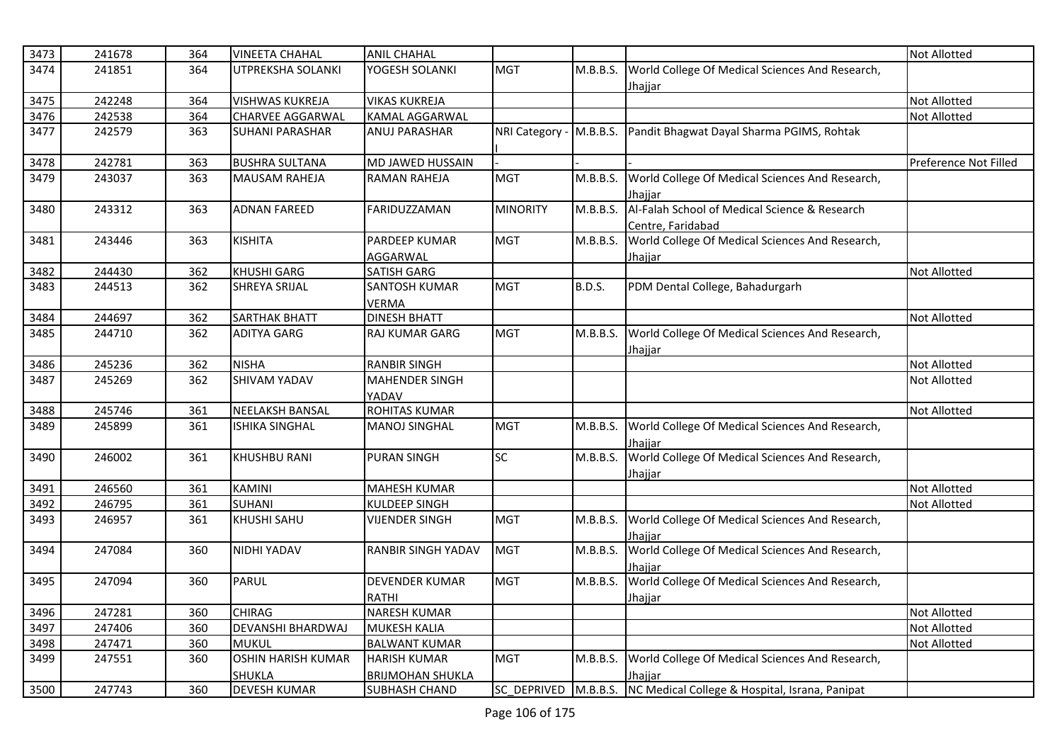| 3473 | 241678 | 364 | VINEETA CHAHAL | ANIL CHAHAL | | | | Not Allotted |
|---|---|---|---|---|---|---|---|---|
| 3474 | 241851 | 364 | UTPREKSHA SOLANKI | YOGESH SOLANKI | MGT | M.B.B.S. | World College Of Medical Sciences And Research, Jhajjar | |
| 3475 | 242248 | 364 | VISHWAS KUKREJA | VIKAS KUKREJA | | | | Not Allotted |
| 3476 | 242538 | 364 | CHARVEE AGGARWAL | KAMAL AGGARWAL | | | | Not Allotted |
| 3477 | 242579 | 363 | SUHANI PARASHAR | ANUJ PARASHAR | NRI Category - I | M.B.B.S. | Pandit Bhagwat Dayal Sharma PGIMS, Rohtak | |
| 3478 | 242781 | 363 | BUSHRA SULTANA | MD JAWED HUSSAIN | - | - | - | Preference Not Filled |
| 3479 | 243037 | 363 | MAUSAM RAHEJA | RAMAN RAHEJA | MGT | M.B.B.S. | World College Of Medical Sciences And Research, Jhajjar | |
| 3480 | 243312 | 363 | ADNAN FAREED | FARIDUZZAMAN | MINORITY | M.B.B.S. | Al-Falah School of Medical Science & Research Centre, Faridabad | |
| 3481 | 243446 | 363 | KISHITA | PARDEEP KUMAR AGGARWAL | MGT | M.B.B.S. | World College Of Medical Sciences And Research, Jhajjar | |
| 3482 | 244430 | 362 | KHUSHI GARG | SATISH GARG | | | | Not Allotted |
| 3483 | 244513 | 362 | SHREYA SRIJAL | SANTOSH KUMAR VERMA | MGT | B.D.S. | PDM Dental College, Bahadurgarh | |
| 3484 | 244697 | 362 | SARTHAK BHATT | DINESH BHATT | | | | Not Allotted |
| 3485 | 244710 | 362 | ADITYA GARG | RAJ KUMAR GARG | MGT | M.B.B.S. | World College Of Medical Sciences And Research, Jhajjar | |
| 3486 | 245236 | 362 | NISHA | RANBIR SINGH | | | | Not Allotted |
| 3487 | 245269 | 362 | SHIVAM YADAV | MAHENDER SINGH YADAV | | | | Not Allotted |
| 3488 | 245746 | 361 | NEELAKSH BANSAL | ROHITAS KUMAR | | | | Not Allotted |
| 3489 | 245899 | 361 | ISHIKA SINGHAL | MANOJ SINGHAL | MGT | M.B.B.S. | World College Of Medical Sciences And Research, Jhajjar | |
| 3490 | 246002 | 361 | KHUSHBU RANI | PURAN SINGH | SC | M.B.B.S. | World College Of Medical Sciences And Research, Jhajjar | |
| 3491 | 246560 | 361 | KAMINI | MAHESH KUMAR | | | | Not Allotted |
| 3492 | 246795 | 361 | SUHANI | KULDEEP SINGH | | | | Not Allotted |
| 3493 | 246957 | 361 | KHUSHI SAHU | VIJENDER SINGH | MGT | M.B.B.S. | World College Of Medical Sciences And Research, Jhajjar | |
| 3494 | 247084 | 360 | NIDHI YADAV | RANBIR SINGH YADAV | MGT | M.B.B.S. | World College Of Medical Sciences And Research, Jhajjar | |
| 3495 | 247094 | 360 | PARUL | DEVENDER KUMAR RATHI | MGT | M.B.B.S. | World College Of Medical Sciences And Research, Jhajjar | |
| 3496 | 247281 | 360 | CHIRAG | NARESH KUMAR | | | | Not Allotted |
| 3497 | 247406 | 360 | DEVANSHI BHARDWAJ | MUKESH KALIA | | | | Not Allotted |
| 3498 | 247471 | 360 | MUKUL | BALWANT KUMAR | | | | Not Allotted |
| 3499 | 247551 | 360 | OSHIN HARISH KUMAR SHUKLA | HARISH KUMAR BRIJMOHAN SHUKLA | MGT | M.B.B.S. | World College Of Medical Sciences And Research, Jhajjar | |
| 3500 | 247743 | 360 | DEVESH KUMAR | SUBHASH CHAND | SC_DEPRIVED | M.B.B.S. | NC Medical College & Hospital, Israna, Panipat | |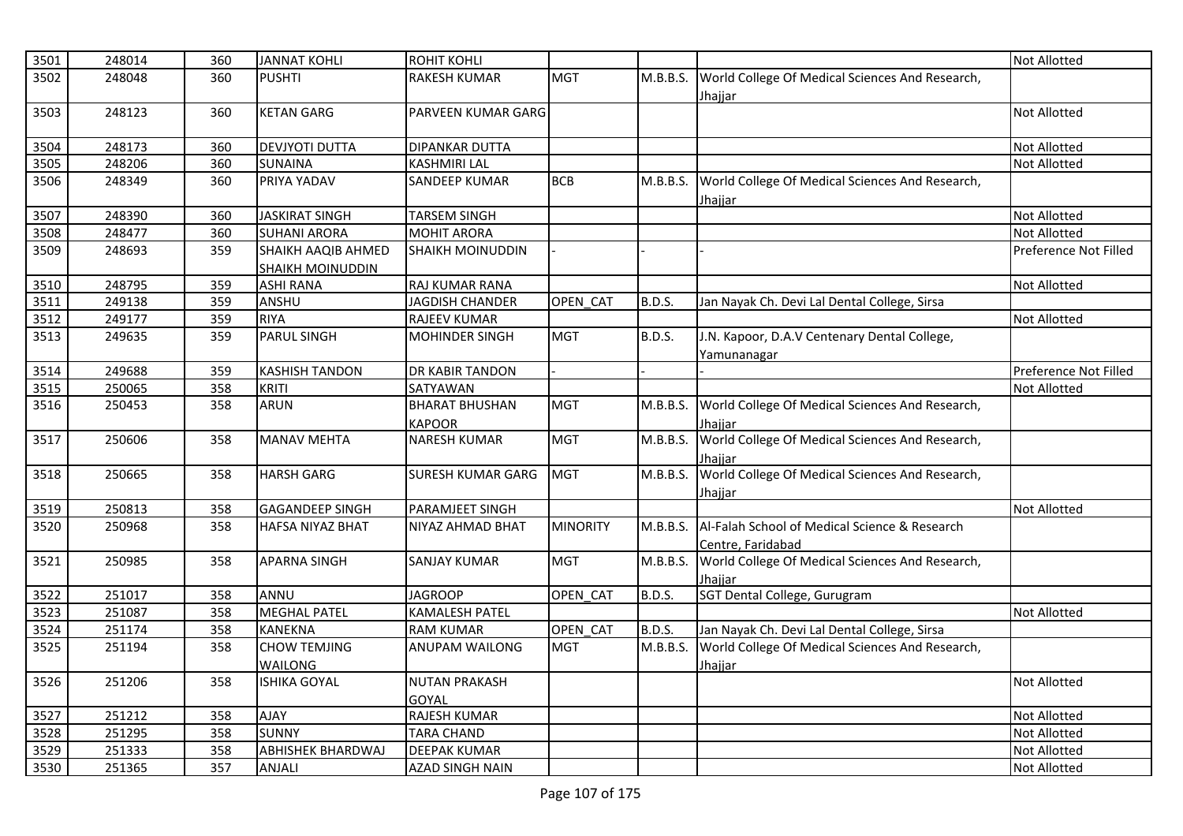| 3501 | 248014 | 360 | JANNAT KOHLI | ROHIT KOHLI | | | | Not Allotted |
|---|---|---|---|---|---|---|---|---|
| 3502 | 248048 | 360 | PUSHTI | RAKESH KUMAR | MGT | M.B.B.S. | World College Of Medical Sciences And Research, Jhajjar | |
| 3503 | 248123 | 360 | KETAN GARG | PARVEEN KUMAR GARG | | | | Not Allotted |
| 3504 | 248173 | 360 | DEVJYOTI DUTTA | DIPANKAR DUTTA | | | | Not Allotted |
| 3505 | 248206 | 360 | SUNAINA | KASHMIRI LAL | | | | Not Allotted |
| 3506 | 248349 | 360 | PRIYA YADAV | SANDEEP KUMAR | BCB | M.B.B.S. | World College Of Medical Sciences And Research, Jhajjar | |
| 3507 | 248390 | 360 | JASKIRAT SINGH | TARSEM SINGH | | | | Not Allotted |
| 3508 | 248477 | 360 | SUHANI ARORA | MOHIT ARORA | | | | Not Allotted |
| 3509 | 248693 | 359 | SHAIKH AAQIB AHMED SHAIKH MOINUDDIN | SHAIKH MOINUDDIN | - | - | - | Preference Not Filled |
| 3510 | 248795 | 359 | ASHI RANA | RAJ KUMAR RANA | | | | Not Allotted |
| 3511 | 249138 | 359 | ANSHU | JAGDISH CHANDER | OPEN_CAT | B.D.S. | Jan Nayak Ch. Devi Lal Dental College, Sirsa | |
| 3512 | 249177 | 359 | RIYA | RAJEEV KUMAR | | | | Not Allotted |
| 3513 | 249635 | 359 | PARUL SINGH | MOHINDER SINGH | MGT | B.D.S. | J.N. Kapoor, D.A.V Centenary Dental College, Yamunanagar | |
| 3514 | 249688 | 359 | KASHISH TANDON | DR KABIR TANDON | - | - | - | Preference Not Filled |
| 3515 | 250065 | 358 | KRITI | SATYAWAN | | | | Not Allotted |
| 3516 | 250453 | 358 | ARUN | BHARAT BHUSHAN KAPOOR | MGT | M.B.B.S. | World College Of Medical Sciences And Research, Jhajjar | |
| 3517 | 250606 | 358 | MANAV MEHTA | NARESH KUMAR | MGT | M.B.B.S. | World College Of Medical Sciences And Research, Jhajjar | |
| 3518 | 250665 | 358 | HARSH GARG | SURESH KUMAR GARG | MGT | M.B.B.S. | World College Of Medical Sciences And Research, Jhajjar | |
| 3519 | 250813 | 358 | GAGANDEEP SINGH | PARAMJEET SINGH | | | | Not Allotted |
| 3520 | 250968 | 358 | HAFSA NIYAZ BHAT | NIYAZ AHMAD BHAT | MINORITY | M.B.B.S. | Al-Falah School of Medical Science & Research Centre, Faridabad | |
| 3521 | 250985 | 358 | APARNA SINGH | SANJAY KUMAR | MGT | M.B.B.S. | World College Of Medical Sciences And Research, Jhajjar | |
| 3522 | 251017 | 358 | ANNU | JAGROOP | OPEN_CAT | B.D.S. | SGT Dental College, Gurugram | |
| 3523 | 251087 | 358 | MEGHAL PATEL | KAMALESH PATEL | | | | Not Allotted |
| 3524 | 251174 | 358 | KANEKNA | RAM KUMAR | OPEN_CAT | B.D.S. | Jan Nayak Ch. Devi Lal Dental College, Sirsa | |
| 3525 | 251194 | 358 | CHOW TEMJING WAILONG | ANUPAM WAILONG | MGT | M.B.B.S. | World College Of Medical Sciences And Research, Jhajjar | |
| 3526 | 251206 | 358 | ISHIKA GOYAL | NUTAN PRAKASH GOYAL | | | | Not Allotted |
| 3527 | 251212 | 358 | AJAY | RAJESH KUMAR | | | | Not Allotted |
| 3528 | 251295 | 358 | SUNNY | TARA CHAND | | | | Not Allotted |
| 3529 | 251333 | 358 | ABHISHEK BHARDWAJ | DEEPAK KUMAR | | | | Not Allotted |
| 3530 | 251365 | 357 | ANJALI | AZAD SINGH NAIN | | | | Not Allotted |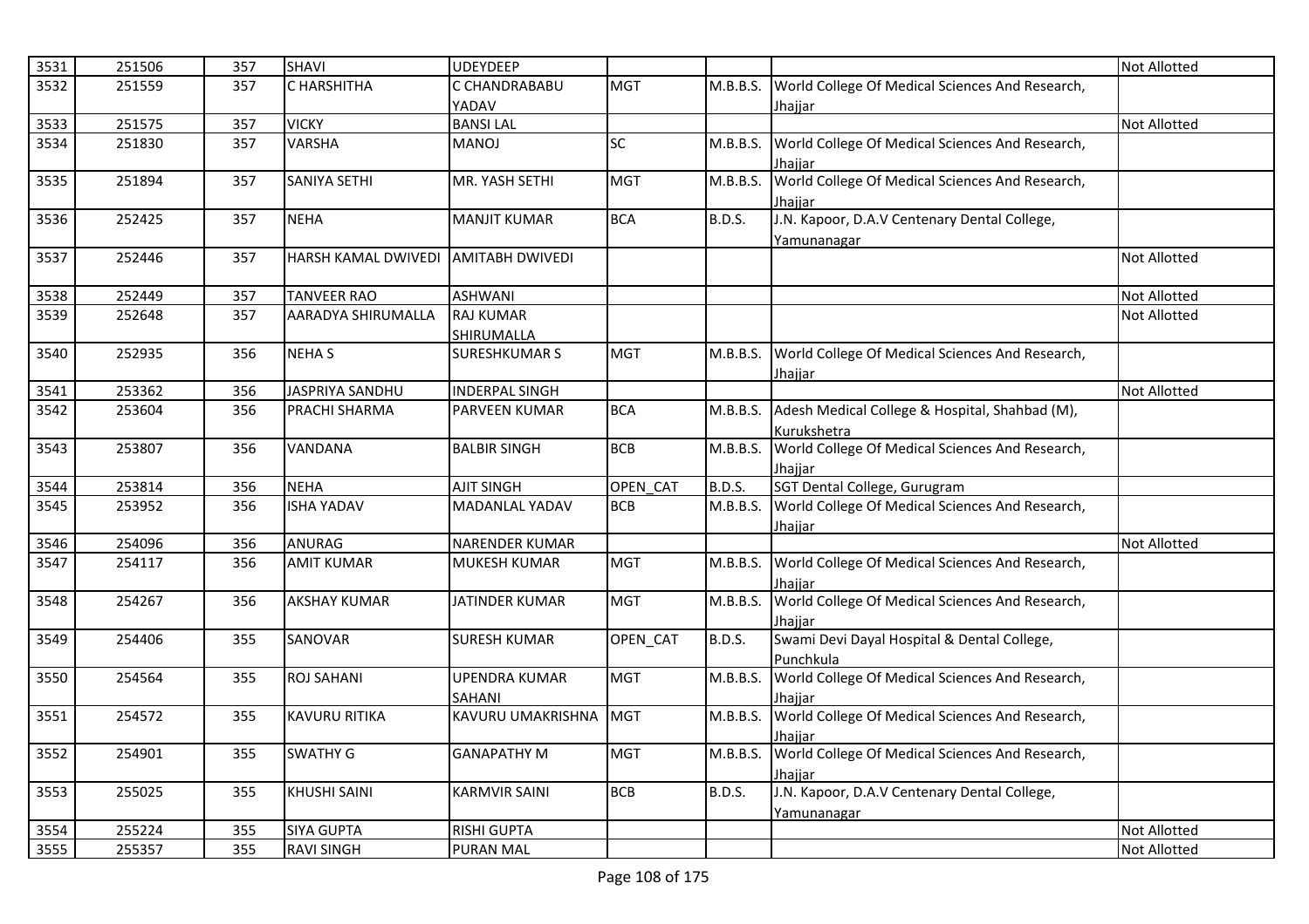| 3531 | 251506 | 357 | SHAVI | UDEYDEEP | | | | Not Allotted |
|---|---|---|---|---|---|---|---|---|
| 3532 | 251559 | 357 | C HARSHITHA | C CHANDRABABU YADAV | MGT | M.B.B.S. | World College Of Medical Sciences And Research, Jhajjar | |
| 3533 | 251575 | 357 | VICKY | BANSI LAL | | | | Not Allotted |
| 3534 | 251830 | 357 | VARSHA | MANOJ | SC | M.B.B.S. | World College Of Medical Sciences And Research, Jhajjar | |
| 3535 | 251894 | 357 | SANIYA SETHI | MR. YASH SETHI | MGT | M.B.B.S. | World College Of Medical Sciences And Research, Jhajjar | |
| 3536 | 252425 | 357 | NEHA | MANJIT KUMAR | BCA | B.D.S. | J.N. Kapoor, D.A.V Centenary Dental College, Yamunanagar | |
| 3537 | 252446 | 357 | HARSH KAMAL DWIVEDI | AMITABH DWIVEDI | | | | Not Allotted |
| 3538 | 252449 | 357 | TANVEER RAO | ASHWANI | | | | Not Allotted |
| 3539 | 252648 | 357 | AARADYA SHIRUMALLA | RAJ KUMAR SHIRUMALLA | | | | Not Allotted |
| 3540 | 252935 | 356 | NEHA S | SURESHKUMAR S | MGT | M.B.B.S. | World College Of Medical Sciences And Research, Jhajjar | |
| 3541 | 253362 | 356 | JASPRIYA SANDHU | INDERPAL SINGH | | | | Not Allotted |
| 3542 | 253604 | 356 | PRACHI SHARMA | PARVEEN KUMAR | BCA | M.B.B.S. | Adesh Medical College & Hospital, Shahbad (M), Kurukshetra | |
| 3543 | 253807 | 356 | VANDANA | BALBIR SINGH | BCB | M.B.B.S. | World College Of Medical Sciences And Research, Jhajjar | |
| 3544 | 253814 | 356 | NEHA | AJIT SINGH | OPEN_CAT | B.D.S. | SGT Dental College, Gurugram | |
| 3545 | 253952 | 356 | ISHA YADAV | MADANLAL YADAV | BCB | M.B.B.S. | World College Of Medical Sciences And Research, Jhajjar | |
| 3546 | 254096 | 356 | ANURAG | NARENDER KUMAR | | | | Not Allotted |
| 3547 | 254117 | 356 | AMIT KUMAR | MUKESH KUMAR | MGT | M.B.B.S. | World College Of Medical Sciences And Research, Jhajjar | |
| 3548 | 254267 | 356 | AKSHAY KUMAR | JATINDER KUMAR | MGT | M.B.B.S. | World College Of Medical Sciences And Research, Jhajjar | |
| 3549 | 254406 | 355 | SANOVAR | SURESH KUMAR | OPEN_CAT | B.D.S. | Swami Devi Dayal Hospital & Dental College, Punchkula | |
| 3550 | 254564 | 355 | ROJ SAHANI | UPENDRA KUMAR SAHANI | MGT | M.B.B.S. | World College Of Medical Sciences And Research, Jhajjar | |
| 3551 | 254572 | 355 | KAVURU RITIKA | KAVURU UMAKRISHNA | MGT | M.B.B.S. | World College Of Medical Sciences And Research, Jhajjar | |
| 3552 | 254901 | 355 | SWATHY G | GANAPATHY M | MGT | M.B.B.S. | World College Of Medical Sciences And Research, Jhajjar | |
| 3553 | 255025 | 355 | KHUSHI SAINI | KARMVIR SAINI | BCB | B.D.S. | J.N. Kapoor, D.A.V Centenary Dental College, Yamunanagar | |
| 3554 | 255224 | 355 | SIYA GUPTA | RISHI GUPTA | | | | Not Allotted |
| 3555 | 255357 | 355 | RAVI SINGH | PURAN MAL | | | | Not Allotted |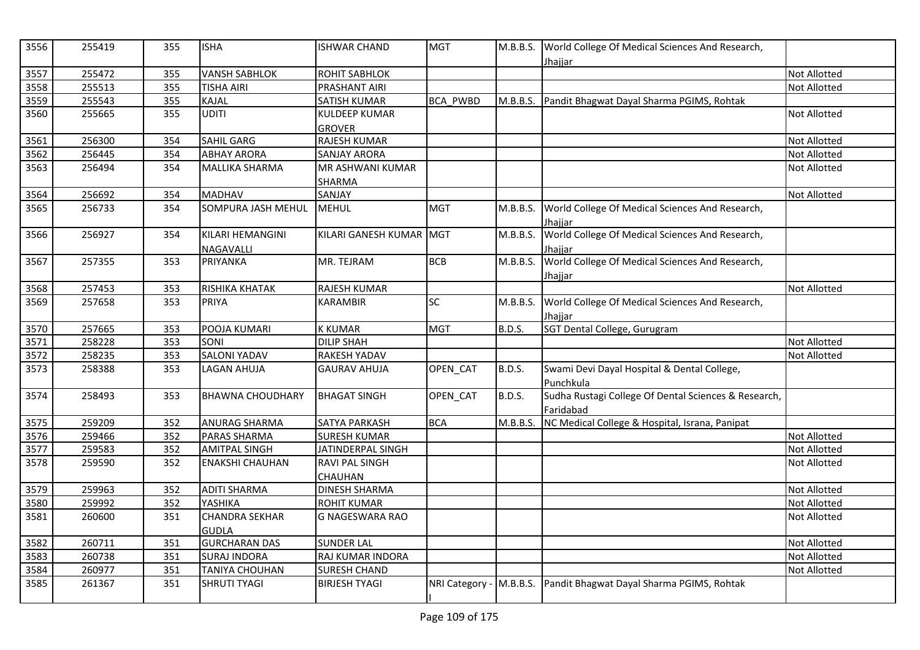| 3556 | 255419 | 355 | ISHA | ISHWAR CHAND | MGT | M.B.B.S. | World College Of Medical Sciences And Research, Jhajjar | |
|---|---|---|---|---|---|---|---|---|
| 3557 | 255472 | 355 | VANSH SABHLOK | ROHIT SABHLOK | | | | Not Allotted |
| 3558 | 255513 | 355 | TISHA AIRI | PRASHANT AIRI | | | | Not Allotted |
| 3559 | 255543 | 355 | KAJAL | SATISH KUMAR | BCA_PWBD | M.B.B.S. | Pandit Bhagwat Dayal Sharma PGIMS, Rohtak | |
| 3560 | 255665 | 355 | UDITI | KULDEEP KUMAR GROVER | | | | Not Allotted |
| 3561 | 256300 | 354 | SAHIL GARG | RAJESH KUMAR | | | | Not Allotted |
| 3562 | 256445 | 354 | ABHAY ARORA | SANJAY ARORA | | | | Not Allotted |
| 3563 | 256494 | 354 | MALLIKA SHARMA | MR ASHWANI KUMAR SHARMA | | | | Not Allotted |
| 3564 | 256692 | 354 | MADHAV | SANJAY | | | | Not Allotted |
| 3565 | 256733 | 354 | SOMPURA JASH MEHUL | MEHUL | MGT | M.B.B.S. | World College Of Medical Sciences And Research, Jhajjar | |
| 3566 | 256927 | 354 | KILARI HEMANGINI NAGAVALLI | KILARI GANESH KUMAR | MGT | M.B.B.S. | World College Of Medical Sciences And Research, Jhajjar | |
| 3567 | 257355 | 353 | PRIYANKA | MR. TEJRAM | BCB | M.B.B.S. | World College Of Medical Sciences And Research, Jhajjar | |
| 3568 | 257453 | 353 | RISHIKA KHATAK | RAJESH KUMAR | | | | Not Allotted |
| 3569 | 257658 | 353 | PRIYA | KARAMBIR | SC | M.B.B.S. | World College Of Medical Sciences And Research, Jhajjar | |
| 3570 | 257665 | 353 | POOJA KUMARI | K KUMAR | MGT | B.D.S. | SGT Dental College, Gurugram | |
| 3571 | 258228 | 353 | SONI | DILIP SHAH | | | | Not Allotted |
| 3572 | 258235 | 353 | SALONI YADAV | RAKESH YADAV | | | | Not Allotted |
| 3573 | 258388 | 353 | LAGAN AHUJA | GAURAV AHUJA | OPEN_CAT | B.D.S. | Swami Devi Dayal Hospital & Dental College, Punchkula | |
| 3574 | 258493 | 353 | BHAWNA CHOUDHARY | BHAGAT SINGH | OPEN_CAT | B.D.S. | Sudha Rustagi College Of Dental Sciences & Research, Faridabad | |
| 3575 | 259209 | 352 | ANURAG SHARMA | SATYA PARKASH | BCA | M.B.B.S. | NC Medical College & Hospital, Israna, Panipat | |
| 3576 | 259466 | 352 | PARAS SHARMA | SURESH KUMAR | | | | Not Allotted |
| 3577 | 259583 | 352 | AMITPAL SINGH | JATINDERPAL SINGH | | | | Not Allotted |
| 3578 | 259590 | 352 | ENAKSHI CHAUHAN | RAVI PAL SINGH CHAUHAN | | | | Not Allotted |
| 3579 | 259963 | 352 | ADITI SHARMA | DINESH SHARMA | | | | Not Allotted |
| 3580 | 259992 | 352 | YASHIKA | ROHIT KUMAR | | | | Not Allotted |
| 3581 | 260600 | 351 | CHANDRA SEKHAR GUDLA | G NAGESWARA RAO | | | | Not Allotted |
| 3582 | 260711 | 351 | GURCHARAN DAS | SUNDER LAL | | | | Not Allotted |
| 3583 | 260738 | 351 | SURAJ INDORA | RAJ KUMAR INDORA | | | | Not Allotted |
| 3584 | 260977 | 351 | TANIYA CHOUHAN | SURESH CHAND | | | | Not Allotted |
| 3585 | 261367 | 351 | SHRUTI TYAGI | BIRJESH TYAGI | NRI Category - I | M.B.B.S. | Pandit Bhagwat Dayal Sharma PGIMS, Rohtak | |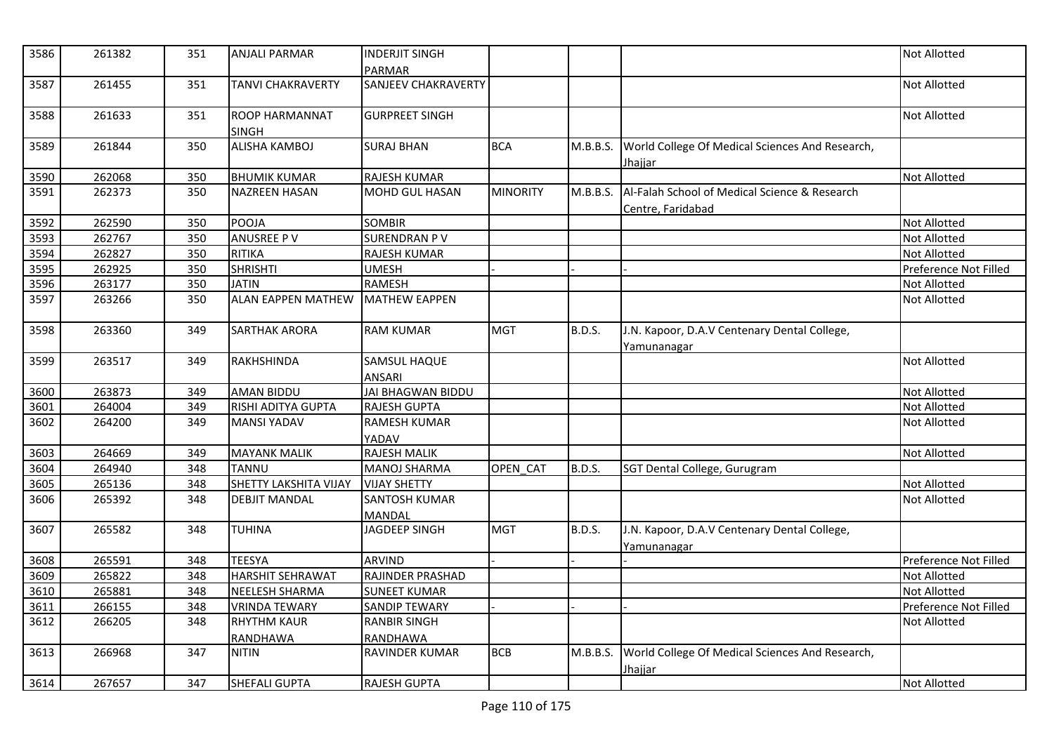| 3586 | 261382 | 351 | ANJALI PARMAR | INDERJIT SINGH PARMAR | | | | Not Allotted |
|---|---|---|---|---|---|---|---|---|
| 3587 | 261455 | 351 | TANVI CHAKRAVERTY | SANJEEV CHAKRAVERTY | | | | Not Allotted |
| 3588 | 261633 | 351 | ROOP HARMANNAT SINGH | GURPREET SINGH | | | | Not Allotted |
| 3589 | 261844 | 350 | ALISHA KAMBOJ | SURAJ BHAN | BCA | M.B.B.S. | World College Of Medical Sciences And Research, Jhajjar | |
| 3590 | 262068 | 350 | BHUMIK KUMAR | RAJESH KUMAR | | | | Not Allotted |
| 3591 | 262373 | 350 | NAZREEN HASAN | MOHD GUL HASAN | MINORITY | M.B.B.S. | Al-Falah School of Medical Science & Research Centre, Faridabad | |
| 3592 | 262590 | 350 | POOJA | SOMBIR | | | | Not Allotted |
| 3593 | 262767 | 350 | ANUSREE P V | SURENDRAN P V | | | | Not Allotted |
| 3594 | 262827 | 350 | RITIKA | RAJESH KUMAR | | | | Not Allotted |
| 3595 | 262925 | 350 | SHRISHTI | UMESH | - | - | - | Preference Not Filled |
| 3596 | 263177 | 350 | JATIN | RAMESH | | | | Not Allotted |
| 3597 | 263266 | 350 | ALAN EAPPEN MATHEW | MATHEW EAPPEN | | | | Not Allotted |
| 3598 | 263360 | 349 | SARTHAK ARORA | RAM KUMAR | MGT | B.D.S. | J.N. Kapoor, D.A.V Centenary Dental College, Yamunanagar | |
| 3599 | 263517 | 349 | RAKHSHINDA | SAMSUL HAQUE ANSARI | | | | Not Allotted |
| 3600 | 263873 | 349 | AMAN BIDDU | JAI BHAGWAN BIDDU | | | | Not Allotted |
| 3601 | 264004 | 349 | RISHI ADITYA GUPTA | RAJESH GUPTA | | | | Not Allotted |
| 3602 | 264200 | 349 | MANSI YADAV | RAMESH KUMAR YADAV | | | | Not Allotted |
| 3603 | 264669 | 349 | MAYANK MALIK | RAJESH MALIK | | | | Not Allotted |
| 3604 | 264940 | 348 | TANNU | MANOJ SHARMA | OPEN_CAT | B.D.S. | SGT Dental College, Gurugram | |
| 3605 | 265136 | 348 | SHETTY LAKSHITA VIJAY | VIJAY SHETTY | | | | Not Allotted |
| 3606 | 265392 | 348 | DEBJIT MANDAL | SANTOSH KUMAR MANDAL | | | | Not Allotted |
| 3607 | 265582 | 348 | TUHINA | JAGDEEP SINGH | MGT | B.D.S. | J.N. Kapoor, D.A.V Centenary Dental College, Yamunanagar | |
| 3608 | 265591 | 348 | TEESYA | ARVIND | - | - | - | Preference Not Filled |
| 3609 | 265822 | 348 | HARSHIT SEHRAWAT | RAJINDER PRASHAD | | | | Not Allotted |
| 3610 | 265881 | 348 | NEELESH SHARMA | SUNEET KUMAR | | | | Not Allotted |
| 3611 | 266155 | 348 | VRINDA TEWARY | SANDIP TEWARY | - | - | - | Preference Not Filled |
| 3612 | 266205 | 348 | RHYTHM KAUR RANDHAWA | RANBIR SINGH RANDHAWA | | | | Not Allotted |
| 3613 | 266968 | 347 | NITIN | RAVINDER KUMAR | BCB | M.B.B.S. | World College Of Medical Sciences And Research, Jhajjar | |
| 3614 | 267657 | 347 | SHEFALI GUPTA | RAJESH GUPTA | | | | Not Allotted |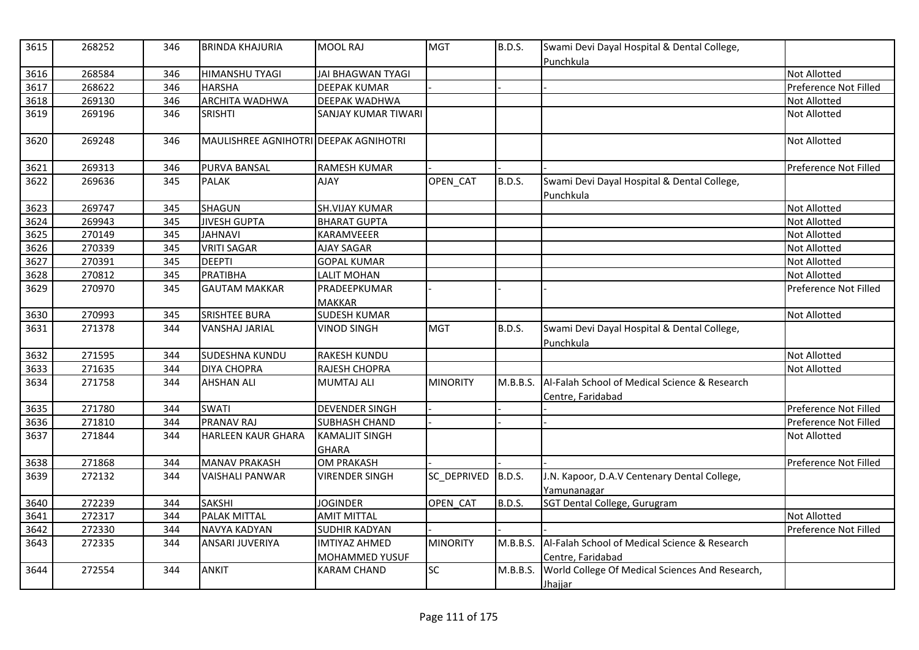| 3615 | 268252 | 346 | BRINDA KHAJURIA | MOOL RAJ | MGT | B.D.S. | Swami Devi Dayal Hospital & Dental College, Punchkula | |
|---|---|---|---|---|---|---|---|---|
| 3616 | 268584 | 346 | HIMANSHU TYAGI | JAI BHAGWAN TYAGI | | | | Not Allotted |
| 3617 | 268622 | 346 | HARSHA | DEEPAK KUMAR | - | - | - | Preference Not Filled |
| 3618 | 269130 | 346 | ARCHITA WADHWA | DEEPAK WADHWA | | | | Not Allotted |
| 3619 | 269196 | 346 | SRISHTI | SANJAY KUMAR TIWARI | | | | Not Allotted |
| 3620 | 269248 | 346 | MAULISHREE AGNIHOTRI | DEEPAK AGNIHOTRI | | | | Not Allotted |
| 3621 | 269313 | 346 | PURVA BANSAL | RAMESH KUMAR | - | - | - | Preference Not Filled |
| 3622 | 269636 | 345 | PALAK | AJAY | OPEN_CAT | B.D.S. | Swami Devi Dayal Hospital & Dental College, Punchkula | |
| 3623 | 269747 | 345 | SHAGUN | SH.VIJAY KUMAR | | | | Not Allotted |
| 3624 | 269943 | 345 | JIVESH GUPTA | BHARAT GUPTA | | | | Not Allotted |
| 3625 | 270149 | 345 | JAHNAVI | KARAMVEEER | | | | Not Allotted |
| 3626 | 270339 | 345 | VRITI SAGAR | AJAY SAGAR | | | | Not Allotted |
| 3627 | 270391 | 345 | DEEPTI | GOPAL KUMAR | | | | Not Allotted |
| 3628 | 270812 | 345 | PRATIBHA | LALIT MOHAN | | | | Not Allotted |
| 3629 | 270970 | 345 | GAUTAM MAKKAR | PRADEEPKUMAR MAKKAR | - | - | - | Preference Not Filled |
| 3630 | 270993 | 345 | SRISHTEE BURA | SUDESH KUMAR | | | | Not Allotted |
| 3631 | 271378 | 344 | VANSHAJ JARIAL | VINOD SINGH | MGT | B.D.S. | Swami Devi Dayal Hospital & Dental College, Punchkula | |
| 3632 | 271595 | 344 | SUDESHNA KUNDU | RAKESH KUNDU | | | | Not Allotted |
| 3633 | 271635 | 344 | DIYA CHOPRA | RAJESH CHOPRA | | | | Not Allotted |
| 3634 | 271758 | 344 | AHSHAN ALI | MUMTAJ ALI | MINORITY | M.B.B.S. | Al-Falah School of Medical Science & Research Centre, Faridabad | |
| 3635 | 271780 | 344 | SWATI | DEVENDER SINGH | - | - | - | Preference Not Filled |
| 3636 | 271810 | 344 | PRANAV RAJ | SUBHASH CHAND | - | - | - | Preference Not Filled |
| 3637 | 271844 | 344 | HARLEEN KAUR GHARA | KAMALJIT SINGH GHARA | | | | Not Allotted |
| 3638 | 271868 | 344 | MANAV PRAKASH | OM PRAKASH | - | - | - | Preference Not Filled |
| 3639 | 272132 | 344 | VAISHALI PANWAR | VIRENDER SINGH | SC_DEPRIVED | B.D.S. | J.N. Kapoor, D.A.V Centenary Dental College, Yamunanagar | |
| 3640 | 272239 | 344 | SAKSHI | JOGINDER | OPEN_CAT | B.D.S. | SGT Dental College, Gurugram | |
| 3641 | 272317 | 344 | PALAK MITTAL | AMIT MITTAL | | | | Not Allotted |
| 3642 | 272330 | 344 | NAVYA KADYAN | SUDHIR KADYAN | - | - | - | Preference Not Filled |
| 3643 | 272335 | 344 | ANSARI JUVERIYA | IMTIYAZ AHMED MOHAMMED YUSUF | MINORITY | M.B.B.S. | Al-Falah School of Medical Science & Research Centre, Faridabad | |
| 3644 | 272554 | 344 | ANKIT | KARAM CHAND | SC | M.B.B.S. | World College Of Medical Sciences And Research, Jhajjar | |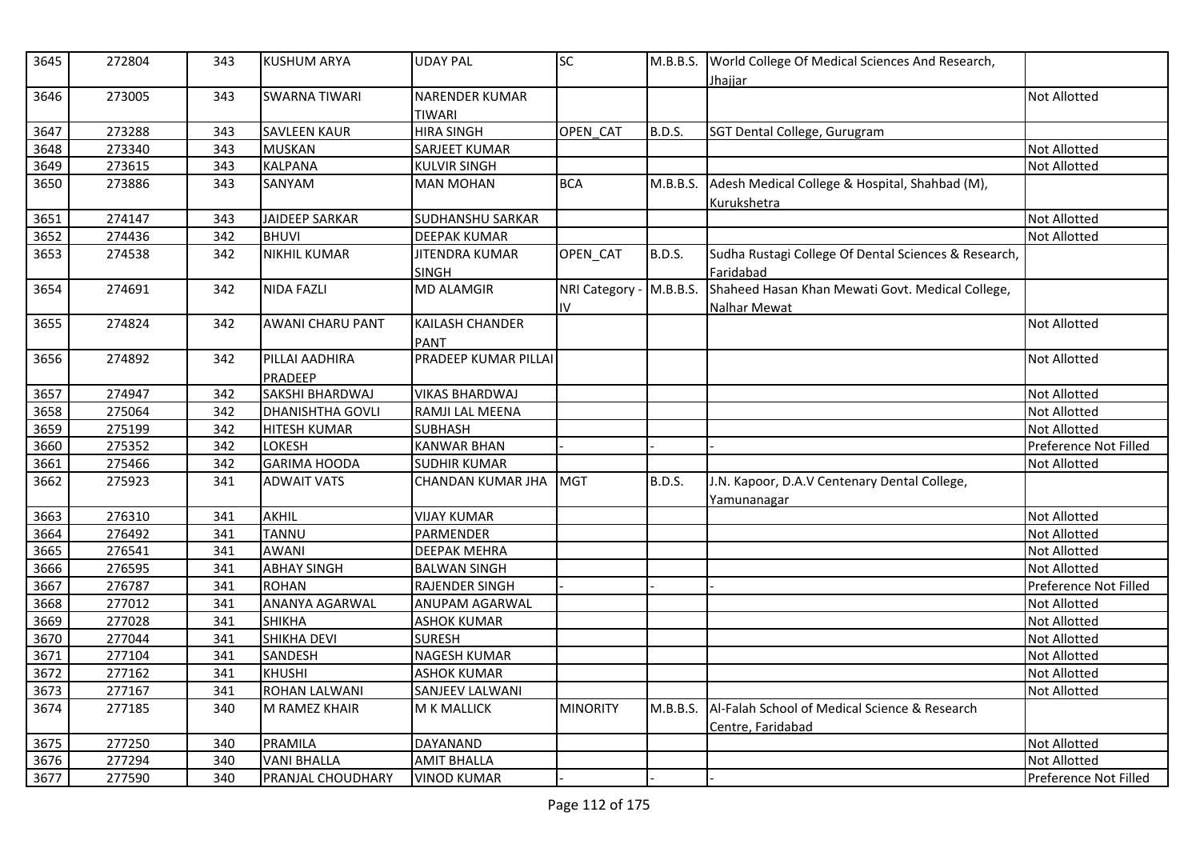| 3645 | 272804 | 343 | KUSHUM ARYA | UDAY PAL | SC | M.B.B.S. | World College Of Medical Sciences And Research, Jhajjar | |
|---|---|---|---|---|---|---|---|---|
| 3646 | 273005 | 343 | SWARNA TIWARI | NARENDER KUMAR TIWARI | | | | Not Allotted |
| 3647 | 273288 | 343 | SAVLEEN KAUR | HIRA SINGH | OPEN_CAT | B.D.S. | SGT Dental College, Gurugram | |
| 3648 | 273340 | 343 | MUSKAN | SARJEET KUMAR | | | | Not Allotted |
| 3649 | 273615 | 343 | KALPANA | KULVIR SINGH | | | | Not Allotted |
| 3650 | 273886 | 343 | SANYAM | MAN MOHAN | BCA | M.B.B.S. | Adesh Medical College & Hospital, Shahbad (M), Kurukshetra | |
| 3651 | 274147 | 343 | JAIDEEP SARKAR | SUDHANSHU SARKAR | | | | Not Allotted |
| 3652 | 274436 | 342 | BHUVI | DEEPAK KUMAR | | | | Not Allotted |
| 3653 | 274538 | 342 | NIKHIL KUMAR | JITENDRA KUMAR SINGH | OPEN_CAT | B.D.S. | Sudha Rustagi College Of Dental Sciences & Research, Faridabad | |
| 3654 | 274691 | 342 | NIDA FAZLI | MD ALAMGIR | NRI Category - IV | M.B.B.S. | Shaheed Hasan Khan Mewati Govt. Medical College, Nalhar Mewat | |
| 3655 | 274824 | 342 | AWANI CHARU PANT | KAILASH CHANDER PANT | | | | Not Allotted |
| 3656 | 274892 | 342 | PILLAI AADHIRA PRADEEP | PRADEEP KUMAR PILLAI | | | | Not Allotted |
| 3657 | 274947 | 342 | SAKSHI BHARDWAJ | VIKAS BHARDWAJ | | | | Not Allotted |
| 3658 | 275064 | 342 | DHANISHTHA GOVLI | RAMJI LAL MEENA | | | | Not Allotted |
| 3659 | 275199 | 342 | HITESH KUMAR | SUBHASH | | | | Not Allotted |
| 3660 | 275352 | 342 | LOKESH | KANWAR BHAN | - | - | - | Preference Not Filled |
| 3661 | 275466 | 342 | GARIMA HOODA | SUDHIR KUMAR | | | | Not Allotted |
| 3662 | 275923 | 341 | ADWAIT VATS | CHANDAN KUMAR JHA | MGT | B.D.S. | J.N. Kapoor, D.A.V Centenary Dental College, Yamunanagar | |
| 3663 | 276310 | 341 | AKHIL | VIJAY KUMAR | | | | Not Allotted |
| 3664 | 276492 | 341 | TANNU | PARMENDER | | | | Not Allotted |
| 3665 | 276541 | 341 | AWANI | DEEPAK MEHRA | | | | Not Allotted |
| 3666 | 276595 | 341 | ABHAY SINGH | BALWAN SINGH | | | | Not Allotted |
| 3667 | 276787 | 341 | ROHAN | RAJENDER SINGH | - | - | - | Preference Not Filled |
| 3668 | 277012 | 341 | ANANYA AGARWAL | ANUPAM AGARWAL | | | | Not Allotted |
| 3669 | 277028 | 341 | SHIKHA | ASHOK KUMAR | | | | Not Allotted |
| 3670 | 277044 | 341 | SHIKHA DEVI | SURESH | | | | Not Allotted |
| 3671 | 277104 | 341 | SANDESH | NAGESH KUMAR | | | | Not Allotted |
| 3672 | 277162 | 341 | KHUSHI | ASHOK KUMAR | | | | Not Allotted |
| 3673 | 277167 | 341 | ROHAN LALWANI | SANJEEV LALWANI | | | | Not Allotted |
| 3674 | 277185 | 340 | M RAMEZ KHAIR | M K MALLICK | MINORITY | M.B.B.S. | Al-Falah School of Medical Science & Research Centre, Faridabad | |
| 3675 | 277250 | 340 | PRAMILA | DAYANAND | | | | Not Allotted |
| 3676 | 277294 | 340 | VANI BHALLA | AMIT BHALLA | | | | Not Allotted |
| 3677 | 277590 | 340 | PRANJAL CHOUDHARY | VINOD KUMAR | - | - | - | Preference Not Filled |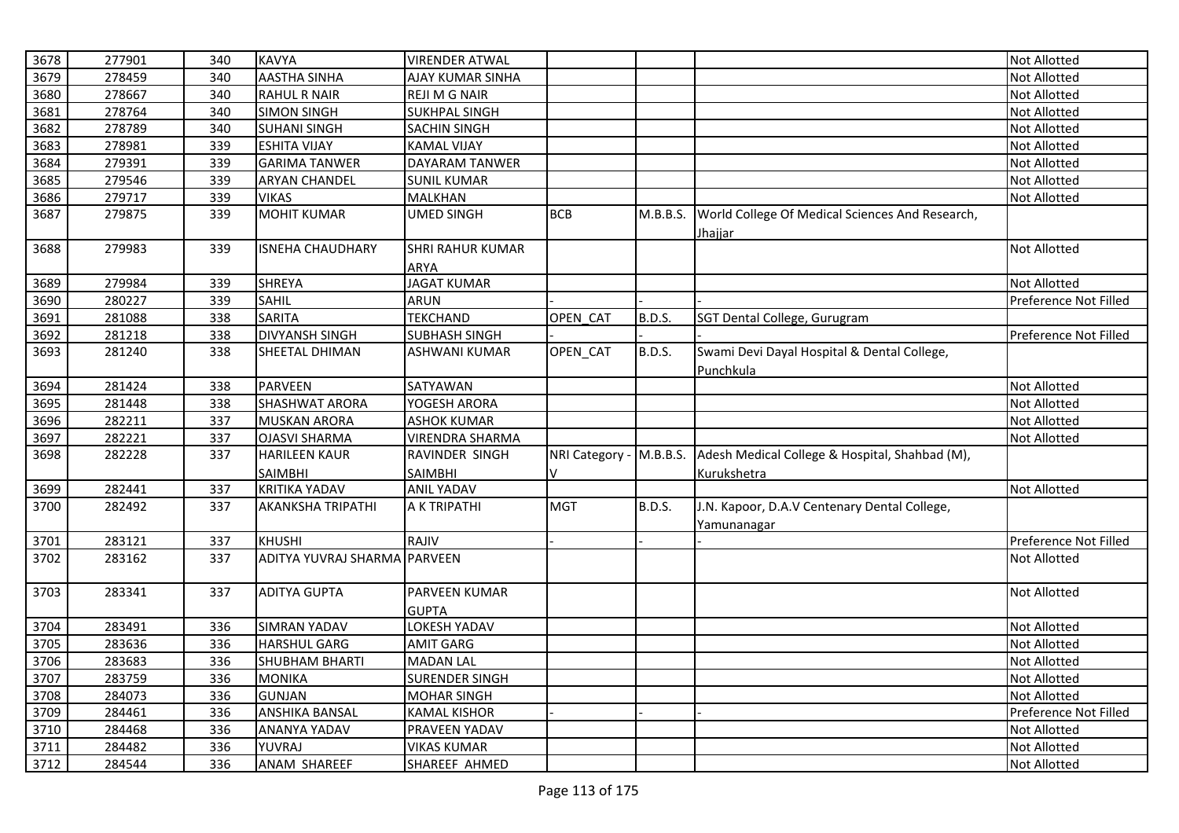| | | | | | | | | |
|---|---|---|---|---|---|---|---|---|
| 3678 | 277901 | 340 | KAVYA | VIRENDER ATWAL | | | | Not Allotted |
| 3679 | 278459 | 340 | AASTHA SINHA | AJAY KUMAR SINHA | | | | Not Allotted |
| 3680 | 278667 | 340 | RAHUL R NAIR | REJI M G NAIR | | | | Not Allotted |
| 3681 | 278764 | 340 | SIMON SINGH | SUKHPAL SINGH | | | | Not Allotted |
| 3682 | 278789 | 340 | SUHANI SINGH | SACHIN SINGH | | | | Not Allotted |
| 3683 | 278981 | 339 | ESHITA VIJAY | KAMAL VIJAY | | | | Not Allotted |
| 3684 | 279391 | 339 | GARIMA TANWER | DAYARAM TANWER | | | | Not Allotted |
| 3685 | 279546 | 339 | ARYAN CHANDEL | SUNIL KUMAR | | | | Not Allotted |
| 3686 | 279717 | 339 | VIKAS | MALKHAN | | | | Not Allotted |
| 3687 | 279875 | 339 | MOHIT KUMAR | UMED SINGH | BCB | M.B.B.S. | World College Of Medical Sciences And Research, Jhajjar | |
| 3688 | 279983 | 339 | ISNEHA CHAUDHARY | SHRI RAHUR KUMAR ARYA | | | | Not Allotted |
| 3689 | 279984 | 339 | SHREYA | JAGAT KUMAR | | | | Not Allotted |
| 3690 | 280227 | 339 | SAHIL | ARUN | - | - | - | Preference Not Filled |
| 3691 | 281088 | 338 | SARITA | TEKCHAND | OPEN_CAT | B.D.S. | SGT Dental College, Gurugram | |
| 3692 | 281218 | 338 | DIVYANSH SINGH | SUBHASH SINGH | - | - | - | Preference Not Filled |
| 3693 | 281240 | 338 | SHEETAL DHIMAN | ASHWANI KUMAR | OPEN_CAT | B.D.S. | Swami Devi Dayal Hospital & Dental College, Punchkula | |
| 3694 | 281424 | 338 | PARVEEN | SATYAWAN | | | | Not Allotted |
| 3695 | 281448 | 338 | SHASHWAT ARORA | YOGESH ARORA | | | | Not Allotted |
| 3696 | 282211 | 337 | MUSKAN ARORA | ASHOK KUMAR | | | | Not Allotted |
| 3697 | 282221 | 337 | OJASVI SHARMA | VIRENDRA SHARMA | | | | Not Allotted |
| 3698 | 282228 | 337 | HARILEEN KAUR SAIMBHI | RAVINDER SINGH SAIMBHI | NRI Category - V | M.B.B.S. | Adesh Medical College & Hospital, Shahbad (M), Kurukshetra | |
| 3699 | 282441 | 337 | KRITIKA YADAV | ANIL YADAV | | | | Not Allotted |
| 3700 | 282492 | 337 | AKANKSHA TRIPATHI | A K TRIPATHI | MGT | B.D.S. | J.N. Kapoor, D.A.V Centenary Dental College, Yamunanagar | |
| 3701 | 283121 | 337 | KHUSHI | RAJIV | - | - | - | Preference Not Filled |
| 3702 | 283162 | 337 | ADITYA YUVRAJ SHARMA | PARVEEN | | | | Not Allotted |
| 3703 | 283341 | 337 | ADITYA GUPTA | PARVEEN KUMAR GUPTA | | | | Not Allotted |
| 3704 | 283491 | 336 | SIMRAN YADAV | LOKESH YADAV | | | | Not Allotted |
| 3705 | 283636 | 336 | HARSHUL GARG | AMIT GARG | | | | Not Allotted |
| 3706 | 283683 | 336 | SHUBHAM BHARTI | MADAN LAL | | | | Not Allotted |
| 3707 | 283759 | 336 | MONIKA | SURENDER SINGH | | | | Not Allotted |
| 3708 | 284073 | 336 | GUNJAN | MOHAR SINGH | | | | Not Allotted |
| 3709 | 284461 | 336 | ANSHIKA BANSAL | KAMAL KISHOR | - | - | - | Preference Not Filled |
| 3710 | 284468 | 336 | ANANYA YADAV | PRAVEEN YADAV | | | | Not Allotted |
| 3711 | 284482 | 336 | YUVRAJ | VIKAS KUMAR | | | | Not Allotted |
| 3712 | 284544 | 336 | ANAM SHAREEF | SHAREEF AHMED | | | | Not Allotted |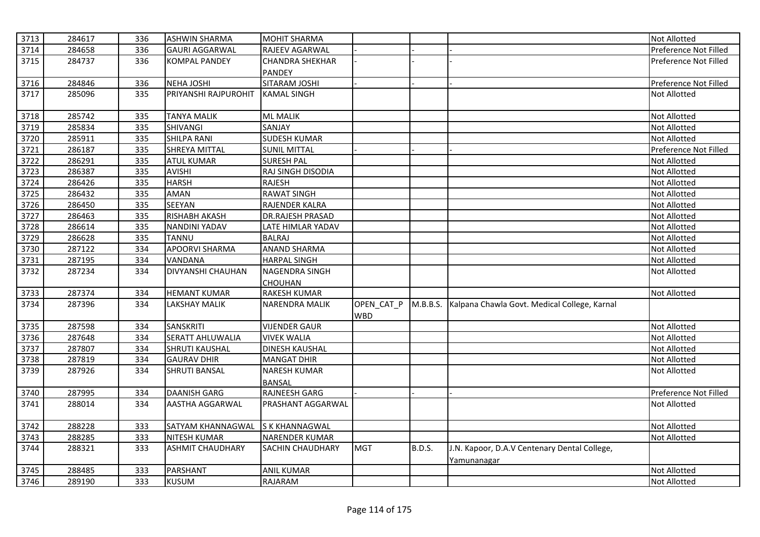| 3713 | 284617 | 336 | ASHWIN SHARMA | MOHIT SHARMA | | | | Not Allotted |
|---|---|---|---|---|---|---|---|---|
| 3714 | 284658 | 336 | GAURI AGGARWAL | RAJEEV AGARWAL | - | - | - | Preference Not Filled |
| 3715 | 284737 | 336 | KOMPAL PANDEY | CHANDRA SHEKHAR PANDEY | - | - | - | Preference Not Filled |
| 3716 | 284846 | 336 | NEHA JOSHI | SITARAM JOSHI | - | - | - | Preference Not Filled |
| 3717 | 285096 | 335 | PRIYANSHI RAJPUROHIT | KAMAL SINGH | | | | Not Allotted |
| 3718 | 285742 | 335 | TANYA MALIK | ML MALIK | | | | Not Allotted |
| 3719 | 285834 | 335 | SHIVANGI | SANJAY | | | | Not Allotted |
| 3720 | 285911 | 335 | SHILPA RANI | SUDESH KUMAR | | | | Not Allotted |
| 3721 | 286187 | 335 | SHREYA MITTAL | SUNIL MITTAL | - | - | - | Preference Not Filled |
| 3722 | 286291 | 335 | ATUL KUMAR | SURESH PAL | | | | Not Allotted |
| 3723 | 286387 | 335 | AVISHI | RAJ SINGH DISODIA | | | | Not Allotted |
| 3724 | 286426 | 335 | HARSH | RAJESH | | | | Not Allotted |
| 3725 | 286432 | 335 | AMAN | RAWAT SINGH | | | | Not Allotted |
| 3726 | 286450 | 335 | SEEYAN | RAJENDER KALRA | | | | Not Allotted |
| 3727 | 286463 | 335 | RISHABH AKASH | DR.RAJESH PRASAD | | | | Not Allotted |
| 3728 | 286614 | 335 | NANDINI YADAV | LATE HIMLAR YADAV | | | | Not Allotted |
| 3729 | 286628 | 335 | TANNU | BALRAJ | | | | Not Allotted |
| 3730 | 287122 | 334 | APOORVI SHARMA | ANAND SHARMA | | | | Not Allotted |
| 3731 | 287195 | 334 | VANDANA | HARPAL SINGH | | | | Not Allotted |
| 3732 | 287234 | 334 | DIVYANSHI CHAUHAN | NAGENDRA SINGH CHOUHAN | | | | Not Allotted |
| 3733 | 287374 | 334 | HEMANT KUMAR | RAKESH KUMAR | | | | Not Allotted |
| 3734 | 287396 | 334 | LAKSHAY MALIK | NARENDRA MALIK | OPEN_CAT_P WBD | M.B.B.S. | Kalpana Chawla Govt. Medical College, Karnal | |
| 3735 | 287598 | 334 | SANSKRITI | VIJENDER GAUR | | | | Not Allotted |
| 3736 | 287648 | 334 | SERATT AHLUWALIA | VIVEK WALIA | | | | Not Allotted |
| 3737 | 287807 | 334 | SHRUTI KAUSHAL | DINESH KAUSHAL | | | | Not Allotted |
| 3738 | 287819 | 334 | GAURAV DHIR | MANGAT DHIR | | | | Not Allotted |
| 3739 | 287926 | 334 | SHRUTI BANSAL | NARESH KUMAR BANSAL | | | | Not Allotted |
| 3740 | 287995 | 334 | DAANISH GARG | RAJNEESH GARG | - | - | - | Preference Not Filled |
| 3741 | 288014 | 334 | AASTHA AGGARWAL | PRASHANT AGGARWAL | | | | Not Allotted |
| 3742 | 288228 | 333 | SATYAM KHANNAGWAL | S K KHANNAGWAL | | | | Not Allotted |
| 3743 | 288285 | 333 | NITESH KUMAR | NARENDER KUMAR | | | | Not Allotted |
| 3744 | 288321 | 333 | ASHMIT CHAUDHARY | SACHIN CHAUDHARY | MGT | B.D.S. | J.N. Kapoor, D.A.V Centenary Dental College, Yamunanagar | |
| 3745 | 288485 | 333 | PARSHANT | ANIL KUMAR | | | | Not Allotted |
| 3746 | 289190 | 333 | KUSUM | RAJARAM | | | | Not Allotted |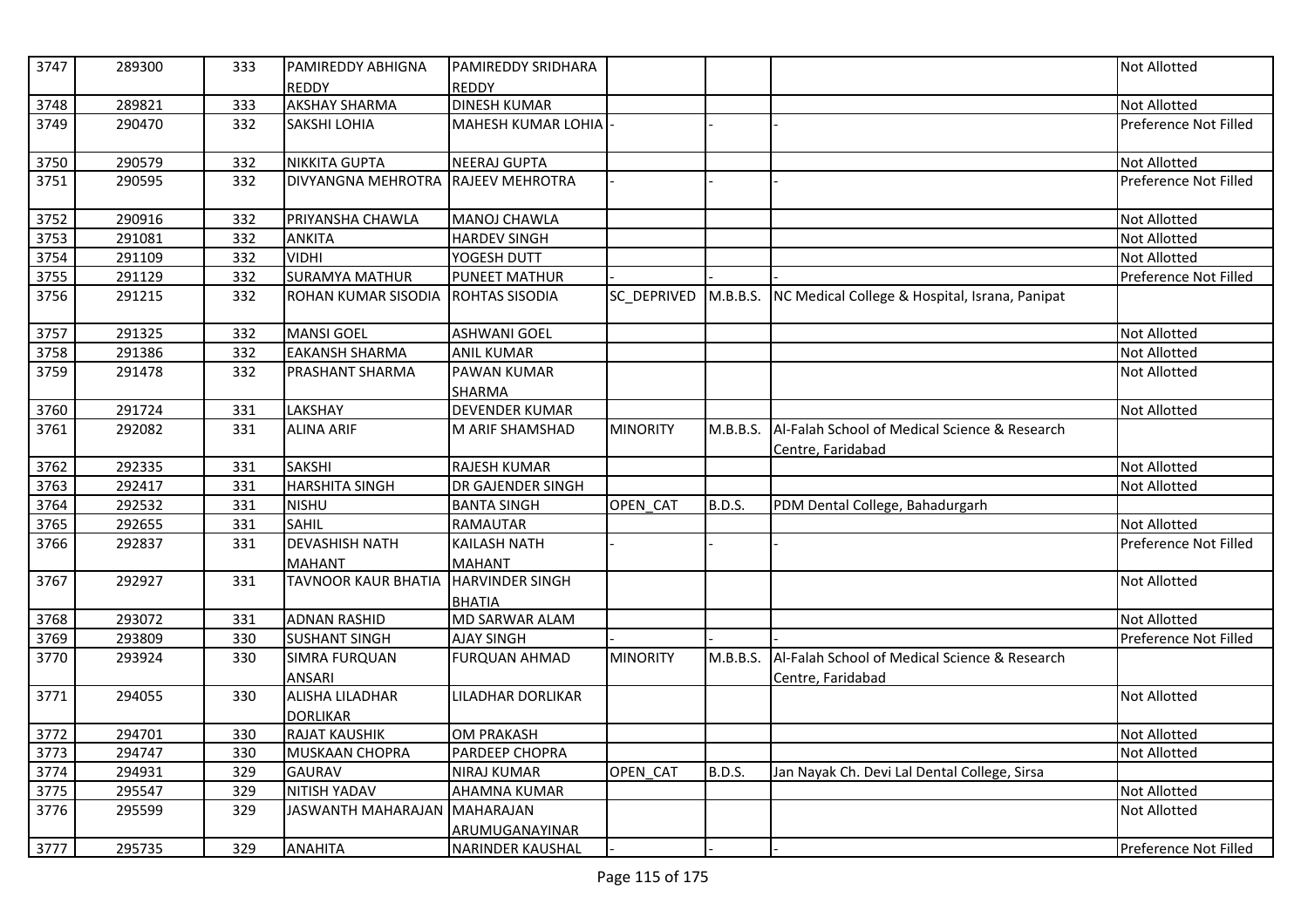| 3747 | 289300 | 333 | PAMIREDDY ABHIGNA REDDY | PAMIREDDY SRIDHARA REDDY | | | | Not Allotted |
|---|---|---|---|---|---|---|---|---|
| 3748 | 289821 | 333 | AKSHAY SHARMA | DINESH KUMAR | | | | Not Allotted |
| 3749 | 290470 | 332 | SAKSHI LOHIA | MAHESH KUMAR LOHIA | - | - | - | Preference Not Filled |
| 3750 | 290579 | 332 | NIKKITA GUPTA | NEERAJ GUPTA | | | | Not Allotted |
| 3751 | 290595 | 332 | DIVYANGNA MEHROTRA | RAJEEV MEHROTRA | - | - | - | Preference Not Filled |
| 3752 | 290916 | 332 | PRIYANSHA CHAWLA | MANOJ CHAWLA | | | | Not Allotted |
| 3753 | 291081 | 332 | ANKITA | HARDEV SINGH | | | | Not Allotted |
| 3754 | 291109 | 332 | VIDHI | YOGESH DUTT | | | | Not Allotted |
| 3755 | 291129 | 332 | SURAMYA MATHUR | PUNEET MATHUR | - | - | - | Preference Not Filled |
| 3756 | 291215 | 332 | ROHAN KUMAR SISODIA | ROHTAS SISODIA | SC_DEPRIVED | M.B.B.S. | NC Medical College & Hospital, Israna, Panipat | |
| 3757 | 291325 | 332 | MANSI GOEL | ASHWANI GOEL | | | | Not Allotted |
| 3758 | 291386 | 332 | EAKANSH SHARMA | ANIL KUMAR | | | | Not Allotted |
| 3759 | 291478 | 332 | PRASHANT SHARMA | PAWAN KUMAR SHARMA | | | | Not Allotted |
| 3760 | 291724 | 331 | LAKSHAY | DEVENDER KUMAR | | | | Not Allotted |
| 3761 | 292082 | 331 | ALINA ARIF | M ARIF SHAMSHAD | MINORITY | M.B.B.S. | Al-Falah School of Medical Science & Research Centre, Faridabad | |
| 3762 | 292335 | 331 | SAKSHI | RAJESH KUMAR | | | | Not Allotted |
| 3763 | 292417 | 331 | HARSHITA SINGH | DR GAJENDER SINGH | | | | Not Allotted |
| 3764 | 292532 | 331 | NISHU | BANTA SINGH | OPEN_CAT | B.D.S. | PDM Dental College, Bahadurgarh | |
| 3765 | 292655 | 331 | SAHIL | RAMAUTAR | | | | Not Allotted |
| 3766 | 292837 | 331 | DEVASHISH NATH MAHANT | KAILASH NATH MAHANT | - | - | - | Preference Not Filled |
| 3767 | 292927 | 331 | TAVNOOR KAUR BHATIA | HARVINDER SINGH BHATIA | | | | Not Allotted |
| 3768 | 293072 | 331 | ADNAN RASHID | MD SARWAR ALAM | | | | Not Allotted |
| 3769 | 293809 | 330 | SUSHANT SINGH | AJAY SINGH | - | - | - | Preference Not Filled |
| 3770 | 293924 | 330 | SIMRA FURQUAN ANSARI | FURQUAN AHMAD | MINORITY | M.B.B.S. | Al-Falah School of Medical Science & Research Centre, Faridabad | |
| 3771 | 294055 | 330 | ALISHA LILADHAR DORLIKAR | LILADHAR DORLIKAR | | | | Not Allotted |
| 3772 | 294701 | 330 | RAJAT KAUSHIK | OM PRAKASH | | | | Not Allotted |
| 3773 | 294747 | 330 | MUSKAAN CHOPRA | PARDEEP CHOPRA | | | | Not Allotted |
| 3774 | 294931 | 329 | GAURAV | NIRAJ KUMAR | OPEN_CAT | B.D.S. | Jan Nayak Ch. Devi Lal Dental College, Sirsa | |
| 3775 | 295547 | 329 | NITISH YADAV | AHAMNA KUMAR | | | | Not Allotted |
| 3776 | 295599 | 329 | JASWANTH MAHARAJAN | MAHARAJAN ARUMUGANAYINAR | | | | Not Allotted |
| 3777 | 295735 | 329 | ANAHITA | NARINDER KAUSHAL | - | - | - | Preference Not Filled |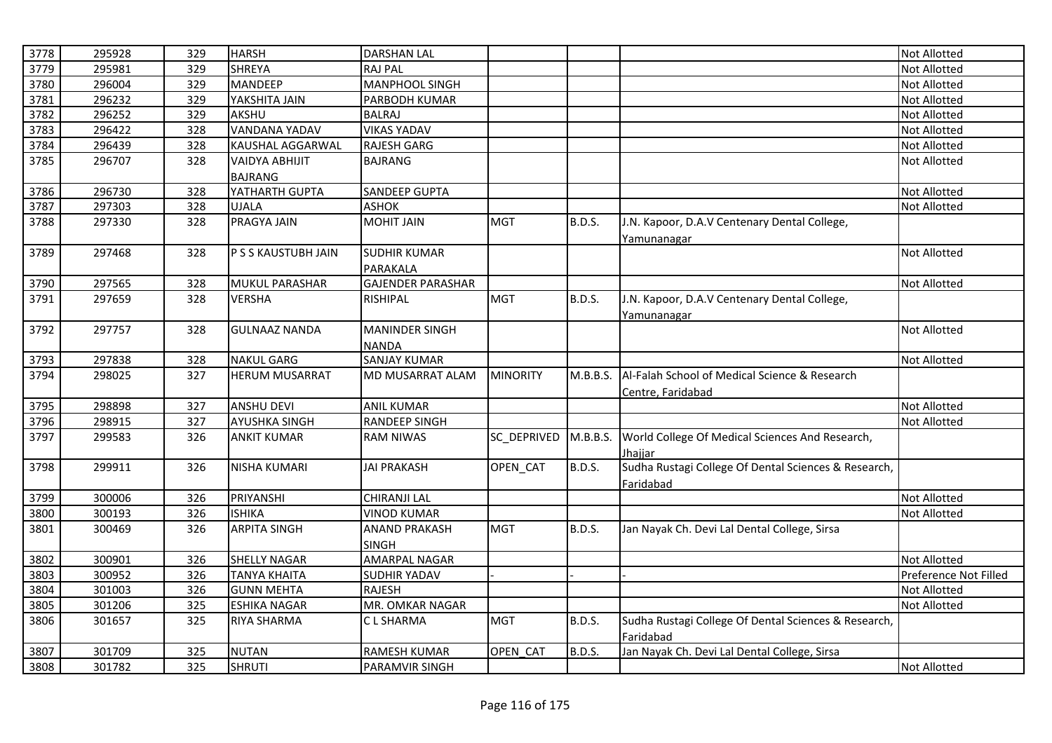| 3778 | 295928 | 329 | HARSH | DARSHAN LAL | | | | Not Allotted |
|---|---|---|---|---|---|---|---|---|
| 3779 | 295981 | 329 | SHREYA | RAJ PAL | | | | Not Allotted |
| 3780 | 296004 | 329 | MANDEEP | MANPHOOL SINGH | | | | Not Allotted |
| 3781 | 296232 | 329 | YAKSHITA JAIN | PARBODH KUMAR | | | | Not Allotted |
| 3782 | 296252 | 329 | AKSHU | BALRAJ | | | | Not Allotted |
| 3783 | 296422 | 328 | VANDANA YADAV | VIKAS YADAV | | | | Not Allotted |
| 3784 | 296439 | 328 | KAUSHAL AGGARWAL | RAJESH GARG | | | | Not Allotted |
| 3785 | 296707 | 328 | VAIDYA ABHIJIT BAJRANG | BAJRANG | | | | Not Allotted |
| 3786 | 296730 | 328 | YATHARTH GUPTA | SANDEEP GUPTA | | | | Not Allotted |
| 3787 | 297303 | 328 | UJALA | ASHOK | | | | Not Allotted |
| 3788 | 297330 | 328 | PRAGYA JAIN | MOHIT JAIN | MGT | B.D.S. | J.N. Kapoor, D.A.V Centenary Dental College, Yamunanagar | |
| 3789 | 297468 | 328 | P S S KAUSTUBH JAIN | SUDHIR KUMAR PARAKALA | | | | Not Allotted |
| 3790 | 297565 | 328 | MUKUL PARASHAR | GAJENDER PARASHAR | | | | Not Allotted |
| 3791 | 297659 | 328 | VERSHA | RISHIPAL | MGT | B.D.S. | J.N. Kapoor, D.A.V Centenary Dental College, Yamunanagar | |
| 3792 | 297757 | 328 | GULNAAZ NANDA | MANINDER SINGH NANDA | | | | Not Allotted |
| 3793 | 297838 | 328 | NAKUL GARG | SANJAY KUMAR | | | | Not Allotted |
| 3794 | 298025 | 327 | HERUM MUSARRAT | MD MUSARRAT ALAM | MINORITY | M.B.B.S. | Al-Falah School of Medical Science & Research Centre, Faridabad | |
| 3795 | 298898 | 327 | ANSHU DEVI | ANIL KUMAR | | | | Not Allotted |
| 3796 | 298915 | 327 | AYUSHKA SINGH | RANDEEP SINGH | | | | Not Allotted |
| 3797 | 299583 | 326 | ANKIT KUMAR | RAM NIWAS | SC_DEPRIVED | M.B.B.S. | World College Of Medical Sciences And Research, Jhajjar | |
| 3798 | 299911 | 326 | NISHA KUMARI | JAI PRAKASH | OPEN_CAT | B.D.S. | Sudha Rustagi College Of Dental Sciences & Research, Faridabad | |
| 3799 | 300006 | 326 | PRIYANSHI | CHIRANJI LAL | | | | Not Allotted |
| 3800 | 300193 | 326 | ISHIKA | VINOD KUMAR | | | | Not Allotted |
| 3801 | 300469 | 326 | ARPITA SINGH | ANAND PRAKASH SINGH | MGT | B.D.S. | Jan Nayak Ch. Devi Lal Dental College, Sirsa | |
| 3802 | 300901 | 326 | SHELLY NAGAR | AMARPAL NAGAR | | | | Not Allotted |
| 3803 | 300952 | 326 | TANYA KHAITA | SUDHIR YADAV | - | - | - | Preference Not Filled |
| 3804 | 301003 | 326 | GUNN MEHTA | RAJESH | | | | Not Allotted |
| 3805 | 301206 | 325 | ESHIKA NAGAR | MR. OMKAR NAGAR | | | | Not Allotted |
| 3806 | 301657 | 325 | RIYA SHARMA | C L SHARMA | MGT | B.D.S. | Sudha Rustagi College Of Dental Sciences & Research, Faridabad | |
| 3807 | 301709 | 325 | NUTAN | RAMESH KUMAR | OPEN_CAT | B.D.S. | Jan Nayak Ch. Devi Lal Dental College, Sirsa | |
| 3808 | 301782 | 325 | SHRUTI | PARAMVIR SINGH | | | | Not Allotted |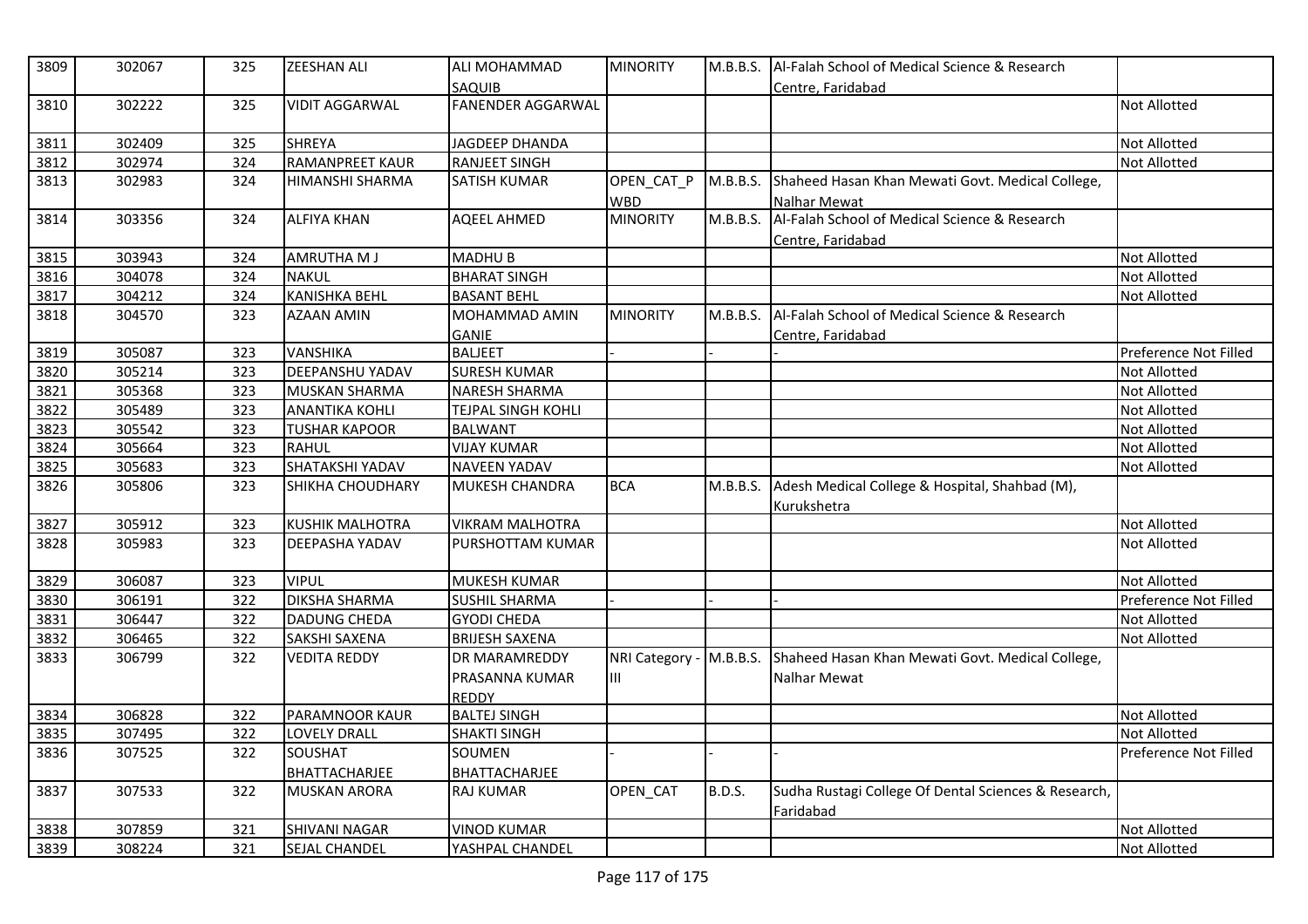| 3809 | 302067 | 325 | ZEESHAN ALI | ALI MOHAMMAD SAQUIB | MINORITY | M.B.B.S. | Al-Falah School of Medical Science & Research Centre, Faridabad | |
|---|---|---|---|---|---|---|---|---|
| 3810 | 302222 | 325 | VIDIT AGGARWAL | FANENDER AGGARWAL | | | | Not Allotted |
| 3811 | 302409 | 325 | SHREYA | JAGDEEP DHANDA | | | | Not Allotted |
| 3812 | 302974 | 324 | RAMANPREET KAUR | RANJEET SINGH | | | | Not Allotted |
| 3813 | 302983 | 324 | HIMANSHI SHARMA | SATISH KUMAR | OPEN_CAT_PWBD | M.B.B.S. | Shaheed Hasan Khan Mewati Govt. Medical College, Nalhar Mewat | |
| 3814 | 303356 | 324 | ALFIYA KHAN | AQEEL AHMED | MINORITY | M.B.B.S. | Al-Falah School of Medical Science & Research Centre, Faridabad | |
| 3815 | 303943 | 324 | AMRUTHA M J | MADHU B | | | | Not Allotted |
| 3816 | 304078 | 324 | NAKUL | BHARAT SINGH | | | | Not Allotted |
| 3817 | 304212 | 324 | KANISHKA BEHL | BASANT BEHL | | | | Not Allotted |
| 3818 | 304570 | 323 | AZAAN AMIN | MOHAMMAD AMIN GANIE | MINORITY | M.B.B.S. | Al-Falah School of Medical Science & Research Centre, Faridabad | |
| 3819 | 305087 | 323 | VANSHIKA | BALJEET | - | - | - | Preference Not Filled |
| 3820 | 305214 | 323 | DEEPANSHU YADAV | SURESH KUMAR | | | | Not Allotted |
| 3821 | 305368 | 323 | MUSKAN SHARMA | NARESH SHARMA | | | | Not Allotted |
| 3822 | 305489 | 323 | ANANTIKA KOHLI | TEJPAL SINGH KOHLI | | | | Not Allotted |
| 3823 | 305542 | 323 | TUSHAR KAPOOR | BALWANT | | | | Not Allotted |
| 3824 | 305664 | 323 | RAHUL | VIJAY KUMAR | | | | Not Allotted |
| 3825 | 305683 | 323 | SHATAKSHI YADAV | NAVEEN YADAV | | | | Not Allotted |
| 3826 | 305806 | 323 | SHIKHA CHOUDHARY | MUKESH CHANDRA | BCA | M.B.B.S. | Adesh Medical College & Hospital, Shahbad (M), Kurukshetra | |
| 3827 | 305912 | 323 | KUSHIK MALHOTRA | VIKRAM MALHOTRA | | | | Not Allotted |
| 3828 | 305983 | 323 | DEEPASHA YADAV | PURSHOTTAM KUMAR | | | | Not Allotted |
| 3829 | 306087 | 323 | VIPUL | MUKESH KUMAR | | | | Not Allotted |
| 3830 | 306191 | 322 | DIKSHA SHARMA | SUSHIL SHARMA | - | - | - | Preference Not Filled |
| 3831 | 306447 | 322 | DADUNG CHEDA | GYODI CHEDA | | | | Not Allotted |
| 3832 | 306465 | 322 | SAKSHI SAXENA | BRIJESH SAXENA | | | | Not Allotted |
| 3833 | 306799 | 322 | VEDITA REDDY | DR MARAMREDDY PRASANNA KUMAR REDDY | NRI Category - III | M.B.B.S. | Shaheed Hasan Khan Mewati Govt. Medical College, Nalhar Mewat | |
| 3834 | 306828 | 322 | PARAMNOOR KAUR | BALTEJ SINGH | | | | Not Allotted |
| 3835 | 307495 | 322 | LOVELY DRALL | SHAKTI SINGH | | | | Not Allotted |
| 3836 | 307525 | 322 | SOUSHAT BHATTACHARJEE | SOUMEN BHATTACHARJEE | - | - | - | Preference Not Filled |
| 3837 | 307533 | 322 | MUSKAN ARORA | RAJ KUMAR | OPEN_CAT | B.D.S. | Sudha Rustagi College Of Dental Sciences & Research, Faridabad | |
| 3838 | 307859 | 321 | SHIVANI NAGAR | VINOD KUMAR | | | | Not Allotted |
| 3839 | 308224 | 321 | SEJAL CHANDEL | YASHPAL CHANDEL | | | | Not Allotted |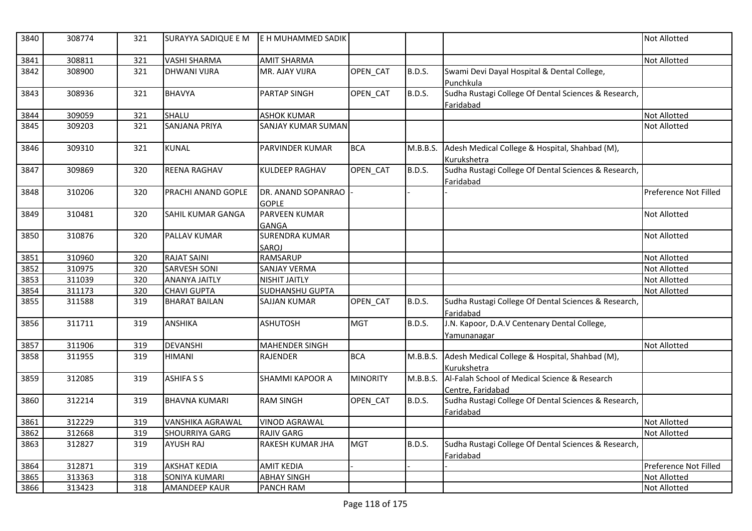| 3840 | 308774 | 321 | SURAYYA SADIQUE E M | E H MUHAMMED SADIK | | | | Not Allotted |
|---|---|---|---|---|---|---|---|---|
| 3841 | 308811 | 321 | VASHI SHARMA | AMIT SHARMA | | | | Not Allotted |
| 3842 | 308900 | 321 | DHWANI VIJRA | MR. AJAY VIJRA | OPEN_CAT | B.D.S. | Swami Devi Dayal Hospital & Dental College, Punchkula | |
| 3843 | 308936 | 321 | BHAVYA | PARTAP SINGH | OPEN_CAT | B.D.S. | Sudha Rustagi College Of Dental Sciences & Research, Faridabad | |
| 3844 | 309059 | 321 | SHALU | ASHOK KUMAR | | | | Not Allotted |
| 3845 | 309203 | 321 | SANJANA PRIYA | SANJAY KUMAR SUMAN | | | | Not Allotted |
| 3846 | 309310 | 321 | KUNAL | PARVINDER KUMAR | BCA | M.B.B.S. | Adesh Medical College & Hospital, Shahbad (M), Kurukshetra | |
| 3847 | 309869 | 320 | REENA RAGHAV | KULDEEP RAGHAV | OPEN_CAT | B.D.S. | Sudha Rustagi College Of Dental Sciences & Research, Faridabad | |
| 3848 | 310206 | 320 | PRACHI ANAND GOPLE | DR. ANAND SOPANRAO GOPLE | - | - | - | Preference Not Filled |
| 3849 | 310481 | 320 | SAHIL KUMAR GANGA | PARVEEN KUMAR GANGA | | | | Not Allotted |
| 3850 | 310876 | 320 | PALLAV KUMAR | SURENDRA KUMAR SAROJ | | | | Not Allotted |
| 3851 | 310960 | 320 | RAJAT SAINI | RAMSARUP | | | | Not Allotted |
| 3852 | 310975 | 320 | SARVESH SONI | SANJAY VERMA | | | | Not Allotted |
| 3853 | 311039 | 320 | ANANYA JAITLY | NISHIT JAITLY | | | | Not Allotted |
| 3854 | 311173 | 320 | CHAVI GUPTA | SUDHANSHU GUPTA | | | | Not Allotted |
| 3855 | 311588 | 319 | BHARAT BAILAN | SAJJAN KUMAR | OPEN_CAT | B.D.S. | Sudha Rustagi College Of Dental Sciences & Research, Faridabad | |
| 3856 | 311711 | 319 | ANSHIKA | ASHUTOSH | MGT | B.D.S. | J.N. Kapoor, D.A.V Centenary Dental College, Yamunanagar | |
| 3857 | 311906 | 319 | DEVANSHI | MAHENDER SINGH | | | | Not Allotted |
| 3858 | 311955 | 319 | HIMANI | RAJENDER | BCA | M.B.B.S. | Adesh Medical College & Hospital, Shahbad (M), Kurukshetra | |
| 3859 | 312085 | 319 | ASHIFA S S | SHAMMI KAPOOR A | MINORITY | M.B.B.S. | Al-Falah School of Medical Science & Research Centre, Faridabad | |
| 3860 | 312214 | 319 | BHAVNA KUMARI | RAM SINGH | OPEN_CAT | B.D.S. | Sudha Rustagi College Of Dental Sciences & Research, Faridabad | |
| 3861 | 312229 | 319 | VANSHIKA AGRAWAL | VINOD AGRAWAL | | | | Not Allotted |
| 3862 | 312668 | 319 | SHOURRIYA GARG | RAJIV GARG | | | | Not Allotted |
| 3863 | 312827 | 319 | AYUSH RAJ | RAKESH KUMAR JHA | MGT | B.D.S. | Sudha Rustagi College Of Dental Sciences & Research, Faridabad | |
| 3864 | 312871 | 319 | AKSHAT KEDIA | AMIT KEDIA | - | - | - | Preference Not Filled |
| 3865 | 313363 | 318 | SONIYA KUMARI | ABHAY SINGH | | | | Not Allotted |
| 3866 | 313423 | 318 | AMANDEEP KAUR | PANCH RAM | | | | Not Allotted |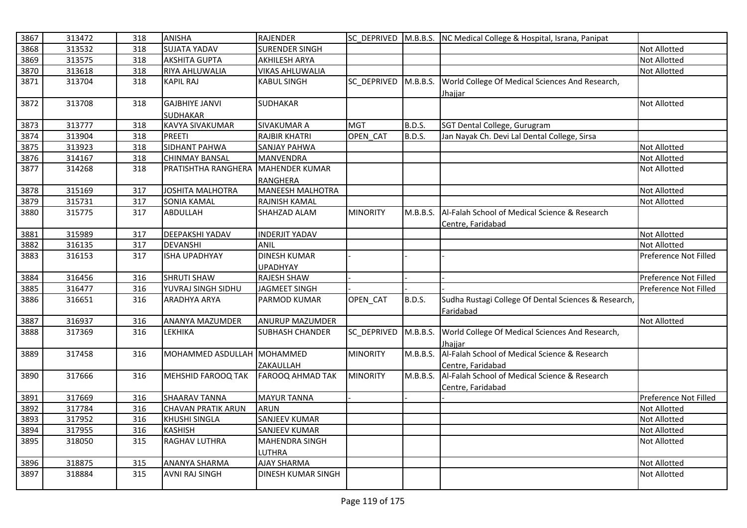| 3867 | 313472 | 318 | ANISHA | RAJENDER | SC_DEPRIVED | M.B.B.S. | NC Medical College & Hospital, Israna, Panipat | |
|---|---|---|---|---|---|---|---|---|
| 3868 | 313532 | 318 | SUJATA YADAV | SURENDER SINGH | | | | Not Allotted |
| 3869 | 313575 | 318 | AKSHITA GUPTA | AKHILESH ARYA | | | | Not Allotted |
| 3870 | 313618 | 318 | RIYA AHLUWALIA | VIKAS AHLUWALIA | | | | Not Allotted |
| 3871 | 313704 | 318 | KAPIL RAJ | KABUL SINGH | SC_DEPRIVED | M.B.B.S. | World College Of Medical Sciences And Research, Jhajjar | |
| 3872 | 313708 | 318 | GAJBHIYE JANVI SUDHAKAR | SUDHAKAR | | | | Not Allotted |
| 3873 | 313777 | 318 | KAVYA SIVAKUMAR | SIVAKUMAR A | MGT | B.D.S. | SGT Dental College, Gurugram | |
| 3874 | 313904 | 318 | PREETI | RAJBIR KHATRI | OPEN_CAT | B.D.S. | Jan Nayak Ch. Devi Lal Dental College, Sirsa | |
| 3875 | 313923 | 318 | SIDHANT PAHWA | SANJAY PAHWA | | | | Not Allotted |
| 3876 | 314167 | 318 | CHINMAY BANSAL | MANVENDRA | | | | Not Allotted |
| 3877 | 314268 | 318 | PRATISHTHA RANGHERA | MAHENDER KUMAR RANGHERA | | | | Not Allotted |
| 3878 | 315169 | 317 | JOSHITA MALHOTRA | MANEESH MALHOTRA | | | | Not Allotted |
| 3879 | 315731 | 317 | SONIA KAMAL | RAJNISH KAMAL | | | | Not Allotted |
| 3880 | 315775 | 317 | ABDULLAH | SHAHZAD ALAM | MINORITY | M.B.B.S. | Al-Falah School of Medical Science & Research Centre, Faridabad | |
| 3881 | 315989 | 317 | DEEPAKSHI YADAV | INDERJIT YADAV | | | | Not Allotted |
| 3882 | 316135 | 317 | DEVANSHI | ANIL | | | | Not Allotted |
| 3883 | 316153 | 317 | ISHA UPADHYAY | DINESH KUMAR UPADHYAY | - | - | - | Preference Not Filled |
| 3884 | 316456 | 316 | SHRUTI SHAW | RAJESH SHAW | - | - | - | Preference Not Filled |
| 3885 | 316477 | 316 | YUVRAJ SINGH SIDHU | JAGMEET SINGH | - | - | - | Preference Not Filled |
| 3886 | 316651 | 316 | ARADHYA ARYA | PARMOD KUMAR | OPEN_CAT | B.D.S. | Sudha Rustagi College Of Dental Sciences & Research, Faridabad | |
| 3887 | 316937 | 316 | ANANYA MAZUMDER | ANURUP MAZUMDER | | | | Not Allotted |
| 3888 | 317369 | 316 | LEKHIKA | SUBHASH CHANDER | SC_DEPRIVED | M.B.B.S. | World College Of Medical Sciences And Research, Jhajjar | |
| 3889 | 317458 | 316 | MOHAMMED ASDULLAH | MOHAMMED ZAKAULLAH | MINORITY | M.B.B.S. | Al-Falah School of Medical Science & Research Centre, Faridabad | |
| 3890 | 317666 | 316 | MEHSHID FAROOQ TAK | FAROOQ AHMAD TAK | MINORITY | M.B.B.S. | Al-Falah School of Medical Science & Research Centre, Faridabad | |
| 3891 | 317669 | 316 | SHAARAV TANNA | MAYUR TANNA | - | - | - | Preference Not Filled |
| 3892 | 317784 | 316 | CHAVAN PRATIK ARUN | ARUN | | | | Not Allotted |
| 3893 | 317952 | 316 | KHUSHI SINGLA | SANJEEV KUMAR | | | | Not Allotted |
| 3894 | 317955 | 316 | KASHISH | SANJEEV KUMAR | | | | Not Allotted |
| 3895 | 318050 | 315 | RAGHAV LUTHRA | MAHENDRA SINGH LUTHRA | | | | Not Allotted |
| 3896 | 318875 | 315 | ANANYA SHARMA | AJAY SHARMA | | | | Not Allotted |
| 3897 | 318884 | 315 | AVNI RAJ SINGH | DINESH KUMAR SINGH | | | | Not Allotted |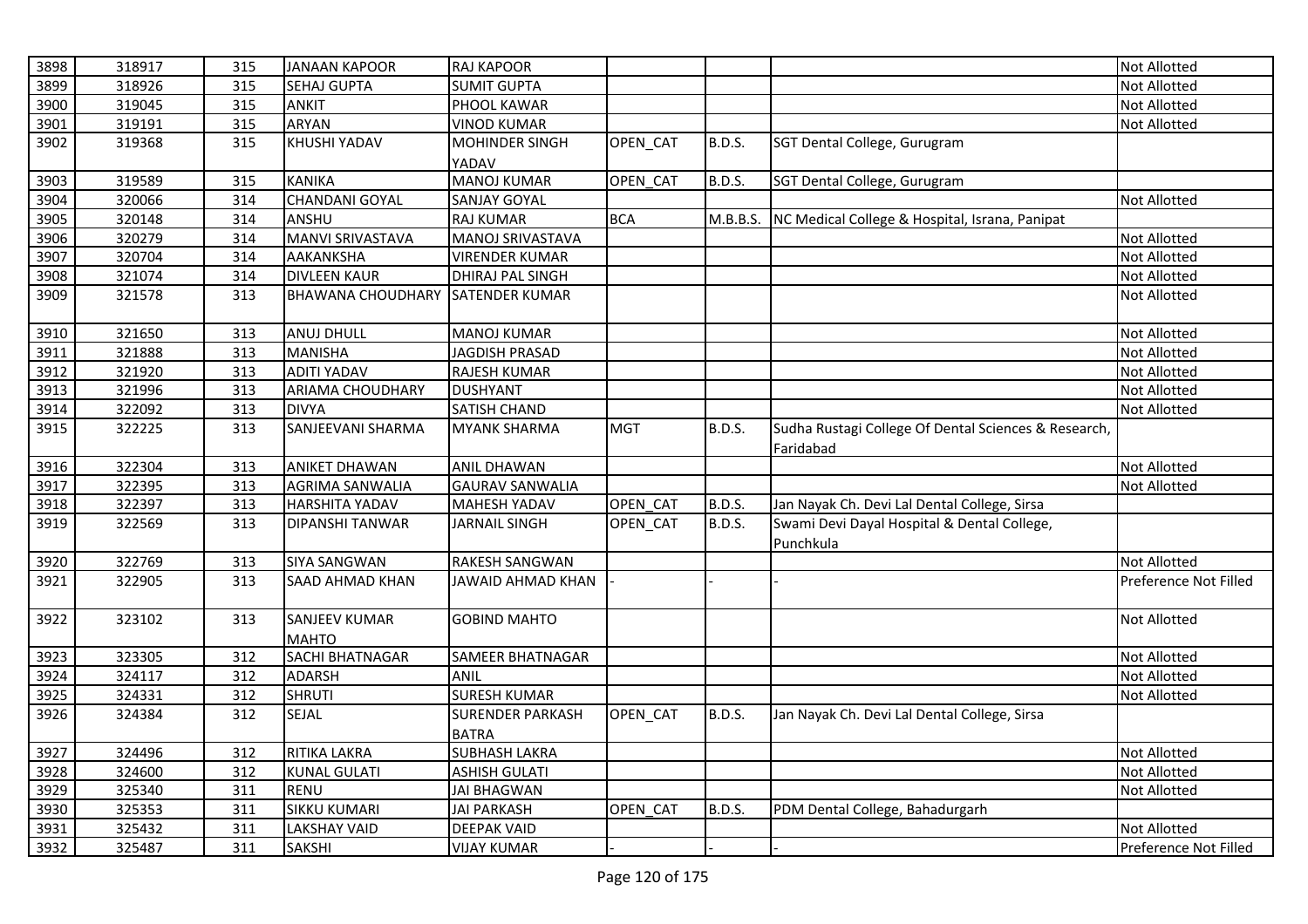| 3898 | 318917 | 315 | JANAAN KAPOOR | RAJ KAPOOR | | | | Not Allotted |
|---|---|---|---|---|---|---|---|---|
| 3899 | 318926 | 315 | SEHAJ GUPTA | SUMIT GUPTA | | | | Not Allotted |
| 3900 | 319045 | 315 | ANKIT | PHOOL KAWAR | | | | Not Allotted |
| 3901 | 319191 | 315 | ARYAN | VINOD KUMAR | | | | Not Allotted |
| 3902 | 319368 | 315 | KHUSHI YADAV | MOHINDER SINGH YADAV | OPEN_CAT | B.D.S. | SGT Dental College, Gurugram | |
| 3903 | 319589 | 315 | KANIKA | MANOJ KUMAR | OPEN_CAT | B.D.S. | SGT Dental College, Gurugram | |
| 3904 | 320066 | 314 | CHANDANI GOYAL | SANJAY GOYAL | | | | Not Allotted |
| 3905 | 320148 | 314 | ANSHU | RAJ KUMAR | BCA | M.B.B.S. | NC Medical College & Hospital, Israna, Panipat | |
| 3906 | 320279 | 314 | MANVI SRIVASTAVA | MANOJ SRIVASTAVA | | | | Not Allotted |
| 3907 | 320704 | 314 | AAKANKSHA | VIRENDER KUMAR | | | | Not Allotted |
| 3908 | 321074 | 314 | DIVLEEN KAUR | DHIRAJ PAL SINGH | | | | Not Allotted |
| 3909 | 321578 | 313 | BHAWANA CHOUDHARY | SATENDER KUMAR | | | | Not Allotted |
| 3910 | 321650 | 313 | ANUJ DHULL | MANOJ KUMAR | | | | Not Allotted |
| 3911 | 321888 | 313 | MANISHA | JAGDISH PRASAD | | | | Not Allotted |
| 3912 | 321920 | 313 | ADITI YADAV | RAJESH KUMAR | | | | Not Allotted |
| 3913 | 321996 | 313 | ARIAMA CHOUDHARY | DUSHYANT | | | | Not Allotted |
| 3914 | 322092 | 313 | DIVYA | SATISH CHAND | | | | Not Allotted |
| 3915 | 322225 | 313 | SANJEEVANI SHARMA | MYANK SHARMA | MGT | B.D.S. | Sudha Rustagi College Of Dental Sciences & Research, Faridabad | |
| 3916 | 322304 | 313 | ANIKET DHAWAN | ANIL DHAWAN | | | | Not Allotted |
| 3917 | 322395 | 313 | AGRIMA SANWALIA | GAURAV SANWALIA | | | | Not Allotted |
| 3918 | 322397 | 313 | HARSHITA YADAV | MAHESH YADAV | OPEN_CAT | B.D.S. | Jan Nayak Ch. Devi Lal Dental College, Sirsa | |
| 3919 | 322569 | 313 | DIPANSHI TANWAR | JARNAIL SINGH | OPEN_CAT | B.D.S. | Swami Devi Dayal Hospital & Dental College, Punchkula | |
| 3920 | 322769 | 313 | SIYA SANGWAN | RAKESH SANGWAN | | | | Not Allotted |
| 3921 | 322905 | 313 | SAAD AHMAD KHAN | JAWAID AHMAD KHAN | - | - | - | Preference Not Filled |
| 3922 | 323102 | 313 | SANJEEV KUMAR MAHTO | GOBIND MAHTO | | | | Not Allotted |
| 3923 | 323305 | 312 | SACHI BHATNAGAR | SAMEER BHATNAGAR | | | | Not Allotted |
| 3924 | 324117 | 312 | ADARSH | ANIL | | | | Not Allotted |
| 3925 | 324331 | 312 | SHRUTI | SURESH KUMAR | | | | Not Allotted |
| 3926 | 324384 | 312 | SEJAL | SURENDER PARKASH BATRA | OPEN_CAT | B.D.S. | Jan Nayak Ch. Devi Lal Dental College, Sirsa | |
| 3927 | 324496 | 312 | RITIKA LAKRA | SUBHASH LAKRA | | | | Not Allotted |
| 3928 | 324600 | 312 | KUNAL GULATI | ASHISH GULATI | | | | Not Allotted |
| 3929 | 325340 | 311 | RENU | JAI BHAGWAN | | | | Not Allotted |
| 3930 | 325353 | 311 | SIKKU KUMARI | JAI PARKASH | OPEN_CAT | B.D.S. | PDM Dental College, Bahadurgarh | |
| 3931 | 325432 | 311 | LAKSHAY VAID | DEEPAK VAID | | | | Not Allotted |
| 3932 | 325487 | 311 | SAKSHI | VIJAY KUMAR | - | - | - | Preference Not Filled |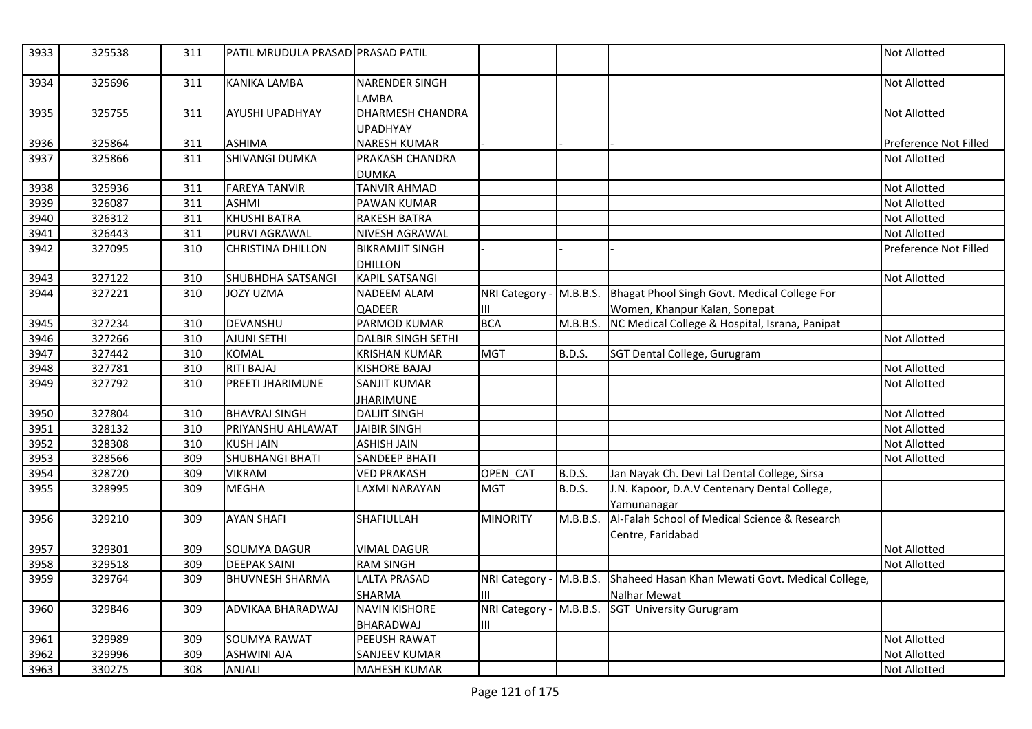| 3933 | 325538 | 311 | PATIL MRUDULA PRASAD | PRASAD PATIL | | | | Not Allotted |
|---|---|---|---|---|---|---|---|---|
| 3934 | 325696 | 311 | KANIKA LAMBA | NARENDER SINGH LAMBA | | | | Not Allotted |
| 3935 | 325755 | 311 | AYUSHI UPADHYAY | DHARMESH CHANDRA UPADHYAY | | | | Not Allotted |
| 3936 | 325864 | 311 | ASHIMA | NARESH KUMAR | - | - | - | Preference Not Filled |
| 3937 | 325866 | 311 | SHIVANGI DUMKA | PRAKASH CHANDRA DUMKA | | | | Not Allotted |
| 3938 | 325936 | 311 | FAREYA TANVIR | TANVIR AHMAD | | | | Not Allotted |
| 3939 | 326087 | 311 | ASHMI | PAWAN KUMAR | | | | Not Allotted |
| 3940 | 326312 | 311 | KHUSHI BATRA | RAKESH BATRA | | | | Not Allotted |
| 3941 | 326443 | 311 | PURVI AGRAWAL | NIVESH AGRAWAL | | | | Not Allotted |
| 3942 | 327095 | 310 | CHRISTINA DHILLON | BIKRAMJIT SINGH DHILLON | - | - | - | Preference Not Filled |
| 3943 | 327122 | 310 | SHUBHDHA SATSANGI | KAPIL SATSANGI | | | | Not Allotted |
| 3944 | 327221 | 310 | JOZY UZMA | NADEEM ALAM QADEER | NRI Category - III | M.B.B.S. | Bhagat Phool Singh Govt. Medical College For Women, Khanpur Kalan, Sonepat | |
| 3945 | 327234 | 310 | DEVANSHU | PARMOD KUMAR | BCA | M.B.B.S. | NC Medical College & Hospital, Israna, Panipat | |
| 3946 | 327266 | 310 | AJUNI SETHI | DALBIR SINGH SETHI | | | | Not Allotted |
| 3947 | 327442 | 310 | KOMAL | KRISHAN KUMAR | MGT | B.D.S. | SGT Dental College, Gurugram | |
| 3948 | 327781 | 310 | RITI BAJAJ | KISHORE BAJAJ | | | | Not Allotted |
| 3949 | 327792 | 310 | PREETI JHARIMUNE | SANJIT KUMAR JHARIMUNE | | | | Not Allotted |
| 3950 | 327804 | 310 | BHAVRAJ SINGH | DALJIT SINGH | | | | Not Allotted |
| 3951 | 328132 | 310 | PRIYANSHU AHLAWAT | JAIBIR SINGH | | | | Not Allotted |
| 3952 | 328308 | 310 | KUSH JAIN | ASHISH JAIN | | | | Not Allotted |
| 3953 | 328566 | 309 | SHUBHANGI BHATI | SANDEEP BHATI | | | | Not Allotted |
| 3954 | 328720 | 309 | VIKRAM | VED PRAKASH | OPEN_CAT | B.D.S. | Jan Nayak Ch. Devi Lal Dental College, Sirsa | |
| 3955 | 328995 | 309 | MEGHA | LAXMI NARAYAN | MGT | B.D.S. | J.N. Kapoor, D.A.V Centenary Dental College, Yamunanagar | |
| 3956 | 329210 | 309 | AYAN SHAFI | SHAFIULLAH | MINORITY | M.B.B.S. | Al-Falah School of Medical Science & Research Centre, Faridabad | |
| 3957 | 329301 | 309 | SOUMYA DAGUR | VIMAL DAGUR | | | | Not Allotted |
| 3958 | 329518 | 309 | DEEPAK SAINI | RAM SINGH | | | | Not Allotted |
| 3959 | 329764 | 309 | BHUVNESH SHARMA | LALTA PRASAD SHARMA | NRI Category - III | M.B.B.S. | Shaheed Hasan Khan Mewati Govt. Medical College, Nalhar Mewat | |
| 3960 | 329846 | 309 | ADVIKAA BHARADWAJ | NAVIN KISHORE BHARADWAJ | NRI Category - III | M.B.B.S. | SGT University Gurugram | |
| 3961 | 329989 | 309 | SOUMYA RAWAT | PEEUSH RAWAT | | | | Not Allotted |
| 3962 | 329996 | 309 | ASHWINI AJA | SANJEEV KUMAR | | | | Not Allotted |
| 3963 | 330275 | 308 | ANJALI | MAHESH KUMAR | | | | Not Allotted |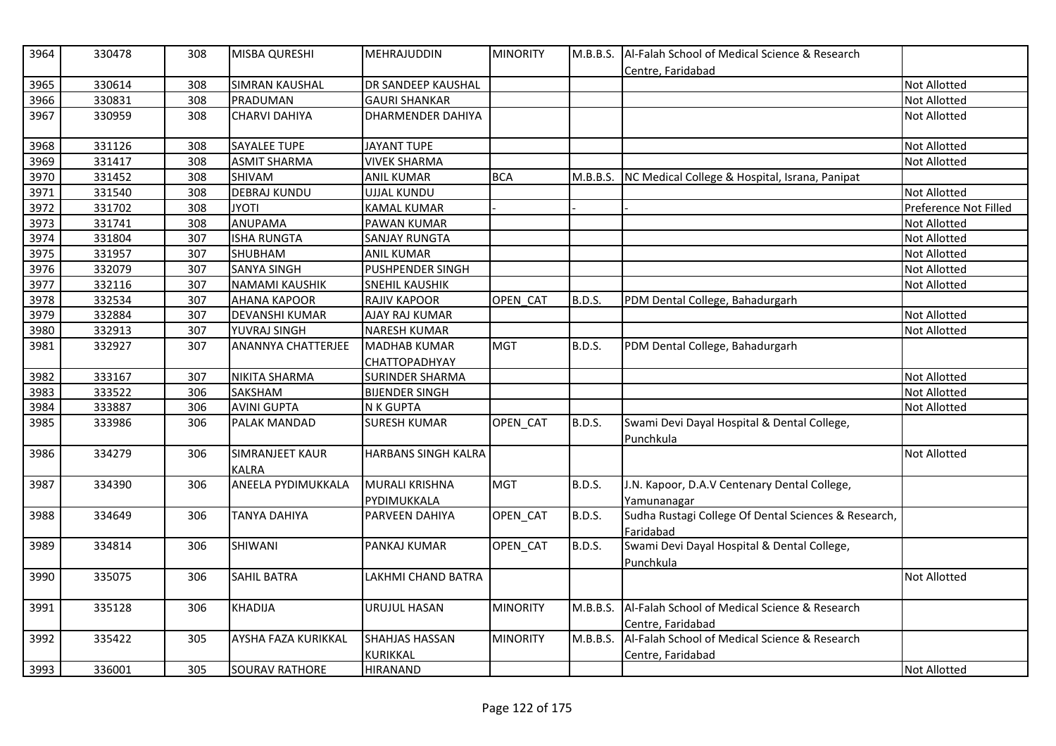| 3964 | 330478 | 308 | MISBA QURESHI | MEHRAJUDDIN | MINORITY | M.B.B.S. | Al-Falah School of Medical Science & Research Centre, Faridabad | |
|---|---|---|---|---|---|---|---|---|
| 3965 | 330614 | 308 | SIMRAN KAUSHAL | DR SANDEEP KAUSHAL | | | | Not Allotted |
| 3966 | 330831 | 308 | PRADUMAN | GAURI SHANKAR | | | | Not Allotted |
| 3967 | 330959 | 308 | CHARVI DAHIYA | DHARMENDER DAHIYA | | | | Not Allotted |
| 3968 | 331126 | 308 | SAYALEE TUPE | JAYANT TUPE | | | | Not Allotted |
| 3969 | 331417 | 308 | ASMIT SHARMA | VIVEK SHARMA | | | | Not Allotted |
| 3970 | 331452 | 308 | SHIVAM | ANIL KUMAR | BCA | M.B.B.S. | NC Medical College & Hospital, Israna, Panipat | |
| 3971 | 331540 | 308 | DEBRAJ KUNDU | UJJAL KUNDU | | | | Not Allotted |
| 3972 | 331702 | 308 | JYOTI | KAMAL KUMAR | - | - | - | Preference Not Filled |
| 3973 | 331741 | 308 | ANUPAMA | PAWAN KUMAR | | | | Not Allotted |
| 3974 | 331804 | 307 | ISHA RUNGTA | SANJAY RUNGTA | | | | Not Allotted |
| 3975 | 331957 | 307 | SHUBHAM | ANIL KUMAR | | | | Not Allotted |
| 3976 | 332079 | 307 | SANYA SINGH | PUSHPENDER SINGH | | | | Not Allotted |
| 3977 | 332116 | 307 | NAMAMI KAUSHIK | SNEHIL KAUSHIK | | | | Not Allotted |
| 3978 | 332534 | 307 | AHANA KAPOOR | RAJIV KAPOOR | OPEN_CAT | B.D.S. | PDM Dental College, Bahadurgarh | |
| 3979 | 332884 | 307 | DEVANSHI KUMAR | AJAY RAJ KUMAR | | | | Not Allotted |
| 3980 | 332913 | 307 | YUVRAJ SINGH | NARESH KUMAR | | | | Not Allotted |
| 3981 | 332927 | 307 | ANANNYA CHATTERJEE | MADHAB KUMAR CHATTOPADHYAY | MGT | B.D.S. | PDM Dental College, Bahadurgarh | |
| 3982 | 333167 | 307 | NIKITA SHARMA | SURINDER SHARMA | | | | Not Allotted |
| 3983 | 333522 | 306 | SAKSHAM | BIJENDER SINGH | | | | Not Allotted |
| 3984 | 333887 | 306 | AVINI GUPTA | N K GUPTA | | | | Not Allotted |
| 3985 | 333986 | 306 | PALAK MANDAD | SURESH KUMAR | OPEN_CAT | B.D.S. | Swami Devi Dayal Hospital & Dental College, Punchkula | |
| 3986 | 334279 | 306 | SIMRANJEET KAUR KALRA | HARBANS SINGH KALRA | | | | Not Allotted |
| 3987 | 334390 | 306 | ANEELA PYDIMUKKALA | MURALI KRISHNA PYDIMUKKALA | MGT | B.D.S. | J.N. Kapoor, D.A.V Centenary Dental College, Yamunanagar | |
| 3988 | 334649 | 306 | TANYA DAHIYA | PARVEEN DAHIYA | OPEN_CAT | B.D.S. | Sudha Rustagi College Of Dental Sciences & Research, Faridabad | |
| 3989 | 334814 | 306 | SHIWANI | PANKAJ KUMAR | OPEN_CAT | B.D.S. | Swami Devi Dayal Hospital & Dental College, Punchkula | |
| 3990 | 335075 | 306 | SAHIL BATRA | LAKHMI CHAND BATRA | | | | Not Allotted |
| 3991 | 335128 | 306 | KHADIJA | URUJUL HASAN | MINORITY | M.B.B.S. | Al-Falah School of Medical Science & Research Centre, Faridabad | |
| 3992 | 335422 | 305 | AYSHA FAZA KURIKKAL | SHAHJAS HASSAN KURIKKAL | MINORITY | M.B.B.S. | Al-Falah School of Medical Science & Research Centre, Faridabad | |
| 3993 | 336001 | 305 | SOURAV RATHORE | HIRANAND | | | | Not Allotted |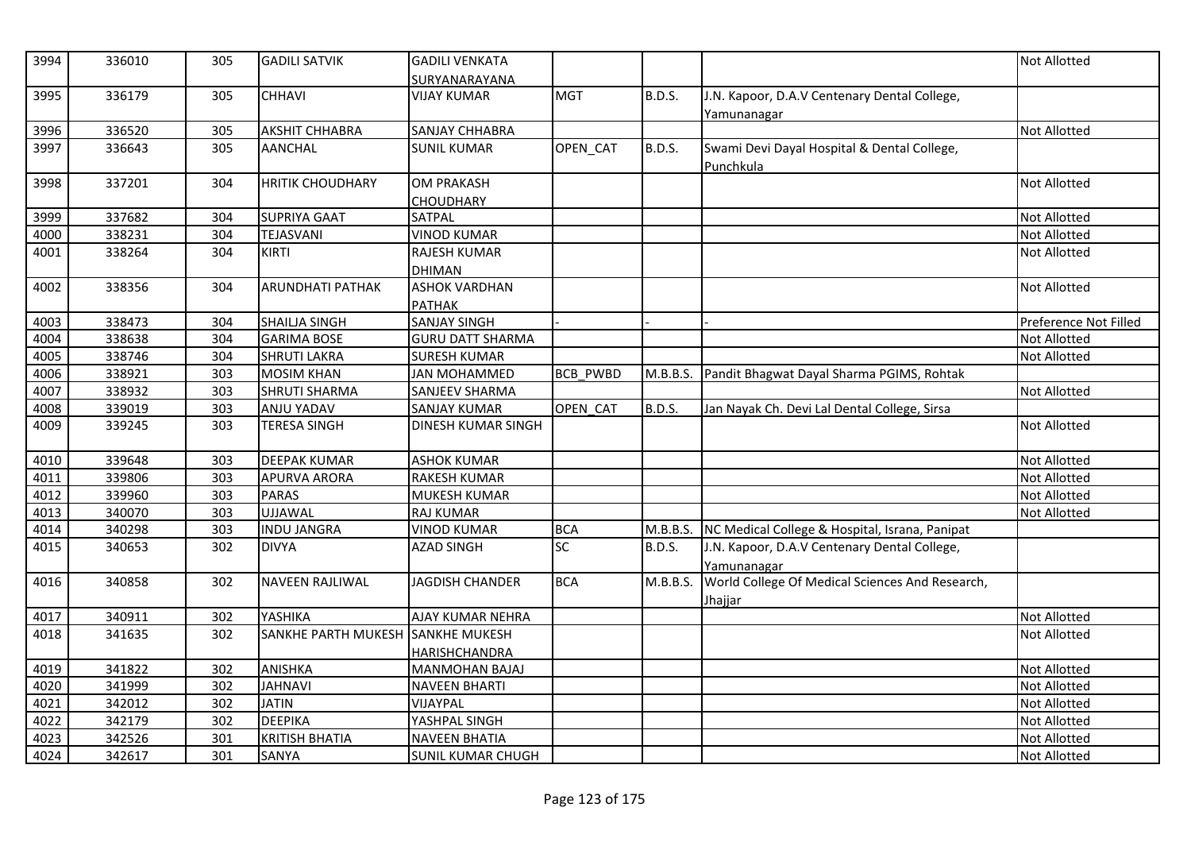| | | | | | | | | |
|---|---|---|---|---|---|---|---|---|
| 3994 | 336010 | 305 | GADILI SATVIK | GADILI VENKATA SURYANARAYANA | | | | Not Allotted |
| 3995 | 336179 | 305 | CHHAVI | VIJAY KUMAR | MGT | B.D.S. | J.N. Kapoor, D.A.V Centenary Dental College, Yamunanagar | |
| 3996 | 336520 | 305 | AKSHIT CHHABRA | SANJAY CHHABRA | | | | Not Allotted |
| 3997 | 336643 | 305 | AANCHAL | SUNIL KUMAR | OPEN_CAT | B.D.S. | Swami Devi Dayal Hospital & Dental College, Punchkula | |
| 3998 | 337201 | 304 | HRITIK CHOUDHARY | OM PRAKASH CHOUDHARY | | | | Not Allotted |
| 3999 | 337682 | 304 | SUPRIYA GAAT | SATPAL | | | | Not Allotted |
| 4000 | 338231 | 304 | TEJASVANI | VINOD KUMAR | | | | Not Allotted |
| 4001 | 338264 | 304 | KIRTI | RAJESH KUMAR DHIMAN | | | | Not Allotted |
| 4002 | 338356 | 304 | ARUNDHATI PATHAK | ASHOK VARDHAN PATHAK | | | | Not Allotted |
| 4003 | 338473 | 304 | SHAILJA SINGH | SANJAY SINGH | - | - | - | Preference Not Filled |
| 4004 | 338638 | 304 | GARIMA BOSE | GURU DATT SHARMA | | | | Not Allotted |
| 4005 | 338746 | 304 | SHRUTI LAKRA | SURESH KUMAR | | | | Not Allotted |
| 4006 | 338921 | 303 | MOSIM KHAN | JAN MOHAMMED | BCB_PWBD | M.B.B.S. | Pandit Bhagwat Dayal Sharma PGIMS, Rohtak | |
| 4007 | 338932 | 303 | SHRUTI SHARMA | SANJEEV SHARMA | | | | Not Allotted |
| 4008 | 339019 | 303 | ANJU YADAV | SANJAY KUMAR | OPEN_CAT | B.D.S. | Jan Nayak Ch. Devi Lal Dental College, Sirsa | |
| 4009 | 339245 | 303 | TERESA SINGH | DINESH KUMAR SINGH | | | | Not Allotted |
| 4010 | 339648 | 303 | DEEPAK KUMAR | ASHOK KUMAR | | | | Not Allotted |
| 4011 | 339806 | 303 | APURVA ARORA | RAKESH KUMAR | | | | Not Allotted |
| 4012 | 339960 | 303 | PARAS | MUKESH KUMAR | | | | Not Allotted |
| 4013 | 340070 | 303 | UJJAWAL | RAJ KUMAR | | | | Not Allotted |
| 4014 | 340298 | 303 | INDU JANGRA | VINOD KUMAR | BCA | M.B.B.S. | NC Medical College & Hospital, Israna, Panipat | |
| 4015 | 340653 | 302 | DIVYA | AZAD SINGH | SC | B.D.S. | J.N. Kapoor, D.A.V Centenary Dental College, Yamunanagar | |
| 4016 | 340858 | 302 | NAVEEN RAJLIWAL | JAGDISH CHANDER | BCA | M.B.B.S. | World College Of Medical Sciences And Research, Jhajjar | |
| 4017 | 340911 | 302 | YASHIKA | AJAY KUMAR NEHRA | | | | Not Allotted |
| 4018 | 341635 | 302 | SANKHE PARTH MUKESH | SANKHE MUKESH HARISHCHANDRA | | | | Not Allotted |
| 4019 | 341822 | 302 | ANISHKA | MANMOHAN BAJAJ | | | | Not Allotted |
| 4020 | 341999 | 302 | JAHNAVI | NAVEEN BHARTI | | | | Not Allotted |
| 4021 | 342012 | 302 | JATIN | VIJAYPAL | | | | Not Allotted |
| 4022 | 342179 | 302 | DEEPIKA | YASHPAL SINGH | | | | Not Allotted |
| 4023 | 342526 | 301 | KRITISH BHATIA | NAVEEN BHATIA | | | | Not Allotted |
| 4024 | 342617 | 301 | SANYA | SUNIL KUMAR CHUGH | | | | Not Allotted |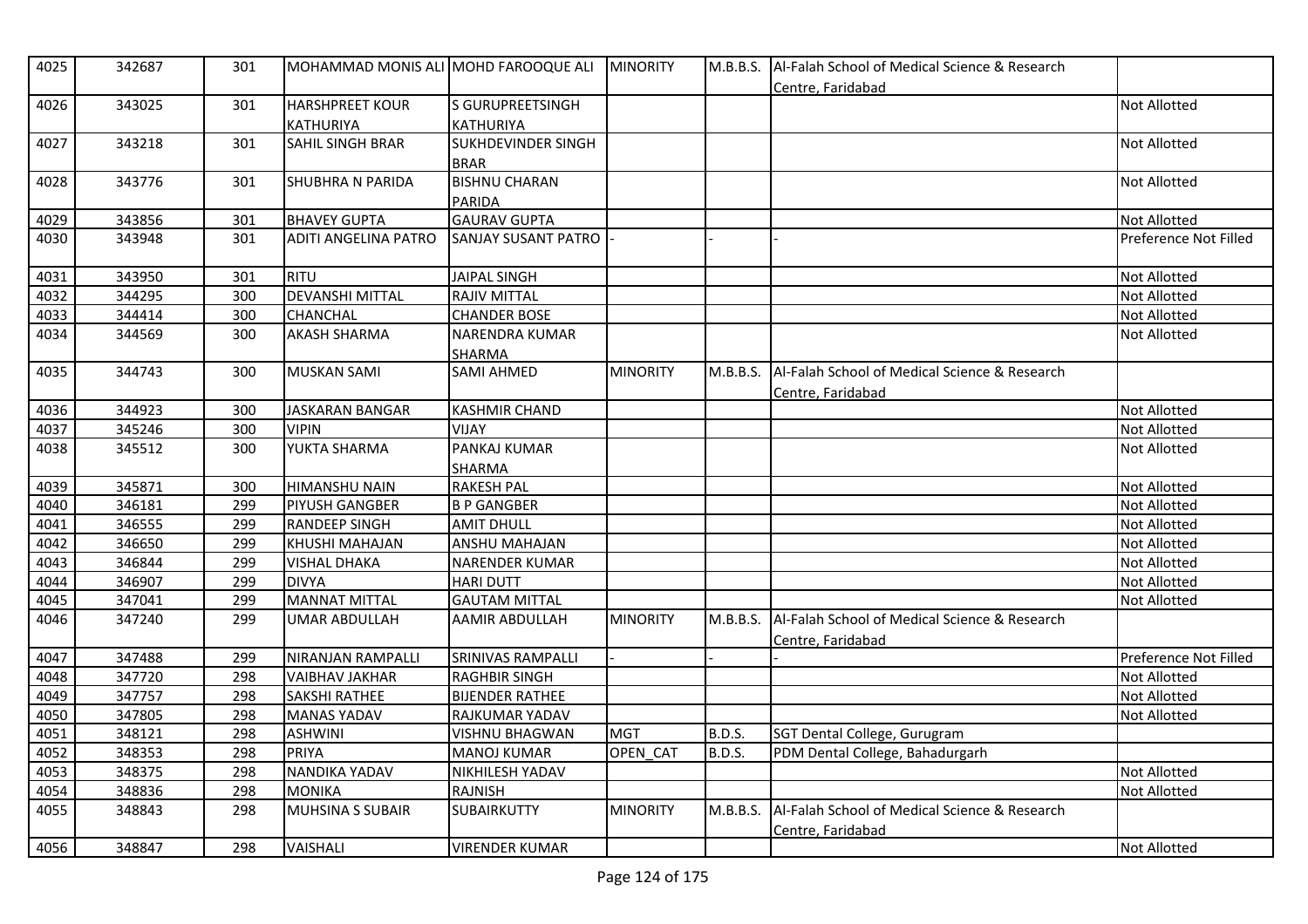| 4025 | 342687 | 301 | MOHAMMAD MONIS ALI | MOHD FAROOQUE ALI | MINORITY | M.B.B.S. | Al-Falah School of Medical Science & Research Centre, Faridabad | |
|---|---|---|---|---|---|---|---|---|
| 4026 | 343025 | 301 | HARSHPREET KOUR KATHURIYA | S GURUPREETSINGH KATHURIYA | | | | Not Allotted |
| 4027 | 343218 | 301 | SAHIL SINGH BRAR | SUKHDEVINDER SINGH BRAR | | | | Not Allotted |
| 4028 | 343776 | 301 | SHUBHRA N PARIDA | BISHNU CHARAN PARIDA | | | | Not Allotted |
| 4029 | 343856 | 301 | BHAVEY GUPTA | GAURAV GUPTA | | | | Not Allotted |
| 4030 | 343948 | 301 | ADITI ANGELINA PATRO | SANJAY SUSANT PATRO | - | - | - | Preference Not Filled |
| 4031 | 343950 | 301 | RITU | JAIPAL SINGH | | | | Not Allotted |
| 4032 | 344295 | 300 | DEVANSHI MITTAL | RAJIV MITTAL | | | | Not Allotted |
| 4033 | 344414 | 300 | CHANCHAL | CHANDER BOSE | | | | Not Allotted |
| 4034 | 344569 | 300 | AKASH SHARMA | NARENDRA KUMAR SHARMA | | | | Not Allotted |
| 4035 | 344743 | 300 | MUSKAN SAMI | SAMI AHMED | MINORITY | M.B.B.S. | Al-Falah School of Medical Science & Research Centre, Faridabad | |
| 4036 | 344923 | 300 | JASKARAN BANGAR | KASHMIR CHAND | | | | Not Allotted |
| 4037 | 345246 | 300 | VIPIN | VIJAY | | | | Not Allotted |
| 4038 | 345512 | 300 | YUKTA SHARMA | PANKAJ KUMAR SHARMA | | | | Not Allotted |
| 4039 | 345871 | 300 | HIMANSHU NAIN | RAKESH PAL | | | | Not Allotted |
| 4040 | 346181 | 299 | PIYUSH GANGBER | B P GANGBER | | | | Not Allotted |
| 4041 | 346555 | 299 | RANDEEP SINGH | AMIT DHULL | | | | Not Allotted |
| 4042 | 346650 | 299 | KHUSHI MAHAJAN | ANSHU MAHAJAN | | | | Not Allotted |
| 4043 | 346844 | 299 | VISHAL DHAKA | NARENDER KUMAR | | | | Not Allotted |
| 4044 | 346907 | 299 | DIVYA | HARI DUTT | | | | Not Allotted |
| 4045 | 347041 | 299 | MANNAT MITTAL | GAUTAM MITTAL | | | | Not Allotted |
| 4046 | 347240 | 299 | UMAR ABDULLAH | AAMIR ABDULLAH | MINORITY | M.B.B.S. | Al-Falah School of Medical Science & Research Centre, Faridabad | |
| 4047 | 347488 | 299 | NIRANJAN RAMPALLI | SRINIVAS RAMPALLI | - | - | - | Preference Not Filled |
| 4048 | 347720 | 298 | VAIBHAV JAKHAR | RAGHBIR SINGH | | | | Not Allotted |
| 4049 | 347757 | 298 | SAKSHI RATHEE | BIJENDER RATHEE | | | | Not Allotted |
| 4050 | 347805 | 298 | MANAS YADAV | RAJKUMAR YADAV | | | | Not Allotted |
| 4051 | 348121 | 298 | ASHWINI | VISHNU BHAGWAN | MGT | B.D.S. | SGT Dental College, Gurugram | |
| 4052 | 348353 | 298 | PRIYA | MANOJ KUMAR | OPEN_CAT | B.D.S. | PDM Dental College, Bahadurgarh | |
| 4053 | 348375 | 298 | NANDIKA YADAV | NIKHILESH YADAV | | | | Not Allotted |
| 4054 | 348836 | 298 | MONIKA | RAJNISH | | | | Not Allotted |
| 4055 | 348843 | 298 | MUHSINA S SUBAIR | SUBAIRKUTTY | MINORITY | M.B.B.S. | Al-Falah School of Medical Science & Research Centre, Faridabad | |
| 4056 | 348847 | 298 | VAISHALI | VIRENDER KUMAR | | | | Not Allotted |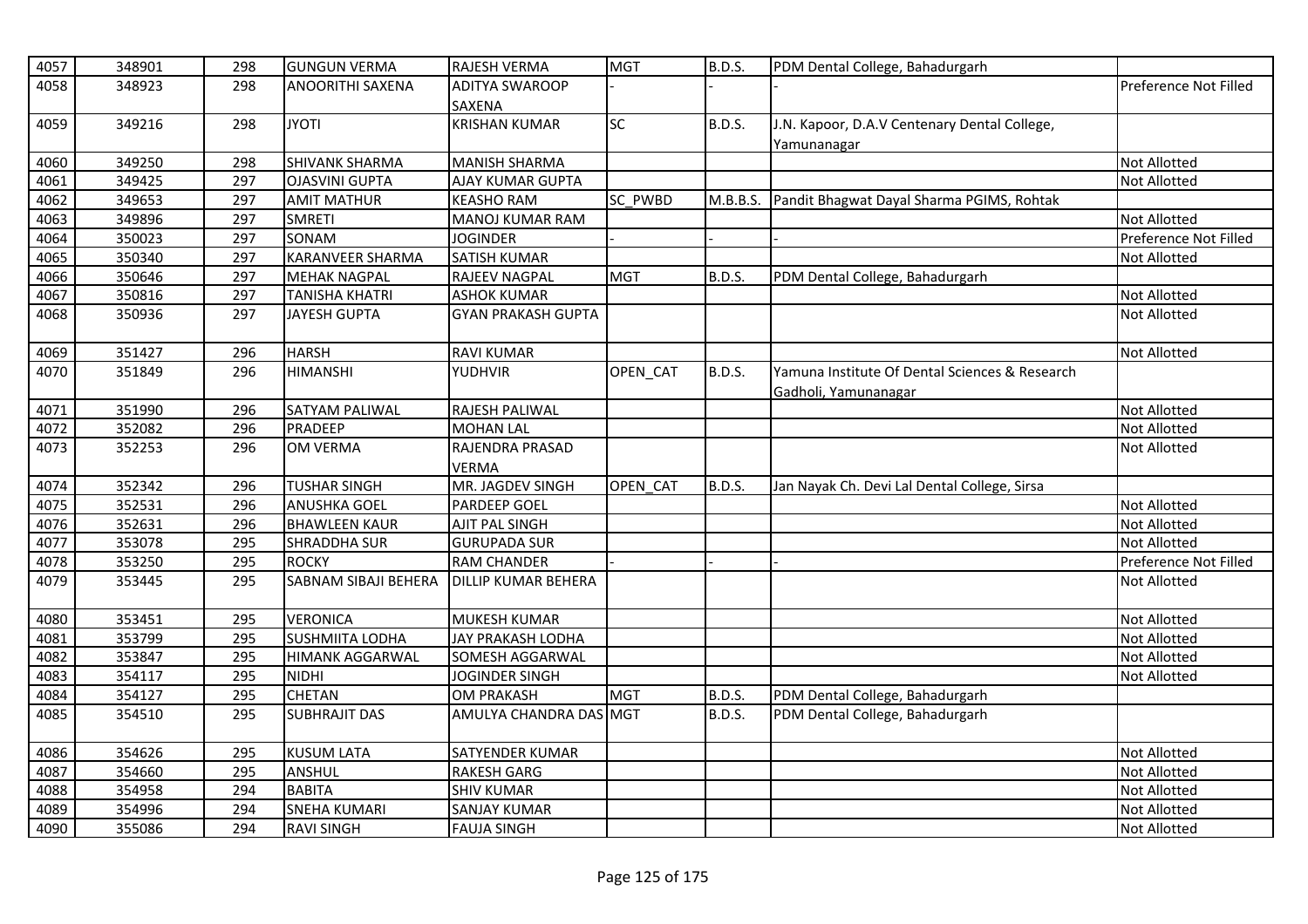| 4057 | 348901 | 298 | GUNGUN VERMA | RAJESH VERMA | MGT | B.D.S. | PDM Dental College, Bahadurgarh | |
|---|---|---|---|---|---|---|---|---|
| 4058 | 348923 | 298 | ANOORITHI SAXENA | ADITYA SWAROOP SAXENA | - | - | - | Preference Not Filled |
| 4059 | 349216 | 298 | JYOTI | KRISHAN KUMAR | SC | B.D.S. | J.N. Kapoor, D.A.V Centenary Dental College, Yamunanagar | |
| 4060 | 349250 | 298 | SHIVANK SHARMA | MANISH SHARMA | | | | Not Allotted |
| 4061 | 349425 | 297 | OJASVINI GUPTA | AJAY KUMAR GUPTA | | | | Not Allotted |
| 4062 | 349653 | 297 | AMIT MATHUR | KEASHO RAM | SC_PWBD | M.B.B.S. | Pandit Bhagwat Dayal Sharma PGIMS, Rohtak | |
| 4063 | 349896 | 297 | SMRETI | MANOJ KUMAR RAM | | | | Not Allotted |
| 4064 | 350023 | 297 | SONAM | JOGINDER | - | - | - | Preference Not Filled |
| 4065 | 350340 | 297 | KARANVEER SHARMA | SATISH KUMAR | | | | Not Allotted |
| 4066 | 350646 | 297 | MEHAK NAGPAL | RAJEEV NAGPAL | MGT | B.D.S. | PDM Dental College, Bahadurgarh | |
| 4067 | 350816 | 297 | TANISHA KHATRI | ASHOK KUMAR | | | | Not Allotted |
| 4068 | 350936 | 297 | JAYESH GUPTA | GYAN PRAKASH GUPTA | | | | Not Allotted |
| 4069 | 351427 | 296 | HARSH | RAVI KUMAR | | | | Not Allotted |
| 4070 | 351849 | 296 | HIMANSHI | YUDHVIR | OPEN_CAT | B.D.S. | Yamuna Institute Of Dental Sciences & Research Gadholi, Yamunanagar | |
| 4071 | 351990 | 296 | SATYAM PALIWAL | RAJESH PALIWAL | | | | Not Allotted |
| 4072 | 352082 | 296 | PRADEEP | MOHAN LAL | | | | Not Allotted |
| 4073 | 352253 | 296 | OM VERMA | RAJENDRA PRASAD VERMA | | | | Not Allotted |
| 4074 | 352342 | 296 | TUSHAR SINGH | MR. JAGDEV SINGH | OPEN_CAT | B.D.S. | Jan Nayak Ch. Devi Lal Dental College, Sirsa | |
| 4075 | 352531 | 296 | ANUSHKA GOEL | PARDEEP GOEL | | | | Not Allotted |
| 4076 | 352631 | 296 | BHAWLEEN KAUR | AJIT PAL SINGH | | | | Not Allotted |
| 4077 | 353078 | 295 | SHRADDHA SUR | GURUPADA SUR | | | | Not Allotted |
| 4078 | 353250 | 295 | ROCKY | RAM CHANDER | - | - | - | Preference Not Filled |
| 4079 | 353445 | 295 | SABNAM SIBAJI BEHERA | DILLIP KUMAR BEHERA | | | | Not Allotted |
| 4080 | 353451 | 295 | VERONICA | MUKESH KUMAR | | | | Not Allotted |
| 4081 | 353799 | 295 | SUSHMIITA LODHA | JAY PRAKASH LODHA | | | | Not Allotted |
| 4082 | 353847 | 295 | HIMANK AGGARWAL | SOMESH AGGARWAL | | | | Not Allotted |
| 4083 | 354117 | 295 | NIDHI | JOGINDER SINGH | | | | Not Allotted |
| 4084 | 354127 | 295 | CHETAN | OM PRAKASH | MGT | B.D.S. | PDM Dental College, Bahadurgarh | |
| 4085 | 354510 | 295 | SUBHRAJIT DAS | AMULYA CHANDRA DAS | MGT | B.D.S. | PDM Dental College, Bahadurgarh | |
| 4086 | 354626 | 295 | KUSUM LATA | SATYENDER KUMAR | | | | Not Allotted |
| 4087 | 354660 | 295 | ANSHUL | RAKESH GARG | | | | Not Allotted |
| 4088 | 354958 | 294 | BABITA | SHIV KUMAR | | | | Not Allotted |
| 4089 | 354996 | 294 | SNEHA KUMARI | SANJAY KUMAR | | | | Not Allotted |
| 4090 | 355086 | 294 | RAVI SINGH | FAUJA SINGH | | | | Not Allotted |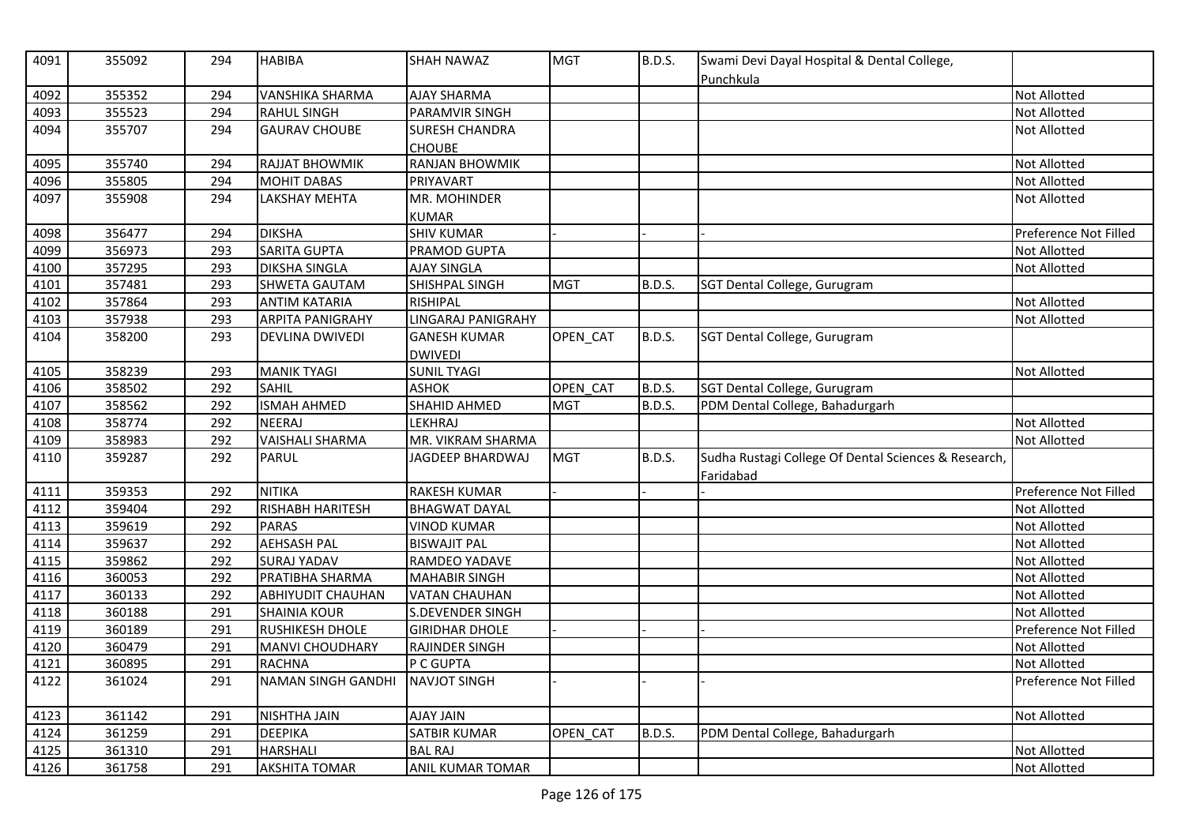| 4091 | 355092 | 294 | HABIBA | SHAH NAWAZ | MGT | B.D.S. | Swami Devi Dayal Hospital & Dental College, Punchkula | |
|---|---|---|---|---|---|---|---|---|
| 4092 | 355352 | 294 | VANSHIKA SHARMA | AJAY SHARMA | | | | Not Allotted |
| 4093 | 355523 | 294 | RAHUL SINGH | PARAMVIR SINGH | | | | Not Allotted |
| 4094 | 355707 | 294 | GAURAV CHOUBE | SURESH CHANDRA CHOUBE | | | | Not Allotted |
| 4095 | 355740 | 294 | RAJJAT BHOWMIK | RANJAN BHOWMIK | | | | Not Allotted |
| 4096 | 355805 | 294 | MOHIT DABAS | PRIYAVART | | | | Not Allotted |
| 4097 | 355908 | 294 | LAKSHAY MEHTA | MR. MOHINDER KUMAR | | | | Not Allotted |
| 4098 | 356477 | 294 | DIKSHA | SHIV KUMAR | - | - | - | Preference Not Filled |
| 4099 | 356973 | 293 | SARITA GUPTA | PRAMOD GUPTA | | | | Not Allotted |
| 4100 | 357295 | 293 | DIKSHA SINGLA | AJAY SINGLA | | | | Not Allotted |
| 4101 | 357481 | 293 | SHWETA GAUTAM | SHISHPAL SINGH | MGT | B.D.S. | SGT Dental College, Gurugram | |
| 4102 | 357864 | 293 | ANTIM KATARIA | RISHIPAL | | | | Not Allotted |
| 4103 | 357938 | 293 | ARPITA PANIGRAHY | LINGARAJ PANIGRAHY | | | | Not Allotted |
| 4104 | 358200 | 293 | DEVLINA DWIVEDI | GANESH KUMAR DWIVEDI | OPEN_CAT | B.D.S. | SGT Dental College, Gurugram | |
| 4105 | 358239 | 293 | MANIK TYAGI | SUNIL TYAGI | | | | Not Allotted |
| 4106 | 358502 | 292 | SAHIL | ASHOK | OPEN_CAT | B.D.S. | SGT Dental College, Gurugram | |
| 4107 | 358562 | 292 | ISMAH AHMED | SHAHID AHMED | MGT | B.D.S. | PDM Dental College, Bahadurgarh | |
| 4108 | 358774 | 292 | NEERAJ | LEKHRAJ | | | | Not Allotted |
| 4109 | 358983 | 292 | VAISHALI SHARMA | MR. VIKRAM SHARMA | | | | Not Allotted |
| 4110 | 359287 | 292 | PARUL | JAGDEEP BHARDWAJ | MGT | B.D.S. | Sudha Rustagi College Of Dental Sciences & Research, Faridabad | |
| 4111 | 359353 | 292 | NITIKA | RAKESH KUMAR | - | - | - | Preference Not Filled |
| 4112 | 359404 | 292 | RISHABH HARITESH | BHAGWAT DAYAL | | | | Not Allotted |
| 4113 | 359619 | 292 | PARAS | VINOD KUMAR | | | | Not Allotted |
| 4114 | 359637 | 292 | AEHSASH PAL | BISWAJIT PAL | | | | Not Allotted |
| 4115 | 359862 | 292 | SURAJ YADAV | RAMDEO YADAVE | | | | Not Allotted |
| 4116 | 360053 | 292 | PRATIBHA SHARMA | MAHABIR SINGH | | | | Not Allotted |
| 4117 | 360133 | 292 | ABHIYUDIT CHAUHAN | VATAN CHAUHAN | | | | Not Allotted |
| 4118 | 360188 | 291 | SHAINIA KOUR | S.DEVENDER SINGH | | | | Not Allotted |
| 4119 | 360189 | 291 | RUSHIKESH DHOLE | GIRIDHAR DHOLE | - | - | - | Preference Not Filled |
| 4120 | 360479 | 291 | MANVI CHOUDHARY | RAJINDER SINGH | | | | Not Allotted |
| 4121 | 360895 | 291 | RACHNA | P C GUPTA | | | | Not Allotted |
| 4122 | 361024 | 291 | NAMAN SINGH GANDHI | NAVJOT SINGH | - | - | - | Preference Not Filled |
| 4123 | 361142 | 291 | NISHTHA JAIN | AJAY JAIN | | | | Not Allotted |
| 4124 | 361259 | 291 | DEEPIKA | SATBIR KUMAR | OPEN_CAT | B.D.S. | PDM Dental College, Bahadurgarh | |
| 4125 | 361310 | 291 | HARSHALI | BAL RAJ | | | | Not Allotted |
| 4126 | 361758 | 291 | AKSHITA TOMAR | ANIL KUMAR TOMAR | | | | Not Allotted |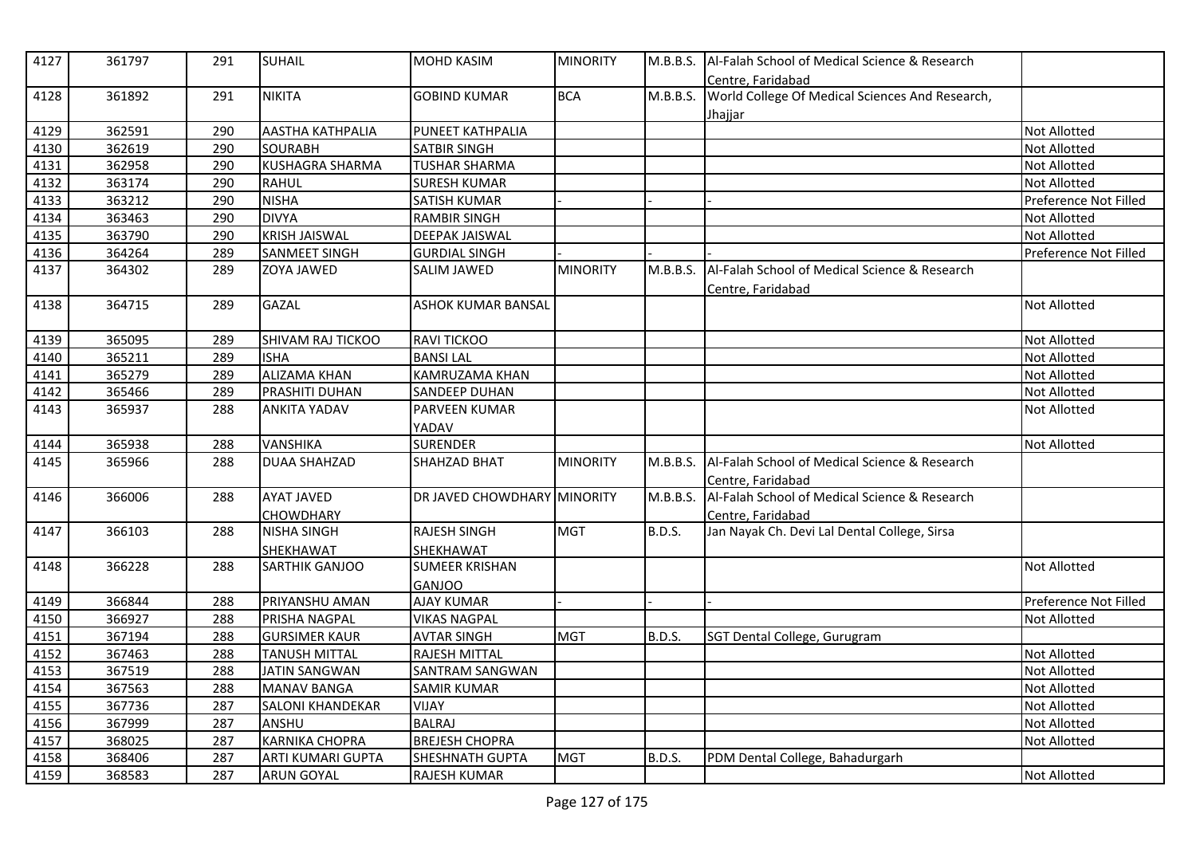| 4127 | 361797 | 291 | SUHAIL | MOHD KASIM | MINORITY | M.B.B.S. | Al-Falah School of Medical Science & Research Centre, Faridabad | |
|---|---|---|---|---|---|---|---|---|
| 4128 | 361892 | 291 | NIKITA | GOBIND KUMAR | BCA | M.B.B.S. | World College Of Medical Sciences And Research, Jhajjar | |
| 4129 | 362591 | 290 | AASTHA KATHPALIA | PUNEET KATHPALIA | | | | Not Allotted |
| 4130 | 362619 | 290 | SOURABH | SATBIR SINGH | | | | Not Allotted |
| 4131 | 362958 | 290 | KUSHAGRA SHARMA | TUSHAR SHARMA | | | | Not Allotted |
| 4132 | 363174 | 290 | RAHUL | SURESH KUMAR | | | | Not Allotted |
| 4133 | 363212 | 290 | NISHA | SATISH KUMAR | - | - | - | Preference Not Filled |
| 4134 | 363463 | 290 | DIVYA | RAMBIR SINGH | | | | Not Allotted |
| 4135 | 363790 | 290 | KRISH JAISWAL | DEEPAK JAISWAL | | | | Not Allotted |
| 4136 | 364264 | 289 | SANMEET SINGH | GURDIAL SINGH | - | - | - | Preference Not Filled |
| 4137 | 364302 | 289 | ZOYA JAWED | SALIM JAWED | MINORITY | M.B.B.S. | Al-Falah School of Medical Science & Research Centre, Faridabad | |
| 4138 | 364715 | 289 | GAZAL | ASHOK KUMAR BANSAL | | | | Not Allotted |
| 4139 | 365095 | 289 | SHIVAM RAJ TICKOO | RAVI TICKOO | | | | Not Allotted |
| 4140 | 365211 | 289 | ISHA | BANSI LAL | | | | Not Allotted |
| 4141 | 365279 | 289 | ALIZAMA KHAN | KAMRUZAMA KHAN | | | | Not Allotted |
| 4142 | 365466 | 289 | PRASHITI DUHAN | SANDEEP DUHAN | | | | Not Allotted |
| 4143 | 365937 | 288 | ANKITA YADAV | PARVEEN KUMAR YADAV | | | | Not Allotted |
| 4144 | 365938 | 288 | VANSHIKA | SURENDER | | | | Not Allotted |
| 4145 | 365966 | 288 | DUAA SHAHZAD | SHAHZAD BHAT | MINORITY | M.B.B.S. | Al-Falah School of Medical Science & Research Centre, Faridabad | |
| 4146 | 366006 | 288 | AYAT JAVED CHOWDHARY | DR JAVED CHOWDHARY | MINORITY | M.B.B.S. | Al-Falah School of Medical Science & Research Centre, Faridabad | |
| 4147 | 366103 | 288 | NISHA SINGH SHEKHAWAT | RAJESH SINGH SHEKHAWAT | MGT | B.D.S. | Jan Nayak Ch. Devi Lal Dental College, Sirsa | |
| 4148 | 366228 | 288 | SARTHIK GANJOO | SUMEER KRISHAN GANJOO | | | | Not Allotted |
| 4149 | 366844 | 288 | PRIYANSHU AMAN | AJAY KUMAR | - | - | - | Preference Not Filled |
| 4150 | 366927 | 288 | PRISHA NAGPAL | VIKAS NAGPAL | | | | Not Allotted |
| 4151 | 367194 | 288 | GURSIMER KAUR | AVTAR SINGH | MGT | B.D.S. | SGT Dental College, Gurugram | |
| 4152 | 367463 | 288 | TANUSH MITTAL | RAJESH MITTAL | | | | Not Allotted |
| 4153 | 367519 | 288 | JATIN SANGWAN | SANTRAM SANGWAN | | | | Not Allotted |
| 4154 | 367563 | 288 | MANAV BANGA | SAMIR KUMAR | | | | Not Allotted |
| 4155 | 367736 | 287 | SALONI KHANDEKAR | VIJAY | | | | Not Allotted |
| 4156 | 367999 | 287 | ANSHU | BALRAJ | | | | Not Allotted |
| 4157 | 368025 | 287 | KARNIKA CHOPRA | BREJESH CHOPRA | | | | Not Allotted |
| 4158 | 368406 | 287 | ARTI KUMARI GUPTA | SHESHNATH GUPTA | MGT | B.D.S. | PDM Dental College, Bahadurgarh | |
| 4159 | 368583 | 287 | ARUN GOYAL | RAJESH KUMAR | | | | Not Allotted |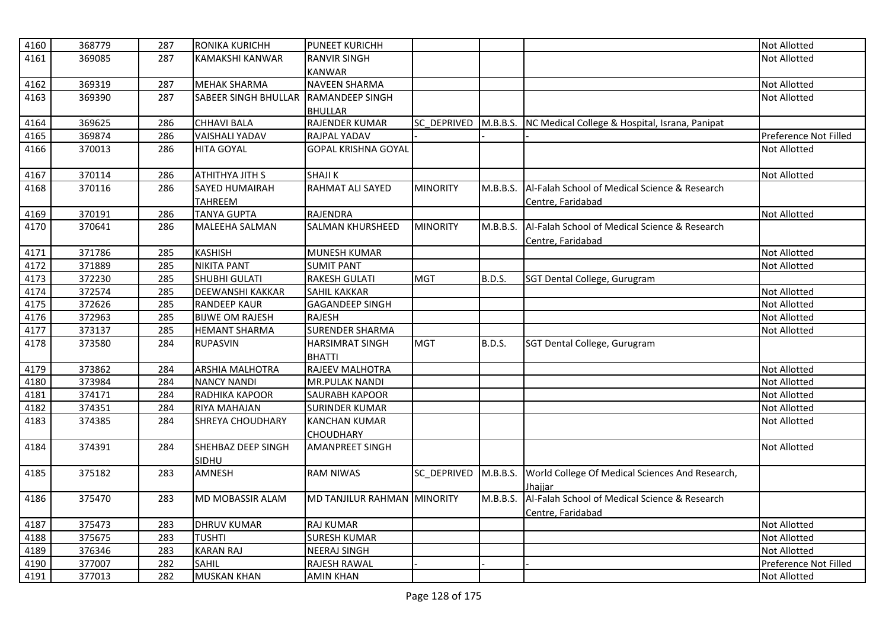| 4160 | 368779 | 287 | RONIKA KURICHH | PUNEET KURICHH | | | | Not Allotted |
|---|---|---|---|---|---|---|---|---|
| 4161 | 369085 | 287 | KAMAKSHI KANWAR | RANVIR SINGH KANWAR | | | | Not Allotted |
| 4162 | 369319 | 287 | MEHAK SHARMA | NAVEEN SHARMA | | | | Not Allotted |
| 4163 | 369390 | 287 | SABEER SINGH BHULLAR | RAMANDEEP SINGH BHULLAR | | | | Not Allotted |
| 4164 | 369625 | 286 | CHHAVI BALA | RAJENDER KUMAR | SC_DEPRIVED | M.B.B.S. | NC Medical College & Hospital, Israna, Panipat | |
| 4165 | 369874 | 286 | VAISHALI YADAV | RAJPAL YADAV | - | - | - | Preference Not Filled |
| 4166 | 370013 | 286 | HITA GOYAL | GOPAL KRISHNA GOYAL | | | | Not Allotted |
| 4167 | 370114 | 286 | ATHITHYA JITH S | SHAJI K | | | | Not Allotted |
| 4168 | 370116 | 286 | SAYED HUMAIRAH TAHREEM | RAHMAT ALI SAYED | MINORITY | M.B.B.S. | Al-Falah School of Medical Science & Research Centre, Faridabad | |
| 4169 | 370191 | 286 | TANYA GUPTA | RAJENDRA | | | | Not Allotted |
| 4170 | 370641 | 286 | MALEEHA SALMAN | SALMAN KHURSHEED | MINORITY | M.B.B.S. | Al-Falah School of Medical Science & Research Centre, Faridabad | |
| 4171 | 371786 | 285 | KASHISH | MUNESH KUMAR | | | | Not Allotted |
| 4172 | 371889 | 285 | NIKITA PANT | SUMIT PANT | | | | Not Allotted |
| 4173 | 372230 | 285 | SHUBHI GULATI | RAKESH GULATI | MGT | B.D.S. | SGT Dental College, Gurugram | |
| 4174 | 372574 | 285 | DEEWANSHI KAKKAR | SAHIL KAKKAR | | | | Not Allotted |
| 4175 | 372626 | 285 | RANDEEP KAUR | GAGANDEEP SINGH | | | | Not Allotted |
| 4176 | 372963 | 285 | BIJWE OM RAJESH | RAJESH | | | | Not Allotted |
| 4177 | 373137 | 285 | HEMANT SHARMA | SURENDER SHARMA | | | | Not Allotted |
| 4178 | 373580 | 284 | RUPASVIN | HARSIMRAT SINGH BHATTI | MGT | B.D.S. | SGT Dental College, Gurugram | |
| 4179 | 373862 | 284 | ARSHIA MALHOTRA | RAJEEV MALHOTRA | | | | Not Allotted |
| 4180 | 373984 | 284 | NANCY NANDI | MR.PULAK NANDI | | | | Not Allotted |
| 4181 | 374171 | 284 | RADHIKA KAPOOR | SAURABH KAPOOR | | | | Not Allotted |
| 4182 | 374351 | 284 | RIYA MAHAJAN | SURINDER KUMAR | | | | Not Allotted |
| 4183 | 374385 | 284 | SHREYA CHOUDHARY | KANCHAN KUMAR CHOUDHARY | | | | Not Allotted |
| 4184 | 374391 | 284 | SHEHBAZ DEEP SINGH SIDHU | AMANPREET SINGH | | | | Not Allotted |
| 4185 | 375182 | 283 | AMNESH | RAM NIWAS | SC_DEPRIVED | M.B.B.S. | World College Of Medical Sciences And Research, Jhajjar | |
| 4186 | 375470 | 283 | MD MOBASSIR ALAM | MD TANJILUR RAHMAN | MINORITY | M.B.B.S. | Al-Falah School of Medical Science & Research Centre, Faridabad | |
| 4187 | 375473 | 283 | DHRUV KUMAR | RAJ KUMAR | | | | Not Allotted |
| 4188 | 375675 | 283 | TUSHTI | SURESH KUMAR | | | | Not Allotted |
| 4189 | 376346 | 283 | KARAN RAJ | NEERAJ SINGH | | | | Not Allotted |
| 4190 | 377007 | 282 | SAHIL | RAJESH RAWAL | - | - | - | Preference Not Filled |
| 4191 | 377013 | 282 | MUSKAN KHAN | AMIN KHAN | | | | Not Allotted |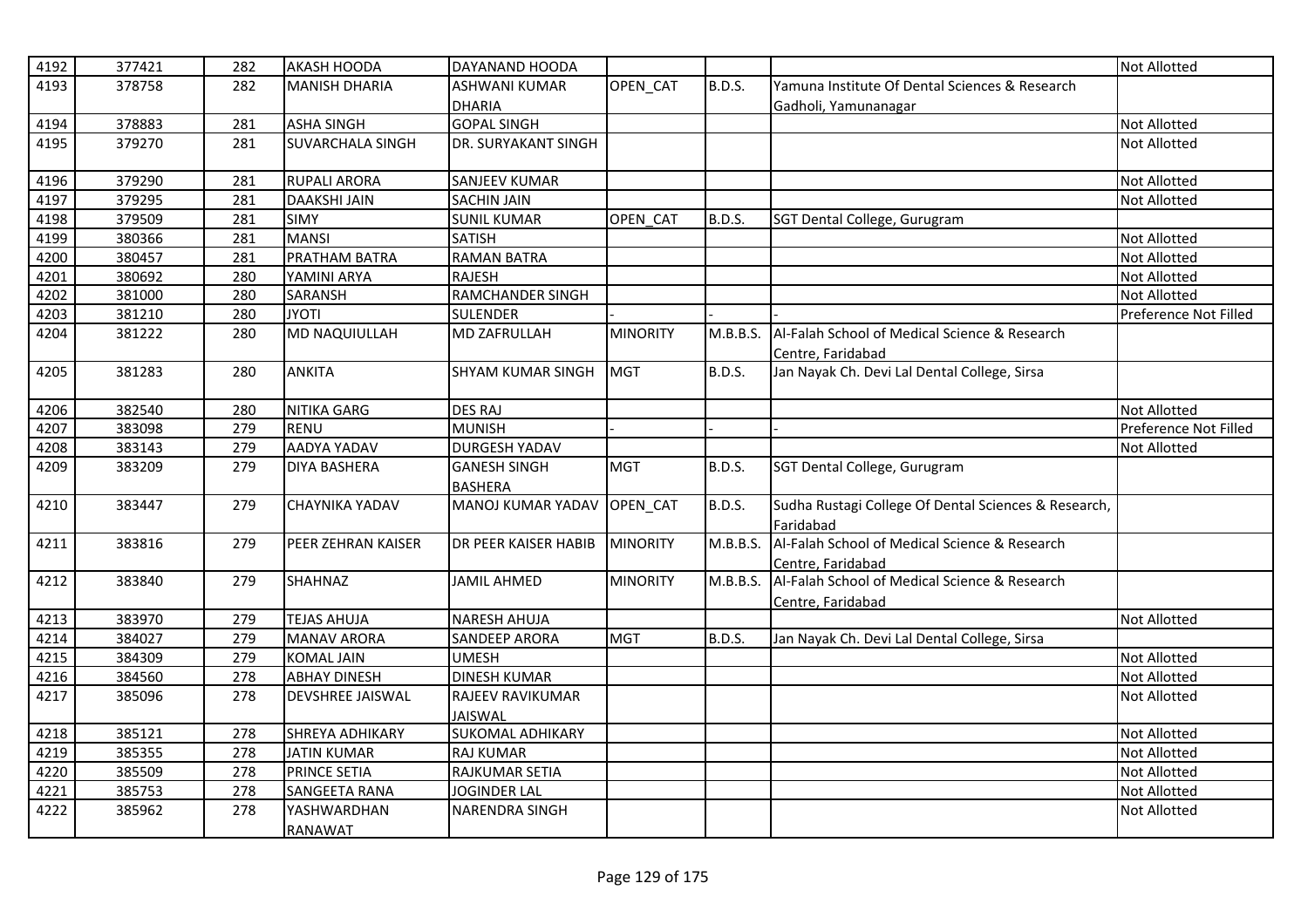| 4192 | 377421 | 282 | AKASH HOODA | DAYANAND HOODA | | | | Not Allotted |
|---|---|---|---|---|---|---|---|---|
| 4193 | 378758 | 282 | MANISH DHARIA | ASHWANI KUMAR DHARIA | OPEN_CAT | B.D.S. | Yamuna Institute Of Dental Sciences & Research Gadholi, Yamunanagar | |
| 4194 | 378883 | 281 | ASHA SINGH | GOPAL SINGH | | | | Not Allotted |
| 4195 | 379270 | 281 | SUVARCHALA SINGH | DR. SURYAKANT SINGH | | | | Not Allotted |
| 4196 | 379290 | 281 | RUPALI ARORA | SANJEEV KUMAR | | | | Not Allotted |
| 4197 | 379295 | 281 | DAAKSHI JAIN | SACHIN JAIN | | | | Not Allotted |
| 4198 | 379509 | 281 | SIMY | SUNIL KUMAR | OPEN_CAT | B.D.S. | SGT Dental College, Gurugram | |
| 4199 | 380366 | 281 | MANSI | SATISH | | | | Not Allotted |
| 4200 | 380457 | 281 | PRATHAM BATRA | RAMAN BATRA | | | | Not Allotted |
| 4201 | 380692 | 280 | YAMINI ARYA | RAJESH | | | | Not Allotted |
| 4202 | 381000 | 280 | SARANSH | RAMCHANDER SINGH | | | | Not Allotted |
| 4203 | 381210 | 280 | JYOTI | SULENDER | - | - | - | Preference Not Filled |
| 4204 | 381222 | 280 | MD NAQUIULLAH | MD ZAFRULLAH | MINORITY | M.B.B.S. | Al-Falah School of Medical Science & Research Centre, Faridabad | |
| 4205 | 381283 | 280 | ANKITA | SHYAM KUMAR SINGH | MGT | B.D.S. | Jan Nayak Ch. Devi Lal Dental College, Sirsa | |
| 4206 | 382540 | 280 | NITIKA GARG | DES RAJ | | | | Not Allotted |
| 4207 | 383098 | 279 | RENU | MUNISH | - | - | - | Preference Not Filled |
| 4208 | 383143 | 279 | AADYA YADAV | DURGESH YADAV | | | | Not Allotted |
| 4209 | 383209 | 279 | DIYA BASHERA | GANESH SINGH BASHERA | MGT | B.D.S. | SGT Dental College, Gurugram | |
| 4210 | 383447 | 279 | CHAYNIKA YADAV | MANOJ KUMAR YADAV | OPEN_CAT | B.D.S. | Sudha Rustagi College Of Dental Sciences & Research, Faridabad | |
| 4211 | 383816 | 279 | PEER ZEHRAN KAISER | DR PEER KAISER HABIB | MINORITY | M.B.B.S. | Al-Falah School of Medical Science & Research Centre, Faridabad | |
| 4212 | 383840 | 279 | SHAHNAZ | JAMIL AHMED | MINORITY | M.B.B.S. | Al-Falah School of Medical Science & Research Centre, Faridabad | |
| 4213 | 383970 | 279 | TEJAS AHUJA | NARESH AHUJA | | | | Not Allotted |
| 4214 | 384027 | 279 | MANAV ARORA | SANDEEP ARORA | MGT | B.D.S. | Jan Nayak Ch. Devi Lal Dental College, Sirsa | |
| 4215 | 384309 | 279 | KOMAL JAIN | UMESH | | | | Not Allotted |
| 4216 | 384560 | 278 | ABHAY DINESH | DINESH KUMAR | | | | Not Allotted |
| 4217 | 385096 | 278 | DEVSHREE JAISWAL | RAJEEV RAVIKUMAR JAISWAL | | | | Not Allotted |
| 4218 | 385121 | 278 | SHREYA ADHIKARY | SUKOMAL ADHIKARY | | | | Not Allotted |
| 4219 | 385355 | 278 | JATIN KUMAR | RAJ KUMAR | | | | Not Allotted |
| 4220 | 385509 | 278 | PRINCE SETIA | RAJKUMAR SETIA | | | | Not Allotted |
| 4221 | 385753 | 278 | SANGEETA RANA | JOGINDER LAL | | | | Not Allotted |
| 4222 | 385962 | 278 | YASHWARDHAN RANAWAT | NARENDRA SINGH | | | | Not Allotted |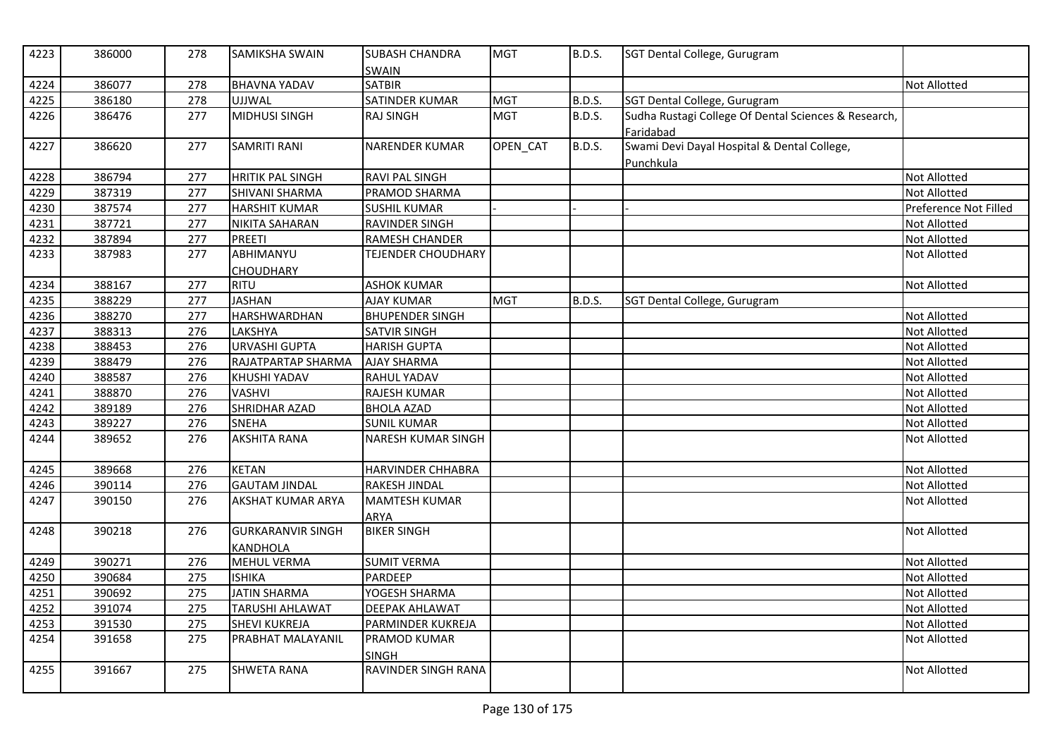| 4223 | 386000 | 278 | SAMIKSHA SWAIN | SUBASH CHANDRA SWAIN | MGT | B.D.S. | SGT Dental College, Gurugram | |
|---|---|---|---|---|---|---|---|---|
| 4224 | 386077 | 278 | BHAVNA YADAV | SATBIR | | | | Not Allotted |
| 4225 | 386180 | 278 | UJJWAL | SATINDER KUMAR | MGT | B.D.S. | SGT Dental College, Gurugram | |
| 4226 | 386476 | 277 | MIDHUSI SINGH | RAJ SINGH | MGT | B.D.S. | Sudha Rustagi College Of Dental Sciences & Research, Faridabad | |
| 4227 | 386620 | 277 | SAMRITI RANI | NARENDER KUMAR | OPEN_CAT | B.D.S. | Swami Devi Dayal Hospital & Dental College, Punchkula | |
| 4228 | 386794 | 277 | HRITIK PAL SINGH | RAVI PAL SINGH | | | | Not Allotted |
| 4229 | 387319 | 277 | SHIVANI SHARMA | PRAMOD SHARMA | | | | Not Allotted |
| 4230 | 387574 | 277 | HARSHIT KUMAR | SUSHIL KUMAR | - | - | - | Preference Not Filled |
| 4231 | 387721 | 277 | NIKITA SAHARAN | RAVINDER SINGH | | | | Not Allotted |
| 4232 | 387894 | 277 | PREETI | RAMESH CHANDER | | | | Not Allotted |
| 4233 | 387983 | 277 | ABHIMANYU CHOUDHARY | TEJENDER CHOUDHARY | | | | Not Allotted |
| 4234 | 388167 | 277 | RITU | ASHOK KUMAR | | | | Not Allotted |
| 4235 | 388229 | 277 | JASHAN | AJAY KUMAR | MGT | B.D.S. | SGT Dental College, Gurugram | |
| 4236 | 388270 | 277 | HARSHWARDHAN | BHUPENDER SINGH | | | | Not Allotted |
| 4237 | 388313 | 276 | LAKSHYA | SATVIR SINGH | | | | Not Allotted |
| 4238 | 388453 | 276 | URVASHI GUPTA | HARISH GUPTA | | | | Not Allotted |
| 4239 | 388479 | 276 | RAJATPARTAP SHARMA | AJAY SHARMA | | | | Not Allotted |
| 4240 | 388587 | 276 | KHUSHI YADAV | RAHUL YADAV | | | | Not Allotted |
| 4241 | 388870 | 276 | VASHVI | RAJESH KUMAR | | | | Not Allotted |
| 4242 | 389189 | 276 | SHRIDHAR AZAD | BHOLA AZAD | | | | Not Allotted |
| 4243 | 389227 | 276 | SNEHA | SUNIL KUMAR | | | | Not Allotted |
| 4244 | 389652 | 276 | AKSHITA RANA | NARESH KUMAR SINGH | | | | Not Allotted |
| 4245 | 389668 | 276 | KETAN | HARVINDER CHHABRA | | | | Not Allotted |
| 4246 | 390114 | 276 | GAUTAM JINDAL | RAKESH JINDAL | | | | Not Allotted |
| 4247 | 390150 | 276 | AKSHAT KUMAR ARYA | MAMTESH KUMAR ARYA | | | | Not Allotted |
| 4248 | 390218 | 276 | GURKARANVIR SINGH KANDHOLA | BIKER SINGH | | | | Not Allotted |
| 4249 | 390271 | 276 | MEHUL VERMA | SUMIT VERMA | | | | Not Allotted |
| 4250 | 390684 | 275 | ISHIKA | PARDEEP | | | | Not Allotted |
| 4251 | 390692 | 275 | JATIN SHARMA | YOGESH SHARMA | | | | Not Allotted |
| 4252 | 391074 | 275 | TARUSHI AHLAWAT | DEEPAK AHLAWAT | | | | Not Allotted |
| 4253 | 391530 | 275 | SHEVI KUKREJA | PARMINDER KUKREJA | | | | Not Allotted |
| 4254 | 391658 | 275 | PRABHAT MALAYANIL | PRAMOD KUMAR SINGH | | | | Not Allotted |
| 4255 | 391667 | 275 | SHWETA RANA | RAVINDER SINGH RANA | | | | Not Allotted |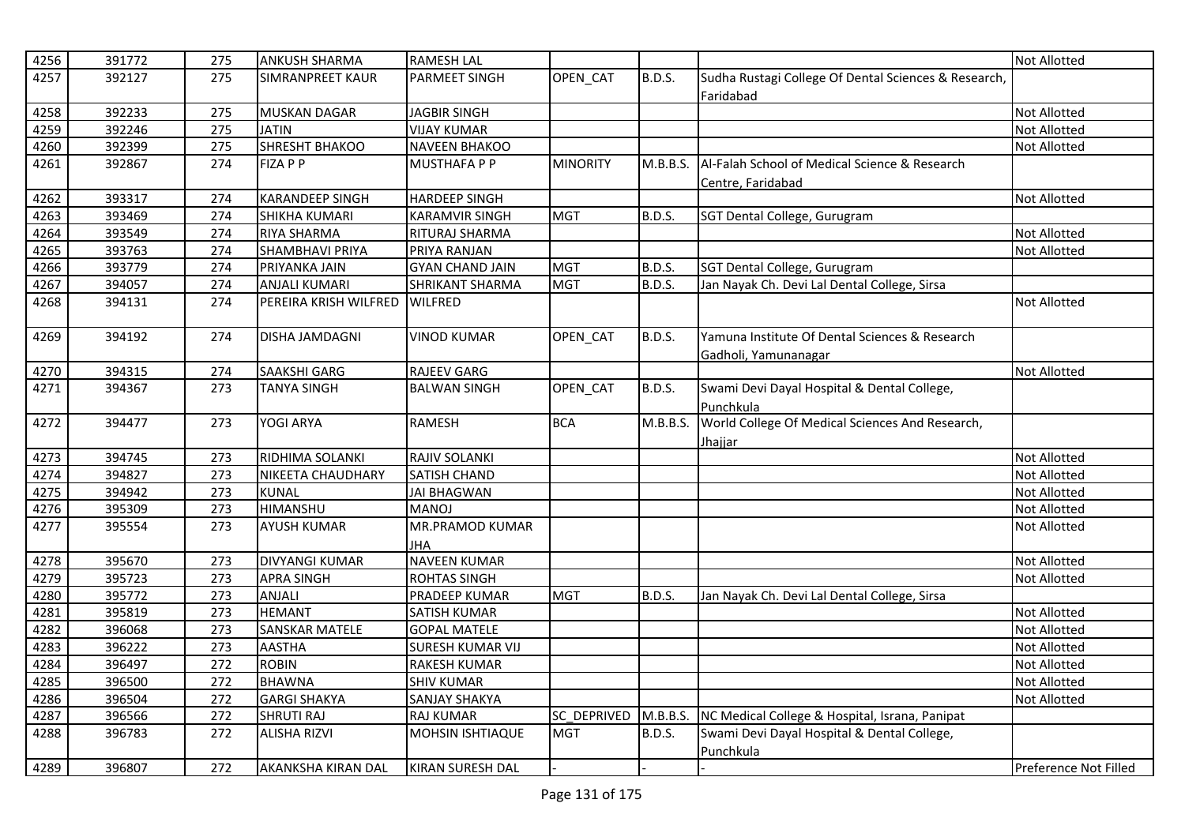| 4256 | 391772 | 275 | ANKUSH SHARMA | RAMESH LAL | | | | Not Allotted |
|---|---|---|---|---|---|---|---|---|
| 4257 | 392127 | 275 | SIMRANPREET KAUR | PARMEET SINGH | OPEN_CAT | B.D.S. | Sudha Rustagi College Of Dental Sciences & Research, Faridabad | |
| 4258 | 392233 | 275 | MUSKAN DAGAR | JAGBIR SINGH | | | | Not Allotted |
| 4259 | 392246 | 275 | JATIN | VIJAY KUMAR | | | | Not Allotted |
| 4260 | 392399 | 275 | SHRESHT BHAKOO | NAVEEN BHAKOO | | | | Not Allotted |
| 4261 | 392867 | 274 | FIZA P P | MUSTHAFA P P | MINORITY | M.B.B.S. | Al-Falah School of Medical Science & Research Centre, Faridabad | |
| 4262 | 393317 | 274 | KARANDEEP SINGH | HARDEEP SINGH | | | | Not Allotted |
| 4263 | 393469 | 274 | SHIKHA KUMARI | KARAMVIR SINGH | MGT | B.D.S. | SGT Dental College, Gurugram | |
| 4264 | 393549 | 274 | RIYA SHARMA | RITURAJ SHARMA | | | | Not Allotted |
| 4265 | 393763 | 274 | SHAMBHAVI PRIYA | PRIYA RANJAN | | | | Not Allotted |
| 4266 | 393779 | 274 | PRIYANKA JAIN | GYAN CHAND JAIN | MGT | B.D.S. | SGT Dental College, Gurugram | |
| 4267 | 394057 | 274 | ANJALI KUMARI | SHRIKANT SHARMA | MGT | B.D.S. | Jan Nayak Ch. Devi Lal Dental College, Sirsa | |
| 4268 | 394131 | 274 | PEREIRA KRISH WILFRED | WILFRED | | | | Not Allotted |
| 4269 | 394192 | 274 | DISHA JAMDAGNI | VINOD KUMAR | OPEN_CAT | B.D.S. | Yamuna Institute Of Dental Sciences & Research Gadholi, Yamunanagar | |
| 4270 | 394315 | 274 | SAAKSHI GARG | RAJEEV GARG | | | | Not Allotted |
| 4271 | 394367 | 273 | TANYA SINGH | BALWAN SINGH | OPEN_CAT | B.D.S. | Swami Devi Dayal Hospital & Dental College, Punchkula | |
| 4272 | 394477 | 273 | YOGI ARYA | RAMESH | BCA | M.B.B.S. | World College Of Medical Sciences And Research, Jhajjar | |
| 4273 | 394745 | 273 | RIDHIMA SOLANKI | RAJIV SOLANKI | | | | Not Allotted |
| 4274 | 394827 | 273 | NIKEETA CHAUDHARY | SATISH CHAND | | | | Not Allotted |
| 4275 | 394942 | 273 | KUNAL | JAI BHAGWAN | | | | Not Allotted |
| 4276 | 395309 | 273 | HIMANSHU | MANOJ | | | | Not Allotted |
| 4277 | 395554 | 273 | AYUSH KUMAR | MR.PRAMOD KUMAR JHA | | | | Not Allotted |
| 4278 | 395670 | 273 | DIVYANGI KUMAR | NAVEEN KUMAR | | | | Not Allotted |
| 4279 | 395723 | 273 | APRA SINGH | ROHTAS SINGH | | | | Not Allotted |
| 4280 | 395772 | 273 | ANJALI | PRADEEP KUMAR | MGT | B.D.S. | Jan Nayak Ch. Devi Lal Dental College, Sirsa | |
| 4281 | 395819 | 273 | HEMANT | SATISH KUMAR | | | | Not Allotted |
| 4282 | 396068 | 273 | SANSKAR MATELE | GOPAL MATELE | | | | Not Allotted |
| 4283 | 396222 | 273 | AASTHA | SURESH KUMAR VIJ | | | | Not Allotted |
| 4284 | 396497 | 272 | ROBIN | RAKESH KUMAR | | | | Not Allotted |
| 4285 | 396500 | 272 | BHAWNA | SHIV KUMAR | | | | Not Allotted |
| 4286 | 396504 | 272 | GARGI SHAKYA | SANJAY SHAKYA | | | | Not Allotted |
| 4287 | 396566 | 272 | SHRUTI RAJ | RAJ KUMAR | SC_DEPRIVED | M.B.B.S. | NC Medical College & Hospital, Israna, Panipat | |
| 4288 | 396783 | 272 | ALISHA RIZVI | MOHSIN ISHTIAQUE | MGT | B.D.S. | Swami Devi Dayal Hospital & Dental College, Punchkula | |
| 4289 | 396807 | 272 | AKANKSHA KIRAN DAL | KIRAN SURESH DAL | - | - | - | Preference Not Filled |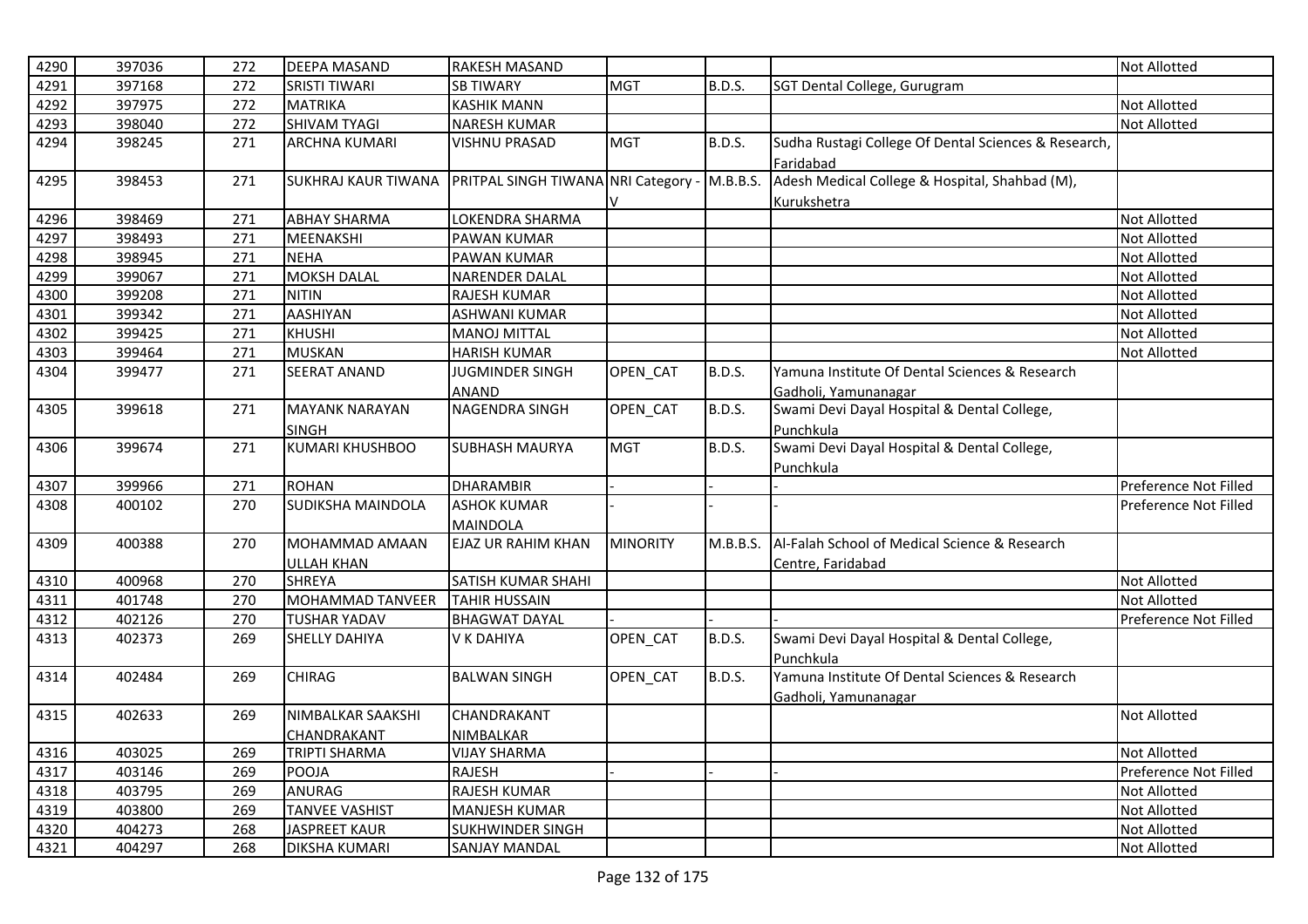| 4290 | 397036 | 272 | DEEPA MASAND | RAKESH MASAND | | | | Not Allotted |
|---|---|---|---|---|---|---|---|---|
| 4291 | 397168 | 272 | SRISTI TIWARI | SB TIWARY | MGT | B.D.S. | SGT Dental College, Gurugram | |
| 4292 | 397975 | 272 | MATRIKA | KASHIK MANN | | | | Not Allotted |
| 4293 | 398040 | 272 | SHIVAM TYAGI | NARESH KUMAR | | | | Not Allotted |
| 4294 | 398245 | 271 | ARCHNA KUMARI | VISHNU PRASAD | MGT | B.D.S. | Sudha Rustagi College Of Dental Sciences & Research, Faridabad | |
| 4295 | 398453 | 271 | SUKHRAJ KAUR TIWANA | PRITPAL SINGH TIWANA | NRI Category - V | M.B.B.S. | Adesh Medical College & Hospital, Shahbad (M), Kurukshetra | |
| 4296 | 398469 | 271 | ABHAY SHARMA | LOKENDRA SHARMA | | | | Not Allotted |
| 4297 | 398493 | 271 | MEENAKSHI | PAWAN KUMAR | | | | Not Allotted |
| 4298 | 398945 | 271 | NEHA | PAWAN KUMAR | | | | Not Allotted |
| 4299 | 399067 | 271 | MOKSH DALAL | NARENDER DALAL | | | | Not Allotted |
| 4300 | 399208 | 271 | NITIN | RAJESH KUMAR | | | | Not Allotted |
| 4301 | 399342 | 271 | AASHIYAN | ASHWANI KUMAR | | | | Not Allotted |
| 4302 | 399425 | 271 | KHUSHI | MANOJ MITTAL | | | | Not Allotted |
| 4303 | 399464 | 271 | MUSKAN | HARISH KUMAR | | | | Not Allotted |
| 4304 | 399477 | 271 | SEERAT ANAND | JUGMINDER SINGH ANAND | OPEN_CAT | B.D.S. | Yamuna Institute Of Dental Sciences & Research Gadholi, Yamunanagar | |
| 4305 | 399618 | 271 | MAYANK NARAYAN SINGH | NAGENDRA SINGH | OPEN_CAT | B.D.S. | Swami Devi Dayal Hospital & Dental College, Punchkula | |
| 4306 | 399674 | 271 | KUMARI KHUSHBOO | SUBHASH MAURYA | MGT | B.D.S. | Swami Devi Dayal Hospital & Dental College, Punchkula | |
| 4307 | 399966 | 271 | ROHAN | DHARAMBIR | - | - | - | Preference Not Filled |
| 4308 | 400102 | 270 | SUDIKSHA MAINDOLA | ASHOK KUMAR MAINDOLA | - | - | - | Preference Not Filled |
| 4309 | 400388 | 270 | MOHAMMAD AMAAN ULLAH KHAN | EJAZ UR RAHIM KHAN | MINORITY | M.B.B.S. | Al-Falah School of Medical Science & Research Centre, Faridabad | |
| 4310 | 400968 | 270 | SHREYA | SATISH KUMAR SHAHI | | | | Not Allotted |
| 4311 | 401748 | 270 | MOHAMMAD TANVEER | TAHIR HUSSAIN | | | | Not Allotted |
| 4312 | 402126 | 270 | TUSHAR YADAV | BHAGWAT DAYAL | - | - | - | Preference Not Filled |
| 4313 | 402373 | 269 | SHELLY DAHIYA | V K DAHIYA | OPEN_CAT | B.D.S. | Swami Devi Dayal Hospital & Dental College, Punchkula | |
| 4314 | 402484 | 269 | CHIRAG | BALWAN SINGH | OPEN_CAT | B.D.S. | Yamuna Institute Of Dental Sciences & Research Gadholi, Yamunanagar | |
| 4315 | 402633 | 269 | NIMBALKAR SAAKSHI CHANDRAKANT | CHANDRAKANT NIMBALKAR | | | | Not Allotted |
| 4316 | 403025 | 269 | TRIPTI SHARMA | VIJAY SHARMA | | | | Not Allotted |
| 4317 | 403146 | 269 | POOJA | RAJESH | - | - | - | Preference Not Filled |
| 4318 | 403795 | 269 | ANURAG | RAJESH KUMAR | | | | Not Allotted |
| 4319 | 403800 | 269 | TANVEE VASHIST | MANJESH KUMAR | | | | Not Allotted |
| 4320 | 404273 | 268 | JASPREET KAUR | SUKHWINDER SINGH | | | | Not Allotted |
| 4321 | 404297 | 268 | DIKSHA KUMARI | SANJAY MANDAL | | | | Not Allotted |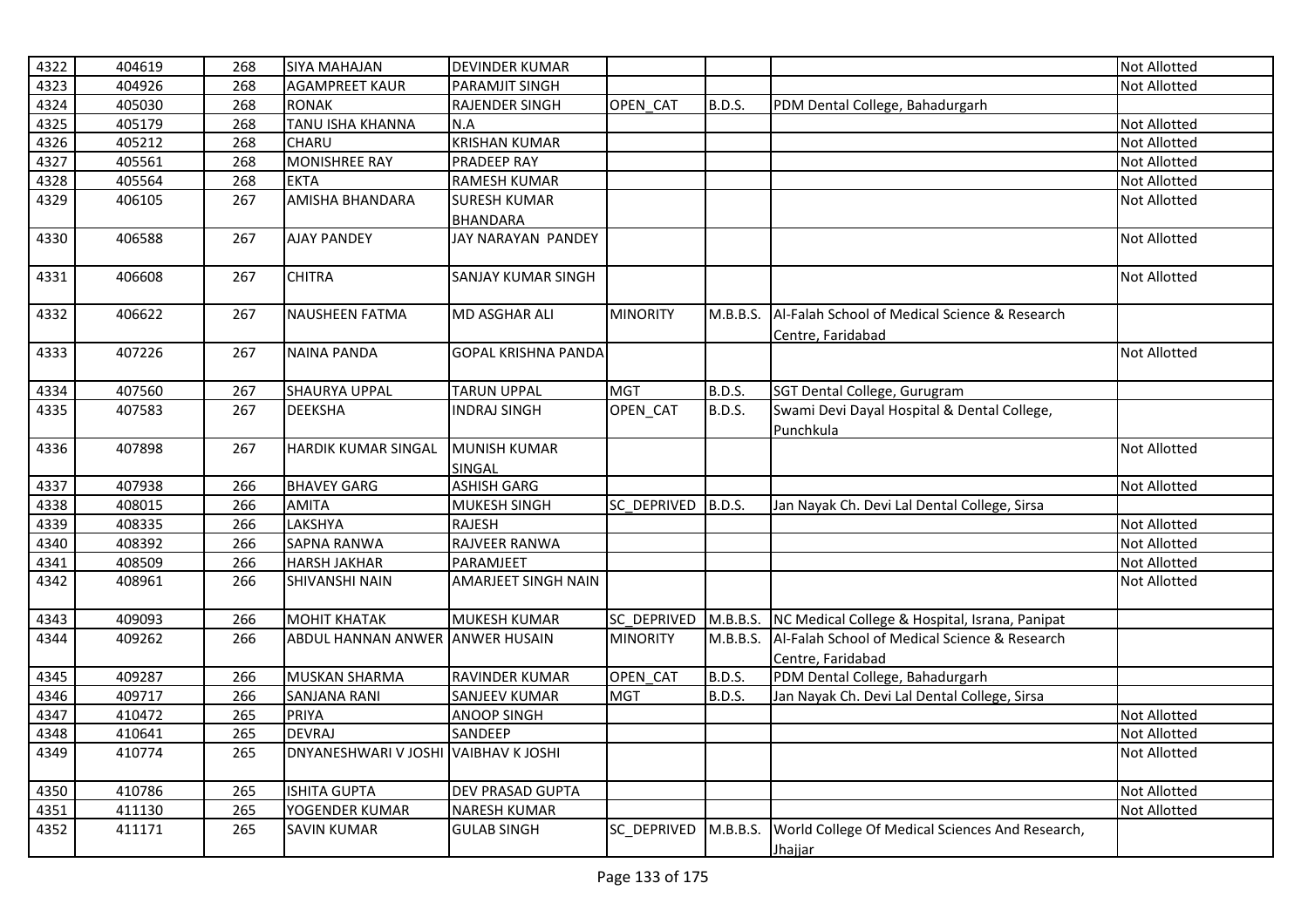| 4322 | 404619 | 268 | SIYA MAHAJAN | DEVINDER KUMAR | | | | Not Allotted |
|---|---|---|---|---|---|---|---|---|
| 4323 | 404926 | 268 | AGAMPREET KAUR | PARAMJIT SINGH | | | | Not Allotted |
| 4324 | 405030 | 268 | RONAK | RAJENDER SINGH | OPEN_CAT | B.D.S. | PDM Dental College, Bahadurgarh | |
| 4325 | 405179 | 268 | TANU ISHA KHANNA | N.A | | | | Not Allotted |
| 4326 | 405212 | 268 | CHARU | KRISHAN KUMAR | | | | Not Allotted |
| 4327 | 405561 | 268 | MONISHREE RAY | PRADEEP RAY | | | | Not Allotted |
| 4328 | 405564 | 268 | EKTA | RAMESH KUMAR | | | | Not Allotted |
| 4329 | 406105 | 267 | AMISHA BHANDARA | SURESH KUMAR BHANDARA | | | | Not Allotted |
| 4330 | 406588 | 267 | AJAY PANDEY | JAY NARAYAN PANDEY | | | | Not Allotted |
| 4331 | 406608 | 267 | CHITRA | SANJAY KUMAR SINGH | | | | Not Allotted |
| 4332 | 406622 | 267 | NAUSHEEN FATMA | MD ASGHAR ALI | MINORITY | M.B.B.S. | Al-Falah School of Medical Science & Research Centre, Faridabad | |
| 4333 | 407226 | 267 | NAINA PANDA | GOPAL KRISHNA PANDA | | | | Not Allotted |
| 4334 | 407560 | 267 | SHAURYA UPPAL | TARUN UPPAL | MGT | B.D.S. | SGT Dental College, Gurugram | |
| 4335 | 407583 | 267 | DEEKSHA | INDRAJ SINGH | OPEN_CAT | B.D.S. | Swami Devi Dayal Hospital & Dental College, Punchkula | |
| 4336 | 407898 | 267 | HARDIK KUMAR SINGAL | MUNISH KUMAR SINGAL | | | | Not Allotted |
| 4337 | 407938 | 266 | BHAVEY GARG | ASHISH GARG | | | | Not Allotted |
| 4338 | 408015 | 266 | AMITA | MUKESH SINGH | SC_DEPRIVED | B.D.S. | Jan Nayak Ch. Devi Lal Dental College, Sirsa | |
| 4339 | 408335 | 266 | LAKSHYA | RAJESH | | | | Not Allotted |
| 4340 | 408392 | 266 | SAPNA RANWA | RAJVEER RANWA | | | | Not Allotted |
| 4341 | 408509 | 266 | HARSH JAKHAR | PARAMJEET | | | | Not Allotted |
| 4342 | 408961 | 266 | SHIVANSHI NAIN | AMARJEET SINGH NAIN | | | | Not Allotted |
| 4343 | 409093 | 266 | MOHIT KHATAK | MUKESH KUMAR | SC_DEPRIVED | M.B.B.S. | NC Medical College & Hospital, Israna, Panipat | |
| 4344 | 409262 | 266 | ABDUL HANNAN ANWER | ANWER HUSAIN | MINORITY | M.B.B.S. | Al-Falah School of Medical Science & Research Centre, Faridabad | |
| 4345 | 409287 | 266 | MUSKAN SHARMA | RAVINDER KUMAR | OPEN_CAT | B.D.S. | PDM Dental College, Bahadurgarh | |
| 4346 | 409717 | 266 | SANJANA RANI | SANJEEV KUMAR | MGT | B.D.S. | Jan Nayak Ch. Devi Lal Dental College, Sirsa | |
| 4347 | 410472 | 265 | PRIYA | ANOOP SINGH | | | | Not Allotted |
| 4348 | 410641 | 265 | DEVRAJ | SANDEEP | | | | Not Allotted |
| 4349 | 410774 | 265 | DNYANESHWARI V JOSHI | VAIBHAV K JOSHI | | | | Not Allotted |
| 4350 | 410786 | 265 | ISHITA GUPTA | DEV PRASAD GUPTA | | | | Not Allotted |
| 4351 | 411130 | 265 | YOGENDER KUMAR | NARESH KUMAR | | | | Not Allotted |
| 4352 | 411171 | 265 | SAVIN KUMAR | GULAB SINGH | SC_DEPRIVED | M.B.B.S. | World College Of Medical Sciences And Research, Jhajjar | |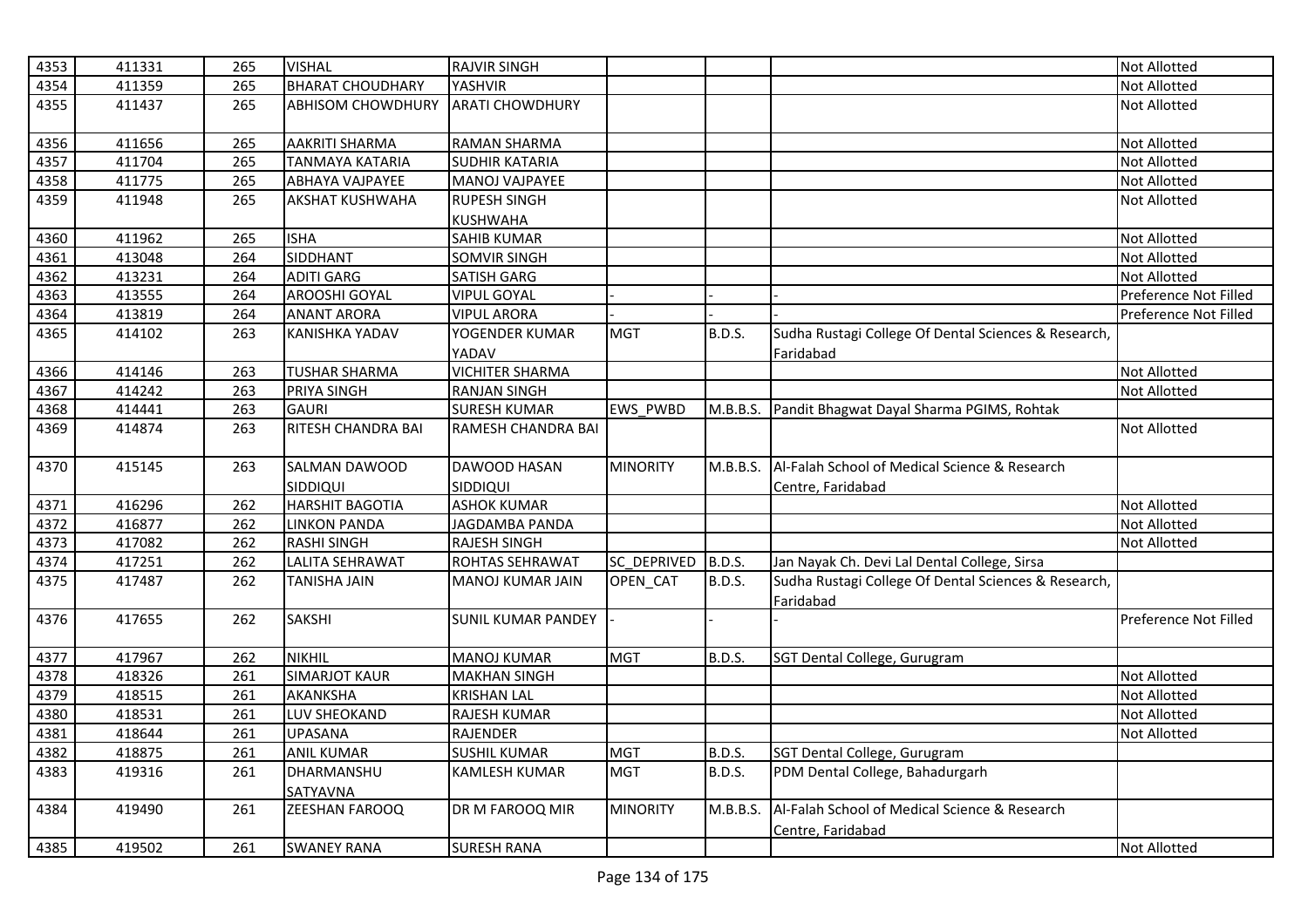| 4353 | 411331 | 265 | VISHAL | RAJVIR SINGH | | | | Not Allotted |
|---|---|---|---|---|---|---|---|---|
| 4354 | 411359 | 265 | BHARAT CHOUDHARY | YASHVIR | | | | Not Allotted |
| 4355 | 411437 | 265 | ABHISOM CHOWDHURY | ARATI CHOWDHURY | | | | Not Allotted |
| 4356 | 411656 | 265 | AAKRITI SHARMA | RAMAN SHARMA | | | | Not Allotted |
| 4357 | 411704 | 265 | TANMAYA KATARIA | SUDHIR KATARIA | | | | Not Allotted |
| 4358 | 411775 | 265 | ABHAYA VAJPAYEE | MANOJ VAJPAYEE | | | | Not Allotted |
| 4359 | 411948 | 265 | AKSHAT KUSHWAHA | RUPESH SINGH KUSHWAHA | | | | Not Allotted |
| 4360 | 411962 | 265 | ISHA | SAHIB KUMAR | | | | Not Allotted |
| 4361 | 413048 | 264 | SIDDHANT | SOMVIR SINGH | | | | Not Allotted |
| 4362 | 413231 | 264 | ADITI GARG | SATISH GARG | | | | Not Allotted |
| 4363 | 413555 | 264 | AROOSHI GOYAL | VIPUL GOYAL | - | - | - | Preference Not Filled |
| 4364 | 413819 | 264 | ANANT ARORA | VIPUL ARORA | - | - | - | Preference Not Filled |
| 4365 | 414102 | 263 | KANISHKA YADAV | YOGENDER KUMAR YADAV | MGT | B.D.S. | Sudha Rustagi College Of Dental Sciences & Research, Faridabad | |
| 4366 | 414146 | 263 | TUSHAR SHARMA | VICHITER SHARMA | | | | Not Allotted |
| 4367 | 414242 | 263 | PRIYA SINGH | RANJAN SINGH | | | | Not Allotted |
| 4368 | 414441 | 263 | GAURI | SURESH KUMAR | EWS_PWBD | M.B.B.S. | Pandit Bhagwat Dayal Sharma PGIMS, Rohtak | |
| 4369 | 414874 | 263 | RITESH CHANDRA BAI | RAMESH CHANDRA BAI | | | | Not Allotted |
| 4370 | 415145 | 263 | SALMAN DAWOOD SIDDIQUI | DAWOOD HASAN SIDDIQUI | MINORITY | M.B.B.S. | Al-Falah School of Medical Science & Research Centre, Faridabad | |
| 4371 | 416296 | 262 | HARSHIT BAGOTIA | ASHOK KUMAR | | | | Not Allotted |
| 4372 | 416877 | 262 | LINKON PANDA | JAGDAMBA PANDA | | | | Not Allotted |
| 4373 | 417082 | 262 | RASHI SINGH | RAJESH SINGH | | | | Not Allotted |
| 4374 | 417251 | 262 | LALITA SEHRAWAT | ROHTAS SEHRAWAT | SC_DEPRIVED | B.D.S. | Jan Nayak Ch. Devi Lal Dental College, Sirsa | |
| 4375 | 417487 | 262 | TANISHA JAIN | MANOJ KUMAR JAIN | OPEN_CAT | B.D.S. | Sudha Rustagi College Of Dental Sciences & Research, Faridabad | |
| 4376 | 417655 | 262 | SAKSHI | SUNIL KUMAR PANDEY | - | - | - | Preference Not Filled |
| 4377 | 417967 | 262 | NIKHIL | MANOJ KUMAR | MGT | B.D.S. | SGT Dental College, Gurugram | |
| 4378 | 418326 | 261 | SIMARJOT KAUR | MAKHAN SINGH | | | | Not Allotted |
| 4379 | 418515 | 261 | AKANKSHA | KRISHAN LAL | | | | Not Allotted |
| 4380 | 418531 | 261 | LUV SHEOKAND | RAJESH KUMAR | | | | Not Allotted |
| 4381 | 418644 | 261 | UPASANA | RAJENDER | | | | Not Allotted |
| 4382 | 418875 | 261 | ANIL KUMAR | SUSHIL KUMAR | MGT | B.D.S. | SGT Dental College, Gurugram | |
| 4383 | 419316 | 261 | DHARMANSHU SATYAVNA | KAMLESH KUMAR | MGT | B.D.S. | PDM Dental College, Bahadurgarh | |
| 4384 | 419490 | 261 | ZEESHAN FAROOQ | DR M FAROOQ MIR | MINORITY | M.B.B.S. | Al-Falah School of Medical Science & Research Centre, Faridabad | |
| 4385 | 419502 | 261 | SWANEY RANA | SURESH RANA | | | | Not Allotted |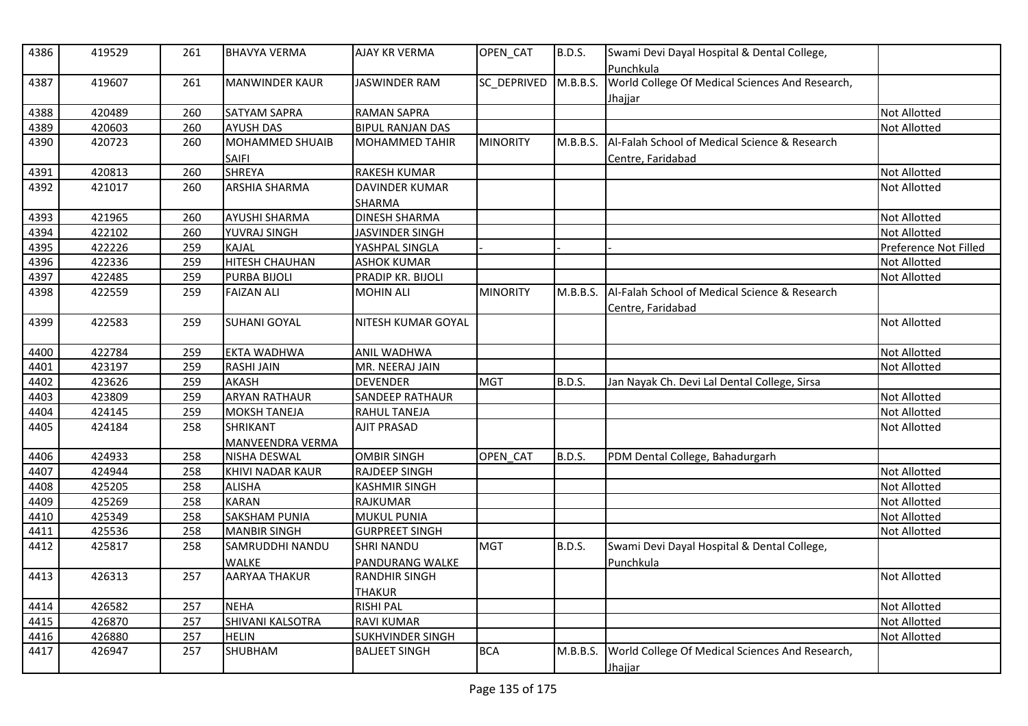| 4386 | 419529 | 261 | BHAVYA VERMA | AJAY KR VERMA | OPEN_CAT | B.D.S. | Swami Devi Dayal Hospital & Dental College, Punchkula | |
|---|---|---|---|---|---|---|---|---|
| 4387 | 419607 | 261 | MANWINDER KAUR | JASWINDER RAM | SC_DEPRIVED | M.B.B.S. | World College Of Medical Sciences And Research, Jhajjar | |
| 4388 | 420489 | 260 | SATYAM SAPRA | RAMAN SAPRA | | | | Not Allotted |
| 4389 | 420603 | 260 | AYUSH DAS | BIPUL RANJAN DAS | | | | Not Allotted |
| 4390 | 420723 | 260 | MOHAMMED SHUAIB SAIFI | MOHAMMED TAHIR | MINORITY | M.B.B.S. | Al-Falah School of Medical Science & Research Centre, Faridabad | |
| 4391 | 420813 | 260 | SHREYA | RAKESH KUMAR | | | | Not Allotted |
| 4392 | 421017 | 260 | ARSHIA SHARMA | DAVINDER KUMAR SHARMA | | | | Not Allotted |
| 4393 | 421965 | 260 | AYUSHI SHARMA | DINESH SHARMA | | | | Not Allotted |
| 4394 | 422102 | 260 | YUVRAJ SINGH | JASVINDER SINGH | | | | Not Allotted |
| 4395 | 422226 | 259 | KAJAL | YASHPAL SINGLA | - | - | - | Preference Not Filled |
| 4396 | 422336 | 259 | HITESH CHAUHAN | ASHOK KUMAR | | | | Not Allotted |
| 4397 | 422485 | 259 | PURBA BIJOLI | PRADIP KR. BIJOLI | | | | Not Allotted |
| 4398 | 422559 | 259 | FAIZAN ALI | MOHIN ALI | MINORITY | M.B.B.S. | Al-Falah School of Medical Science & Research Centre, Faridabad | |
| 4399 | 422583 | 259 | SUHANI GOYAL | NITESH KUMAR GOYAL | | | | Not Allotted |
| 4400 | 422784 | 259 | EKTA WADHWA | ANIL WADHWA | | | | Not Allotted |
| 4401 | 423197 | 259 | RASHI JAIN | MR. NEERAJ JAIN | | | | Not Allotted |
| 4402 | 423626 | 259 | AKASH | DEVENDER | MGT | B.D.S. | Jan Nayak Ch. Devi Lal Dental College, Sirsa | |
| 4403 | 423809 | 259 | ARYAN RATHAUR | SANDEEP RATHAUR | | | | Not Allotted |
| 4404 | 424145 | 259 | MOKSH TANEJA | RAHUL TANEJA | | | | Not Allotted |
| 4405 | 424184 | 258 | SHRIKANT MANVEENDRA VERMA | AJIT PRASAD | | | | Not Allotted |
| 4406 | 424933 | 258 | NISHA DESWAL | OMBIR SINGH | OPEN_CAT | B.D.S. | PDM Dental College, Bahadurgarh | |
| 4407 | 424944 | 258 | KHIVI NADAR KAUR | RAJDEEP SINGH | | | | Not Allotted |
| 4408 | 425205 | 258 | ALISHA | KASHMIR SINGH | | | | Not Allotted |
| 4409 | 425269 | 258 | KARAN | RAJKUMAR | | | | Not Allotted |
| 4410 | 425349 | 258 | SAKSHAM PUNIA | MUKUL PUNIA | | | | Not Allotted |
| 4411 | 425536 | 258 | MANBIR SINGH | GURPREET SINGH | | | | Not Allotted |
| 4412 | 425817 | 258 | SAMRUDDHI NANDU WALKE | SHRI NANDU PANDURANG WALKE | MGT | B.D.S. | Swami Devi Dayal Hospital & Dental College, Punchkula | |
| 4413 | 426313 | 257 | AARYAA THAKUR | RANDHIR SINGH THAKUR | | | | Not Allotted |
| 4414 | 426582 | 257 | NEHA | RISHI PAL | | | | Not Allotted |
| 4415 | 426870 | 257 | SHIVANI KALSOTRA | RAVI KUMAR | | | | Not Allotted |
| 4416 | 426880 | 257 | HELIN | SUKHVINDER SINGH | | | | Not Allotted |
| 4417 | 426947 | 257 | SHUBHAM | BALJEET SINGH | BCA | M.B.B.S. | World College Of Medical Sciences And Research, Jhajjar | |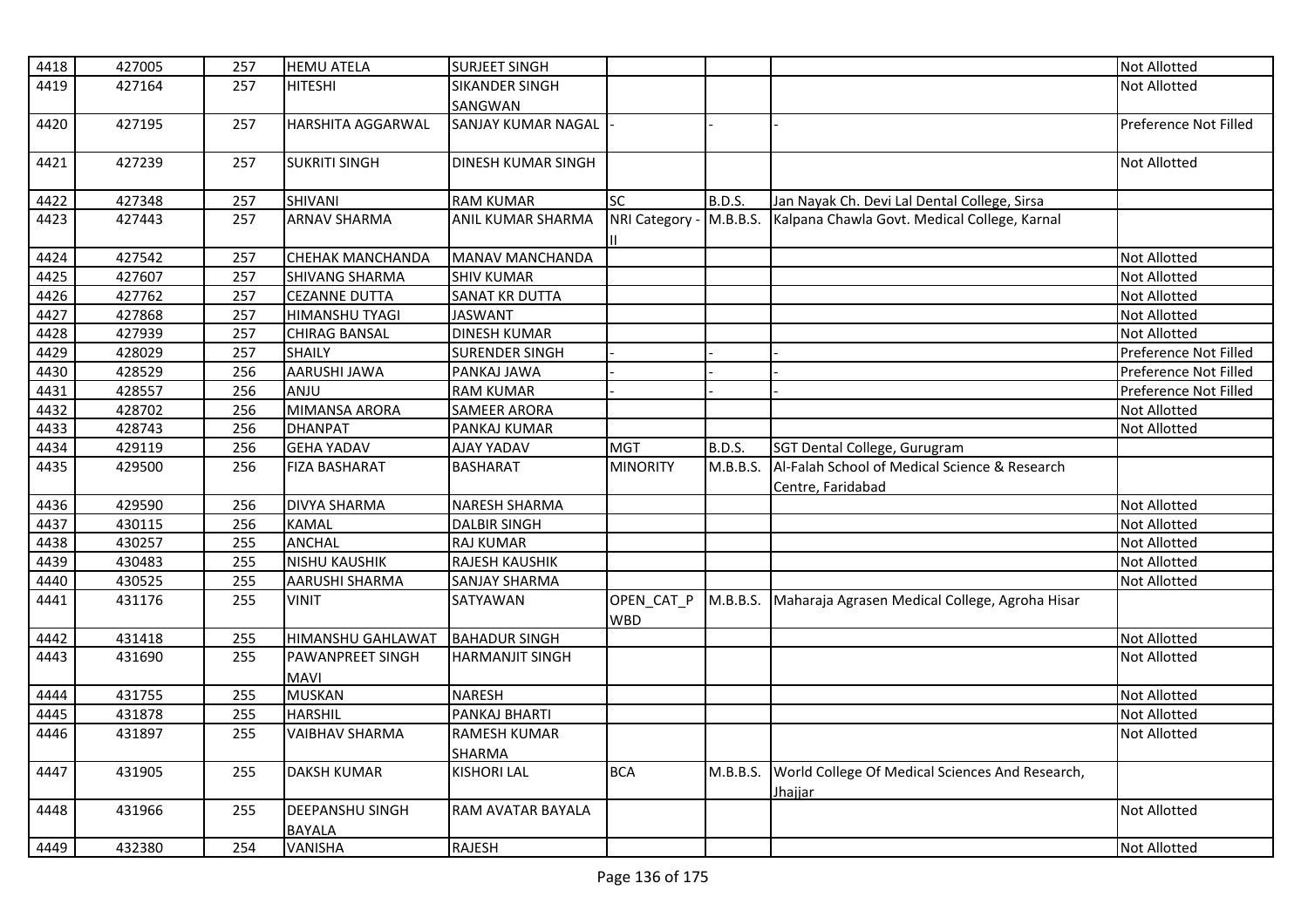| 4418 | 427005 | 257 | HEMU ATELA | SURJEET SINGH | | | | Not Allotted |
|---|---|---|---|---|---|---|---|---|
| 4419 | 427164 | 257 | HITESHI | SIKANDER SINGH SANGWAN | | | | Not Allotted |
| 4420 | 427195 | 257 | HARSHITA AGGARWAL | SANJAY KUMAR NAGAL | - | - | - | Preference Not Filled |
| 4421 | 427239 | 257 | SUKRITI SINGH | DINESH KUMAR SINGH | | | | Not Allotted |
| 4422 | 427348 | 257 | SHIVANI | RAM KUMAR | SC | B.D.S. | Jan Nayak Ch. Devi Lal Dental College, Sirsa | |
| 4423 | 427443 | 257 | ARNAV SHARMA | ANIL KUMAR SHARMA | NRI Category - II | M.B.B.S. | Kalpana Chawla Govt. Medical College, Karnal | |
| 4424 | 427542 | 257 | CHEHAK MANCHANDA | MANAV MANCHANDA | | | | Not Allotted |
| 4425 | 427607 | 257 | SHIVANG SHARMA | SHIV KUMAR | | | | Not Allotted |
| 4426 | 427762 | 257 | CEZANNE DUTTA | SANAT KR DUTTA | | | | Not Allotted |
| 4427 | 427868 | 257 | HIMANSHU TYAGI | JASWANT | | | | Not Allotted |
| 4428 | 427939 | 257 | CHIRAG BANSAL | DINESH KUMAR | | | | Not Allotted |
| 4429 | 428029 | 257 | SHAILY | SURENDER SINGH | - | - | - | Preference Not Filled |
| 4430 | 428529 | 256 | AARUSHI JAWA | PANKAJ JAWA | - | - | - | Preference Not Filled |
| 4431 | 428557 | 256 | ANJU | RAM KUMAR | - | - | - | Preference Not Filled |
| 4432 | 428702 | 256 | MIMANSA ARORA | SAMEER ARORA | | | | Not Allotted |
| 4433 | 428743 | 256 | DHANPAT | PANKAJ KUMAR | | | | Not Allotted |
| 4434 | 429119 | 256 | GEHA YADAV | AJAY YADAV | MGT | B.D.S. | SGT Dental College, Gurugram | |
| 4435 | 429500 | 256 | FIZA BASHARAT | BASHARAT | MINORITY | M.B.B.S. | Al-Falah School of Medical Science & Research Centre, Faridabad | |
| 4436 | 429590 | 256 | DIVYA SHARMA | NARESH SHARMA | | | | Not Allotted |
| 4437 | 430115 | 256 | KAMAL | DALBIR SINGH | | | | Not Allotted |
| 4438 | 430257 | 255 | ANCHAL | RAJ KUMAR | | | | Not Allotted |
| 4439 | 430483 | 255 | NISHU KAUSHIK | RAJESH KAUSHIK | | | | Not Allotted |
| 4440 | 430525 | 255 | AARUSHI SHARMA | SANJAY SHARMA | | | | Not Allotted |
| 4441 | 431176 | 255 | VINIT | SATYAWAN | OPEN_CAT_PWBD | M.B.B.S. | Maharaja Agrasen Medical College, Agroha Hisar | |
| 4442 | 431418 | 255 | HIMANSHU GAHLAWAT | BAHADUR SINGH | | | | Not Allotted |
| 4443 | 431690 | 255 | PAWANPREET SINGH MAVI | HARMANJIT SINGH | | | | Not Allotted |
| 4444 | 431755 | 255 | MUSKAN | NARESH | | | | Not Allotted |
| 4445 | 431878 | 255 | HARSHIL | PANKAJ BHARTI | | | | Not Allotted |
| 4446 | 431897 | 255 | VAIBHAV SHARMA | RAMESH KUMAR SHARMA | | | | Not Allotted |
| 4447 | 431905 | 255 | DAKSH KUMAR | KISHORI LAL | BCA | M.B.B.S. | World College Of Medical Sciences And Research, Jhajjar | |
| 4448 | 431966 | 255 | DEEPANSHU SINGH BAYALA | RAM AVATAR BAYALA | | | | Not Allotted |
| 4449 | 432380 | 254 | VANISHA | RAJESH | | | | Not Allotted |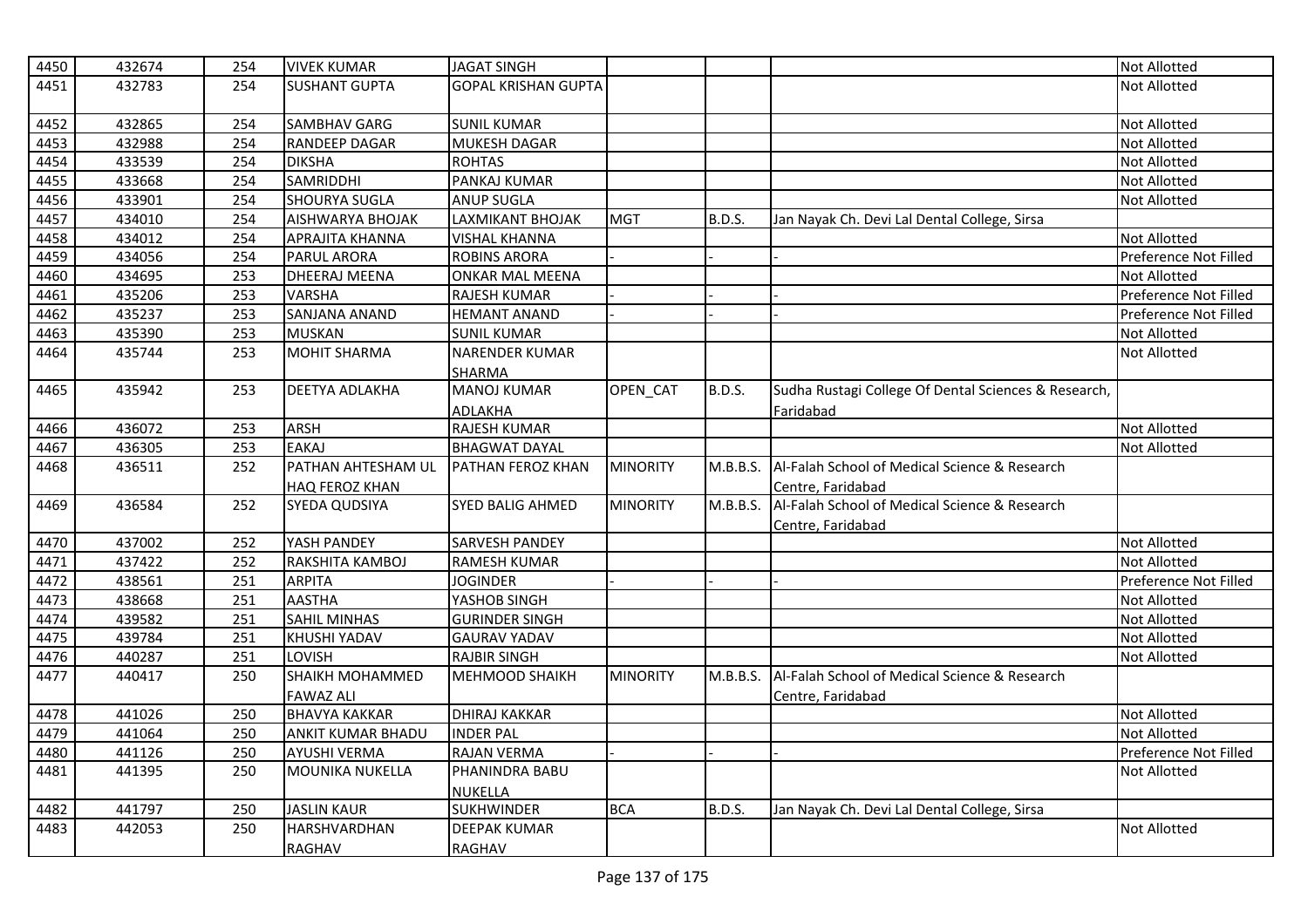| 4450 | 432674 | 254 | VIVEK KUMAR | JAGAT SINGH | | | | Not Allotted |
|---|---|---|---|---|---|---|---|---|
| 4451 | 432783 | 254 | SUSHANT GUPTA | GOPAL KRISHAN GUPTA | | | | Not Allotted |
| 4452 | 432865 | 254 | SAMBHAV GARG | SUNIL KUMAR | | | | Not Allotted |
| 4453 | 432988 | 254 | RANDEEP DAGAR | MUKESH DAGAR | | | | Not Allotted |
| 4454 | 433539 | 254 | DIKSHA | ROHTAS | | | | Not Allotted |
| 4455 | 433668 | 254 | SAMRIDDHI | PANKAJ KUMAR | | | | Not Allotted |
| 4456 | 433901 | 254 | SHOURYA SUGLA | ANUP SUGLA | | | | Not Allotted |
| 4457 | 434010 | 254 | AISHWARYA BHOJAK | LAXMIKANT BHOJAK | MGT | B.D.S. | Jan Nayak Ch. Devi Lal Dental College, Sirsa | |
| 4458 | 434012 | 254 | APRAJITA KHANNA | VISHAL KHANNA | | | | Not Allotted |
| 4459 | 434056 | 254 | PARUL ARORA | ROBINS ARORA | - | - | - | Preference Not Filled |
| 4460 | 434695 | 253 | DHEERAJ MEENA | ONKAR MAL MEENA | | | | Not Allotted |
| 4461 | 435206 | 253 | VARSHA | RAJESH KUMAR | - | - | - | Preference Not Filled |
| 4462 | 435237 | 253 | SANJANA ANAND | HEMANT ANAND | - | - | - | Preference Not Filled |
| 4463 | 435390 | 253 | MUSKAN | SUNIL KUMAR | | | | Not Allotted |
| 4464 | 435744 | 253 | MOHIT SHARMA | NARENDER KUMAR SHARMA | | | | Not Allotted |
| 4465 | 435942 | 253 | DEETYA ADLAKHA | MANOJ KUMAR ADLAKHA | OPEN_CAT | B.D.S. | Sudha Rustagi College Of Dental Sciences & Research, Faridabad | |
| 4466 | 436072 | 253 | ARSH | RAJESH KUMAR | | | | Not Allotted |
| 4467 | 436305 | 253 | EAKAJ | BHAGWAT DAYAL | | | | Not Allotted |
| 4468 | 436511 | 252 | PATHAN AHTESHAM UL HAQ FEROZ KHAN | PATHAN FEROZ KHAN | MINORITY | M.B.B.S. | Al-Falah School of Medical Science & Research Centre, Faridabad | |
| 4469 | 436584 | 252 | SYEDA QUDSIYA | SYED BALIG AHMED | MINORITY | M.B.B.S. | Al-Falah School of Medical Science & Research Centre, Faridabad | |
| 4470 | 437002 | 252 | YASH PANDEY | SARVESH PANDEY | | | | Not Allotted |
| 4471 | 437422 | 252 | RAKSHITA KAMBOJ | RAMESH KUMAR | | | | Not Allotted |
| 4472 | 438561 | 251 | ARPITA | JOGINDER | - | - | - | Preference Not Filled |
| 4473 | 438668 | 251 | AASTHA | YASHOB SINGH | | | | Not Allotted |
| 4474 | 439582 | 251 | SAHIL MINHAS | GURINDER SINGH | | | | Not Allotted |
| 4475 | 439784 | 251 | KHUSHI YADAV | GAURAV YADAV | | | | Not Allotted |
| 4476 | 440287 | 251 | LOVISH | RAJBIR SINGH | | | | Not Allotted |
| 4477 | 440417 | 250 | SHAIKH MOHAMMED FAWAZ ALI | MEHMOOD SHAIKH | MINORITY | M.B.B.S. | Al-Falah School of Medical Science & Research Centre, Faridabad | |
| 4478 | 441026 | 250 | BHAVYA KAKKAR | DHIRAJ KAKKAR | | | | Not Allotted |
| 4479 | 441064 | 250 | ANKIT KUMAR BHADU | INDER PAL | | | | Not Allotted |
| 4480 | 441126 | 250 | AYUSHI VERMA | RAJAN VERMA | - | - | - | Preference Not Filled |
| 4481 | 441395 | 250 | MOUNIKA NUKELLA | PHANINDRA BABU NUKELLA | | | | Not Allotted |
| 4482 | 441797 | 250 | JASLIN KAUR | SUKHWINDER | BCA | B.D.S. | Jan Nayak Ch. Devi Lal Dental College, Sirsa | |
| 4483 | 442053 | 250 | HARSHVARDHAN RAGHAV | DEEPAK KUMAR RAGHAV | | | | Not Allotted |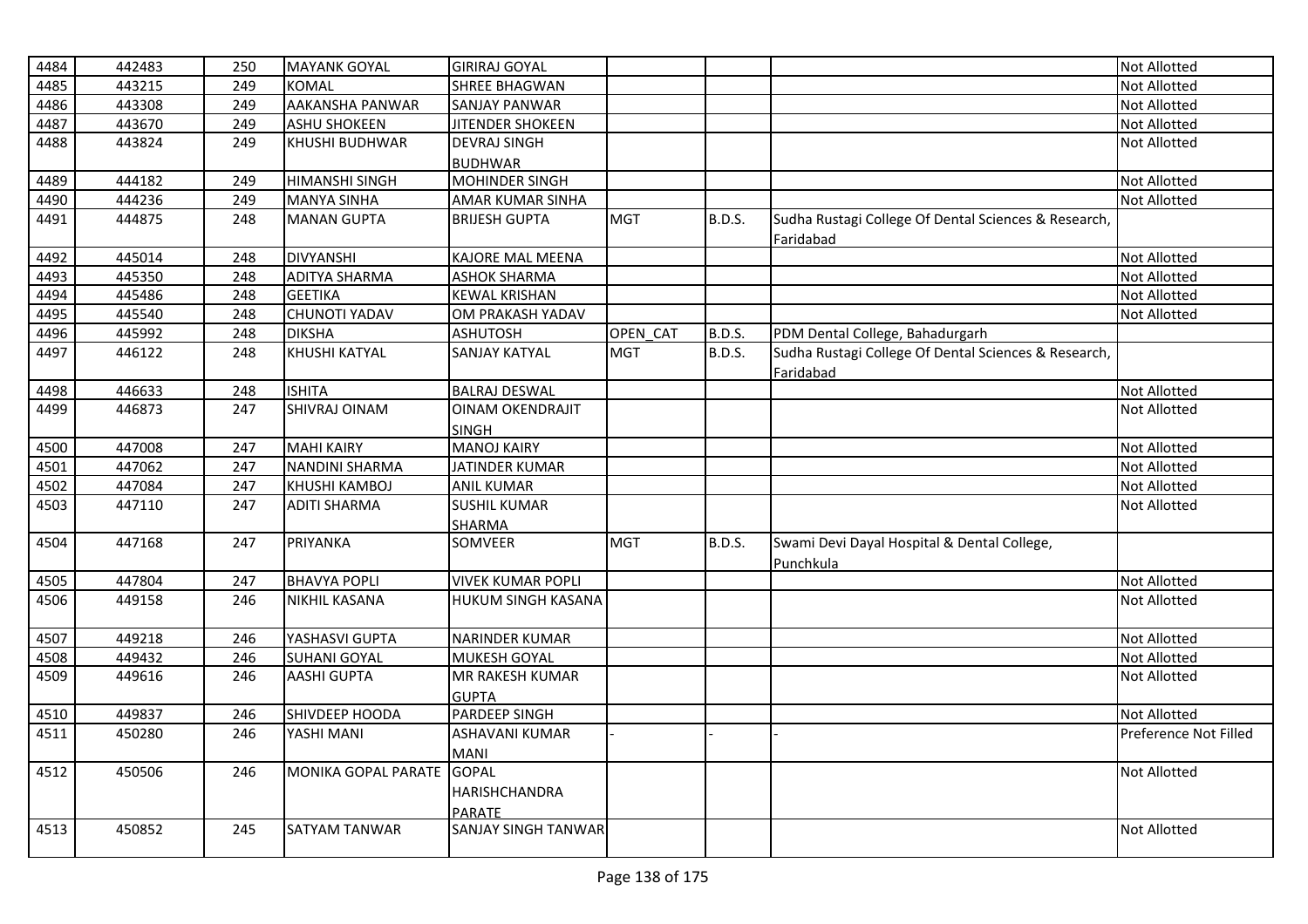| | | | | | | | | |
|---|---|---|---|---|---|---|---|---|
| 4484 | 442483 | 250 | MAYANK GOYAL | GIRIRAJ GOYAL | | | | Not Allotted |
| 4485 | 443215 | 249 | KOMAL | SHREE BHAGWAN | | | | Not Allotted |
| 4486 | 443308 | 249 | AAKANSHA PANWAR | SANJAY PANWAR | | | | Not Allotted |
| 4487 | 443670 | 249 | ASHU SHOKEEN | JITENDER SHOKEEN | | | | Not Allotted |
| 4488 | 443824 | 249 | KHUSHI BUDHWAR | DEVRAJ SINGH BUDHWAR | | | | Not Allotted |
| 4489 | 444182 | 249 | HIMANSHI SINGH | MOHINDER SINGH | | | | Not Allotted |
| 4490 | 444236 | 249 | MANYA SINHA | AMAR KUMAR SINHA | | | | Not Allotted |
| 4491 | 444875 | 248 | MANAN GUPTA | BRIJESH GUPTA | MGT | B.D.S. | Sudha Rustagi College Of Dental Sciences & Research, Faridabad | |
| 4492 | 445014 | 248 | DIVYANSHI | KAJORE MAL MEENA | | | | Not Allotted |
| 4493 | 445350 | 248 | ADITYA SHARMA | ASHOK SHARMA | | | | Not Allotted |
| 4494 | 445486 | 248 | GEETIKA | KEWAL KRISHAN | | | | Not Allotted |
| 4495 | 445540 | 248 | CHUNOTI YADAV | OM PRAKASH YADAV | | | | Not Allotted |
| 4496 | 445992 | 248 | DIKSHA | ASHUTOSH | OPEN_CAT | B.D.S. | PDM Dental College, Bahadurgarh | |
| 4497 | 446122 | 248 | KHUSHI KATYAL | SANJAY KATYAL | MGT | B.D.S. | Sudha Rustagi College Of Dental Sciences & Research, Faridabad | |
| 4498 | 446633 | 248 | ISHITA | BALRAJ DESWAL | | | | Not Allotted |
| 4499 | 446873 | 247 | SHIVRAJ OINAM | OINAM OKENDRAJIT SINGH | | | | Not Allotted |
| 4500 | 447008 | 247 | MAHI KAIRY | MANOJ KAIRY | | | | Not Allotted |
| 4501 | 447062 | 247 | NANDINI SHARMA | JATINDER KUMAR | | | | Not Allotted |
| 4502 | 447084 | 247 | KHUSHI KAMBOJ | ANIL KUMAR | | | | Not Allotted |
| 4503 | 447110 | 247 | ADITI SHARMA | SUSHIL KUMAR SHARMA | | | | Not Allotted |
| 4504 | 447168 | 247 | PRIYANKA | SOMVEER | MGT | B.D.S. | Swami Devi Dayal Hospital & Dental College, Punchkula | |
| 4505 | 447804 | 247 | BHAVYA POPLI | VIVEK KUMAR POPLI | | | | Not Allotted |
| 4506 | 449158 | 246 | NIKHIL KASANA | HUKUM SINGH KASANA | | | | Not Allotted |
| 4507 | 449218 | 246 | YASHASVI GUPTA | NARINDER KUMAR | | | | Not Allotted |
| 4508 | 449432 | 246 | SUHANI GOYAL | MUKESH GOYAL | | | | Not Allotted |
| 4509 | 449616 | 246 | AASHI GUPTA | MR RAKESH KUMAR GUPTA | | | | Not Allotted |
| 4510 | 449837 | 246 | SHIVDEEP HOODA | PARDEEP SINGH | | | | Not Allotted |
| 4511 | 450280 | 246 | YASHI MANI | ASHAVANI KUMAR MANI | - | - | - | Preference Not Filled |
| 4512 | 450506 | 246 | MONIKA GOPAL PARATE | GOPAL HARISHCHANDRA PARATE | | | | Not Allotted |
| 4513 | 450852 | 245 | SATYAM TANWAR | SANJAY SINGH TANWAR | | | | Not Allotted |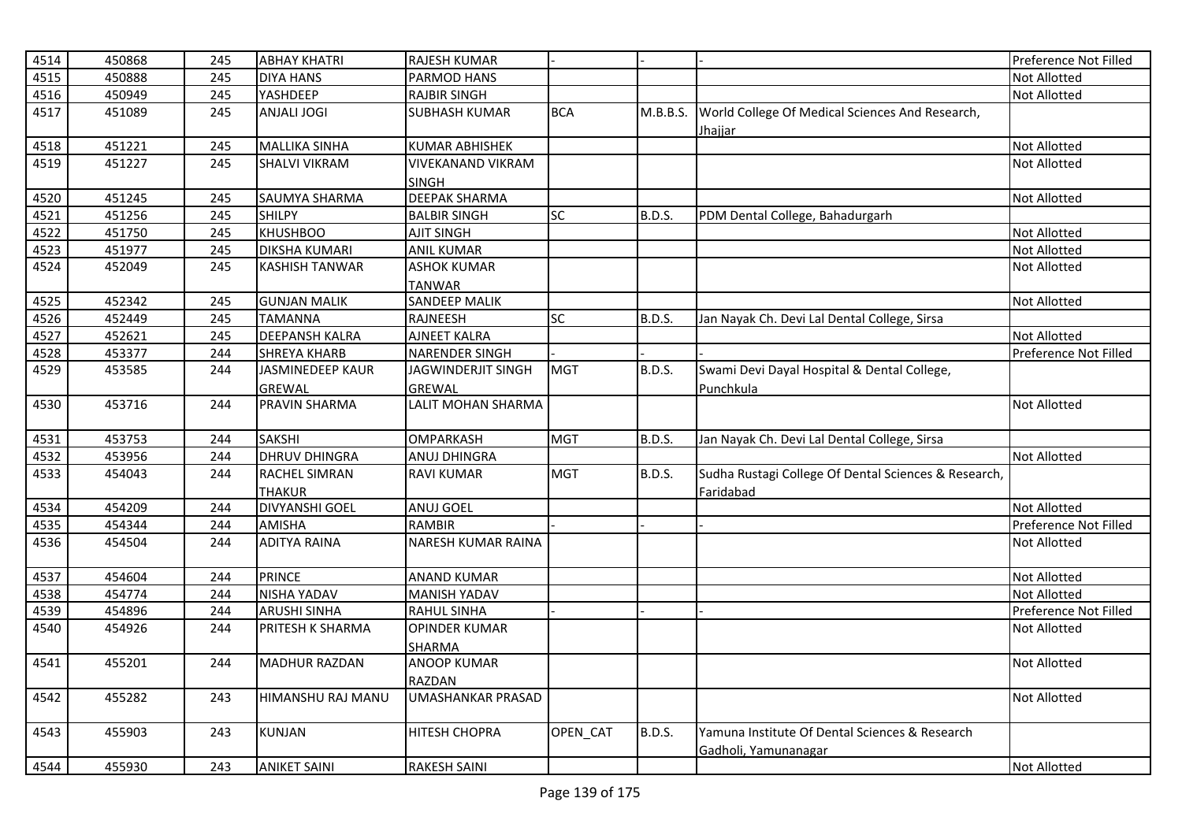| 4514 | 450868 | 245 | ABHAY KHATRI | RAJESH KUMAR | - | - | - | Preference Not Filled |
|---|---|---|---|---|---|---|---|---|
| 4515 | 450888 | 245 | DIYA HANS | PARMOD HANS | | | | Not Allotted |
| 4516 | 450949 | 245 | YASHDEEP | RAJBIR SINGH | | | | Not Allotted |
| 4517 | 451089 | 245 | ANJALI JOGI | SUBHASH KUMAR | BCA | M.B.B.S. | World College Of Medical Sciences And Research, Jhajjar | |
| 4518 | 451221 | 245 | MALLIKA SINHA | KUMAR ABHISHEK | | | | Not Allotted |
| 4519 | 451227 | 245 | SHALVI VIKRAM | VIVEKANAND VIKRAM SINGH | | | | Not Allotted |
| 4520 | 451245 | 245 | SAUMYA SHARMA | DEEPAK SHARMA | | | | Not Allotted |
| 4521 | 451256 | 245 | SHILPY | BALBIR SINGH | SC | B.D.S. | PDM Dental College, Bahadurgarh | |
| 4522 | 451750 | 245 | KHUSHBOO | AJIT SINGH | | | | Not Allotted |
| 4523 | 451977 | 245 | DIKSHA KUMARI | ANIL KUMAR | | | | Not Allotted |
| 4524 | 452049 | 245 | KASHISH TANWAR | ASHOK KUMAR TANWAR | | | | Not Allotted |
| 4525 | 452342 | 245 | GUNJAN MALIK | SANDEEP MALIK | | | | Not Allotted |
| 4526 | 452449 | 245 | TAMANNA | RAJNEESH | SC | B.D.S. | Jan Nayak Ch. Devi Lal Dental College, Sirsa | |
| 4527 | 452621 | 245 | DEEPANSH KALRA | AJNEET KALRA | | | | Not Allotted |
| 4528 | 453377 | 244 | SHREYA KHARB | NARENDER SINGH | - | - | - | Preference Not Filled |
| 4529 | 453585 | 244 | JASMINEDEEP KAUR GREWAL | JAGWINDERJIT SINGH GREWAL | MGT | B.D.S. | Swami Devi Dayal Hospital & Dental College, Punchkula | |
| 4530 | 453716 | 244 | PRAVIN SHARMA | LALIT MOHAN SHARMA | | | | Not Allotted |
| 4531 | 453753 | 244 | SAKSHI | OMPARKASH | MGT | B.D.S. | Jan Nayak Ch. Devi Lal Dental College, Sirsa | |
| 4532 | 453956 | 244 | DHRUV DHINGRA | ANUJ DHINGRA | | | | Not Allotted |
| 4533 | 454043 | 244 | RACHEL SIMRAN THAKUR | RAVI KUMAR | MGT | B.D.S. | Sudha Rustagi College Of Dental Sciences & Research, Faridabad | |
| 4534 | 454209 | 244 | DIVYANSHI GOEL | ANUJ GOEL | | | | Not Allotted |
| 4535 | 454344 | 244 | AMISHA | RAMBIR | - | - | - | Preference Not Filled |
| 4536 | 454504 | 244 | ADITYA RAINA | NARESH KUMAR RAINA | | | | Not Allotted |
| 4537 | 454604 | 244 | PRINCE | ANAND KUMAR | | | | Not Allotted |
| 4538 | 454774 | 244 | NISHA YADAV | MANISH YADAV | | | | Not Allotted |
| 4539 | 454896 | 244 | ARUSHI SINHA | RAHUL SINHA | - | - | - | Preference Not Filled |
| 4540 | 454926 | 244 | PRITESH K SHARMA | OPINDER KUMAR SHARMA | | | | Not Allotted |
| 4541 | 455201 | 244 | MADHUR RAZDAN | ANOOP KUMAR RAZDAN | | | | Not Allotted |
| 4542 | 455282 | 243 | HIMANSHU RAJ MANU | UMASHANKAR PRASAD | | | | Not Allotted |
| 4543 | 455903 | 243 | KUNJAN | HITESH CHOPRA | OPEN_CAT | B.D.S. | Yamuna Institute Of Dental Sciences & Research Gadholi, Yamunanagar | |
| 4544 | 455930 | 243 | ANIKET SAINI | RAKESH SAINI | | | | Not Allotted |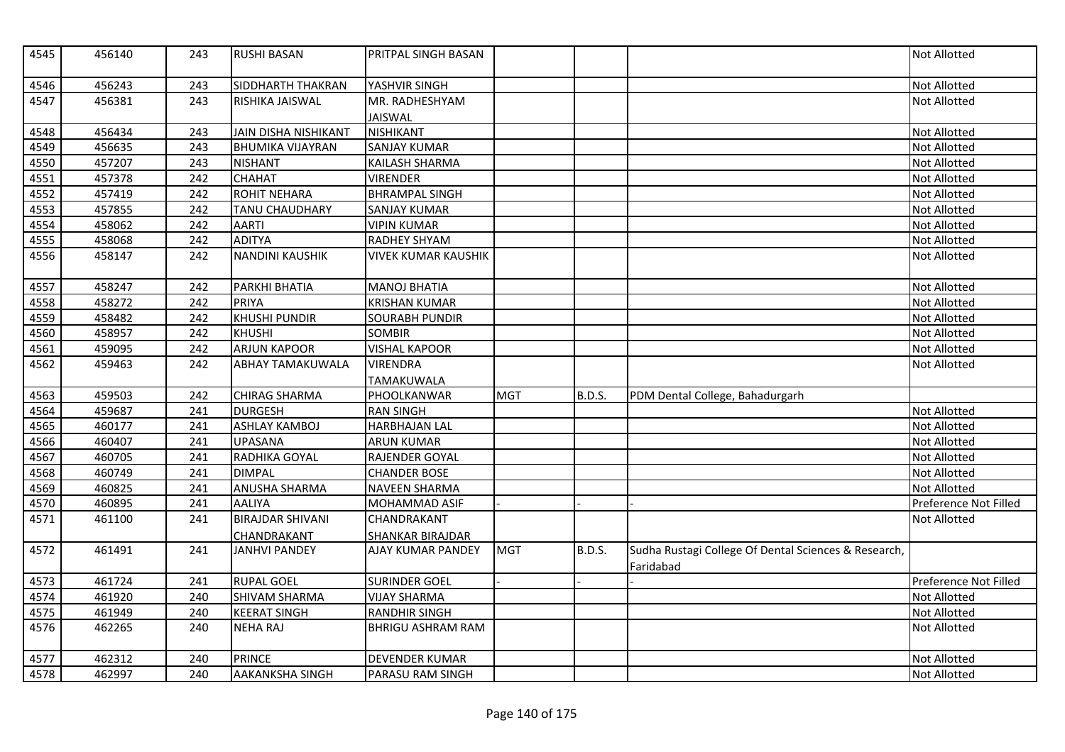| 4545 | 456140 | 243 | RUSHI BASAN | PRITPAL SINGH BASAN | | | | Not Allotted |
|---|---|---|---|---|---|---|---|---|
| 4546 | 456243 | 243 | SIDDHARTH THAKRAN | YASHVIR SINGH | | | | Not Allotted |
| 4547 | 456381 | 243 | RISHIKA JAISWAL | MR. RADHESHYAM JAISWAL | | | | Not Allotted |
| 4548 | 456434 | 243 | JAIN DISHA NISHIKANT | NISHIKANT | | | | Not Allotted |
| 4549 | 456635 | 243 | BHUMIKA VIJAYRAN | SANJAY KUMAR | | | | Not Allotted |
| 4550 | 457207 | 243 | NISHANT | KAILASH SHARMA | | | | Not Allotted |
| 4551 | 457378 | 242 | CHAHAT | VIRENDER | | | | Not Allotted |
| 4552 | 457419 | 242 | ROHIT NEHARA | BHRAMPAL SINGH | | | | Not Allotted |
| 4553 | 457855 | 242 | TANU CHAUDHARY | SANJAY KUMAR | | | | Not Allotted |
| 4554 | 458062 | 242 | AARTI | VIPIN KUMAR | | | | Not Allotted |
| 4555 | 458068 | 242 | ADITYA | RADHEY SHYAM | | | | Not Allotted |
| 4556 | 458147 | 242 | NANDINI KAUSHIK | VIVEK KUMAR KAUSHIK | | | | Not Allotted |
| 4557 | 458247 | 242 | PARKHI BHATIA | MANOJ BHATIA | | | | Not Allotted |
| 4558 | 458272 | 242 | PRIYA | KRISHAN KUMAR | | | | Not Allotted |
| 4559 | 458482 | 242 | KHUSHI PUNDIR | SOURABH PUNDIR | | | | Not Allotted |
| 4560 | 458957 | 242 | KHUSHI | SOMBIR | | | | Not Allotted |
| 4561 | 459095 | 242 | ARJUN KAPOOR | VISHAL KAPOOR | | | | Not Allotted |
| 4562 | 459463 | 242 | ABHAY TAMAKUWALA | VIRENDRA TAMAKUWALA | | | | Not Allotted |
| 4563 | 459503 | 242 | CHIRAG SHARMA | PHOOLKANWAR | MGT | B.D.S. | PDM Dental College, Bahadurgarh | |
| 4564 | 459687 | 241 | DURGESH | RAN SINGH | | | | Not Allotted |
| 4565 | 460177 | 241 | ASHLAY KAMBOJ | HARBHAJAN LAL | | | | Not Allotted |
| 4566 | 460407 | 241 | UPASANA | ARUN KUMAR | | | | Not Allotted |
| 4567 | 460705 | 241 | RADHIKA GOYAL | RAJENDER GOYAL | | | | Not Allotted |
| 4568 | 460749 | 241 | DIMPAL | CHANDER BOSE | | | | Not Allotted |
| 4569 | 460825 | 241 | ANUSHA SHARMA | NAVEEN SHARMA | | | | Not Allotted |
| 4570 | 460895 | 241 | AALIYA | MOHAMMAD ASIF | - | - | - | Preference Not Filled |
| 4571 | 461100 | 241 | BIRAJDAR SHIVANI CHANDRAKANT | CHANDRAKANT SHANKAR BIRAJDAR | | | | Not Allotted |
| 4572 | 461491 | 241 | JANHVI PANDEY | AJAY KUMAR PANDEY | MGT | B.D.S. | Sudha Rustagi College Of Dental Sciences & Research, Faridabad | |
| 4573 | 461724 | 241 | RUPAL GOEL | SURINDER GOEL | - | - | - | Preference Not Filled |
| 4574 | 461920 | 240 | SHIVAM SHARMA | VIJAY SHARMA | | | | Not Allotted |
| 4575 | 461949 | 240 | KEERAT SINGH | RANDHIR SINGH | | | | Not Allotted |
| 4576 | 462265 | 240 | NEHA RAJ | BHRIGU ASHRAM RAM | | | | Not Allotted |
| 4577 | 462312 | 240 | PRINCE | DEVENDER KUMAR | | | | Not Allotted |
| 4578 | 462997 | 240 | AAKANKSHA SINGH | PARASU RAM SINGH | | | | Not Allotted |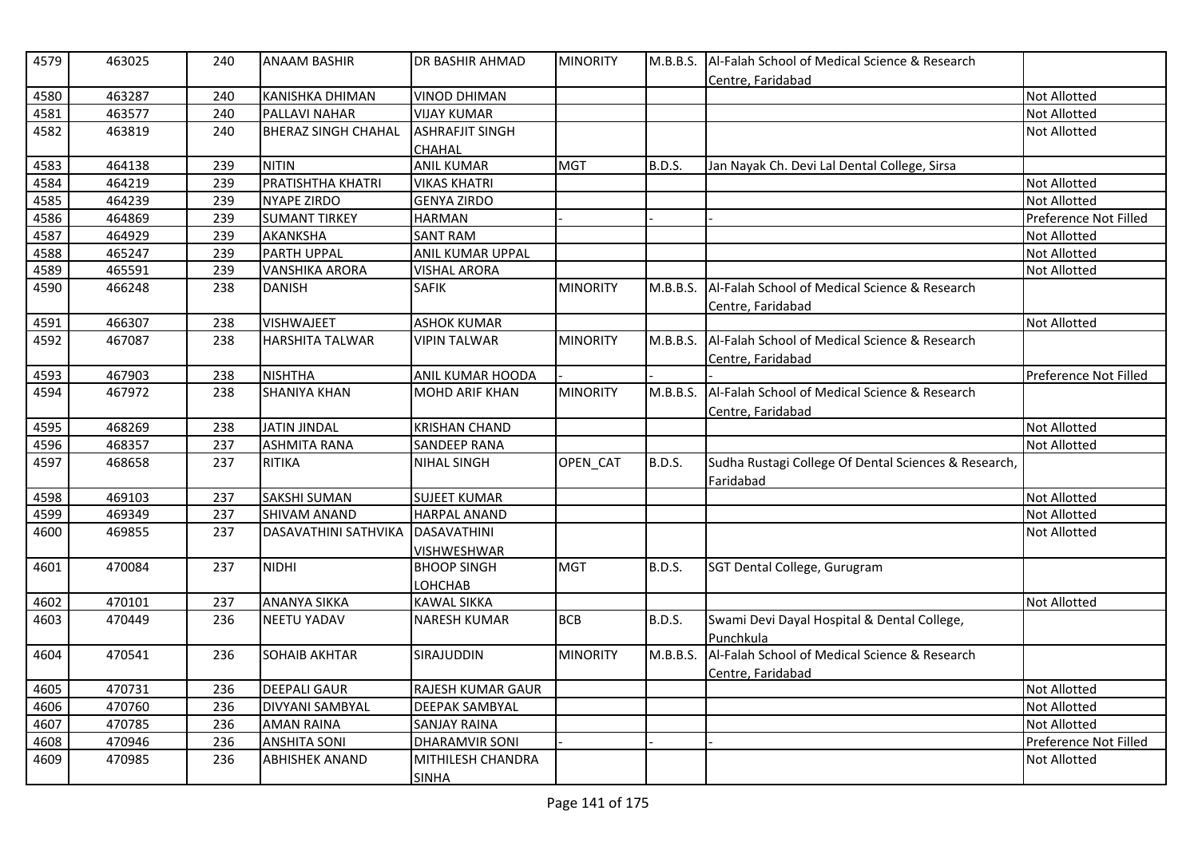| 4579 | 463025 | 240 | ANAAM BASHIR | DR BASHIR AHMAD | MINORITY | M.B.B.S. | Al-Falah School of Medical Science & Research Centre, Faridabad | |
|---|---|---|---|---|---|---|---|---|
| 4580 | 463287 | 240 | KANISHKA DHIMAN | VINOD DHIMAN | | | | Not Allotted |
| 4581 | 463577 | 240 | PALLAVI NAHAR | VIJAY KUMAR | | | | Not Allotted |
| 4582 | 463819 | 240 | BHERAZ SINGH CHAHAL | ASHRAFJIT SINGH CHAHAL | | | | Not Allotted |
| 4583 | 464138 | 239 | NITIN | ANIL KUMAR | MGT | B.D.S. | Jan Nayak Ch. Devi Lal Dental College, Sirsa | |
| 4584 | 464219 | 239 | PRATISHTHA KHATRI | VIKAS KHATRI | | | | Not Allotted |
| 4585 | 464239 | 239 | NYAPE ZIRDO | GENYA ZIRDO | | | | Not Allotted |
| 4586 | 464869 | 239 | SUMANT TIRKEY | HARMAN | - | - | - | Preference Not Filled |
| 4587 | 464929 | 239 | AKANKSHA | SANT RAM | | | | Not Allotted |
| 4588 | 465247 | 239 | PARTH UPPAL | ANIL KUMAR UPPAL | | | | Not Allotted |
| 4589 | 465591 | 239 | VANSHIKA ARORA | VISHAL ARORA | | | | Not Allotted |
| 4590 | 466248 | 238 | DANISH | SAFIK | MINORITY | M.B.B.S. | Al-Falah School of Medical Science & Research Centre, Faridabad | |
| 4591 | 466307 | 238 | VISHWAJEET | ASHOK KUMAR | | | | Not Allotted |
| 4592 | 467087 | 238 | HARSHITA TALWAR | VIPIN TALWAR | MINORITY | M.B.B.S. | Al-Falah School of Medical Science & Research Centre, Faridabad | |
| 4593 | 467903 | 238 | NISHTHA | ANIL KUMAR HOODA | - | - | - | Preference Not Filled |
| 4594 | 467972 | 238 | SHANIYA KHAN | MOHD ARIF KHAN | MINORITY | M.B.B.S. | Al-Falah School of Medical Science & Research Centre, Faridabad | |
| 4595 | 468269 | 238 | JATIN JINDAL | KRISHAN CHAND | | | | Not Allotted |
| 4596 | 468357 | 237 | ASHMITA RANA | SANDEEP RANA | | | | Not Allotted |
| 4597 | 468658 | 237 | RITIKA | NIHAL SINGH | OPEN_CAT | B.D.S. | Sudha Rustagi College Of Dental Sciences & Research, Faridabad | |
| 4598 | 469103 | 237 | SAKSHI SUMAN | SUJEET KUMAR | | | | Not Allotted |
| 4599 | 469349 | 237 | SHIVAM ANAND | HARPAL ANAND | | | | Not Allotted |
| 4600 | 469855 | 237 | DASAVATHINI SATHVIKA | DASAVATHINI VISHWESHWAR | | | | Not Allotted |
| 4601 | 470084 | 237 | NIDHI | BHOOP SINGH LOHCHAB | MGT | B.D.S. | SGT Dental College, Gurugram | |
| 4602 | 470101 | 237 | ANANYA SIKKA | KAWAL SIKKA | | | | Not Allotted |
| 4603 | 470449 | 236 | NEETU YADAV | NARESH KUMAR | BCB | B.D.S. | Swami Devi Dayal Hospital & Dental College, Punchkula | |
| 4604 | 470541 | 236 | SOHAIB AKHTAR | SIRAJUDDIN | MINORITY | M.B.B.S. | Al-Falah School of Medical Science & Research Centre, Faridabad | |
| 4605 | 470731 | 236 | DEEPALI GAUR | RAJESH KUMAR GAUR | | | | Not Allotted |
| 4606 | 470760 | 236 | DIVYANI SAMBYAL | DEEPAK SAMBYAL | | | | Not Allotted |
| 4607 | 470785 | 236 | AMAN RAINA | SANJAY RAINA | | | | Not Allotted |
| 4608 | 470946 | 236 | ANSHITA SONI | DHARAMVIR SONI | - | - | - | Preference Not Filled |
| 4609 | 470985 | 236 | ABHISHEK ANAND | MITHILESH CHANDRA SINHA | | | | Not Allotted |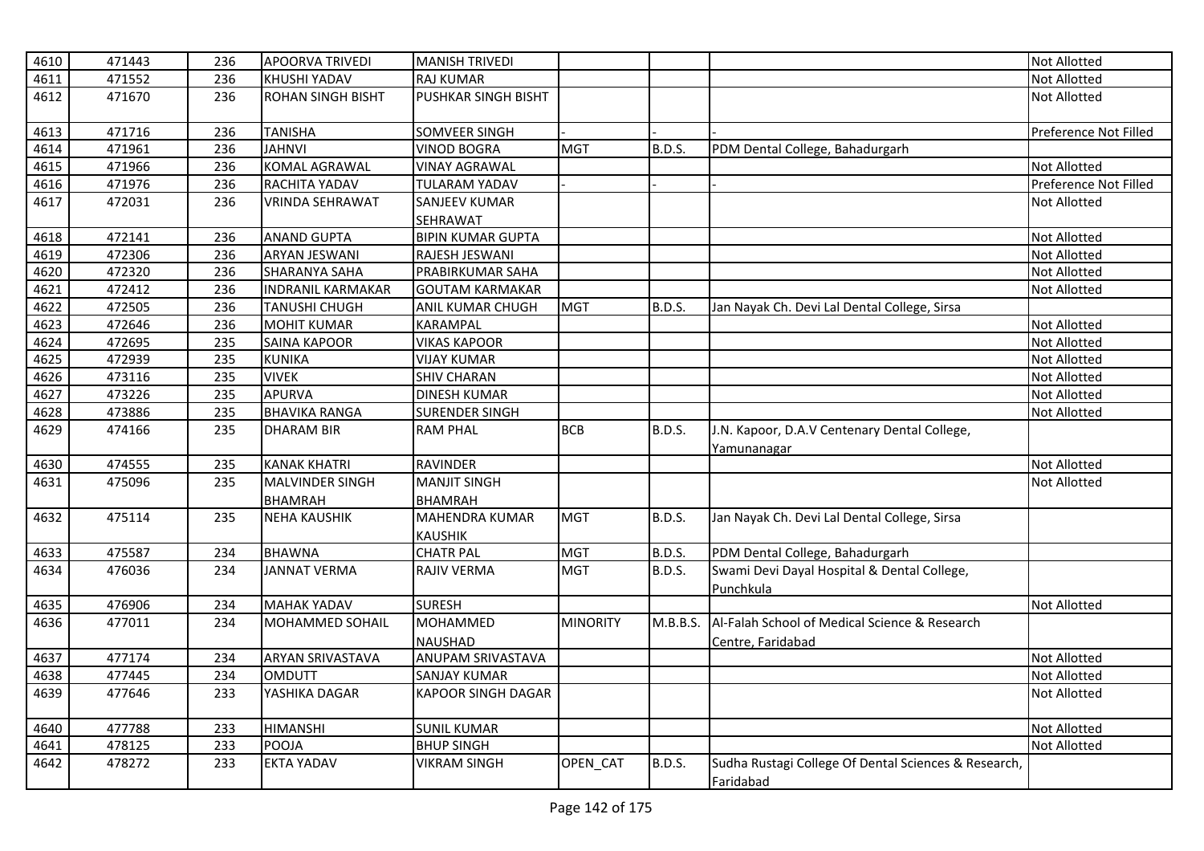| | | | | | | | | |
|---|---|---|---|---|---|---|---|---|
| 4610 | 471443 | 236 | APOORVA TRIVEDI | MANISH TRIVEDI | | | | Not Allotted |
| 4611 | 471552 | 236 | KHUSHI YADAV | RAJ KUMAR | | | | Not Allotted |
| 4612 | 471670 | 236 | ROHAN SINGH BISHT | PUSHKAR SINGH BISHT | | | | Not Allotted |
| 4613 | 471716 | 236 | TANISHA | SOMVEER SINGH | - | - | - | Preference Not Filled |
| 4614 | 471961 | 236 | JAHNVI | VINOD BOGRA | MGT | B.D.S. | PDM Dental College, Bahadurgarh | |
| 4615 | 471966 | 236 | KOMAL AGRAWAL | VINAY AGRAWAL | | | | Not Allotted |
| 4616 | 471976 | 236 | RACHITA YADAV | TULARAM YADAV | - | - | - | Preference Not Filled |
| 4617 | 472031 | 236 | VRINDA SEHRAWAT | SANJEEV KUMAR SEHRAWAT | | | | Not Allotted |
| 4618 | 472141 | 236 | ANAND GUPTA | BIPIN KUMAR GUPTA | | | | Not Allotted |
| 4619 | 472306 | 236 | ARYAN JESWANI | RAJESH JESWANI | | | | Not Allotted |
| 4620 | 472320 | 236 | SHARANYA SAHA | PRABIRKUMAR SAHA | | | | Not Allotted |
| 4621 | 472412 | 236 | INDRANIL KARMAKAR | GOUTAM KARMAKAR | | | | Not Allotted |
| 4622 | 472505 | 236 | TANUSHI CHUGH | ANIL KUMAR CHUGH | MGT | B.D.S. | Jan Nayak Ch. Devi Lal Dental College, Sirsa | |
| 4623 | 472646 | 236 | MOHIT KUMAR | KARAMPAL | | | | Not Allotted |
| 4624 | 472695 | 235 | SAINA KAPOOR | VIKAS KAPOOR | | | | Not Allotted |
| 4625 | 472939 | 235 | KUNIKA | VIJAY KUMAR | | | | Not Allotted |
| 4626 | 473116 | 235 | VIVEK | SHIV CHARAN | | | | Not Allotted |
| 4627 | 473226 | 235 | APURVA | DINESH KUMAR | | | | Not Allotted |
| 4628 | 473886 | 235 | BHAVIKA RANGA | SURENDER SINGH | | | | Not Allotted |
| 4629 | 474166 | 235 | DHARAM BIR | RAM PHAL | BCB | B.D.S. | J.N. Kapoor, D.A.V Centenary Dental College, Yamunanagar | |
| 4630 | 474555 | 235 | KANAK KHATRI | RAVINDER | | | | Not Allotted |
| 4631 | 475096 | 235 | MALVINDER SINGH BHAMRAH | MANJIT SINGH BHAMRAH | | | | Not Allotted |
| 4632 | 475114 | 235 | NEHA KAUSHIK | MAHENDRA KUMAR KAUSHIK | MGT | B.D.S. | Jan Nayak Ch. Devi Lal Dental College, Sirsa | |
| 4633 | 475587 | 234 | BHAWNA | CHATR PAL | MGT | B.D.S. | PDM Dental College, Bahadurgarh | |
| 4634 | 476036 | 234 | JANNAT VERMA | RAJIV VERMA | MGT | B.D.S. | Swami Devi Dayal Hospital & Dental College, Punchkula | |
| 4635 | 476906 | 234 | MAHAK YADAV | SURESH | | | | Not Allotted |
| 4636 | 477011 | 234 | MOHAMMED SOHAIL | MOHAMMED NAUSHAD | MINORITY | M.B.B.S. | Al-Falah School of Medical Science & Research Centre, Faridabad | |
| 4637 | 477174 | 234 | ARYAN SRIVASTAVA | ANUPAM SRIVASTAVA | | | | Not Allotted |
| 4638 | 477445 | 234 | OMDUTT | SANJAY KUMAR | | | | Not Allotted |
| 4639 | 477646 | 233 | YASHIKA DAGAR | KAPOOR SINGH DAGAR | | | | Not Allotted |
| 4640 | 477788 | 233 | HIMANSHI | SUNIL KUMAR | | | | Not Allotted |
| 4641 | 478125 | 233 | POOJA | BHUP SINGH | | | | Not Allotted |
| 4642 | 478272 | 233 | EKTA YADAV | VIKRAM SINGH | OPEN_CAT | B.D.S. | Sudha Rustagi College Of Dental Sciences & Research, Faridabad | |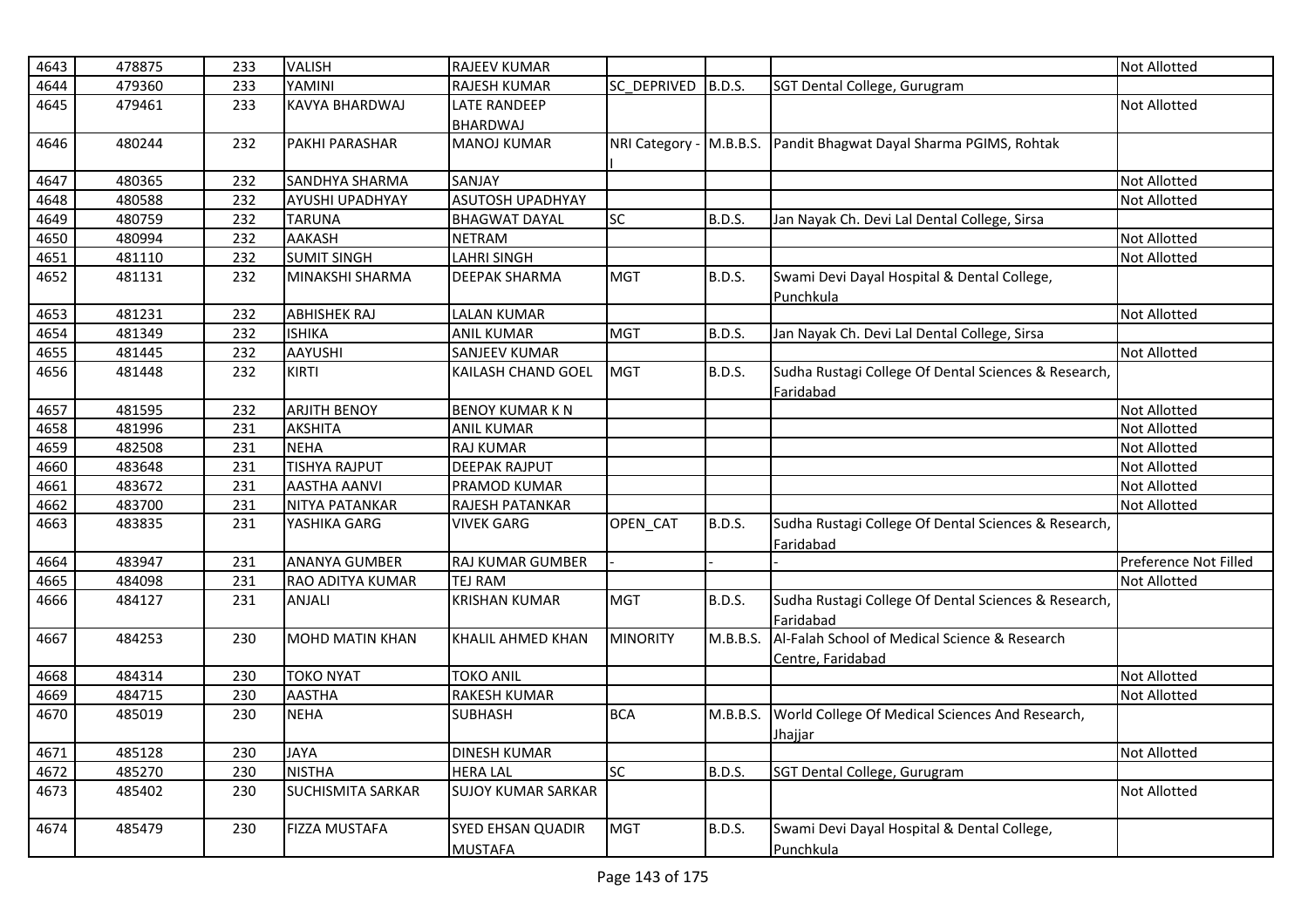| | | | | | | | | |
|---|---|---|---|---|---|---|---|---|
| 4643 | 478875 | 233 | VALISH | RAJEEV KUMAR | | | | Not Allotted |
| 4644 | 479360 | 233 | YAMINI | RAJESH KUMAR | SC_DEPRIVED | B.D.S. | SGT Dental College, Gurugram | |
| 4645 | 479461 | 233 | KAVYA BHARDWAJ | LATE RANDEEP BHARDWAJ | | | | Not Allotted |
| 4646 | 480244 | 232 | PAKHI PARASHAR | MANOJ KUMAR | NRI Category - I | M.B.B.S. | Pandit Bhagwat Dayal Sharma PGIMS, Rohtak | |
| 4647 | 480365 | 232 | SANDHYA SHARMA | SANJAY | | | | Not Allotted |
| 4648 | 480588 | 232 | AYUSHI UPADHYAY | ASUTOSH UPADHYAY | | | | Not Allotted |
| 4649 | 480759 | 232 | TARUNA | BHAGWAT DAYAL | SC | B.D.S. | Jan Nayak Ch. Devi Lal Dental College, Sirsa | |
| 4650 | 480994 | 232 | AAKASH | NETRAM | | | | Not Allotted |
| 4651 | 481110 | 232 | SUMIT SINGH | LAHRI SINGH | | | | Not Allotted |
| 4652 | 481131 | 232 | MINAKSHI SHARMA | DEEPAK SHARMA | MGT | B.D.S. | Swami Devi Dayal Hospital & Dental College, Punchkula | |
| 4653 | 481231 | 232 | ABHISHEK RAJ | LALAN KUMAR | | | | Not Allotted |
| 4654 | 481349 | 232 | ISHIKA | ANIL KUMAR | MGT | B.D.S. | Jan Nayak Ch. Devi Lal Dental College, Sirsa | |
| 4655 | 481445 | 232 | AAYUSHI | SANJEEV KUMAR | | | | Not Allotted |
| 4656 | 481448 | 232 | KIRTI | KAILASH CHAND GOEL | MGT | B.D.S. | Sudha Rustagi College Of Dental Sciences & Research, Faridabad | |
| 4657 | 481595 | 232 | ARJITH BENOY | BENOY KUMAR K N | | | | Not Allotted |
| 4658 | 481996 | 231 | AKSHITA | ANIL KUMAR | | | | Not Allotted |
| 4659 | 482508 | 231 | NEHA | RAJ KUMAR | | | | Not Allotted |
| 4660 | 483648 | 231 | TISHYA RAJPUT | DEEPAK RAJPUT | | | | Not Allotted |
| 4661 | 483672 | 231 | AASTHA AANVI | PRAMOD KUMAR | | | | Not Allotted |
| 4662 | 483700 | 231 | NITYA PATANKAR | RAJESH PATANKAR | | | | Not Allotted |
| 4663 | 483835 | 231 | YASHIKA GARG | VIVEK GARG | OPEN_CAT | B.D.S. | Sudha Rustagi College Of Dental Sciences & Research, Faridabad | |
| 4664 | 483947 | 231 | ANANYA GUMBER | RAJ KUMAR GUMBER | - | - | - | Preference Not Filled |
| 4665 | 484098 | 231 | RAO ADITYA KUMAR | TEJ RAM | | | | Not Allotted |
| 4666 | 484127 | 231 | ANJALI | KRISHAN KUMAR | MGT | B.D.S. | Sudha Rustagi College Of Dental Sciences & Research, Faridabad | |
| 4667 | 484253 | 230 | MOHD MATIN KHAN | KHALIL AHMED KHAN | MINORITY | M.B.B.S. | Al-Falah School of Medical Science & Research Centre, Faridabad | |
| 4668 | 484314 | 230 | TOKO NYAT | TOKO ANIL | | | | Not Allotted |
| 4669 | 484715 | 230 | AASTHA | RAKESH KUMAR | | | | Not Allotted |
| 4670 | 485019 | 230 | NEHA | SUBHASH | BCA | M.B.B.S. | World College Of Medical Sciences And Research, Jhajjar | |
| 4671 | 485128 | 230 | JAYA | DINESH KUMAR | | | | Not Allotted |
| 4672 | 485270 | 230 | NISTHA | HERA LAL | SC | B.D.S. | SGT Dental College, Gurugram | |
| 4673 | 485402 | 230 | SUCHISMITA SARKAR | SUJOY KUMAR SARKAR | | | | Not Allotted |
| 4674 | 485479 | 230 | FIZZA MUSTAFA | SYED EHSAN QUADIR MUSTAFA | MGT | B.D.S. | Swami Devi Dayal Hospital & Dental College, Punchkula | |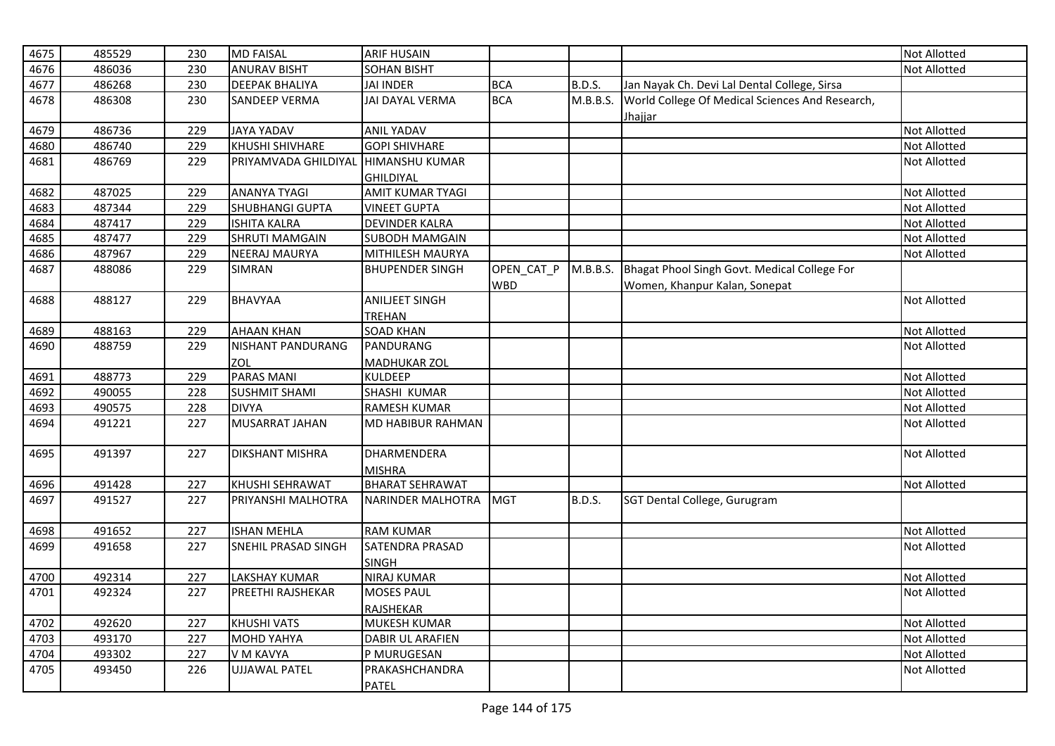| 4675 | 485529 | 230 | MD FAISAL | ARIF HUSAIN | | | | Not Allotted |
|---|---|---|---|---|---|---|---|---|
| 4676 | 486036 | 230 | ANURAV BISHT | SOHAN BISHT | | | | Not Allotted |
| 4677 | 486268 | 230 | DEEPAK BHALIYA | JAI INDER | BCA | B.D.S. | Jan Nayak Ch. Devi Lal Dental College, Sirsa | |
| 4678 | 486308 | 230 | SANDEEP VERMA | JAI DAYAL VERMA | BCA | M.B.B.S. | World College Of Medical Sciences And Research, Jhajjar | |
| 4679 | 486736 | 229 | JAYA YADAV | ANIL YADAV | | | | Not Allotted |
| 4680 | 486740 | 229 | KHUSHI SHIVHARE | GOPI SHIVHARE | | | | Not Allotted |
| 4681 | 486769 | 229 | PRIYAMVADA GHILDIYAL | HIMANSHU KUMAR GHILDIYAL | | | | Not Allotted |
| 4682 | 487025 | 229 | ANANYA TYAGI | AMIT KUMAR TYAGI | | | | Not Allotted |
| 4683 | 487344 | 229 | SHUBHANGI GUPTA | VINEET GUPTA | | | | Not Allotted |
| 4684 | 487417 | 229 | ISHITA KALRA | DEVINDER KALRA | | | | Not Allotted |
| 4685 | 487477 | 229 | SHRUTI MAMGAIN | SUBODH MAMGAIN | | | | Not Allotted |
| 4686 | 487967 | 229 | NEERAJ MAURYA | MITHILESH MAURYA | | | | Not Allotted |
| 4687 | 488086 | 229 | SIMRAN | BHUPENDER SINGH | OPEN_CAT_PWBD | M.B.B.S. | Bhagat Phool Singh Govt. Medical College For Women, Khanpur Kalan, Sonepat | |
| 4688 | 488127 | 229 | BHAVYAA | ANILJEET SINGH TREHAN | | | | Not Allotted |
| 4689 | 488163 | 229 | AHAAN KHAN | SOAD KHAN | | | | Not Allotted |
| 4690 | 488759 | 229 | NISHANT PANDURANG ZOL | PANDURANG MADHUKAR ZOL | | | | Not Allotted |
| 4691 | 488773 | 229 | PARAS MANI | KULDEEP | | | | Not Allotted |
| 4692 | 490055 | 228 | SUSHMIT SHAMI | SHASHI KUMAR | | | | Not Allotted |
| 4693 | 490575 | 228 | DIVYA | RAMESH KUMAR | | | | Not Allotted |
| 4694 | 491221 | 227 | MUSARRAT JAHAN | MD HABIBUR RAHMAN | | | | Not Allotted |
| 4695 | 491397 | 227 | DIKSHANT MISHRA | DHARMENDERA MISHRA | | | | Not Allotted |
| 4696 | 491428 | 227 | KHUSHI SEHRAWAT | BHARAT SEHRAWAT | | | | Not Allotted |
| 4697 | 491527 | 227 | PRIYANSHI MALHOTRA | NARINDER MALHOTRA | MGT | B.D.S. | SGT Dental College, Gurugram | |
| 4698 | 491652 | 227 | ISHAN MEHLA | RAM KUMAR | | | | Not Allotted |
| 4699 | 491658 | 227 | SNEHIL PRASAD SINGH | SATENDRA PRASAD SINGH | | | | Not Allotted |
| 4700 | 492314 | 227 | LAKSHAY KUMAR | NIRAJ KUMAR | | | | Not Allotted |
| 4701 | 492324 | 227 | PREETHI RAJSHEKAR | MOSES PAUL RAJSHEKAR | | | | Not Allotted |
| 4702 | 492620 | 227 | KHUSHI VATS | MUKESH KUMAR | | | | Not Allotted |
| 4703 | 493170 | 227 | MOHD YAHYA | DABIR UL ARAFIEN | | | | Not Allotted |
| 4704 | 493302 | 227 | V M KAVYA | P MURUGESAN | | | | Not Allotted |
| 4705 | 493450 | 226 | UJJAWAL PATEL | PRAKASHCHANDRA PATEL | | | | Not Allotted |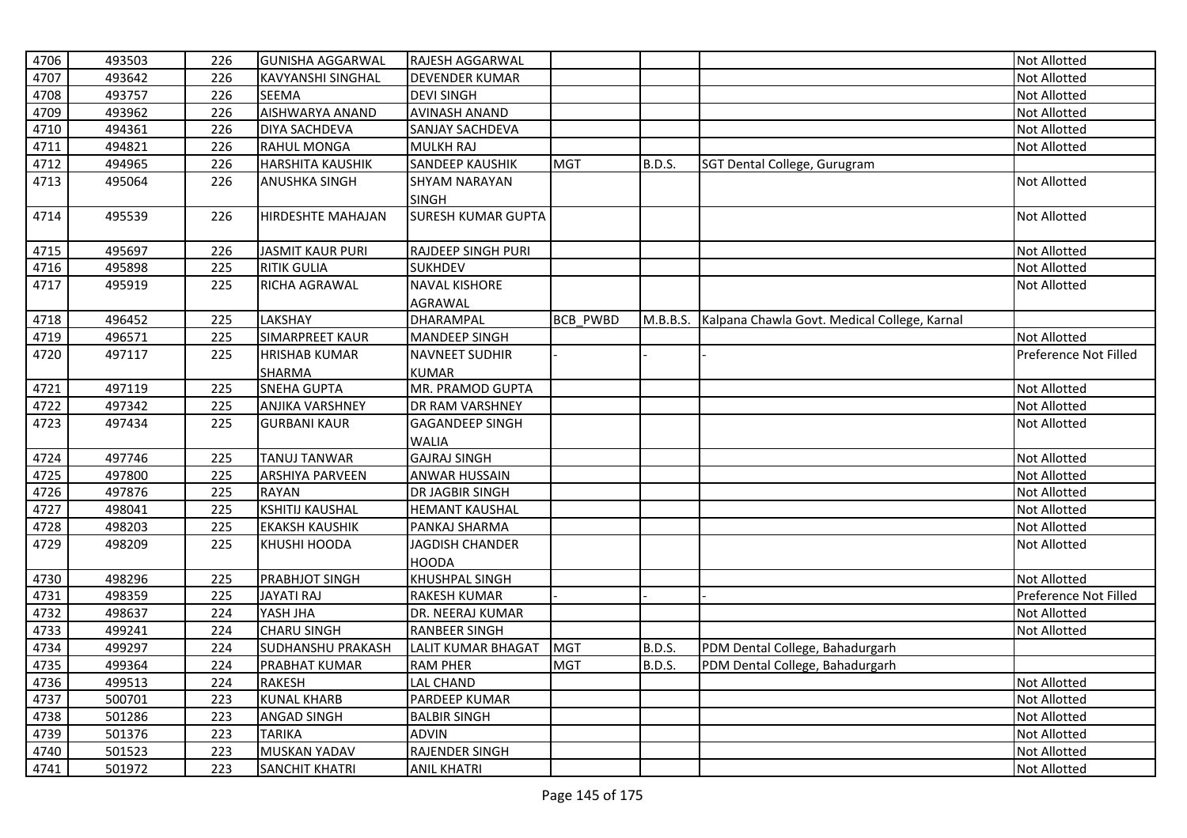| | | | | | | | | |
|---|---|---|---|---|---|---|---|---|
| 4706 | 493503 | 226 | GUNISHA AGGARWAL | RAJESH AGGARWAL | | | | Not Allotted |
| 4707 | 493642 | 226 | KAVYANSHI SINGHAL | DEVENDER KUMAR | | | | Not Allotted |
| 4708 | 493757 | 226 | SEEMA | DEVI SINGH | | | | Not Allotted |
| 4709 | 493962 | 226 | AISHWARYA ANAND | AVINASH ANAND | | | | Not Allotted |
| 4710 | 494361 | 226 | DIYA SACHDEVA | SANJAY SACHDEVA | | | | Not Allotted |
| 4711 | 494821 | 226 | RAHUL MONGA | MULKH RAJ | | | | Not Allotted |
| 4712 | 494965 | 226 | HARSHITA KAUSHIK | SANDEEP KAUSHIK | MGT | B.D.S. | SGT Dental College, Gurugram | |
| 4713 | 495064 | 226 | ANUSHKA SINGH | SHYAM NARAYAN SINGH | | | | Not Allotted |
| 4714 | 495539 | 226 | HIRDESHTE MAHAJAN | SURESH KUMAR GUPTA | | | | Not Allotted |
| 4715 | 495697 | 226 | JASMIT KAUR PURI | RAJDEEP SINGH PURI | | | | Not Allotted |
| 4716 | 495898 | 225 | RITIK GULIA | SUKHDEV | | | | Not Allotted |
| 4717 | 495919 | 225 | RICHA AGRAWAL | NAVAL KISHORE AGRAWAL | | | | Not Allotted |
| 4718 | 496452 | 225 | LAKSHAY | DHARAMPAL | BCB_PWBD | M.B.B.S. | Kalpana Chawla Govt. Medical College, Karnal | |
| 4719 | 496571 | 225 | SIMARPREET KAUR | MANDEEP SINGH | | | | Not Allotted |
| 4720 | 497117 | 225 | HRISHAB KUMAR SHARMA | NAVNEET SUDHIR KUMAR | - | - | - | Preference Not Filled |
| 4721 | 497119 | 225 | SNEHA GUPTA | MR. PRAMOD GUPTA | | | | Not Allotted |
| 4722 | 497342 | 225 | ANJIKA VARSHNEY | DR RAM VARSHNEY | | | | Not Allotted |
| 4723 | 497434 | 225 | GURBANI KAUR | GAGANDEEP SINGH WALIA | | | | Not Allotted |
| 4724 | 497746 | 225 | TANUJ TANWAR | GAJRAJ SINGH | | | | Not Allotted |
| 4725 | 497800 | 225 | ARSHIYA PARVEEN | ANWAR HUSSAIN | | | | Not Allotted |
| 4726 | 497876 | 225 | RAYAN | DR JAGBIR SINGH | | | | Not Allotted |
| 4727 | 498041 | 225 | KSHITIJ KAUSHAL | HEMANT KAUSHAL | | | | Not Allotted |
| 4728 | 498203 | 225 | EKAKSH KAUSHIK | PANKAJ SHARMA | | | | Not Allotted |
| 4729 | 498209 | 225 | KHUSHI HOODA | JAGDISH CHANDER HOODA | | | | Not Allotted |
| 4730 | 498296 | 225 | PRABHJOT SINGH | KHUSHPAL SINGH | | | | Not Allotted |
| 4731 | 498359 | 225 | JAYATI RAJ | RAKESH KUMAR | - | - | - | Preference Not Filled |
| 4732 | 498637 | 224 | YASH JHA | DR. NEERAJ KUMAR | | | | Not Allotted |
| 4733 | 499241 | 224 | CHARU SINGH | RANBEER SINGH | | | | Not Allotted |
| 4734 | 499297 | 224 | SUDHANSHU PRAKASH | LALIT KUMAR BHAGAT | MGT | B.D.S. | PDM Dental College, Bahadurgarh | |
| 4735 | 499364 | 224 | PRABHAT KUMAR | RAM PHER | MGT | B.D.S. | PDM Dental College, Bahadurgarh | |
| 4736 | 499513 | 224 | RAKESH | LAL CHAND | | | | Not Allotted |
| 4737 | 500701 | 223 | KUNAL KHARB | PARDEEP KUMAR | | | | Not Allotted |
| 4738 | 501286 | 223 | ANGAD SINGH | BALBIR SINGH | | | | Not Allotted |
| 4739 | 501376 | 223 | TARIKA | ADVIN | | | | Not Allotted |
| 4740 | 501523 | 223 | MUSKAN YADAV | RAJENDER SINGH | | | | Not Allotted |
| 4741 | 501972 | 223 | SANCHIT KHATRI | ANIL KHATRI | | | | Not Allotted |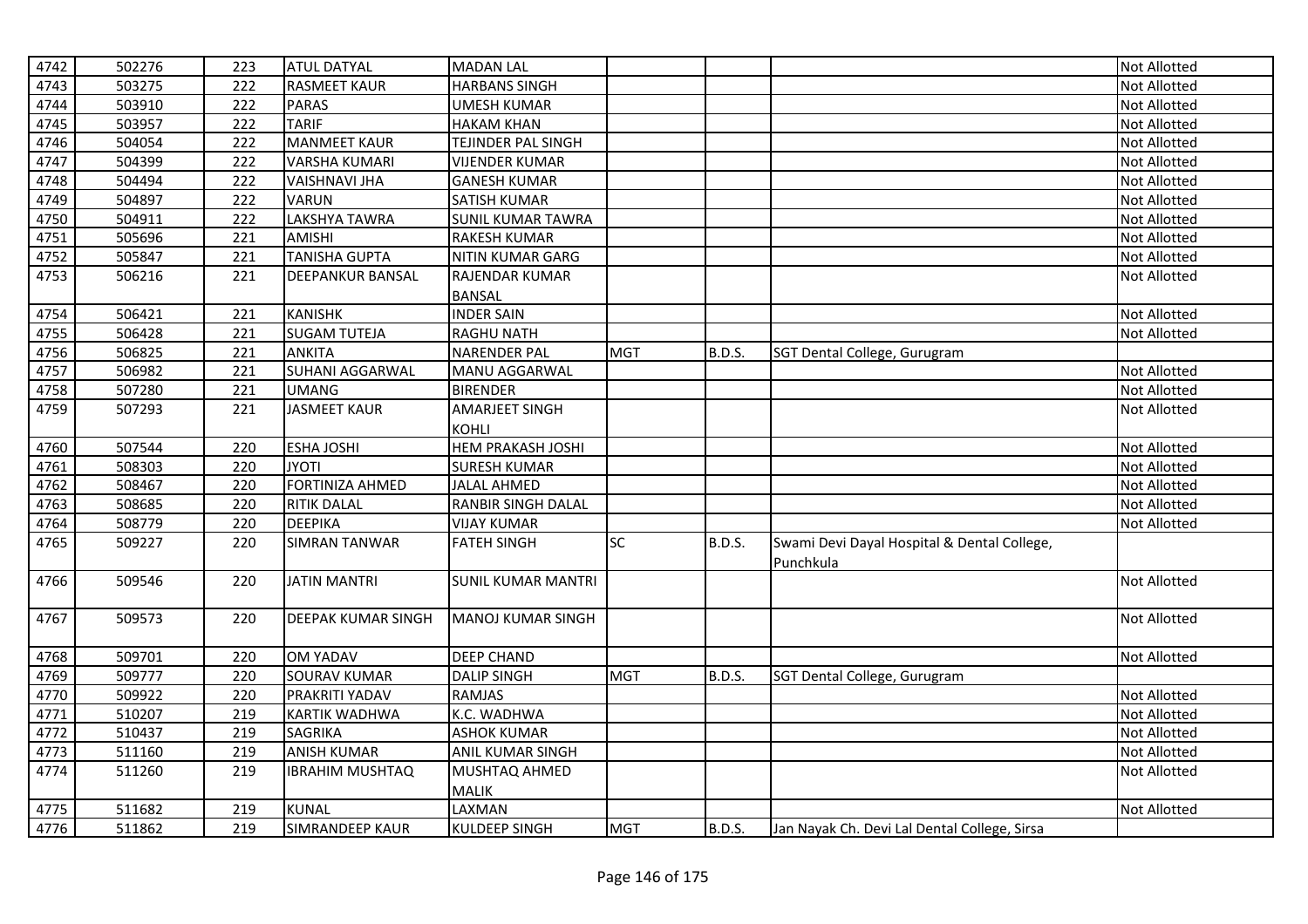| | | | | | | | | |
|---|---|---|---|---|---|---|---|---|
| 4742 | 502276 | 223 | ATUL DATYAL | MADAN LAL | | | | Not Allotted |
| 4743 | 503275 | 222 | RASMEET KAUR | HARBANS SINGH | | | | Not Allotted |
| 4744 | 503910 | 222 | PARAS | UMESH KUMAR | | | | Not Allotted |
| 4745 | 503957 | 222 | TARIF | HAKAM KHAN | | | | Not Allotted |
| 4746 | 504054 | 222 | MANMEET KAUR | TEJINDER PAL SINGH | | | | Not Allotted |
| 4747 | 504399 | 222 | VARSHA KUMARI | VIJENDER KUMAR | | | | Not Allotted |
| 4748 | 504494 | 222 | VAISHNAVI JHA | GANESH KUMAR | | | | Not Allotted |
| 4749 | 504897 | 222 | VARUN | SATISH KUMAR | | | | Not Allotted |
| 4750 | 504911 | 222 | LAKSHYA TAWRA | SUNIL KUMAR TAWRA | | | | Not Allotted |
| 4751 | 505696 | 221 | AMISHI | RAKESH KUMAR | | | | Not Allotted |
| 4752 | 505847 | 221 | TANISHA GUPTA | NITIN KUMAR GARG | | | | Not Allotted |
| 4753 | 506216 | 221 | DEEPANKUR BANSAL | RAJENDAR KUMAR BANSAL | | | | Not Allotted |
| 4754 | 506421 | 221 | KANISHK | INDER SAIN | | | | Not Allotted |
| 4755 | 506428 | 221 | SUGAM TUTEJA | RAGHU NATH | | | | Not Allotted |
| 4756 | 506825 | 221 | ANKITA | NARENDER PAL | MGT | B.D.S. | SGT Dental College, Gurugram | |
| 4757 | 506982 | 221 | SUHANI AGGARWAL | MANU AGGARWAL | | | | Not Allotted |
| 4758 | 507280 | 221 | UMANG | BIRENDER | | | | Not Allotted |
| 4759 | 507293 | 221 | JASMEET KAUR | AMARJEET SINGH KOHLI | | | | Not Allotted |
| 4760 | 507544 | 220 | ESHA JOSHI | HEM PRAKASH JOSHI | | | | Not Allotted |
| 4761 | 508303 | 220 | JYOTI | SURESH KUMAR | | | | Not Allotted |
| 4762 | 508467 | 220 | FORTINIZA AHMED | JALAL AHMED | | | | Not Allotted |
| 4763 | 508685 | 220 | RITIK DALAL | RANBIR SINGH DALAL | | | | Not Allotted |
| 4764 | 508779 | 220 | DEEPIKA | VIJAY KUMAR | | | | Not Allotted |
| 4765 | 509227 | 220 | SIMRAN TANWAR | FATEH SINGH | SC | B.D.S. | Swami Devi Dayal Hospital & Dental College, Punchkula | |
| 4766 | 509546 | 220 | JATIN MANTRI | SUNIL KUMAR MANTRI | | | | Not Allotted |
| 4767 | 509573 | 220 | DEEPAK KUMAR SINGH | MANOJ KUMAR SINGH | | | | Not Allotted |
| 4768 | 509701 | 220 | OM YADAV | DEEP CHAND | | | | Not Allotted |
| 4769 | 509777 | 220 | SOURAV KUMAR | DALIP SINGH | MGT | B.D.S. | SGT Dental College, Gurugram | |
| 4770 | 509922 | 220 | PRAKRITI YADAV | RAMJAS | | | | Not Allotted |
| 4771 | 510207 | 219 | KARTIK WADHWA | K.C. WADHWA | | | | Not Allotted |
| 4772 | 510437 | 219 | SAGRIKA | ASHOK KUMAR | | | | Not Allotted |
| 4773 | 511160 | 219 | ANISH KUMAR | ANIL KUMAR SINGH | | | | Not Allotted |
| 4774 | 511260 | 219 | IBRAHIM MUSHTAQ | MUSHTAQ AHMED MALIK | | | | Not Allotted |
| 4775 | 511682 | 219 | KUNAL | LAXMAN | | | | Not Allotted |
| 4776 | 511862 | 219 | SIMRANDEEP KAUR | KULDEEP SINGH | MGT | B.D.S. | Jan Nayak Ch. Devi Lal Dental College, Sirsa | |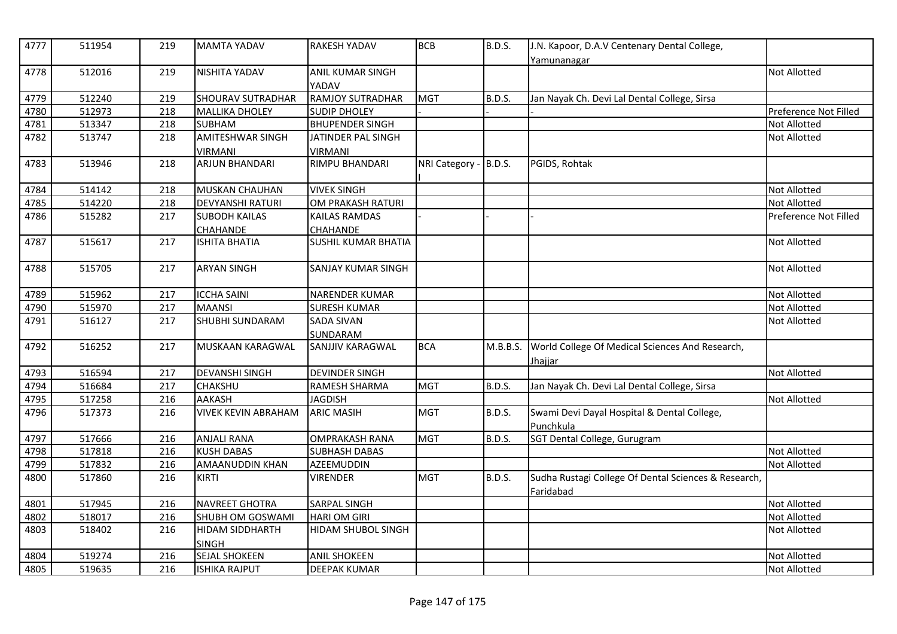| 4777 | 511954 | 219 | MAMTA YADAV | RAKESH YADAV | BCB | B.D.S. | J.N. Kapoor, D.A.V Centenary Dental College, Yamunanagar | |
|---|---|---|---|---|---|---|---|---|
| 4778 | 512016 | 219 | NISHITA YADAV | ANIL KUMAR SINGH YADAV | | | | Not Allotted |
| 4779 | 512240 | 219 | SHOURAV SUTRADHAR | RAMJOY SUTRADHAR | MGT | B.D.S. | Jan Nayak Ch. Devi Lal Dental College, Sirsa | |
| 4780 | 512973 | 218 | MALLIKA DHOLEY | SUDIP DHOLEY | - | - | - | Preference Not Filled |
| 4781 | 513347 | 218 | SUBHAM | BHUPENDER SINGH | | | | Not Allotted |
| 4782 | 513747 | 218 | AMITESHWAR SINGH VIRMANI | JATINDER PAL SINGH VIRMANI | | | | Not Allotted |
| 4783 | 513946 | 218 | ARJUN BHANDARI | RIMPU BHANDARI | NRI Category - I | B.D.S. | PGIDS, Rohtak | |
| 4784 | 514142 | 218 | MUSKAN CHAUHAN | VIVEK SINGH | | | | Not Allotted |
| 4785 | 514220 | 218 | DEVYANSHI RATURI | OM PRAKASH RATURI | | | | Not Allotted |
| 4786 | 515282 | 217 | SUBODH KAILAS CHAHANDE | KAILAS RAMDAS CHAHANDE | - | - | - | Preference Not Filled |
| 4787 | 515617 | 217 | ISHITA BHATIA | SUSHIL KUMAR BHATIA | | | | Not Allotted |
| 4788 | 515705 | 217 | ARYAN SINGH | SANJAY KUMAR SINGH | | | | Not Allotted |
| 4789 | 515962 | 217 | ICCHA SAINI | NARENDER KUMAR | | | | Not Allotted |
| 4790 | 515970 | 217 | MAANSI | SURESH KUMAR | | | | Not Allotted |
| 4791 | 516127 | 217 | SHUBHI SUNDARAM | SADA SIVAN SUNDARAM | | | | Not Allotted |
| 4792 | 516252 | 217 | MUSKAAN KARAGWAL | SANJJIV KARAGWAL | BCA | M.B.B.S. | World College Of Medical Sciences And Research, Jhajjar | |
| 4793 | 516594 | 217 | DEVANSHI SINGH | DEVINDER SINGH | | | | Not Allotted |
| 4794 | 516684 | 217 | CHAKSHU | RAMESH SHARMA | MGT | B.D.S. | Jan Nayak Ch. Devi Lal Dental College, Sirsa | |
| 4795 | 517258 | 216 | AAKASH | JAGDISH | | | | Not Allotted |
| 4796 | 517373 | 216 | VIVEK KEVIN ABRAHAM | ARIC MASIH | MGT | B.D.S. | Swami Devi Dayal Hospital & Dental College, Punchkula | |
| 4797 | 517666 | 216 | ANJALI RANA | OMPRAKASH RANA | MGT | B.D.S. | SGT Dental College, Gurugram | |
| 4798 | 517818 | 216 | KUSH DABAS | SUBHASH DABAS | | | | Not Allotted |
| 4799 | 517832 | 216 | AMAANUDDIN KHAN | AZEEMUDDIN | | | | Not Allotted |
| 4800 | 517860 | 216 | KIRTI | VIRENDER | MGT | B.D.S. | Sudha Rustagi College Of Dental Sciences & Research, Faridabad | |
| 4801 | 517945 | 216 | NAVREET GHOTRA | SARPAL SINGH | | | | Not Allotted |
| 4802 | 518017 | 216 | SHUBH OM GOSWAMI | HARI OM GIRI | | | | Not Allotted |
| 4803 | 518402 | 216 | HIDAM SIDDHARTH SINGH | HIDAM SHUBOL SINGH | | | | Not Allotted |
| 4804 | 519274 | 216 | SEJAL SHOKEEN | ANIL SHOKEEN | | | | Not Allotted |
| 4805 | 519635 | 216 | ISHIKA RAJPUT | DEEPAK KUMAR | | | | Not Allotted |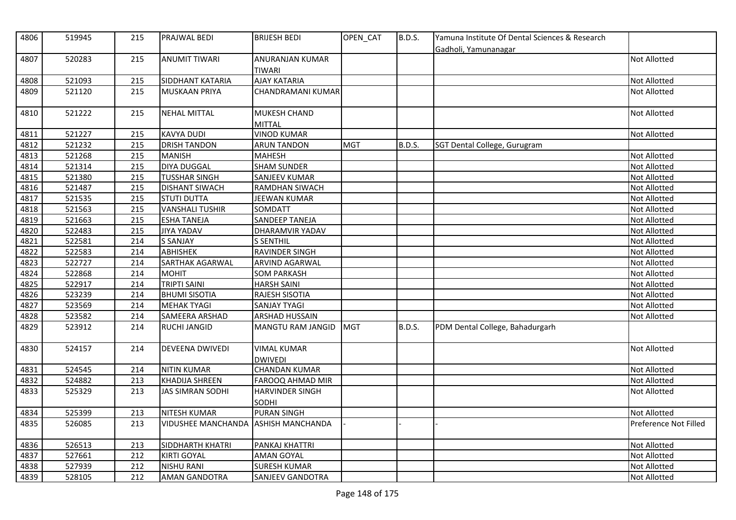| 4806 | 519945 | 215 | PRAJWAL BEDI | BRIJESH BEDI | OPEN_CAT | B.D.S. | Yamuna Institute Of Dental Sciences & Research Gadholi, Yamunanagar | |
|---|---|---|---|---|---|---|---|---|
| 4807 | 520283 | 215 | ANUMIT TIWARI | ANURANJAN KUMAR TIWARI | | | | Not Allotted |
| 4808 | 521093 | 215 | SIDDHANT KATARIA | AJAY KATARIA | | | | Not Allotted |
| 4809 | 521120 | 215 | MUSKAAN PRIYA | CHANDRAMANI KUMAR | | | | Not Allotted |
| 4810 | 521222 | 215 | NEHAL MITTAL | MUKESH CHAND MITTAL | | | | Not Allotted |
| 4811 | 521227 | 215 | KAVYA DUDI | VINOD KUMAR | | | | Not Allotted |
| 4812 | 521232 | 215 | DRISH TANDON | ARUN TANDON | MGT | B.D.S. | SGT Dental College, Gurugram | |
| 4813 | 521268 | 215 | MANISH | MAHESH | | | | Not Allotted |
| 4814 | 521314 | 215 | DIYA DUGGAL | SHAM SUNDER | | | | Not Allotted |
| 4815 | 521380 | 215 | TUSSHAR SINGH | SANJEEV KUMAR | | | | Not Allotted |
| 4816 | 521487 | 215 | DISHANT SIWACH | RAMDHAN SIWACH | | | | Not Allotted |
| 4817 | 521535 | 215 | STUTI DUTTA | JEEWAN KUMAR | | | | Not Allotted |
| 4818 | 521563 | 215 | VANSHALI TUSHIR | SOMDATT | | | | Not Allotted |
| 4819 | 521663 | 215 | ESHA TANEJA | SANDEEP TANEJA | | | | Not Allotted |
| 4820 | 522483 | 215 | JIYA YADAV | DHARAMVIR YADAV | | | | Not Allotted |
| 4821 | 522581 | 214 | S SANJAY | S SENTHIL | | | | Not Allotted |
| 4822 | 522583 | 214 | ABHISHEK | RAVINDER SINGH | | | | Not Allotted |
| 4823 | 522727 | 214 | SARTHAK AGARWAL | ARVIND AGARWAL | | | | Not Allotted |
| 4824 | 522868 | 214 | MOHIT | SOM PARKASH | | | | Not Allotted |
| 4825 | 522917 | 214 | TRIPTI SAINI | HARSH SAINI | | | | Not Allotted |
| 4826 | 523239 | 214 | BHUMI SISOTIA | RAJESH SISOTIA | | | | Not Allotted |
| 4827 | 523569 | 214 | MEHAK TYAGI | SANJAY TYAGI | | | | Not Allotted |
| 4828 | 523582 | 214 | SAMEERA ARSHAD | ARSHAD HUSSAIN | | | | Not Allotted |
| 4829 | 523912 | 214 | RUCHI JANGID | MANGTU RAM JANGID | MGT | B.D.S. | PDM Dental College, Bahadurgarh | |
| 4830 | 524157 | 214 | DEVEENA DWIVEDI | VIMAL KUMAR DWIVEDI | | | | Not Allotted |
| 4831 | 524545 | 214 | NITIN KUMAR | CHANDAN KUMAR | | | | Not Allotted |
| 4832 | 524882 | 213 | KHADIJA SHREEN | FAROOQ AHMAD MIR | | | | Not Allotted |
| 4833 | 525329 | 213 | JAS SIMRAN SODHI | HARVINDER SINGH SODHI | | | | Not Allotted |
| 4834 | 525399 | 213 | NITESH KUMAR | PURAN SINGH | | | | Not Allotted |
| 4835 | 526085 | 213 | VIDUSHEE MANCHANDA | ASHISH MANCHANDA | - | - | - | Preference Not Filled |
| 4836 | 526513 | 213 | SIDDHARTH KHATRI | PANKAJ KHATTRI | | | | Not Allotted |
| 4837 | 527661 | 212 | KIRTI GOYAL | AMAN GOYAL | | | | Not Allotted |
| 4838 | 527939 | 212 | NISHU RANI | SURESH KUMAR | | | | Not Allotted |
| 4839 | 528105 | 212 | AMAN GANDOTRA | SANJEEV GANDOTRA | | | | Not Allotted |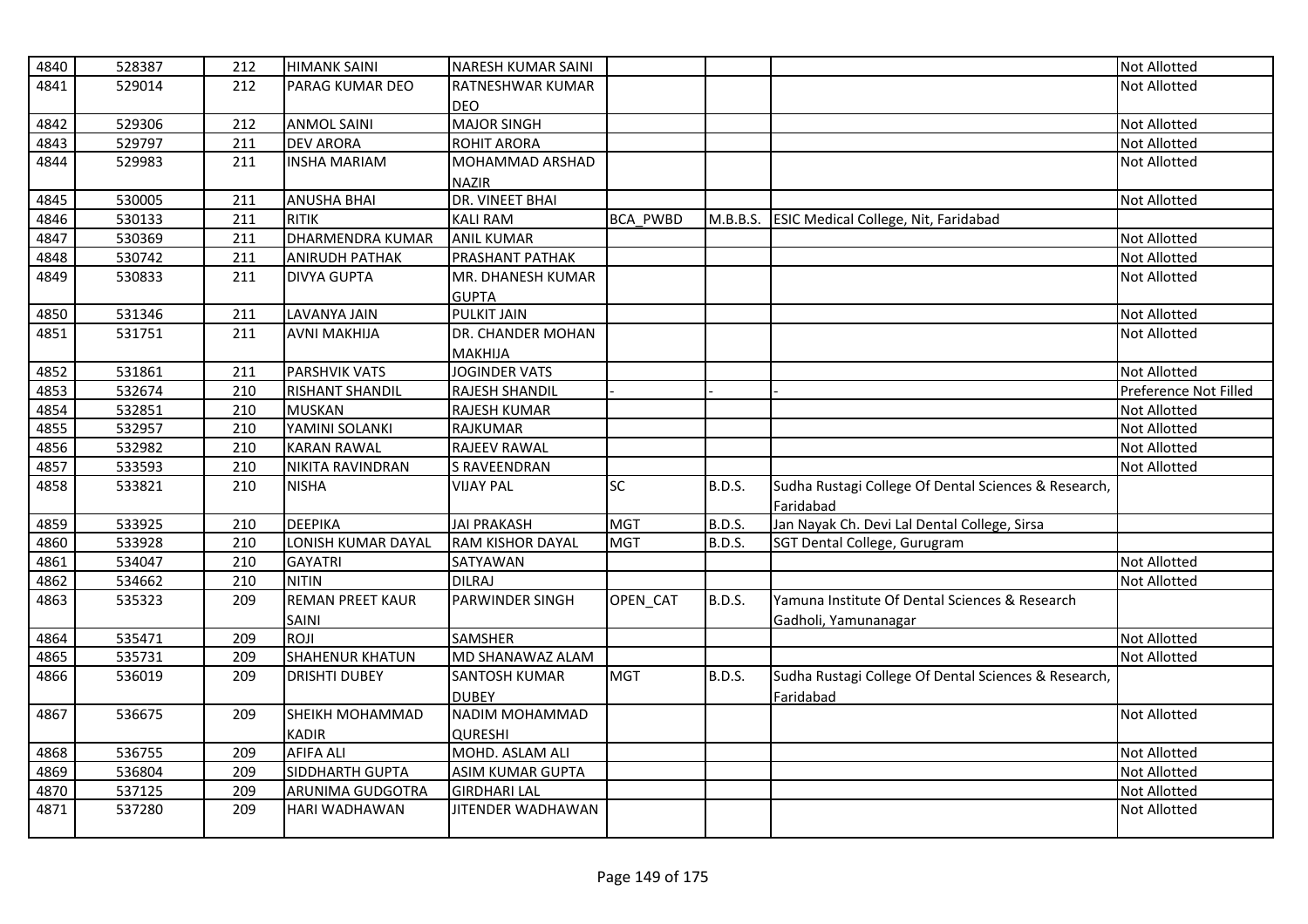| 4840 | 528387 | 212 | HIMANK SAINI | NARESH KUMAR SAINI | | | | Not Allotted |
|---|---|---|---|---|---|---|---|---|
| 4841 | 529014 | 212 | PARAG KUMAR DEO | RATNESHWAR KUMAR DEO | | | | Not Allotted |
| 4842 | 529306 | 212 | ANMOL SAINI | MAJOR SINGH | | | | Not Allotted |
| 4843 | 529797 | 211 | DEV ARORA | ROHIT ARORA | | | | Not Allotted |
| 4844 | 529983 | 211 | INSHA MARIAM | MOHAMMAD ARSHAD NAZIR | | | | Not Allotted |
| 4845 | 530005 | 211 | ANUSHA BHAI | DR. VINEET BHAI | | | | Not Allotted |
| 4846 | 530133 | 211 | RITIK | KALI RAM | BCA_PWBD | M.B.B.S. | ESIC Medical College, Nit, Faridabad | |
| 4847 | 530369 | 211 | DHARMENDRA KUMAR | ANIL KUMAR | | | | Not Allotted |
| 4848 | 530742 | 211 | ANIRUDH PATHAK | PRASHANT PATHAK | | | | Not Allotted |
| 4849 | 530833 | 211 | DIVYA GUPTA | MR. DHANESH KUMAR GUPTA | | | | Not Allotted |
| 4850 | 531346 | 211 | LAVANYA JAIN | PULKIT JAIN | | | | Not Allotted |
| 4851 | 531751 | 211 | AVNI MAKHIJA | DR. CHANDER MOHAN MAKHIJA | | | | Not Allotted |
| 4852 | 531861 | 211 | PARSHVIK VATS | JOGINDER VATS | | | | Not Allotted |
| 4853 | 532674 | 210 | RISHANT SHANDIL | RAJESH SHANDIL | - | - | - | Preference Not Filled |
| 4854 | 532851 | 210 | MUSKAN | RAJESH KUMAR | | | | Not Allotted |
| 4855 | 532957 | 210 | YAMINI SOLANKI | RAJKUMAR | | | | Not Allotted |
| 4856 | 532982 | 210 | KARAN RAWAL | RAJEEV RAWAL | | | | Not Allotted |
| 4857 | 533593 | 210 | NIKITA RAVINDRAN | S RAVEENDRAN | | | | Not Allotted |
| 4858 | 533821 | 210 | NISHA | VIJAY PAL | SC | B.D.S. | Sudha Rustagi College Of Dental Sciences & Research, Faridabad | |
| 4859 | 533925 | 210 | DEEPIKA | JAI PRAKASH | MGT | B.D.S. | Jan Nayak Ch. Devi Lal Dental College, Sirsa | |
| 4860 | 533928 | 210 | LONISH KUMAR DAYAL | RAM KISHOR DAYAL | MGT | B.D.S. | SGT Dental College, Gurugram | |
| 4861 | 534047 | 210 | GAYATRI | SATYAWAN | | | | Not Allotted |
| 4862 | 534662 | 210 | NITIN | DILRAJ | | | | Not Allotted |
| 4863 | 535323 | 209 | REMAN PREET KAUR SAINI | PARWINDER SINGH | OPEN_CAT | B.D.S. | Yamuna Institute Of Dental Sciences & Research Gadholi, Yamunanagar | |
| 4864 | 535471 | 209 | ROJI | SAMSHER | | | | Not Allotted |
| 4865 | 535731 | 209 | SHAHENUR KHATUN | MD SHANAWAZ ALAM | | | | Not Allotted |
| 4866 | 536019 | 209 | DRISHTI DUBEY | SANTOSH KUMAR DUBEY | MGT | B.D.S. | Sudha Rustagi College Of Dental Sciences & Research, Faridabad | |
| 4867 | 536675 | 209 | SHEIKH MOHAMMAD KADIR | NADIM MOHAMMAD QURESHI | | | | Not Allotted |
| 4868 | 536755 | 209 | AFIFA ALI | MOHD. ASLAM ALI | | | | Not Allotted |
| 4869 | 536804 | 209 | SIDDHARTH GUPTA | ASIM KUMAR GUPTA | | | | Not Allotted |
| 4870 | 537125 | 209 | ARUNIMA GUDGOTRA | GIRDHARI LAL | | | | Not Allotted |
| 4871 | 537280 | 209 | HARI WADHAWAN | JITENDER WADHAWAN | | | | Not Allotted |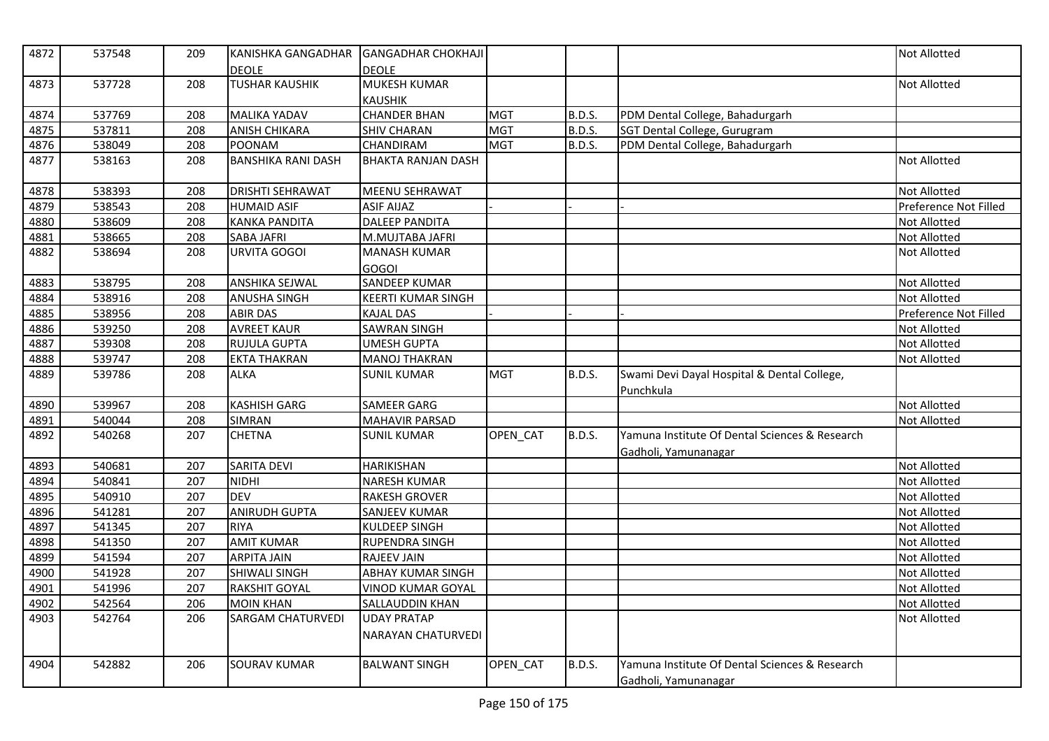| 4872 | 537548 | 209 | KANISHKA GANGADHAR DEOLE | GANGADHAR CHOKHAJI DEOLE | | | | Not Allotted |
|---|---|---|---|---|---|---|---|---|
| 4873 | 537728 | 208 | TUSHAR KAUSHIK | MUKESH KUMAR KAUSHIK | | | | Not Allotted |
| 4874 | 537769 | 208 | MALIKA YADAV | CHANDER BHAN | MGT | B.D.S. | PDM Dental College, Bahadurgarh | |
| 4875 | 537811 | 208 | ANISH CHIKARA | SHIV CHARAN | MGT | B.D.S. | SGT Dental College, Gurugram | |
| 4876 | 538049 | 208 | POONAM | CHANDIRAM | MGT | B.D.S. | PDM Dental College, Bahadurgarh | |
| 4877 | 538163 | 208 | BANSHIKA RANI DASH | BHAKTA RANJAN DASH | | | | Not Allotted |
| 4878 | 538393 | 208 | DRISHTI SEHRAWAT | MEENU SEHRAWAT | | | | Not Allotted |
| 4879 | 538543 | 208 | HUMAID ASIF | ASIF AIJAZ | - | - | - | Preference Not Filled |
| 4880 | 538609 | 208 | KANKA PANDITA | DALEEP PANDITA | | | | Not Allotted |
| 4881 | 538665 | 208 | SABA JAFRI | M.MUJTABA JAFRI | | | | Not Allotted |
| 4882 | 538694 | 208 | URVITA GOGOI | MANASH KUMAR GOGOI | | | | Not Allotted |
| 4883 | 538795 | 208 | ANSHIKA SEJWAL | SANDEEP KUMAR | | | | Not Allotted |
| 4884 | 538916 | 208 | ANUSHA SINGH | KEERTI KUMAR SINGH | | | | Not Allotted |
| 4885 | 538956 | 208 | ABIR DAS | KAJAL DAS | - | - | - | Preference Not Filled |
| 4886 | 539250 | 208 | AVREET KAUR | SAWRAN SINGH | | | | Not Allotted |
| 4887 | 539308 | 208 | RUJULA GUPTA | UMESH GUPTA | | | | Not Allotted |
| 4888 | 539747 | 208 | EKTA THAKRAN | MANOJ THAKRAN | | | | Not Allotted |
| 4889 | 539786 | 208 | ALKA | SUNIL KUMAR | MGT | B.D.S. | Swami Devi Dayal Hospital & Dental College, Punchkula | |
| 4890 | 539967 | 208 | KASHISH GARG | SAMEER GARG | | | | Not Allotted |
| 4891 | 540044 | 208 | SIMRAN | MAHAVIR PARSAD | | | | Not Allotted |
| 4892 | 540268 | 207 | CHETNA | SUNIL KUMAR | OPEN_CAT | B.D.S. | Yamuna Institute Of Dental Sciences & Research Gadholi, Yamunanagar | |
| 4893 | 540681 | 207 | SARITA DEVI | HARIKISHAN | | | | Not Allotted |
| 4894 | 540841 | 207 | NIDHI | NARESH KUMAR | | | | Not Allotted |
| 4895 | 540910 | 207 | DEV | RAKESH GROVER | | | | Not Allotted |
| 4896 | 541281 | 207 | ANIRUDH GUPTA | SANJEEV KUMAR | | | | Not Allotted |
| 4897 | 541345 | 207 | RIYA | KULDEEP SINGH | | | | Not Allotted |
| 4898 | 541350 | 207 | AMIT KUMAR | RUPENDRA SINGH | | | | Not Allotted |
| 4899 | 541594 | 207 | ARPITA JAIN | RAJEEV JAIN | | | | Not Allotted |
| 4900 | 541928 | 207 | SHIWALI SINGH | ABHAY KUMAR SINGH | | | | Not Allotted |
| 4901 | 541996 | 207 | RAKSHIT GOYAL | VINOD KUMAR GOYAL | | | | Not Allotted |
| 4902 | 542564 | 206 | MOIN KHAN | SALLAUDDIN KHAN | | | | Not Allotted |
| 4903 | 542764 | 206 | SARGAM CHATURVEDI | UDAY PRATAP NARAYAN CHATURVEDI | | | | Not Allotted |
| 4904 | 542882 | 206 | SOURAV KUMAR | BALWANT SINGH | OPEN_CAT | B.D.S. | Yamuna Institute Of Dental Sciences & Research Gadholi, Yamunanagar | |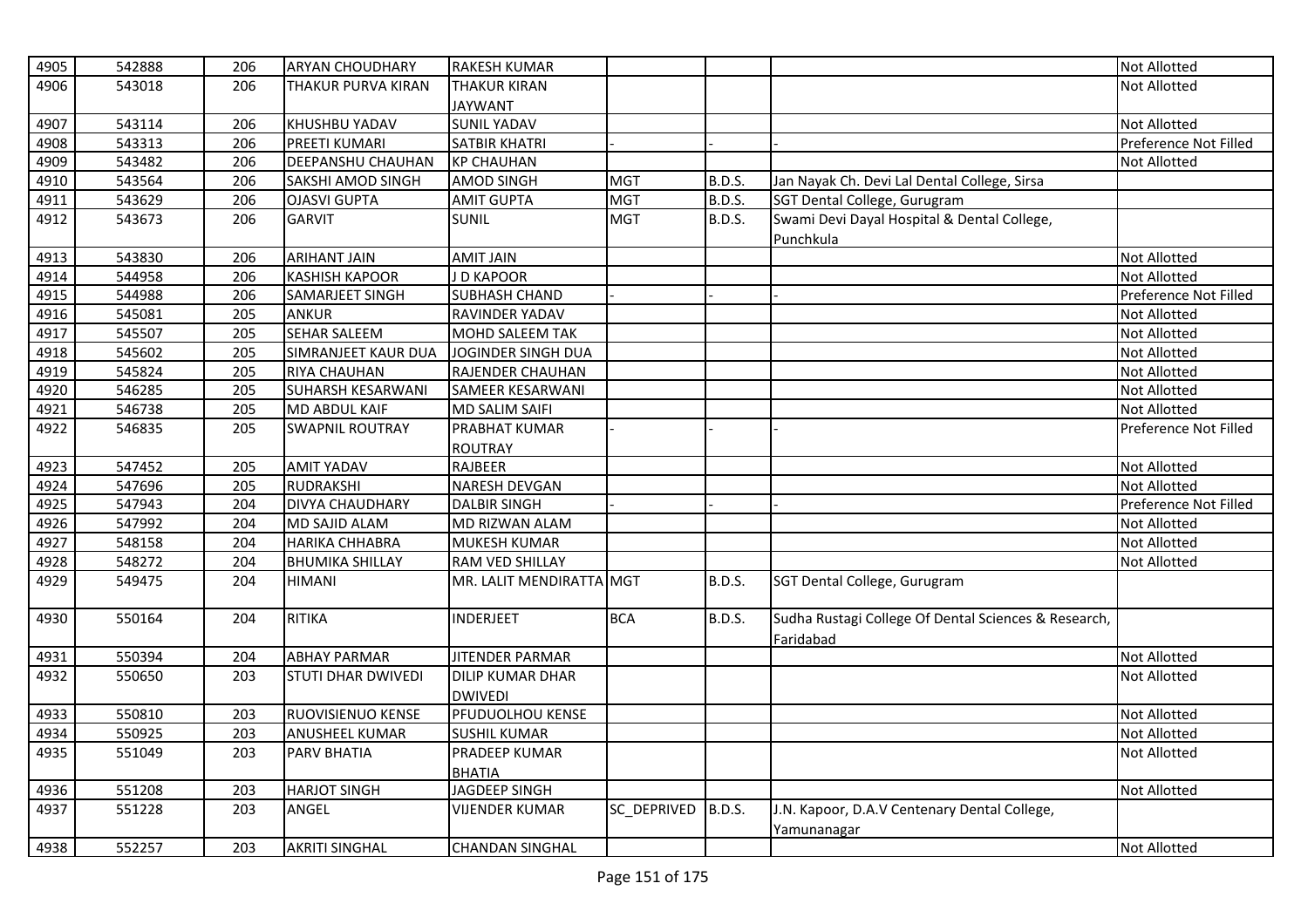| 4905 | 542888 | 206 | ARYAN CHOUDHARY | RAKESH KUMAR | | | | Not Allotted |
|---|---|---|---|---|---|---|---|---|
| 4906 | 543018 | 206 | THAKUR PURVA KIRAN | THAKUR KIRAN JAYWANT | | | | Not Allotted |
| 4907 | 543114 | 206 | KHUSHBU YADAV | SUNIL YADAV | | | | Not Allotted |
| 4908 | 543313 | 206 | PREETI KUMARI | SATBIR KHATRI | - | - | - | Preference Not Filled |
| 4909 | 543482 | 206 | DEEPANSHU CHAUHAN | KP CHAUHAN | | | | Not Allotted |
| 4910 | 543564 | 206 | SAKSHI AMOD SINGH | AMOD SINGH | MGT | B.D.S. | Jan Nayak Ch. Devi Lal Dental College, Sirsa | |
| 4911 | 543629 | 206 | OJASVI GUPTA | AMIT GUPTA | MGT | B.D.S. | SGT Dental College, Gurugram | |
| 4912 | 543673 | 206 | GARVIT | SUNIL | MGT | B.D.S. | Swami Devi Dayal Hospital & Dental College, Punchkula | |
| 4913 | 543830 | 206 | ARIHANT JAIN | AMIT JAIN | | | | Not Allotted |
| 4914 | 544958 | 206 | KASHISH KAPOOR | J D KAPOOR | | | | Not Allotted |
| 4915 | 544988 | 206 | SAMARJEET SINGH | SUBHASH CHAND | - | - | - | Preference Not Filled |
| 4916 | 545081 | 205 | ANKUR | RAVINDER YADAV | | | | Not Allotted |
| 4917 | 545507 | 205 | SEHAR SALEEM | MOHD SALEEM TAK | | | | Not Allotted |
| 4918 | 545602 | 205 | SIMRANJEET KAUR DUA | JOGINDER SINGH DUA | | | | Not Allotted |
| 4919 | 545824 | 205 | RIYA CHAUHAN | RAJENDER CHAUHAN | | | | Not Allotted |
| 4920 | 546285 | 205 | SUHARSH KESARWANI | SAMEER KESARWANI | | | | Not Allotted |
| 4921 | 546738 | 205 | MD ABDUL KAIF | MD SALIM SAIFI | | | | Not Allotted |
| 4922 | 546835 | 205 | SWAPNIL ROUTRAY | PRABHAT KUMAR ROUTRAY | - | - | - | Preference Not Filled |
| 4923 | 547452 | 205 | AMIT YADAV | RAJBEER | | | | Not Allotted |
| 4924 | 547696 | 205 | RUDRAKSHI | NARESH DEVGAN | | | | Not Allotted |
| 4925 | 547943 | 204 | DIVYA CHAUDHARY | DALBIR SINGH | - | - | - | Preference Not Filled |
| 4926 | 547992 | 204 | MD SAJID ALAM | MD RIZWAN ALAM | | | | Not Allotted |
| 4927 | 548158 | 204 | HARIKA CHHABRA | MUKESH KUMAR | | | | Not Allotted |
| 4928 | 548272 | 204 | BHUMIKA SHILLAY | RAM VED SHILLAY | | | | Not Allotted |
| 4929 | 549475 | 204 | HIMANI | MR. LALIT MENDIRATTA | MGT | B.D.S. | SGT Dental College, Gurugram | |
| 4930 | 550164 | 204 | RITIKA | INDERJEET | BCA | B.D.S. | Sudha Rustagi College Of Dental Sciences & Research, Faridabad | |
| 4931 | 550394 | 204 | ABHAY PARMAR | JITENDER PARMAR | | | | Not Allotted |
| 4932 | 550650 | 203 | STUTI DHAR DWIVEDI | DILIP KUMAR DHAR DWIVEDI | | | | Not Allotted |
| 4933 | 550810 | 203 | RUOVISIENUO KENSE | PFUDUOLHOU KENSE | | | | Not Allotted |
| 4934 | 550925 | 203 | ANUSHEEL KUMAR | SUSHIL KUMAR | | | | Not Allotted |
| 4935 | 551049 | 203 | PARV BHATIA | PRADEEP KUMAR BHATIA | | | | Not Allotted |
| 4936 | 551208 | 203 | HARJOT SINGH | JAGDEEP SINGH | | | | Not Allotted |
| 4937 | 551228 | 203 | ANGEL | VIJENDER KUMAR | SC_DEPRIVED | B.D.S. | J.N. Kapoor, D.A.V Centenary Dental College, Yamunanagar | |
| 4938 | 552257 | 203 | AKRITI SINGHAL | CHANDAN SINGHAL | | | | Not Allotted |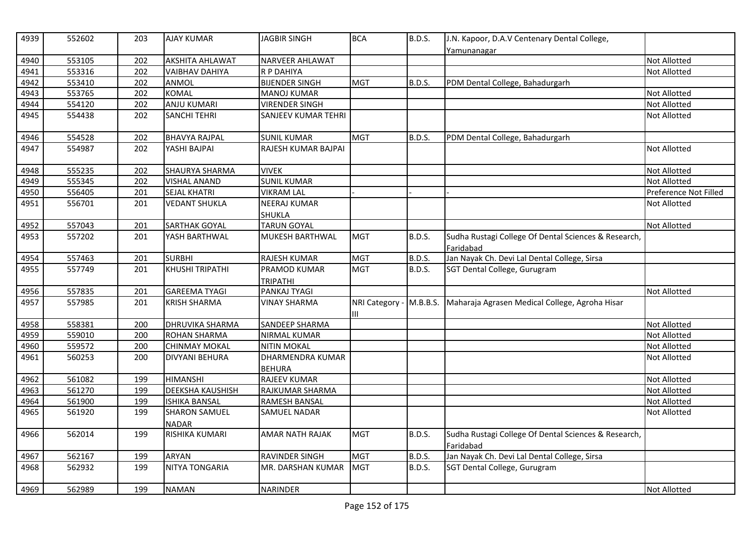| 4939 | 552602 | 203 | AJAY KUMAR | JAGBIR SINGH | BCA | B.D.S. | J.N. Kapoor, D.A.V Centenary Dental College, Yamunanagar | |
|---|---|---|---|---|---|---|---|---|
| 4940 | 553105 | 202 | AKSHITA AHLAWAT | NARVEER AHLAWAT | | | | Not Allotted |
| 4941 | 553316 | 202 | VAIBHAV DAHIYA | R P DAHIYA | | | | Not Allotted |
| 4942 | 553410 | 202 | ANMOL | BIJENDER SINGH | MGT | B.D.S. | PDM Dental College, Bahadurgarh | |
| 4943 | 553765 | 202 | KOMAL | MANOJ KUMAR | | | | Not Allotted |
| 4944 | 554120 | 202 | ANJU KUMARI | VIRENDER SINGH | | | | Not Allotted |
| 4945 | 554438 | 202 | SANCHI TEHRI | SANJEEV KUMAR TEHRI | | | | Not Allotted |
| 4946 | 554528 | 202 | BHAVYA RAJPAL | SUNIL KUMAR | MGT | B.D.S. | PDM Dental College, Bahadurgarh | |
| 4947 | 554987 | 202 | YASHI BAJPAI | RAJESH KUMAR BAJPAI | | | | Not Allotted |
| 4948 | 555235 | 202 | SHAURYA SHARMA | VIVEK | | | | Not Allotted |
| 4949 | 555345 | 202 | VISHAL ANAND | SUNIL KUMAR | | | | Not Allotted |
| 4950 | 556405 | 201 | SEJAL KHATRI | VIKRAM LAL | - | - | - | Preference Not Filled |
| 4951 | 556701 | 201 | VEDANT SHUKLA | NEERAJ KUMAR SHUKLA | | | | Not Allotted |
| 4952 | 557043 | 201 | SARTHAK GOYAL | TARUN GOYAL | | | | Not Allotted |
| 4953 | 557202 | 201 | YASH BARTHWAL | MUKESH BARTHWAL | MGT | B.D.S. | Sudha Rustagi College Of Dental Sciences & Research, Faridabad | |
| 4954 | 557463 | 201 | SURBHI | RAJESH KUMAR | MGT | B.D.S. | Jan Nayak Ch. Devi Lal Dental College, Sirsa | |
| 4955 | 557749 | 201 | KHUSHI TRIPATHI | PRAMOD KUMAR TRIPATHI | MGT | B.D.S. | SGT Dental College, Gurugram | |
| 4956 | 557835 | 201 | GAREEMA TYAGI | PANKAJ TYAGI | | | | Not Allotted |
| 4957 | 557985 | 201 | KRISH SHARMA | VINAY SHARMA | NRI Category - III | M.B.B.S. | Maharaja Agrasen Medical College, Agroha Hisar | |
| 4958 | 558381 | 200 | DHRUVIKA SHARMA | SANDEEP SHARMA | | | | Not Allotted |
| 4959 | 559010 | 200 | ROHAN SHARMA | NIRMAL KUMAR | | | | Not Allotted |
| 4960 | 559572 | 200 | CHINMAY MOKAL | NITIN MOKAL | | | | Not Allotted |
| 4961 | 560253 | 200 | DIVYANI BEHURA | DHARMENDRA KUMAR BEHURA | | | | Not Allotted |
| 4962 | 561082 | 199 | HIMANSHI | RAJEEV KUMAR | | | | Not Allotted |
| 4963 | 561270 | 199 | DEEKSHA KAUSHISH | RAJKUMAR SHARMA | | | | Not Allotted |
| 4964 | 561900 | 199 | ISHIKA BANSAL | RAMESH BANSAL | | | | Not Allotted |
| 4965 | 561920 | 199 | SHARON SAMUEL NADAR | SAMUEL NADAR | | | | Not Allotted |
| 4966 | 562014 | 199 | RISHIKA KUMARI | AMAR NATH RAJAK | MGT | B.D.S. | Sudha Rustagi College Of Dental Sciences & Research, Faridabad | |
| 4967 | 562167 | 199 | ARYAN | RAVINDER SINGH | MGT | B.D.S. | Jan Nayak Ch. Devi Lal Dental College, Sirsa | |
| 4968 | 562932 | 199 | NITYA TONGARIA | MR. DARSHAN KUMAR | MGT | B.D.S. | SGT Dental College, Gurugram | |
| 4969 | 562989 | 199 | NAMAN | NARINDER | | | | Not Allotted |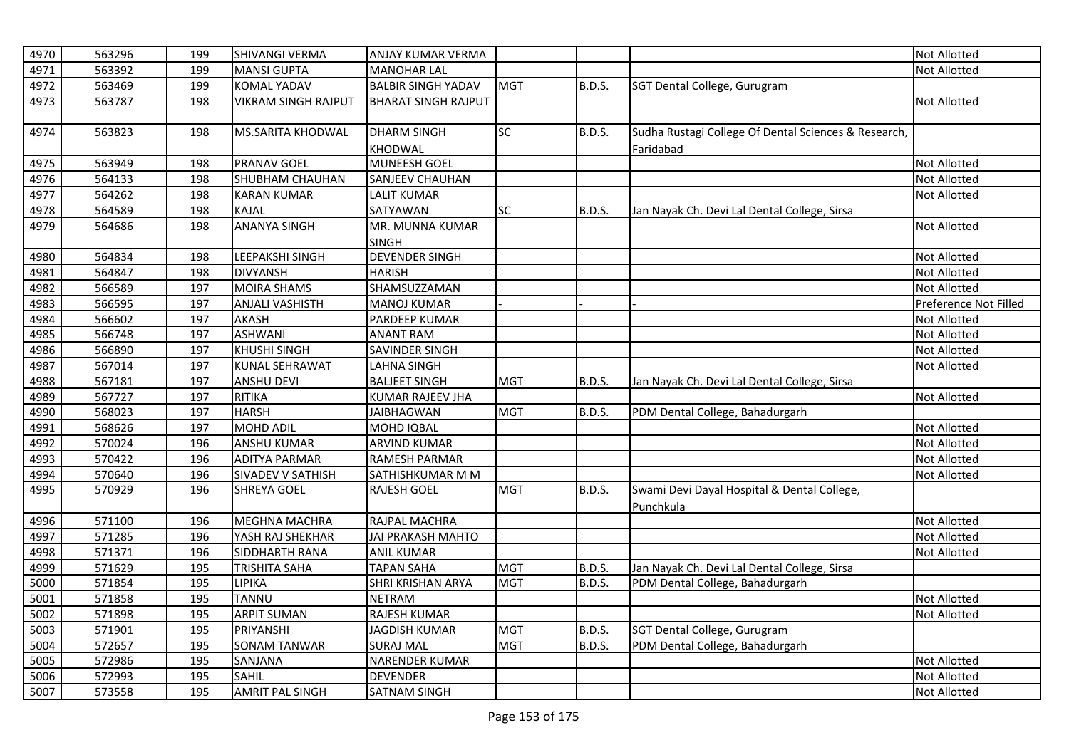| 4970 | 563296 | 199 | SHIVANGI VERMA | ANJAY KUMAR VERMA | | | | Not Allotted |
|---|---|---|---|---|---|---|---|---|
| 4971 | 563392 | 199 | MANSI GUPTA | MANOHAR LAL | | | | Not Allotted |
| 4972 | 563469 | 199 | KOMAL YADAV | BALBIR SINGH YADAV | MGT | B.D.S. | SGT Dental College, Gurugram | |
| 4973 | 563787 | 198 | VIKRAM SINGH RAJPUT | BHARAT SINGH RAJPUT | | | | Not Allotted |
| 4974 | 563823 | 198 | MS.SARITA KHODWAL | DHARM SINGH KHODWAL | SC | B.D.S. | Sudha Rustagi College Of Dental Sciences & Research, Faridabad | |
| 4975 | 563949 | 198 | PRANAV GOEL | MUNEESH GOEL | | | | Not Allotted |
| 4976 | 564133 | 198 | SHUBHAM CHAUHAN | SANJEEV CHAUHAN | | | | Not Allotted |
| 4977 | 564262 | 198 | KARAN KUMAR | LALIT KUMAR | | | | Not Allotted |
| 4978 | 564589 | 198 | KAJAL | SATYAWAN | SC | B.D.S. | Jan Nayak Ch. Devi Lal Dental College, Sirsa | |
| 4979 | 564686 | 198 | ANANYA SINGH | MR. MUNNA KUMAR SINGH | | | | Not Allotted |
| 4980 | 564834 | 198 | LEEPAKSHI SINGH | DEVENDER SINGH | | | | Not Allotted |
| 4981 | 564847 | 198 | DIVYANSH | HARISH | | | | Not Allotted |
| 4982 | 566589 | 197 | MOIRA SHAMS | SHAMSUZZAMAN | | | | Not Allotted |
| 4983 | 566595 | 197 | ANJALI VASHISTH | MANOJ KUMAR | - | - | - | Preference Not Filled |
| 4984 | 566602 | 197 | AKASH | PARDEEP KUMAR | | | | Not Allotted |
| 4985 | 566748 | 197 | ASHWANI | ANANT RAM | | | | Not Allotted |
| 4986 | 566890 | 197 | KHUSHI SINGH | SAVINDER SINGH | | | | Not Allotted |
| 4987 | 567014 | 197 | KUNAL SEHRAWAT | LAHNA SINGH | | | | Not Allotted |
| 4988 | 567181 | 197 | ANSHU DEVI | BALJEET SINGH | MGT | B.D.S. | Jan Nayak Ch. Devi Lal Dental College, Sirsa | |
| 4989 | 567727 | 197 | RITIKA | KUMAR RAJEEV JHA | | | | Not Allotted |
| 4990 | 568023 | 197 | HARSH | JAIBHAGWAN | MGT | B.D.S. | PDM Dental College, Bahadurgarh | |
| 4991 | 568626 | 197 | MOHD ADIL | MOHD IQBAL | | | | Not Allotted |
| 4992 | 570024 | 196 | ANSHU KUMAR | ARVIND KUMAR | | | | Not Allotted |
| 4993 | 570422 | 196 | ADITYA PARMAR | RAMESH PARMAR | | | | Not Allotted |
| 4994 | 570640 | 196 | SIVADEV V SATHISH | SATHISHKUMAR M M | | | | Not Allotted |
| 4995 | 570929 | 196 | SHREYA GOEL | RAJESH GOEL | MGT | B.D.S. | Swami Devi Dayal Hospital & Dental College, Punchkula | |
| 4996 | 571100 | 196 | MEGHNA MACHRA | RAJPAL MACHRA | | | | Not Allotted |
| 4997 | 571285 | 196 | YASH RAJ SHEKHAR | JAI PRAKASH MAHTO | | | | Not Allotted |
| 4998 | 571371 | 196 | SIDDHARTH RANA | ANIL KUMAR | | | | Not Allotted |
| 4999 | 571629 | 195 | TRISHITA SAHA | TAPAN SAHA | MGT | B.D.S. | Jan Nayak Ch. Devi Lal Dental College, Sirsa | |
| 5000 | 571854 | 195 | LIPIKA | SHRI KRISHAN ARYA | MGT | B.D.S. | PDM Dental College, Bahadurgarh | |
| 5001 | 571858 | 195 | TANNU | NETRAM | | | | Not Allotted |
| 5002 | 571898 | 195 | ARPIT SUMAN | RAJESH KUMAR | | | | Not Allotted |
| 5003 | 571901 | 195 | PRIYANSHI | JAGDISH KUMAR | MGT | B.D.S. | SGT Dental College, Gurugram | |
| 5004 | 572657 | 195 | SONAM TANWAR | SURAJ MAL | MGT | B.D.S. | PDM Dental College, Bahadurgarh | |
| 5005 | 572986 | 195 | SANJANA | NARENDER KUMAR | | | | Not Allotted |
| 5006 | 572993 | 195 | SAHIL | DEVENDER | | | | Not Allotted |
| 5007 | 573558 | 195 | AMRIT PAL SINGH | SATNAM SINGH | | | | Not Allotted |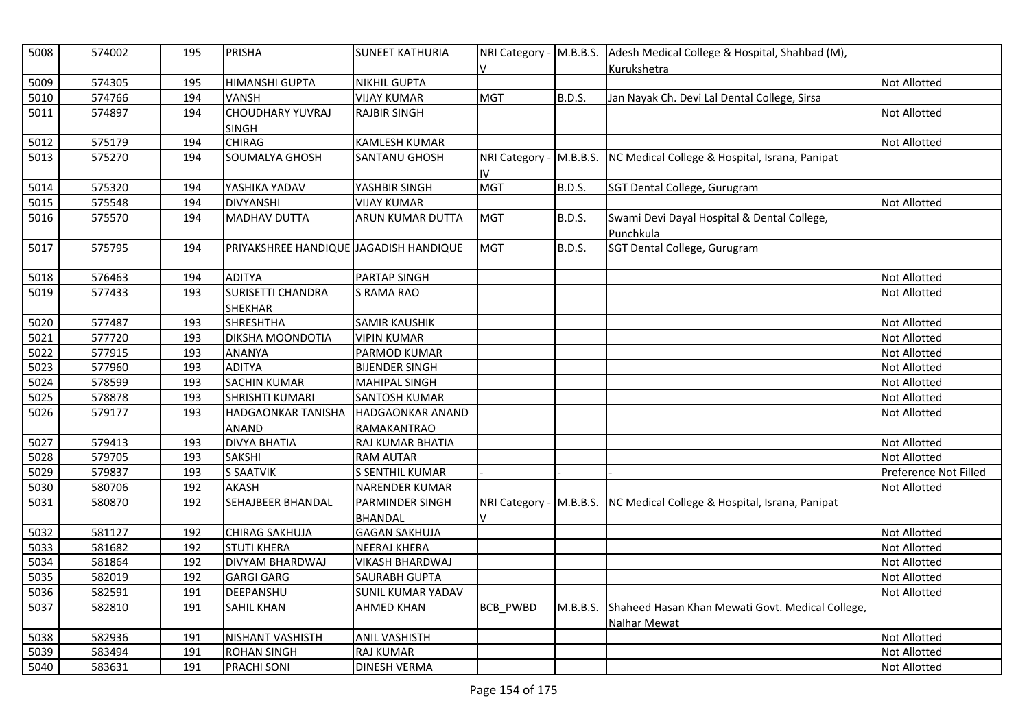| 5008 | 574002 | 195 | PRISHA | SUNEET KATHURIA | NRI Category - V | M.B.B.S. | Adesh Medical College & Hospital, Shahbad (M), Kurukshetra | |
|---|---|---|---|---|---|---|---|---|
| 5009 | 574305 | 195 | HIMANSHI GUPTA | NIKHIL GUPTA | | | | Not Allotted |
| 5010 | 574766 | 194 | VANSH | VIJAY KUMAR | MGT | B.D.S. | Jan Nayak Ch. Devi Lal Dental College, Sirsa | |
| 5011 | 574897 | 194 | CHOUDHARY YUVRAJ SINGH | RAJBIR SINGH | | | | Not Allotted |
| 5012 | 575179 | 194 | CHIRAG | KAMLESH KUMAR | | | | Not Allotted |
| 5013 | 575270 | 194 | SOUMALYA GHOSH | SANTANU GHOSH | NRI Category - IV | M.B.B.S. | NC Medical College & Hospital, Israna, Panipat | |
| 5014 | 575320 | 194 | YASHIKA YADAV | YASHBIR SINGH | MGT | B.D.S. | SGT Dental College, Gurugram | |
| 5015 | 575548 | 194 | DIVYANSHI | VIJAY KUMAR | | | | Not Allotted |
| 5016 | 575570 | 194 | MADHAV DUTTA | ARUN KUMAR DUTTA | MGT | B.D.S. | Swami Devi Dayal Hospital & Dental College, Punchkula | |
| 5017 | 575795 | 194 | PRIYAKSHREE HANDIQUE | JAGADISH HANDIQUE | MGT | B.D.S. | SGT Dental College, Gurugram | |
| 5018 | 576463 | 194 | ADITYA | PARTAP SINGH | | | | Not Allotted |
| 5019 | 577433 | 193 | SURISETTI CHANDRA SHEKHAR | S RAMA RAO | | | | Not Allotted |
| 5020 | 577487 | 193 | SHRESHTHA | SAMIR KAUSHIK | | | | Not Allotted |
| 5021 | 577720 | 193 | DIKSHA MOONDOTIA | VIPIN KUMAR | | | | Not Allotted |
| 5022 | 577915 | 193 | ANANYA | PARMOD KUMAR | | | | Not Allotted |
| 5023 | 577960 | 193 | ADITYA | BIJENDER SINGH | | | | Not Allotted |
| 5024 | 578599 | 193 | SACHIN KUMAR | MAHIPAL SINGH | | | | Not Allotted |
| 5025 | 578878 | 193 | SHRISHTI KUMARI | SANTOSH KUMAR | | | | Not Allotted |
| 5026 | 579177 | 193 | HADGAONKAR TANISHA ANAND | HADGAONKAR ANAND RAMAKANTRAO | | | | Not Allotted |
| 5027 | 579413 | 193 | DIVYA BHATIA | RAJ KUMAR BHATIA | | | | Not Allotted |
| 5028 | 579705 | 193 | SAKSHI | RAM AUTAR | | | | Not Allotted |
| 5029 | 579837 | 193 | S SAATVIK | S SENTHIL KUMAR | - | - | - | Preference Not Filled |
| 5030 | 580706 | 192 | AKASH | NARENDER KUMAR | | | | Not Allotted |
| 5031 | 580870 | 192 | SEHAJBEER BHANDAL | PARMINDER SINGH BHANDAL | NRI Category - V | M.B.B.S. | NC Medical College & Hospital, Israna, Panipat | |
| 5032 | 581127 | 192 | CHIRAG SAKHUJA | GAGAN SAKHUJA | | | | Not Allotted |
| 5033 | 581682 | 192 | STUTI KHERA | NEERAJ KHERA | | | | Not Allotted |
| 5034 | 581864 | 192 | DIVYAM BHARDWAJ | VIKASH BHARDWAJ | | | | Not Allotted |
| 5035 | 582019 | 192 | GARGI GARG | SAURABH GUPTA | | | | Not Allotted |
| 5036 | 582591 | 191 | DEEPANSHU | SUNIL KUMAR YADAV | | | | Not Allotted |
| 5037 | 582810 | 191 | SAHIL KHAN | AHMED KHAN | BCB_PWBD | M.B.B.S. | Shaheed Hasan Khan Mewati Govt. Medical College, Nalhar Mewat | |
| 5038 | 582936 | 191 | NISHANT VASHISTH | ANIL VASHISTH | | | | Not Allotted |
| 5039 | 583494 | 191 | ROHAN SINGH | RAJ KUMAR | | | | Not Allotted |
| 5040 | 583631 | 191 | PRACHI SONI | DINESH VERMA | | | | Not Allotted |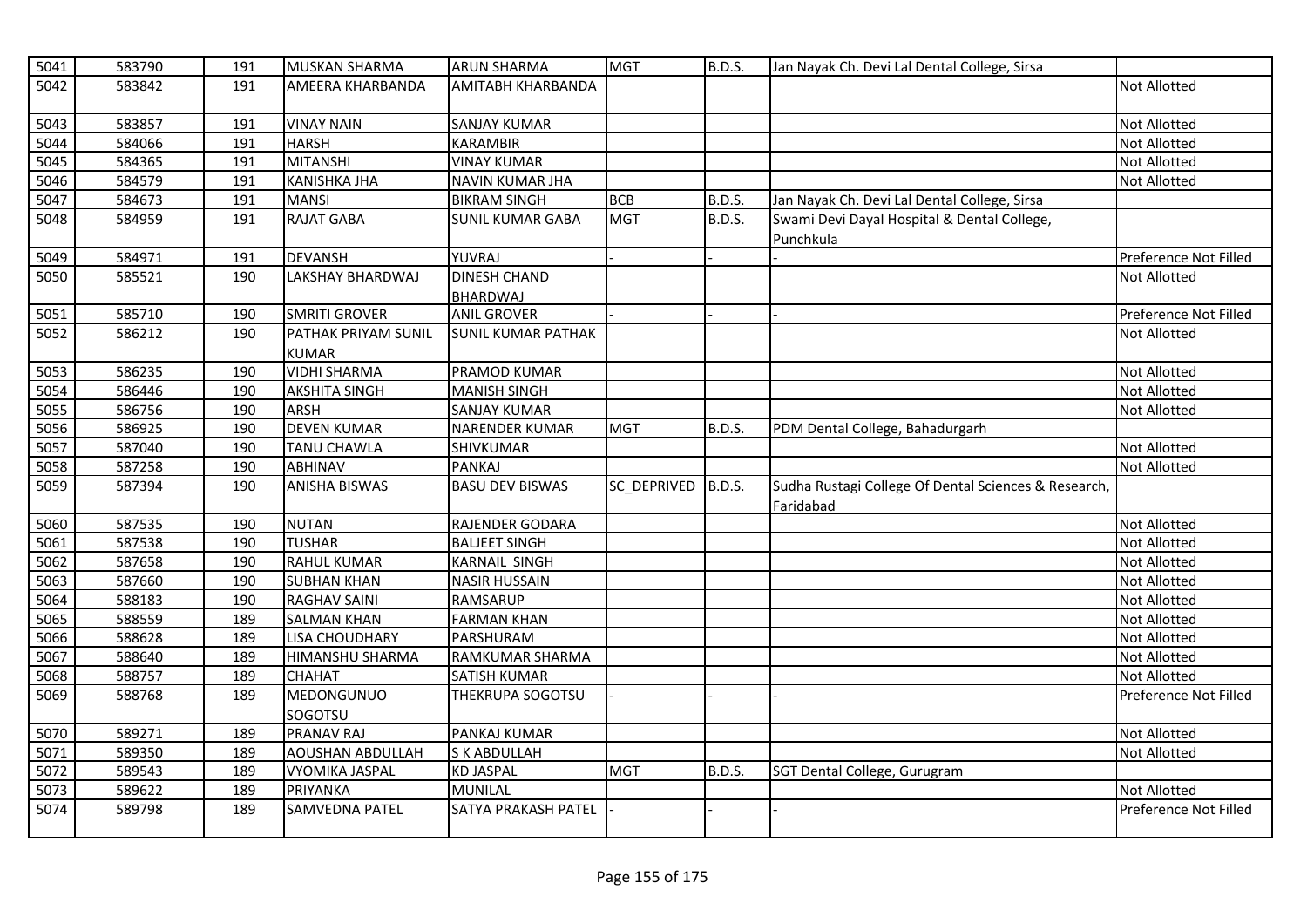| 5041 | 583790 | 191 | MUSKAN SHARMA | ARUN SHARMA | MGT | B.D.S. | Jan Nayak Ch. Devi Lal Dental College, Sirsa | |
|---|---|---|---|---|---|---|---|---|
| 5042 | 583842 | 191 | AMEERA KHARBANDA | AMITABH KHARBANDA | | | | Not Allotted |
| 5043 | 583857 | 191 | VINAY NAIN | SANJAY KUMAR | | | | Not Allotted |
| 5044 | 584066 | 191 | HARSH | KARAMBIR | | | | Not Allotted |
| 5045 | 584365 | 191 | MITANSHI | VINAY KUMAR | | | | Not Allotted |
| 5046 | 584579 | 191 | KANISHKA JHA | NAVIN KUMAR JHA | | | | Not Allotted |
| 5047 | 584673 | 191 | MANSI | BIKRAM SINGH | BCB | B.D.S. | Jan Nayak Ch. Devi Lal Dental College, Sirsa | |
| 5048 | 584959 | 191 | RAJAT GABA | SUNIL KUMAR GABA | MGT | B.D.S. | Swami Devi Dayal Hospital & Dental College, Punchkula | |
| 5049 | 584971 | 191 | DEVANSH | YUVRAJ | - | - | - | Preference Not Filled |
| 5050 | 585521 | 190 | LAKSHAY BHARDWAJ | DINESH CHAND BHARDWAJ | | | | Not Allotted |
| 5051 | 585710 | 190 | SMRITI GROVER | ANIL GROVER | - | - | - | Preference Not Filled |
| 5052 | 586212 | 190 | PATHAK PRIYAM SUNIL KUMAR | SUNIL KUMAR PATHAK | | | | Not Allotted |
| 5053 | 586235 | 190 | VIDHI SHARMA | PRAMOD KUMAR | | | | Not Allotted |
| 5054 | 586446 | 190 | AKSHITA SINGH | MANISH SINGH | | | | Not Allotted |
| 5055 | 586756 | 190 | ARSH | SANJAY KUMAR | | | | Not Allotted |
| 5056 | 586925 | 190 | DEVEN KUMAR | NARENDER KUMAR | MGT | B.D.S. | PDM Dental College, Bahadurgarh | |
| 5057 | 587040 | 190 | TANU CHAWLA | SHIVKUMAR | | | | Not Allotted |
| 5058 | 587258 | 190 | ABHINAV | PANKAJ | | | | Not Allotted |
| 5059 | 587394 | 190 | ANISHA BISWAS | BASU DEV BISWAS | SC_DEPRIVED | B.D.S. | Sudha Rustagi College Of Dental Sciences & Research, Faridabad | |
| 5060 | 587535 | 190 | NUTAN | RAJENDER GODARA | | | | Not Allotted |
| 5061 | 587538 | 190 | TUSHAR | BALJEET SINGH | | | | Not Allotted |
| 5062 | 587658 | 190 | RAHUL KUMAR | KARNAIL SINGH | | | | Not Allotted |
| 5063 | 587660 | 190 | SUBHAN KHAN | NASIR HUSSAIN | | | | Not Allotted |
| 5064 | 588183 | 190 | RAGHAV SAINI | RAMSARUP | | | | Not Allotted |
| 5065 | 588559 | 189 | SALMAN KHAN | FARMAN KHAN | | | | Not Allotted |
| 5066 | 588628 | 189 | LISA CHOUDHARY | PARSHURAM | | | | Not Allotted |
| 5067 | 588640 | 189 | HIMANSHU SHARMA | RAMKUMAR SHARMA | | | | Not Allotted |
| 5068 | 588757 | 189 | CHAHAT | SATISH KUMAR | | | | Not Allotted |
| 5069 | 588768 | 189 | MEDONGUNUO SOGOTSU | THEKRUPA SOGOTSU | - | - | - | Preference Not Filled |
| 5070 | 589271 | 189 | PRANAV RAJ | PANKAJ KUMAR | | | | Not Allotted |
| 5071 | 589350 | 189 | AOUSHAN ABDULLAH | S K ABDULLAH | | | | Not Allotted |
| 5072 | 589543 | 189 | VYOMIKA JASPAL | KD JASPAL | MGT | B.D.S. | SGT Dental College, Gurugram | |
| 5073 | 589622 | 189 | PRIYANKA | MUNILAL | | | | Not Allotted |
| 5074 | 589798 | 189 | SAMVEDNA PATEL | SATYA PRAKASH PATEL | - | - | - | Preference Not Filled |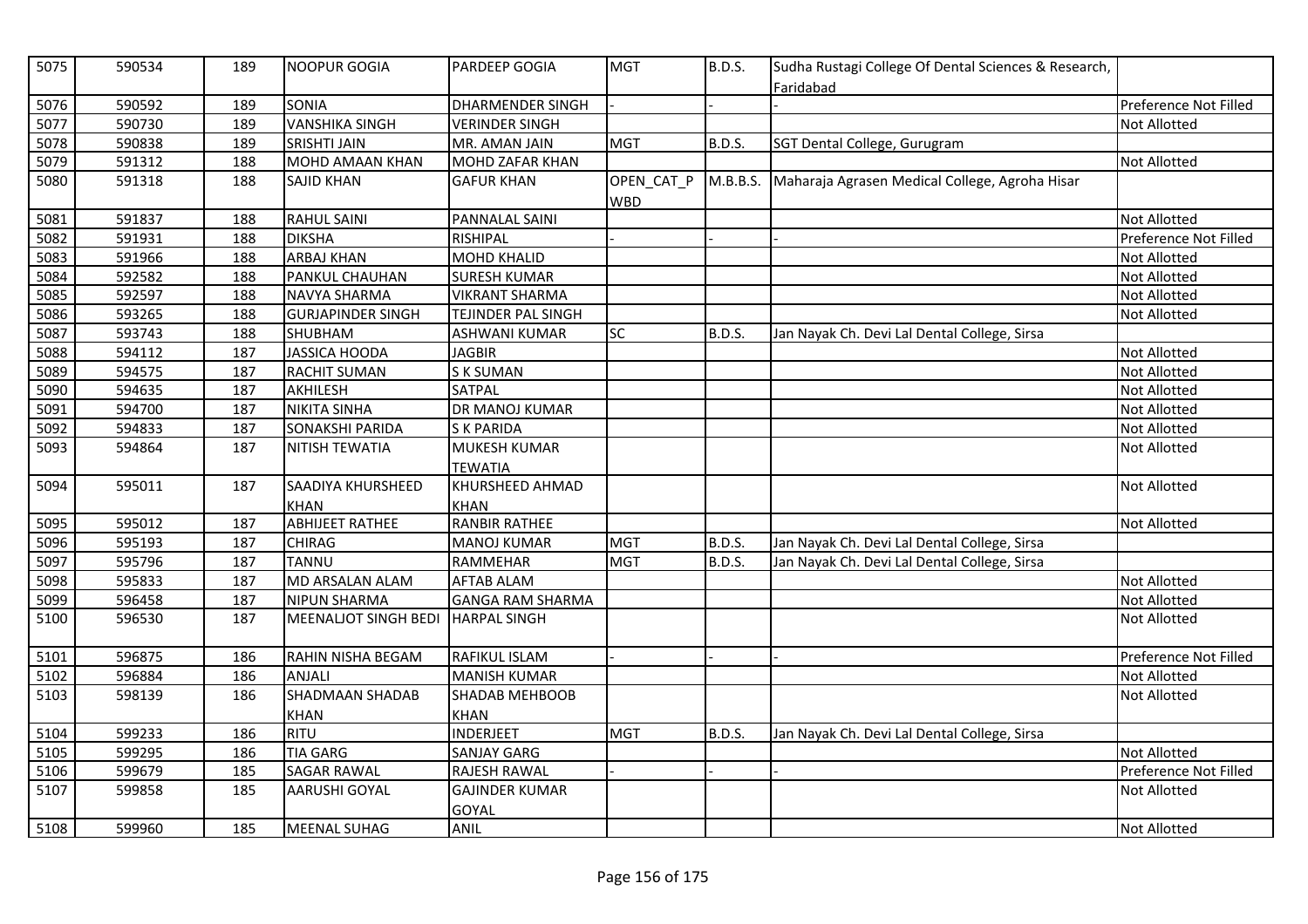| 5075 | 590534 | 189 | NOOPUR GOGIA | PARDEEP GOGIA | MGT | B.D.S. | Sudha Rustagi College Of Dental Sciences & Research, Faridabad | |
|---|---|---|---|---|---|---|---|---|
| 5076 | 590592 | 189 | SONIA | DHARMENDER SINGH | - | - | - | Preference Not Filled |
| 5077 | 590730 | 189 | VANSHIKA SINGH | VERINDER SINGH | | | | Not Allotted |
| 5078 | 590838 | 189 | SRISHTI JAIN | MR. AMAN JAIN | MGT | B.D.S. | SGT Dental College, Gurugram | |
| 5079 | 591312 | 188 | MOHD AMAAN KHAN | MOHD ZAFAR KHAN | | | | Not Allotted |
| 5080 | 591318 | 188 | SAJID KHAN | GAFUR KHAN | OPEN_CAT_PWBD | M.B.B.S. | Maharaja Agrasen Medical College, Agroha Hisar | |
| 5081 | 591837 | 188 | RAHUL SAINI | PANNALAL SAINI | | | | Not Allotted |
| 5082 | 591931 | 188 | DIKSHA | RISHIPAL | - | - | - | Preference Not Filled |
| 5083 | 591966 | 188 | ARBAJ KHAN | MOHD KHALID | | | | Not Allotted |
| 5084 | 592582 | 188 | PANKUL CHAUHAN | SURESH KUMAR | | | | Not Allotted |
| 5085 | 592597 | 188 | NAVYA SHARMA | VIKRANT SHARMA | | | | Not Allotted |
| 5086 | 593265 | 188 | GURJAPINDER SINGH | TEJINDER PAL SINGH | | | | Not Allotted |
| 5087 | 593743 | 188 | SHUBHAM | ASHWANI KUMAR | SC | B.D.S. | Jan Nayak Ch. Devi Lal Dental College, Sirsa | |
| 5088 | 594112 | 187 | JASSICA HOODA | JAGBIR | | | | Not Allotted |
| 5089 | 594575 | 187 | RACHIT SUMAN | S K SUMAN | | | | Not Allotted |
| 5090 | 594635 | 187 | AKHILESH | SATPAL | | | | Not Allotted |
| 5091 | 594700 | 187 | NIKITA SINHA | DR MANOJ KUMAR | | | | Not Allotted |
| 5092 | 594833 | 187 | SONAKSHI PARIDA | S K PARIDA | | | | Not Allotted |
| 5093 | 594864 | 187 | NITISH TEWATIA | MUKESH KUMAR TEWATIA | | | | Not Allotted |
| 5094 | 595011 | 187 | SAADIYA KHURSHEED KHAN | KHURSHEED AHMAD KHAN | | | | Not Allotted |
| 5095 | 595012 | 187 | ABHIJEET RATHEE | RANBIR RATHEE | | | | Not Allotted |
| 5096 | 595193 | 187 | CHIRAG | MANOJ KUMAR | MGT | B.D.S. | Jan Nayak Ch. Devi Lal Dental College, Sirsa | |
| 5097 | 595796 | 187 | TANNU | RAMMEHAR | MGT | B.D.S. | Jan Nayak Ch. Devi Lal Dental College, Sirsa | |
| 5098 | 595833 | 187 | MD ARSALAN ALAM | AFTAB ALAM | | | | Not Allotted |
| 5099 | 596458 | 187 | NIPUN SHARMA | GANGA RAM SHARMA | | | | Not Allotted |
| 5100 | 596530 | 187 | MEENALJOT SINGH BEDI | HARPAL SINGH | | | | Not Allotted |
| 5101 | 596875 | 186 | RAHIN NISHA BEGAM | RAFIKUL ISLAM | - | - | - | Preference Not Filled |
| 5102 | 596884 | 186 | ANJALI | MANISH KUMAR | | | | Not Allotted |
| 5103 | 598139 | 186 | SHADMAAN SHADAB KHAN | SHADAB MEHBOOB KHAN | | | | Not Allotted |
| 5104 | 599233 | 186 | RITU | INDERJEET | MGT | B.D.S. | Jan Nayak Ch. Devi Lal Dental College, Sirsa | |
| 5105 | 599295 | 186 | TIA GARG | SANJAY GARG | | | | Not Allotted |
| 5106 | 599679 | 185 | SAGAR RAWAL | RAJESH RAWAL | - | - | - | Preference Not Filled |
| 5107 | 599858 | 185 | AARUSHI GOYAL | GAJINDER KUMAR GOYAL | | | | Not Allotted |
| 5108 | 599960 | 185 | MEENAL SUHAG | ANIL | | | | Not Allotted |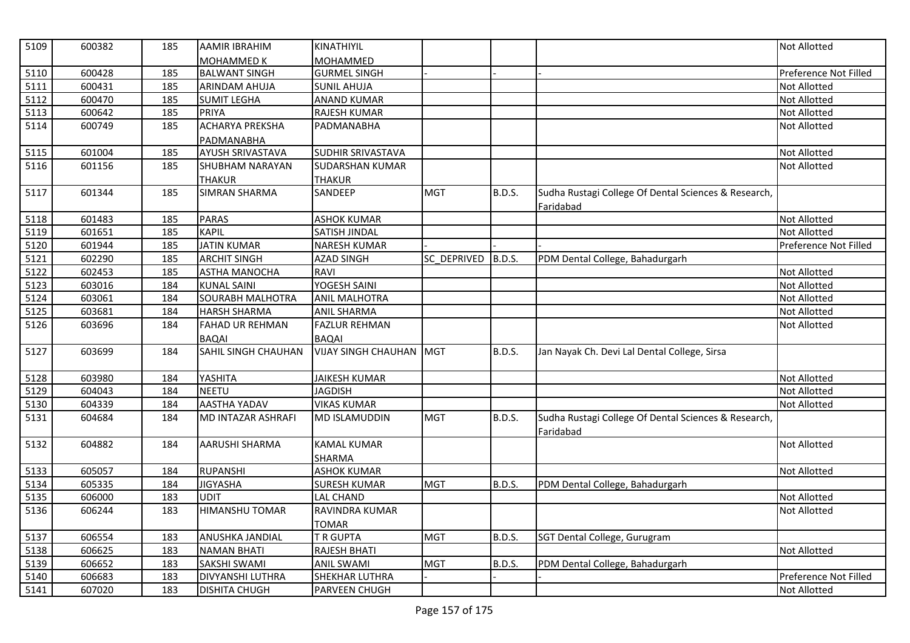| 5109 | 600382 | 185 | AAMIR IBRAHIM MOHAMMED K | KINATHIYIL MOHAMMED | | | | Not Allotted |
|---|---|---|---|---|---|---|---|---|
| 5110 | 600428 | 185 | BALWANT SINGH | GURMEL SINGH | - | - | - | Preference Not Filled |
| 5111 | 600431 | 185 | ARINDAM AHUJA | SUNIL AHUJA | | | | Not Allotted |
| 5112 | 600470 | 185 | SUMIT LEGHA | ANAND KUMAR | | | | Not Allotted |
| 5113 | 600642 | 185 | PRIYA | RAJESH KUMAR | | | | Not Allotted |
| 5114 | 600749 | 185 | ACHARYA PREKSHA PADMANABHA | PADMANABHA | | | | Not Allotted |
| 5115 | 601004 | 185 | AYUSH SRIVASTAVA | SUDHIR SRIVASTAVA | | | | Not Allotted |
| 5116 | 601156 | 185 | SHUBHAM NARAYAN THAKUR | SUDARSHAN KUMAR THAKUR | | | | Not Allotted |
| 5117 | 601344 | 185 | SIMRAN SHARMA | SANDEEP | MGT | B.D.S. | Sudha Rustagi College Of Dental Sciences & Research, Faridabad | |
| 5118 | 601483 | 185 | PARAS | ASHOK KUMAR | | | | Not Allotted |
| 5119 | 601651 | 185 | KAPIL | SATISH JINDAL | | | | Not Allotted |
| 5120 | 601944 | 185 | JATIN KUMAR | NARESH KUMAR | - | - | - | Preference Not Filled |
| 5121 | 602290 | 185 | ARCHIT SINGH | AZAD SINGH | SC_DEPRIVED | B.D.S. | PDM Dental College, Bahadurgarh | |
| 5122 | 602453 | 185 | ASTHA MANOCHA | RAVI | | | | Not Allotted |
| 5123 | 603016 | 184 | KUNAL SAINI | YOGESH SAINI | | | | Not Allotted |
| 5124 | 603061 | 184 | SOURABH MALHOTRA | ANIL MALHOTRA | | | | Not Allotted |
| 5125 | 603681 | 184 | HARSH SHARMA | ANIL SHARMA | | | | Not Allotted |
| 5126 | 603696 | 184 | FAHAD UR REHMAN BAQAI | FAZLUR REHMAN BAQAI | | | | Not Allotted |
| 5127 | 603699 | 184 | SAHIL SINGH CHAUHAN | VIJAY SINGH CHAUHAN | MGT | B.D.S. | Jan Nayak Ch. Devi Lal Dental College, Sirsa | |
| 5128 | 603980 | 184 | YASHITA | JAIKESH KUMAR | | | | Not Allotted |
| 5129 | 604043 | 184 | NEETU | JAGDISH | | | | Not Allotted |
| 5130 | 604339 | 184 | AASTHA YADAV | VIKAS KUMAR | | | | Not Allotted |
| 5131 | 604684 | 184 | MD INTAZAR ASHRAFI | MD ISLAMUDDIN | MGT | B.D.S. | Sudha Rustagi College Of Dental Sciences & Research, Faridabad | |
| 5132 | 604882 | 184 | AARUSHI SHARMA | KAMAL KUMAR SHARMA | | | | Not Allotted |
| 5133 | 605057 | 184 | RUPANSHI | ASHOK KUMAR | | | | Not Allotted |
| 5134 | 605335 | 184 | JIGYASHA | SURESH KUMAR | MGT | B.D.S. | PDM Dental College, Bahadurgarh | |
| 5135 | 606000 | 183 | UDIT | LAL CHAND | | | | Not Allotted |
| 5136 | 606244 | 183 | HIMANSHU TOMAR | RAVINDRA KUMAR TOMAR | | | | Not Allotted |
| 5137 | 606554 | 183 | ANUSHKA JANDIAL | T R GUPTA | MGT | B.D.S. | SGT Dental College, Gurugram | |
| 5138 | 606625 | 183 | NAMAN BHATI | RAJESH BHATI | | | | Not Allotted |
| 5139 | 606652 | 183 | SAKSHI SWAMI | ANIL SWAMI | MGT | B.D.S. | PDM Dental College, Bahadurgarh | |
| 5140 | 606683 | 183 | DIVYANSHI LUTHRA | SHEKHAR LUTHRA | - | - | - | Preference Not Filled |
| 5141 | 607020 | 183 | DISHITA CHUGH | PARVEEN CHUGH | | | | Not Allotted |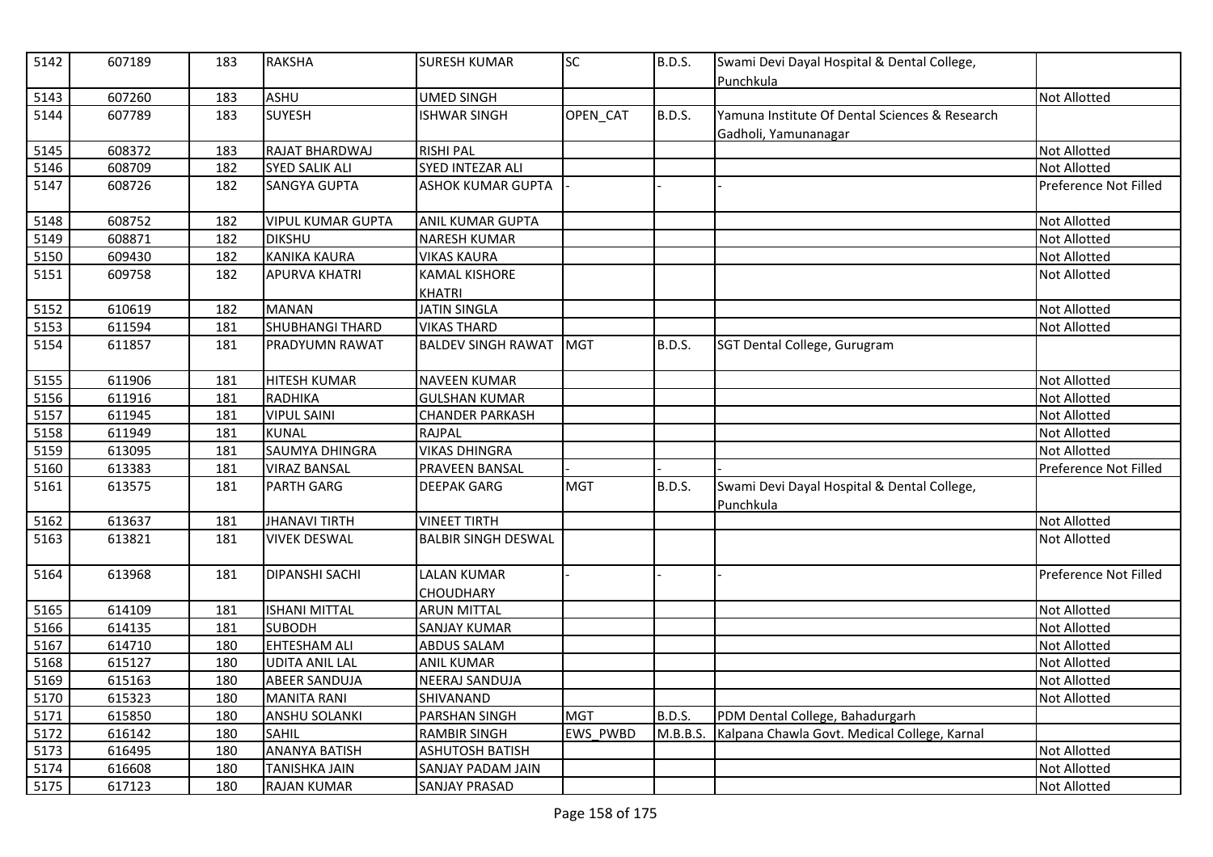| 5142 | 607189 | 183 | RAKSHA | SURESH KUMAR | SC | B.D.S. | Swami Devi Dayal Hospital & Dental College, Punchkula | |
|---|---|---|---|---|---|---|---|---|
| 5143 | 607260 | 183 | ASHU | UMED SINGH | | | | Not Allotted |
| 5144 | 607789 | 183 | SUYESH | ISHWAR SINGH | OPEN_CAT | B.D.S. | Yamuna Institute Of Dental Sciences & Research Gadholi, Yamunanagar | |
| 5145 | 608372 | 183 | RAJAT BHARDWAJ | RISHI PAL | | | | Not Allotted |
| 5146 | 608709 | 182 | SYED SALIK ALI | SYED INTEZAR ALI | | | | Not Allotted |
| 5147 | 608726 | 182 | SANGYA GUPTA | ASHOK KUMAR GUPTA | - | - | - | Preference Not Filled |
| 5148 | 608752 | 182 | VIPUL KUMAR GUPTA | ANIL KUMAR GUPTA | | | | Not Allotted |
| 5149 | 608871 | 182 | DIKSHU | NARESH KUMAR | | | | Not Allotted |
| 5150 | 609430 | 182 | KANIKA KAURA | VIKAS KAURA | | | | Not Allotted |
| 5151 | 609758 | 182 | APURVA KHATRI | KAMAL KISHORE KHATRI | | | | Not Allotted |
| 5152 | 610619 | 182 | MANAN | JATIN SINGLA | | | | Not Allotted |
| 5153 | 611594 | 181 | SHUBHANGI THARD | VIKAS THARD | | | | Not Allotted |
| 5154 | 611857 | 181 | PRADYUMN RAWAT | BALDEV SINGH RAWAT | MGT | B.D.S. | SGT Dental College, Gurugram | |
| 5155 | 611906 | 181 | HITESH KUMAR | NAVEEN KUMAR | | | | Not Allotted |
| 5156 | 611916 | 181 | RADHIKA | GULSHAN KUMAR | | | | Not Allotted |
| 5157 | 611945 | 181 | VIPUL SAINI | CHANDER PARKASH | | | | Not Allotted |
| 5158 | 611949 | 181 | KUNAL | RAJPAL | | | | Not Allotted |
| 5159 | 613095 | 181 | SAUMYA DHINGRA | VIKAS DHINGRA | | | | Not Allotted |
| 5160 | 613383 | 181 | VIRAZ BANSAL | PRAVEEN BANSAL | - | - | - | Preference Not Filled |
| 5161 | 613575 | 181 | PARTH GARG | DEEPAK GARG | MGT | B.D.S. | Swami Devi Dayal Hospital & Dental College, Punchkula | |
| 5162 | 613637 | 181 | JHANAVI TIRTH | VINEET TIRTH | | | | Not Allotted |
| 5163 | 613821 | 181 | VIVEK DESWAL | BALBIR SINGH DESWAL | | | | Not Allotted |
| 5164 | 613968 | 181 | DIPANSHI SACHI | LALAN KUMAR CHOUDHARY | - | - | - | Preference Not Filled |
| 5165 | 614109 | 181 | ISHANI MITTAL | ARUN MITTAL | | | | Not Allotted |
| 5166 | 614135 | 181 | SUBODH | SANJAY KUMAR | | | | Not Allotted |
| 5167 | 614710 | 180 | EHTESHAM ALI | ABDUS SALAM | | | | Not Allotted |
| 5168 | 615127 | 180 | UDITA ANIL LAL | ANIL KUMAR | | | | Not Allotted |
| 5169 | 615163 | 180 | ABEER SANDUJA | NEERAJ SANDUJA | | | | Not Allotted |
| 5170 | 615323 | 180 | MANITA RANI | SHIVANAND | | | | Not Allotted |
| 5171 | 615850 | 180 | ANSHU SOLANKI | PARSHAN SINGH | MGT | B.D.S. | PDM Dental College, Bahadurgarh | |
| 5172 | 616142 | 180 | SAHIL | RAMBIR SINGH | EWS_PWBD | M.B.B.S. | Kalpana Chawla Govt. Medical College, Karnal | |
| 5173 | 616495 | 180 | ANANYA BATISH | ASHUTOSH BATISH | | | | Not Allotted |
| 5174 | 616608 | 180 | TANISHKA JAIN | SANJAY PADAM JAIN | | | | Not Allotted |
| 5175 | 617123 | 180 | RAJAN KUMAR | SANJAY PRASAD | | | | Not Allotted |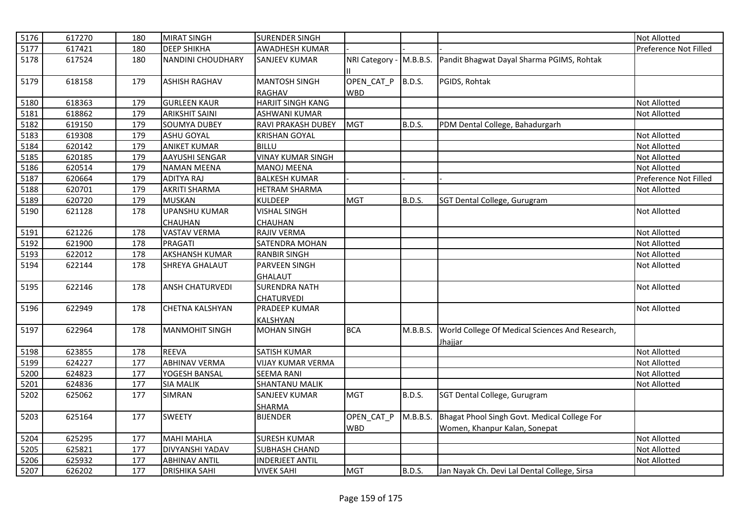| 5176 | 617270 | 180 | MIRAT SINGH | SURENDER SINGH | | | | Not Allotted |
|---|---|---|---|---|---|---|---|---|
| 5177 | 617421 | 180 | DEEP SHIKHA | AWADHESH KUMAR | - | - | - | Preference Not Filled |
| 5178 | 617524 | 180 | NANDINI CHOUDHARY | SANJEEV KUMAR | NRI Category - II | M.B.B.S. | Pandit Bhagwat Dayal Sharma PGIMS, Rohtak | |
| 5179 | 618158 | 179 | ASHISH RAGHAV | MANTOSH SINGH RAGHAV | OPEN_CAT_P WBD | B.D.S. | PGIDS, Rohtak | |
| 5180 | 618363 | 179 | GURLEEN KAUR | HARJIT SINGH KANG | | | | Not Allotted |
| 5181 | 618862 | 179 | ARIKSHIT SAINI | ASHWANI KUMAR | | | | Not Allotted |
| 5182 | 619150 | 179 | SOUMYA DUBEY | RAVI PRAKASH DUBEY | MGT | B.D.S. | PDM Dental College, Bahadurgarh | |
| 5183 | 619308 | 179 | ASHU GOYAL | KRISHAN GOYAL | | | | Not Allotted |
| 5184 | 620142 | 179 | ANIKET KUMAR | BILLU | | | | Not Allotted |
| 5185 | 620185 | 179 | AAYUSHI SENGAR | VINAY KUMAR SINGH | | | | Not Allotted |
| 5186 | 620514 | 179 | NAMAN MEENA | MANOJ MEENA | | | | Not Allotted |
| 5187 | 620664 | 179 | ADITYA RAJ | BALKESH KUMAR | - | - | - | Preference Not Filled |
| 5188 | 620701 | 179 | AKRITI SHARMA | HETRAM SHARMA | | | | Not Allotted |
| 5189 | 620720 | 179 | MUSKAN | KULDEEP | MGT | B.D.S. | SGT Dental College, Gurugram | |
| 5190 | 621128 | 178 | UPANSHU KUMAR CHAUHAN | VISHAL SINGH CHAUHAN | | | | Not Allotted |
| 5191 | 621226 | 178 | VASTAV VERMA | RAJIV VERMA | | | | Not Allotted |
| 5192 | 621900 | 178 | PRAGATI | SATENDRA MOHAN | | | | Not Allotted |
| 5193 | 622012 | 178 | AKSHANSH KUMAR | RANBIR SINGH | | | | Not Allotted |
| 5194 | 622144 | 178 | SHREYA GHALAUT | PARVEEN SINGH GHALAUT | | | | Not Allotted |
| 5195 | 622146 | 178 | ANSH CHATURVEDI | SURENDRA NATH CHATURVEDI | | | | Not Allotted |
| 5196 | 622949 | 178 | CHETNA KALSHYAN | PRADEEP KUMAR KALSHYAN | | | | Not Allotted |
| 5197 | 622964 | 178 | MANMOHIT SINGH | MOHAN SINGH | BCA | M.B.B.S. | World College Of Medical Sciences And Research, Jhajjar | |
| 5198 | 623855 | 178 | REEVA | SATISH KUMAR | | | | Not Allotted |
| 5199 | 624227 | 177 | ABHINAV VERMA | VIJAY KUMAR VERMA | | | | Not Allotted |
| 5200 | 624823 | 177 | YOGESH BANSAL | SEEMA RANI | | | | Not Allotted |
| 5201 | 624836 | 177 | SIA MALIK | SHANTANU MALIK | | | | Not Allotted |
| 5202 | 625062 | 177 | SIMRAN | SANJEEV KUMAR SHARMA | MGT | B.D.S. | SGT Dental College, Gurugram | |
| 5203 | 625164 | 177 | SWEETY | BIJENDER | OPEN_CAT_P WBD | M.B.B.S. | Bhagat Phool Singh Govt. Medical College For Women, Khanpur Kalan, Sonepat | |
| 5204 | 625295 | 177 | MAHI MAHLA | SURESH KUMAR | | | | Not Allotted |
| 5205 | 625821 | 177 | DIVYANSHI YADAV | SUBHASH CHAND | | | | Not Allotted |
| 5206 | 625932 | 177 | ABHINAV ANTIL | INDERJEET ANTIL | | | | Not Allotted |
| 5207 | 626202 | 177 | DRISHIKA SAHI | VIVEK SAHI | MGT | B.D.S. | Jan Nayak Ch. Devi Lal Dental College, Sirsa | |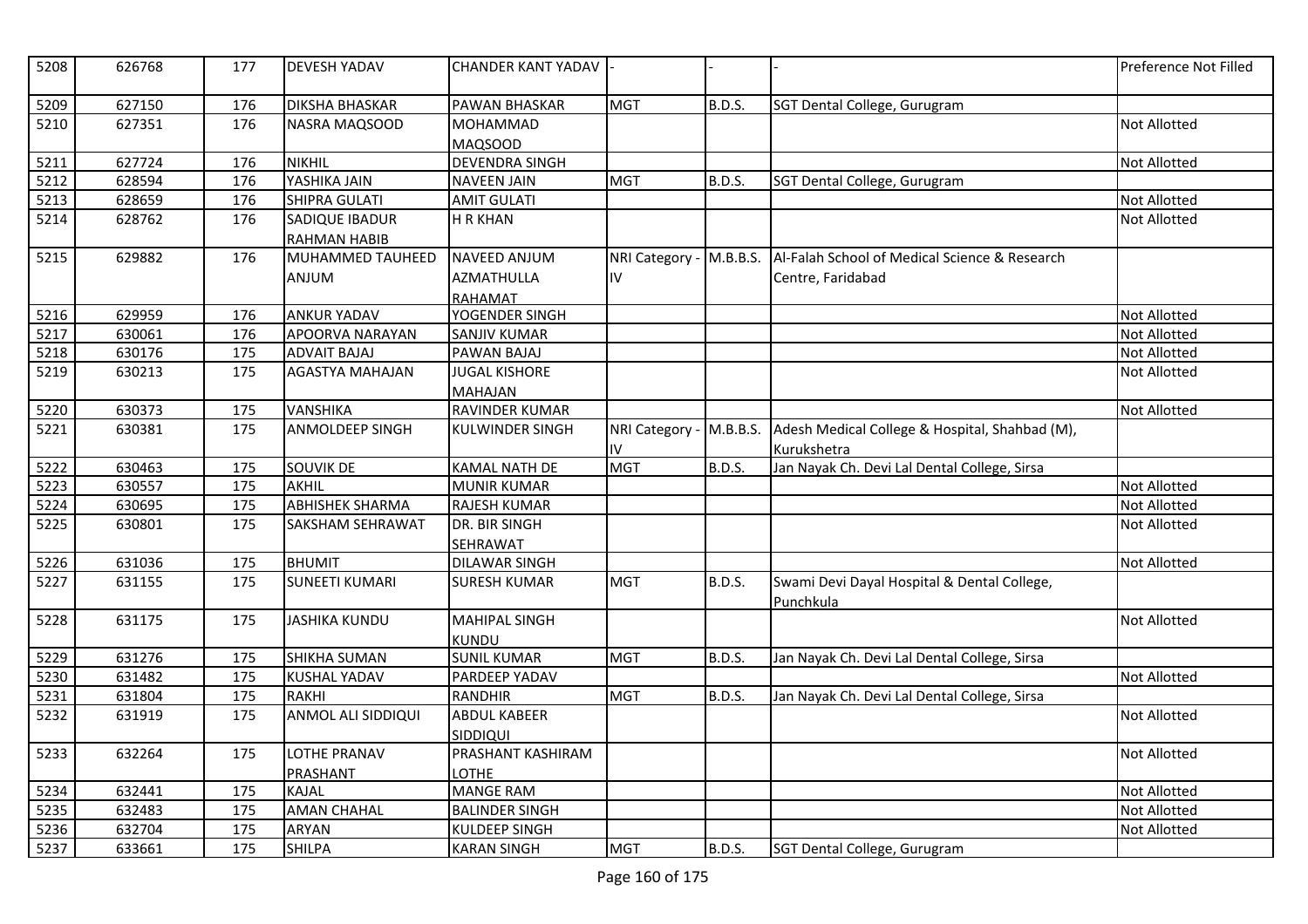| 5208 | 626768 | 177 | DEVESH YADAV | CHANDER KANT YADAV | - | - | - | Preference Not Filled |
|---|---|---|---|---|---|---|---|---|
| 5209 | 627150 | 176 | DIKSHA BHASKAR | PAWAN BHASKAR | MGT | B.D.S. | SGT Dental College, Gurugram | |
| 5210 | 627351 | 176 | NASRA MAQSOOD | MOHAMMAD MAQSOOD | | | | Not Allotted |
| 5211 | 627724 | 176 | NIKHIL | DEVENDRA SINGH | | | | Not Allotted |
| 5212 | 628594 | 176 | YASHIKA JAIN | NAVEEN JAIN | MGT | B.D.S. | SGT Dental College, Gurugram | |
| 5213 | 628659 | 176 | SHIPRA GULATI | AMIT GULATI | | | | Not Allotted |
| 5214 | 628762 | 176 | SADIQUE IBADUR RAHMAN HABIB | H R KHAN | | | | Not Allotted |
| 5215 | 629882 | 176 | MUHAMMED TAUHEED ANJUM | NAVEED ANJUM AZMATHULLA RAHAMAT | NRI Category - IV | M.B.B.S. | Al-Falah School of Medical Science & Research Centre, Faridabad | |
| 5216 | 629959 | 176 | ANKUR YADAV | YOGENDER SINGH | | | | Not Allotted |
| 5217 | 630061 | 176 | APOORVA NARAYAN | SANJIV KUMAR | | | | Not Allotted |
| 5218 | 630176 | 175 | ADVAIT BAJAJ | PAWAN BAJAJ | | | | Not Allotted |
| 5219 | 630213 | 175 | AGASTYA MAHAJAN | JUGAL KISHORE MAHAJAN | | | | Not Allotted |
| 5220 | 630373 | 175 | VANSHIKA | RAVINDER KUMAR | | | | Not Allotted |
| 5221 | 630381 | 175 | ANMOLDEEP SINGH | KULWINDER SINGH | NRI Category - IV | M.B.B.S. | Adesh Medical College & Hospital, Shahbad (M), Kurukshetra | |
| 5222 | 630463 | 175 | SOUVIK DE | KAMAL NATH DE | MGT | B.D.S. | Jan Nayak Ch. Devi Lal Dental College, Sirsa | |
| 5223 | 630557 | 175 | AKHIL | MUNIR KUMAR | | | | Not Allotted |
| 5224 | 630695 | 175 | ABHISHEK SHARMA | RAJESH KUMAR | | | | Not Allotted |
| 5225 | 630801 | 175 | SAKSHAM SEHRAWAT | DR. BIR SINGH SEHRAWAT | | | | Not Allotted |
| 5226 | 631036 | 175 | BHUMIT | DILAWAR SINGH | | | | Not Allotted |
| 5227 | 631155 | 175 | SUNEETI KUMARI | SURESH KUMAR | MGT | B.D.S. | Swami Devi Dayal Hospital & Dental College, Punchkula | |
| 5228 | 631175 | 175 | JASHIKA KUNDU | MAHIPAL SINGH KUNDU | | | | Not Allotted |
| 5229 | 631276 | 175 | SHIKHA SUMAN | SUNIL KUMAR | MGT | B.D.S. | Jan Nayak Ch. Devi Lal Dental College, Sirsa | |
| 5230 | 631482 | 175 | KUSHAL YADAV | PARDEEP YADAV | | | | Not Allotted |
| 5231 | 631804 | 175 | RAKHI | RANDHIR | MGT | B.D.S. | Jan Nayak Ch. Devi Lal Dental College, Sirsa | |
| 5232 | 631919 | 175 | ANMOL ALI SIDDIQUI | ABDUL KABEER SIDDIQUI | | | | Not Allotted |
| 5233 | 632264 | 175 | LOTHE PRANAV PRASHANT | PRASHANT KASHIRAM LOTHE | | | | Not Allotted |
| 5234 | 632441 | 175 | KAJAL | MANGE RAM | | | | Not Allotted |
| 5235 | 632483 | 175 | AMAN CHAHAL | BALINDER SINGH | | | | Not Allotted |
| 5236 | 632704 | 175 | ARYAN | KULDEEP SINGH | | | | Not Allotted |
| 5237 | 633661 | 175 | SHILPA | KARAN SINGH | MGT | B.D.S. | SGT Dental College, Gurugram | |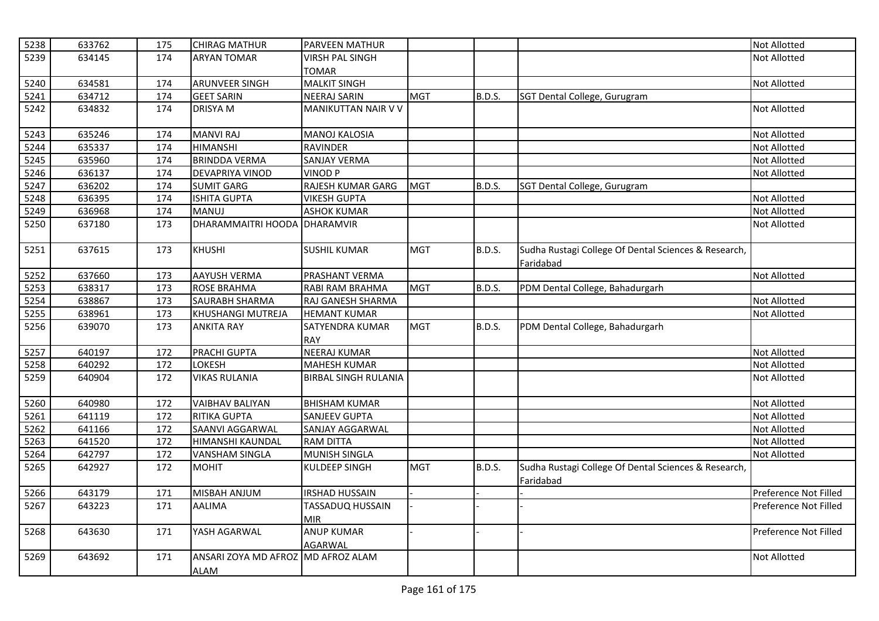| 5238 | 633762 | 175 | CHIRAG MATHUR | PARVEEN MATHUR | | | | Not Allotted |
|---|---|---|---|---|---|---|---|---|
| 5239 | 634145 | 174 | ARYAN TOMAR | VIRSH PAL SINGH TOMAR | | | | Not Allotted |
| 5240 | 634581 | 174 | ARUNVEER SINGH | MALKIT SINGH | | | | Not Allotted |
| 5241 | 634712 | 174 | GEET SARIN | NEERAJ SARIN | MGT | B.D.S. | SGT Dental College, Gurugram | |
| 5242 | 634832 | 174 | DRISYA M | MANIKUTTAN NAIR V V | | | | Not Allotted |
| 5243 | 635246 | 174 | MANVI RAJ | MANOJ KALOSIA | | | | Not Allotted |
| 5244 | 635337 | 174 | HIMANSHI | RAVINDER | | | | Not Allotted |
| 5245 | 635960 | 174 | BRINDDA VERMA | SANJAY VERMA | | | | Not Allotted |
| 5246 | 636137 | 174 | DEVAPRIYA VINOD | VINOD P | | | | Not Allotted |
| 5247 | 636202 | 174 | SUMIT GARG | RAJESH KUMAR GARG | MGT | B.D.S. | SGT Dental College, Gurugram | |
| 5248 | 636395 | 174 | ISHITA GUPTA | VIKESH GUPTA | | | | Not Allotted |
| 5249 | 636968 | 174 | MANUJ | ASHOK KUMAR | | | | Not Allotted |
| 5250 | 637180 | 173 | DHARAMMAITRI HOODA | DHARAMVIR | | | | Not Allotted |
| 5251 | 637615 | 173 | KHUSHI | SUSHIL KUMAR | MGT | B.D.S. | Sudha Rustagi College Of Dental Sciences & Research, Faridabad | |
| 5252 | 637660 | 173 | AAYUSH VERMA | PRASHANT VERMA | | | | Not Allotted |
| 5253 | 638317 | 173 | ROSE BRAHMA | RABI RAM BRAHMA | MGT | B.D.S. | PDM Dental College, Bahadurgarh | |
| 5254 | 638867 | 173 | SAURABH SHARMA | RAJ GANESH SHARMA | | | | Not Allotted |
| 5255 | 638961 | 173 | KHUSHANGI MUTREJA | HEMANT KUMAR | | | | Not Allotted |
| 5256 | 639070 | 173 | ANKITA RAY | SATYENDRA KUMAR RAY | MGT | B.D.S. | PDM Dental College, Bahadurgarh | |
| 5257 | 640197 | 172 | PRACHI GUPTA | NEERAJ KUMAR | | | | Not Allotted |
| 5258 | 640292 | 172 | LOKESH | MAHESH KUMAR | | | | Not Allotted |
| 5259 | 640904 | 172 | VIKAS RULANIA | BIRBAL SINGH RULANIA | | | | Not Allotted |
| 5260 | 640980 | 172 | VAIBHAV BALIYAN | BHISHAM KUMAR | | | | Not Allotted |
| 5261 | 641119 | 172 | RITIKA GUPTA | SANJEEV GUPTA | | | | Not Allotted |
| 5262 | 641166 | 172 | SAANVI AGGARWAL | SANJAY AGGARWAL | | | | Not Allotted |
| 5263 | 641520 | 172 | HIMANSHI KAUNDAL | RAM DITTA | | | | Not Allotted |
| 5264 | 642797 | 172 | VANSHAM SINGLA | MUNISH SINGLA | | | | Not Allotted |
| 5265 | 642927 | 172 | MOHIT | KULDEEP SINGH | MGT | B.D.S. | Sudha Rustagi College Of Dental Sciences & Research, Faridabad | |
| 5266 | 643179 | 171 | MISBAH ANJUM | IRSHAD HUSSAIN | - | - | - | Preference Not Filled |
| 5267 | 643223 | 171 | AALIMA | TASSADUQ HUSSAIN MIR | - | - | - | Preference Not Filled |
| 5268 | 643630 | 171 | YASH AGARWAL | ANUP KUMAR AGARWAL | - | - | - | Preference Not Filled |
| 5269 | 643692 | 171 | ANSARI ZOYA MD AFROZ ALAM | MD AFROZ ALAM | | | | Not Allotted |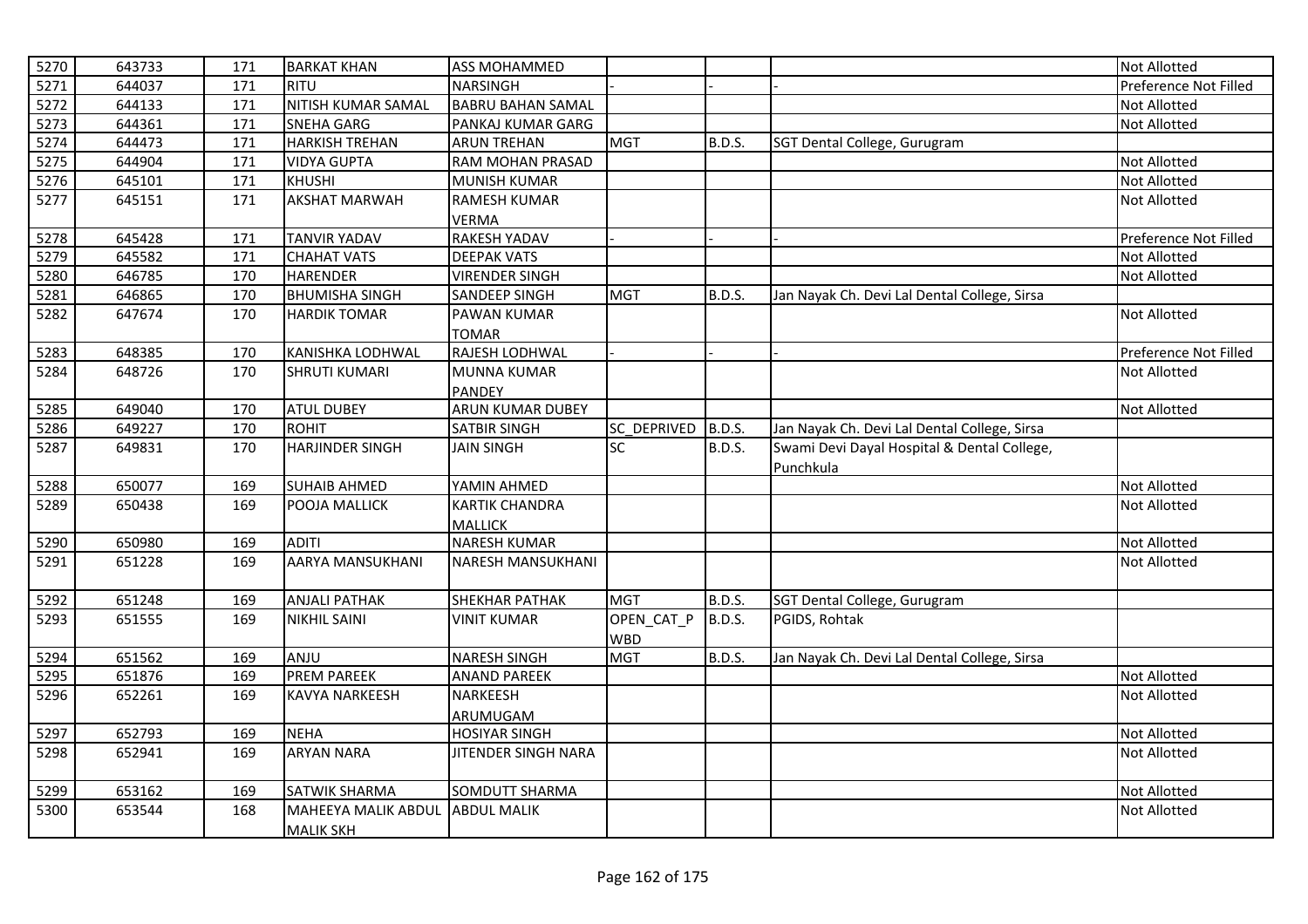| 5270 | 643733 | 171 | BARKAT KHAN | ASS MOHAMMED | | | | Not Allotted |
|---|---|---|---|---|---|---|---|---|
| 5271 | 644037 | 171 | RITU | NARSINGH | - | - | - | Preference Not Filled |
| 5272 | 644133 | 171 | NITISH KUMAR SAMAL | BABRU BAHAN SAMAL | | | | Not Allotted |
| 5273 | 644361 | 171 | SNEHA GARG | PANKAJ KUMAR GARG | | | | Not Allotted |
| 5274 | 644473 | 171 | HARKISH TREHAN | ARUN TREHAN | MGT | B.D.S. | SGT Dental College, Gurugram | |
| 5275 | 644904 | 171 | VIDYA GUPTA | RAM MOHAN PRASAD | | | | Not Allotted |
| 5276 | 645101 | 171 | KHUSHI | MUNISH KUMAR | | | | Not Allotted |
| 5277 | 645151 | 171 | AKSHAT MARWAH | RAMESH KUMAR VERMA | | | | Not Allotted |
| 5278 | 645428 | 171 | TANVIR YADAV | RAKESH YADAV | - | - | - | Preference Not Filled |
| 5279 | 645582 | 171 | CHAHAT VATS | DEEPAK VATS | | | | Not Allotted |
| 5280 | 646785 | 170 | HARENDER | VIRENDER SINGH | | | | Not Allotted |
| 5281 | 646865 | 170 | BHUMISHA SINGH | SANDEEP SINGH | MGT | B.D.S. | Jan Nayak Ch. Devi Lal Dental College, Sirsa | |
| 5282 | 647674 | 170 | HARDIK TOMAR | PAWAN KUMAR TOMAR | | | | Not Allotted |
| 5283 | 648385 | 170 | KANISHKA LODHWAL | RAJESH LODHWAL | - | - | - | Preference Not Filled |
| 5284 | 648726 | 170 | SHRUTI KUMARI | MUNNA KUMAR PANDEY | | | | Not Allotted |
| 5285 | 649040 | 170 | ATUL DUBEY | ARUN KUMAR DUBEY | | | | Not Allotted |
| 5286 | 649227 | 170 | ROHIT | SATBIR SINGH | SC_DEPRIVED | B.D.S. | Jan Nayak Ch. Devi Lal Dental College, Sirsa | |
| 5287 | 649831 | 170 | HARJINDER SINGH | JAIN SINGH | SC | B.D.S. | Swami Devi Dayal Hospital & Dental College, Punchkula | |
| 5288 | 650077 | 169 | SUHAIB AHMED | YAMIN AHMED | | | | Not Allotted |
| 5289 | 650438 | 169 | POOJA MALLICK | KARTIK CHANDRA MALLICK | | | | Not Allotted |
| 5290 | 650980 | 169 | ADITI | NARESH KUMAR | | | | Not Allotted |
| 5291 | 651228 | 169 | AARYA MANSUKHANI | NARESH MANSUKHANI | | | | Not Allotted |
| 5292 | 651248 | 169 | ANJALI PATHAK | SHEKHAR PATHAK | MGT | B.D.S. | SGT Dental College, Gurugram | |
| 5293 | 651555 | 169 | NIKHIL SAINI | VINIT KUMAR | OPEN_CAT_PWBD | B.D.S. | PGIDS, Rohtak | |
| 5294 | 651562 | 169 | ANJU | NARESH SINGH | MGT | B.D.S. | Jan Nayak Ch. Devi Lal Dental College, Sirsa | |
| 5295 | 651876 | 169 | PREM PAREEK | ANAND PAREEK | | | | Not Allotted |
| 5296 | 652261 | 169 | KAVYA NARKEESH | NARKEESH ARUMUGAM | | | | Not Allotted |
| 5297 | 652793 | 169 | NEHA | HOSIYAR SINGH | | | | Not Allotted |
| 5298 | 652941 | 169 | ARYAN NARA | JITENDER SINGH NARA | | | | Not Allotted |
| 5299 | 653162 | 169 | SATWIK SHARMA | SOMDUTT SHARMA | | | | Not Allotted |
| 5300 | 653544 | 168 | MAHEEYA MALIK ABDUL MALIK SKH | ABDUL MALIK | | | | Not Allotted |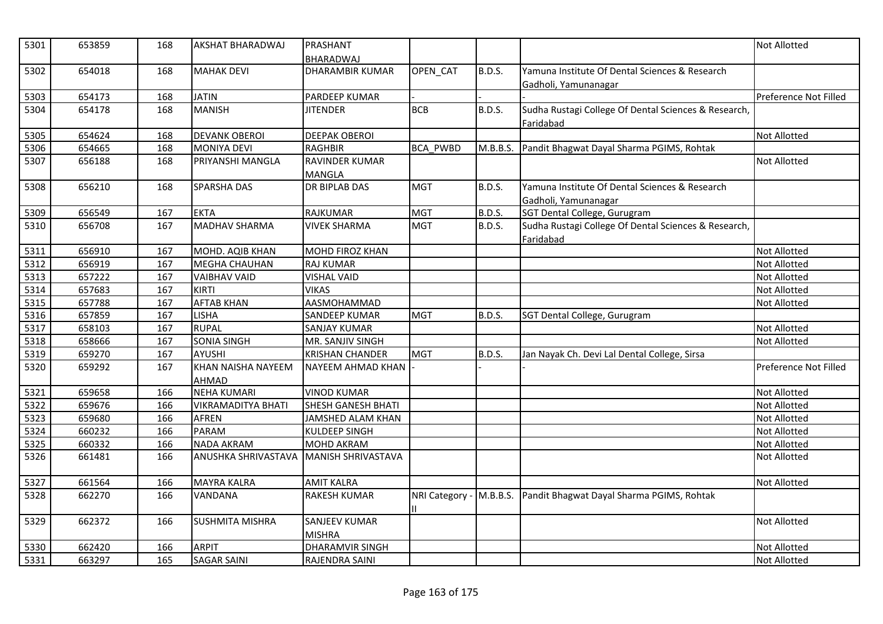| 5301 | 653859 | 168 | AKSHAT BHARADWAJ | PRASHANT BHARADWAJ | | | | Not Allotted |
|---|---|---|---|---|---|---|---|---|
| 5302 | 654018 | 168 | MAHAK DEVI | DHARAMBIR KUMAR | OPEN_CAT | B.D.S. | Yamuna Institute Of Dental Sciences & Research Gadholi, Yamunanagar | |
| 5303 | 654173 | 168 | JATIN | PARDEEP KUMAR | - | - | - | Preference Not Filled |
| 5304 | 654178 | 168 | MANISH | JITENDER | BCB | B.D.S. | Sudha Rustagi College Of Dental Sciences & Research, Faridabad | |
| 5305 | 654624 | 168 | DEVANK OBEROI | DEEPAK OBEROI | | | | Not Allotted |
| 5306 | 654665 | 168 | MONIYA DEVI | RAGHBIR | BCA_PWBD | M.B.B.S. | Pandit Bhagwat Dayal Sharma PGIMS, Rohtak | |
| 5307 | 656188 | 168 | PRIYANSHI MANGLA | RAVINDER KUMAR MANGLA | | | | Not Allotted |
| 5308 | 656210 | 168 | SPARSHA DAS | DR BIPLAB DAS | MGT | B.D.S. | Yamuna Institute Of Dental Sciences & Research Gadholi, Yamunanagar | |
| 5309 | 656549 | 167 | EKTA | RAJKUMAR | MGT | B.D.S. | SGT Dental College, Gurugram | |
| 5310 | 656708 | 167 | MADHAV SHARMA | VIVEK SHARMA | MGT | B.D.S. | Sudha Rustagi College Of Dental Sciences & Research, Faridabad | |
| 5311 | 656910 | 167 | MOHD. AQIB KHAN | MOHD FIROZ KHAN | | | | Not Allotted |
| 5312 | 656919 | 167 | MEGHA CHAUHAN | RAJ KUMAR | | | | Not Allotted |
| 5313 | 657222 | 167 | VAIBHAV VAID | VISHAL VAID | | | | Not Allotted |
| 5314 | 657683 | 167 | KIRTI | VIKAS | | | | Not Allotted |
| 5315 | 657788 | 167 | AFTAB KHAN | AASMOHAMMAD | | | | Not Allotted |
| 5316 | 657859 | 167 | LISHA | SANDEEP KUMAR | MGT | B.D.S. | SGT Dental College, Gurugram | |
| 5317 | 658103 | 167 | RUPAL | SANJAY KUMAR | | | | Not Allotted |
| 5318 | 658666 | 167 | SONIA SINGH | MR. SANJIV SINGH | | | | Not Allotted |
| 5319 | 659270 | 167 | AYUSHI | KRISHAN CHANDER | MGT | B.D.S. | Jan Nayak Ch. Devi Lal Dental College, Sirsa | |
| 5320 | 659292 | 167 | KHAN NAISHA NAYEEM AHMAD | NAYEEM AHMAD KHAN | - | - | - | Preference Not Filled |
| 5321 | 659658 | 166 | NEHA KUMARI | VINOD KUMAR | | | | Not Allotted |
| 5322 | 659676 | 166 | VIKRAMADITYA BHATI | SHESH GANESH BHATI | | | | Not Allotted |
| 5323 | 659680 | 166 | AFREN | JAMSHED ALAM KHAN | | | | Not Allotted |
| 5324 | 660232 | 166 | PARAM | KULDEEP SINGH | | | | Not Allotted |
| 5325 | 660332 | 166 | NADA AKRAM | MOHD AKRAM | | | | Not Allotted |
| 5326 | 661481 | 166 | ANUSHKA SHRIVASTAVA | MANISH SHRIVASTAVA | | | | Not Allotted |
| 5327 | 661564 | 166 | MAYRA KALRA | AMIT KALRA | | | | Not Allotted |
| 5328 | 662270 | 166 | VANDANA | RAKESH KUMAR | NRI Category - II | M.B.B.S. | Pandit Bhagwat Dayal Sharma PGIMS, Rohtak | |
| 5329 | 662372 | 166 | SUSHMITA MISHRA | SANJEEV KUMAR MISHRA | | | | Not Allotted |
| 5330 | 662420 | 166 | ARPIT | DHARAMVIR SINGH | | | | Not Allotted |
| 5331 | 663297 | 165 | SAGAR SAINI | RAJENDRA SAINI | | | | Not Allotted |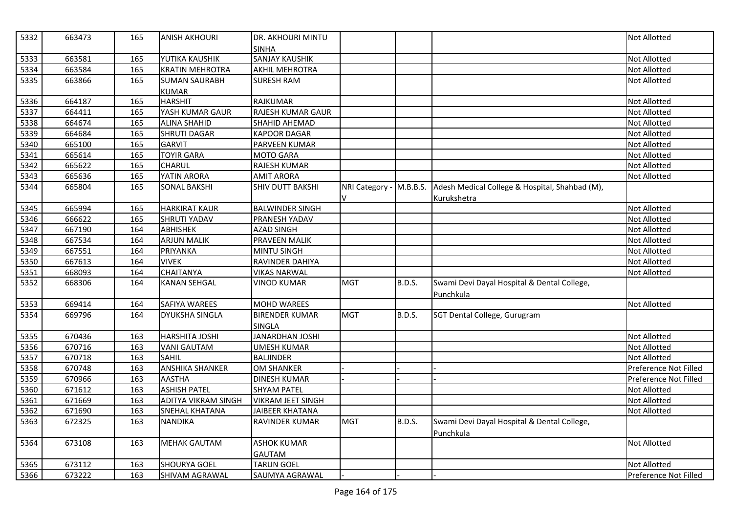| 5332 | 663473 | 165 | ANISH AKHOURI | DR. AKHOURI MINTU SINHA | | | | Not Allotted |
|---|---|---|---|---|---|---|---|---|
| 5333 | 663581 | 165 | YUTIKA KAUSHIK | SANJAY KAUSHIK | | | | Not Allotted |
| 5334 | 663584 | 165 | KRATIN MEHROTRA | AKHIL MEHROTRA | | | | Not Allotted |
| 5335 | 663866 | 165 | SUMAN SAURABH KUMAR | SURESH RAM | | | | Not Allotted |
| 5336 | 664187 | 165 | HARSHIT | RAJKUMAR | | | | Not Allotted |
| 5337 | 664411 | 165 | YASH KUMAR GAUR | RAJESH KUMAR GAUR | | | | Not Allotted |
| 5338 | 664674 | 165 | ALINA SHAHID | SHAHID AHEMAD | | | | Not Allotted |
| 5339 | 664684 | 165 | SHRUTI DAGAR | KAPOOR DAGAR | | | | Not Allotted |
| 5340 | 665100 | 165 | GARVIT | PARVEEN KUMAR | | | | Not Allotted |
| 5341 | 665614 | 165 | TOYIR GARA | MOTO GARA | | | | Not Allotted |
| 5342 | 665622 | 165 | CHARUL | RAJESH KUMAR | | | | Not Allotted |
| 5343 | 665636 | 165 | YATIN ARORA | AMIT ARORA | | | | Not Allotted |
| 5344 | 665804 | 165 | SONAL BAKSHI | SHIV DUTT BAKSHI | NRI Category - V | M.B.B.S. | Adesh Medical College & Hospital, Shahbad (M), Kurukshetra | |
| 5345 | 665994 | 165 | HARKIRAT KAUR | BALWINDER SINGH | | | | Not Allotted |
| 5346 | 666622 | 165 | SHRUTI YADAV | PRANESH YADAV | | | | Not Allotted |
| 5347 | 667190 | 164 | ABHISHEK | AZAD SINGH | | | | Not Allotted |
| 5348 | 667534 | 164 | ARJUN MALIK | PRAVEEN MALIK | | | | Not Allotted |
| 5349 | 667551 | 164 | PRIYANKA | MINTU SINGH | | | | Not Allotted |
| 5350 | 667613 | 164 | VIVEK | RAVINDER DAHIYA | | | | Not Allotted |
| 5351 | 668093 | 164 | CHAITANYA | VIKAS NARWAL | | | | Not Allotted |
| 5352 | 668306 | 164 | KANAN SEHGAL | VINOD KUMAR | MGT | B.D.S. | Swami Devi Dayal Hospital & Dental College, Punchkula | |
| 5353 | 669414 | 164 | SAFIYA WAREES | MOHD WAREES | | | | Not Allotted |
| 5354 | 669796 | 164 | DYUKSHA SINGLA | BIRENDER KUMAR SINGLA | MGT | B.D.S. | SGT Dental College, Gurugram | |
| 5355 | 670436 | 163 | HARSHITA JOSHI | JANARDHAN JOSHI | | | | Not Allotted |
| 5356 | 670716 | 163 | VANI GAUTAM | UMESH KUMAR | | | | Not Allotted |
| 5357 | 670718 | 163 | SAHIL | BALJINDER | | | | Not Allotted |
| 5358 | 670748 | 163 | ANSHIKA SHANKER | OM SHANKER | - | - | - | Preference Not Filled |
| 5359 | 670966 | 163 | AASTHA | DINESH KUMAR | - | - | - | Preference Not Filled |
| 5360 | 671612 | 163 | ASHISH PATEL | SHYAM PATEL | | | | Not Allotted |
| 5361 | 671669 | 163 | ADITYA VIKRAM SINGH | VIKRAM JEET SINGH | | | | Not Allotted |
| 5362 | 671690 | 163 | SNEHAL KHATANA | JAIBEER KHATANA | | | | Not Allotted |
| 5363 | 672325 | 163 | NANDIKA | RAVINDER KUMAR | MGT | B.D.S. | Swami Devi Dayal Hospital & Dental College, Punchkula | |
| 5364 | 673108 | 163 | MEHAK GAUTAM | ASHOK KUMAR GAUTAM | | | | Not Allotted |
| 5365 | 673112 | 163 | SHOURYA GOEL | TARUN GOEL | | | | Not Allotted |
| 5366 | 673222 | 163 | SHIVAM AGRAWAL | SAUMYA AGRAWAL | - | - | - | Preference Not Filled |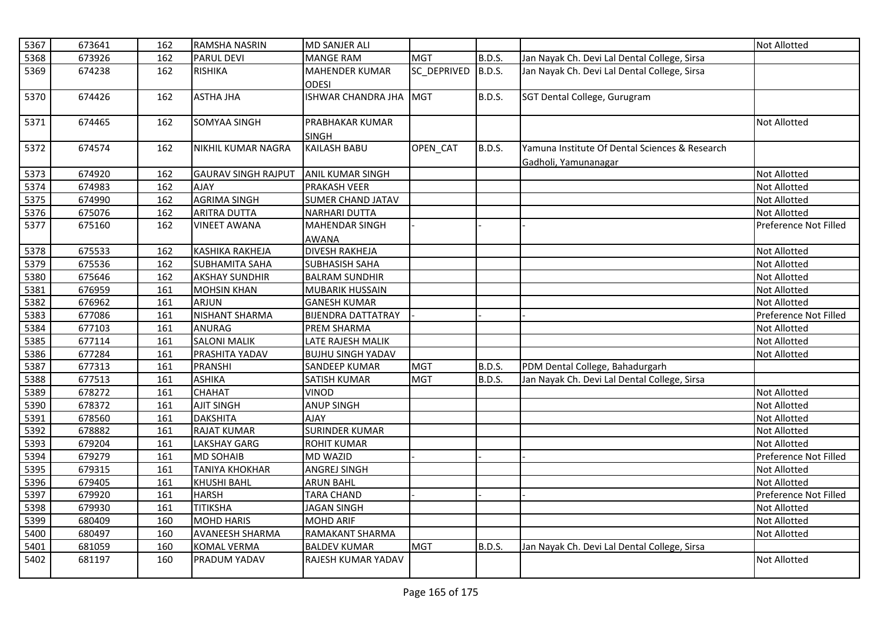| 5367 | 673641 | 162 | RAMSHA NASRIN | MD SANJER ALI | | | | Not Allotted |
|---|---|---|---|---|---|---|---|---|
| 5368 | 673926 | 162 | PARUL DEVI | MANGE RAM | MGT | B.D.S. | Jan Nayak Ch. Devi Lal Dental College, Sirsa | |
| 5369 | 674238 | 162 | RISHIKA | MAHENDER KUMAR ODESI | SC_DEPRIVED | B.D.S. | Jan Nayak Ch. Devi Lal Dental College, Sirsa | |
| 5370 | 674426 | 162 | ASTHA JHA | ISHWAR CHANDRA JHA | MGT | B.D.S. | SGT Dental College, Gurugram | |
| 5371 | 674465 | 162 | SOMYAA SINGH | PRABHAKAR KUMAR SINGH | | | | Not Allotted |
| 5372 | 674574 | 162 | NIKHIL KUMAR NAGRA | KAILASH BABU | OPEN_CAT | B.D.S. | Yamuna Institute Of Dental Sciences & Research Gadholi, Yamunanagar | |
| 5373 | 674920 | 162 | GAURAV SINGH RAJPUT | ANIL KUMAR SINGH | | | | Not Allotted |
| 5374 | 674983 | 162 | AJAY | PRAKASH VEER | | | | Not Allotted |
| 5375 | 674990 | 162 | AGRIMA SINGH | SUMER CHAND JATAV | | | | Not Allotted |
| 5376 | 675076 | 162 | ARITRA DUTTA | NARHARI DUTTA | | | | Not Allotted |
| 5377 | 675160 | 162 | VINEET AWANA | MAHENDAR SINGH AWANA | - | - | - | Preference Not Filled |
| 5378 | 675533 | 162 | KASHIKA RAKHEJA | DIVESH RAKHEJA | | | | Not Allotted |
| 5379 | 675536 | 162 | SUBHAMITA SAHA | SUBHASISH SAHA | | | | Not Allotted |
| 5380 | 675646 | 162 | AKSHAY SUNDHIR | BALRAM SUNDHIR | | | | Not Allotted |
| 5381 | 676959 | 161 | MOHSIN KHAN | MUBARIK HUSSAIN | | | | Not Allotted |
| 5382 | 676962 | 161 | ARJUN | GANESH KUMAR | | | | Not Allotted |
| 5383 | 677086 | 161 | NISHANT SHARMA | BIJENDRA DATTATRAY | - | - | - | Preference Not Filled |
| 5384 | 677103 | 161 | ANURAG | PREM SHARMA | | | | Not Allotted |
| 5385 | 677114 | 161 | SALONI MALIK | LATE RAJESH MALIK | | | | Not Allotted |
| 5386 | 677284 | 161 | PRASHITA YADAV | BUJHU SINGH YADAV | | | | Not Allotted |
| 5387 | 677313 | 161 | PRANSHI | SANDEEP KUMAR | MGT | B.D.S. | PDM Dental College, Bahadurgarh | |
| 5388 | 677513 | 161 | ASHIKA | SATISH KUMAR | MGT | B.D.S. | Jan Nayak Ch. Devi Lal Dental College, Sirsa | |
| 5389 | 678272 | 161 | CHAHAT | VINOD | | | | Not Allotted |
| 5390 | 678372 | 161 | AJIT SINGH | ANUP SINGH | | | | Not Allotted |
| 5391 | 678560 | 161 | DAKSHITA | AJAY | | | | Not Allotted |
| 5392 | 678882 | 161 | RAJAT KUMAR | SURINDER KUMAR | | | | Not Allotted |
| 5393 | 679204 | 161 | LAKSHAY GARG | ROHIT KUMAR | | | | Not Allotted |
| 5394 | 679279 | 161 | MD SOHAIB | MD WAZID | - | - | - | Preference Not Filled |
| 5395 | 679315 | 161 | TANIYA KHOKHAR | ANGREJ SINGH | | | | Not Allotted |
| 5396 | 679405 | 161 | KHUSHI BAHL | ARUN BAHL | | | | Not Allotted |
| 5397 | 679920 | 161 | HARSH | TARA CHAND | - | - | - | Preference Not Filled |
| 5398 | 679930 | 161 | TITIKSHA | JAGAN SINGH | | | | Not Allotted |
| 5399 | 680409 | 160 | MOHD HARIS | MOHD ARIF | | | | Not Allotted |
| 5400 | 680497 | 160 | AVANEESH SHARMA | RAMAKANT SHARMA | | | | Not Allotted |
| 5401 | 681059 | 160 | KOMAL VERMA | BALDEV KUMAR | MGT | B.D.S. | Jan Nayak Ch. Devi Lal Dental College, Sirsa | |
| 5402 | 681197 | 160 | PRADUM YADAV | RAJESH KUMAR YADAV | | | | Not Allotted |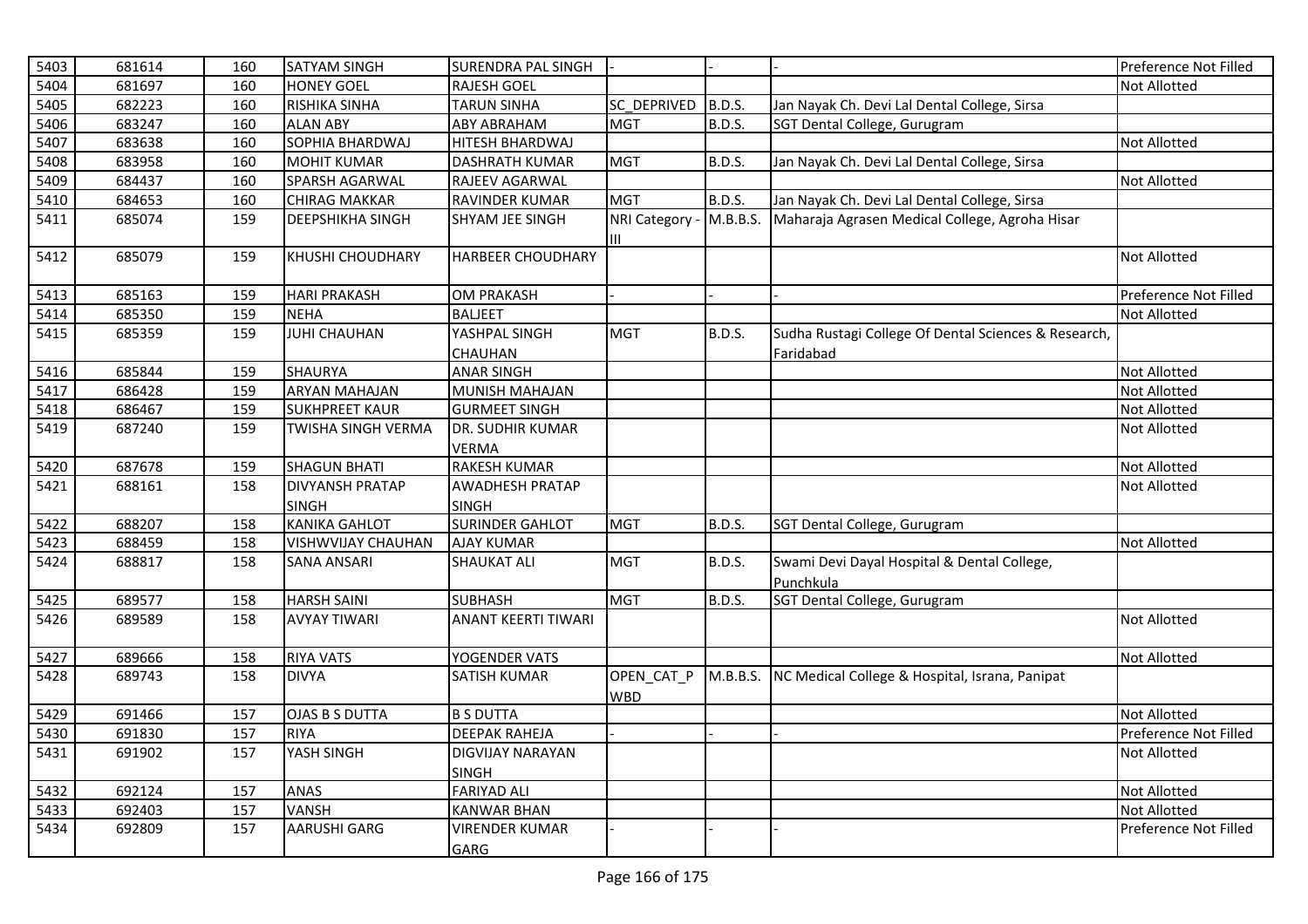| 5403 | 681614 | 160 | SATYAM SINGH | SURENDRA PAL SINGH | - | - | - | Preference Not Filled |
|---|---|---|---|---|---|---|---|---|
| 5404 | 681697 | 160 | HONEY GOEL | RAJESH GOEL | | | | Not Allotted |
| 5405 | 682223 | 160 | RISHIKA SINHA | TARUN SINHA | SC_DEPRIVED | B.D.S. | Jan Nayak Ch. Devi Lal Dental College, Sirsa | |
| 5406 | 683247 | 160 | ALAN ABY | ABY ABRAHAM | MGT | B.D.S. | SGT Dental College, Gurugram | |
| 5407 | 683638 | 160 | SOPHIA BHARDWAJ | HITESH BHARDWAJ | | | | Not Allotted |
| 5408 | 683958 | 160 | MOHIT KUMAR | DASHRATH KUMAR | MGT | B.D.S. | Jan Nayak Ch. Devi Lal Dental College, Sirsa | |
| 5409 | 684437 | 160 | SPARSH AGARWAL | RAJEEV AGARWAL | | | | Not Allotted |
| 5410 | 684653 | 160 | CHIRAG MAKKAR | RAVINDER KUMAR | MGT | B.D.S. | Jan Nayak Ch. Devi Lal Dental College, Sirsa | |
| 5411 | 685074 | 159 | DEEPSHIKHA SINGH | SHYAM JEE SINGH | NRI Category - III | M.B.B.S. | Maharaja Agrasen Medical College, Agroha Hisar | |
| 5412 | 685079 | 159 | KHUSHI CHOUDHARY | HARBEER CHOUDHARY | | | | Not Allotted |
| 5413 | 685163 | 159 | HARI PRAKASH | OM PRAKASH | - | - | - | Preference Not Filled |
| 5414 | 685350 | 159 | NEHA | BALJEET | | | | Not Allotted |
| 5415 | 685359 | 159 | JUHI CHAUHAN | YASHPAL SINGH CHAUHAN | MGT | B.D.S. | Sudha Rustagi College Of Dental Sciences & Research, Faridabad | |
| 5416 | 685844 | 159 | SHAURYA | ANAR SINGH | | | | Not Allotted |
| 5417 | 686428 | 159 | ARYAN MAHAJAN | MUNISH MAHAJAN | | | | Not Allotted |
| 5418 | 686467 | 159 | SUKHPREET KAUR | GURMEET SINGH | | | | Not Allotted |
| 5419 | 687240 | 159 | TWISHA SINGH VERMA | DR. SUDHIR KUMAR VERMA | | | | Not Allotted |
| 5420 | 687678 | 159 | SHAGUN BHATI | RAKESH KUMAR | | | | Not Allotted |
| 5421 | 688161 | 158 | DIVYANSH PRATAP SINGH | AWADHESH PRATAP SINGH | | | | Not Allotted |
| 5422 | 688207 | 158 | KANIKA GAHLOT | SURINDER GAHLOT | MGT | B.D.S. | SGT Dental College, Gurugram | |
| 5423 | 688459 | 158 | VISHWVIJAY CHAUHAN | AJAY KUMAR | | | | Not Allotted |
| 5424 | 688817 | 158 | SANA ANSARI | SHAUKAT ALI | MGT | B.D.S. | Swami Devi Dayal Hospital & Dental College, Punchkula | |
| 5425 | 689577 | 158 | HARSH SAINI | SUBHASH | MGT | B.D.S. | SGT Dental College, Gurugram | |
| 5426 | 689589 | 158 | AVYAY TIWARI | ANANT KEERTI TIWARI | | | | Not Allotted |
| 5427 | 689666 | 158 | RIYA VATS | YOGENDER VATS | | | | Not Allotted |
| 5428 | 689743 | 158 | DIVYA | SATISH KUMAR | OPEN_CAT_PWBD | M.B.B.S. | NC Medical College & Hospital, Israna, Panipat | |
| 5429 | 691466 | 157 | OJAS B S DUTTA | B S DUTTA | | | | Not Allotted |
| 5430 | 691830 | 157 | RIYA | DEEPAK RAHEJA | - | - | - | Preference Not Filled |
| 5431 | 691902 | 157 | YASH SINGH | DIGVIJAY NARAYAN SINGH | | | | Not Allotted |
| 5432 | 692124 | 157 | ANAS | FARIYAD ALI | | | | Not Allotted |
| 5433 | 692403 | 157 | VANSH | KANWAR BHAN | | | | Not Allotted |
| 5434 | 692809 | 157 | AARUSHI GARG | VIRENDER KUMAR GARG | - | - | - | Preference Not Filled |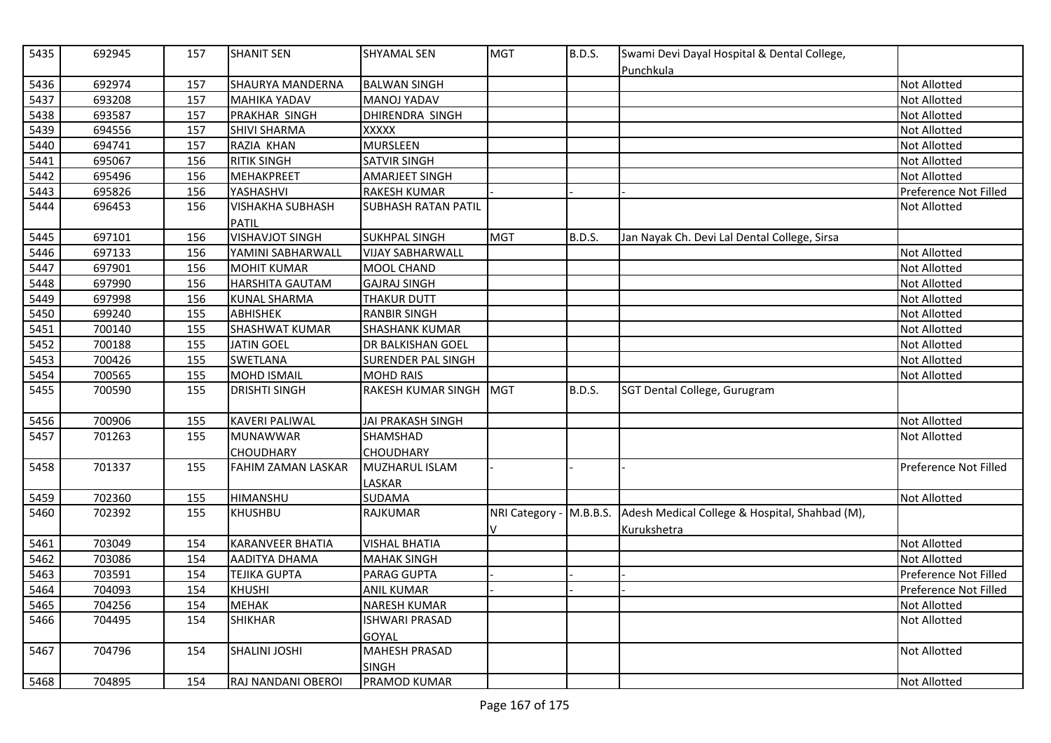| 5435 | 692945 | 157 | SHANIT SEN | SHYAMAL SEN | MGT | B.D.S. | Swami Devi Dayal Hospital & Dental College, Punchkula | |
|---|---|---|---|---|---|---|---|---|
| 5436 | 692974 | 157 | SHAURYA MANDERNA | BALWAN SINGH | | | | Not Allotted |
| 5437 | 693208 | 157 | MAHIKA YADAV | MANOJ YADAV | | | | Not Allotted |
| 5438 | 693587 | 157 | PRAKHAR SINGH | DHIRENDRA SINGH | | | | Not Allotted |
| 5439 | 694556 | 157 | SHIVI SHARMA | XXXXX | | | | Not Allotted |
| 5440 | 694741 | 157 | RAZIA KHAN | MURSLEEN | | | | Not Allotted |
| 5441 | 695067 | 156 | RITIK SINGH | SATVIR SINGH | | | | Not Allotted |
| 5442 | 695496 | 156 | MEHAKPREET | AMARJEET SINGH | | | | Not Allotted |
| 5443 | 695826 | 156 | YASHASHVI | RAKESH KUMAR | - | - | - | Preference Not Filled |
| 5444 | 696453 | 156 | VISHAKHA SUBHASH PATIL | SUBHASH RATAN PATIL | | | | Not Allotted |
| 5445 | 697101 | 156 | VISHAVJOT SINGH | SUKHPAL SINGH | MGT | B.D.S. | Jan Nayak Ch. Devi Lal Dental College, Sirsa | |
| 5446 | 697133 | 156 | YAMINI SABHARWALL | VIJAY SABHARWALL | | | | Not Allotted |
| 5447 | 697901 | 156 | MOHIT KUMAR | MOOL CHAND | | | | Not Allotted |
| 5448 | 697990 | 156 | HARSHITA GAUTAM | GAJRAJ SINGH | | | | Not Allotted |
| 5449 | 697998 | 156 | KUNAL SHARMA | THAKUR DUTT | | | | Not Allotted |
| 5450 | 699240 | 155 | ABHISHEK | RANBIR SINGH | | | | Not Allotted |
| 5451 | 700140 | 155 | SHASHWAT KUMAR | SHASHANK KUMAR | | | | Not Allotted |
| 5452 | 700188 | 155 | JATIN GOEL | DR BALKISHAN GOEL | | | | Not Allotted |
| 5453 | 700426 | 155 | SWETLANA | SURENDER PAL SINGH | | | | Not Allotted |
| 5454 | 700565 | 155 | MOHD ISMAIL | MOHD RAIS | | | | Not Allotted |
| 5455 | 700590 | 155 | DRISHTI SINGH | RAKESH KUMAR SINGH | MGT | B.D.S. | SGT Dental College, Gurugram | |
| 5456 | 700906 | 155 | KAVERI PALIWAL | JAI PRAKASH SINGH | | | | Not Allotted |
| 5457 | 701263 | 155 | MUNAWWAR CHOUDHARY | SHAMSHAD CHOUDHARY | | | | Not Allotted |
| 5458 | 701337 | 155 | FAHIM ZAMAN LASKAR | MUZHARUL ISLAM LASKAR | - | - | - | Preference Not Filled |
| 5459 | 702360 | 155 | HIMANSHU | SUDAMA | | | | Not Allotted |
| 5460 | 702392 | 155 | KHUSHBU | RAJKUMAR | NRI Category - V | M.B.B.S. | Adesh Medical College & Hospital, Shahbad (M), Kurukshetra | |
| 5461 | 703049 | 154 | KARANVEER BHATIA | VISHAL BHATIA | | | | Not Allotted |
| 5462 | 703086 | 154 | AADITYA DHAMA | MAHAK SINGH | | | | Not Allotted |
| 5463 | 703591 | 154 | TEJIKA GUPTA | PARAG GUPTA | - | - | - | Preference Not Filled |
| 5464 | 704093 | 154 | KHUSHI | ANIL KUMAR | - | - | - | Preference Not Filled |
| 5465 | 704256 | 154 | MEHAK | NARESH KUMAR | | | | Not Allotted |
| 5466 | 704495 | 154 | SHIKHAR | ISHWARI PRASAD GOYAL | | | | Not Allotted |
| 5467 | 704796 | 154 | SHALINI JOSHI | MAHESH PRASAD SINGH | | | | Not Allotted |
| 5468 | 704895 | 154 | RAJ NANDANI OBEROI | PRAMOD KUMAR | | | | Not Allotted |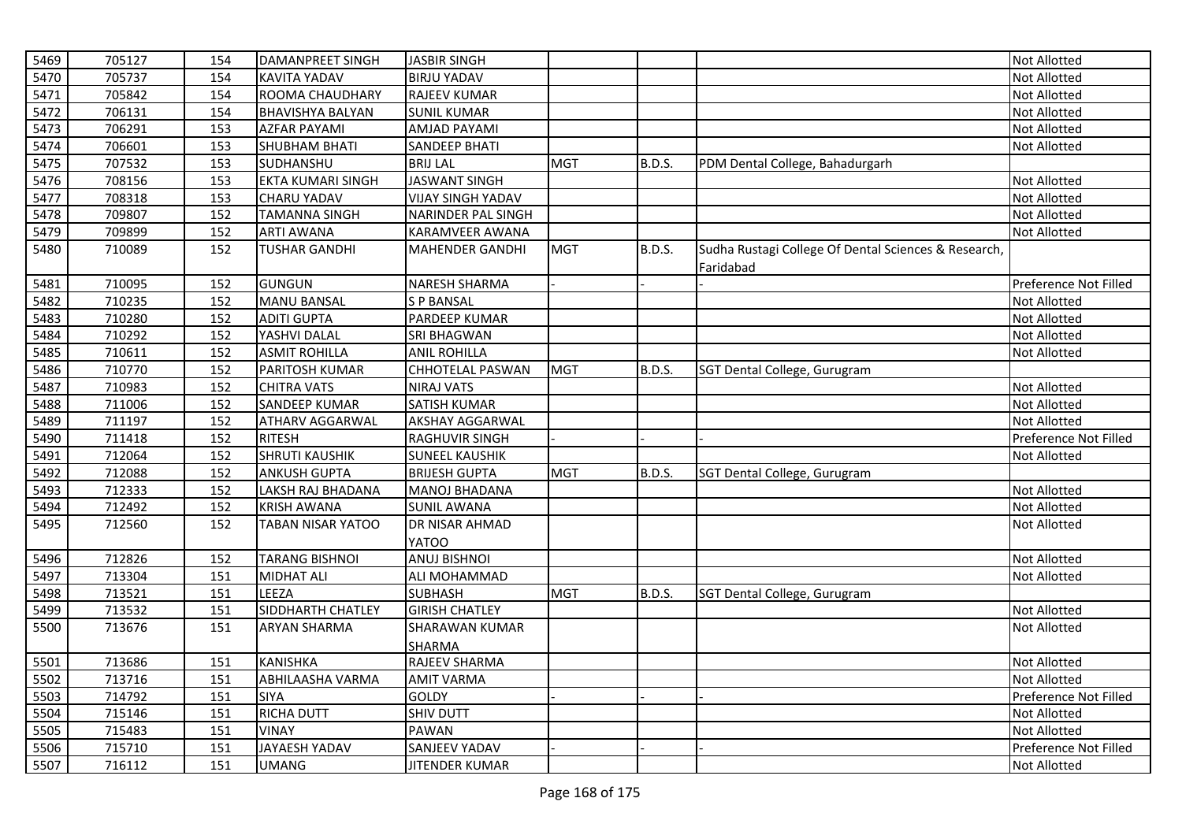| 5469 | 705127 | 154 | DAMANPREET SINGH | JASBIR SINGH | | | | Not Allotted |
|---|---|---|---|---|---|---|---|---|
| 5470 | 705737 | 154 | KAVITA YADAV | BIRJU YADAV | | | | Not Allotted |
| 5471 | 705842 | 154 | ROOMA CHAUDHARY | RAJEEV KUMAR | | | | Not Allotted |
| 5472 | 706131 | 154 | BHAVISHYA BALYAN | SUNIL KUMAR | | | | Not Allotted |
| 5473 | 706291 | 153 | AZFAR PAYAMI | AMJAD PAYAMI | | | | Not Allotted |
| 5474 | 706601 | 153 | SHUBHAM BHATI | SANDEEP BHATI | | | | Not Allotted |
| 5475 | 707532 | 153 | SUDHANSHU | BRIJ LAL | MGT | B.D.S. | PDM Dental College, Bahadurgarh | |
| 5476 | 708156 | 153 | EKTA KUMARI SINGH | JASWANT SINGH | | | | Not Allotted |
| 5477 | 708318 | 153 | CHARU YADAV | VIJAY SINGH YADAV | | | | Not Allotted |
| 5478 | 709807 | 152 | TAMANNA SINGH | NARINDER PAL SINGH | | | | Not Allotted |
| 5479 | 709899 | 152 | ARTI AWANA | KARAMVEER AWANA | | | | Not Allotted |
| 5480 | 710089 | 152 | TUSHAR GANDHI | MAHENDER GANDHI | MGT | B.D.S. | Sudha Rustagi College Of Dental Sciences & Research, Faridabad | |
| 5481 | 710095 | 152 | GUNGUN | NARESH SHARMA | - | - | - | Preference Not Filled |
| 5482 | 710235 | 152 | MANU BANSAL | S P BANSAL | | | | Not Allotted |
| 5483 | 710280 | 152 | ADITI GUPTA | PARDEEP KUMAR | | | | Not Allotted |
| 5484 | 710292 | 152 | YASHVI DALAL | SRI BHAGWAN | | | | Not Allotted |
| 5485 | 710611 | 152 | ASMIT ROHILLA | ANIL ROHILLA | | | | Not Allotted |
| 5486 | 710770 | 152 | PARITOSH KUMAR | CHHOTELAL PASWAN | MGT | B.D.S. | SGT Dental College, Gurugram | |
| 5487 | 710983 | 152 | CHITRA VATS | NIRAJ VATS | | | | Not Allotted |
| 5488 | 711006 | 152 | SANDEEP KUMAR | SATISH KUMAR | | | | Not Allotted |
| 5489 | 711197 | 152 | ATHARV AGGARWAL | AKSHAY AGGARWAL | | | | Not Allotted |
| 5490 | 711418 | 152 | RITESH | RAGHUVIR SINGH | - | - | - | Preference Not Filled |
| 5491 | 712064 | 152 | SHRUTI KAUSHIK | SUNEEL KAUSHIK | | | | Not Allotted |
| 5492 | 712088 | 152 | ANKUSH GUPTA | BRIJESH GUPTA | MGT | B.D.S. | SGT Dental College, Gurugram | |
| 5493 | 712333 | 152 | LAKSH RAJ BHADANA | MANOJ BHADANA | | | | Not Allotted |
| 5494 | 712492 | 152 | KRISH AWANA | SUNIL AWANA | | | | Not Allotted |
| 5495 | 712560 | 152 | TABAN NISAR YATOO | DR NISAR AHMAD YATOO | | | | Not Allotted |
| 5496 | 712826 | 152 | TARANG BISHNOI | ANUJ BISHNOI | | | | Not Allotted |
| 5497 | 713304 | 151 | MIDHAT ALI | ALI MOHAMMAD | | | | Not Allotted |
| 5498 | 713521 | 151 | LEEZA | SUBHASH | MGT | B.D.S. | SGT Dental College, Gurugram | |
| 5499 | 713532 | 151 | SIDDHARTH CHATLEY | GIRISH CHATLEY | | | | Not Allotted |
| 5500 | 713676 | 151 | ARYAN SHARMA | SHARAWAN KUMAR SHARMA | | | | Not Allotted |
| 5501 | 713686 | 151 | KANISHKA | RAJEEV SHARMA | | | | Not Allotted |
| 5502 | 713716 | 151 | ABHILAASHA VARMA | AMIT VARMA | | | | Not Allotted |
| 5503 | 714792 | 151 | SIYA | GOLDY | - | - | - | Preference Not Filled |
| 5504 | 715146 | 151 | RICHA DUTT | SHIV DUTT | | | | Not Allotted |
| 5505 | 715483 | 151 | VINAY | PAWAN | | | | Not Allotted |
| 5506 | 715710 | 151 | JAYAESH YADAV | SANJEEV YADAV | - | - | - | Preference Not Filled |
| 5507 | 716112 | 151 | UMANG | JITENDER KUMAR | | | | Not Allotted |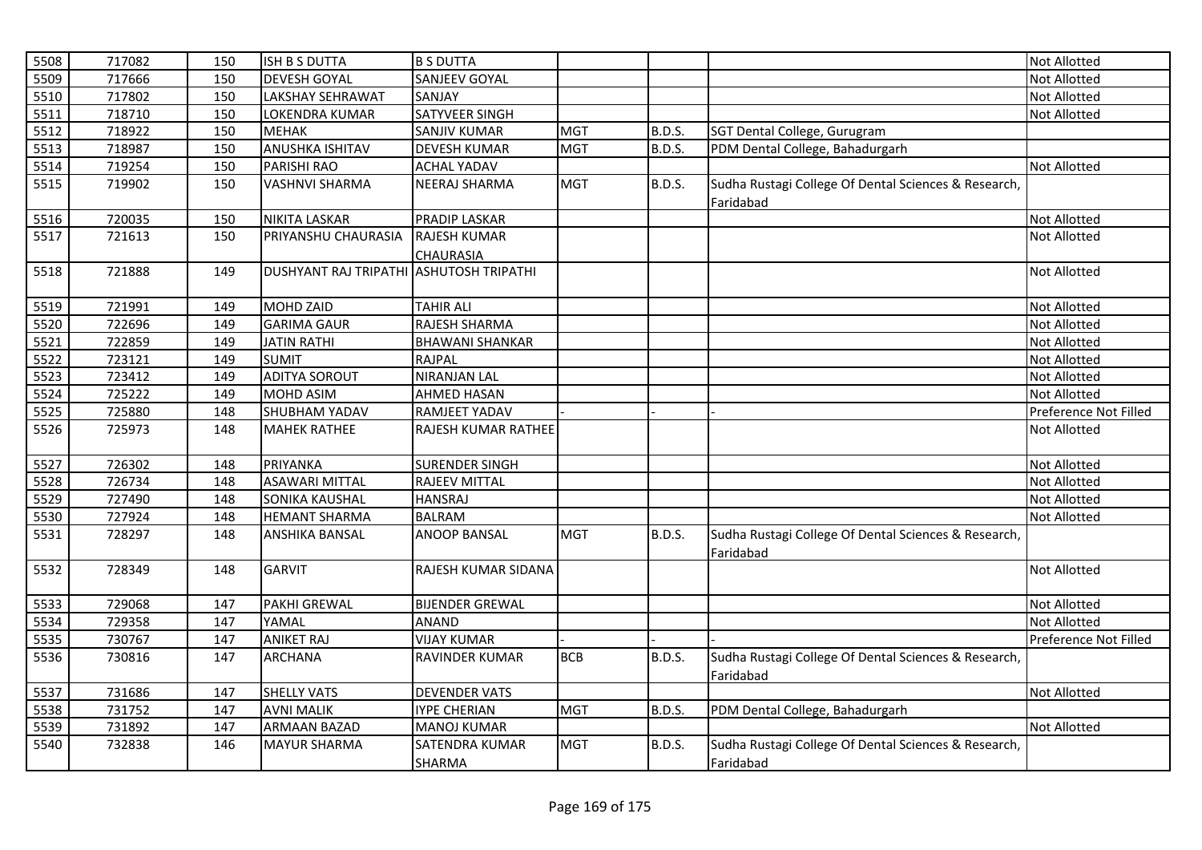| | | | | | | | | |
|---|---|---|---|---|---|---|---|---|
| 5508 | 717082 | 150 | ISH B S DUTTA | B S DUTTA | | | | Not Allotted |
| 5509 | 717666 | 150 | DEVESH GOYAL | SANJEEV GOYAL | | | | Not Allotted |
| 5510 | 717802 | 150 | LAKSHAY SEHRAWAT | SANJAY | | | | Not Allotted |
| 5511 | 718710 | 150 | LOKENDRA KUMAR | SATYVEER SINGH | | | | Not Allotted |
| 5512 | 718922 | 150 | MEHAK | SANJIV KUMAR | MGT | B.D.S. | SGT Dental College, Gurugram | |
| 5513 | 718987 | 150 | ANUSHKA ISHITAV | DEVESH KUMAR | MGT | B.D.S. | PDM Dental College, Bahadurgarh | |
| 5514 | 719254 | 150 | PARISHI RAO | ACHAL YADAV | | | | Not Allotted |
| 5515 | 719902 | 150 | VASHNVI SHARMA | NEERAJ SHARMA | MGT | B.D.S. | Sudha Rustagi College Of Dental Sciences & Research, Faridabad | |
| 5516 | 720035 | 150 | NIKITA LASKAR | PRADIP LASKAR | | | | Not Allotted |
| 5517 | 721613 | 150 | PRIYANSHU CHAURASIA | RAJESH KUMAR CHAURASIA | | | | Not Allotted |
| 5518 | 721888 | 149 | DUSHYANT RAJ TRIPATHI | ASHUTOSH TRIPATHI | | | | Not Allotted |
| 5519 | 721991 | 149 | MOHD ZAID | TAHIR ALI | | | | Not Allotted |
| 5520 | 722696 | 149 | GARIMA GAUR | RAJESH SHARMA | | | | Not Allotted |
| 5521 | 722859 | 149 | JATIN RATHI | BHAWANI SHANKAR | | | | Not Allotted |
| 5522 | 723121 | 149 | SUMIT | RAJPAL | | | | Not Allotted |
| 5523 | 723412 | 149 | ADITYA SOROUT | NIRANJAN LAL | | | | Not Allotted |
| 5524 | 725222 | 149 | MOHD ASIM | AHMED HASAN | | | | Not Allotted |
| 5525 | 725880 | 148 | SHUBHAM YADAV | RAMJEET YADAV | - | - | - | Preference Not Filled |
| 5526 | 725973 | 148 | MAHEK RATHEE | RAJESH KUMAR RATHEE | | | | Not Allotted |
| 5527 | 726302 | 148 | PRIYANKA | SURENDER SINGH | | | | Not Allotted |
| 5528 | 726734 | 148 | ASAWARI MITTAL | RAJEEV MITTAL | | | | Not Allotted |
| 5529 | 727490 | 148 | SONIKA KAUSHAL | HANSRAJ | | | | Not Allotted |
| 5530 | 727924 | 148 | HEMANT SHARMA | BALRAM | | | | Not Allotted |
| 5531 | 728297 | 148 | ANSHIKA BANSAL | ANOOP BANSAL | MGT | B.D.S. | Sudha Rustagi College Of Dental Sciences & Research, Faridabad | |
| 5532 | 728349 | 148 | GARVIT | RAJESH KUMAR SIDANA | | | | Not Allotted |
| 5533 | 729068 | 147 | PAKHI GREWAL | BIJENDER GREWAL | | | | Not Allotted |
| 5534 | 729358 | 147 | YAMAL | ANAND | | | | Not Allotted |
| 5535 | 730767 | 147 | ANIKET RAJ | VIJAY KUMAR | - | - | - | Preference Not Filled |
| 5536 | 730816 | 147 | ARCHANA | RAVINDER KUMAR | BCB | B.D.S. | Sudha Rustagi College Of Dental Sciences & Research, Faridabad | |
| 5537 | 731686 | 147 | SHELLY VATS | DEVENDER VATS | | | | Not Allotted |
| 5538 | 731752 | 147 | AVNI MALIK | IYPE CHERIAN | MGT | B.D.S. | PDM Dental College, Bahadurgarh | |
| 5539 | 731892 | 147 | ARMAAN BAZAD | MANOJ KUMAR | | | | Not Allotted |
| 5540 | 732838 | 146 | MAYUR SHARMA | SATENDRA KUMAR SHARMA | MGT | B.D.S. | Sudha Rustagi College Of Dental Sciences & Research, Faridabad | |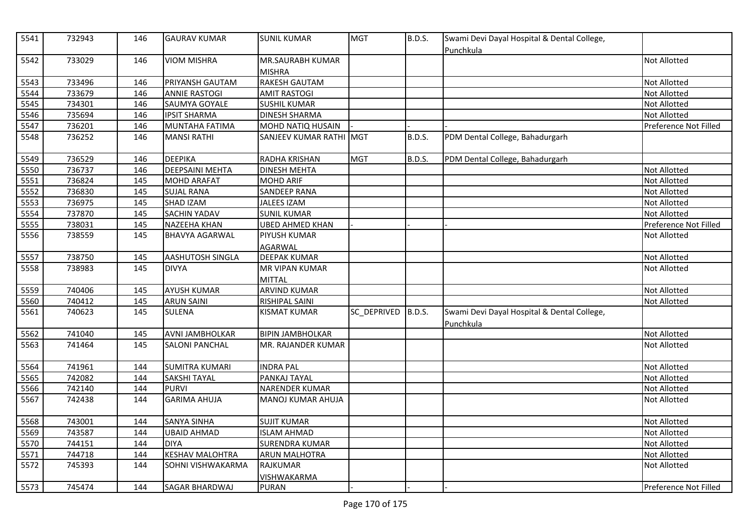| 5541 | 732943 | 146 | GAURAV KUMAR | SUNIL KUMAR | MGT | B.D.S. | Swami Devi Dayal Hospital & Dental College, Punchkula | |
|---|---|---|---|---|---|---|---|---|
| 5542 | 733029 | 146 | VIOM MISHRA | MR.SAURABH KUMAR MISHRA | | | | Not Allotted |
| 5543 | 733496 | 146 | PRIYANSH GAUTAM | RAKESH GAUTAM | | | | Not Allotted |
| 5544 | 733679 | 146 | ANNIE RASTOGI | AMIT RASTOGI | | | | Not Allotted |
| 5545 | 734301 | 146 | SAUMYA GOYALE | SUSHIL KUMAR | | | | Not Allotted |
| 5546 | 735694 | 146 | IPSIT SHARMA | DINESH SHARMA | | | | Not Allotted |
| 5547 | 736201 | 146 | MUNTAHA FATIMA | MOHD NATIQ HUSAIN | - | - | - | Preference Not Filled |
| 5548 | 736252 | 146 | MANSI RATHI | SANJEEV KUMAR RATHI | MGT | B.D.S. | PDM Dental College, Bahadurgarh | |
| 5549 | 736529 | 146 | DEEPIKA | RADHA KRISHAN | MGT | B.D.S. | PDM Dental College, Bahadurgarh | |
| 5550 | 736737 | 146 | DEEPSAINI MEHTA | DINESH MEHTA | | | | Not Allotted |
| 5551 | 736824 | 145 | MOHD ARAFAT | MOHD ARIF | | | | Not Allotted |
| 5552 | 736830 | 145 | SUJAL RANA | SANDEEP RANA | | | | Not Allotted |
| 5553 | 736975 | 145 | SHAD IZAM | JALEES IZAM | | | | Not Allotted |
| 5554 | 737870 | 145 | SACHIN YADAV | SUNIL KUMAR | | | | Not Allotted |
| 5555 | 738031 | 145 | NAZEEHA KHAN | UBED AHMED KHAN | - | - | - | Preference Not Filled |
| 5556 | 738559 | 145 | BHAVYA AGARWAL | PIYUSH KUMAR AGARWAL | | | | Not Allotted |
| 5557 | 738750 | 145 | AASHUTOSH SINGLA | DEEPAK KUMAR | | | | Not Allotted |
| 5558 | 738983 | 145 | DIVYA | MR VIPAN KUMAR MITTAL | | | | Not Allotted |
| 5559 | 740406 | 145 | AYUSH KUMAR | ARVIND KUMAR | | | | Not Allotted |
| 5560 | 740412 | 145 | ARUN SAINI | RISHIPAL SAINI | | | | Not Allotted |
| 5561 | 740623 | 145 | SULENA | KISMAT KUMAR | SC_DEPRIVED | B.D.S. | Swami Devi Dayal Hospital & Dental College, Punchkula | |
| 5562 | 741040 | 145 | AVNI JAMBHOLKAR | BIPIN JAMBHOLKAR | | | | Not Allotted |
| 5563 | 741464 | 145 | SALONI PANCHAL | MR. RAJANDER KUMAR | | | | Not Allotted |
| 5564 | 741961 | 144 | SUMITRA KUMARI | INDRA PAL | | | | Not Allotted |
| 5565 | 742082 | 144 | SAKSHI TAYAL | PANKAJ TAYAL | | | | Not Allotted |
| 5566 | 742140 | 144 | PURVI | NARENDER KUMAR | | | | Not Allotted |
| 5567 | 742438 | 144 | GARIMA AHUJA | MANOJ KUMAR AHUJA | | | | Not Allotted |
| 5568 | 743001 | 144 | SANYA SINHA | SUJIT KUMAR | | | | Not Allotted |
| 5569 | 743587 | 144 | UBAID AHMAD | ISLAM AHMAD | | | | Not Allotted |
| 5570 | 744151 | 144 | DIYA | SURENDRA KUMAR | | | | Not Allotted |
| 5571 | 744718 | 144 | KESHAV MALOHTRA | ARUN MALHOTRA | | | | Not Allotted |
| 5572 | 745393 | 144 | SOHNI VISHWAKARMA | RAJKUMAR VISHWAKARMA | | | | Not Allotted |
| 5573 | 745474 | 144 | SAGAR BHARDWAJ | PURAN | - | - | - | Preference Not Filled |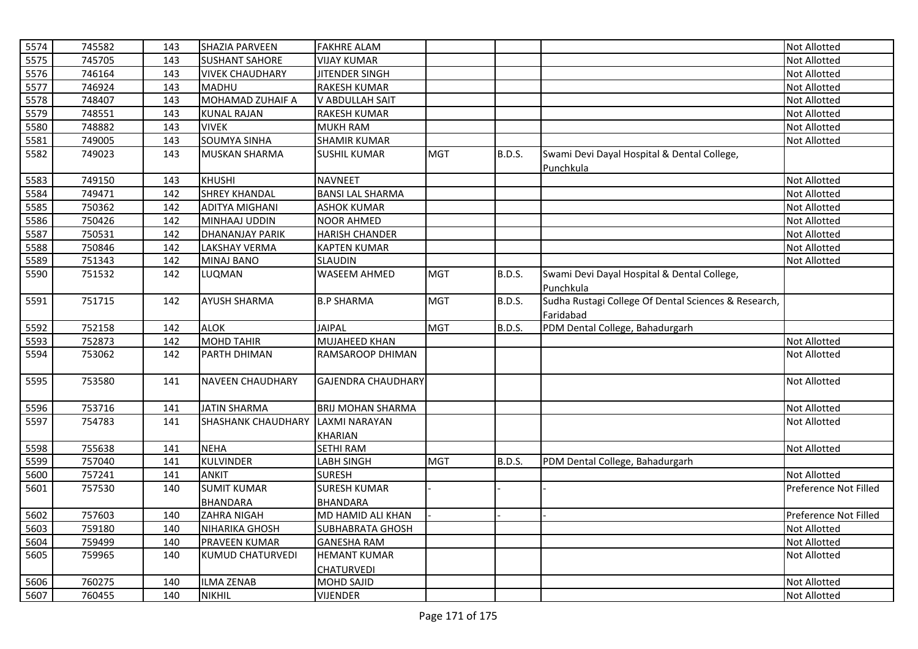| | | | | | | | | |
|---|---|---|---|---|---|---|---|---|
| 5574 | 745582 | 143 | SHAZIA PARVEEN | FAKHRE ALAM | | | | Not Allotted |
| 5575 | 745705 | 143 | SUSHANT SAHORE | VIJAY KUMAR | | | | Not Allotted |
| 5576 | 746164 | 143 | VIVEK CHAUDHARY | JITENDER SINGH | | | | Not Allotted |
| 5577 | 746924 | 143 | MADHU | RAKESH KUMAR | | | | Not Allotted |
| 5578 | 748407 | 143 | MOHAMAD ZUHAIF A | V ABDULLAH SAIT | | | | Not Allotted |
| 5579 | 748551 | 143 | KUNAL RAJAN | RAKESH KUMAR | | | | Not Allotted |
| 5580 | 748882 | 143 | VIVEK | MUKH RAM | | | | Not Allotted |
| 5581 | 749005 | 143 | SOUMYA SINHA | SHAMIR KUMAR | | | | Not Allotted |
| 5582 | 749023 | 143 | MUSKAN SHARMA | SUSHIL KUMAR | MGT | B.D.S. | Swami Devi Dayal Hospital & Dental College, Punchkula | |
| 5583 | 749150 | 143 | KHUSHI | NAVNEET | | | | Not Allotted |
| 5584 | 749471 | 142 | SHREY KHANDAL | BANSI LAL SHARMA | | | | Not Allotted |
| 5585 | 750362 | 142 | ADITYA MIGHANI | ASHOK KUMAR | | | | Not Allotted |
| 5586 | 750426 | 142 | MINHAAJ UDDIN | NOOR AHMED | | | | Not Allotted |
| 5587 | 750531 | 142 | DHANANJAY PARIK | HARISH CHANDER | | | | Not Allotted |
| 5588 | 750846 | 142 | LAKSHAY VERMA | KAPTEN KUMAR | | | | Not Allotted |
| 5589 | 751343 | 142 | MINAJ BANO | SLAUDIN | | | | Not Allotted |
| 5590 | 751532 | 142 | LUQMAN | WASEEM AHMED | MGT | B.D.S. | Swami Devi Dayal Hospital & Dental College, Punchkula | |
| 5591 | 751715 | 142 | AYUSH SHARMA | B.P SHARMA | MGT | B.D.S. | Sudha Rustagi College Of Dental Sciences & Research, Faridabad | |
| 5592 | 752158 | 142 | ALOK | JAIPAL | MGT | B.D.S. | PDM Dental College, Bahadurgarh | |
| 5593 | 752873 | 142 | MOHD TAHIR | MUJAHEED KHAN | | | | Not Allotted |
| 5594 | 753062 | 142 | PARTH DHIMAN | RAMSAROOP DHIMAN | | | | Not Allotted |
| 5595 | 753580 | 141 | NAVEEN CHAUDHARY | GAJENDRA CHAUDHARY | | | | Not Allotted |
| 5596 | 753716 | 141 | JATIN SHARMA | BRIJ MOHAN SHARMA | | | | Not Allotted |
| 5597 | 754783 | 141 | SHASHANK CHAUDHARY | LAXMI NARAYAN KHARIAN | | | | Not Allotted |
| 5598 | 755638 | 141 | NEHA | SETHI RAM | | | | Not Allotted |
| 5599 | 757040 | 141 | KULVINDER | LABH SINGH | MGT | B.D.S. | PDM Dental College, Bahadurgarh | |
| 5600 | 757241 | 141 | ANKIT | SURESH | | | | Not Allotted |
| 5601 | 757530 | 140 | SUMIT KUMAR BHANDARA | SURESH KUMAR BHANDARA | - | - | - | Preference Not Filled |
| 5602 | 757603 | 140 | ZAHRA NIGAH | MD HAMID ALI KHAN | - | - | - | Preference Not Filled |
| 5603 | 759180 | 140 | NIHARIKA GHOSH | SUBHABRATA GHOSH | | | | Not Allotted |
| 5604 | 759499 | 140 | PRAVEEN KUMAR | GANESHA RAM | | | | Not Allotted |
| 5605 | 759965 | 140 | KUMUD CHATURVEDI | HEMANT KUMAR CHATURVEDI | | | | Not Allotted |
| 5606 | 760275 | 140 | ILMA ZENAB | MOHD SAJID | | | | Not Allotted |
| 5607 | 760455 | 140 | NIKHIL | VIJENDER | | | | Not Allotted |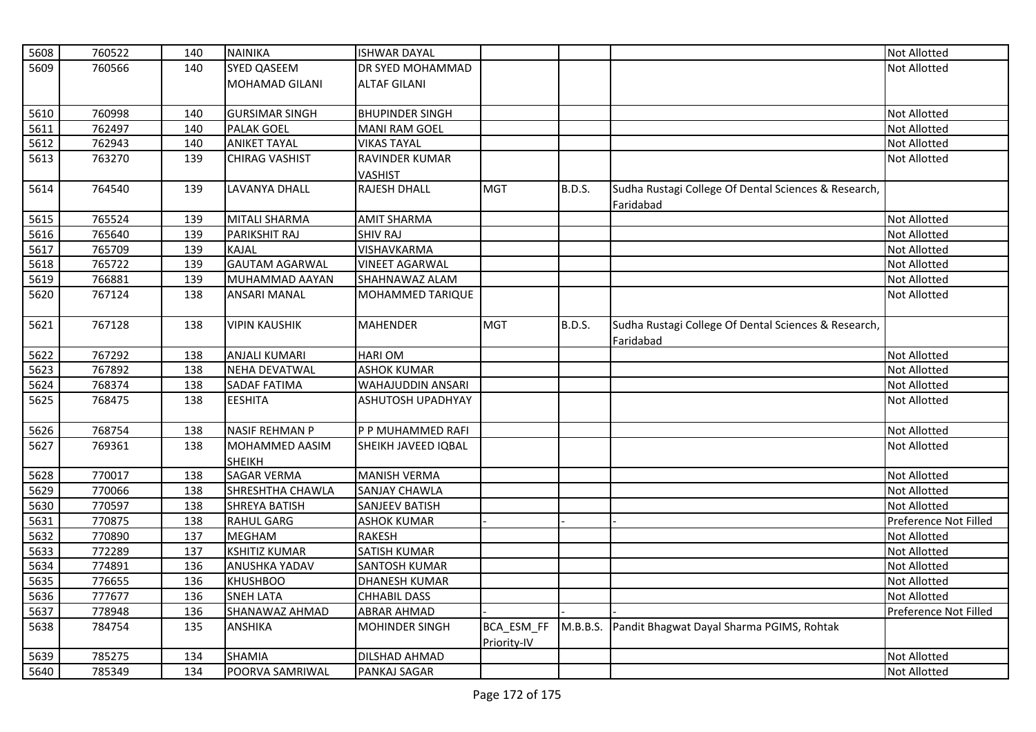| 5608 | 760522 | 140 | NAINIKA | ISHWAR DAYAL | | | | Not Allotted |
|---|---|---|---|---|---|---|---|---|
| 5609 | 760566 | 140 | SYED QASEEM MOHAMAD GILANI | DR SYED MOHAMMAD ALTAF GILANI | | | | Not Allotted |
| 5610 | 760998 | 140 | GURSIMAR SINGH | BHUPINDER SINGH | | | | Not Allotted |
| 5611 | 762497 | 140 | PALAK GOEL | MANI RAM GOEL | | | | Not Allotted |
| 5612 | 762943 | 140 | ANIKET TAYAL | VIKAS TAYAL | | | | Not Allotted |
| 5613 | 763270 | 139 | CHIRAG VASHIST | RAVINDER KUMAR VASHIST | | | | Not Allotted |
| 5614 | 764540 | 139 | LAVANYA DHALL | RAJESH DHALL | MGT | B.D.S. | Sudha Rustagi College Of Dental Sciences & Research, Faridabad | |
| 5615 | 765524 | 139 | MITALI SHARMA | AMIT SHARMA | | | | Not Allotted |
| 5616 | 765640 | 139 | PARIKSHIT RAJ | SHIV RAJ | | | | Not Allotted |
| 5617 | 765709 | 139 | KAJAL | VISHAVKARMA | | | | Not Allotted |
| 5618 | 765722 | 139 | GAUTAM AGARWAL | VINEET AGARWAL | | | | Not Allotted |
| 5619 | 766881 | 139 | MUHAMMAD AAYAN | SHAHNAWAZ ALAM | | | | Not Allotted |
| 5620 | 767124 | 138 | ANSARI MANAL | MOHAMMED TARIQUE | | | | Not Allotted |
| 5621 | 767128 | 138 | VIPIN KAUSHIK | MAHENDER | MGT | B.D.S. | Sudha Rustagi College Of Dental Sciences & Research, Faridabad | |
| 5622 | 767292 | 138 | ANJALI KUMARI | HARI OM | | | | Not Allotted |
| 5623 | 767892 | 138 | NEHA DEVATWAL | ASHOK KUMAR | | | | Not Allotted |
| 5624 | 768374 | 138 | SADAF FATIMA | WAHAJUDDIN ANSARI | | | | Not Allotted |
| 5625 | 768475 | 138 | EESHITA | ASHUTOSH UPADHYAY | | | | Not Allotted |
| 5626 | 768754 | 138 | NASIF REHMAN P | P P MUHAMMED RAFI | | | | Not Allotted |
| 5627 | 769361 | 138 | MOHAMMED AASIM SHEIKH | SHEIKH JAVEED IQBAL | | | | Not Allotted |
| 5628 | 770017 | 138 | SAGAR VERMA | MANISH VERMA | | | | Not Allotted |
| 5629 | 770066 | 138 | SHRESHTHA CHAWLA | SANJAY CHAWLA | | | | Not Allotted |
| 5630 | 770597 | 138 | SHREYA BATISH | SANJEEV BATISH | | | | Not Allotted |
| 5631 | 770875 | 138 | RAHUL GARG | ASHOK KUMAR | - | - | - | Preference Not Filled |
| 5632 | 770890 | 137 | MEGHAM | RAKESH | | | | Not Allotted |
| 5633 | 772289 | 137 | KSHITIZ KUMAR | SATISH KUMAR | | | | Not Allotted |
| 5634 | 774891 | 136 | ANUSHKA YADAV | SANTOSH KUMAR | | | | Not Allotted |
| 5635 | 776655 | 136 | KHUSHBOO | DHANESH KUMAR | | | | Not Allotted |
| 5636 | 777677 | 136 | SNEH LATA | CHHABIL DASS | | | | Not Allotted |
| 5637 | 778948 | 136 | SHANAWAZ AHMAD | ABRAR AHMAD | - | - | - | Preference Not Filled |
| 5638 | 784754 | 135 | ANSHIKA | MOHINDER SINGH | BCA_ESM_FF Priority-IV | M.B.B.S. | Pandit Bhagwat Dayal Sharma PGIMS, Rohtak | |
| 5639 | 785275 | 134 | SHAMIA | DILSHAD AHMAD | | | | Not Allotted |
| 5640 | 785349 | 134 | POORVA SAMRIWAL | PANKAJ SAGAR | | | | Not Allotted |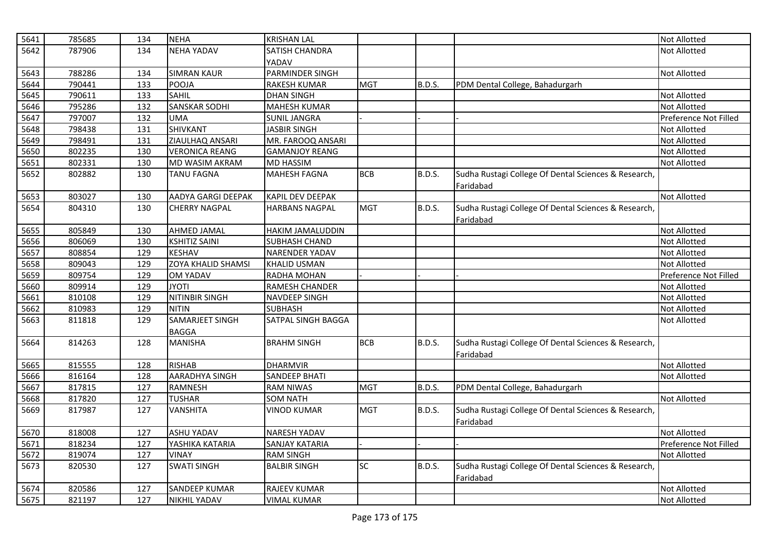| 5641 | 785685 | 134 | NEHA | KRISHAN LAL | | | | Not Allotted |
|---|---|---|---|---|---|---|---|---|
| 5642 | 787906 | 134 | NEHA YADAV | SATISH CHANDRA YADAV | | | | Not Allotted |
| 5643 | 788286 | 134 | SIMRAN KAUR | PARMINDER SINGH | | | | Not Allotted |
| 5644 | 790441 | 133 | POOJA | RAKESH KUMAR | MGT | B.D.S. | PDM Dental College, Bahadurgarh | |
| 5645 | 790611 | 133 | SAHIL | DHAN SINGH | | | | Not Allotted |
| 5646 | 795286 | 132 | SANSKAR SODHI | MAHESH KUMAR | | | | Not Allotted |
| 5647 | 797007 | 132 | UMA | SUNIL JANGRA | - | - | - | Preference Not Filled |
| 5648 | 798438 | 131 | SHIVKANT | JASBIR SINGH | | | | Not Allotted |
| 5649 | 798491 | 131 | ZIAULHAQ ANSARI | MR. FAROOQ ANSARI | | | | Not Allotted |
| 5650 | 802235 | 130 | VERONICA REANG | GAMANJOY REANG | | | | Not Allotted |
| 5651 | 802331 | 130 | MD WASIM AKRAM | MD HASSIM | | | | Not Allotted |
| 5652 | 802882 | 130 | TANU FAGNA | MAHESH FAGNA | BCB | B.D.S. | Sudha Rustagi College Of Dental Sciences & Research, Faridabad | |
| 5653 | 803027 | 130 | AADYA GARGI DEEPAK | KAPIL DEV DEEPAK | | | | Not Allotted |
| 5654 | 804310 | 130 | CHERRY NAGPAL | HARBANS NAGPAL | MGT | B.D.S. | Sudha Rustagi College Of Dental Sciences & Research, Faridabad | |
| 5655 | 805849 | 130 | AHMED JAMAL | HAKIM JAMALUDDIN | | | | Not Allotted |
| 5656 | 806069 | 130 | KSHITIZ SAINI | SUBHASH CHAND | | | | Not Allotted |
| 5657 | 808854 | 129 | KESHAV | NARENDER YADAV | | | | Not Allotted |
| 5658 | 809043 | 129 | ZOYA KHALID SHAMSI | KHALID USMAN | | | | Not Allotted |
| 5659 | 809754 | 129 | OM YADAV | RADHA MOHAN | - | - | - | Preference Not Filled |
| 5660 | 809914 | 129 | JYOTI | RAMESH CHANDER | | | | Not Allotted |
| 5661 | 810108 | 129 | NITINBIR SINGH | NAVDEEP SINGH | | | | Not Allotted |
| 5662 | 810983 | 129 | NITIN | SUBHASH | | | | Not Allotted |
| 5663 | 811818 | 129 | SAMARJEET SINGH BAGGA | SATPAL SINGH BAGGA | | | | Not Allotted |
| 5664 | 814263 | 128 | MANISHA | BRAHM SINGH | BCB | B.D.S. | Sudha Rustagi College Of Dental Sciences & Research, Faridabad | |
| 5665 | 815555 | 128 | RISHAB | DHARMVIR | | | | Not Allotted |
| 5666 | 816164 | 128 | AARADHYA SINGH | SANDEEP BHATI | | | | Not Allotted |
| 5667 | 817815 | 127 | RAMNESH | RAM NIWAS | MGT | B.D.S. | PDM Dental College, Bahadurgarh | |
| 5668 | 817820 | 127 | TUSHAR | SOM NATH | | | | Not Allotted |
| 5669 | 817987 | 127 | VANSHITA | VINOD KUMAR | MGT | B.D.S. | Sudha Rustagi College Of Dental Sciences & Research, Faridabad | |
| 5670 | 818008 | 127 | ASHU YADAV | NARESH YADAV | | | | Not Allotted |
| 5671 | 818234 | 127 | YASHIKA KATARIA | SANJAY KATARIA | - | - | - | Preference Not Filled |
| 5672 | 819074 | 127 | VINAY | RAM SINGH | | | | Not Allotted |
| 5673 | 820530 | 127 | SWATI SINGH | BALBIR SINGH | SC | B.D.S. | Sudha Rustagi College Of Dental Sciences & Research, Faridabad | |
| 5674 | 820586 | 127 | SANDEEP KUMAR | RAJEEV KUMAR | | | | Not Allotted |
| 5675 | 821197 | 127 | NIKHIL YADAV | VIMAL KUMAR | | | | Not Allotted |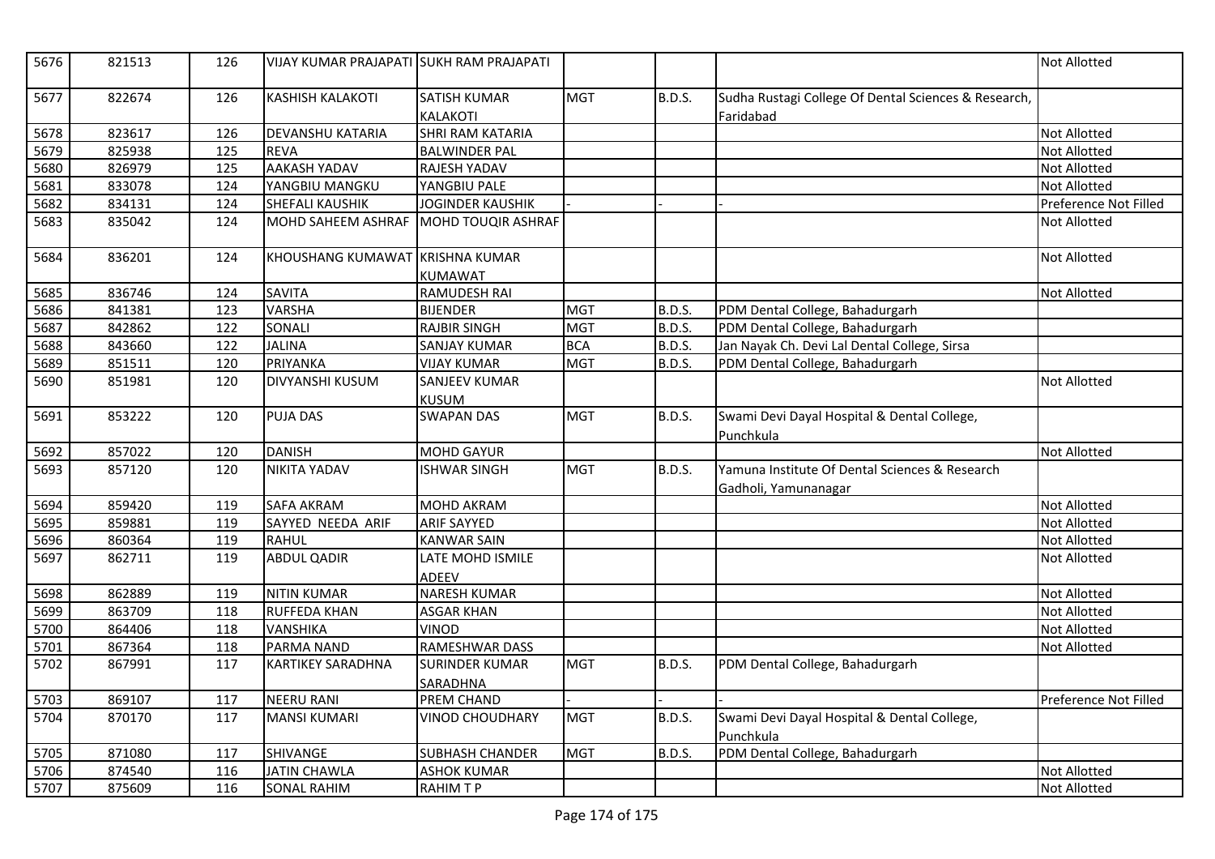| 5676 | 821513 | 126 | VIJAY KUMAR PRAJAPATI | SUKH RAM PRAJAPATI | | | | Not Allotted |
|---|---|---|---|---|---|---|---|---|
| 5677 | 822674 | 126 | KASHISH KALAKOTI | SATISH KUMAR KALAKOTI | MGT | B.D.S. | Sudha Rustagi College Of Dental Sciences & Research, Faridabad | |
| 5678 | 823617 | 126 | DEVANSHU KATARIA | SHRI RAM KATARIA | | | | Not Allotted |
| 5679 | 825938 | 125 | REVA | BALWINDER PAL | | | | Not Allotted |
| 5680 | 826979 | 125 | AAKASH YADAV | RAJESH YADAV | | | | Not Allotted |
| 5681 | 833078 | 124 | YANGBIU MANGKU | YANGBIU PALE | | | | Not Allotted |
| 5682 | 834131 | 124 | SHEFALI KAUSHIK | JOGINDER KAUSHIK | - | - | - | Preference Not Filled |
| 5683 | 835042 | 124 | MOHD SAHEEM ASHRAF | MOHD TOUQIR ASHRAF | | | | Not Allotted |
| 5684 | 836201 | 124 | KHOUSHANG KUMAWAT | KRISHNA KUMAR KUMAWAT | | | | Not Allotted |
| 5685 | 836746 | 124 | SAVITA | RAMUDESH RAI | | | | Not Allotted |
| 5686 | 841381 | 123 | VARSHA | BIJENDER | MGT | B.D.S. | PDM Dental College, Bahadurgarh | |
| 5687 | 842862 | 122 | SONALI | RAJBIR SINGH | MGT | B.D.S. | PDM Dental College, Bahadurgarh | |
| 5688 | 843660 | 122 | JALINA | SANJAY KUMAR | BCA | B.D.S. | Jan Nayak Ch. Devi Lal Dental College, Sirsa | |
| 5689 | 851511 | 120 | PRIYANKA | VIJAY KUMAR | MGT | B.D.S. | PDM Dental College, Bahadurgarh | |
| 5690 | 851981 | 120 | DIVYANSHI KUSUM | SANJEEV KUMAR KUSUM | | | | Not Allotted |
| 5691 | 853222 | 120 | PUJA DAS | SWAPAN DAS | MGT | B.D.S. | Swami Devi Dayal Hospital & Dental College, Punchkula | |
| 5692 | 857022 | 120 | DANISH | MOHD GAYUR | | | | Not Allotted |
| 5693 | 857120 | 120 | NIKITA YADAV | ISHWAR SINGH | MGT | B.D.S. | Yamuna Institute Of Dental Sciences & Research Gadholi, Yamunanagar | |
| 5694 | 859420 | 119 | SAFA AKRAM | MOHD AKRAM | | | | Not Allotted |
| 5695 | 859881 | 119 | SAYYED NEEDA ARIF | ARIF SAYYED | | | | Not Allotted |
| 5696 | 860364 | 119 | RAHUL | KANWAR SAIN | | | | Not Allotted |
| 5697 | 862711 | 119 | ABDUL QADIR | LATE MOHD ISMILE ADEEV | | | | Not Allotted |
| 5698 | 862889 | 119 | NITIN KUMAR | NARESH KUMAR | | | | Not Allotted |
| 5699 | 863709 | 118 | RUFFEDA KHAN | ASGAR KHAN | | | | Not Allotted |
| 5700 | 864406 | 118 | VANSHIKA | VINOD | | | | Not Allotted |
| 5701 | 867364 | 118 | PARMA NAND | RAMESHWAR DASS | | | | Not Allotted |
| 5702 | 867991 | 117 | KARTIKEY SARADHNA | SURINDER KUMAR SARADHNA | MGT | B.D.S. | PDM Dental College, Bahadurgarh | |
| 5703 | 869107 | 117 | NEERU RANI | PREM CHAND | - | - | - | Preference Not Filled |
| 5704 | 870170 | 117 | MANSI KUMARI | VINOD CHOUDHARY | MGT | B.D.S. | Swami Devi Dayal Hospital & Dental College, Punchkula | |
| 5705 | 871080 | 117 | SHIVANGE | SUBHASH CHANDER | MGT | B.D.S. | PDM Dental College, Bahadurgarh | |
| 5706 | 874540 | 116 | JATIN CHAWLA | ASHOK KUMAR | | | | Not Allotted |
| 5707 | 875609 | 116 | SONAL RAHIM | RAHIM T P | | | | Not Allotted |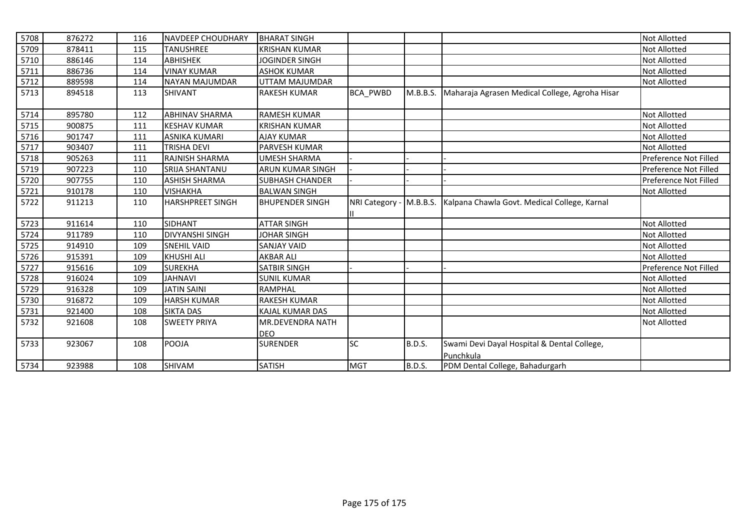| | | | | | | | | |
|---|---|---|---|---|---|---|---|---|
| 5708 | 876272 | 116 | NAVDEEP CHOUDHARY | BHARAT SINGH | | | | Not Allotted |
| 5709 | 878411 | 115 | TANUSHREE | KRISHAN KUMAR | | | | Not Allotted |
| 5710 | 886146 | 114 | ABHISHEK | JOGINDER SINGH | | | | Not Allotted |
| 5711 | 886736 | 114 | VINAY KUMAR | ASHOK KUMAR | | | | Not Allotted |
| 5712 | 889598 | 114 | NAYAN MAJUMDAR | UTTAM MAJUMDAR | | | | Not Allotted |
| 5713 | 894518 | 113 | SHIVANT | RAKESH KUMAR | BCA_PWBD | M.B.B.S. | Maharaja Agrasen Medical College, Agroha Hisar | |
| 5714 | 895780 | 112 | ABHINAV SHARMA | RAMESH KUMAR | | | | Not Allotted |
| 5715 | 900875 | 111 | KESHAV KUMAR | KRISHAN KUMAR | | | | Not Allotted |
| 5716 | 901747 | 111 | ASNIKA KUMARI | AJAY KUMAR | | | | Not Allotted |
| 5717 | 903407 | 111 | TRISHA DEVI | PARVESH KUMAR | | | | Not Allotted |
| 5718 | 905263 | 111 | RAJNISH SHARMA | UMESH SHARMA | - | - | - | Preference Not Filled |
| 5719 | 907223 | 110 | SRIJA SHANTANU | ARUN KUMAR SINGH | - | - | - | Preference Not Filled |
| 5720 | 907755 | 110 | ASHISH SHARMA | SUBHASH CHANDER | - | - | - | Preference Not Filled |
| 5721 | 910178 | 110 | VISHAKHA | BALWAN SINGH | | | | Not Allotted |
| 5722 | 911213 | 110 | HARSHPREET SINGH | BHUPENDER SINGH | NRI Category - II | M.B.B.S. | Kalpana Chawla Govt. Medical College, Karnal | |
| 5723 | 911614 | 110 | SIDHANT | ATTAR SINGH | | | | Not Allotted |
| 5724 | 911789 | 110 | DIVYANSHI SINGH | JOHAR SINGH | | | | Not Allotted |
| 5725 | 914910 | 109 | SNEHIL VAID | SANJAY VAID | | | | Not Allotted |
| 5726 | 915391 | 109 | KHUSHI ALI | AKBAR ALI | | | | Not Allotted |
| 5727 | 915616 | 109 | SUREKHA | SATBIR SINGH | - | - | - | Preference Not Filled |
| 5728 | 916024 | 109 | JAHNAVI | SUNIL KUMAR | | | | Not Allotted |
| 5729 | 916328 | 109 | JATIN SAINI | RAMPHAL | | | | Not Allotted |
| 5730 | 916872 | 109 | HARSH KUMAR | RAKESH KUMAR | | | | Not Allotted |
| 5731 | 921400 | 108 | SIKTA DAS | KAJAL KUMAR DAS | | | | Not Allotted |
| 5732 | 921608 | 108 | SWEETY PRIYA | MR.DEVENDRA NATH DEO | | | | Not Allotted |
| 5733 | 923067 | 108 | POOJA | SURENDER | SC | B.D.S. | Swami Devi Dayal Hospital & Dental College, Punchkula | |
| 5734 | 923988 | 108 | SHIVAM | SATISH | MGT | B.D.S. | PDM Dental College, Bahadurgarh | |